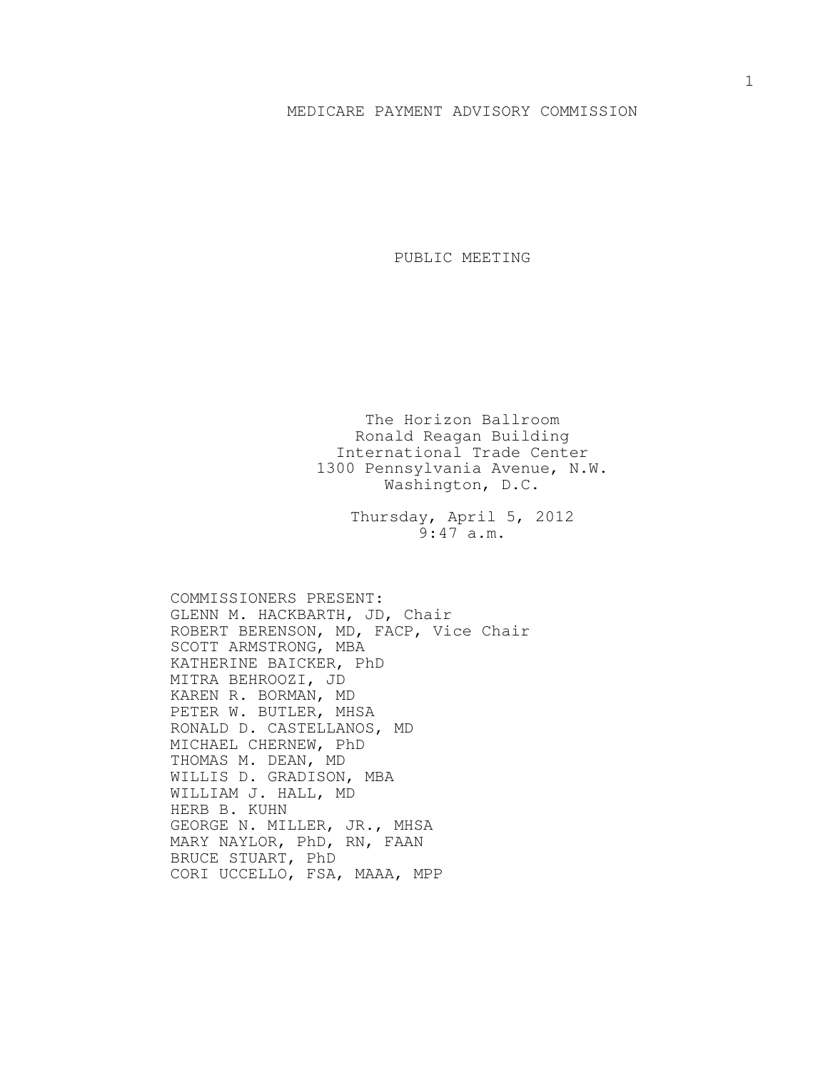# MEDICARE PAYMENT ADVISORY COMMISSION

## PUBLIC MEETING

The Horizon Ballroom
Ronald Reagan Building
International Trade Center
1300 Pennsylvania Avenue, N.W.
Washington, D.C.

Thursday, April 5, 2012
9:47 a.m.

COMMISSIONERS PRESENT:
GLENN M. HACKBARTH, JD, Chair
ROBERT BERENSON, MD, FACP, Vice Chair
SCOTT ARMSTRONG, MBA
KATHERINE BAICKER, PhD
MITRA BEHROOZI, JD
KAREN R. BORMAN, MD
PETER W. BUTLER, MHSA
RONALD D. CASTELLANOS, MD
MICHAEL CHERNEW, PhD
THOMAS M. DEAN, MD
WILLIS D. GRADISON, MBA
WILLIAM J. HALL, MD
HERB B. KUHN
GEORGE N. MILLER, JR., MHSA
MARY NAYLOR, PhD, RN, FAAN
BRUCE STUART, PhD
CORI UCCELLO, FSA, MAAA, MPP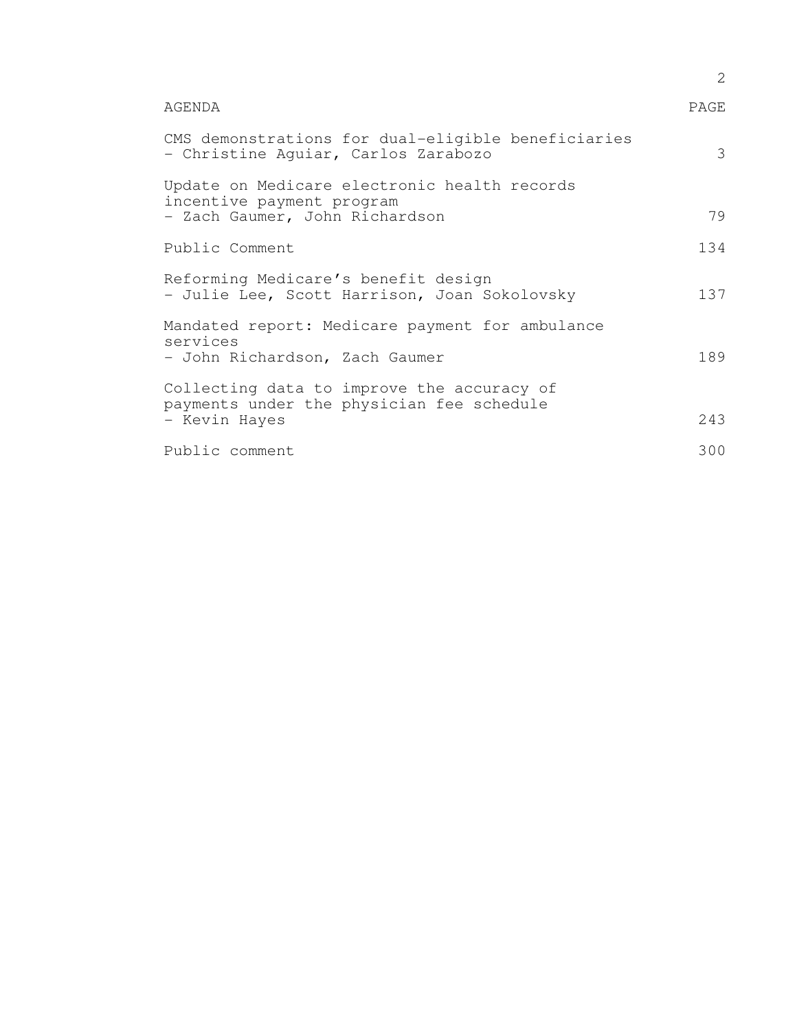| AGENDA | PAGE |
|---|---|
| CMS demonstrations for dual-eligible beneficiaries<br>- Christine Aguiar, Carlos Zarabozo | 3 |
| Update on Medicare electronic health records incentive payment program<br>- Zach Gaumer, John Richardson | 79 |
| Public Comment | 134 |
| Reforming Medicare's benefit design<br>- Julie Lee, Scott Harrison, Joan Sokolovsky | 137 |
| Mandated report: Medicare payment for ambulance services<br>- John Richardson, Zach Gaumer | 189 |
| Collecting data to improve the accuracy of payments under the physician fee schedule<br>- Kevin Hayes | 243 |
| Public comment | 300 |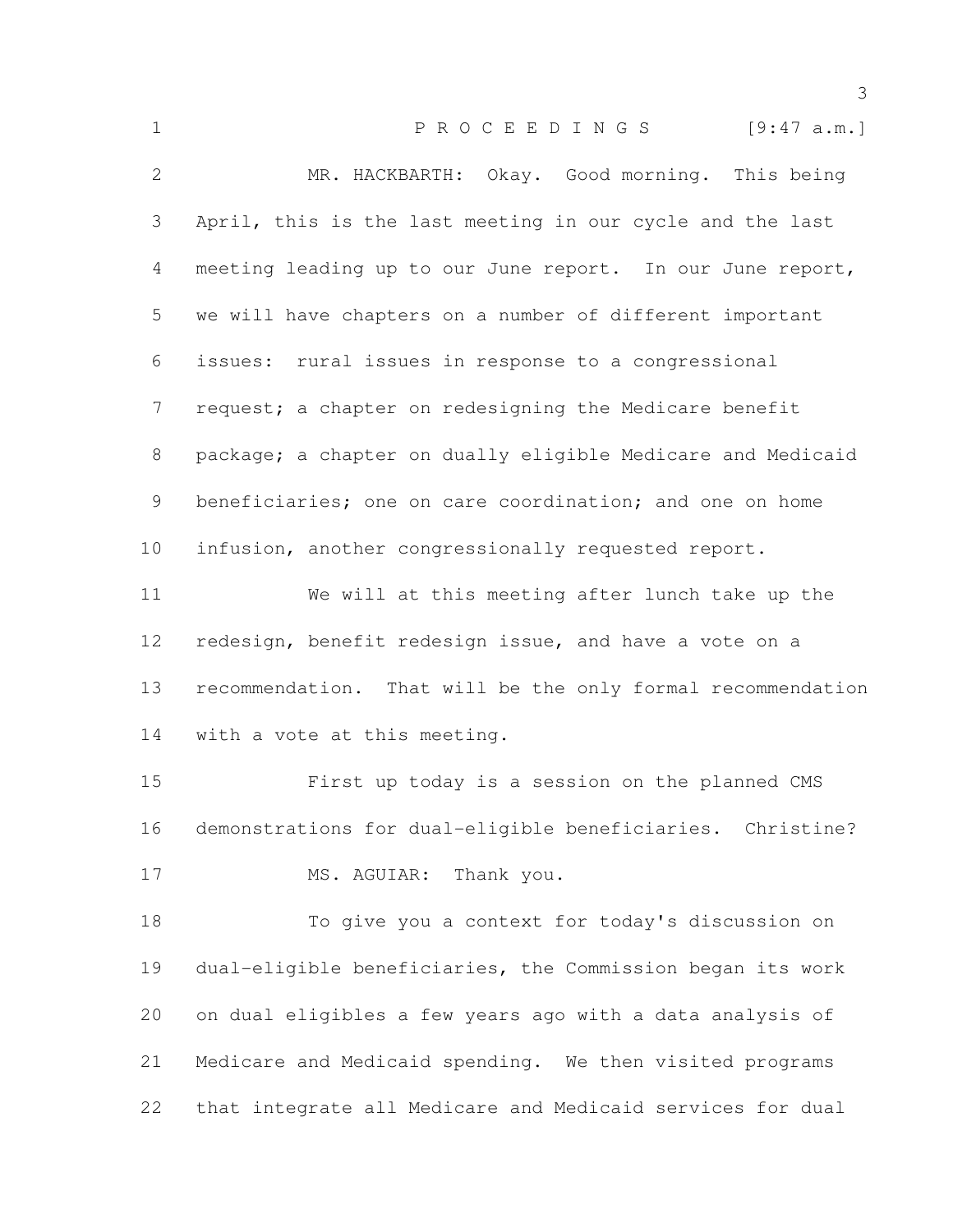P R O C E E D I N G S [9:47 a.m.]

MR. HACKBARTH: Okay. Good morning. This being April, this is the last meeting in our cycle and the last meeting leading up to our June report. In our June report, we will have chapters on a number of different important issues: rural issues in response to a congressional request; a chapter on redesigning the Medicare benefit package; a chapter on dually eligible Medicare and Medicaid beneficiaries; one on care coordination; and one on home infusion, another congressionally requested report.

We will at this meeting after lunch take up the redesign, benefit redesign issue, and have a vote on a recommendation. That will be the only formal recommendation with a vote at this meeting.

First up today is a session on the planned CMS demonstrations for dual-eligible beneficiaries. Christine?

MS. AGUIAR: Thank you.

To give you a context for today's discussion on dual-eligible beneficiaries, the Commission began its work on dual eligibles a few years ago with a data analysis of Medicare and Medicaid spending. We then visited programs that integrate all Medicare and Medicaid services for dual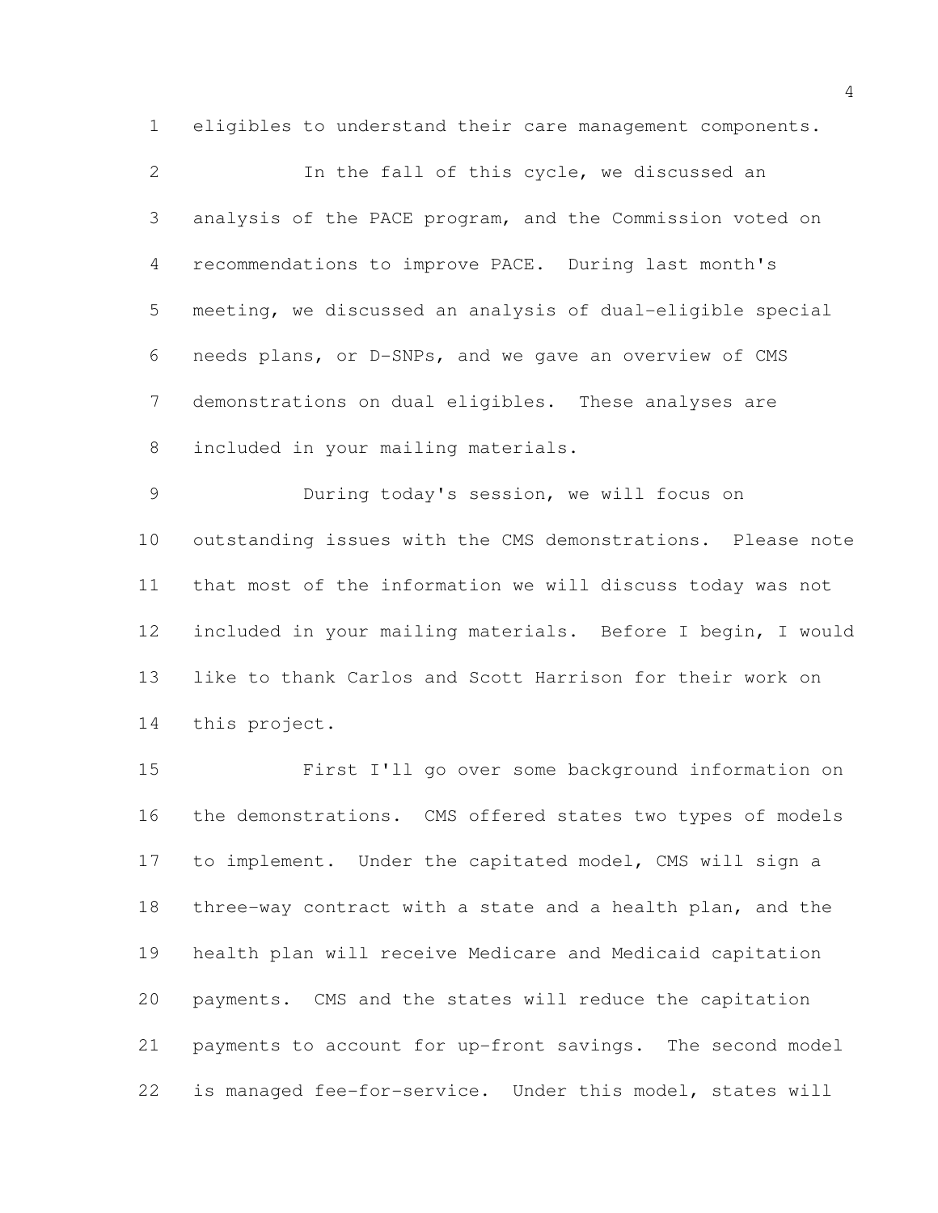eligibles to understand their care management components.

In the fall of this cycle, we discussed an analysis of the PACE program, and the Commission voted on recommendations to improve PACE. During last month's meeting, we discussed an analysis of dual-eligible special needs plans, or D-SNPs, and we gave an overview of CMS demonstrations on dual eligibles. These analyses are included in your mailing materials.

During today's session, we will focus on outstanding issues with the CMS demonstrations. Please note that most of the information we will discuss today was not included in your mailing materials. Before I begin, I would like to thank Carlos and Scott Harrison for their work on this project.

First I'll go over some background information on the demonstrations. CMS offered states two types of models to implement. Under the capitated model, CMS will sign a three-way contract with a state and a health plan, and the health plan will receive Medicare and Medicaid capitation payments. CMS and the states will reduce the capitation payments to account for up-front savings. The second model is managed fee-for-service. Under this model, states will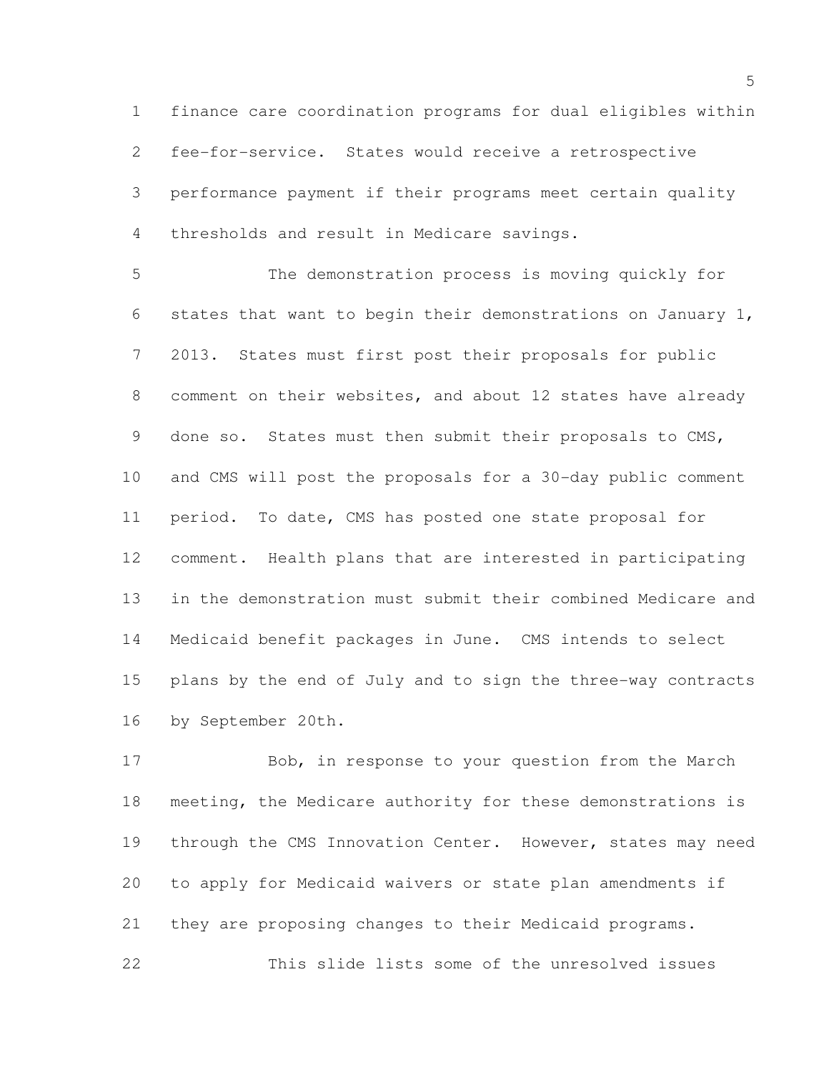finance care coordination programs for dual eligibles within fee-for-service. States would receive a retrospective performance payment if their programs meet certain quality thresholds and result in Medicare savings.

The demonstration process is moving quickly for states that want to begin their demonstrations on January 1, 2013. States must first post their proposals for public comment on their websites, and about 12 states have already done so. States must then submit their proposals to CMS, and CMS will post the proposals for a 30-day public comment period. To date, CMS has posted one state proposal for comment. Health plans that are interested in participating in the demonstration must submit their combined Medicare and Medicaid benefit packages in June. CMS intends to select plans by the end of July and to sign the three-way contracts by September 20th.

Bob, in response to your question from the March meeting, the Medicare authority for these demonstrations is through the CMS Innovation Center. However, states may need to apply for Medicaid waivers or state plan amendments if they are proposing changes to their Medicaid programs.

This slide lists some of the unresolved issues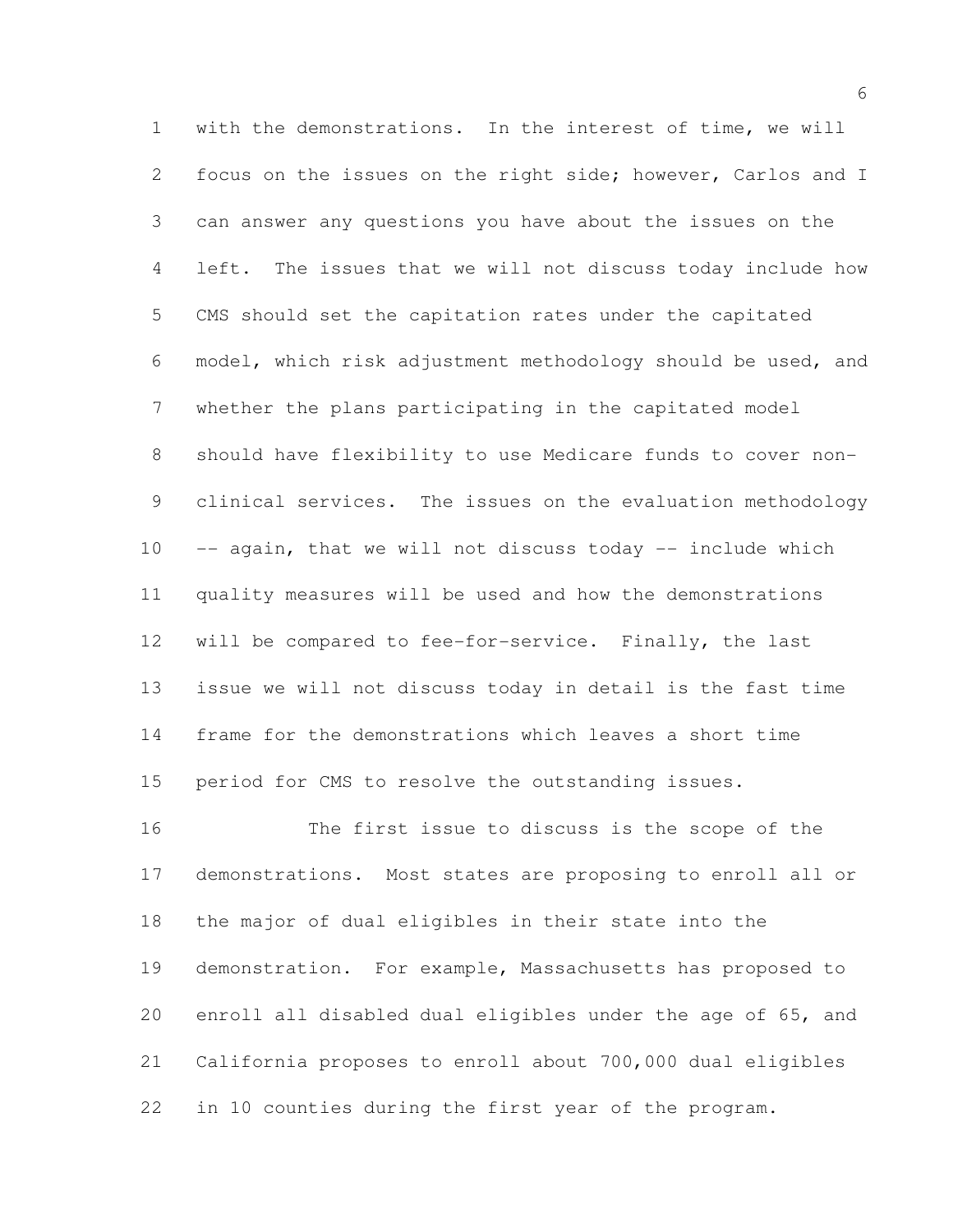with the demonstrations. In the interest of time, we will focus on the issues on the right side; however, Carlos and I can answer any questions you have about the issues on the left. The issues that we will not discuss today include how CMS should set the capitation rates under the capitated model, which risk adjustment methodology should be used, and whether the plans participating in the capitated model should have flexibility to use Medicare funds to cover non-clinical services. The issues on the evaluation methodology -- again, that we will not discuss today -- include which quality measures will be used and how the demonstrations will be compared to fee-for-service. Finally, the last issue we will not discuss today in detail is the fast time frame for the demonstrations which leaves a short time period for CMS to resolve the outstanding issues.

The first issue to discuss is the scope of the demonstrations. Most states are proposing to enroll all or the major of dual eligibles in their state into the demonstration. For example, Massachusetts has proposed to enroll all disabled dual eligibles under the age of 65, and California proposes to enroll about 700,000 dual eligibles in 10 counties during the first year of the program.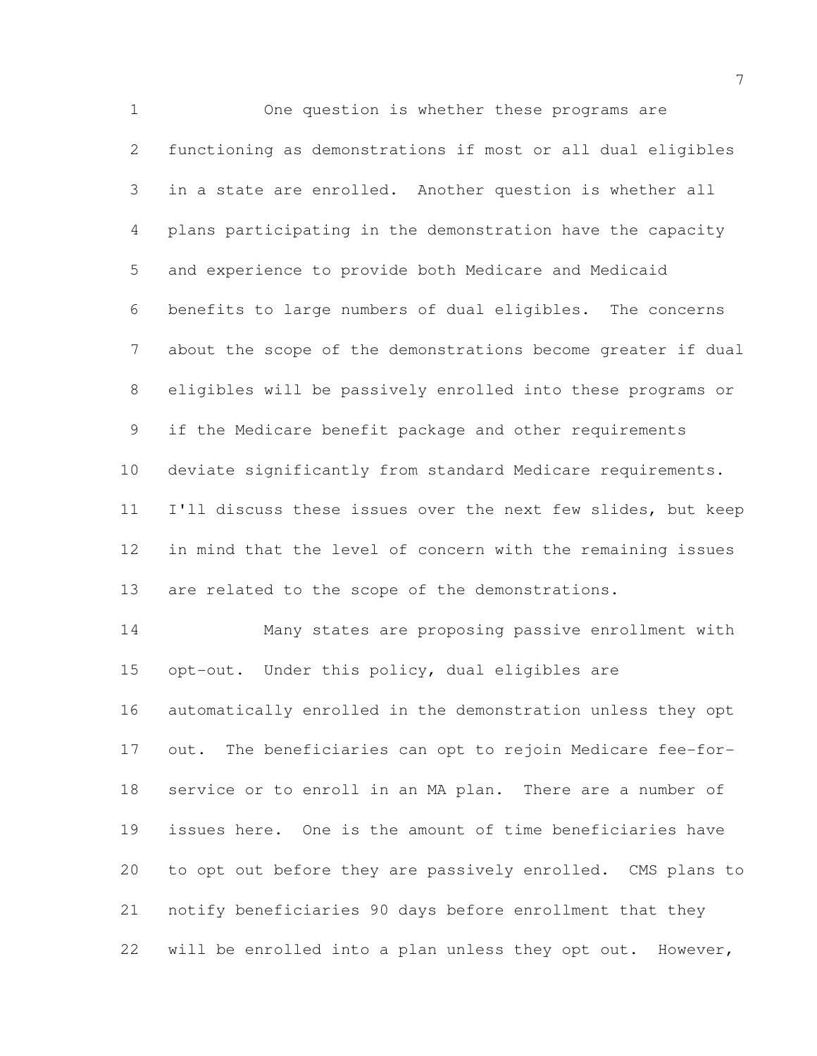One question is whether these programs are functioning as demonstrations if most or all dual eligibles in a state are enrolled. Another question is whether all plans participating in the demonstration have the capacity and experience to provide both Medicare and Medicaid benefits to large numbers of dual eligibles. The concerns about the scope of the demonstrations become greater if dual eligibles will be passively enrolled into these programs or if the Medicare benefit package and other requirements deviate significantly from standard Medicare requirements. I'll discuss these issues over the next few slides, but keep in mind that the level of concern with the remaining issues are related to the scope of the demonstrations.

Many states are proposing passive enrollment with opt-out. Under this policy, dual eligibles are automatically enrolled in the demonstration unless they opt out. The beneficiaries can opt to rejoin Medicare fee-for-service or to enroll in an MA plan. There are a number of issues here. One is the amount of time beneficiaries have to opt out before they are passively enrolled. CMS plans to notify beneficiaries 90 days before enrollment that they will be enrolled into a plan unless they opt out. However,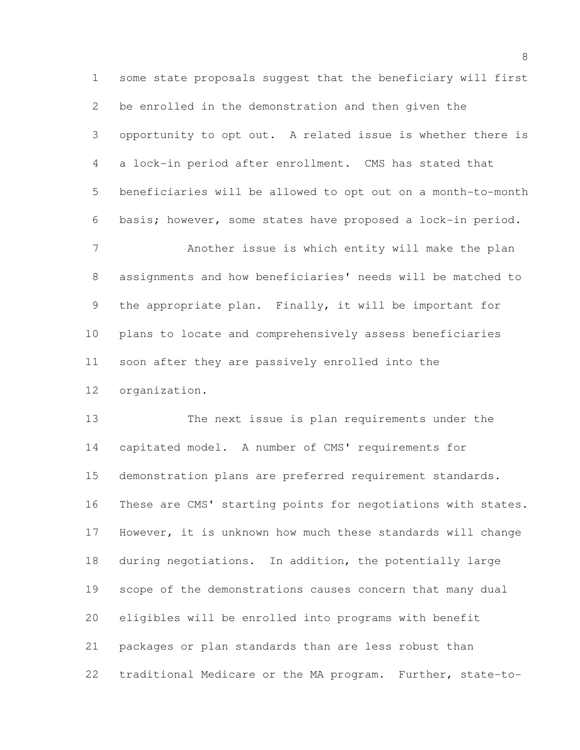some state proposals suggest that the beneficiary will first be enrolled in the demonstration and then given the opportunity to opt out. A related issue is whether there is a lock-in period after enrollment. CMS has stated that beneficiaries will be allowed to opt out on a month-to-month basis; however, some states have proposed a lock-in period.

Another issue is which entity will make the plan assignments and how beneficiaries' needs will be matched to the appropriate plan. Finally, it will be important for plans to locate and comprehensively assess beneficiaries soon after they are passively enrolled into the organization.

The next issue is plan requirements under the capitated model. A number of CMS' requirements for demonstration plans are preferred requirement standards. These are CMS' starting points for negotiations with states. However, it is unknown how much these standards will change during negotiations. In addition, the potentially large scope of the demonstrations causes concern that many dual eligibles will be enrolled into programs with benefit packages or plan standards than are less robust than traditional Medicare or the MA program. Further, state-to-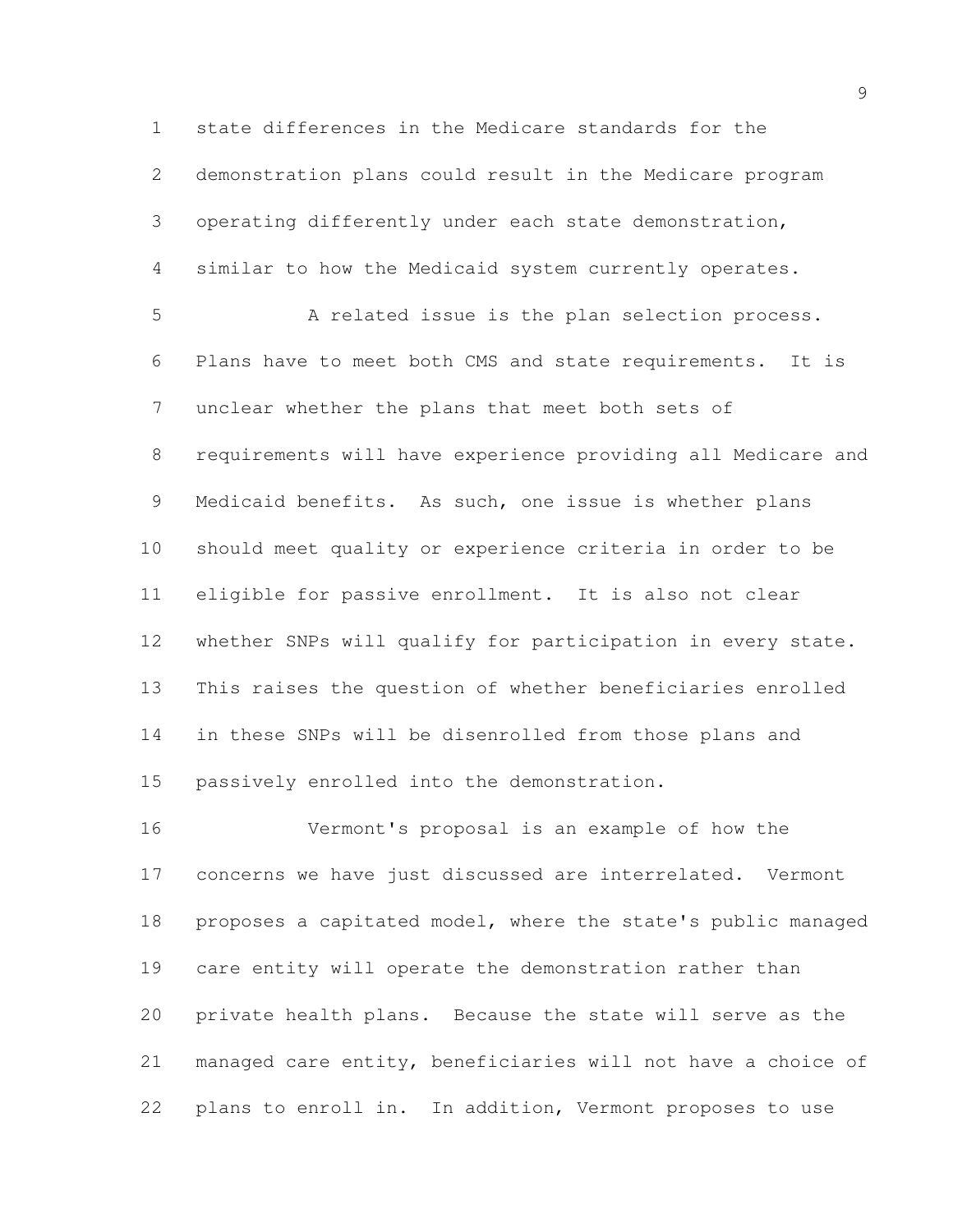state differences in the Medicare standards for the demonstration plans could result in the Medicare program operating differently under each state demonstration, similar to how the Medicaid system currently operates.

A related issue is the plan selection process. Plans have to meet both CMS and state requirements. It is unclear whether the plans that meet both sets of requirements will have experience providing all Medicare and Medicaid benefits. As such, one issue is whether plans should meet quality or experience criteria in order to be eligible for passive enrollment. It is also not clear whether SNPs will qualify for participation in every state. This raises the question of whether beneficiaries enrolled in these SNPs will be disenrolled from those plans and passively enrolled into the demonstration.

Vermont's proposal is an example of how the concerns we have just discussed are interrelated. Vermont proposes a capitated model, where the state's public managed care entity will operate the demonstration rather than private health plans. Because the state will serve as the managed care entity, beneficiaries will not have a choice of plans to enroll in. In addition, Vermont proposes to use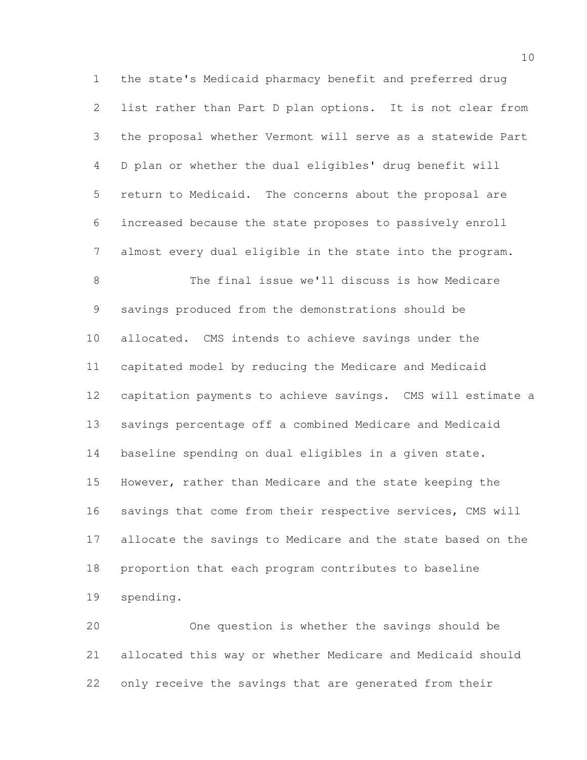the state's Medicaid pharmacy benefit and preferred drug list rather than Part D plan options. It is not clear from the proposal whether Vermont will serve as a statewide Part D plan or whether the dual eligibles' drug benefit will return to Medicaid. The concerns about the proposal are increased because the state proposes to passively enroll almost every dual eligible in the state into the program.

The final issue we'll discuss is how Medicare savings produced from the demonstrations should be allocated. CMS intends to achieve savings under the capitated model by reducing the Medicare and Medicaid capitation payments to achieve savings. CMS will estimate a savings percentage off a combined Medicare and Medicaid baseline spending on dual eligibles in a given state. However, rather than Medicare and the state keeping the savings that come from their respective services, CMS will allocate the savings to Medicare and the state based on the proportion that each program contributes to baseline spending.

One question is whether the savings should be allocated this way or whether Medicare and Medicaid should only receive the savings that are generated from their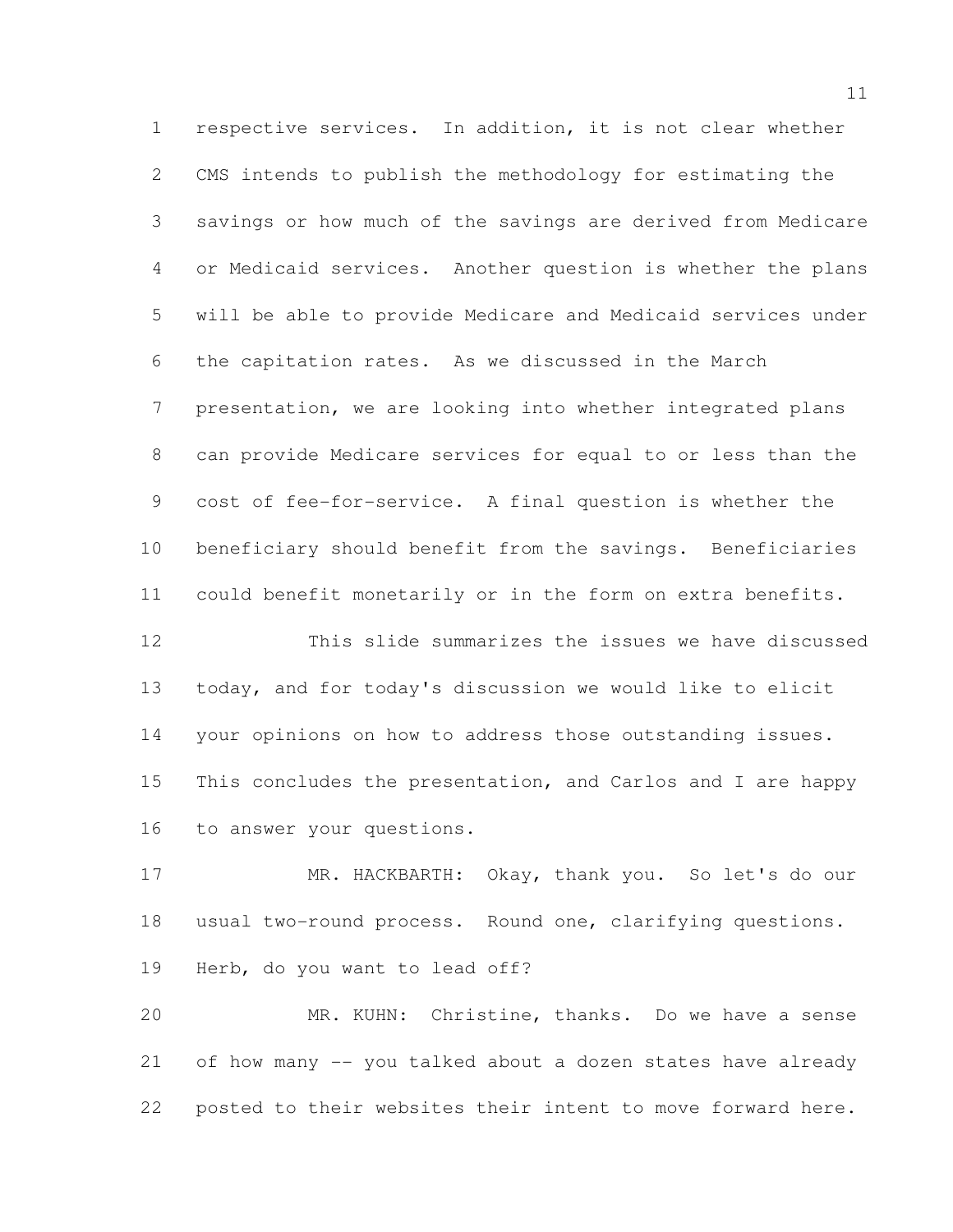respective services. In addition, it is not clear whether CMS intends to publish the methodology for estimating the savings or how much of the savings are derived from Medicare or Medicaid services. Another question is whether the plans will be able to provide Medicare and Medicaid services under the capitation rates. As we discussed in the March presentation, we are looking into whether integrated plans can provide Medicare services for equal to or less than the cost of fee-for-service. A final question is whether the beneficiary should benefit from the savings. Beneficiaries could benefit monetarily or in the form on extra benefits.

This slide summarizes the issues we have discussed today, and for today's discussion we would like to elicit your opinions on how to address those outstanding issues. This concludes the presentation, and Carlos and I are happy to answer your questions.

MR. HACKBARTH: Okay, thank you. So let's do our usual two-round process. Round one, clarifying questions. Herb, do you want to lead off?

MR. KUHN: Christine, thanks. Do we have a sense of how many -- you talked about a dozen states have already posted to their websites their intent to move forward here.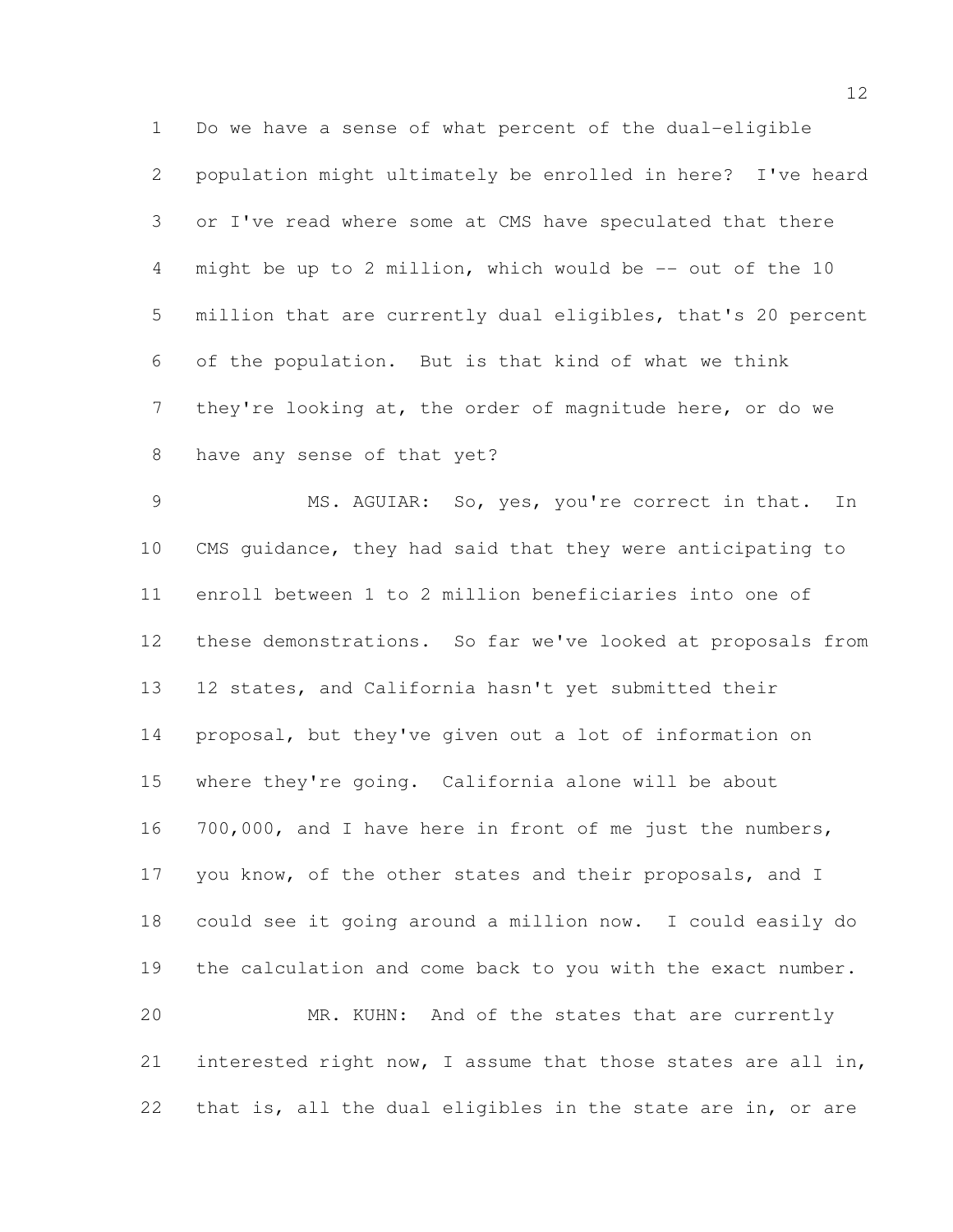Do we have a sense of what percent of the dual-eligible population might ultimately be enrolled in here? I've heard or I've read where some at CMS have speculated that there might be up to 2 million, which would be -- out of the 10 million that are currently dual eligibles, that's 20 percent of the population. But is that kind of what we think they're looking at, the order of magnitude here, or do we have any sense of that yet?

MS. AGUIAR: So, yes, you're correct in that. In CMS guidance, they had said that they were anticipating to enroll between 1 to 2 million beneficiaries into one of these demonstrations. So far we've looked at proposals from 12 states, and California hasn't yet submitted their proposal, but they've given out a lot of information on where they're going. California alone will be about 700,000, and I have here in front of me just the numbers, you know, of the other states and their proposals, and I could see it going around a million now. I could easily do the calculation and come back to you with the exact number.

MR. KUHN: And of the states that are currently interested right now, I assume that those states are all in, that is, all the dual eligibles in the state are in, or are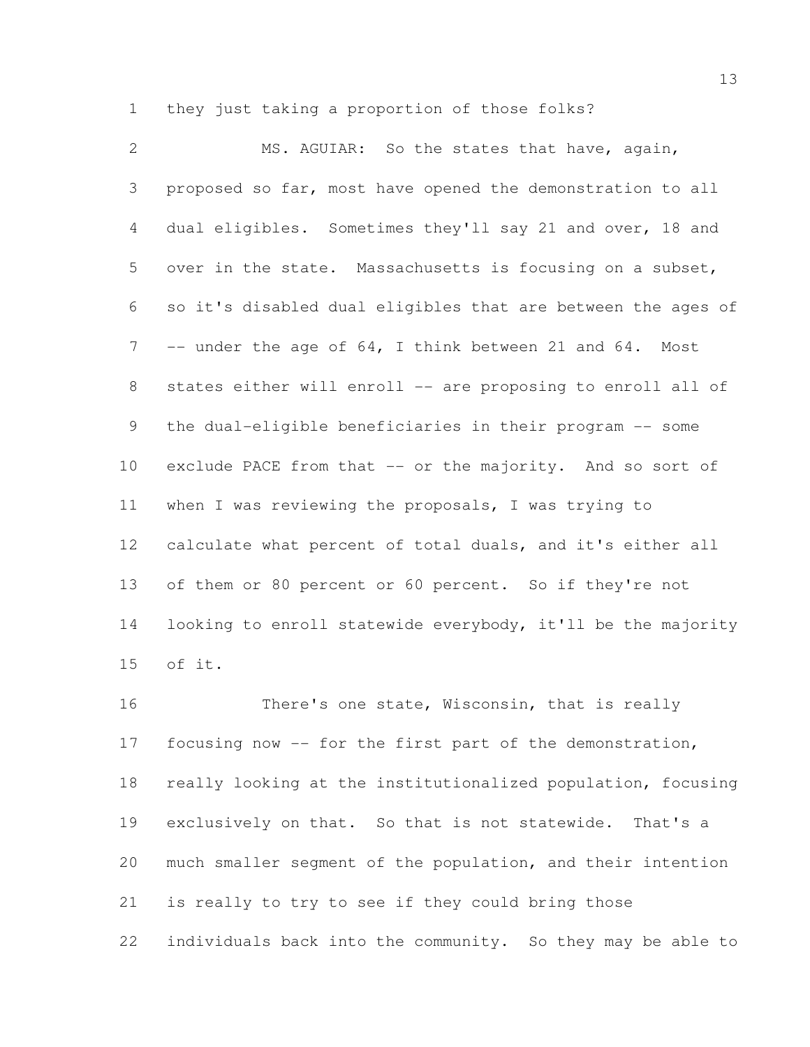they just taking a proportion of those folks?

MS. AGUIAR: So the states that have, again, proposed so far, most have opened the demonstration to all dual eligibles. Sometimes they'll say 21 and over, 18 and over in the state. Massachusetts is focusing on a subset, so it's disabled dual eligibles that are between the ages of -- under the age of 64, I think between 21 and 64. Most states either will enroll -- are proposing to enroll all of the dual-eligible beneficiaries in their program -- some exclude PACE from that -- or the majority. And so sort of when I was reviewing the proposals, I was trying to calculate what percent of total duals, and it's either all of them or 80 percent or 60 percent. So if they're not looking to enroll statewide everybody, it'll be the majority of it.

There's one state, Wisconsin, that is really focusing now -- for the first part of the demonstration, really looking at the institutionalized population, focusing exclusively on that. So that is not statewide. That's a much smaller segment of the population, and their intention is really to try to see if they could bring those individuals back into the community. So they may be able to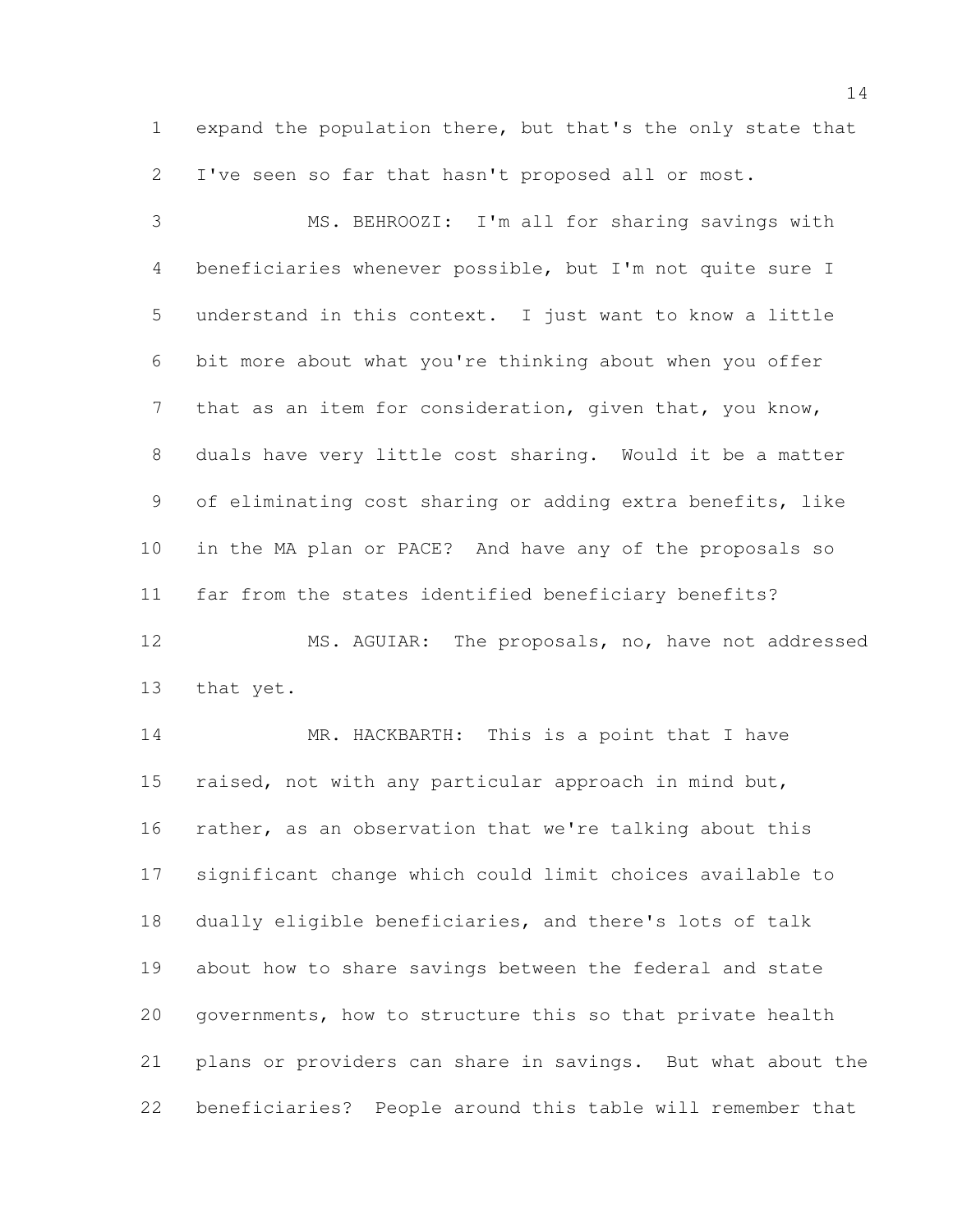expand the population there, but that's the only state that I've seen so far that hasn't proposed all or most.

MS. BEHROOZI: I'm all for sharing savings with beneficiaries whenever possible, but I'm not quite sure I understand in this context. I just want to know a little bit more about what you're thinking about when you offer that as an item for consideration, given that, you know, duals have very little cost sharing. Would it be a matter of eliminating cost sharing or adding extra benefits, like in the MA plan or PACE? And have any of the proposals so far from the states identified beneficiary benefits?

MS. AGUIAR: The proposals, no, have not addressed that yet.

MR. HACKBARTH: This is a point that I have raised, not with any particular approach in mind but, rather, as an observation that we're talking about this significant change which could limit choices available to dually eligible beneficiaries, and there's lots of talk about how to share savings between the federal and state governments, how to structure this so that private health plans or providers can share in savings. But what about the beneficiaries? People around this table will remember that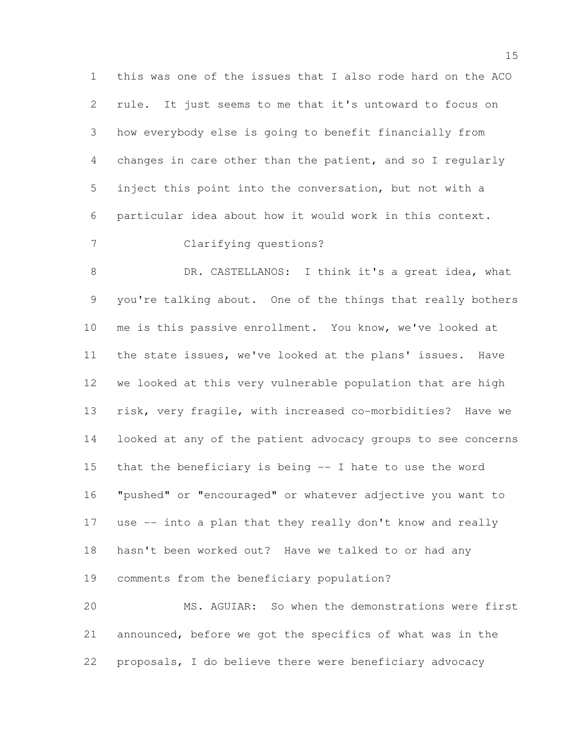this was one of the issues that I also rode hard on the ACO rule. It just seems to me that it's untoward to focus on how everybody else is going to benefit financially from changes in care other than the patient, and so I regularly inject this point into the conversation, but not with a particular idea about how it would work in this context.

Clarifying questions?

DR. CASTELLANOS: I think it's a great idea, what you're talking about. One of the things that really bothers me is this passive enrollment. You know, we've looked at the state issues, we've looked at the plans' issues. Have we looked at this very vulnerable population that are high risk, very fragile, with increased co-morbidities? Have we looked at any of the patient advocacy groups to see concerns that the beneficiary is being -- I hate to use the word "pushed" or "encouraged" or whatever adjective you want to use -- into a plan that they really don't know and really hasn't been worked out? Have we talked to or had any comments from the beneficiary population?

MS. AGUIAR: So when the demonstrations were first announced, before we got the specifics of what was in the proposals, I do believe there were beneficiary advocacy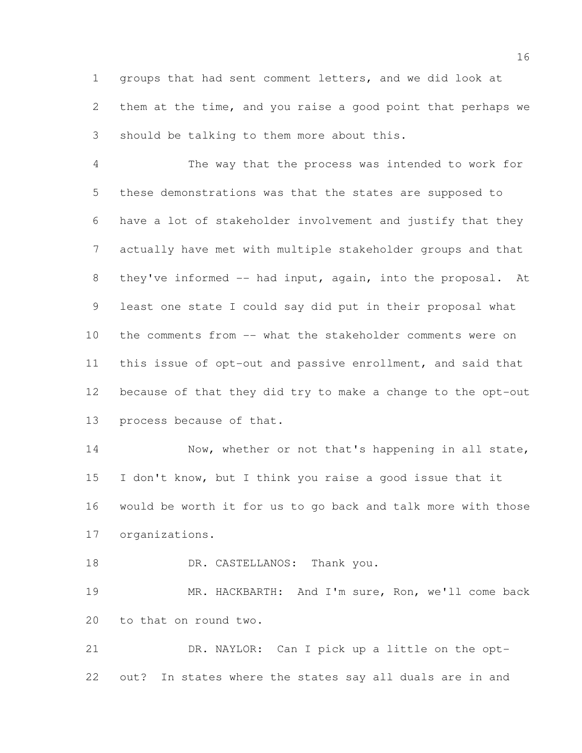groups that had sent comment letters, and we did look at them at the time, and you raise a good point that perhaps we should be talking to them more about this.

The way that the process was intended to work for these demonstrations was that the states are supposed to have a lot of stakeholder involvement and justify that they actually have met with multiple stakeholder groups and that they've informed -- had input, again, into the proposal. At least one state I could say did put in their proposal what the comments from -- what the stakeholder comments were on this issue of opt-out and passive enrollment, and said that because of that they did try to make a change to the opt-out process because of that.

Now, whether or not that's happening in all state, I don't know, but I think you raise a good issue that it would be worth it for us to go back and talk more with those organizations.

DR. CASTELLANOS: Thank you.

MR. HACKBARTH: And I'm sure, Ron, we'll come back to that on round two.

DR. NAYLOR: Can I pick up a little on the opt-out? In states where the states say all duals are in and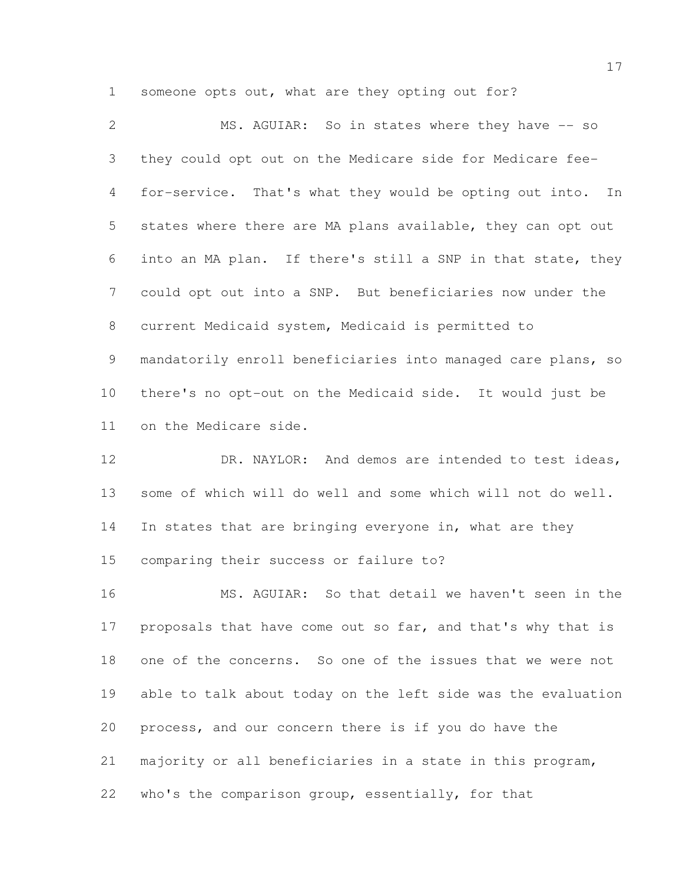someone opts out, what are they opting out for?

MS. AGUIAR: So in states where they have -- so they could opt out on the Medicare side for Medicare fee-for-service. That's what they would be opting out into. In states where there are MA plans available, they can opt out into an MA plan. If there's still a SNP in that state, they could opt out into a SNP. But beneficiaries now under the current Medicaid system, Medicaid is permitted to mandatorily enroll beneficiaries into managed care plans, so there's no opt-out on the Medicaid side. It would just be on the Medicare side.

DR. NAYLOR: And demos are intended to test ideas, some of which will do well and some which will not do well. In states that are bringing everyone in, what are they comparing their success or failure to?

MS. AGUIAR: So that detail we haven't seen in the proposals that have come out so far, and that's why that is one of the concerns. So one of the issues that we were not able to talk about today on the left side was the evaluation process, and our concern there is if you do have the majority or all beneficiaries in a state in this program, who's the comparison group, essentially, for that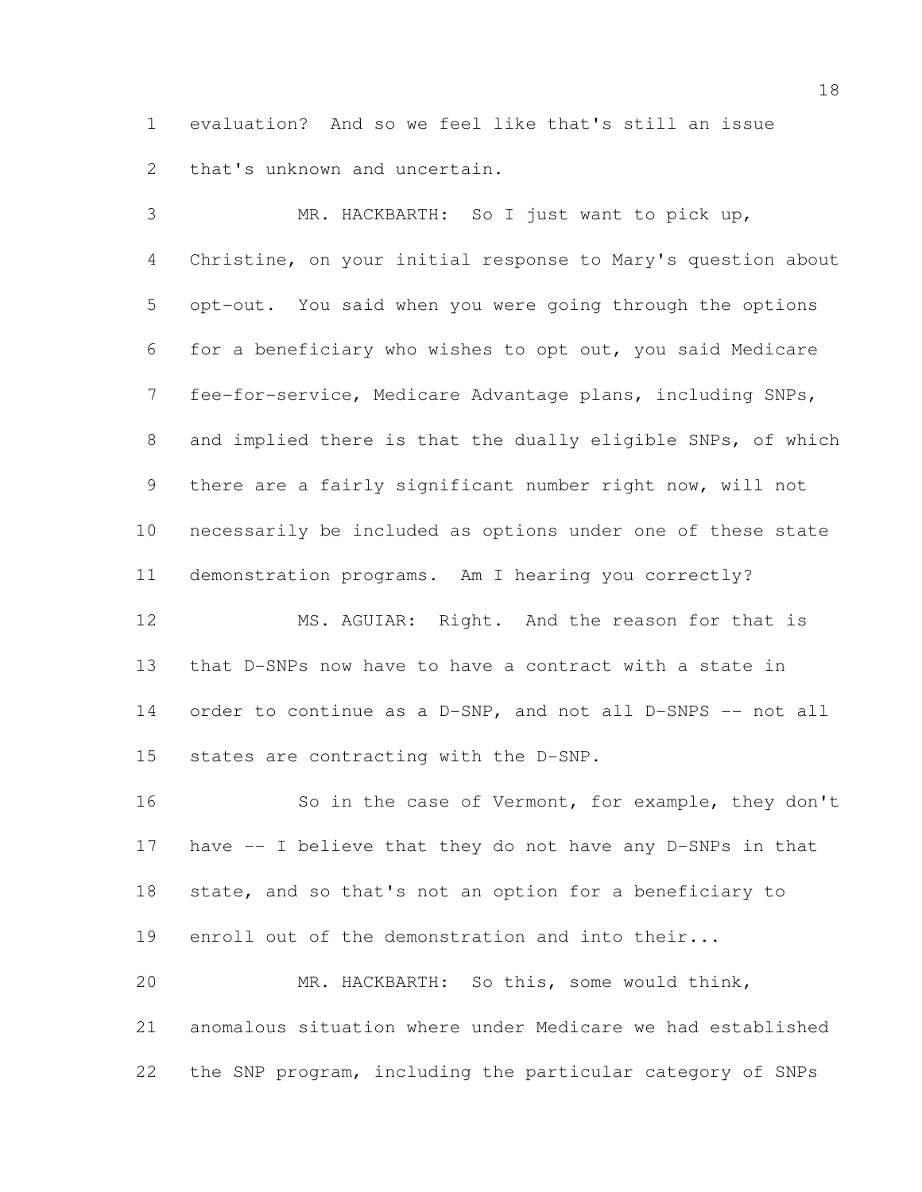evaluation? And so we feel like that's still an issue that's unknown and uncertain.

MR. HACKBARTH: So I just want to pick up, Christine, on your initial response to Mary's question about opt-out. You said when you were going through the options for a beneficiary who wishes to opt out, you said Medicare fee-for-service, Medicare Advantage plans, including SNPs, and implied there is that the dually eligible SNPs, of which there are a fairly significant number right now, will not necessarily be included as options under one of these state demonstration programs. Am I hearing you correctly?

MS. AGUIAR: Right. And the reason for that is that D-SNPs now have to have a contract with a state in order to continue as a D-SNP, and not all D-SNPS -- not all states are contracting with the D-SNP.

So in the case of Vermont, for example, they don't have -- I believe that they do not have any D-SNPs in that state, and so that's not an option for a beneficiary to enroll out of the demonstration and into their...

MR. HACKBARTH: So this, some would think, anomalous situation where under Medicare we had established the SNP program, including the particular category of SNPs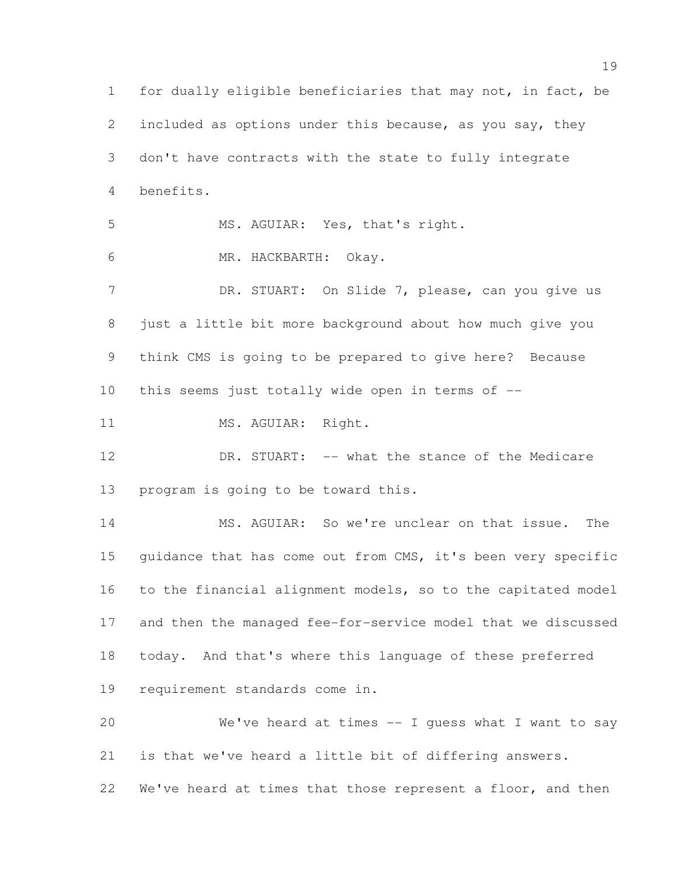for dually eligible beneficiaries that may not, in fact, be included as options under this because, as you say, they don't have contracts with the state to fully integrate benefits.

MS. AGUIAR: Yes, that's right.

MR. HACKBARTH: Okay.

DR. STUART: On Slide 7, please, can you give us just a little bit more background about how much give you think CMS is going to be prepared to give here? Because this seems just totally wide open in terms of --

MS. AGUIAR: Right.

DR. STUART: -- what the stance of the Medicare program is going to be toward this.

MS. AGUIAR: So we're unclear on that issue. The guidance that has come out from CMS, it's been very specific to the financial alignment models, so to the capitated model and then the managed fee-for-service model that we discussed today. And that's where this language of these preferred requirement standards come in.

We've heard at times -- I guess what I want to say is that we've heard a little bit of differing answers. We've heard at times that those represent a floor, and then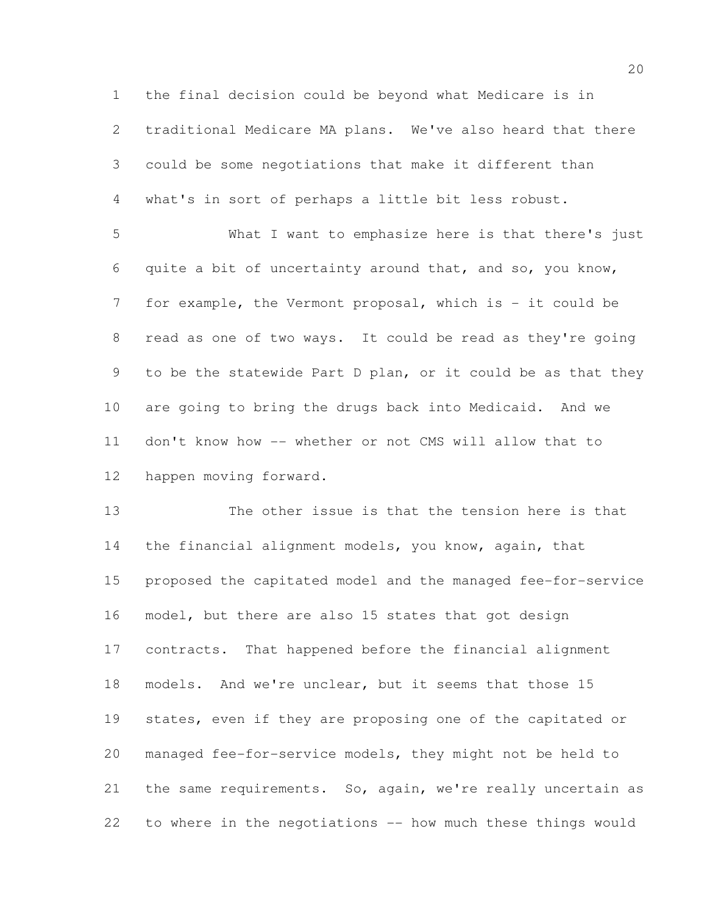the final decision could be beyond what Medicare is in traditional Medicare MA plans. We've also heard that there could be some negotiations that make it different than what's in sort of perhaps a little bit less robust.

What I want to emphasize here is that there's just quite a bit of uncertainty around that, and so, you know, for example, the Vermont proposal, which is - it could be read as one of two ways. It could be read as they're going to be the statewide Part D plan, or it could be as that they are going to bring the drugs back into Medicaid. And we don't know how -- whether or not CMS will allow that to happen moving forward.

The other issue is that the tension here is that the financial alignment models, you know, again, that proposed the capitated model and the managed fee-for-service model, but there are also 15 states that got design contracts. That happened before the financial alignment models. And we're unclear, but it seems that those 15 states, even if they are proposing one of the capitated or managed fee-for-service models, they might not be held to the same requirements. So, again, we're really uncertain as to where in the negotiations -- how much these things would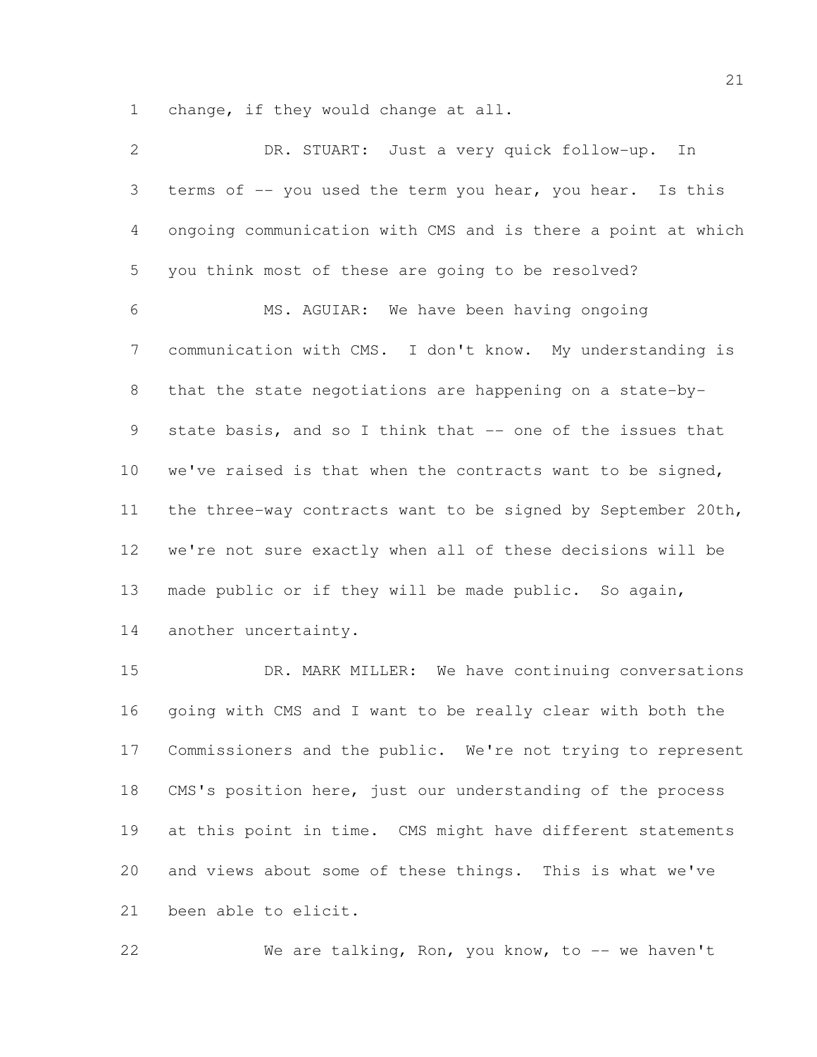change, if they would change at all.

DR. STUART: Just a very quick follow-up. In terms of -- you used the term you hear, you hear. Is this ongoing communication with CMS and is there a point at which you think most of these are going to be resolved?

MS. AGUIAR: We have been having ongoing communication with CMS. I don't know. My understanding is that the state negotiations are happening on a state-by-state basis, and so I think that -- one of the issues that we've raised is that when the contracts want to be signed, the three-way contracts want to be signed by September 20th, we're not sure exactly when all of these decisions will be made public or if they will be made public. So again, another uncertainty.

DR. MARK MILLER: We have continuing conversations going with CMS and I want to be really clear with both the Commissioners and the public. We're not trying to represent CMS's position here, just our understanding of the process at this point in time. CMS might have different statements and views about some of these things. This is what we've been able to elicit.

We are talking, Ron, you know, to -- we haven't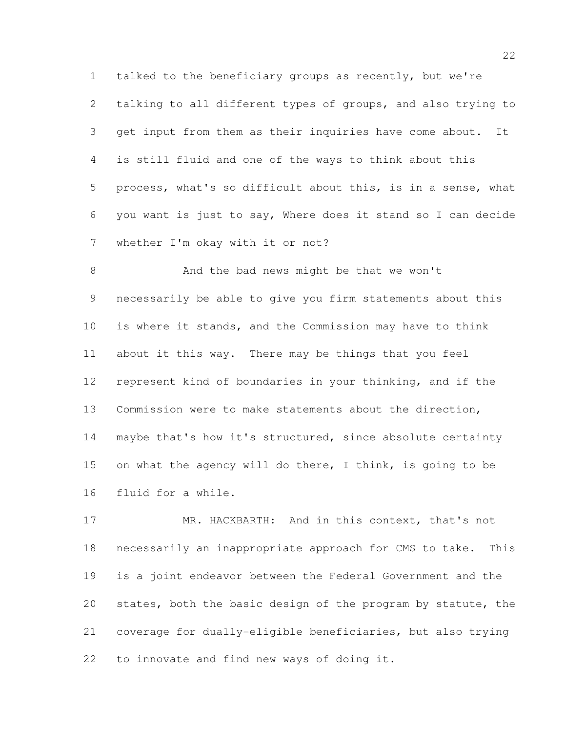talked to the beneficiary groups as recently, but we're talking to all different types of groups, and also trying to get input from them as their inquiries have come about. It is still fluid and one of the ways to think about this process, what's so difficult about this, is in a sense, what you want is just to say, Where does it stand so I can decide whether I'm okay with it or not?

And the bad news might be that we won't necessarily be able to give you firm statements about this is where it stands, and the Commission may have to think about it this way. There may be things that you feel represent kind of boundaries in your thinking, and if the Commission were to make statements about the direction, maybe that's how it's structured, since absolute certainty on what the agency will do there, I think, is going to be fluid for a while.

MR. HACKBARTH: And in this context, that's not necessarily an inappropriate approach for CMS to take. This is a joint endeavor between the Federal Government and the states, both the basic design of the program by statute, the coverage for dually-eligible beneficiaries, but also trying to innovate and find new ways of doing it.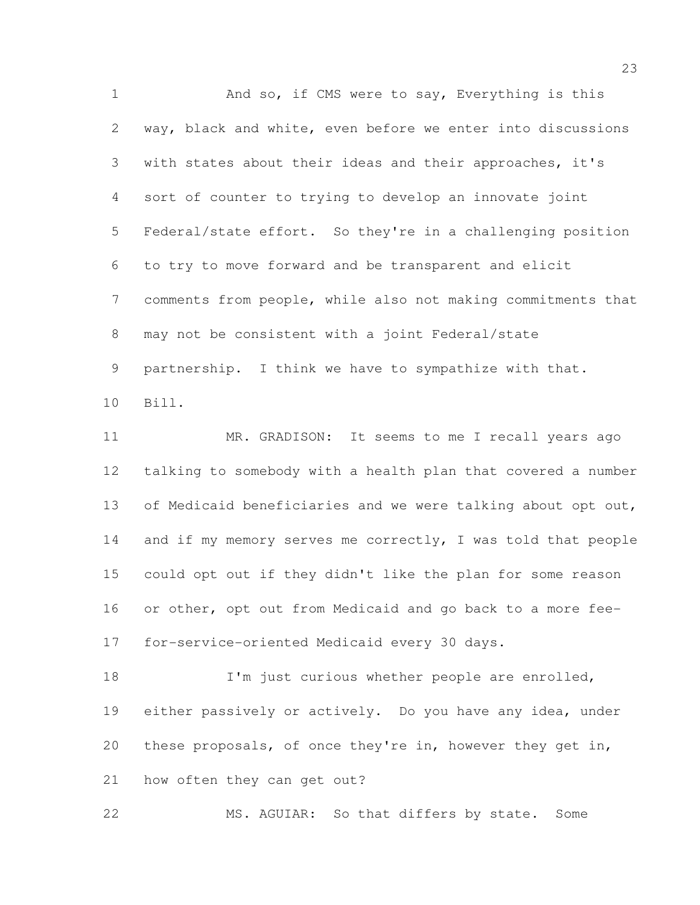And so, if CMS were to say, Everything is this way, black and white, even before we enter into discussions with states about their ideas and their approaches, it's sort of counter to trying to develop an innovate joint Federal/state effort. So they're in a challenging position to try to move forward and be transparent and elicit comments from people, while also not making commitments that may not be consistent with a joint Federal/state partnership. I think we have to sympathize with that. Bill.

MR. GRADISON: It seems to me I recall years ago talking to somebody with a health plan that covered a number of Medicaid beneficiaries and we were talking about opt out, and if my memory serves me correctly, I was told that people could opt out if they didn't like the plan for some reason or other, opt out from Medicaid and go back to a more fee-for-service-oriented Medicaid every 30 days.

I'm just curious whether people are enrolled, either passively or actively. Do you have any idea, under these proposals, of once they're in, however they get in, how often they can get out?

MS. AGUIAR: So that differs by state. Some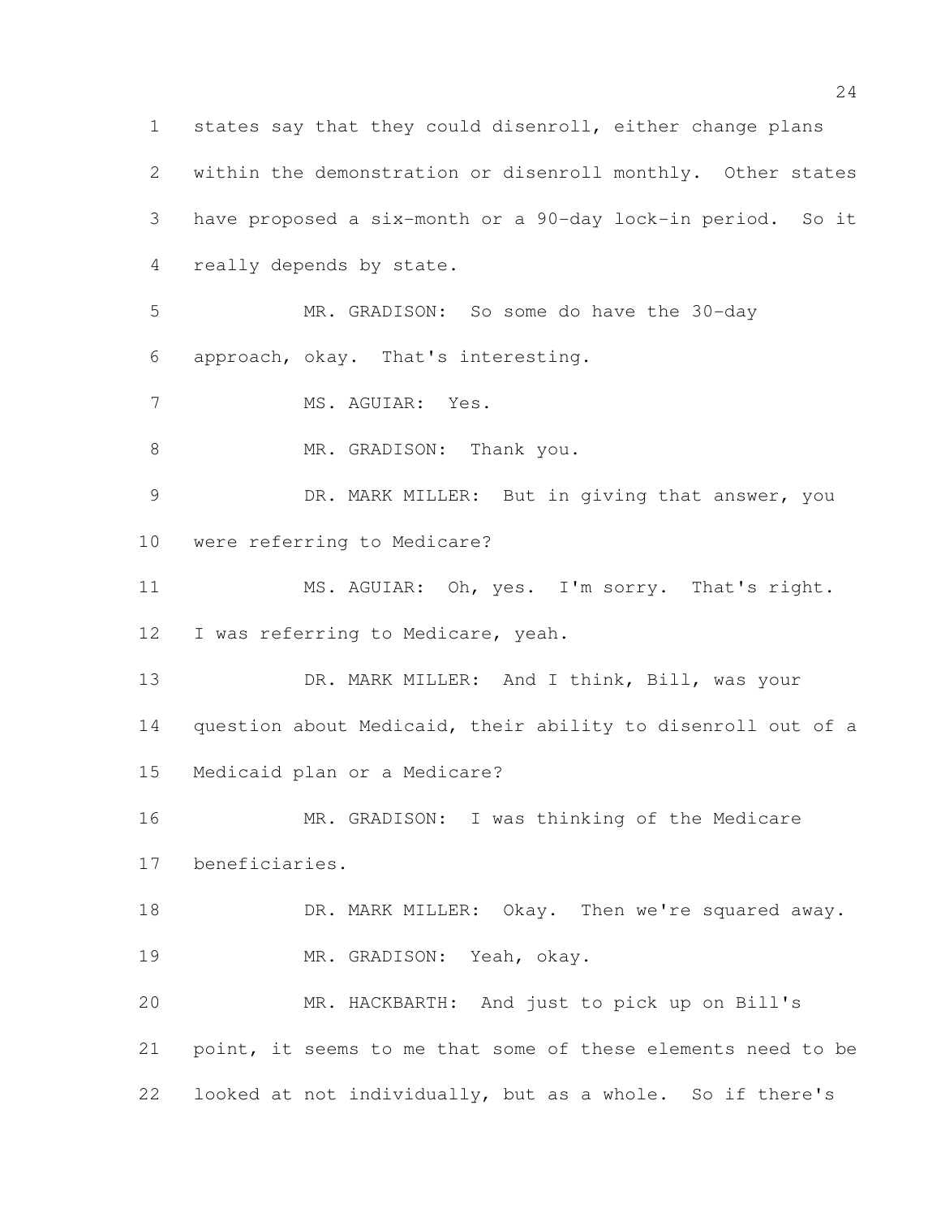states say that they could disenroll, either change plans within the demonstration or disenroll monthly. Other states have proposed a six-month or a 90-day lock-in period. So it really depends by state.

MR. GRADISON: So some do have the 30-day approach, okay. That's interesting.

MS. AGUIAR: Yes.

MR. GRADISON: Thank you.

DR. MARK MILLER: But in giving that answer, you were referring to Medicare?

MS. AGUIAR: Oh, yes. I'm sorry. That's right. I was referring to Medicare, yeah.

DR. MARK MILLER: And I think, Bill, was your question about Medicaid, their ability to disenroll out of a Medicaid plan or a Medicare?

MR. GRADISON: I was thinking of the Medicare beneficiaries.

DR. MARK MILLER: Okay. Then we're squared away.

MR. GRADISON: Yeah, okay.

MR. HACKBARTH: And just to pick up on Bill's point, it seems to me that some of these elements need to be looked at not individually, but as a whole. So if there's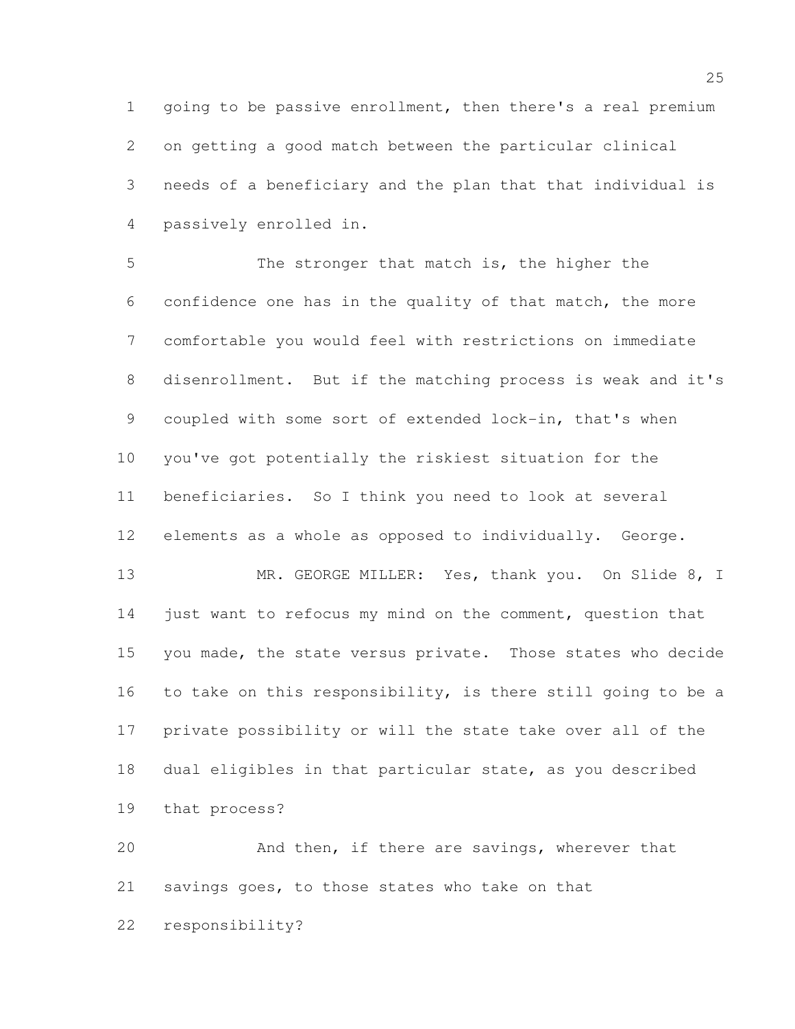going to be passive enrollment, then there's a real premium on getting a good match between the particular clinical needs of a beneficiary and the plan that that individual is passively enrolled in.

The stronger that match is, the higher the confidence one has in the quality of that match, the more comfortable you would feel with restrictions on immediate disenrollment. But if the matching process is weak and it's coupled with some sort of extended lock-in, that's when you've got potentially the riskiest situation for the beneficiaries. So I think you need to look at several elements as a whole as opposed to individually. George.

MR. GEORGE MILLER: Yes, thank you. On Slide 8, I just want to refocus my mind on the comment, question that you made, the state versus private. Those states who decide to take on this responsibility, is there still going to be a private possibility or will the state take over all of the dual eligibles in that particular state, as you described that process?

And then, if there are savings, wherever that savings goes, to those states who take on that responsibility?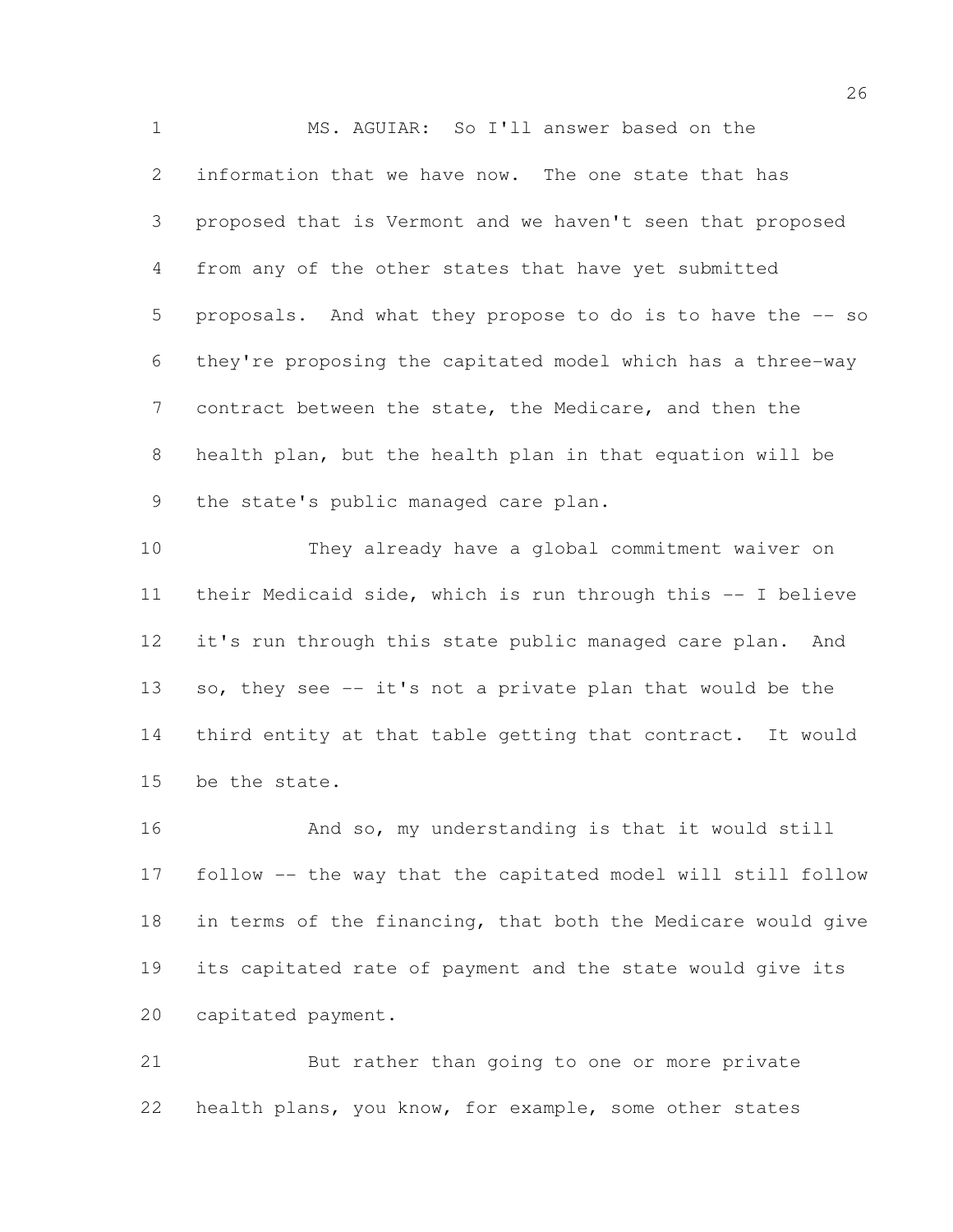MS. AGUIAR: So I'll answer based on the information that we have now. The one state that has proposed that is Vermont and we haven't seen that proposed from any of the other states that have yet submitted proposals. And what they propose to do is to have the -- so they're proposing the capitated model which has a three-way contract between the state, the Medicare, and then the health plan, but the health plan in that equation will be the state's public managed care plan.

They already have a global commitment waiver on their Medicaid side, which is run through this -- I believe it's run through this state public managed care plan. And so, they see -- it's not a private plan that would be the third entity at that table getting that contract. It would be the state.

And so, my understanding is that it would still follow -- the way that the capitated model will still follow in terms of the financing, that both the Medicare would give its capitated rate of payment and the state would give its capitated payment.

But rather than going to one or more private health plans, you know, for example, some other states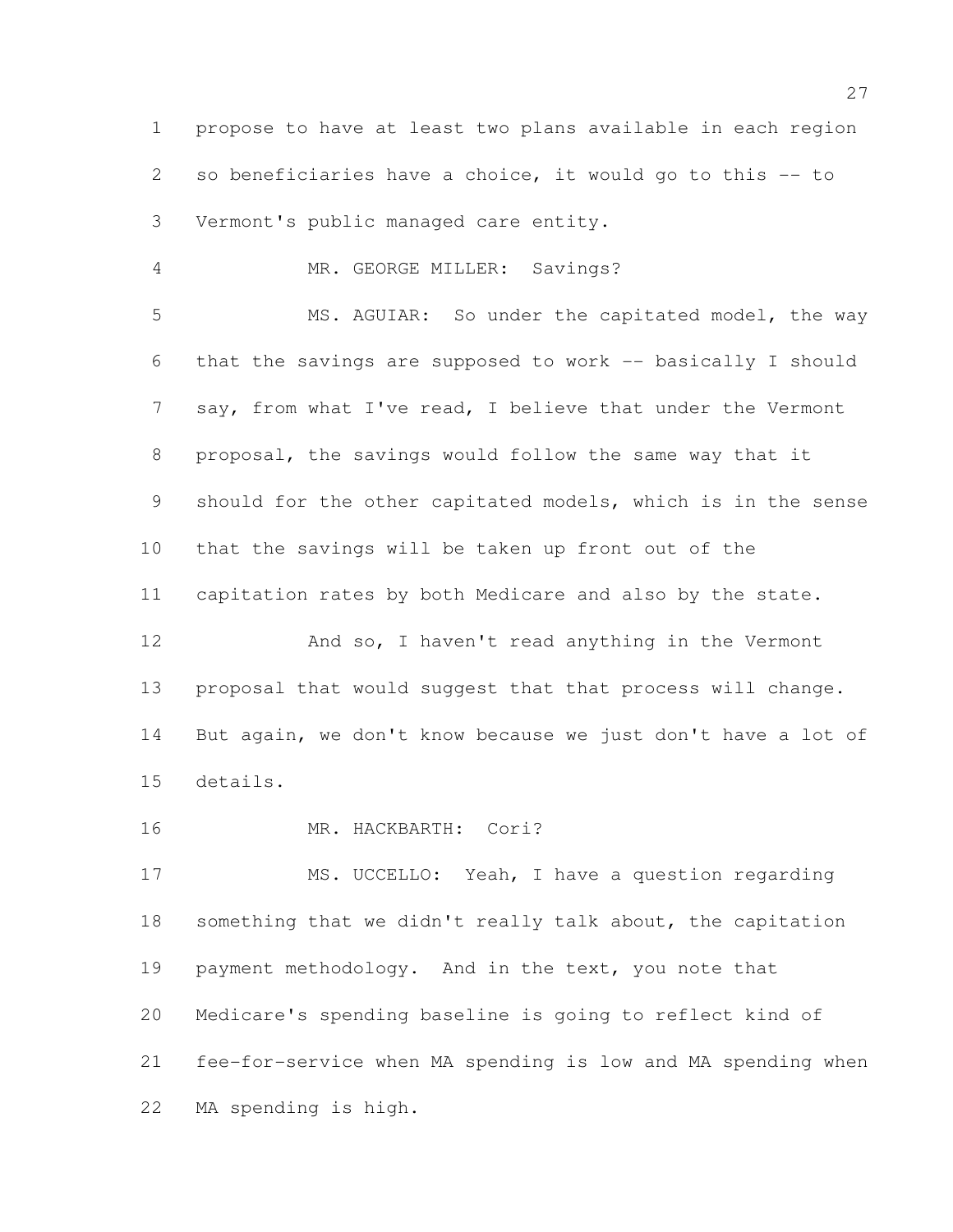propose to have at least two plans available in each region so beneficiaries have a choice, it would go to this -- to Vermont's public managed care entity.

MR. GEORGE MILLER: Savings?

MS. AGUIAR: So under the capitated model, the way that the savings are supposed to work -- basically I should say, from what I've read, I believe that under the Vermont proposal, the savings would follow the same way that it should for the other capitated models, which is in the sense that the savings will be taken up front out of the capitation rates by both Medicare and also by the state.

And so, I haven't read anything in the Vermont proposal that would suggest that that process will change. But again, we don't know because we just don't have a lot of details.

MR. HACKBARTH: Cori?

MS. UCCELLO: Yeah, I have a question regarding something that we didn't really talk about, the capitation payment methodology. And in the text, you note that Medicare's spending baseline is going to reflect kind of fee-for-service when MA spending is low and MA spending when MA spending is high.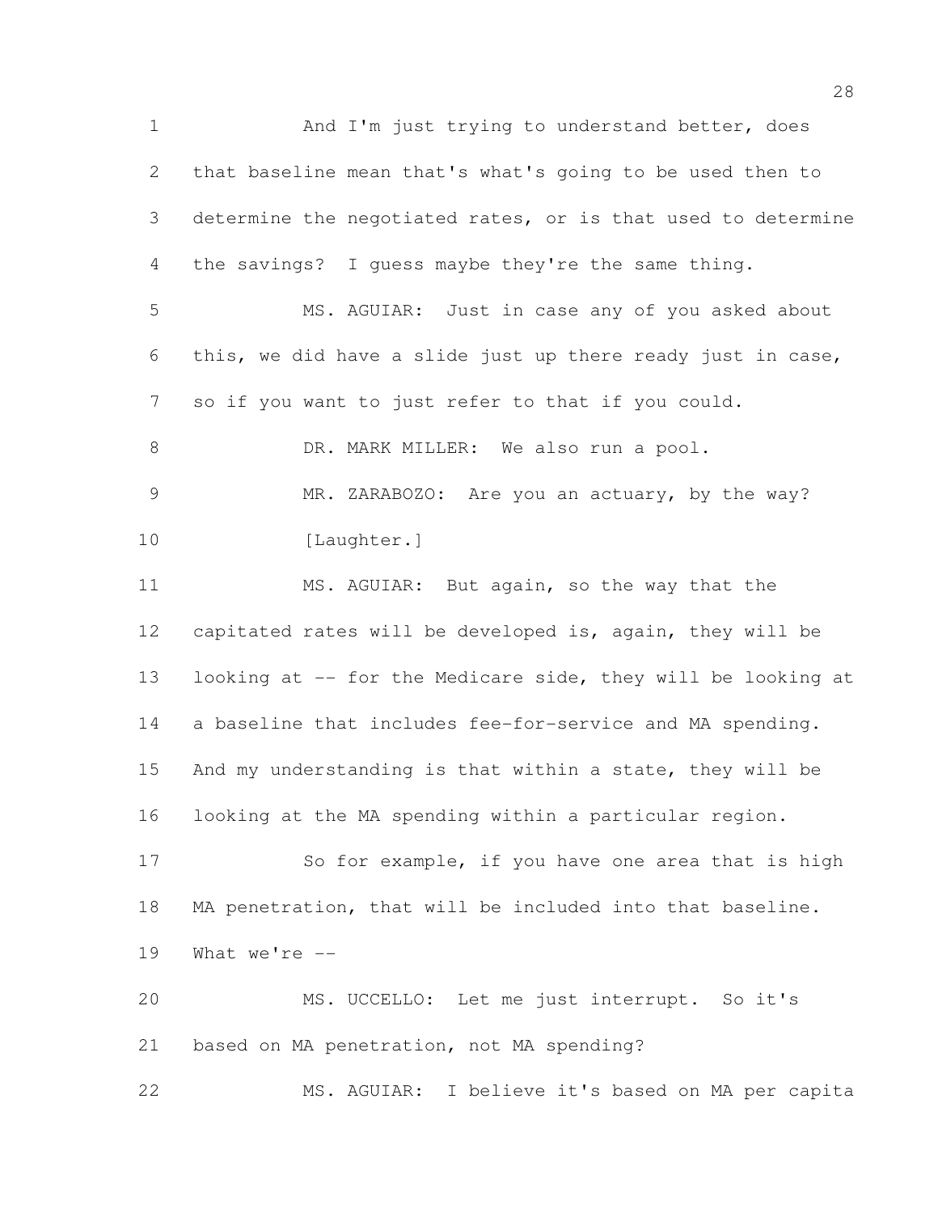And I'm just trying to understand better, does that baseline mean that's what's going to be used then to determine the negotiated rates, or is that used to determine the savings? I guess maybe they're the same thing.

MS. AGUIAR: Just in case any of you asked about this, we did have a slide just up there ready just in case, so if you want to just refer to that if you could.

DR. MARK MILLER: We also run a pool.

MR. ZARABOZO: Are you an actuary, by the way?

[Laughter.]

MS. AGUIAR: But again, so the way that the capitated rates will be developed is, again, they will be looking at -- for the Medicare side, they will be looking at a baseline that includes fee-for-service and MA spending. And my understanding is that within a state, they will be looking at the MA spending within a particular region.

So for example, if you have one area that is high MA penetration, that will be included into that baseline. What we're --

MS. UCCELLO: Let me just interrupt. So it's based on MA penetration, not MA spending?

MS. AGUIAR: I believe it's based on MA per capita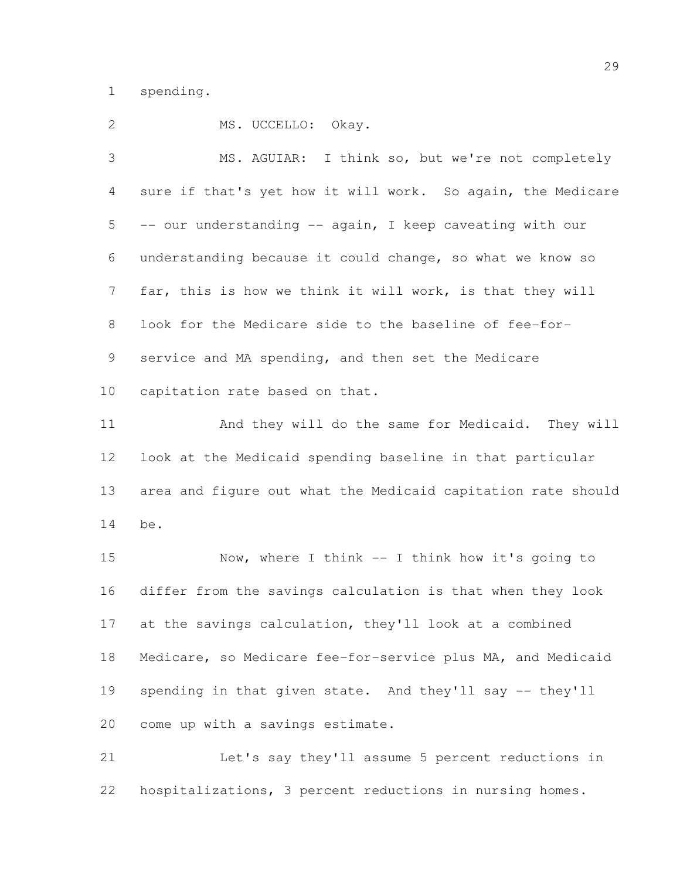spending.

MS. UCCELLO: Okay.

MS. AGUIAR: I think so, but we're not completely sure if that's yet how it will work. So again, the Medicare -- our understanding -- again, I keep caveating with our understanding because it could change, so what we know so far, this is how we think it will work, is that they will look for the Medicare side to the baseline of fee-for-service and MA spending, and then set the Medicare capitation rate based on that.

And they will do the same for Medicaid. They will look at the Medicaid spending baseline in that particular area and figure out what the Medicaid capitation rate should be.

Now, where I think -- I think how it's going to differ from the savings calculation is that when they look at the savings calculation, they'll look at a combined Medicare, so Medicare fee-for-service plus MA, and Medicaid spending in that given state. And they'll say -- they'll come up with a savings estimate.

Let's say they'll assume 5 percent reductions in hospitalizations, 3 percent reductions in nursing homes.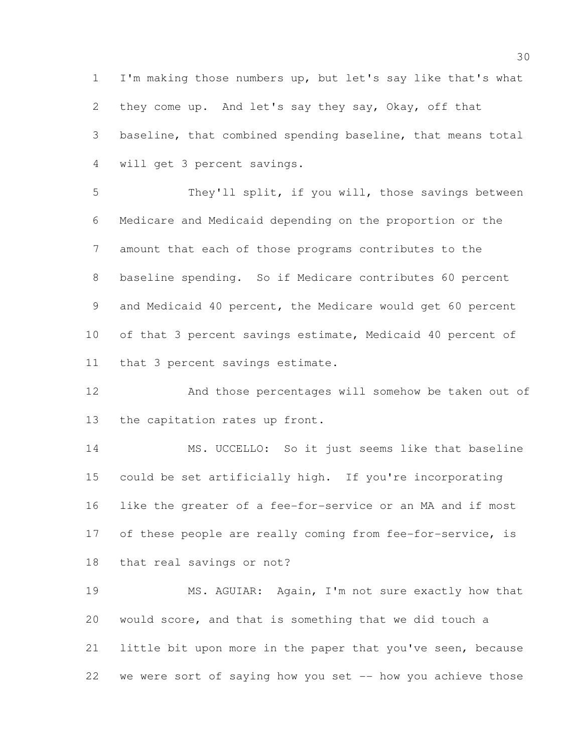I'm making those numbers up, but let's say like that's what they come up. And let's say they say, Okay, off that baseline, that combined spending baseline, that means total will get 3 percent savings.

They'll split, if you will, those savings between Medicare and Medicaid depending on the proportion or the amount that each of those programs contributes to the baseline spending. So if Medicare contributes 60 percent and Medicaid 40 percent, the Medicare would get 60 percent of that 3 percent savings estimate, Medicaid 40 percent of that 3 percent savings estimate.

And those percentages will somehow be taken out of the capitation rates up front.

MS. UCCELLO: So it just seems like that baseline could be set artificially high. If you're incorporating like the greater of a fee-for-service or an MA and if most of these people are really coming from fee-for-service, is that real savings or not?

MS. AGUIAR: Again, I'm not sure exactly how that would score, and that is something that we did touch a little bit upon more in the paper that you've seen, because we were sort of saying how you set -- how you achieve those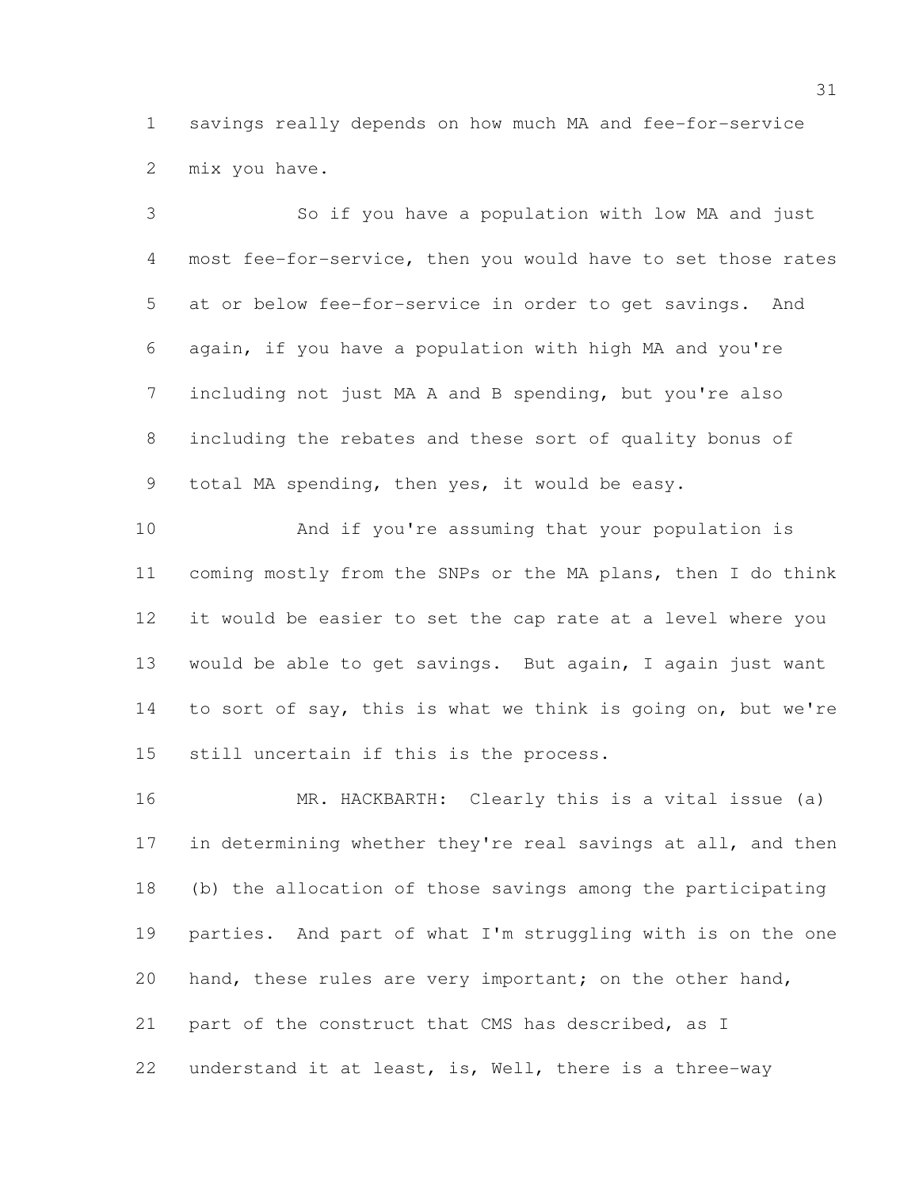savings really depends on how much MA and fee-for-service mix you have.

So if you have a population with low MA and just most fee-for-service, then you would have to set those rates at or below fee-for-service in order to get savings. And again, if you have a population with high MA and you're including not just MA A and B spending, but you're also including the rebates and these sort of quality bonus of total MA spending, then yes, it would be easy.

And if you're assuming that your population is coming mostly from the SNPs or the MA plans, then I do think it would be easier to set the cap rate at a level where you would be able to get savings. But again, I again just want to sort of say, this is what we think is going on, but we're still uncertain if this is the process.

MR. HACKBARTH: Clearly this is a vital issue (a) in determining whether they're real savings at all, and then (b) the allocation of those savings among the participating parties. And part of what I'm struggling with is on the one hand, these rules are very important; on the other hand, part of the construct that CMS has described, as I understand it at least, is, Well, there is a three-way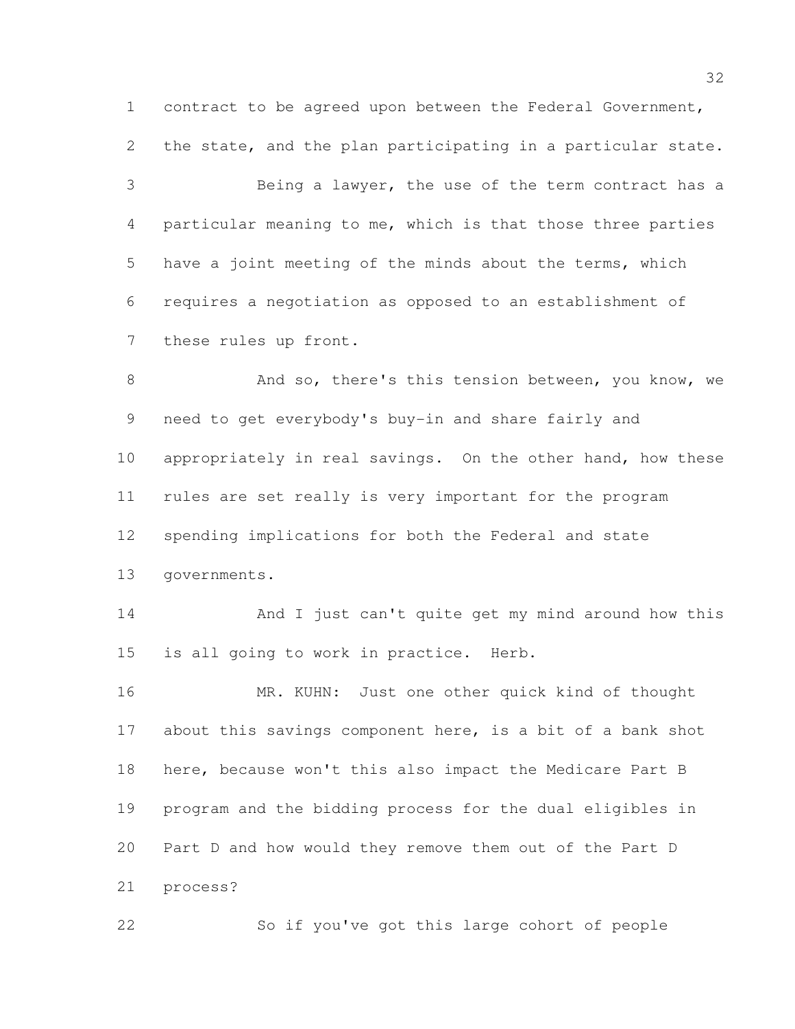contract to be agreed upon between the Federal Government, the state, and the plan participating in a particular state.

Being a lawyer, the use of the term contract has a particular meaning to me, which is that those three parties have a joint meeting of the minds about the terms, which requires a negotiation as opposed to an establishment of these rules up front.

And so, there's this tension between, you know, we need to get everybody's buy-in and share fairly and appropriately in real savings. On the other hand, how these rules are set really is very important for the program spending implications for both the Federal and state governments.

And I just can't quite get my mind around how this is all going to work in practice. Herb.

MR. KUHN: Just one other quick kind of thought about this savings component here, is a bit of a bank shot here, because won't this also impact the Medicare Part B program and the bidding process for the dual eligibles in Part D and how would they remove them out of the Part D process?

So if you've got this large cohort of people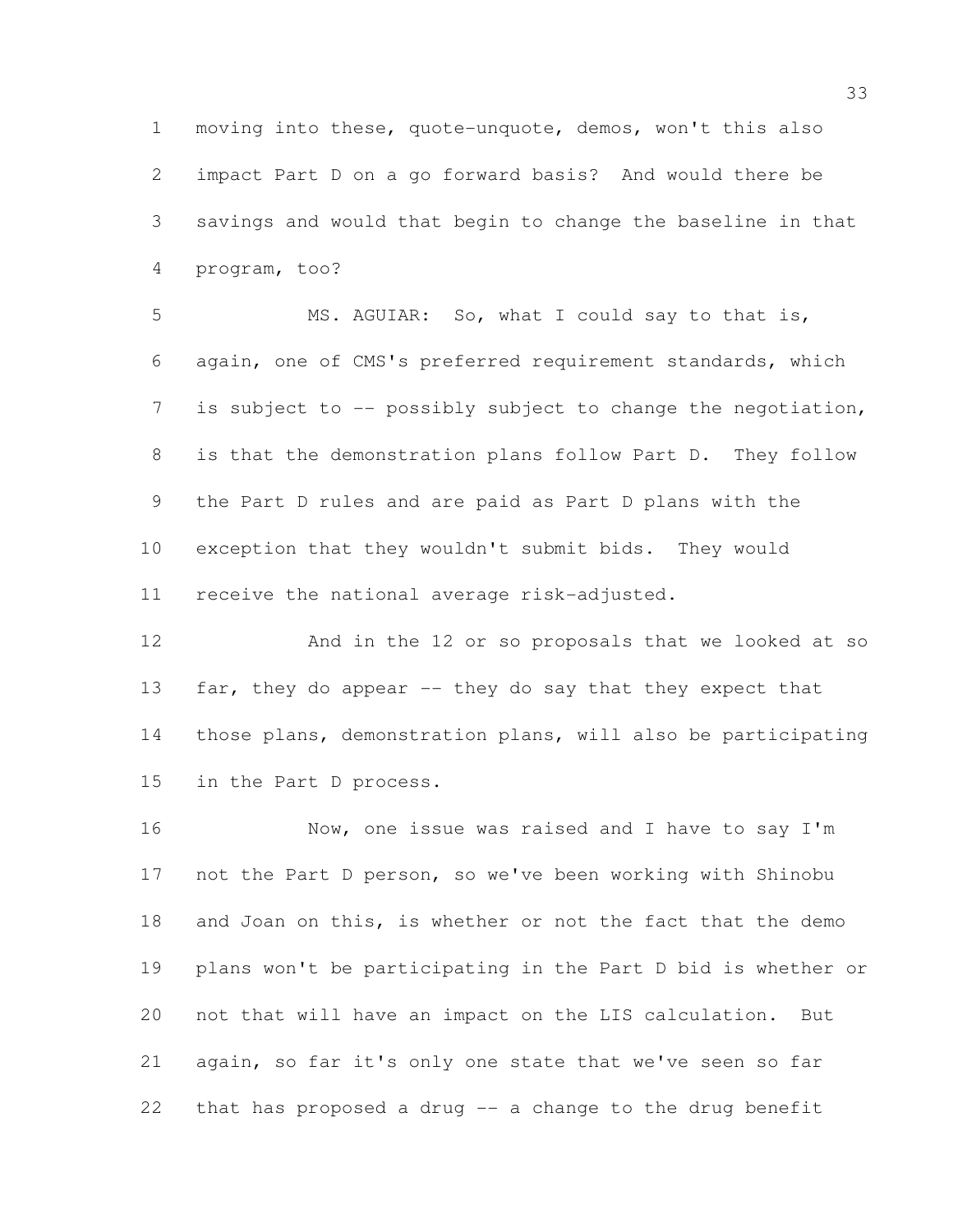moving into these, quote-unquote, demos, won't this also impact Part D on a go forward basis? And would there be savings and would that begin to change the baseline in that program, too?

MS. AGUIAR: So, what I could say to that is, again, one of CMS's preferred requirement standards, which is subject to -- possibly subject to change the negotiation, is that the demonstration plans follow Part D. They follow the Part D rules and are paid as Part D plans with the exception that they wouldn't submit bids. They would receive the national average risk-adjusted.

And in the 12 or so proposals that we looked at so far, they do appear -- they do say that they expect that those plans, demonstration plans, will also be participating in the Part D process.

Now, one issue was raised and I have to say I'm not the Part D person, so we've been working with Shinobu and Joan on this, is whether or not the fact that the demo plans won't be participating in the Part D bid is whether or not that will have an impact on the LIS calculation. But again, so far it's only one state that we've seen so far that has proposed a drug -- a change to the drug benefit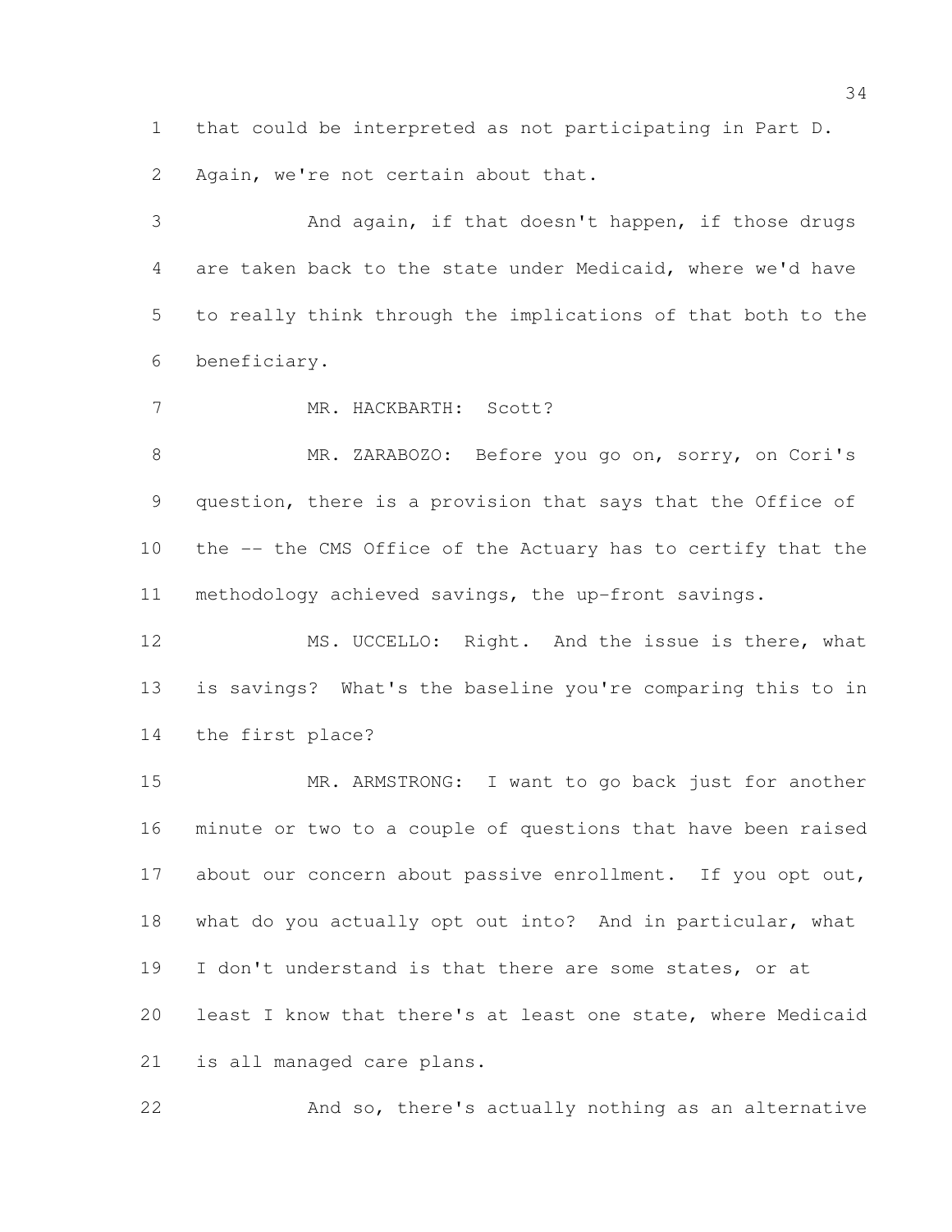that could be interpreted as not participating in Part D. Again, we're not certain about that.

And again, if that doesn't happen, if those drugs are taken back to the state under Medicaid, where we'd have to really think through the implications of that both to the beneficiary.

MR. HACKBARTH: Scott?

MR. ZARABOZO: Before you go on, sorry, on Cori's question, there is a provision that says that the Office of the -- the CMS Office of the Actuary has to certify that the methodology achieved savings, the up-front savings.

MS. UCCELLO: Right. And the issue is there, what is savings? What's the baseline you're comparing this to in the first place?

MR. ARMSTRONG: I want to go back just for another minute or two to a couple of questions that have been raised about our concern about passive enrollment. If you opt out, what do you actually opt out into? And in particular, what I don't understand is that there are some states, or at least I know that there's at least one state, where Medicaid is all managed care plans.

And so, there's actually nothing as an alternative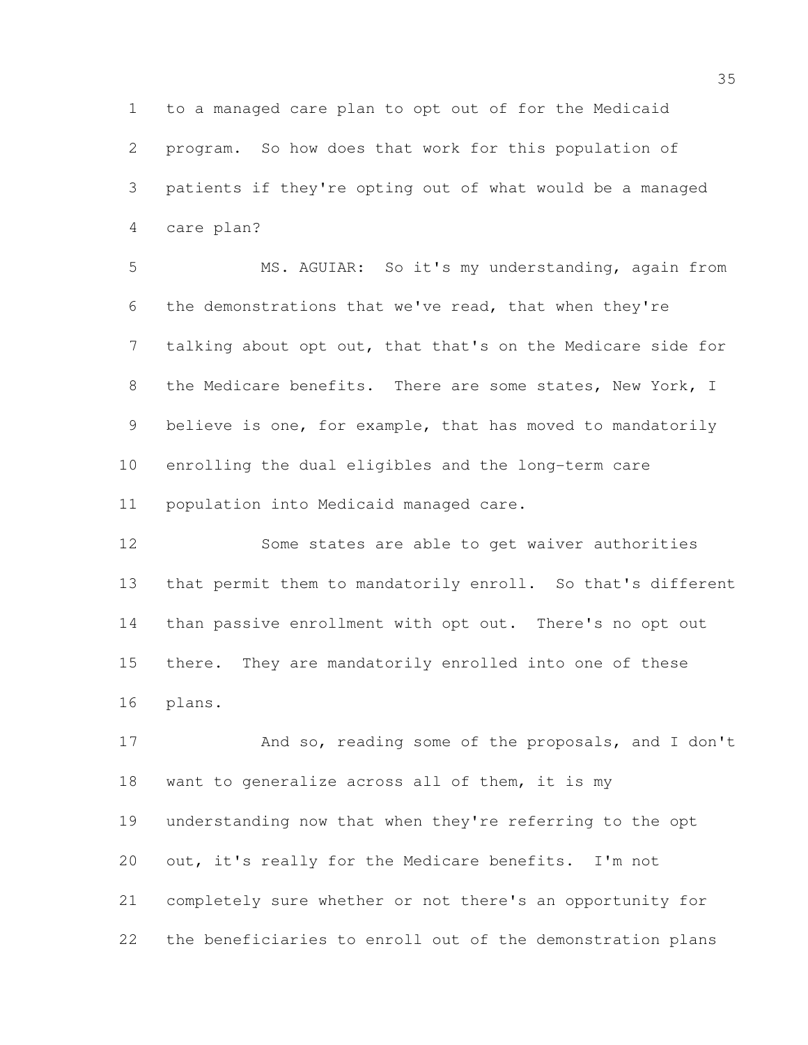to a managed care plan to opt out of for the Medicaid program. So how does that work for this population of patients if they're opting out of what would be a managed care plan?

MS. AGUIAR: So it's my understanding, again from the demonstrations that we've read, that when they're talking about opt out, that that's on the Medicare side for the Medicare benefits. There are some states, New York, I believe is one, for example, that has moved to mandatorily enrolling the dual eligibles and the long-term care population into Medicaid managed care.

Some states are able to get waiver authorities that permit them to mandatorily enroll. So that's different than passive enrollment with opt out. There's no opt out there. They are mandatorily enrolled into one of these plans.

And so, reading some of the proposals, and I don't want to generalize across all of them, it is my understanding now that when they're referring to the opt out, it's really for the Medicare benefits. I'm not completely sure whether or not there's an opportunity for the beneficiaries to enroll out of the demonstration plans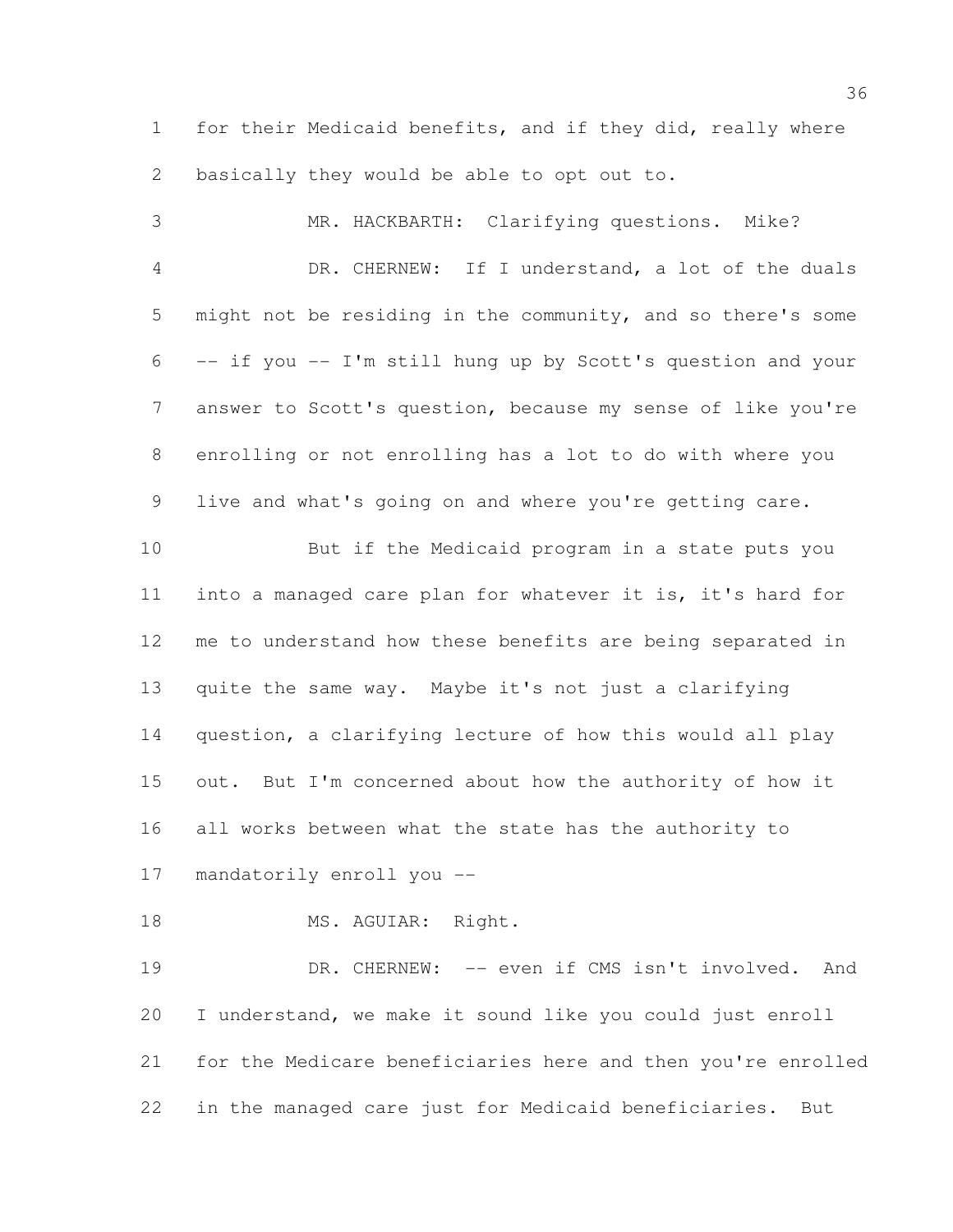for their Medicaid benefits, and if they did, really where basically they would be able to opt out to.

MR. HACKBARTH: Clarifying questions. Mike?

DR. CHERNEW: If I understand, a lot of the duals might not be residing in the community, and so there's some -- if you -- I'm still hung up by Scott's question and your answer to Scott's question, because my sense of like you're enrolling or not enrolling has a lot to do with where you live and what's going on and where you're getting care.

But if the Medicaid program in a state puts you into a managed care plan for whatever it is, it's hard for me to understand how these benefits are being separated in quite the same way. Maybe it's not just a clarifying question, a clarifying lecture of how this would all play out. But I'm concerned about how the authority of how it all works between what the state has the authority to mandatorily enroll you --

MS. AGUIAR: Right.

DR. CHERNEW: -- even if CMS isn't involved. And I understand, we make it sound like you could just enroll for the Medicare beneficiaries here and then you're enrolled in the managed care just for Medicaid beneficiaries. But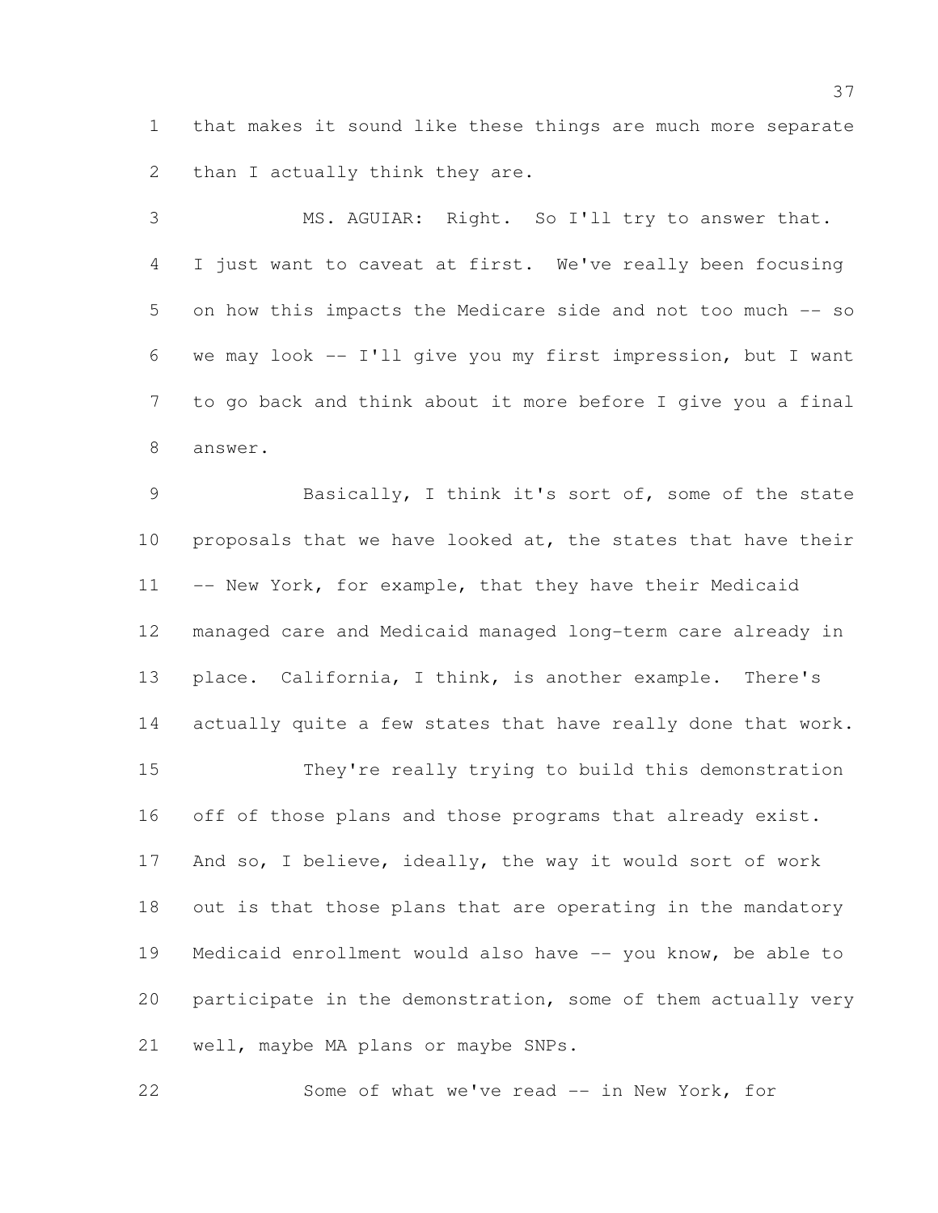that makes it sound like these things are much more separate than I actually think they are.

MS. AGUIAR: Right. So I'll try to answer that. I just want to caveat at first. We've really been focusing on how this impacts the Medicare side and not too much -- so we may look -- I'll give you my first impression, but I want to go back and think about it more before I give you a final answer.

Basically, I think it's sort of, some of the state proposals that we have looked at, the states that have their -- New York, for example, that they have their Medicaid managed care and Medicaid managed long-term care already in place. California, I think, is another example. There's actually quite a few states that have really done that work.

They're really trying to build this demonstration off of those plans and those programs that already exist. And so, I believe, ideally, the way it would sort of work out is that those plans that are operating in the mandatory Medicaid enrollment would also have -- you know, be able to participate in the demonstration, some of them actually very well, maybe MA plans or maybe SNPs.

Some of what we've read -- in New York, for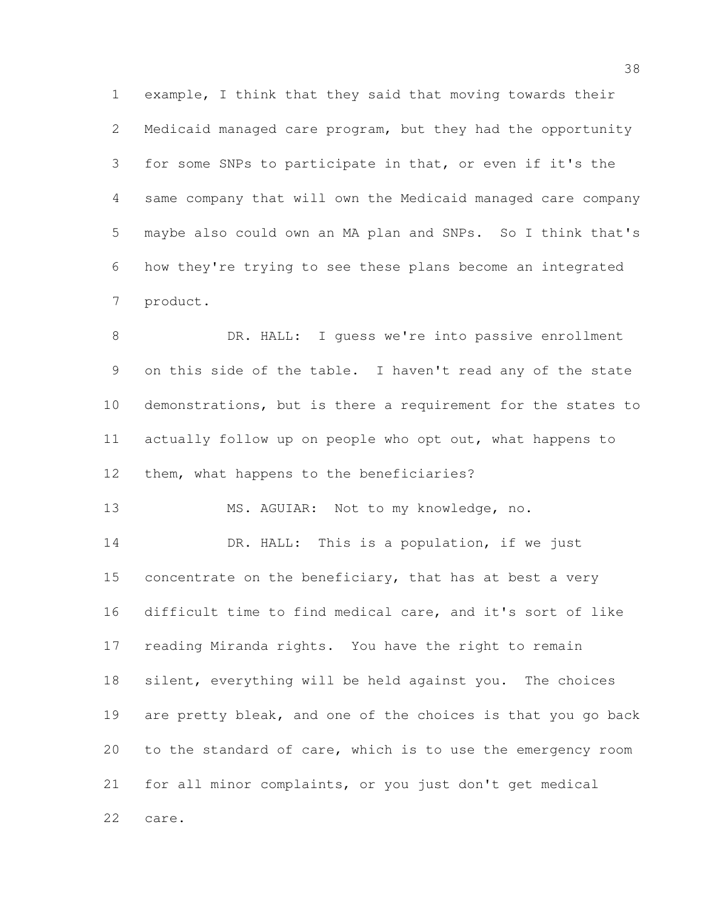example, I think that they said that moving towards their Medicaid managed care program, but they had the opportunity for some SNPs to participate in that, or even if it's the same company that will own the Medicaid managed care company maybe also could own an MA plan and SNPs. So I think that's how they're trying to see these plans become an integrated product.

DR. HALL: I guess we're into passive enrollment on this side of the table. I haven't read any of the state demonstrations, but is there a requirement for the states to actually follow up on people who opt out, what happens to them, what happens to the beneficiaries?

MS. AGUIAR: Not to my knowledge, no.

DR. HALL: This is a population, if we just concentrate on the beneficiary, that has at best a very difficult time to find medical care, and it's sort of like reading Miranda rights. You have the right to remain silent, everything will be held against you. The choices are pretty bleak, and one of the choices is that you go back to the standard of care, which is to use the emergency room for all minor complaints, or you just don't get medical care.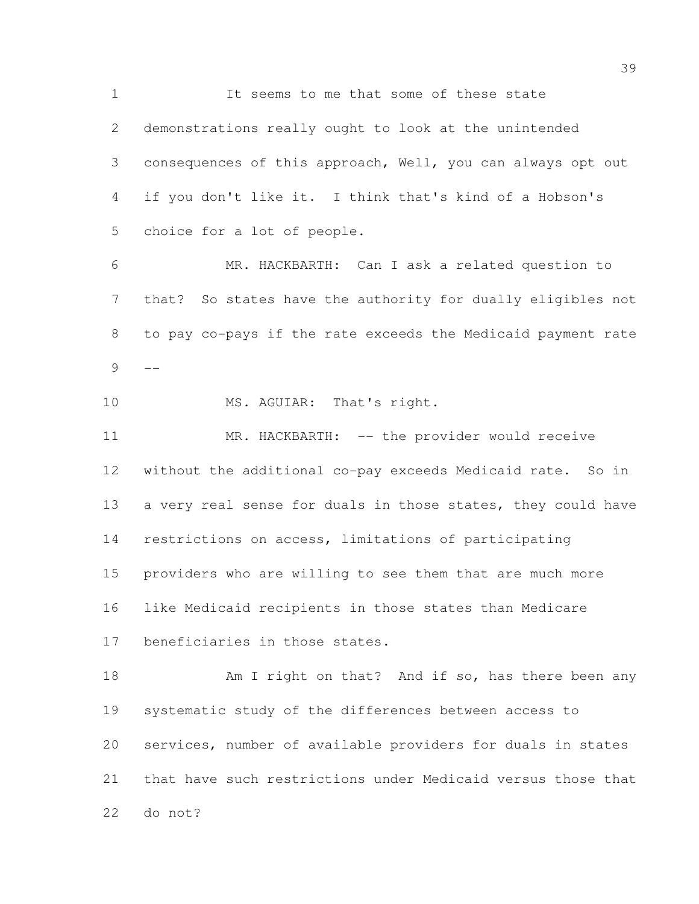It seems to me that some of these state demonstrations really ought to look at the unintended consequences of this approach, Well, you can always opt out if you don't like it. I think that's kind of a Hobson's choice for a lot of people.

MR. HACKBARTH: Can I ask a related question to that? So states have the authority for dually eligibles not to pay co-pays if the rate exceeds the Medicaid payment rate --

MS. AGUIAR: That's right.

MR. HACKBARTH: -- the provider would receive without the additional co-pay exceeds Medicaid rate. So in a very real sense for duals in those states, they could have restrictions on access, limitations of participating providers who are willing to see them that are much more like Medicaid recipients in those states than Medicare beneficiaries in those states.

Am I right on that? And if so, has there been any systematic study of the differences between access to services, number of available providers for duals in states that have such restrictions under Medicaid versus those that do not?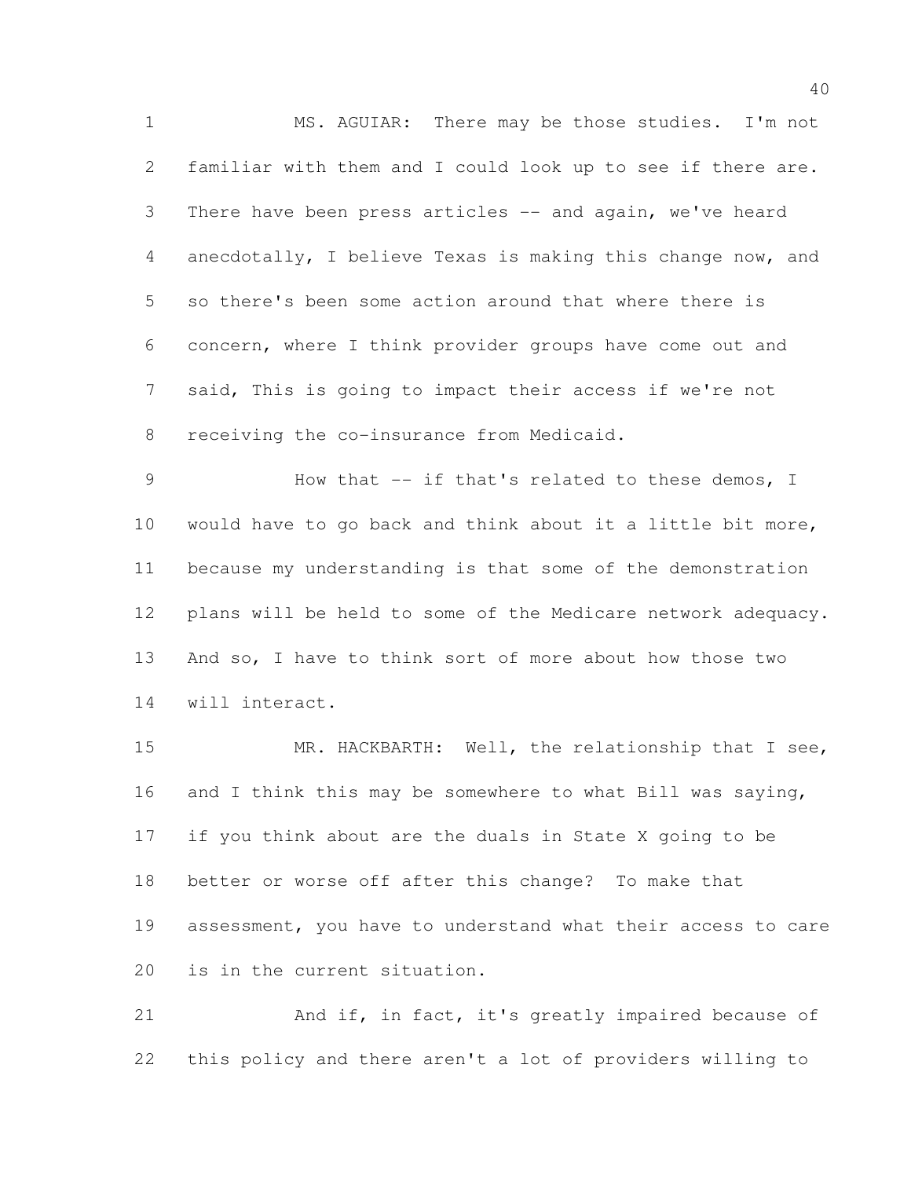MS. AGUIAR: There may be those studies. I'm not familiar with them and I could look up to see if there are. There have been press articles -- and again, we've heard anecdotally, I believe Texas is making this change now, and so there's been some action around that where there is concern, where I think provider groups have come out and said, This is going to impact their access if we're not receiving the co-insurance from Medicaid.

How that -- if that's related to these demos, I would have to go back and think about it a little bit more, because my understanding is that some of the demonstration plans will be held to some of the Medicare network adequacy. And so, I have to think sort of more about how those two will interact.

MR. HACKBARTH: Well, the relationship that I see, and I think this may be somewhere to what Bill was saying, if you think about are the duals in State X going to be better or worse off after this change? To make that assessment, you have to understand what their access to care is in the current situation.

And if, in fact, it's greatly impaired because of this policy and there aren't a lot of providers willing to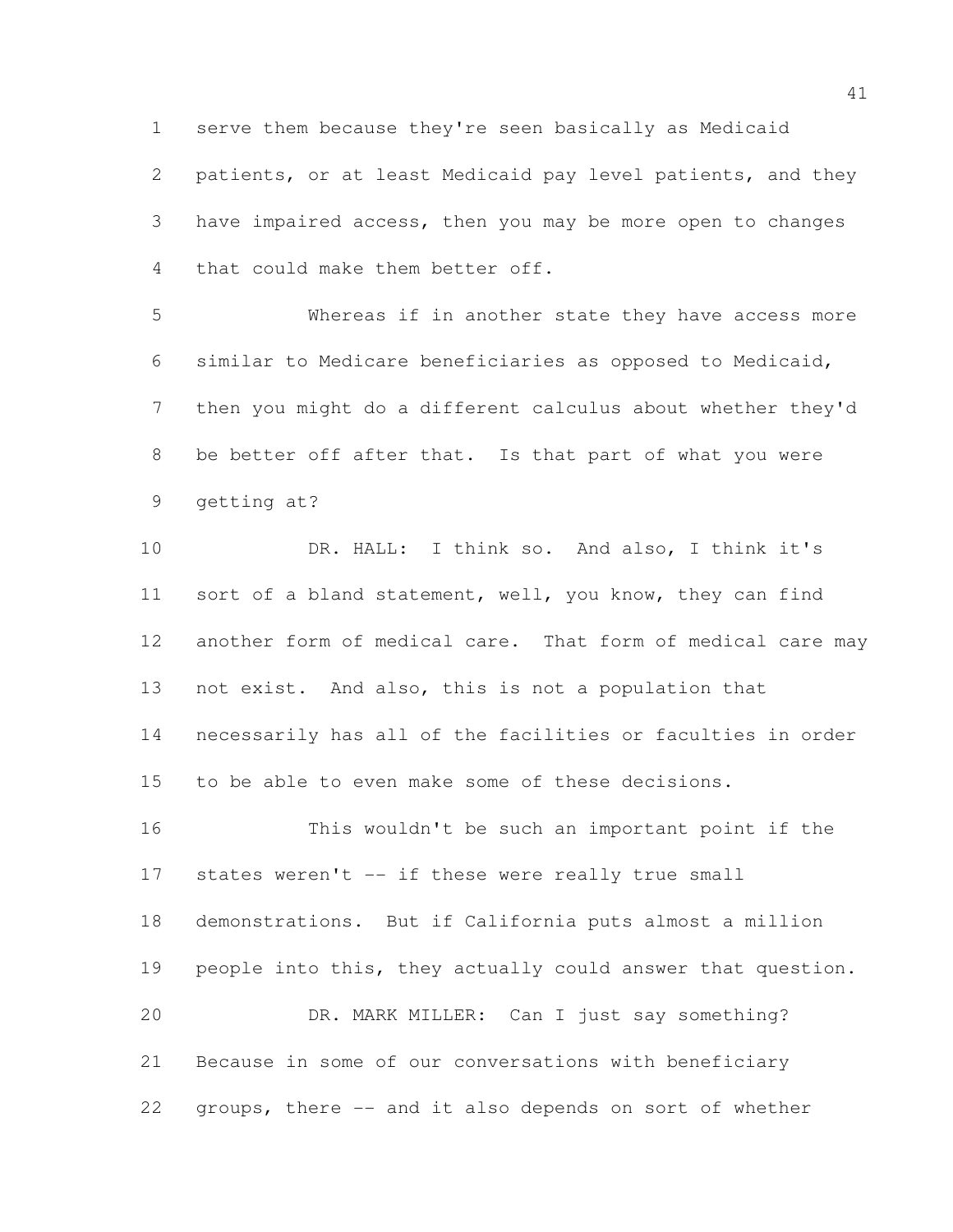serve them because they're seen basically as Medicaid patients, or at least Medicaid pay level patients, and they have impaired access, then you may be more open to changes that could make them better off.

Whereas if in another state they have access more similar to Medicare beneficiaries as opposed to Medicaid, then you might do a different calculus about whether they'd be better off after that. Is that part of what you were getting at?

DR. HALL: I think so. And also, I think it's sort of a bland statement, well, you know, they can find another form of medical care. That form of medical care may not exist. And also, this is not a population that necessarily has all of the facilities or faculties in order to be able to even make some of these decisions.

This wouldn't be such an important point if the states weren't -- if these were really true small demonstrations. But if California puts almost a million people into this, they actually could answer that question.

DR. MARK MILLER: Can I just say something? Because in some of our conversations with beneficiary groups, there -- and it also depends on sort of whether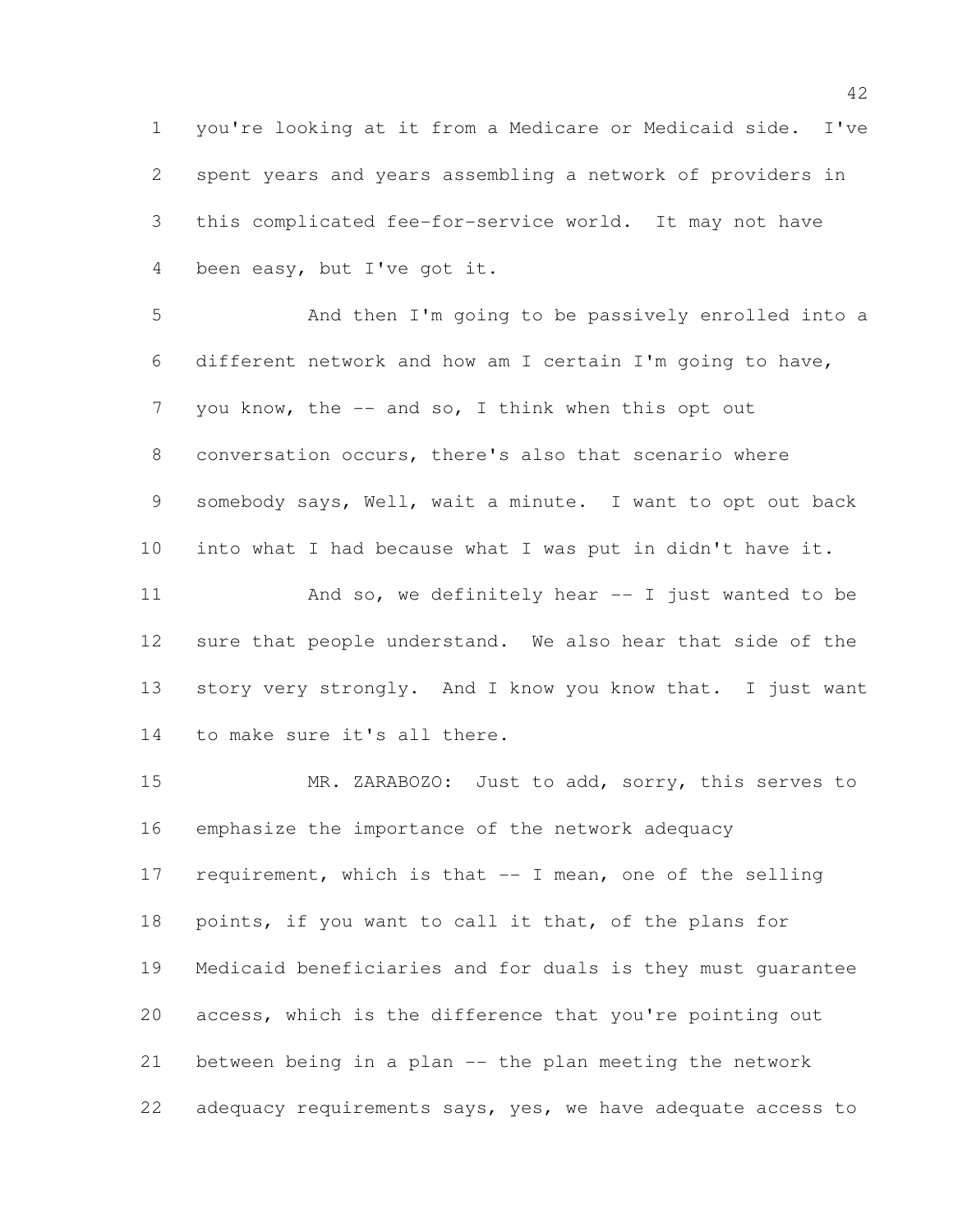you're looking at it from a Medicare or Medicaid side. I've spent years and years assembling a network of providers in this complicated fee-for-service world. It may not have been easy, but I've got it.

And then I'm going to be passively enrolled into a different network and how am I certain I'm going to have, you know, the -- and so, I think when this opt out conversation occurs, there's also that scenario where somebody says, Well, wait a minute. I want to opt out back into what I had because what I was put in didn't have it.

And so, we definitely hear -- I just wanted to be sure that people understand. We also hear that side of the story very strongly. And I know you know that. I just want to make sure it's all there.

MR. ZARABOZO: Just to add, sorry, this serves to emphasize the importance of the network adequacy requirement, which is that -- I mean, one of the selling points, if you want to call it that, of the plans for Medicaid beneficiaries and for duals is they must guarantee access, which is the difference that you're pointing out between being in a plan -- the plan meeting the network adequacy requirements says, yes, we have adequate access to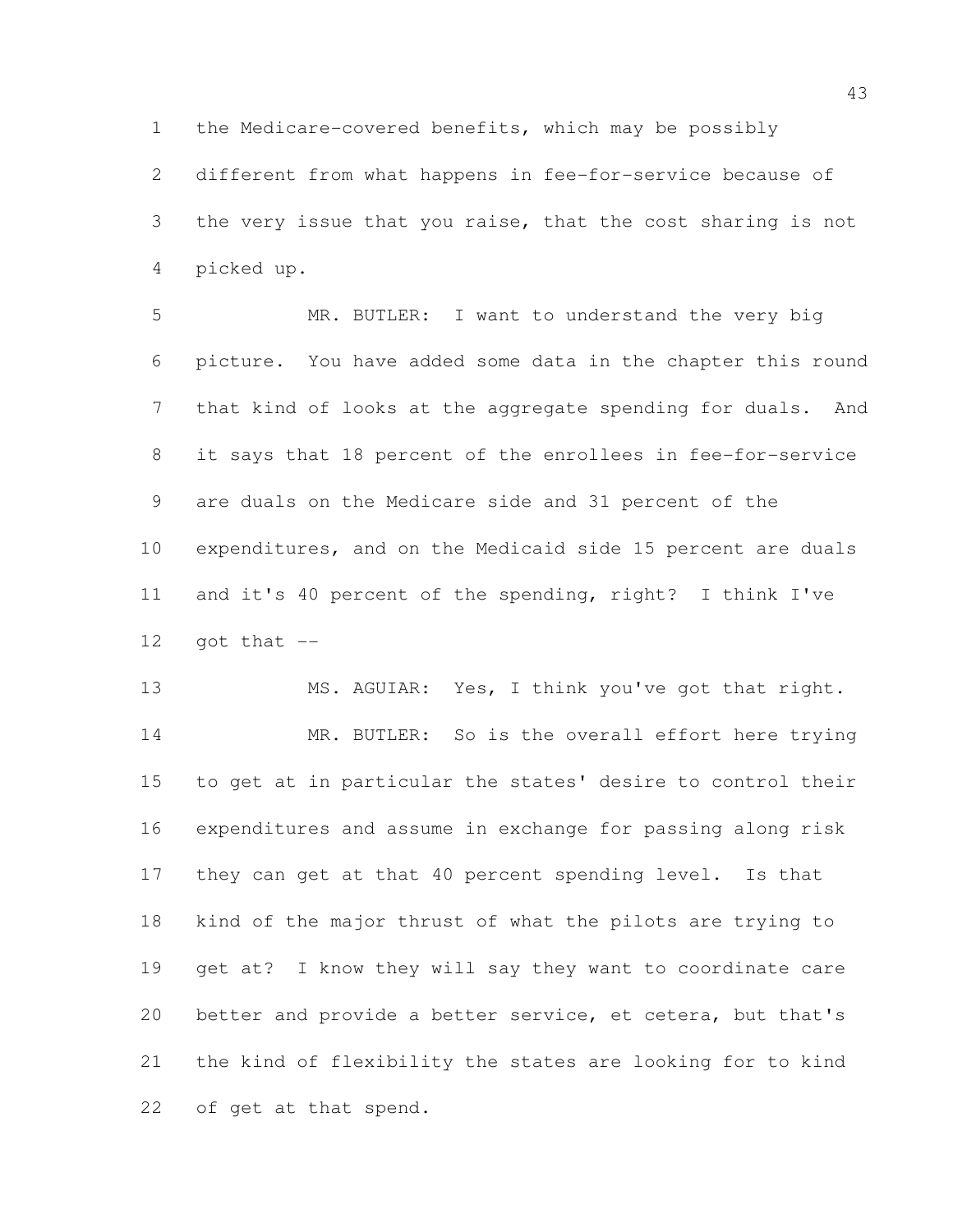the Medicare-covered benefits, which may be possibly different from what happens in fee-for-service because of the very issue that you raise, that the cost sharing is not picked up.

MR. BUTLER: I want to understand the very big picture. You have added some data in the chapter this round that kind of looks at the aggregate spending for duals. And it says that 18 percent of the enrollees in fee-for-service are duals on the Medicare side and 31 percent of the expenditures, and on the Medicaid side 15 percent are duals and it's 40 percent of the spending, right? I think I've got that --

MS. AGUIAR: Yes, I think you've got that right.

MR. BUTLER: So is the overall effort here trying to get at in particular the states' desire to control their expenditures and assume in exchange for passing along risk they can get at that 40 percent spending level. Is that kind of the major thrust of what the pilots are trying to get at? I know they will say they want to coordinate care better and provide a better service, et cetera, but that's the kind of flexibility the states are looking for to kind of get at that spend.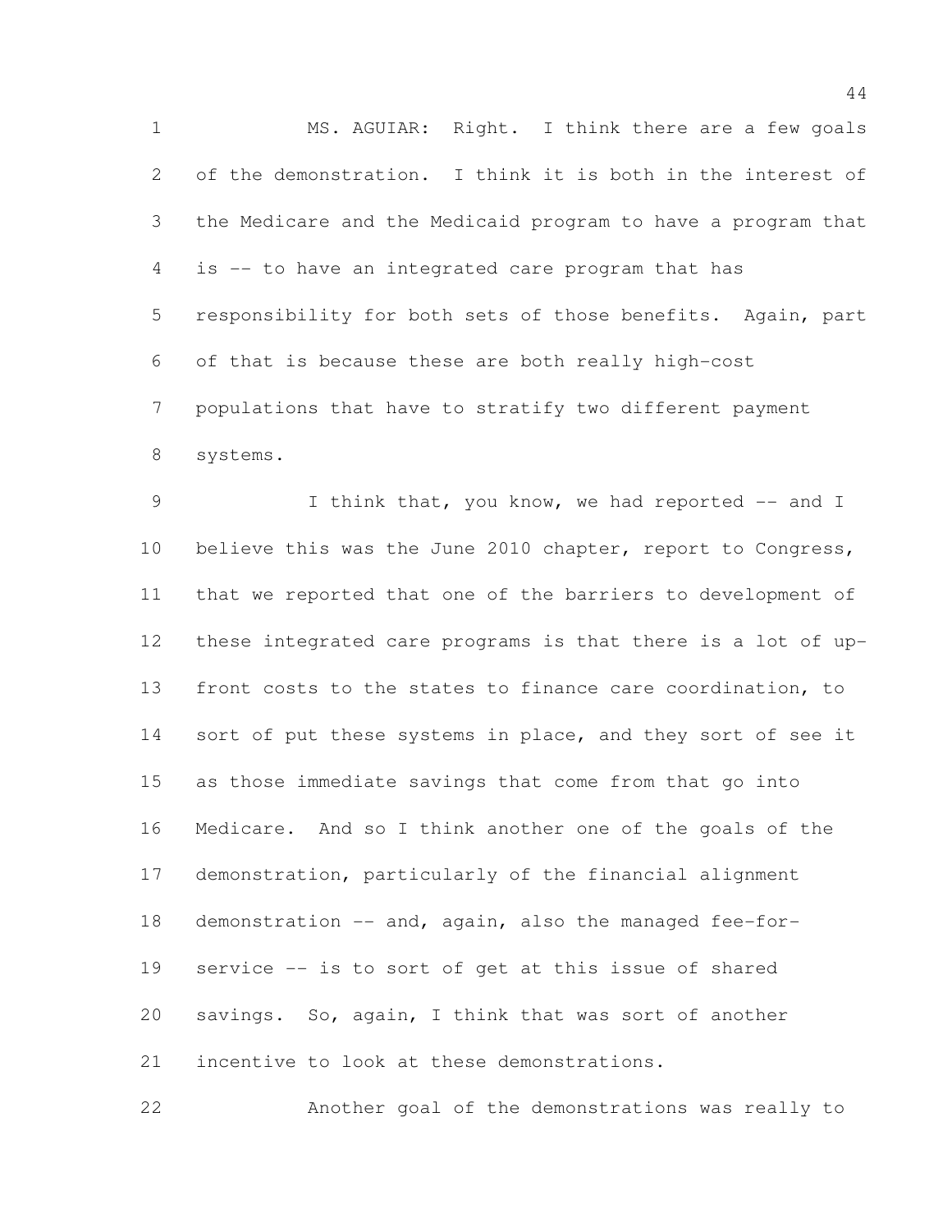MS. AGUIAR: Right. I think there are a few goals of the demonstration. I think it is both in the interest of the Medicare and the Medicaid program to have a program that is -- to have an integrated care program that has responsibility for both sets of those benefits. Again, part of that is because these are both really high-cost populations that have to stratify two different payment systems.

I think that, you know, we had reported -- and I believe this was the June 2010 chapter, report to Congress, that we reported that one of the barriers to development of these integrated care programs is that there is a lot of up-front costs to the states to finance care coordination, to sort of put these systems in place, and they sort of see it as those immediate savings that come from that go into Medicare. And so I think another one of the goals of the demonstration, particularly of the financial alignment demonstration -- and, again, also the managed fee-for-service -- is to sort of get at this issue of shared savings. So, again, I think that was sort of another incentive to look at these demonstrations.

Another goal of the demonstrations was really to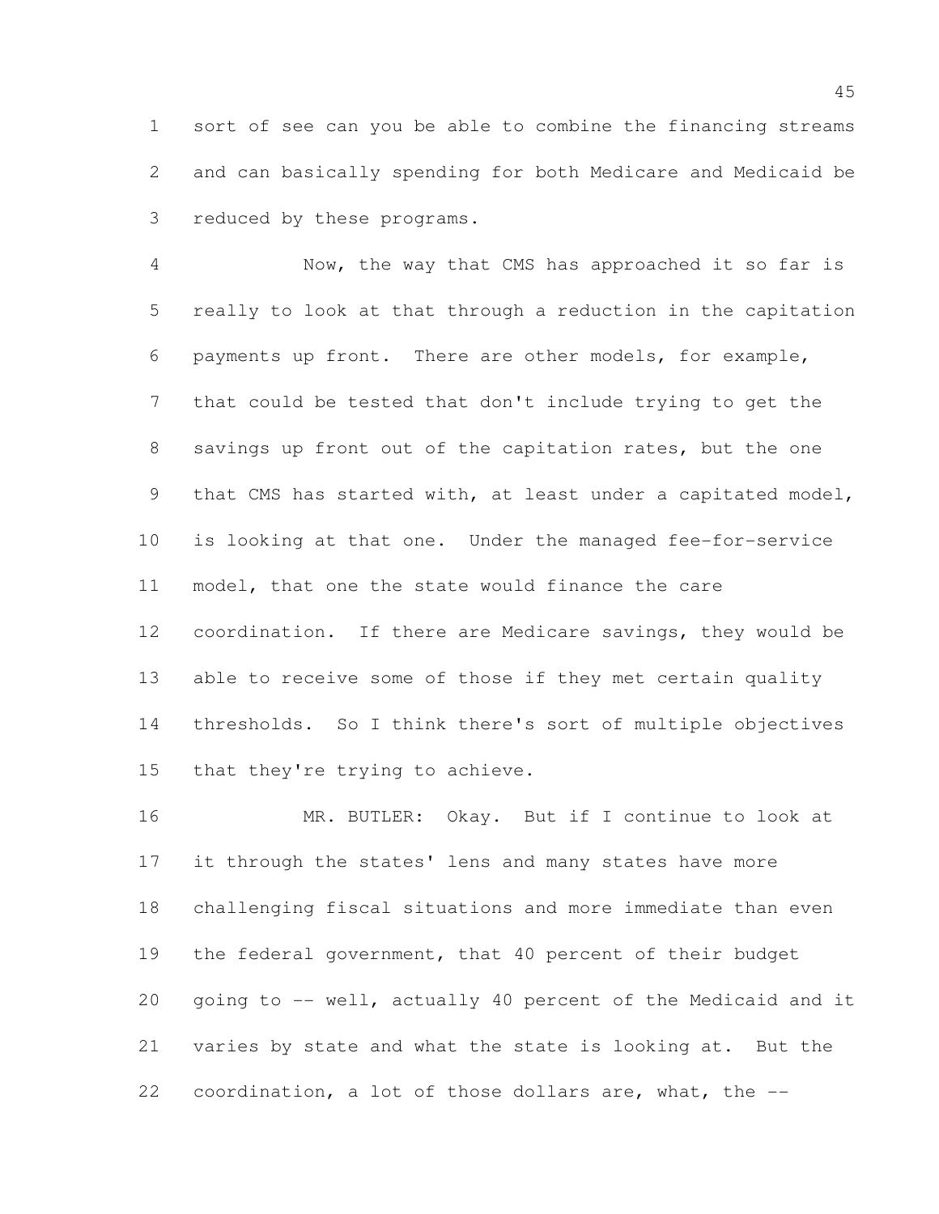sort of see can you be able to combine the financing streams and can basically spending for both Medicare and Medicaid be reduced by these programs.

Now, the way that CMS has approached it so far is really to look at that through a reduction in the capitation payments up front. There are other models, for example, that could be tested that don't include trying to get the savings up front out of the capitation rates, but the one that CMS has started with, at least under a capitated model, is looking at that one. Under the managed fee-for-service model, that one the state would finance the care coordination. If there are Medicare savings, they would be able to receive some of those if they met certain quality thresholds. So I think there's sort of multiple objectives that they're trying to achieve.

MR. BUTLER: Okay. But if I continue to look at it through the states' lens and many states have more challenging fiscal situations and more immediate than even the federal government, that 40 percent of their budget going to -- well, actually 40 percent of the Medicaid and it varies by state and what the state is looking at. But the coordination, a lot of those dollars are, what, the --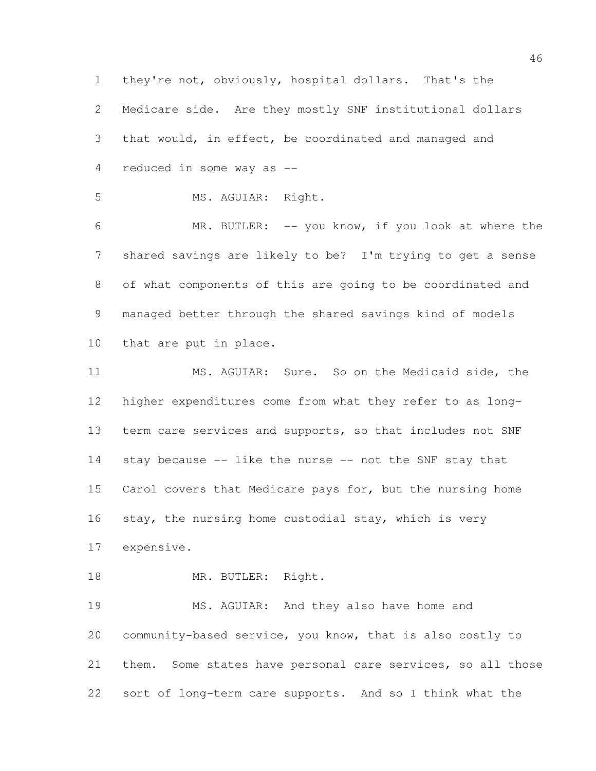they're not, obviously, hospital dollars. That's the Medicare side. Are they mostly SNF institutional dollars that would, in effect, be coordinated and managed and reduced in some way as --

MS. AGUIAR: Right.

MR. BUTLER: -- you know, if you look at where the shared savings are likely to be? I'm trying to get a sense of what components of this are going to be coordinated and managed better through the shared savings kind of models that are put in place.

MS. AGUIAR: Sure. So on the Medicaid side, the higher expenditures come from what they refer to as long-term care services and supports, so that includes not SNF stay because -- like the nurse -- not the SNF stay that Carol covers that Medicare pays for, but the nursing home stay, the nursing home custodial stay, which is very expensive.

MR. BUTLER: Right.

MS. AGUIAR: And they also have home and community-based service, you know, that is also costly to them. Some states have personal care services, so all those sort of long-term care supports. And so I think what the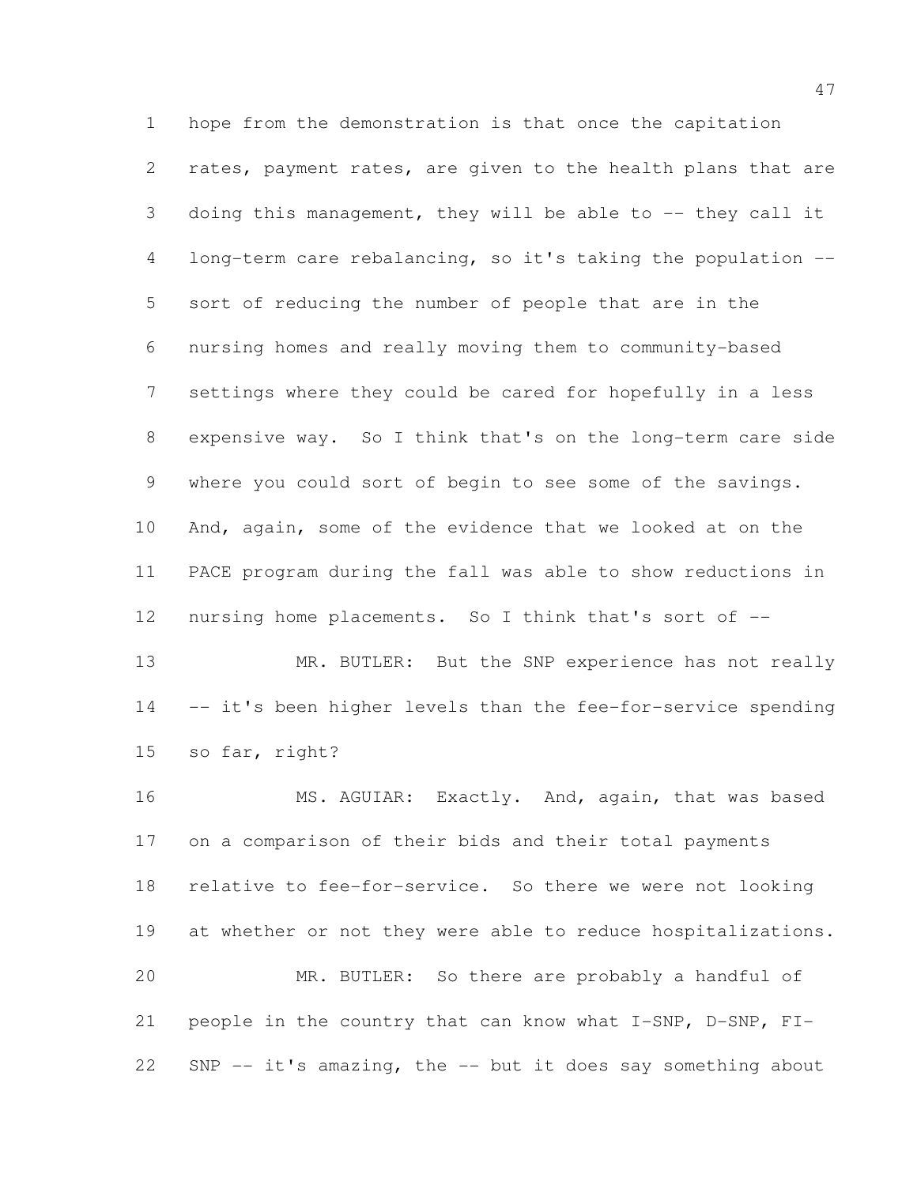hope from the demonstration is that once the capitation rates, payment rates, are given to the health plans that are doing this management, they will be able to -- they call it long-term care rebalancing, so it's taking the population -- sort of reducing the number of people that are in the nursing homes and really moving them to community-based settings where they could be cared for hopefully in a less expensive way. So I think that's on the long-term care side where you could sort of begin to see some of the savings. And, again, some of the evidence that we looked at on the PACE program during the fall was able to show reductions in nursing home placements. So I think that's sort of --

MR. BUTLER: But the SNP experience has not really -- it's been higher levels than the fee-for-service spending so far, right?

MS. AGUIAR: Exactly. And, again, that was based on a comparison of their bids and their total payments relative to fee-for-service. So there we were not looking at whether or not they were able to reduce hospitalizations.

MR. BUTLER: So there are probably a handful of people in the country that can know what I-SNP, D-SNP, FI-SNP -- it's amazing, the -- but it does say something about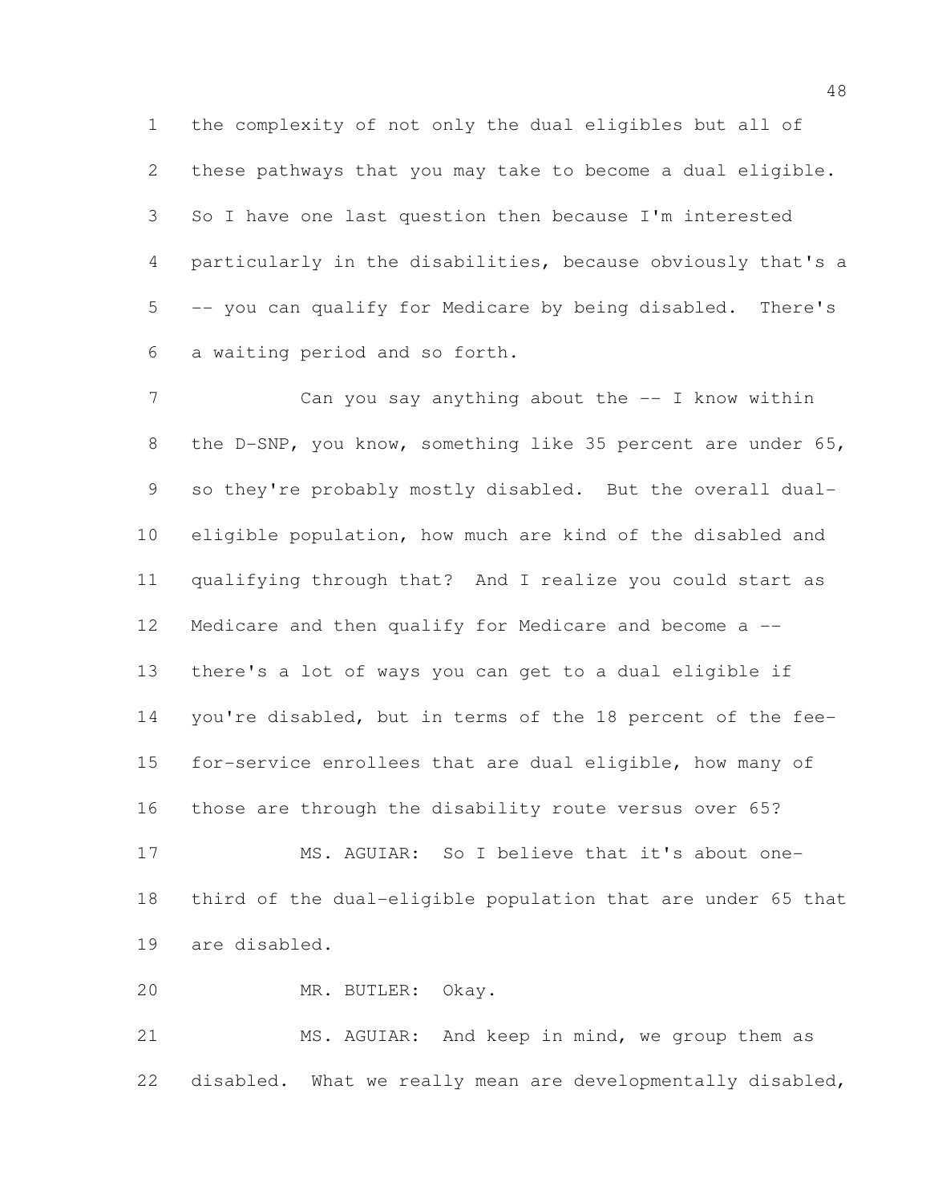the complexity of not only the dual eligibles but all of these pathways that you may take to become a dual eligible. So I have one last question then because I'm interested particularly in the disabilities, because obviously that's a -- you can qualify for Medicare by being disabled. There's a waiting period and so forth.

Can you say anything about the -- I know within the D-SNP, you know, something like 35 percent are under 65, so they're probably mostly disabled. But the overall dual-eligible population, how much are kind of the disabled and qualifying through that? And I realize you could start as Medicare and then qualify for Medicare and become a -- there's a lot of ways you can get to a dual eligible if you're disabled, but in terms of the 18 percent of the fee-for-service enrollees that are dual eligible, how many of those are through the disability route versus over 65?

MS. AGUIAR: So I believe that it's about one-third of the dual-eligible population that are under 65 that are disabled.

MR. BUTLER: Okay.

MS. AGUIAR: And keep in mind, we group them as disabled. What we really mean are developmentally disabled,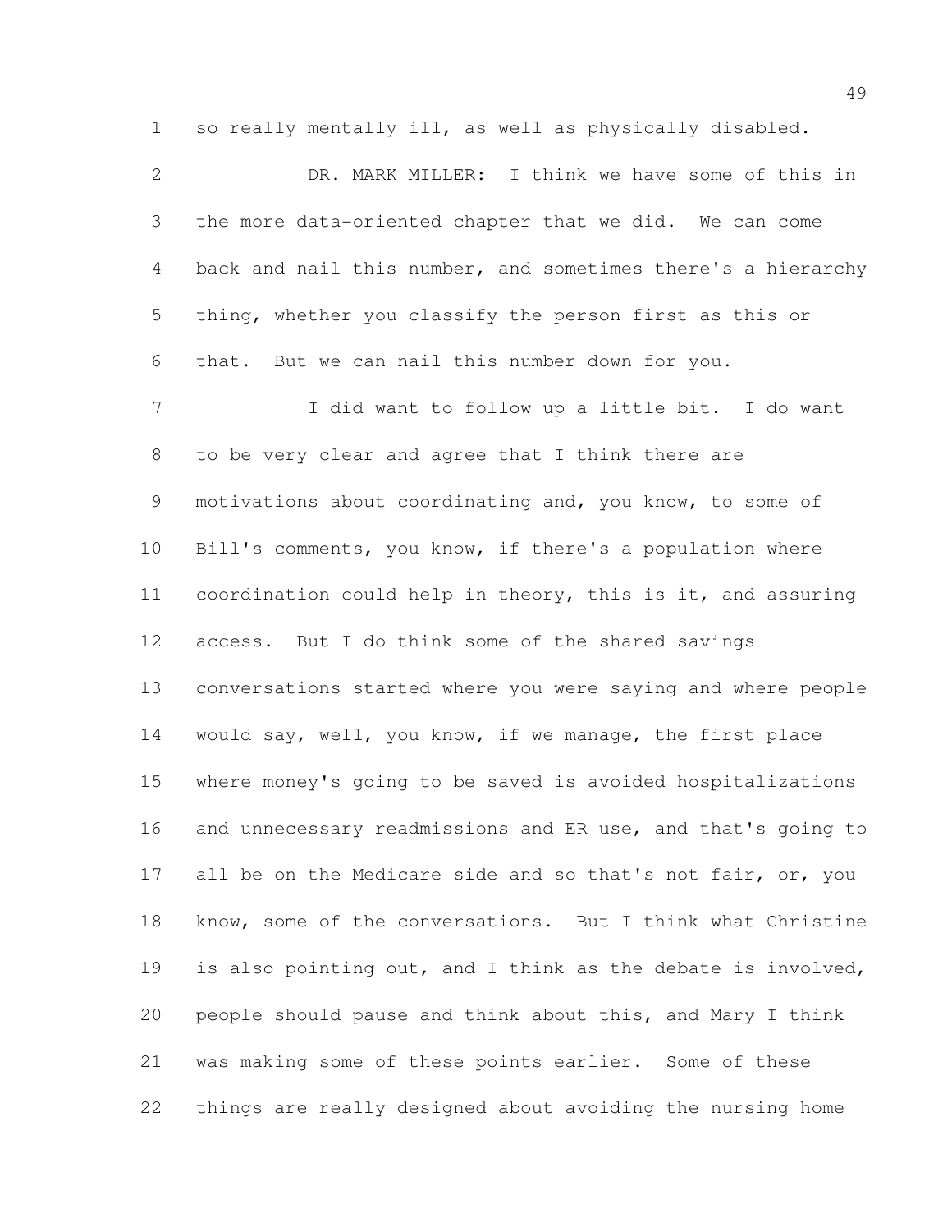so really mentally ill, as well as physically disabled.

DR. MARK MILLER: I think we have some of this in the more data-oriented chapter that we did. We can come back and nail this number, and sometimes there's a hierarchy thing, whether you classify the person first as this or that. But we can nail this number down for you.

I did want to follow up a little bit. I do want to be very clear and agree that I think there are motivations about coordinating and, you know, to some of Bill's comments, you know, if there's a population where coordination could help in theory, this is it, and assuring access. But I do think some of the shared savings conversations started where you were saying and where people would say, well, you know, if we manage, the first place where money's going to be saved is avoided hospitalizations and unnecessary readmissions and ER use, and that's going to all be on the Medicare side and so that's not fair, or, you know, some of the conversations. But I think what Christine is also pointing out, and I think as the debate is involved, people should pause and think about this, and Mary I think was making some of these points earlier. Some of these things are really designed about avoiding the nursing home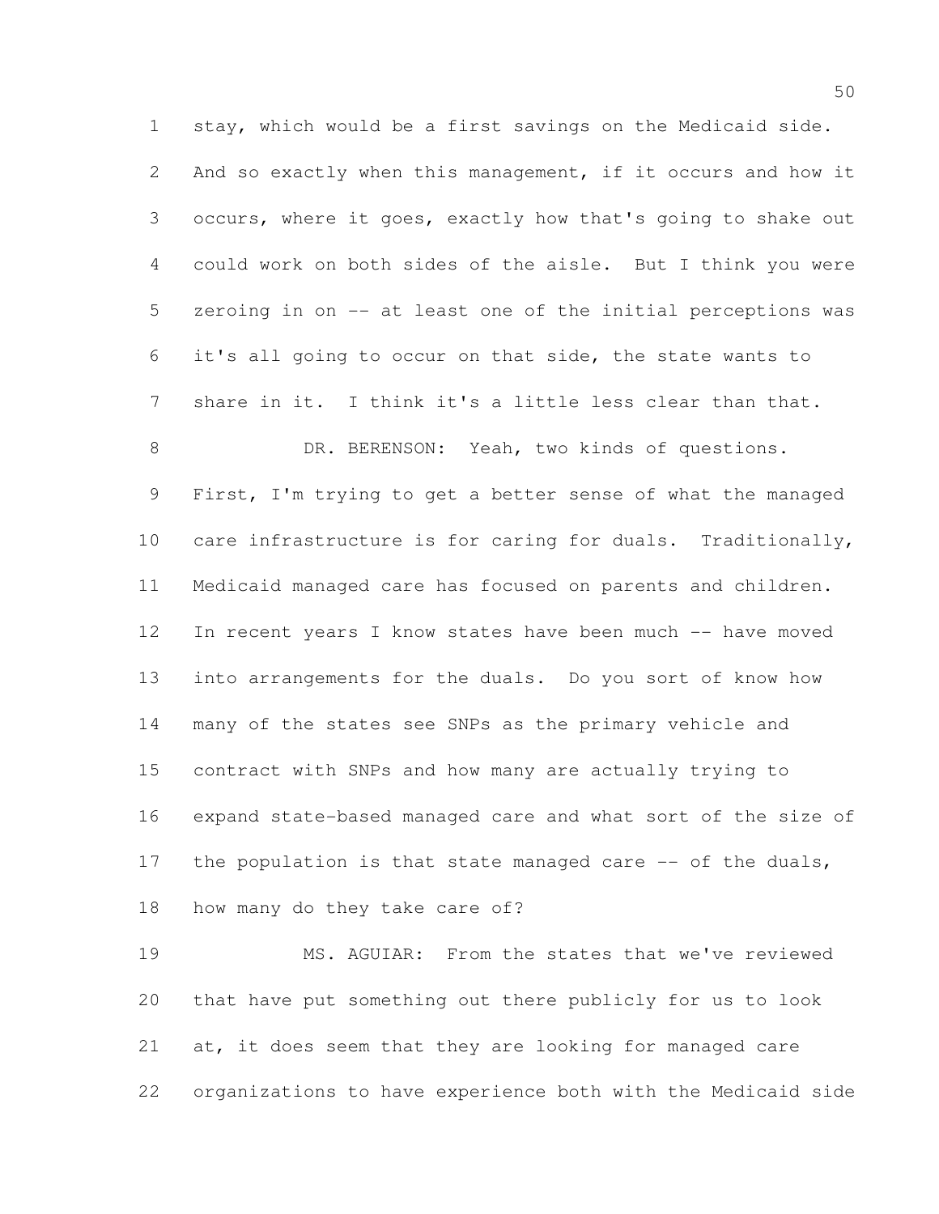stay, which would be a first savings on the Medicaid side. And so exactly when this management, if it occurs and how it occurs, where it goes, exactly how that's going to shake out could work on both sides of the aisle. But I think you were zeroing in on -- at least one of the initial perceptions was it's all going to occur on that side, the state wants to share in it. I think it's a little less clear than that.

DR. BERENSON: Yeah, two kinds of questions. First, I'm trying to get a better sense of what the managed care infrastructure is for caring for duals. Traditionally, Medicaid managed care has focused on parents and children. In recent years I know states have been much -- have moved into arrangements for the duals. Do you sort of know how many of the states see SNPs as the primary vehicle and contract with SNPs and how many are actually trying to expand state-based managed care and what sort of the size of the population is that state managed care -- of the duals, how many do they take care of?

MS. AGUIAR: From the states that we've reviewed that have put something out there publicly for us to look at, it does seem that they are looking for managed care organizations to have experience both with the Medicaid side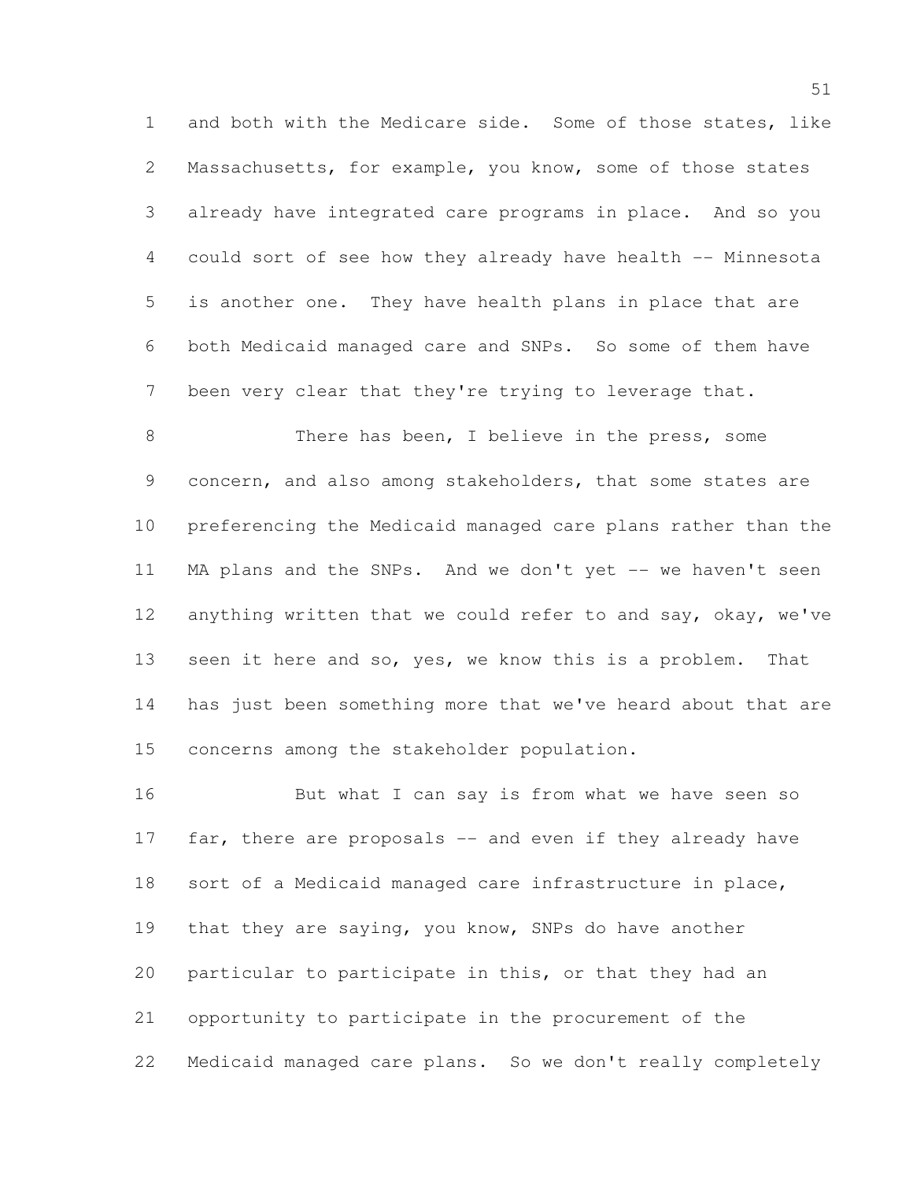and both with the Medicare side. Some of those states, like Massachusetts, for example, you know, some of those states already have integrated care programs in place. And so you could sort of see how they already have health -- Minnesota is another one. They have health plans in place that are both Medicaid managed care and SNPs. So some of them have been very clear that they're trying to leverage that.

There has been, I believe in the press, some concern, and also among stakeholders, that some states are preferencing the Medicaid managed care plans rather than the MA plans and the SNPs. And we don't yet -- we haven't seen anything written that we could refer to and say, okay, we've seen it here and so, yes, we know this is a problem. That has just been something more that we've heard about that are concerns among the stakeholder population.

But what I can say is from what we have seen so far, there are proposals -- and even if they already have sort of a Medicaid managed care infrastructure in place, that they are saying, you know, SNPs do have another particular to participate in this, or that they had an opportunity to participate in the procurement of the Medicaid managed care plans. So we don't really completely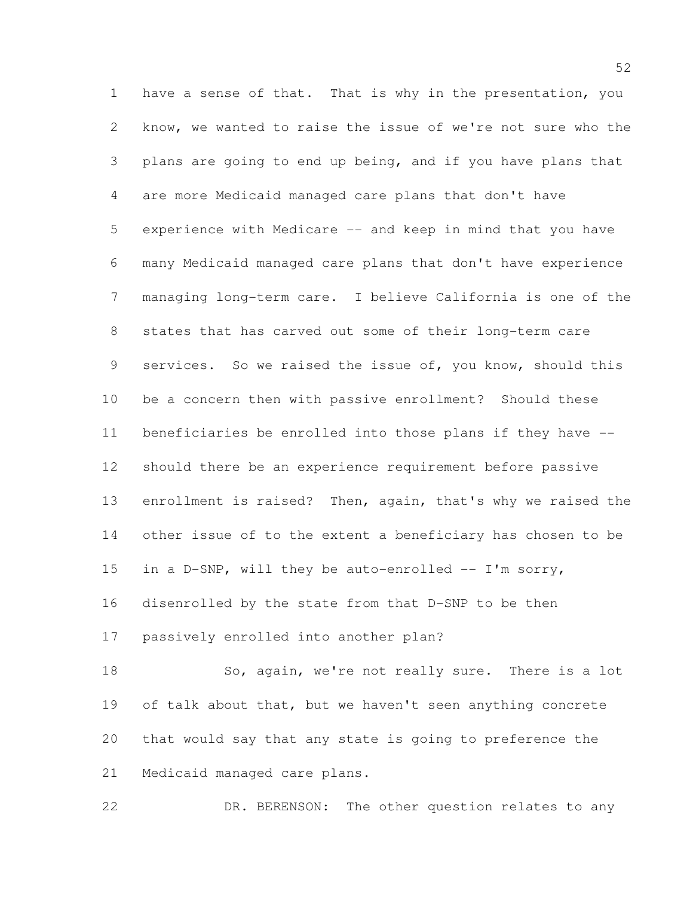have a sense of that. That is why in the presentation, you know, we wanted to raise the issue of we're not sure who the plans are going to end up being, and if you have plans that are more Medicaid managed care plans that don't have experience with Medicare -- and keep in mind that you have many Medicaid managed care plans that don't have experience managing long-term care. I believe California is one of the states that has carved out some of their long-term care services. So we raised the issue of, you know, should this be a concern then with passive enrollment? Should these beneficiaries be enrolled into those plans if they have -- should there be an experience requirement before passive enrollment is raised? Then, again, that's why we raised the other issue of to the extent a beneficiary has chosen to be in a D-SNP, will they be auto-enrolled -- I'm sorry, disenrolled by the state from that D-SNP to be then passively enrolled into another plan?

So, again, we're not really sure. There is a lot of talk about that, but we haven't seen anything concrete that would say that any state is going to preference the Medicaid managed care plans.

DR. BERENSON: The other question relates to any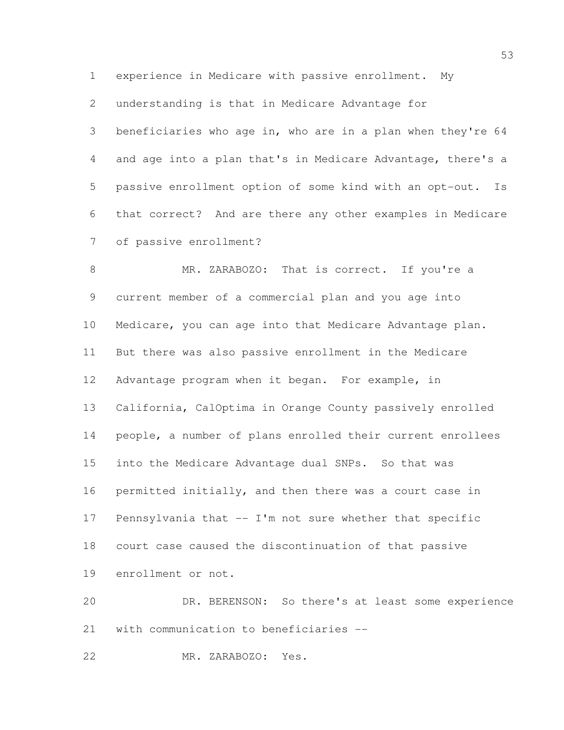experience in Medicare with passive enrollment. My understanding is that in Medicare Advantage for beneficiaries who age in, who are in a plan when they're 64 and age into a plan that's in Medicare Advantage, there's a passive enrollment option of some kind with an opt-out. Is that correct? And are there any other examples in Medicare of passive enrollment?

MR. ZARABOZO: That is correct. If you're a current member of a commercial plan and you age into Medicare, you can age into that Medicare Advantage plan. But there was also passive enrollment in the Medicare Advantage program when it began. For example, in California, CalOptima in Orange County passively enrolled people, a number of plans enrolled their current enrollees into the Medicare Advantage dual SNPs. So that was permitted initially, and then there was a court case in Pennsylvania that -- I'm not sure whether that specific court case caused the discontinuation of that passive enrollment or not.

DR. BERENSON: So there's at least some experience with communication to beneficiaries --

MR. ZARABOZO: Yes.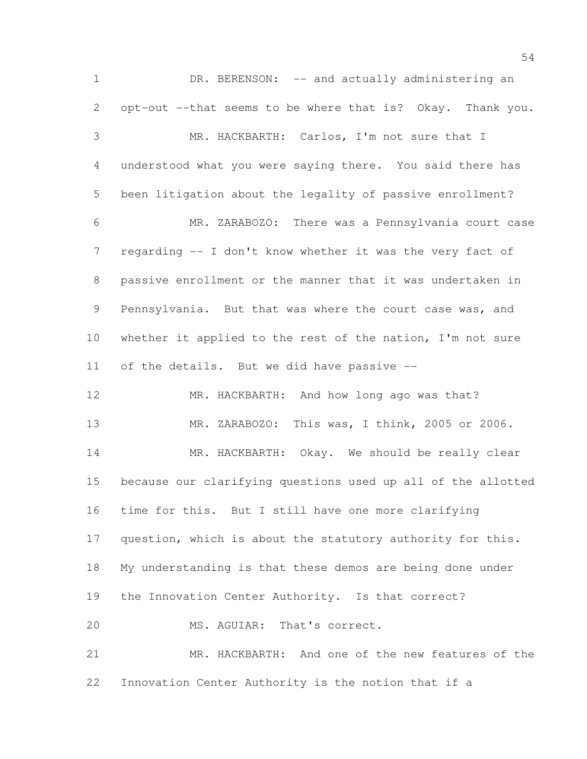DR. BERENSON: -- and actually administering an opt-out --that seems to be where that is? Okay. Thank you.

MR. HACKBARTH: Carlos, I'm not sure that I understood what you were saying there. You said there has been litigation about the legality of passive enrollment?

MR. ZARABOZO: There was a Pennsylvania court case regarding -- I don't know whether it was the very fact of passive enrollment or the manner that it was undertaken in Pennsylvania. But that was where the court case was, and whether it applied to the rest of the nation, I'm not sure of the details. But we did have passive --

MR. HACKBARTH: And how long ago was that?

MR. ZARABOZO: This was, I think, 2005 or 2006.

MR. HACKBARTH: Okay. We should be really clear because our clarifying questions used up all of the allotted time for this. But I still have one more clarifying question, which is about the statutory authority for this. My understanding is that these demos are being done under the Innovation Center Authority. Is that correct?

MS. AGUIAR: That's correct.

MR. HACKBARTH: And one of the new features of the Innovation Center Authority is the notion that if a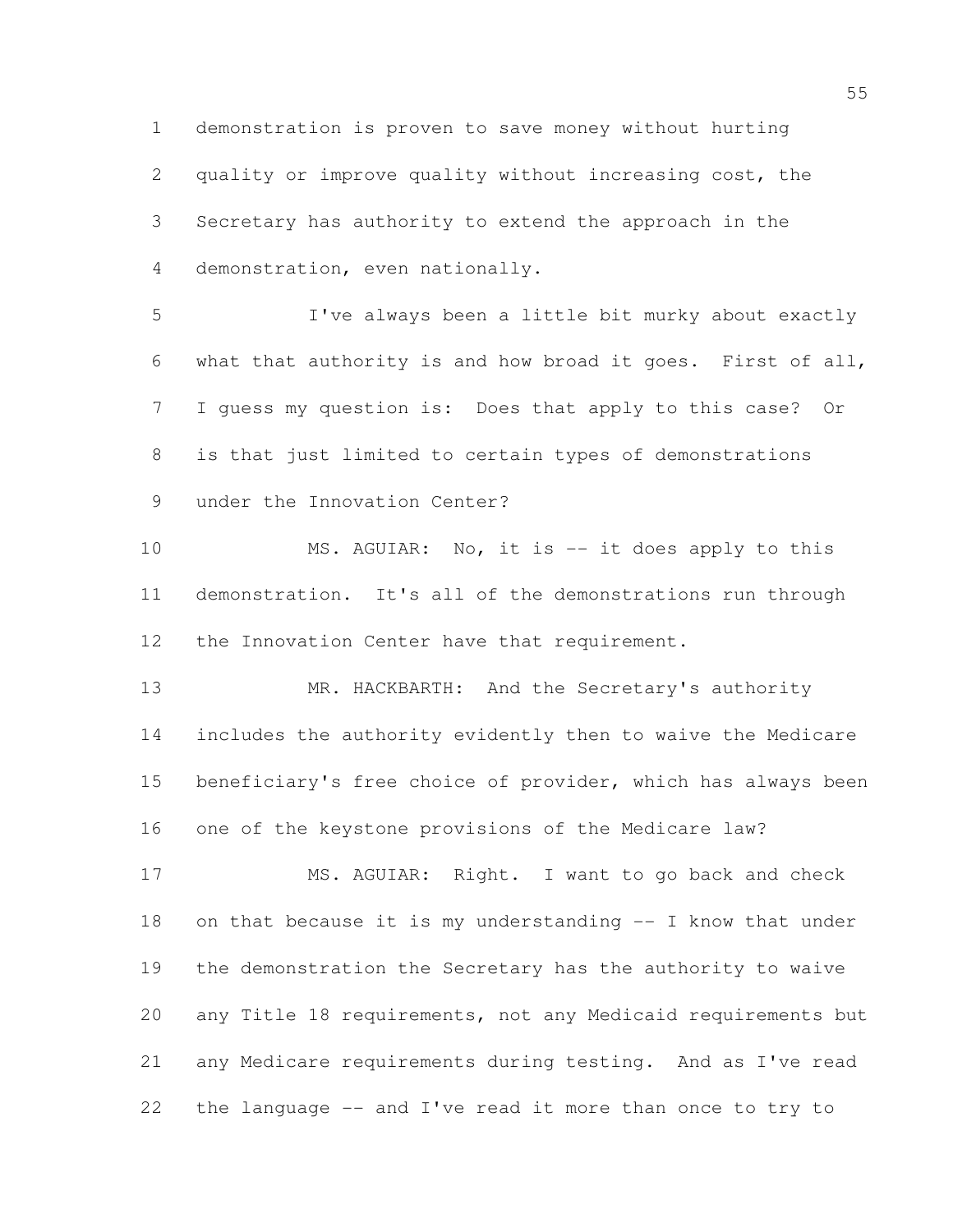demonstration is proven to save money without hurting quality or improve quality without increasing cost, the Secretary has authority to extend the approach in the demonstration, even nationally.

I've always been a little bit murky about exactly what that authority is and how broad it goes. First of all, I guess my question is: Does that apply to this case? Or is that just limited to certain types of demonstrations under the Innovation Center?

MS. AGUIAR: No, it is -- it does apply to this demonstration. It's all of the demonstrations run through the Innovation Center have that requirement.

MR. HACKBARTH: And the Secretary's authority includes the authority evidently then to waive the Medicare beneficiary's free choice of provider, which has always been one of the keystone provisions of the Medicare law?

MS. AGUIAR: Right. I want to go back and check on that because it is my understanding -- I know that under the demonstration the Secretary has the authority to waive any Title 18 requirements, not any Medicaid requirements but any Medicare requirements during testing. And as I've read the language -- and I've read it more than once to try to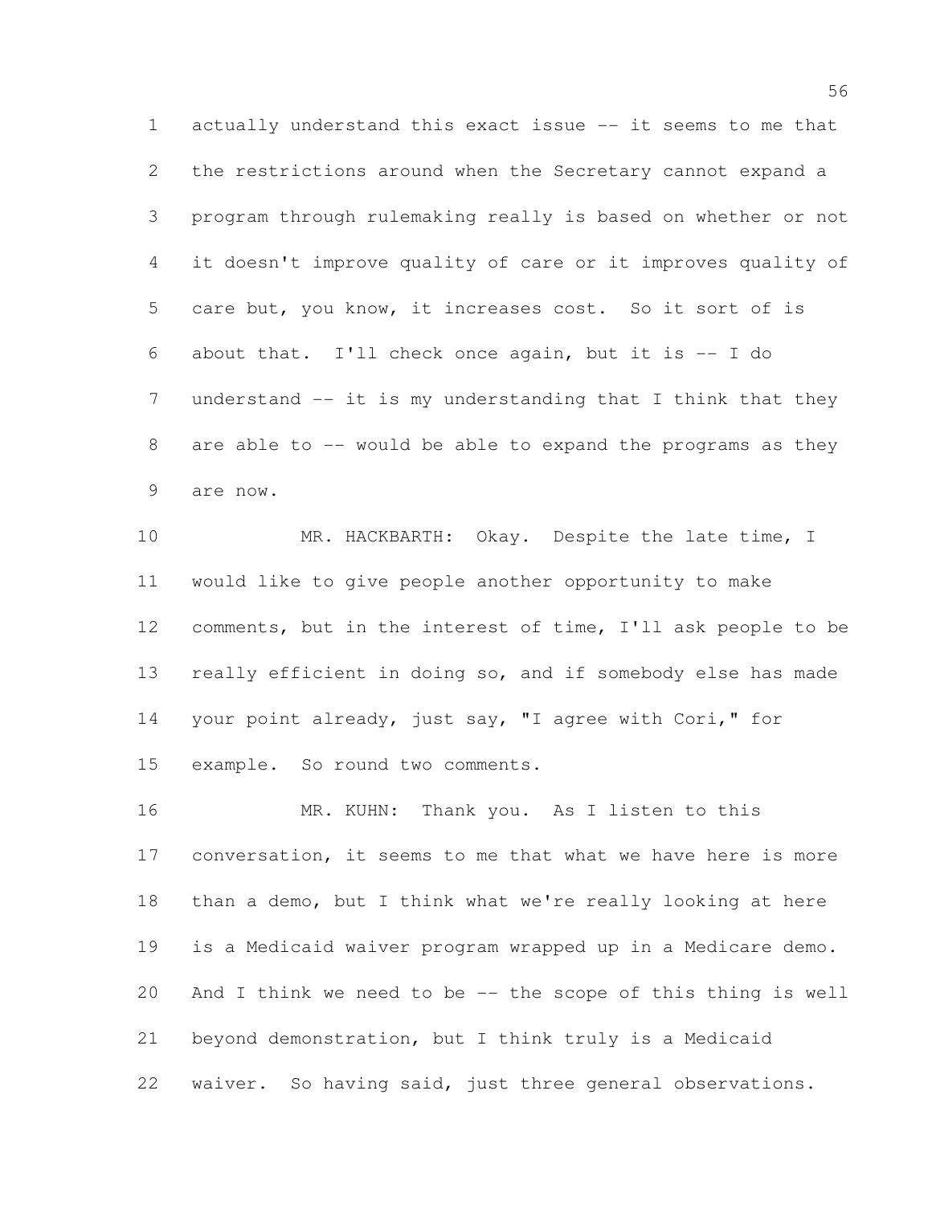actually understand this exact issue -- it seems to me that the restrictions around when the Secretary cannot expand a program through rulemaking really is based on whether or not it doesn't improve quality of care or it improves quality of care but, you know, it increases cost. So it sort of is about that. I'll check once again, but it is -- I do understand -- it is my understanding that I think that they are able to -- would be able to expand the programs as they are now.

MR. HACKBARTH: Okay. Despite the late time, I would like to give people another opportunity to make comments, but in the interest of time, I'll ask people to be really efficient in doing so, and if somebody else has made your point already, just say, "I agree with Cori," for example. So round two comments.

MR. KUHN: Thank you. As I listen to this conversation, it seems to me that what we have here is more than a demo, but I think what we're really looking at here is a Medicaid waiver program wrapped up in a Medicare demo. And I think we need to be -- the scope of this thing is well beyond demonstration, but I think truly is a Medicaid waiver. So having said, just three general observations.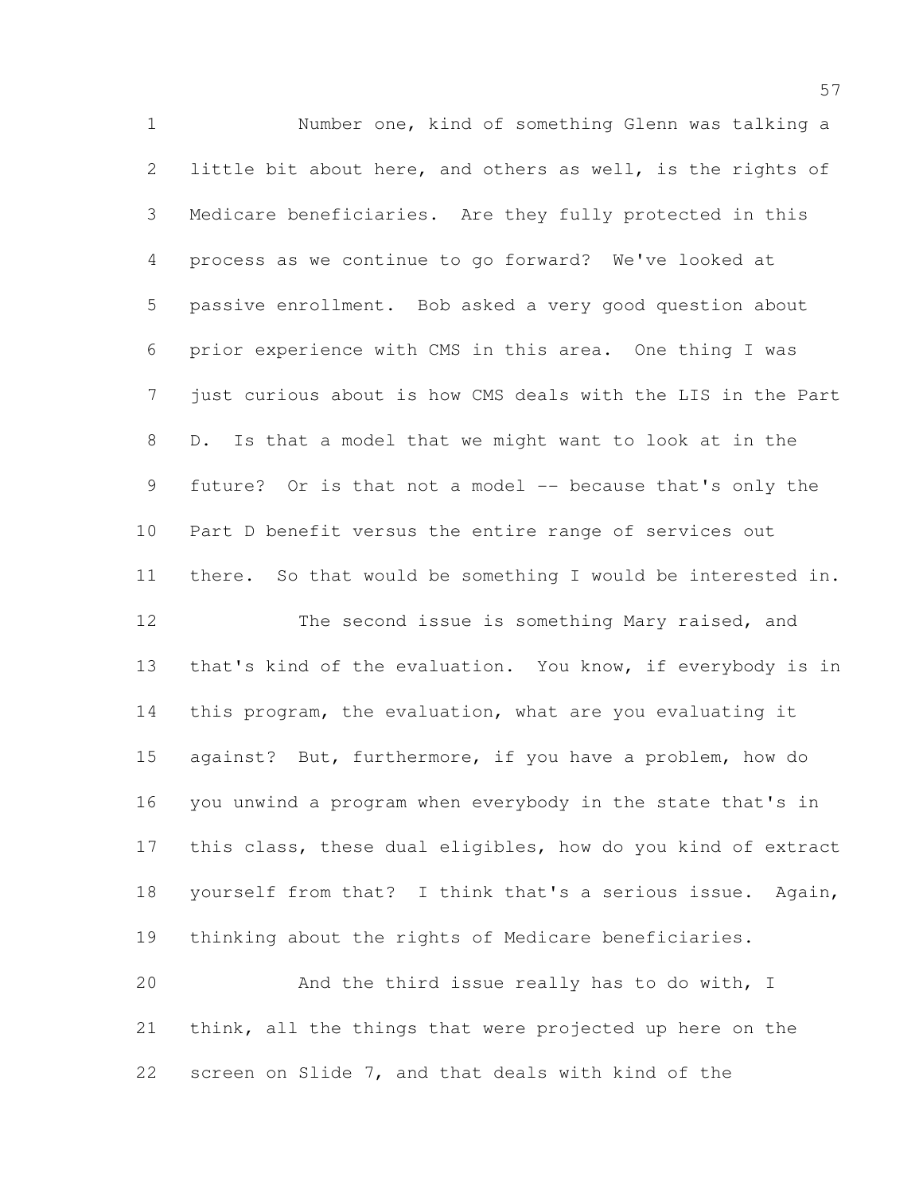Number one, kind of something Glenn was talking a little bit about here, and others as well, is the rights of Medicare beneficiaries. Are they fully protected in this process as we continue to go forward? We've looked at passive enrollment. Bob asked a very good question about prior experience with CMS in this area. One thing I was just curious about is how CMS deals with the LIS in the Part D. Is that a model that we might want to look at in the future? Or is that not a model -- because that's only the Part D benefit versus the entire range of services out there. So that would be something I would be interested in.

The second issue is something Mary raised, and that's kind of the evaluation. You know, if everybody is in this program, the evaluation, what are you evaluating it against? But, furthermore, if you have a problem, how do you unwind a program when everybody in the state that's in this class, these dual eligibles, how do you kind of extract yourself from that? I think that's a serious issue. Again, thinking about the rights of Medicare beneficiaries.

And the third issue really has to do with, I think, all the things that were projected up here on the screen on Slide 7, and that deals with kind of the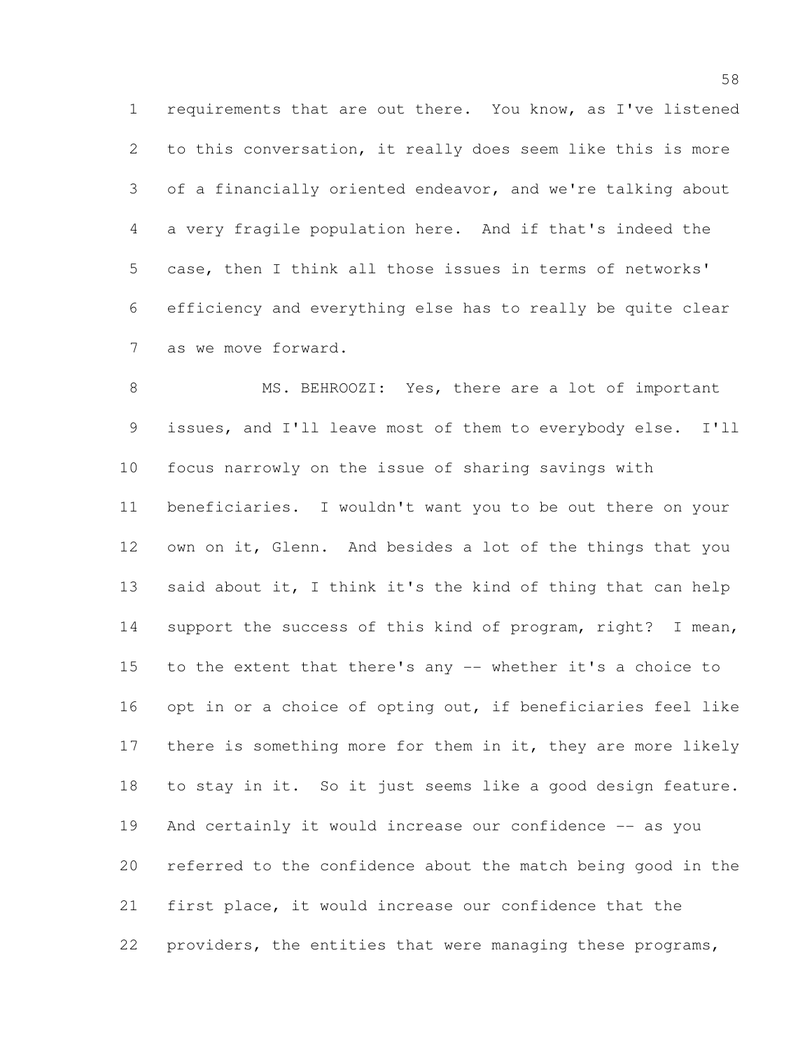requirements that are out there. You know, as I've listened to this conversation, it really does seem like this is more of a financially oriented endeavor, and we're talking about a very fragile population here. And if that's indeed the case, then I think all those issues in terms of networks' efficiency and everything else has to really be quite clear as we move forward.

MS. BEHROOZI: Yes, there are a lot of important issues, and I'll leave most of them to everybody else. I'll focus narrowly on the issue of sharing savings with beneficiaries. I wouldn't want you to be out there on your own on it, Glenn. And besides a lot of the things that you said about it, I think it's the kind of thing that can help support the success of this kind of program, right? I mean, to the extent that there's any -- whether it's a choice to opt in or a choice of opting out, if beneficiaries feel like there is something more for them in it, they are more likely to stay in it. So it just seems like a good design feature. And certainly it would increase our confidence -- as you referred to the confidence about the match being good in the first place, it would increase our confidence that the providers, the entities that were managing these programs,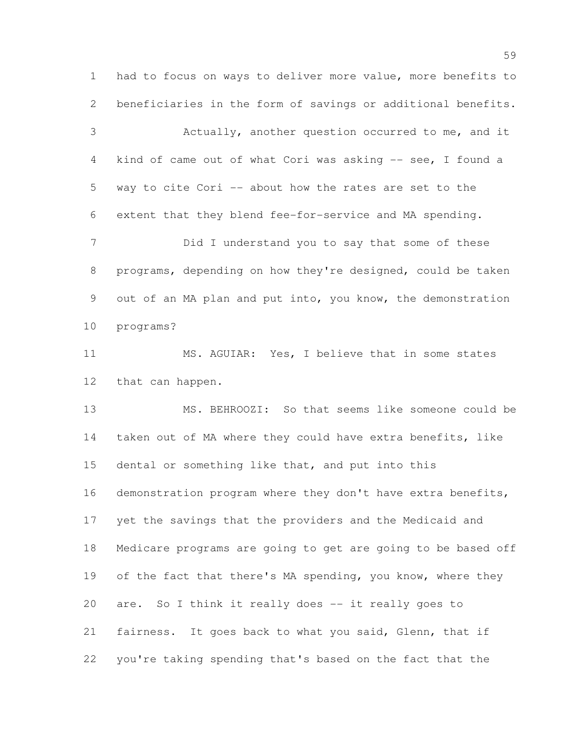had to focus on ways to deliver more value, more benefits to beneficiaries in the form of savings or additional benefits.

Actually, another question occurred to me, and it kind of came out of what Cori was asking -- see, I found a way to cite Cori -- about how the rates are set to the extent that they blend fee-for-service and MA spending.

Did I understand you to say that some of these programs, depending on how they're designed, could be taken out of an MA plan and put into, you know, the demonstration programs?

MS. AGUIAR: Yes, I believe that in some states that can happen.

MS. BEHROOZI: So that seems like someone could be taken out of MA where they could have extra benefits, like dental or something like that, and put into this demonstration program where they don't have extra benefits, yet the savings that the providers and the Medicaid and Medicare programs are going to get are going to be based off of the fact that there's MA spending, you know, where they are. So I think it really does -- it really goes to fairness. It goes back to what you said, Glenn, that if you're taking spending that's based on the fact that the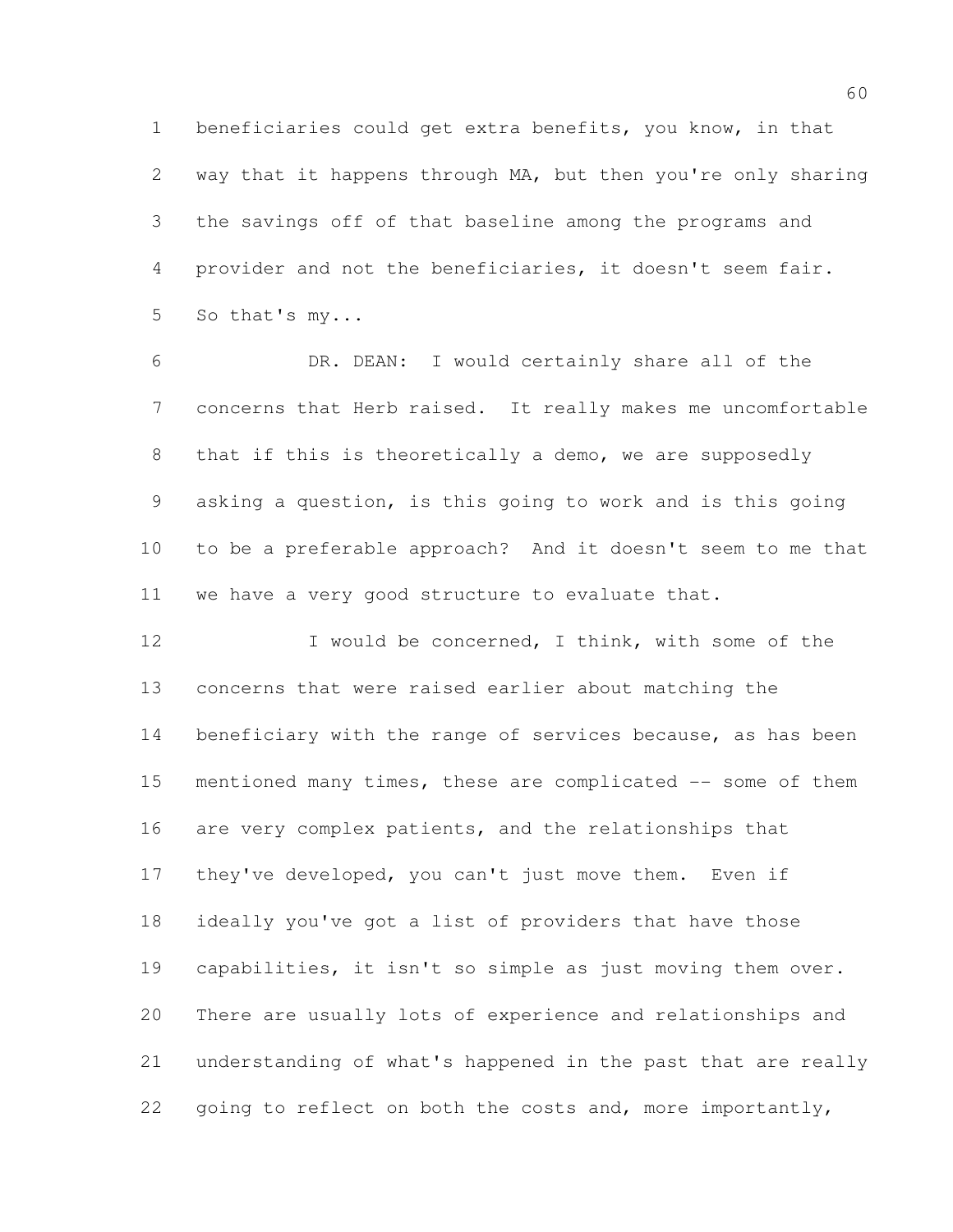beneficiaries could get extra benefits, you know, in that way that it happens through MA, but then you're only sharing the savings off of that baseline among the programs and provider and not the beneficiaries, it doesn't seem fair. So that's my...

DR. DEAN: I would certainly share all of the concerns that Herb raised. It really makes me uncomfortable that if this is theoretically a demo, we are supposedly asking a question, is this going to work and is this going to be a preferable approach? And it doesn't seem to me that we have a very good structure to evaluate that.

I would be concerned, I think, with some of the concerns that were raised earlier about matching the beneficiary with the range of services because, as has been mentioned many times, these are complicated -- some of them are very complex patients, and the relationships that they've developed, you can't just move them. Even if ideally you've got a list of providers that have those capabilities, it isn't so simple as just moving them over. There are usually lots of experience and relationships and understanding of what's happened in the past that are really going to reflect on both the costs and, more importantly,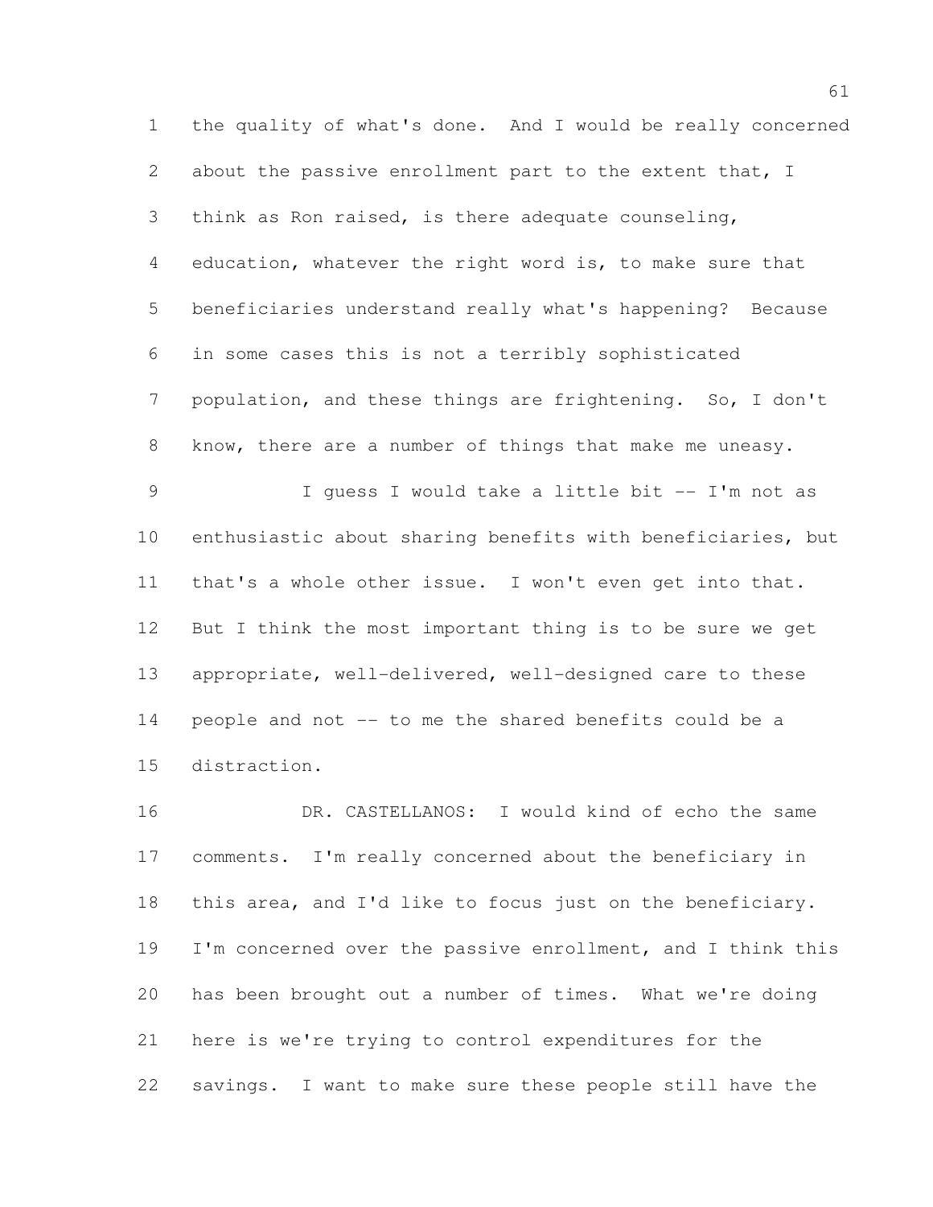the quality of what's done. And I would be really concerned about the passive enrollment part to the extent that, I think as Ron raised, is there adequate counseling, education, whatever the right word is, to make sure that beneficiaries understand really what's happening? Because in some cases this is not a terribly sophisticated population, and these things are frightening. So, I don't know, there are a number of things that make me uneasy.

I guess I would take a little bit -- I'm not as enthusiastic about sharing benefits with beneficiaries, but that's a whole other issue. I won't even get into that. But I think the most important thing is to be sure we get appropriate, well-delivered, well-designed care to these people and not -- to me the shared benefits could be a distraction.

DR. CASTELLANOS: I would kind of echo the same comments. I'm really concerned about the beneficiary in this area, and I'd like to focus just on the beneficiary. I'm concerned over the passive enrollment, and I think this has been brought out a number of times. What we're doing here is we're trying to control expenditures for the savings. I want to make sure these people still have the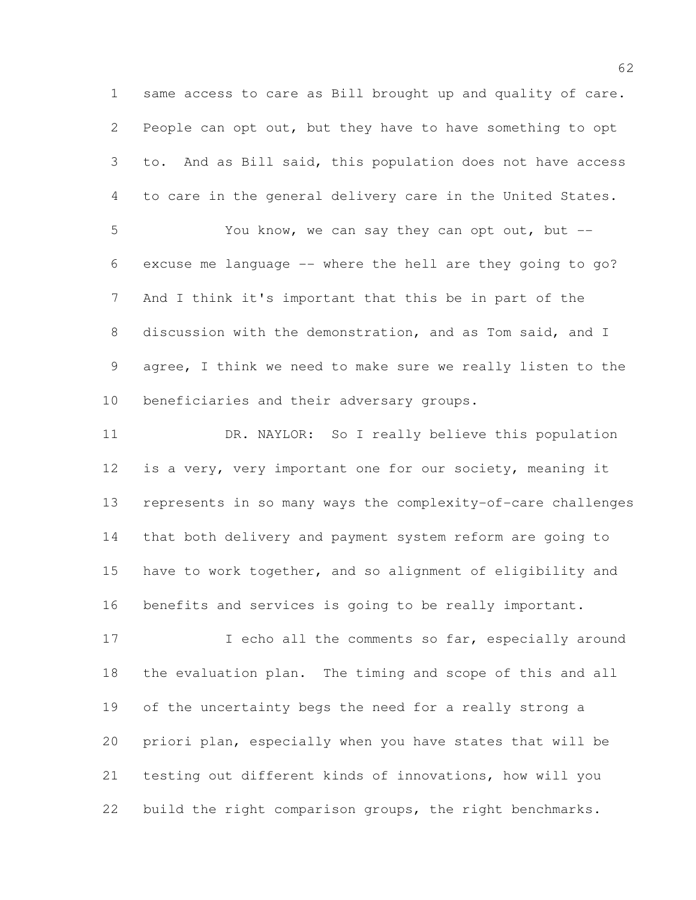same access to care as Bill brought up and quality of care. People can opt out, but they have to have something to opt to. And as Bill said, this population does not have access to care in the general delivery care in the United States.

You know, we can say they can opt out, but -- excuse me language -- where the hell are they going to go? And I think it's important that this be in part of the discussion with the demonstration, and as Tom said, and I agree, I think we need to make sure we really listen to the beneficiaries and their adversary groups.

DR. NAYLOR: So I really believe this population is a very, very important one for our society, meaning it represents in so many ways the complexity-of-care challenges that both delivery and payment system reform are going to have to work together, and so alignment of eligibility and benefits and services is going to be really important.

I echo all the comments so far, especially around the evaluation plan. The timing and scope of this and all of the uncertainty begs the need for a really strong a priori plan, especially when you have states that will be testing out different kinds of innovations, how will you build the right comparison groups, the right benchmarks.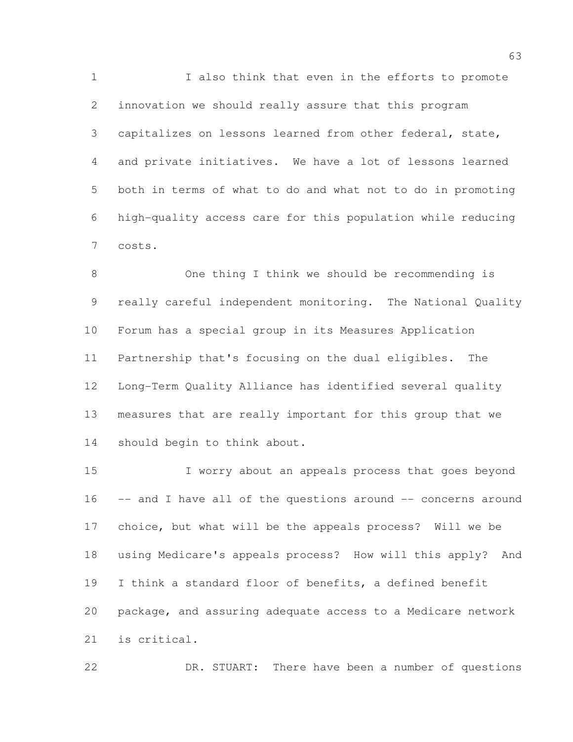I also think that even in the efforts to promote innovation we should really assure that this program capitalizes on lessons learned from other federal, state, and private initiatives. We have a lot of lessons learned both in terms of what to do and what not to do in promoting high-quality access care for this population while reducing costs.

One thing I think we should be recommending is really careful independent monitoring. The National Quality Forum has a special group in its Measures Application Partnership that's focusing on the dual eligibles. The Long-Term Quality Alliance has identified several quality measures that are really important for this group that we should begin to think about.

I worry about an appeals process that goes beyond -- and I have all of the questions around -- concerns around choice, but what will be the appeals process? Will we be using Medicare's appeals process? How will this apply? And I think a standard floor of benefits, a defined benefit package, and assuring adequate access to a Medicare network is critical.

DR. STUART: There have been a number of questions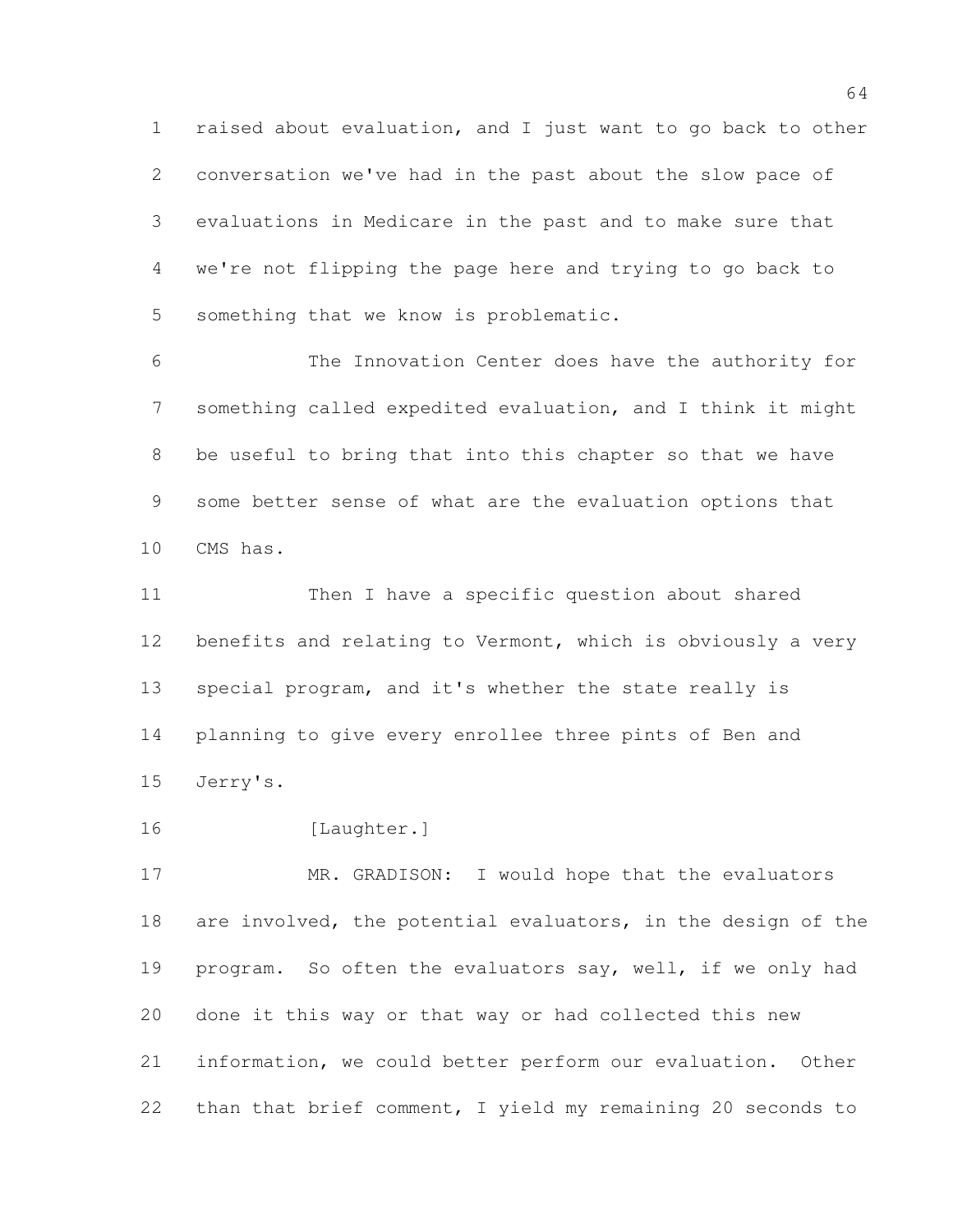raised about evaluation, and I just want to go back to other conversation we've had in the past about the slow pace of evaluations in Medicare in the past and to make sure that we're not flipping the page here and trying to go back to something that we know is problematic.

The Innovation Center does have the authority for something called expedited evaluation, and I think it might be useful to bring that into this chapter so that we have some better sense of what are the evaluation options that CMS has.

Then I have a specific question about shared benefits and relating to Vermont, which is obviously a very special program, and it's whether the state really is planning to give every enrollee three pints of Ben and Jerry's.

[Laughter.]

MR. GRADISON: I would hope that the evaluators are involved, the potential evaluators, in the design of the program. So often the evaluators say, well, if we only had done it this way or that way or had collected this new information, we could better perform our evaluation. Other than that brief comment, I yield my remaining 20 seconds to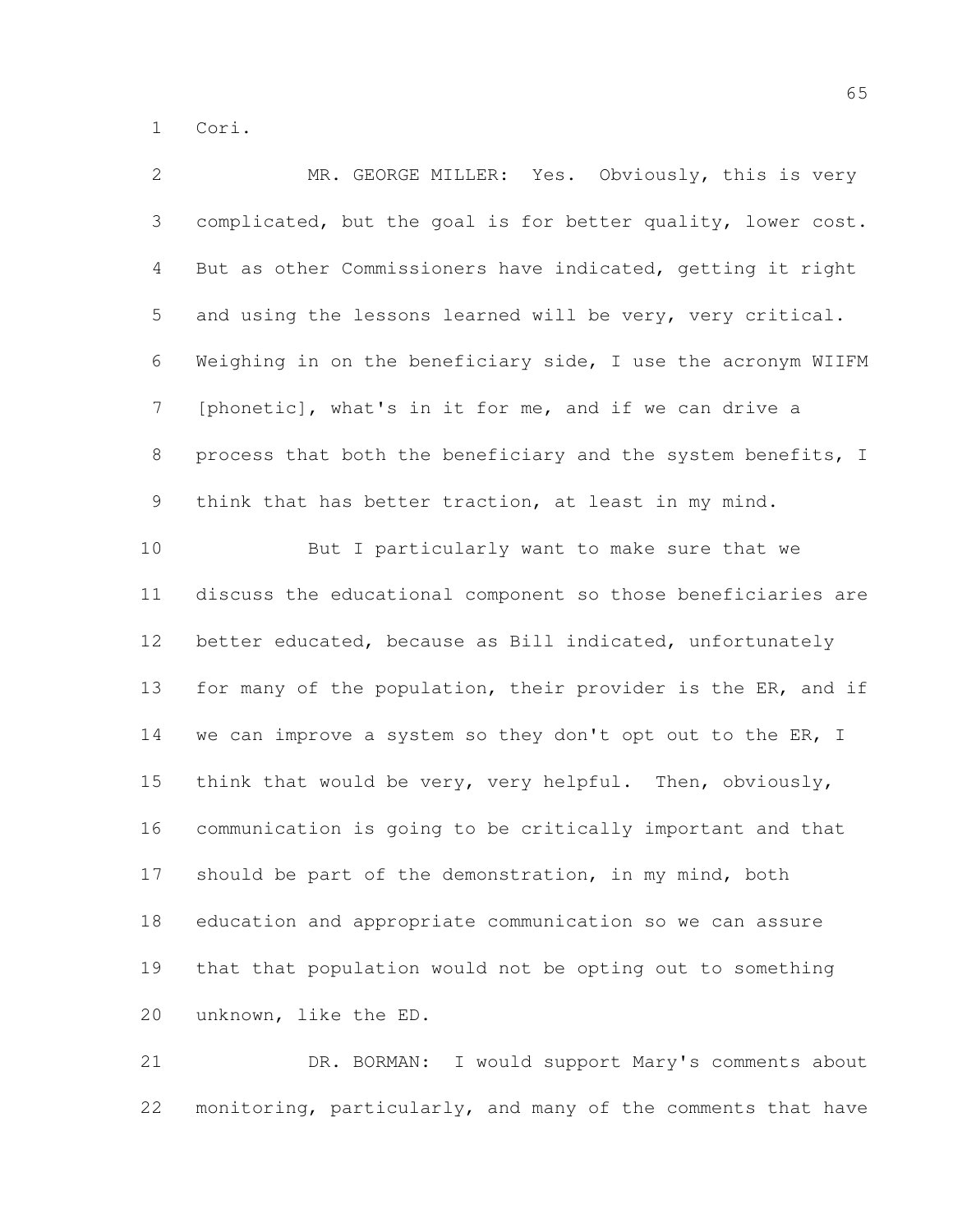Cori.

MR. GEORGE MILLER: Yes. Obviously, this is very complicated, but the goal is for better quality, lower cost. But as other Commissioners have indicated, getting it right and using the lessons learned will be very, very critical. Weighing in on the beneficiary side, I use the acronym WIIFM [phonetic], what's in it for me, and if we can drive a process that both the beneficiary and the system benefits, I think that has better traction, at least in my mind.

But I particularly want to make sure that we discuss the educational component so those beneficiaries are better educated, because as Bill indicated, unfortunately for many of the population, their provider is the ER, and if we can improve a system so they don't opt out to the ER, I think that would be very, very helpful. Then, obviously, communication is going to be critically important and that should be part of the demonstration, in my mind, both education and appropriate communication so we can assure that that population would not be opting out to something unknown, like the ED.

DR. BORMAN: I would support Mary's comments about monitoring, particularly, and many of the comments that have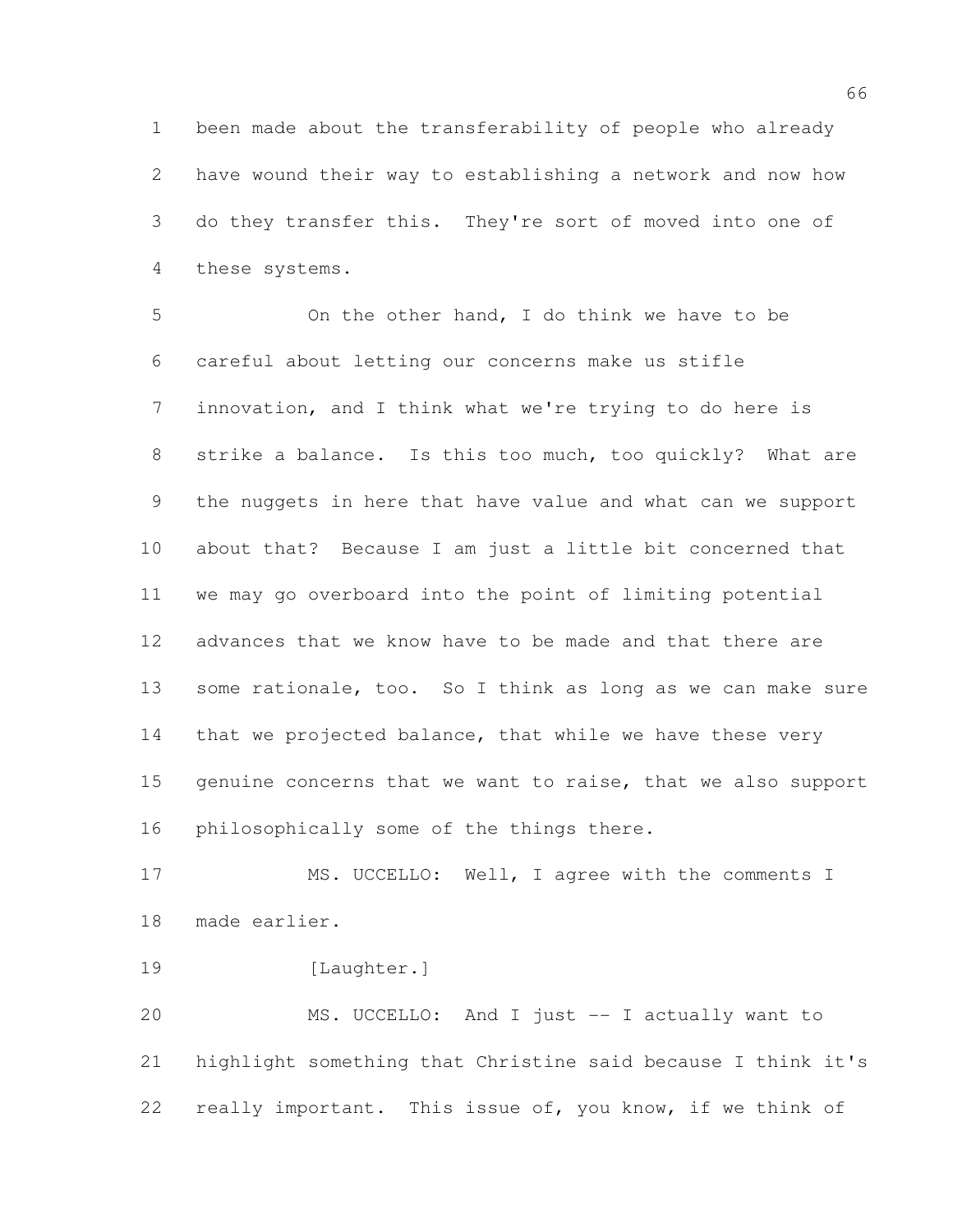been made about the transferability of people who already have wound their way to establishing a network and now how do they transfer this. They're sort of moved into one of these systems.

On the other hand, I do think we have to be careful about letting our concerns make us stifle innovation, and I think what we're trying to do here is strike a balance. Is this too much, too quickly? What are the nuggets in here that have value and what can we support about that? Because I am just a little bit concerned that we may go overboard into the point of limiting potential advances that we know have to be made and that there are some rationale, too. So I think as long as we can make sure that we projected balance, that while we have these very genuine concerns that we want to raise, that we also support philosophically some of the things there.

MS. UCCELLO: Well, I agree with the comments I made earlier.

[Laughter.]

MS. UCCELLO: And I just -- I actually want to highlight something that Christine said because I think it's really important. This issue of, you know, if we think of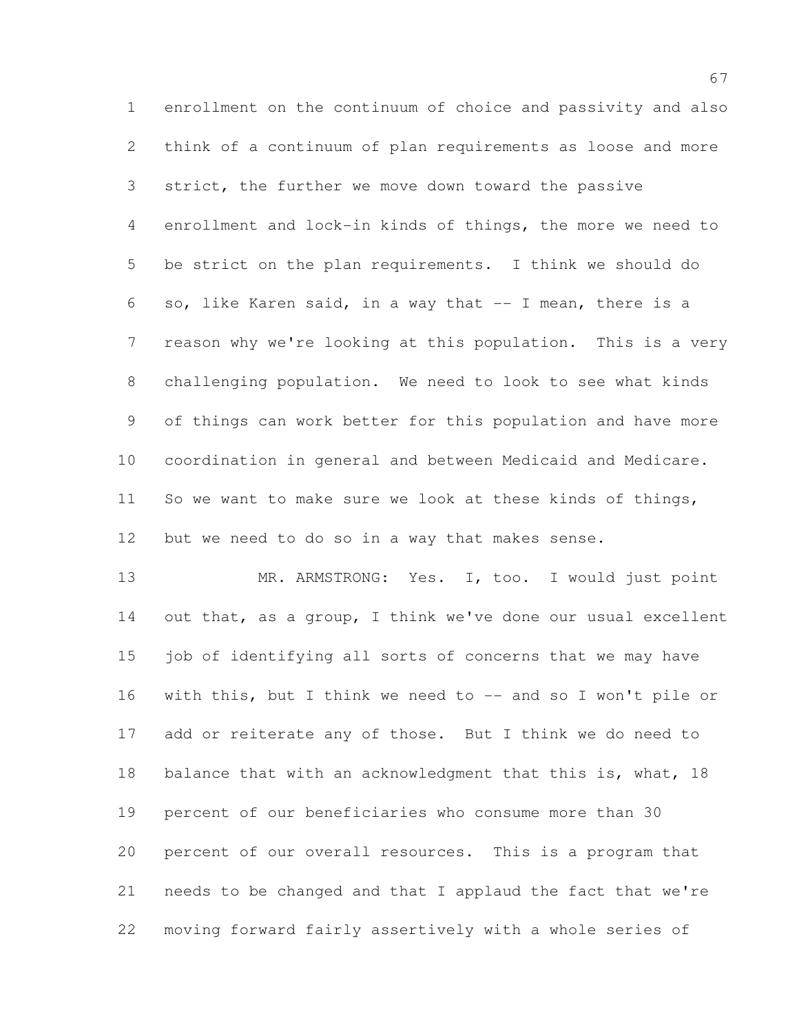enrollment on the continuum of choice and passivity and also think of a continuum of plan requirements as loose and more strict, the further we move down toward the passive enrollment and lock-in kinds of things, the more we need to be strict on the plan requirements. I think we should do so, like Karen said, in a way that -- I mean, there is a reason why we're looking at this population. This is a very challenging population. We need to look to see what kinds of things can work better for this population and have more coordination in general and between Medicaid and Medicare. So we want to make sure we look at these kinds of things, but we need to do so in a way that makes sense.

MR. ARMSTRONG: Yes. I, too. I would just point out that, as a group, I think we've done our usual excellent job of identifying all sorts of concerns that we may have with this, but I think we need to -- and so I won't pile or add or reiterate any of those. But I think we do need to balance that with an acknowledgment that this is, what, 18 percent of our beneficiaries who consume more than 30 percent of our overall resources. This is a program that needs to be changed and that I applaud the fact that we're moving forward fairly assertively with a whole series of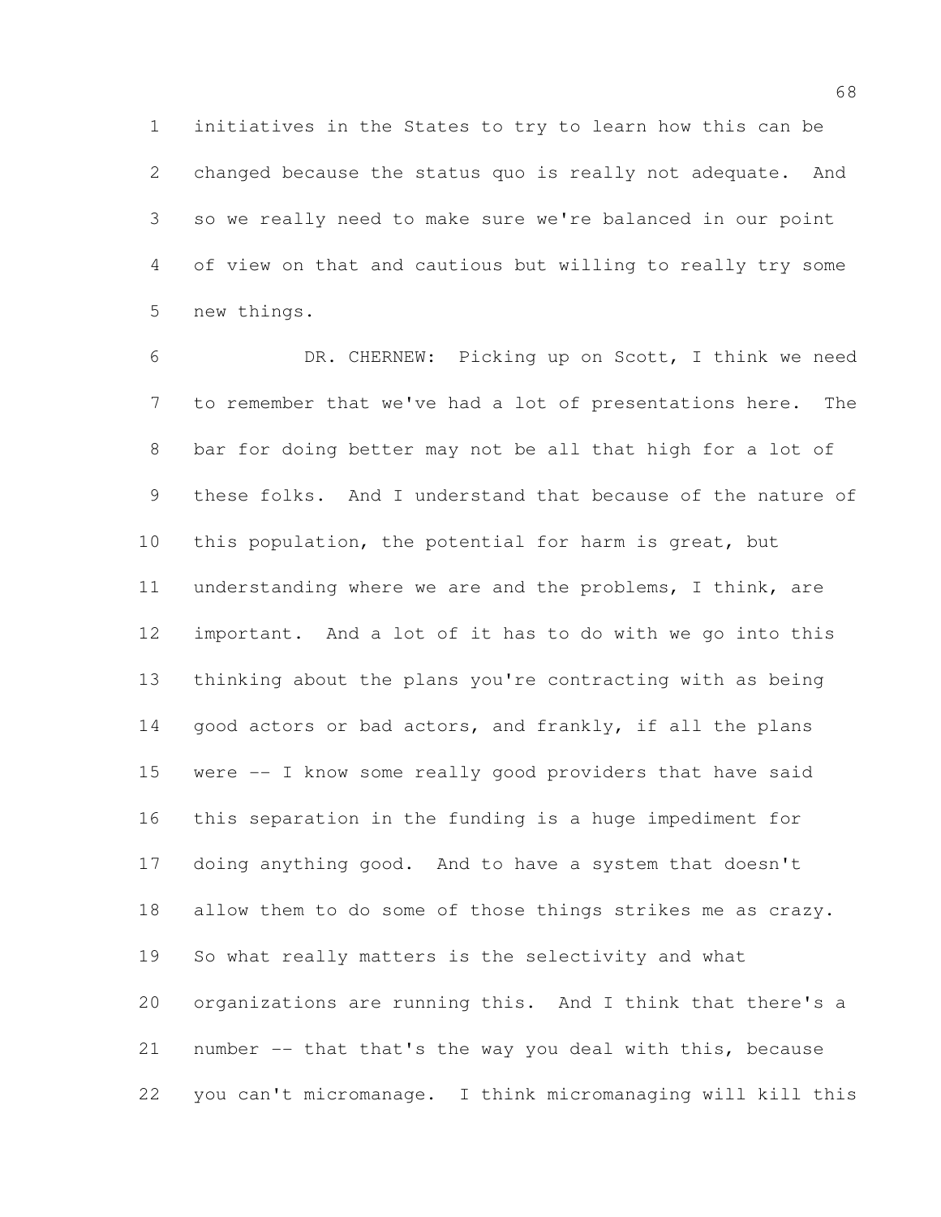initiatives in the States to try to learn how this can be changed because the status quo is really not adequate. And so we really need to make sure we're balanced in our point of view on that and cautious but willing to really try some new things.

DR. CHERNEW: Picking up on Scott, I think we need to remember that we've had a lot of presentations here. The bar for doing better may not be all that high for a lot of these folks. And I understand that because of the nature of this population, the potential for harm is great, but understanding where we are and the problems, I think, are important. And a lot of it has to do with we go into this thinking about the plans you're contracting with as being good actors or bad actors, and frankly, if all the plans were -- I know some really good providers that have said this separation in the funding is a huge impediment for doing anything good. And to have a system that doesn't allow them to do some of those things strikes me as crazy. So what really matters is the selectivity and what organizations are running this. And I think that there's a number -- that that's the way you deal with this, because you can't micromanage. I think micromanaging will kill this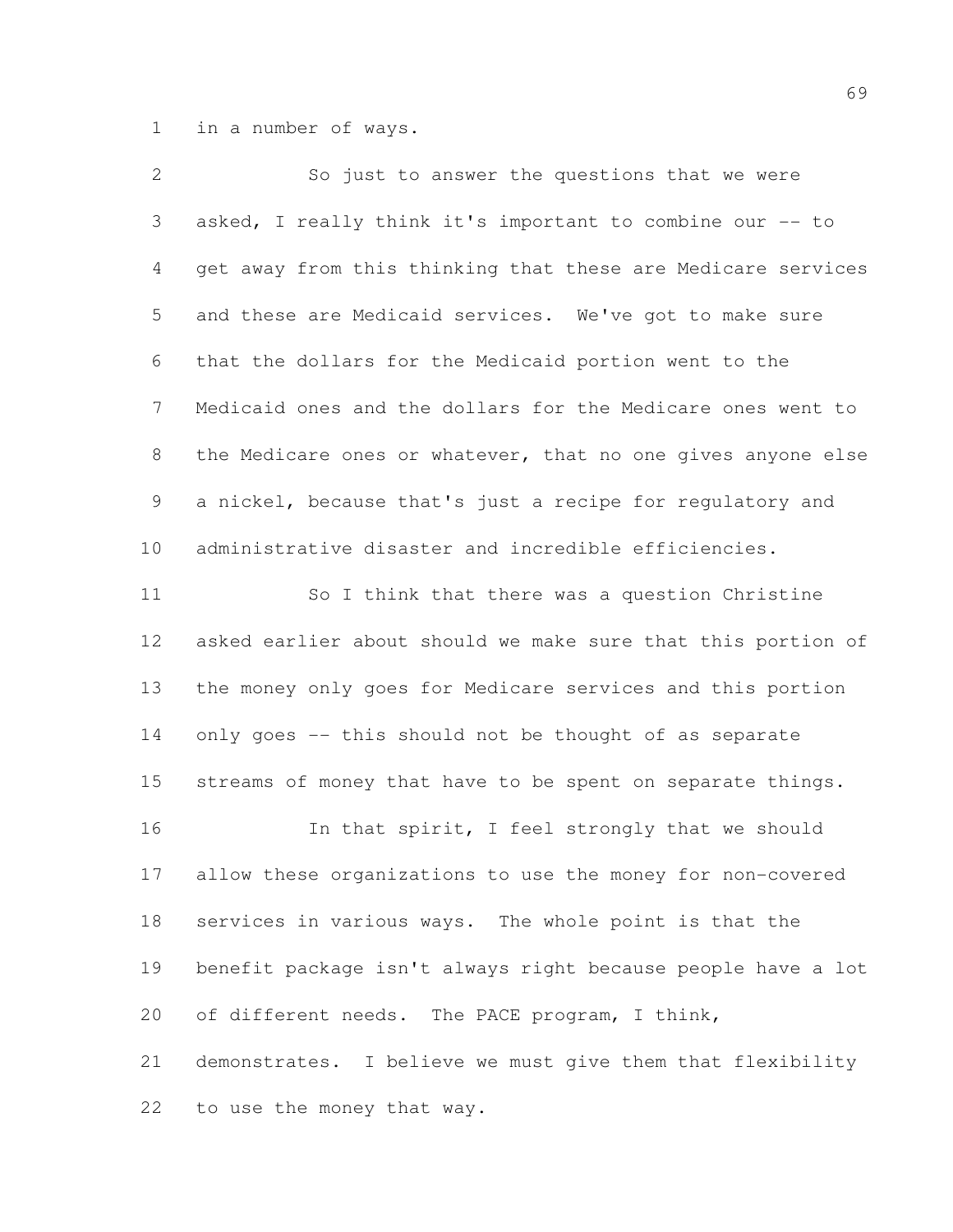in a number of ways.

So just to answer the questions that we were asked, I really think it's important to combine our -- to get away from this thinking that these are Medicare services and these are Medicaid services. We've got to make sure that the dollars for the Medicaid portion went to the Medicaid ones and the dollars for the Medicare ones went to the Medicare ones or whatever, that no one gives anyone else a nickel, because that's just a recipe for regulatory and administrative disaster and incredible efficiencies.

So I think that there was a question Christine asked earlier about should we make sure that this portion of the money only goes for Medicare services and this portion only goes -- this should not be thought of as separate streams of money that have to be spent on separate things.

In that spirit, I feel strongly that we should allow these organizations to use the money for non-covered services in various ways. The whole point is that the benefit package isn't always right because people have a lot of different needs. The PACE program, I think, demonstrates. I believe we must give them that flexibility to use the money that way.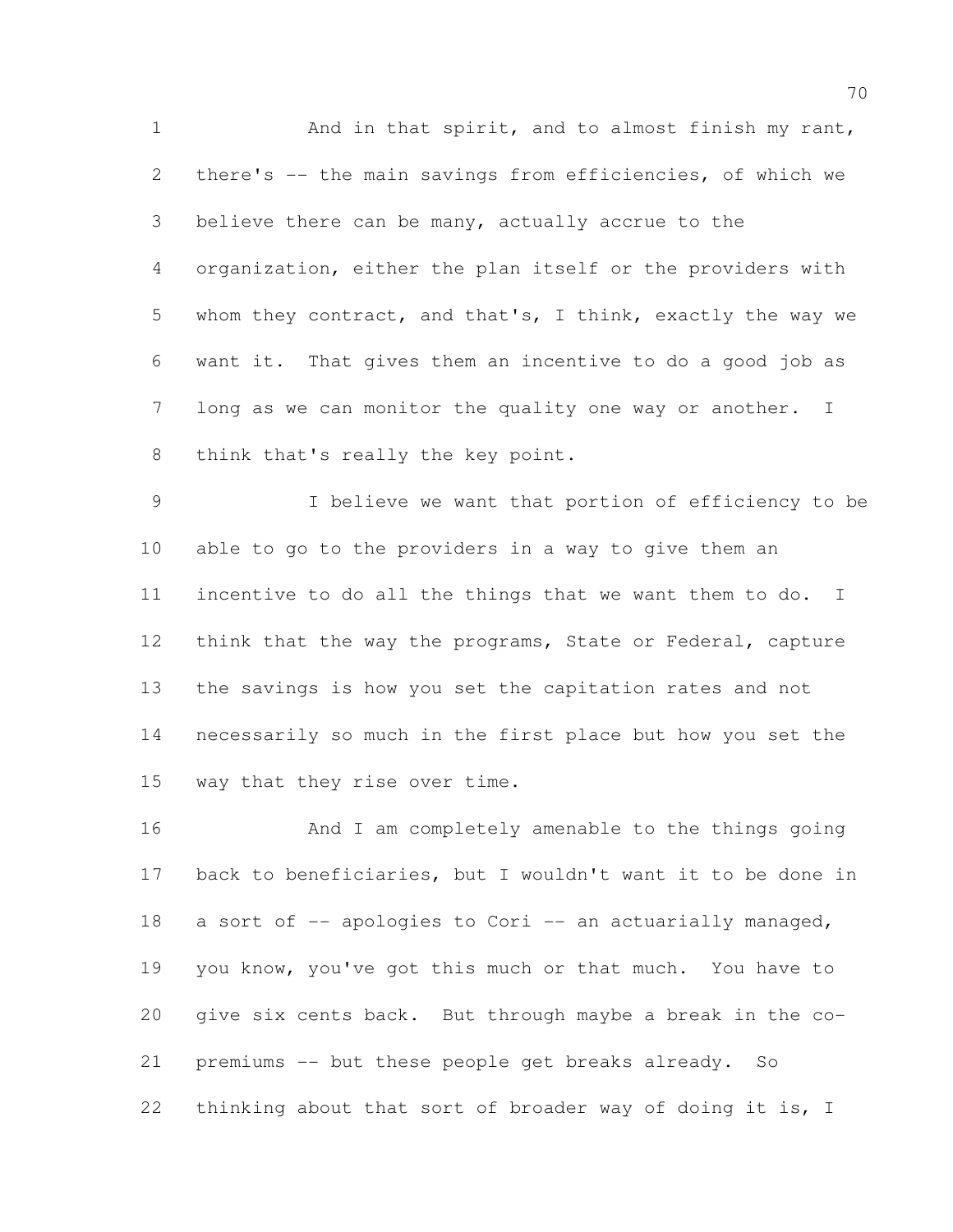And in that spirit, and to almost finish my rant, there's -- the main savings from efficiencies, of which we believe there can be many, actually accrue to the organization, either the plan itself or the providers with whom they contract, and that's, I think, exactly the way we want it. That gives them an incentive to do a good job as long as we can monitor the quality one way or another. I think that's really the key point.

I believe we want that portion of efficiency to be able to go to the providers in a way to give them an incentive to do all the things that we want them to do. I think that the way the programs, State or Federal, capture the savings is how you set the capitation rates and not necessarily so much in the first place but how you set the way that they rise over time.

And I am completely amenable to the things going back to beneficiaries, but I wouldn't want it to be done in a sort of -- apologies to Cori -- an actuarially managed, you know, you've got this much or that much. You have to give six cents back. But through maybe a break in the co-premiums -- but these people get breaks already. So thinking about that sort of broader way of doing it is, I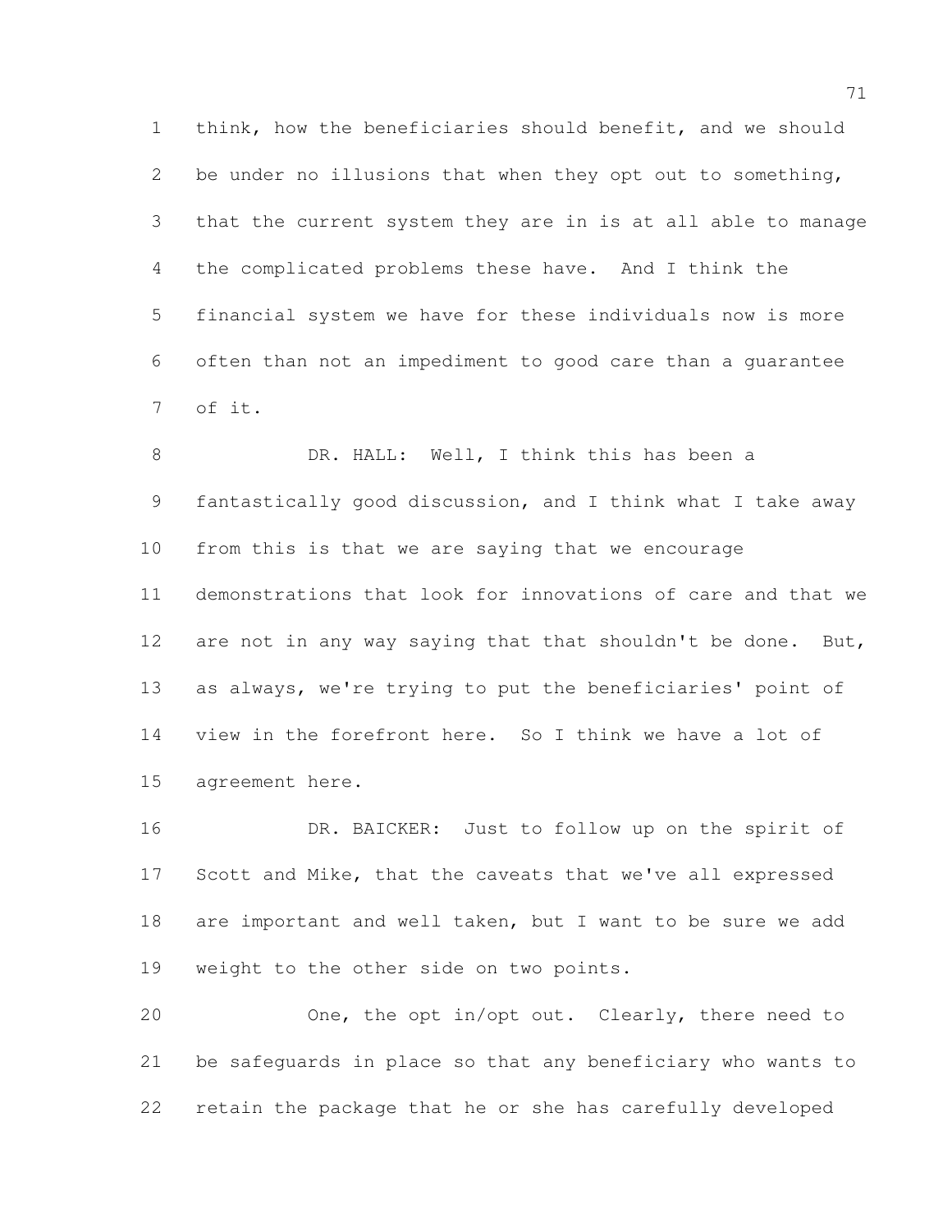think, how the beneficiaries should benefit, and we should be under no illusions that when they opt out to something, that the current system they are in is at all able to manage the complicated problems these have. And I think the financial system we have for these individuals now is more often than not an impediment to good care than a guarantee of it.

DR. HALL: Well, I think this has been a fantastically good discussion, and I think what I take away from this is that we are saying that we encourage demonstrations that look for innovations of care and that we are not in any way saying that that shouldn't be done. But, as always, we're trying to put the beneficiaries' point of view in the forefront here. So I think we have a lot of agreement here.

DR. BAICKER: Just to follow up on the spirit of Scott and Mike, that the caveats that we've all expressed are important and well taken, but I want to be sure we add weight to the other side on two points.

One, the opt in/opt out. Clearly, there need to be safeguards in place so that any beneficiary who wants to retain the package that he or she has carefully developed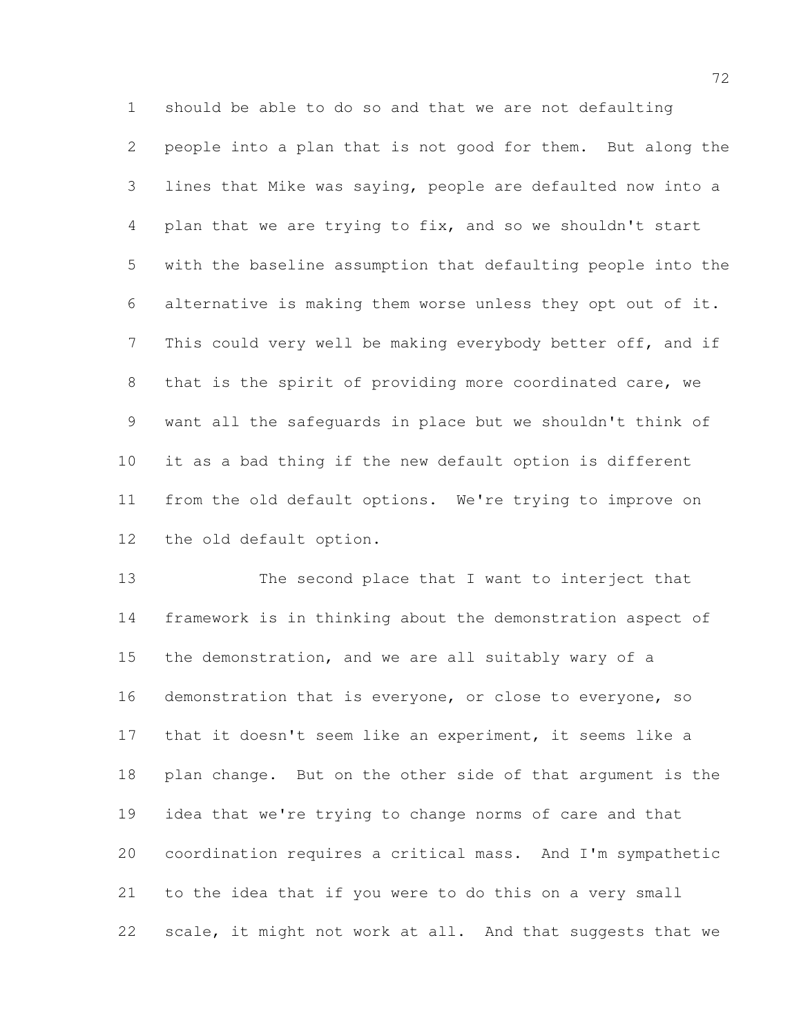should be able to do so and that we are not defaulting people into a plan that is not good for them. But along the lines that Mike was saying, people are defaulted now into a plan that we are trying to fix, and so we shouldn't start with the baseline assumption that defaulting people into the alternative is making them worse unless they opt out of it. This could very well be making everybody better off, and if that is the spirit of providing more coordinated care, we want all the safeguards in place but we shouldn't think of it as a bad thing if the new default option is different from the old default options. We're trying to improve on the old default option.

The second place that I want to interject that framework is in thinking about the demonstration aspect of the demonstration, and we are all suitably wary of a demonstration that is everyone, or close to everyone, so that it doesn't seem like an experiment, it seems like a plan change. But on the other side of that argument is the idea that we're trying to change norms of care and that coordination requires a critical mass. And I'm sympathetic to the idea that if you were to do this on a very small scale, it might not work at all. And that suggests that we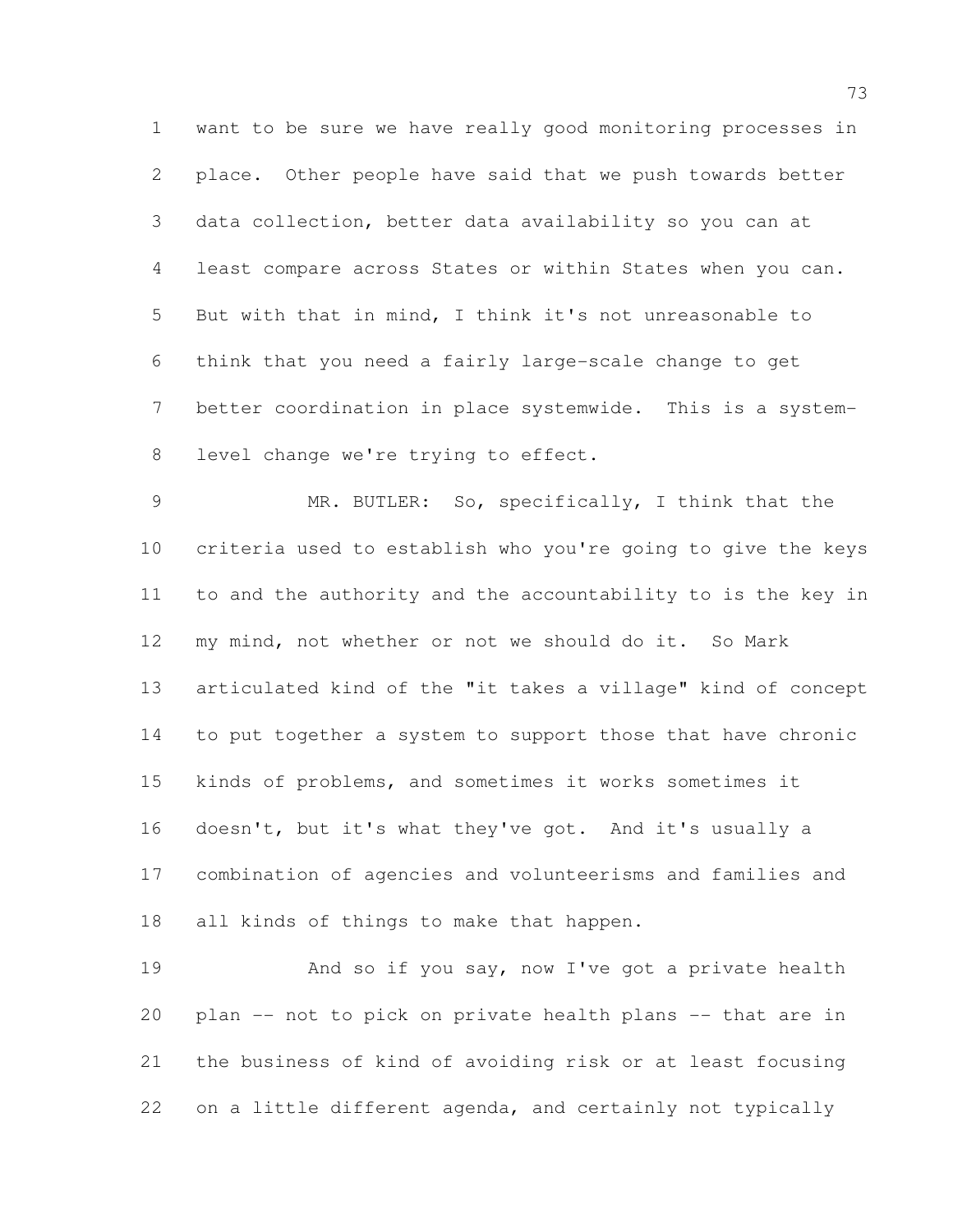want to be sure we have really good monitoring processes in place. Other people have said that we push towards better data collection, better data availability so you can at least compare across States or within States when you can. But with that in mind, I think it's not unreasonable to think that you need a fairly large-scale change to get better coordination in place systemwide. This is a system-level change we're trying to effect.

MR. BUTLER: So, specifically, I think that the criteria used to establish who you're going to give the keys to and the authority and the accountability to is the key in my mind, not whether or not we should do it. So Mark articulated kind of the "it takes a village" kind of concept to put together a system to support those that have chronic kinds of problems, and sometimes it works sometimes it doesn't, but it's what they've got. And it's usually a combination of agencies and volunteerisms and families and all kinds of things to make that happen.

And so if you say, now I've got a private health plan -- not to pick on private health plans -- that are in the business of kind of avoiding risk or at least focusing on a little different agenda, and certainly not typically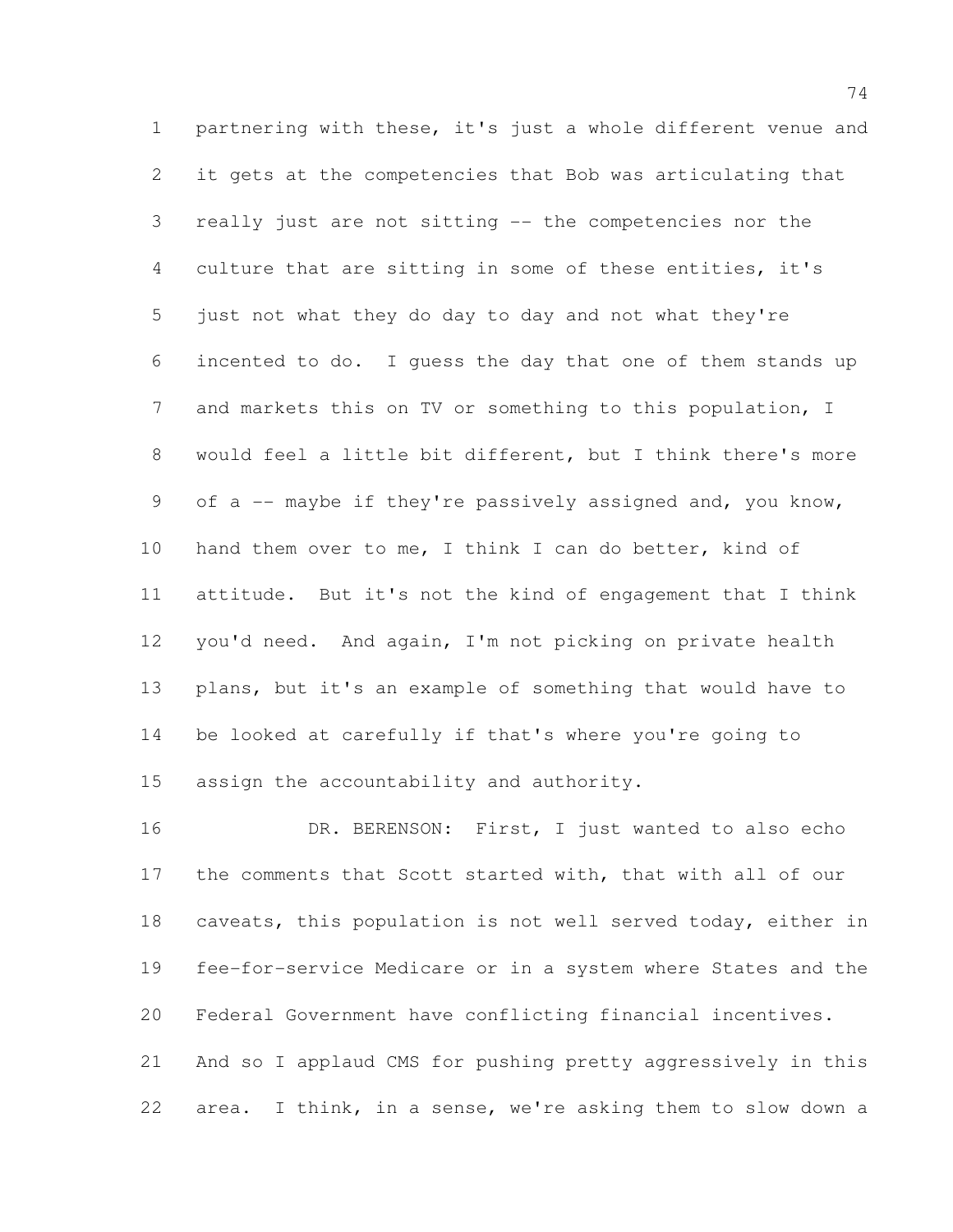partnering with these, it's just a whole different venue and it gets at the competencies that Bob was articulating that really just are not sitting -- the competencies nor the culture that are sitting in some of these entities, it's just not what they do day to day and not what they're incented to do. I guess the day that one of them stands up and markets this on TV or something to this population, I would feel a little bit different, but I think there's more of a -- maybe if they're passively assigned and, you know, hand them over to me, I think I can do better, kind of attitude. But it's not the kind of engagement that I think you'd need. And again, I'm not picking on private health plans, but it's an example of something that would have to be looked at carefully if that's where you're going to assign the accountability and authority.

DR. BERENSON: First, I just wanted to also echo the comments that Scott started with, that with all of our caveats, this population is not well served today, either in fee-for-service Medicare or in a system where States and the Federal Government have conflicting financial incentives. And so I applaud CMS for pushing pretty aggressively in this area. I think, in a sense, we're asking them to slow down a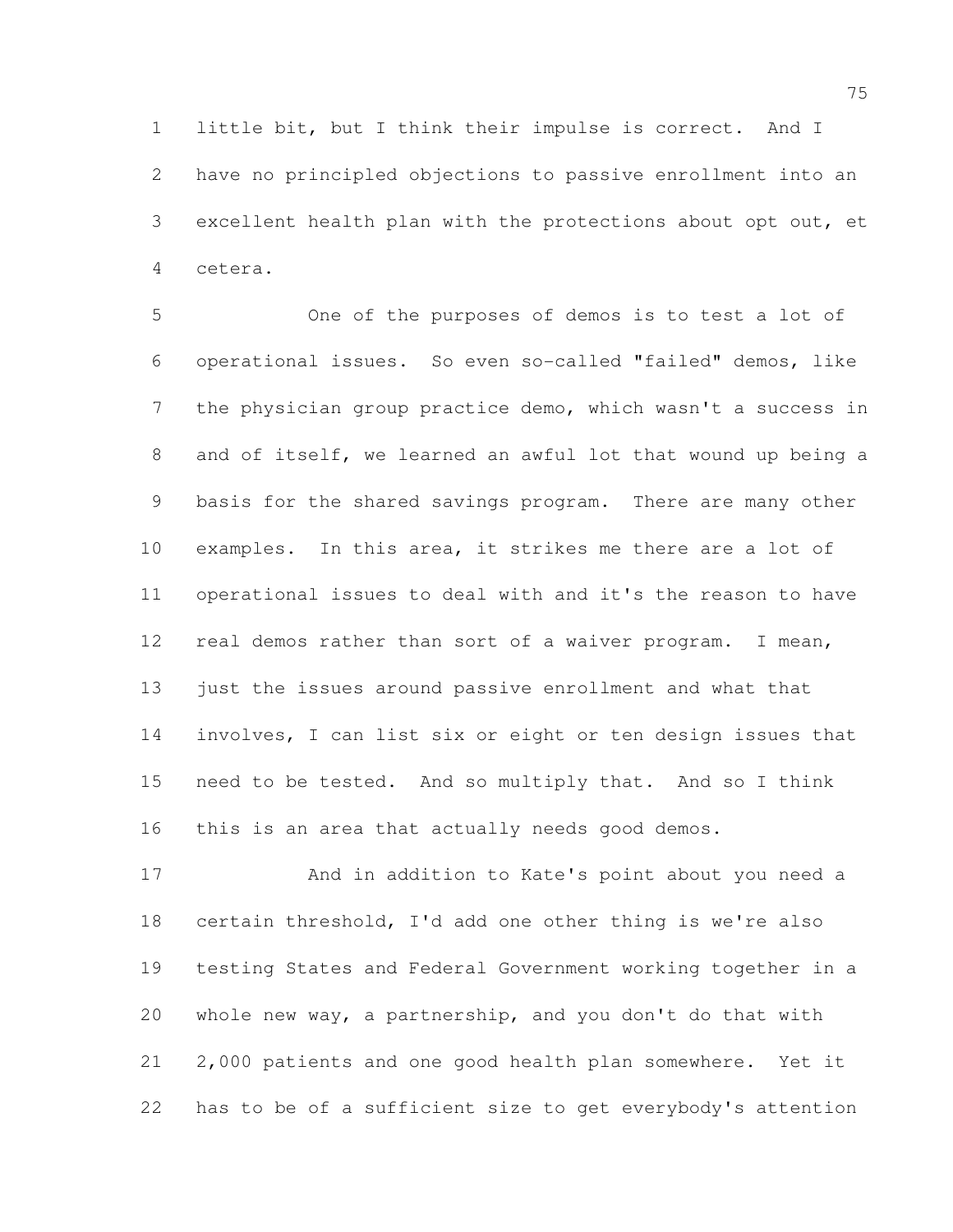little bit, but I think their impulse is correct. And I have no principled objections to passive enrollment into an excellent health plan with the protections about opt out, et cetera.

One of the purposes of demos is to test a lot of operational issues. So even so-called "failed" demos, like the physician group practice demo, which wasn't a success in and of itself, we learned an awful lot that wound up being a basis for the shared savings program. There are many other examples. In this area, it strikes me there are a lot of operational issues to deal with and it's the reason to have real demos rather than sort of a waiver program. I mean, just the issues around passive enrollment and what that involves, I can list six or eight or ten design issues that need to be tested. And so multiply that. And so I think this is an area that actually needs good demos.

And in addition to Kate's point about you need a certain threshold, I'd add one other thing is we're also testing States and Federal Government working together in a whole new way, a partnership, and you don't do that with 2,000 patients and one good health plan somewhere. Yet it has to be of a sufficient size to get everybody's attention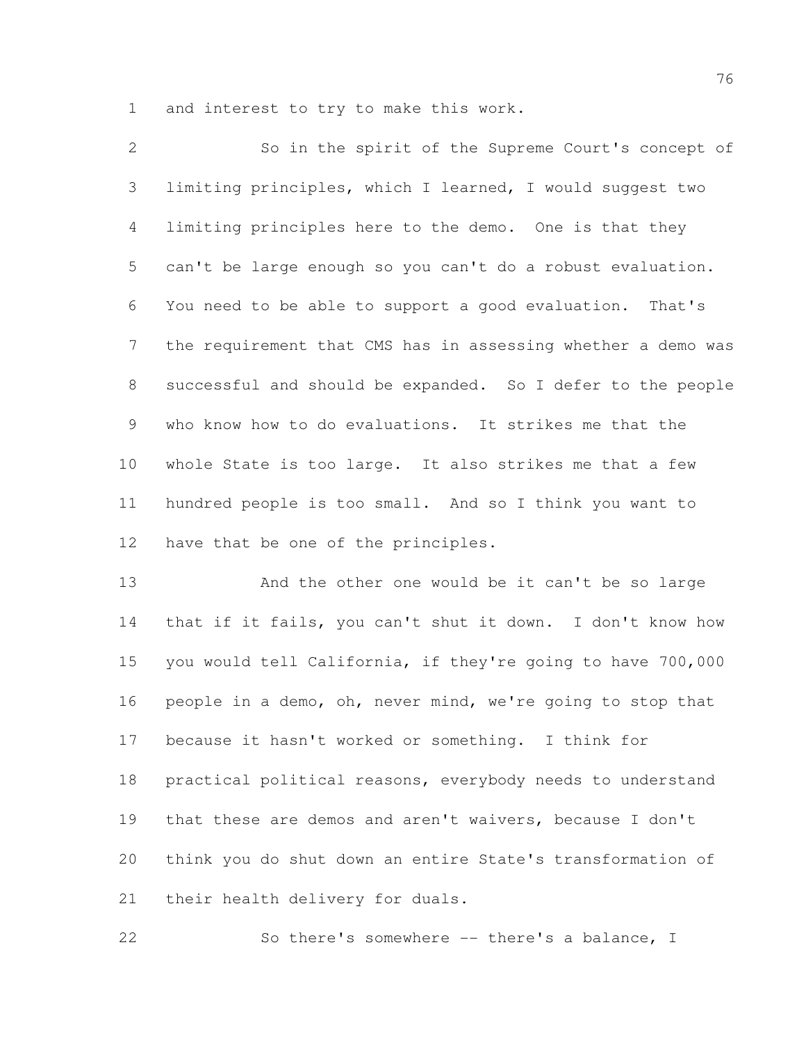and interest to try to make this work.

So in the spirit of the Supreme Court's concept of limiting principles, which I learned, I would suggest two limiting principles here to the demo. One is that they can't be large enough so you can't do a robust evaluation. You need to be able to support a good evaluation. That's the requirement that CMS has in assessing whether a demo was successful and should be expanded. So I defer to the people who know how to do evaluations. It strikes me that the whole State is too large. It also strikes me that a few hundred people is too small. And so I think you want to have that be one of the principles.

And the other one would be it can't be so large that if it fails, you can't shut it down. I don't know how you would tell California, if they're going to have 700,000 people in a demo, oh, never mind, we're going to stop that because it hasn't worked or something. I think for practical political reasons, everybody needs to understand that these are demos and aren't waivers, because I don't think you do shut down an entire State's transformation of their health delivery for duals.

So there's somewhere -- there's a balance, I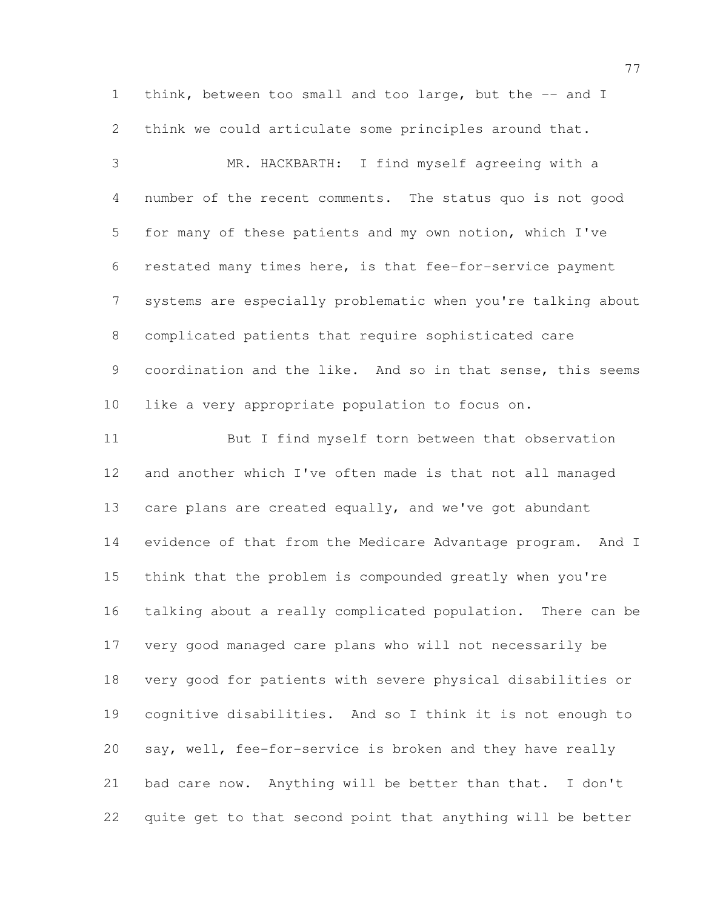think, between too small and too large, but the -- and I think we could articulate some principles around that.

MR. HACKBARTH: I find myself agreeing with a number of the recent comments. The status quo is not good for many of these patients and my own notion, which I've restated many times here, is that fee-for-service payment systems are especially problematic when you're talking about complicated patients that require sophisticated care coordination and the like. And so in that sense, this seems like a very appropriate population to focus on.

But I find myself torn between that observation and another which I've often made is that not all managed care plans are created equally, and we've got abundant evidence of that from the Medicare Advantage program. And I think that the problem is compounded greatly when you're talking about a really complicated population. There can be very good managed care plans who will not necessarily be very good for patients with severe physical disabilities or cognitive disabilities. And so I think it is not enough to say, well, fee-for-service is broken and they have really bad care now. Anything will be better than that. I don't quite get to that second point that anything will be better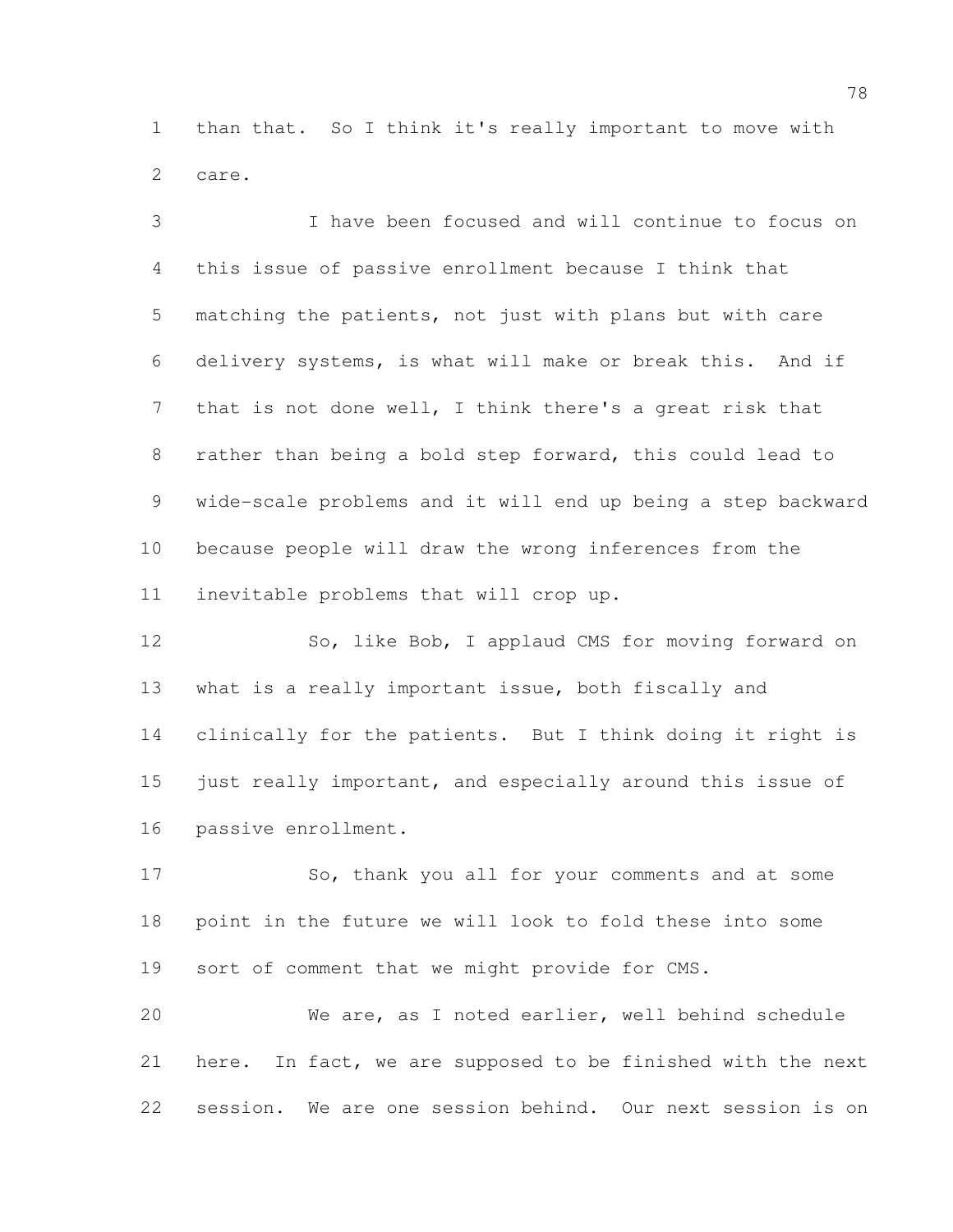than that. So I think it's really important to move with care.

I have been focused and will continue to focus on this issue of passive enrollment because I think that matching the patients, not just with plans but with care delivery systems, is what will make or break this. And if that is not done well, I think there's a great risk that rather than being a bold step forward, this could lead to wide-scale problems and it will end up being a step backward because people will draw the wrong inferences from the inevitable problems that will crop up.

So, like Bob, I applaud CMS for moving forward on what is a really important issue, both fiscally and clinically for the patients. But I think doing it right is just really important, and especially around this issue of passive enrollment.

So, thank you all for your comments and at some point in the future we will look to fold these into some sort of comment that we might provide for CMS.

We are, as I noted earlier, well behind schedule here. In fact, we are supposed to be finished with the next session. We are one session behind. Our next session is on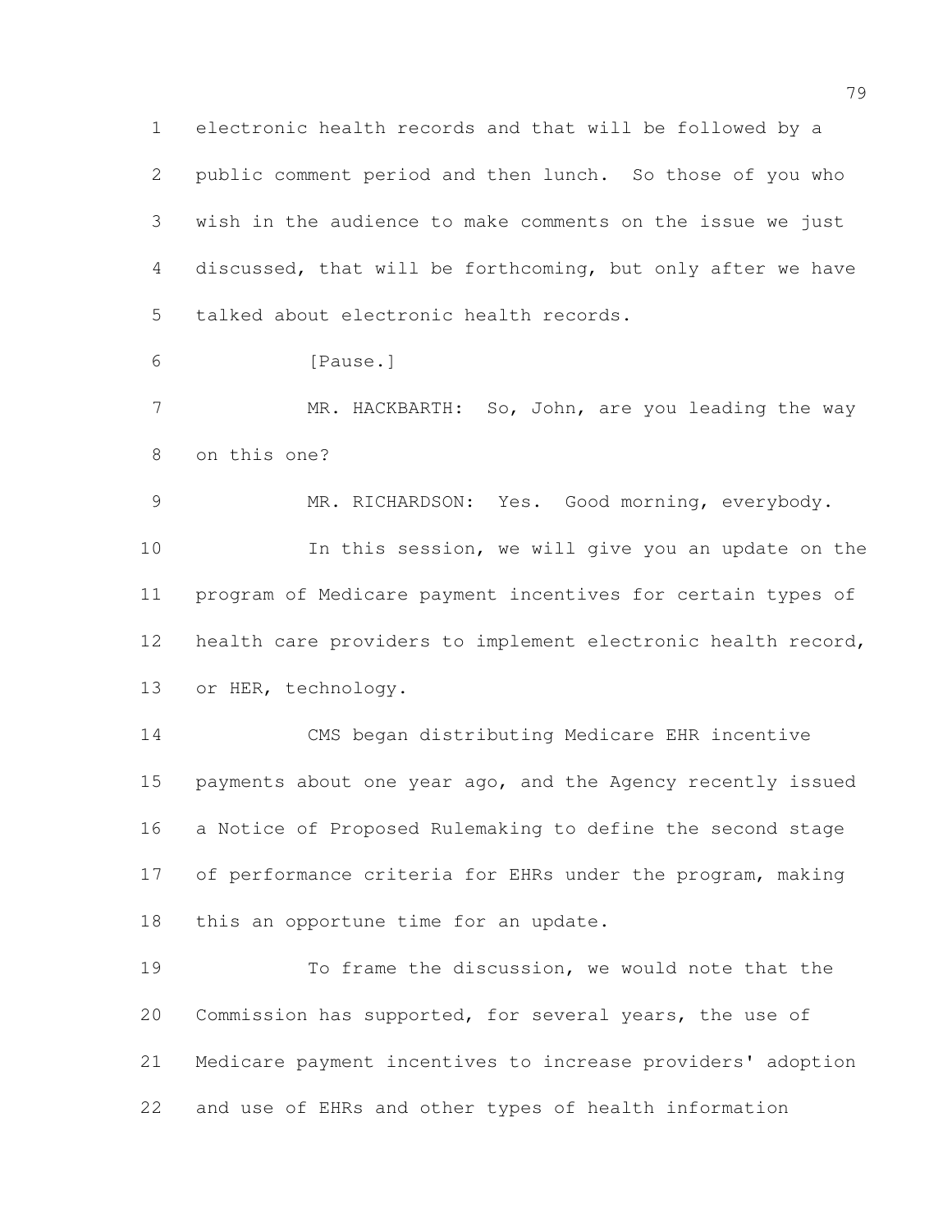electronic health records and that will be followed by a public comment period and then lunch. So those of you who wish in the audience to make comments on the issue we just discussed, that will be forthcoming, but only after we have talked about electronic health records.

[Pause.]

MR. HACKBARTH: So, John, are you leading the way on this one?

MR. RICHARDSON: Yes. Good morning, everybody.

In this session, we will give you an update on the program of Medicare payment incentives for certain types of health care providers to implement electronic health record, or HER, technology.

CMS began distributing Medicare EHR incentive payments about one year ago, and the Agency recently issued a Notice of Proposed Rulemaking to define the second stage of performance criteria for EHRs under the program, making this an opportune time for an update.

To frame the discussion, we would note that the Commission has supported, for several years, the use of Medicare payment incentives to increase providers' adoption and use of EHRs and other types of health information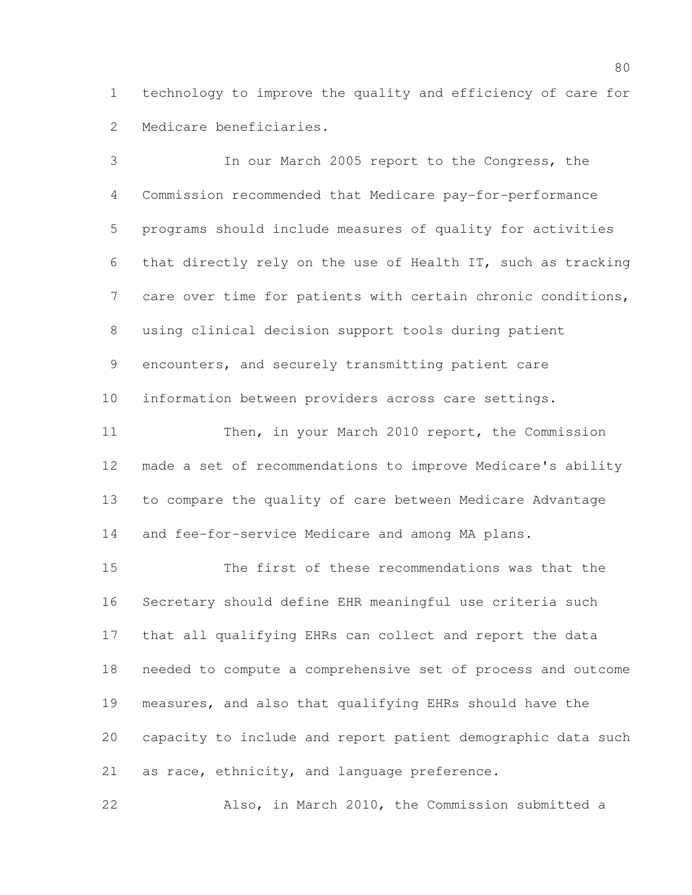technology to improve the quality and efficiency of care for Medicare beneficiaries.

In our March 2005 report to the Congress, the Commission recommended that Medicare pay-for-performance programs should include measures of quality for activities that directly rely on the use of Health IT, such as tracking care over time for patients with certain chronic conditions, using clinical decision support tools during patient encounters, and securely transmitting patient care information between providers across care settings.

Then, in your March 2010 report, the Commission made a set of recommendations to improve Medicare's ability to compare the quality of care between Medicare Advantage and fee-for-service Medicare and among MA plans.

The first of these recommendations was that the Secretary should define EHR meaningful use criteria such that all qualifying EHRs can collect and report the data needed to compute a comprehensive set of process and outcome measures, and also that qualifying EHRs should have the capacity to include and report patient demographic data such as race, ethnicity, and language preference.

Also, in March 2010, the Commission submitted a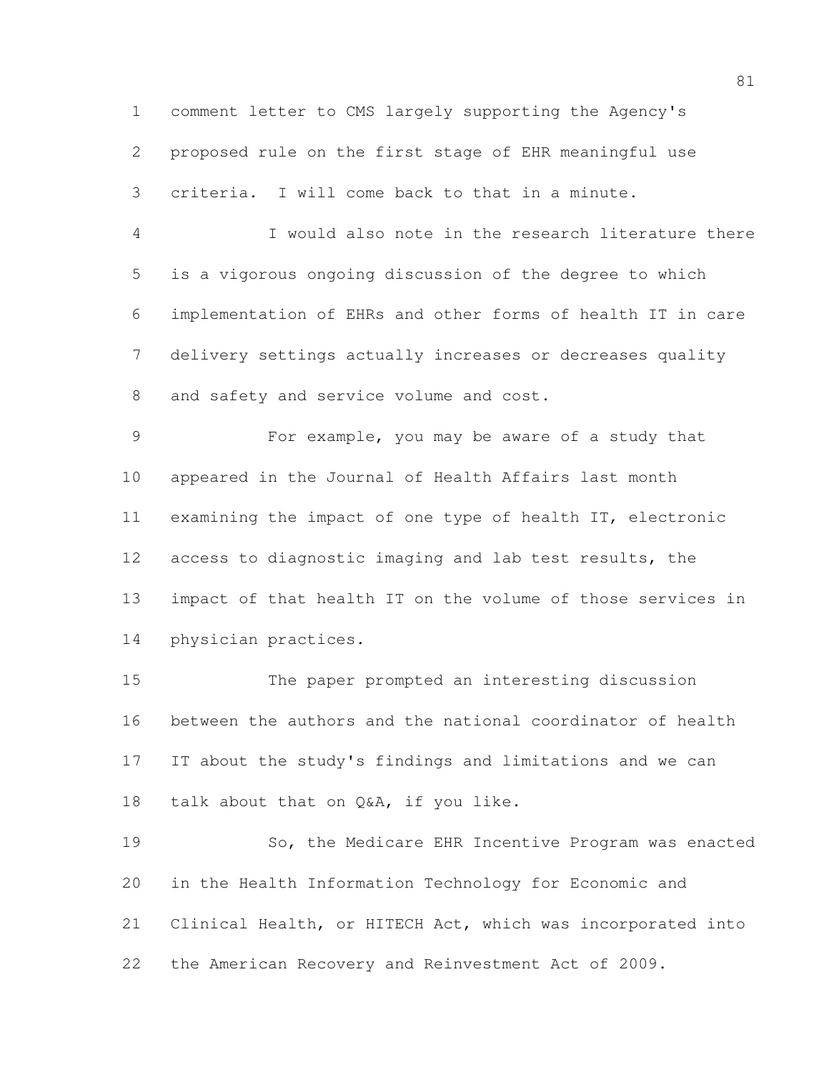comment letter to CMS largely supporting the Agency's proposed rule on the first stage of EHR meaningful use criteria. I will come back to that in a minute.

I would also note in the research literature there is a vigorous ongoing discussion of the degree to which implementation of EHRs and other forms of health IT in care delivery settings actually increases or decreases quality and safety and service volume and cost.

For example, you may be aware of a study that appeared in the Journal of Health Affairs last month examining the impact of one type of health IT, electronic access to diagnostic imaging and lab test results, the impact of that health IT on the volume of those services in physician practices.

The paper prompted an interesting discussion between the authors and the national coordinator of health IT about the study's findings and limitations and we can talk about that on Q&A, if you like.

So, the Medicare EHR Incentive Program was enacted in the Health Information Technology for Economic and Clinical Health, or HITECH Act, which was incorporated into the American Recovery and Reinvestment Act of 2009.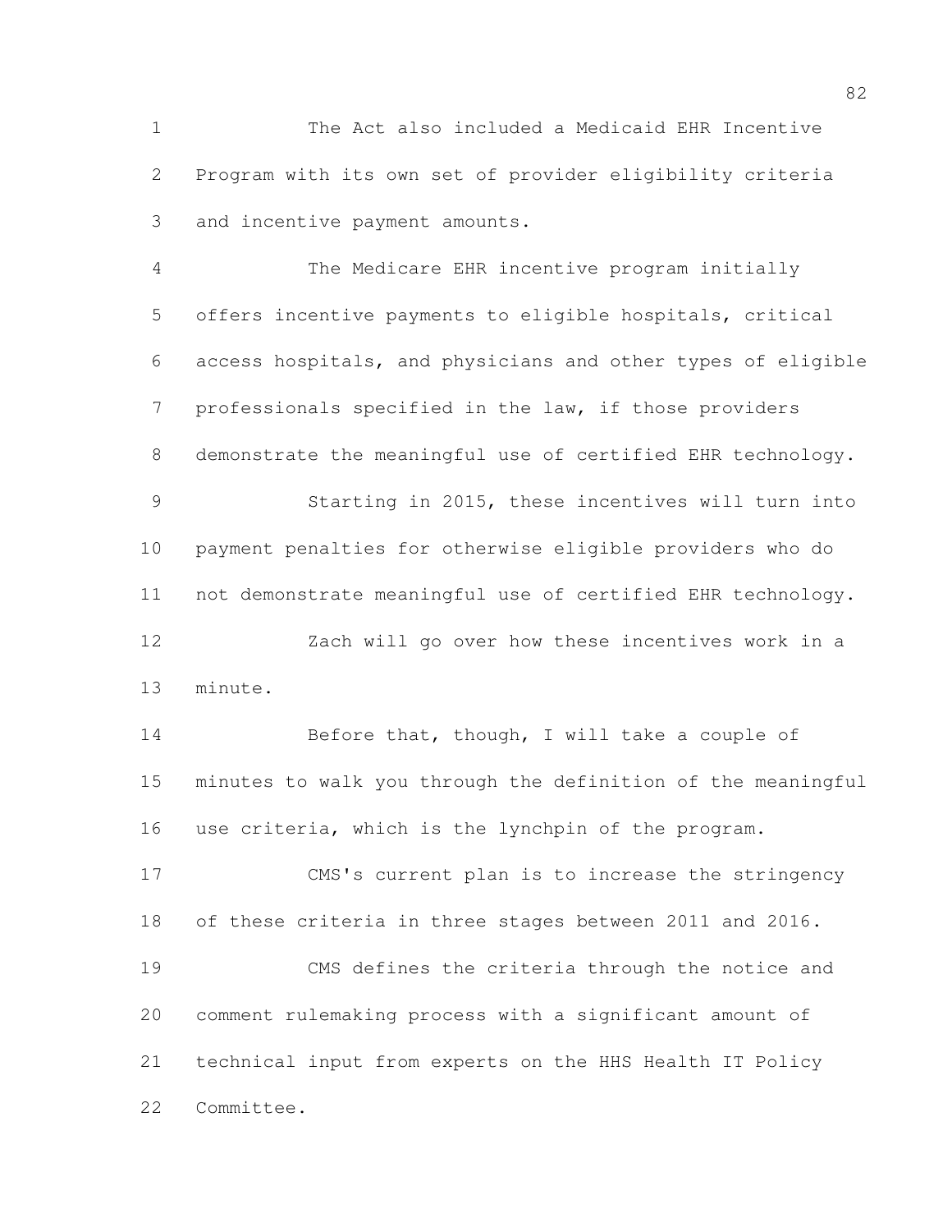The Act also included a Medicaid EHR Incentive Program with its own set of provider eligibility criteria and incentive payment amounts.

The Medicare EHR incentive program initially offers incentive payments to eligible hospitals, critical access hospitals, and physicians and other types of eligible professionals specified in the law, if those providers demonstrate the meaningful use of certified EHR technology.

Starting in 2015, these incentives will turn into payment penalties for otherwise eligible providers who do not demonstrate meaningful use of certified EHR technology.

Zach will go over how these incentives work in a minute.

Before that, though, I will take a couple of minutes to walk you through the definition of the meaningful use criteria, which is the lynchpin of the program.

CMS's current plan is to increase the stringency of these criteria in three stages between 2011 and 2016.

CMS defines the criteria through the notice and comment rulemaking process with a significant amount of technical input from experts on the HHS Health IT Policy Committee.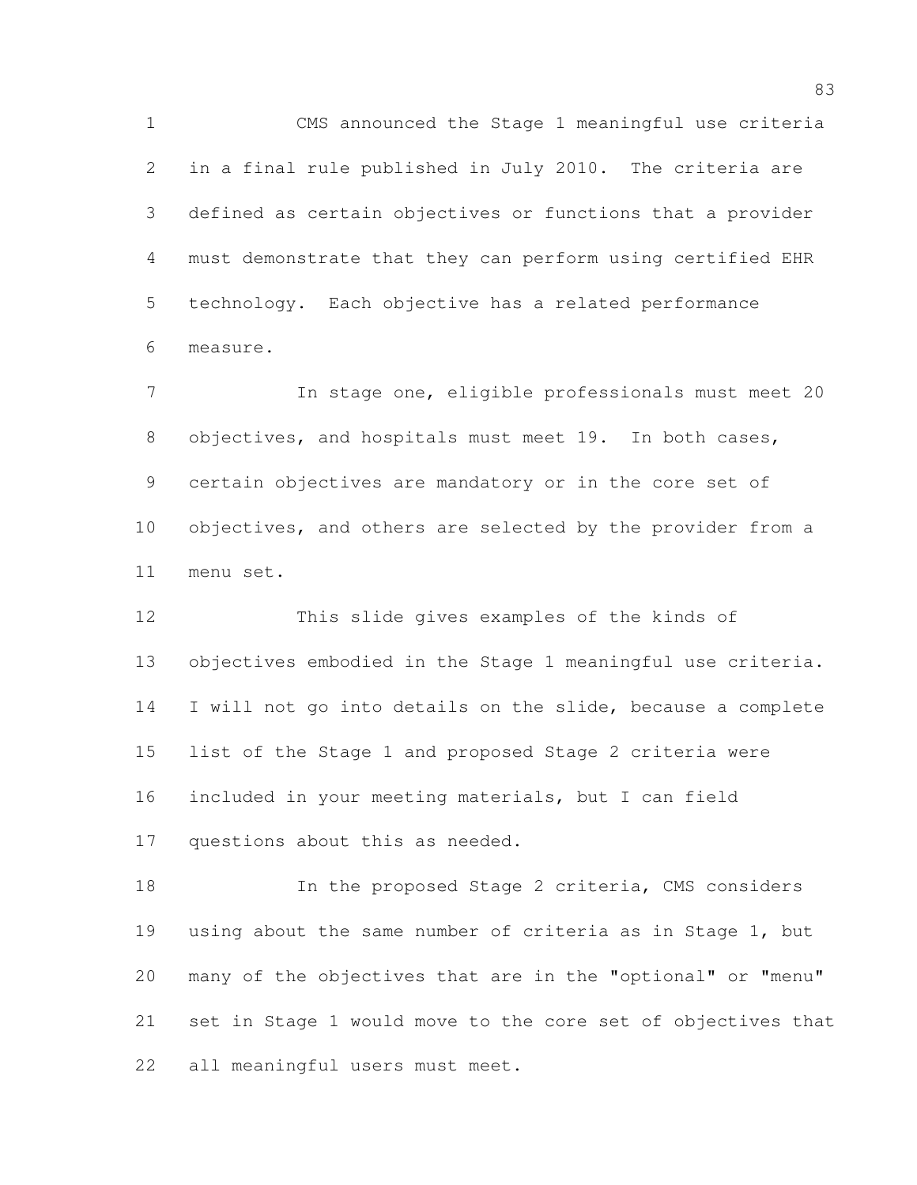CMS announced the Stage 1 meaningful use criteria in a final rule published in July 2010. The criteria are defined as certain objectives or functions that a provider must demonstrate that they can perform using certified EHR technology. Each objective has a related performance measure.

In stage one, eligible professionals must meet 20 objectives, and hospitals must meet 19. In both cases, certain objectives are mandatory or in the core set of objectives, and others are selected by the provider from a menu set.

This slide gives examples of the kinds of objectives embodied in the Stage 1 meaningful use criteria. I will not go into details on the slide, because a complete list of the Stage 1 and proposed Stage 2 criteria were included in your meeting materials, but I can field questions about this as needed.

In the proposed Stage 2 criteria, CMS considers using about the same number of criteria as in Stage 1, but many of the objectives that are in the "optional" or "menu" set in Stage 1 would move to the core set of objectives that all meaningful users must meet.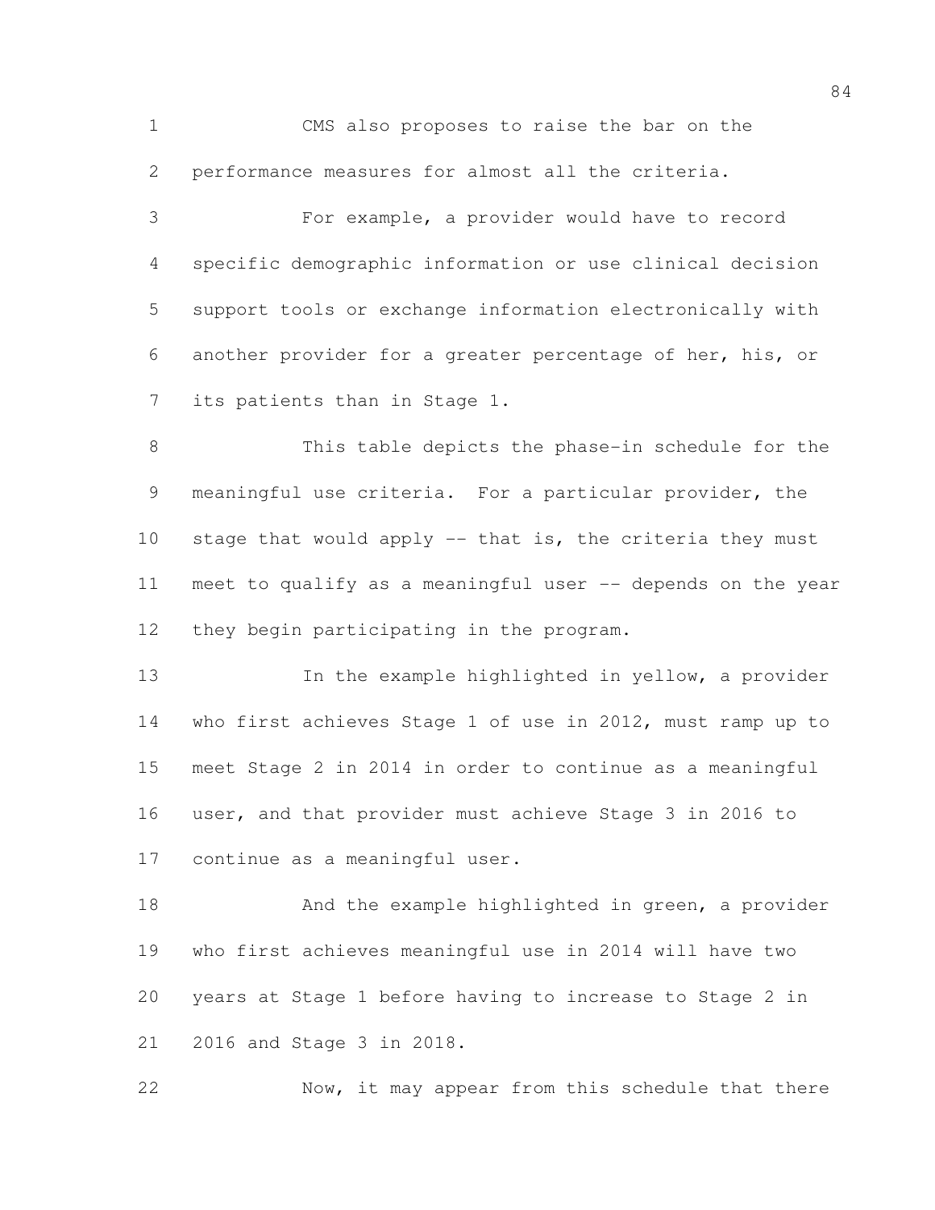CMS also proposes to raise the bar on the performance measures for almost all the criteria.

For example, a provider would have to record specific demographic information or use clinical decision support tools or exchange information electronically with another provider for a greater percentage of her, his, or its patients than in Stage 1.

This table depicts the phase-in schedule for the meaningful use criteria. For a particular provider, the stage that would apply -- that is, the criteria they must meet to qualify as a meaningful user -- depends on the year they begin participating in the program.

In the example highlighted in yellow, a provider who first achieves Stage 1 of use in 2012, must ramp up to meet Stage 2 in 2014 in order to continue as a meaningful user, and that provider must achieve Stage 3 in 2016 to continue as a meaningful user.

And the example highlighted in green, a provider who first achieves meaningful use in 2014 will have two years at Stage 1 before having to increase to Stage 2 in 2016 and Stage 3 in 2018.

Now, it may appear from this schedule that there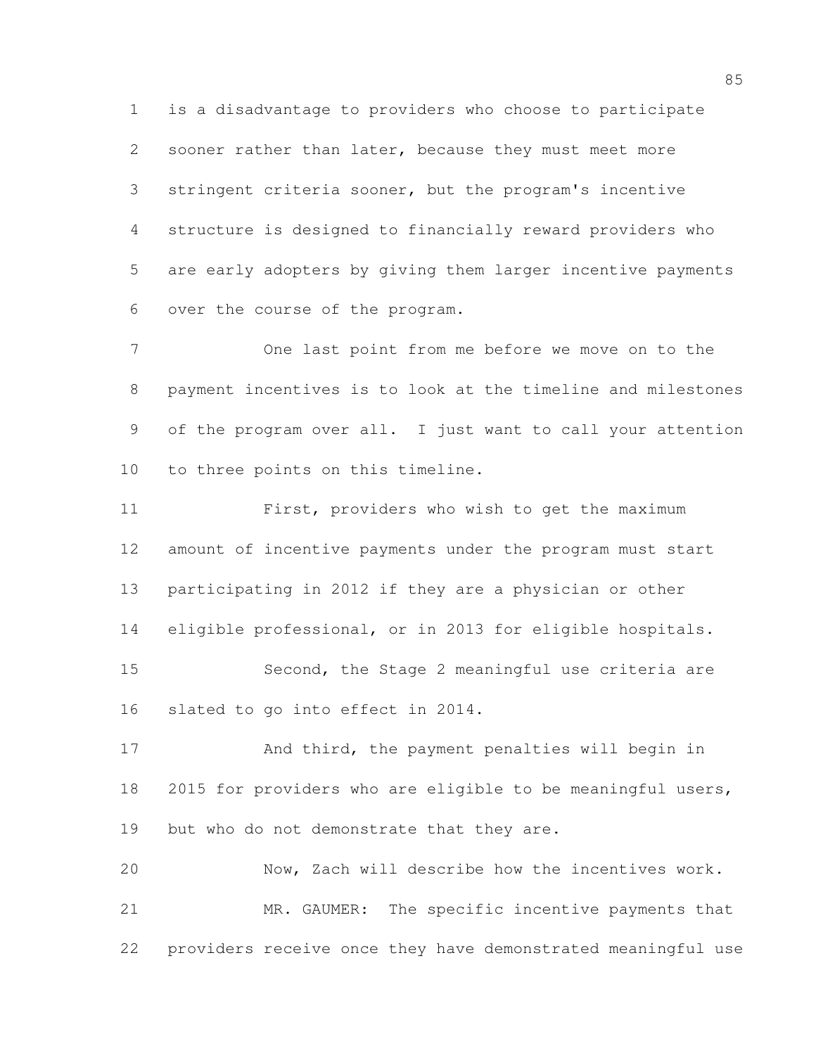is a disadvantage to providers who choose to participate sooner rather than later, because they must meet more stringent criteria sooner, but the program's incentive structure is designed to financially reward providers who are early adopters by giving them larger incentive payments over the course of the program.

One last point from me before we move on to the payment incentives is to look at the timeline and milestones of the program over all. I just want to call your attention to three points on this timeline.

First, providers who wish to get the maximum amount of incentive payments under the program must start participating in 2012 if they are a physician or other eligible professional, or in 2013 for eligible hospitals.

Second, the Stage 2 meaningful use criteria are slated to go into effect in 2014.

And third, the payment penalties will begin in 2015 for providers who are eligible to be meaningful users, but who do not demonstrate that they are.

Now, Zach will describe how the incentives work.

MR. GAUMER: The specific incentive payments that providers receive once they have demonstrated meaningful use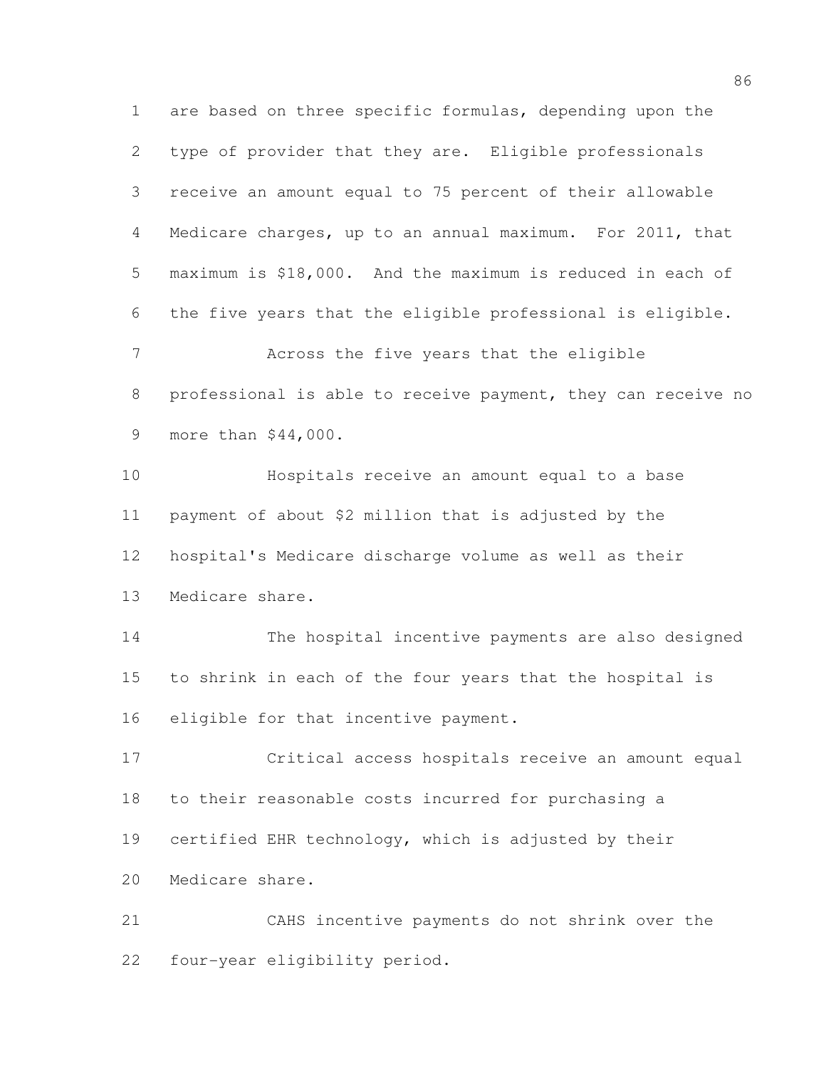are based on three specific formulas, depending upon the type of provider that they are. Eligible professionals receive an amount equal to 75 percent of their allowable Medicare charges, up to an annual maximum. For 2011, that maximum is $18,000. And the maximum is reduced in each of the five years that the eligible professional is eligible.

Across the five years that the eligible professional is able to receive payment, they can receive no more than $44,000.

Hospitals receive an amount equal to a base payment of about $2 million that is adjusted by the hospital's Medicare discharge volume as well as their Medicare share.

The hospital incentive payments are also designed to shrink in each of the four years that the hospital is eligible for that incentive payment.

Critical access hospitals receive an amount equal to their reasonable costs incurred for purchasing a certified EHR technology, which is adjusted by their Medicare share.

CAHS incentive payments do not shrink over the four-year eligibility period.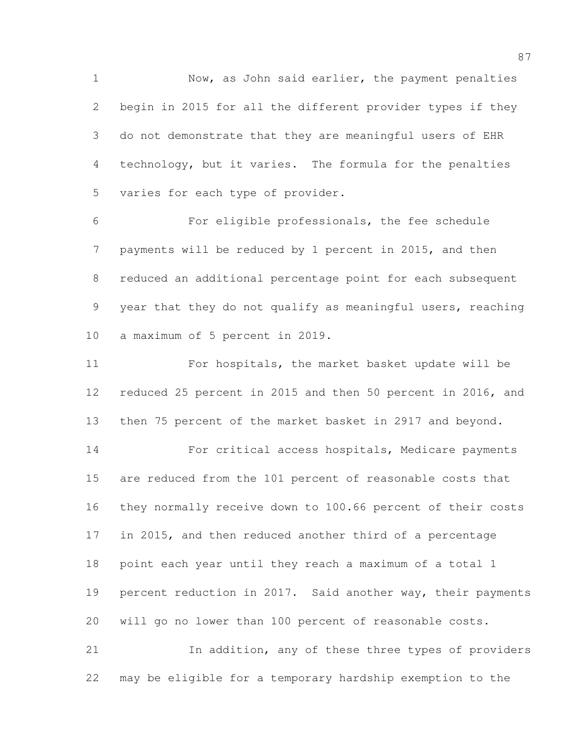Now, as John said earlier, the payment penalties begin in 2015 for all the different provider types if they do not demonstrate that they are meaningful users of EHR technology, but it varies. The formula for the penalties varies for each type of provider.

For eligible professionals, the fee schedule payments will be reduced by 1 percent in 2015, and then reduced an additional percentage point for each subsequent year that they do not qualify as meaningful users, reaching a maximum of 5 percent in 2019.

For hospitals, the market basket update will be reduced 25 percent in 2015 and then 50 percent in 2016, and then 75 percent of the market basket in 2917 and beyond.

For critical access hospitals, Medicare payments are reduced from the 101 percent of reasonable costs that they normally receive down to 100.66 percent of their costs in 2015, and then reduced another third of a percentage point each year until they reach a maximum of a total 1 percent reduction in 2017. Said another way, their payments will go no lower than 100 percent of reasonable costs.

In addition, any of these three types of providers may be eligible for a temporary hardship exemption to the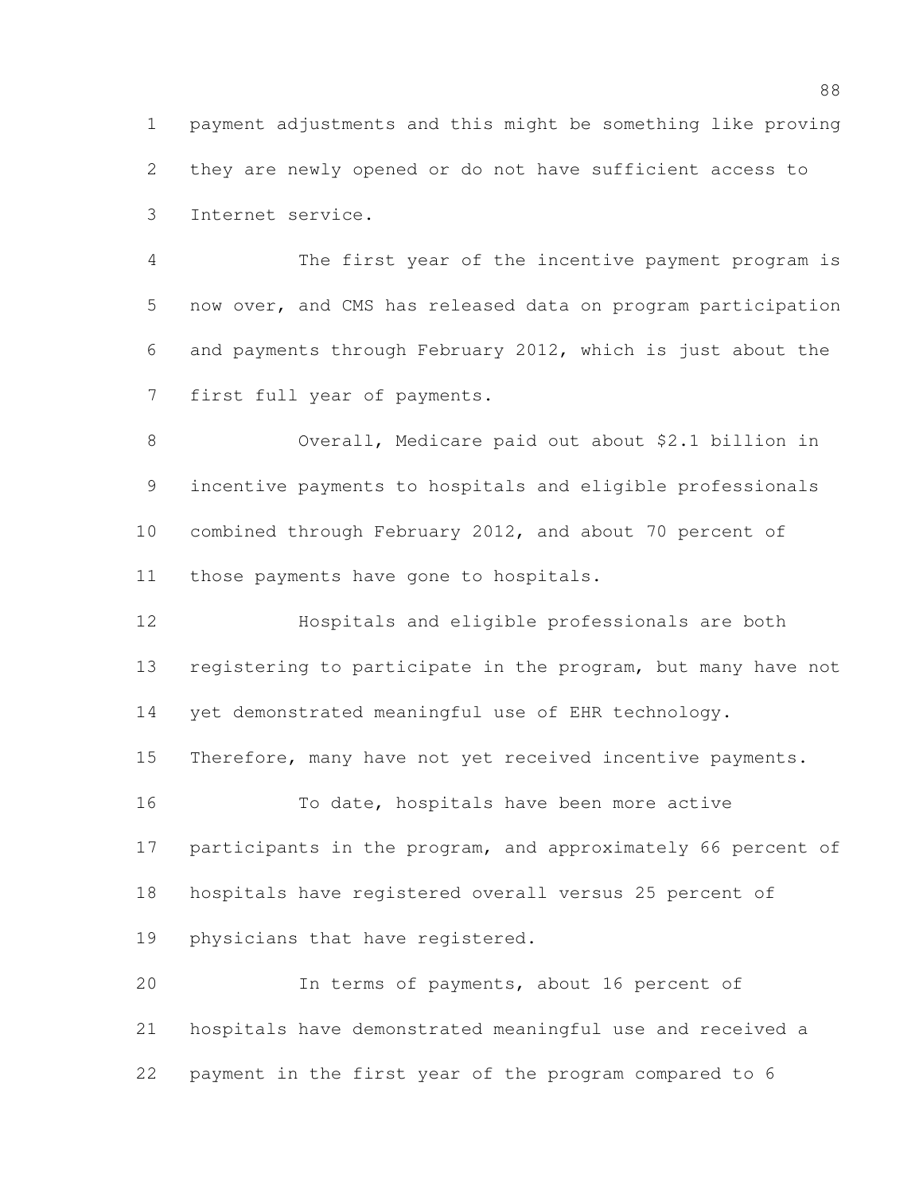payment adjustments and this might be something like proving they are newly opened or do not have sufficient access to Internet service.

The first year of the incentive payment program is now over, and CMS has released data on program participation and payments through February 2012, which is just about the first full year of payments.

Overall, Medicare paid out about $2.1 billion in incentive payments to hospitals and eligible professionals combined through February 2012, and about 70 percent of those payments have gone to hospitals.

Hospitals and eligible professionals are both registering to participate in the program, but many have not yet demonstrated meaningful use of EHR technology. Therefore, many have not yet received incentive payments.

To date, hospitals have been more active participants in the program, and approximately 66 percent of hospitals have registered overall versus 25 percent of physicians that have registered.

In terms of payments, about 16 percent of hospitals have demonstrated meaningful use and received a payment in the first year of the program compared to 6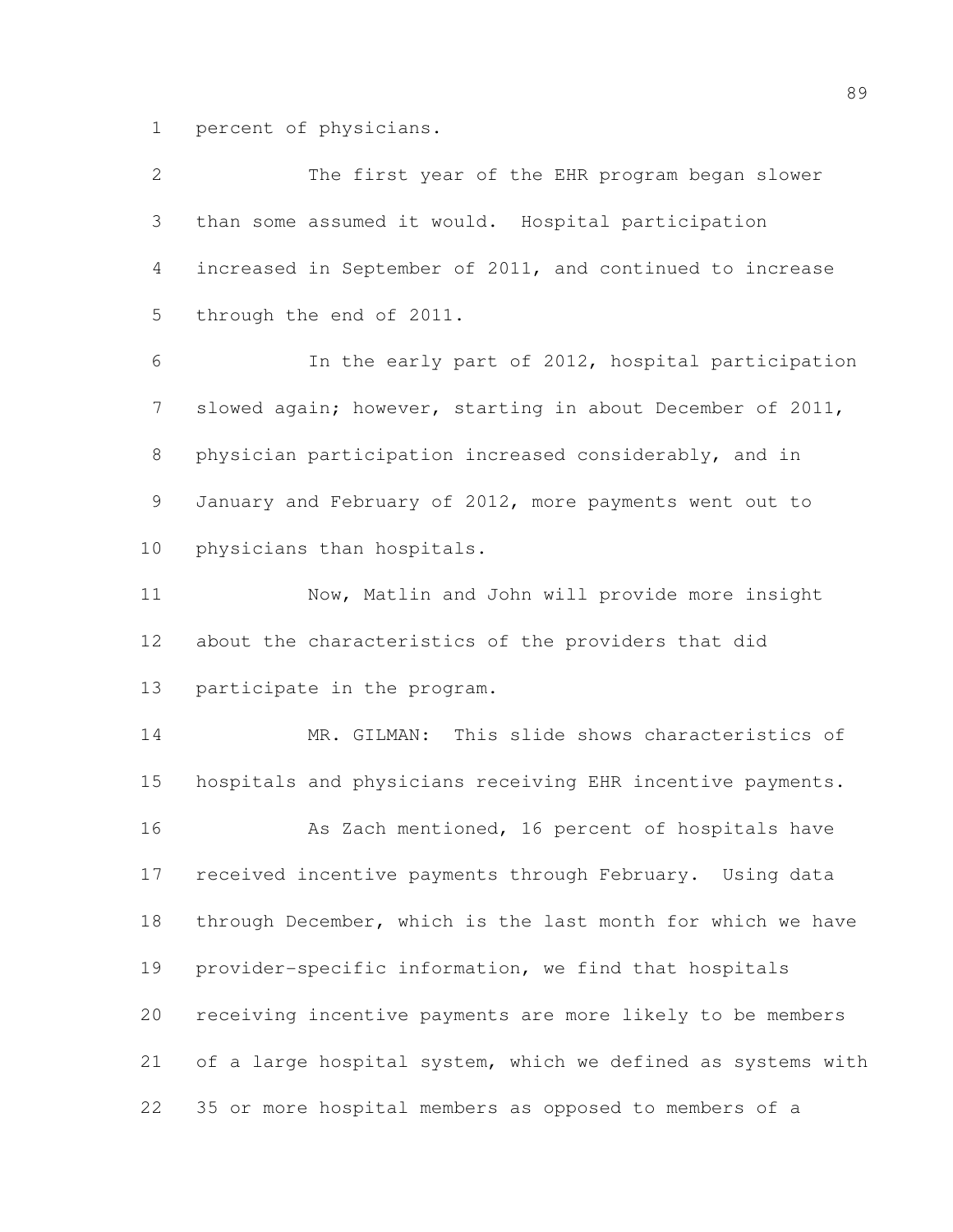percent of physicians.

The first year of the EHR program began slower than some assumed it would. Hospital participation increased in September of 2011, and continued to increase through the end of 2011.

In the early part of 2012, hospital participation slowed again; however, starting in about December of 2011, physician participation increased considerably, and in January and February of 2012, more payments went out to physicians than hospitals.

Now, Matlin and John will provide more insight about the characteristics of the providers that did participate in the program.

MR. GILMAN: This slide shows characteristics of hospitals and physicians receiving EHR incentive payments.

As Zach mentioned, 16 percent of hospitals have received incentive payments through February. Using data through December, which is the last month for which we have provider-specific information, we find that hospitals receiving incentive payments are more likely to be members of a large hospital system, which we defined as systems with 35 or more hospital members as opposed to members of a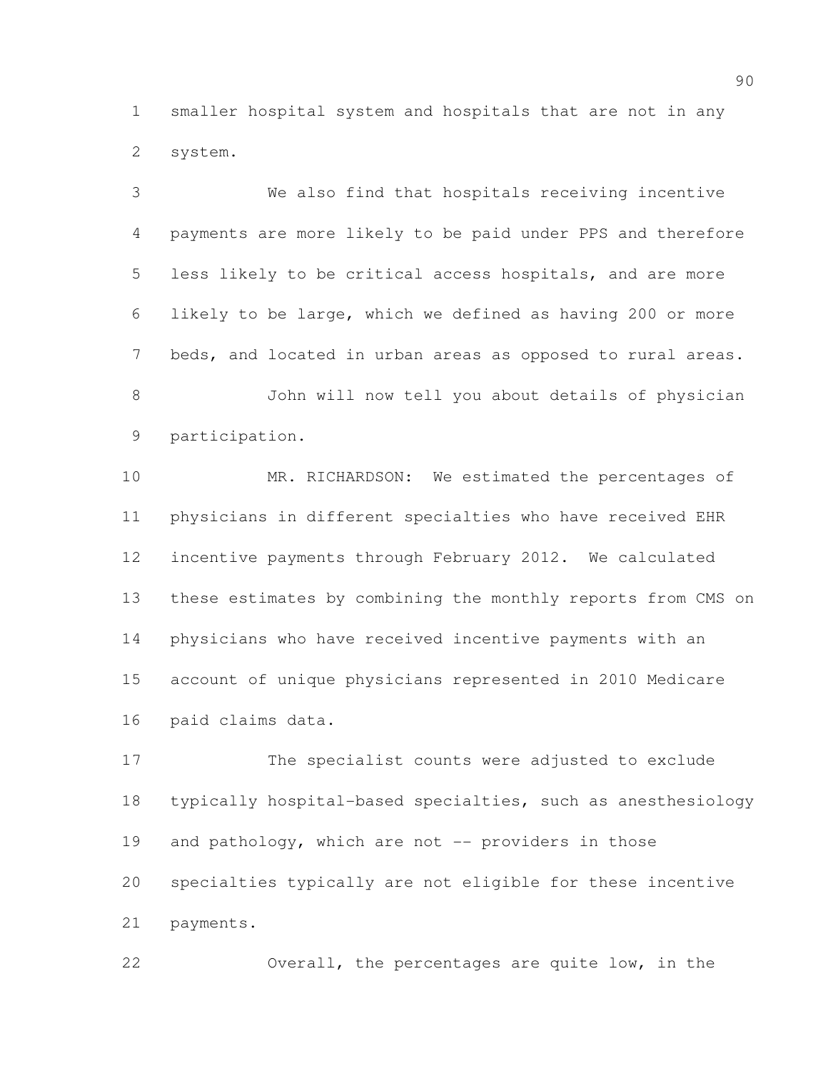smaller hospital system and hospitals that are not in any system.

We also find that hospitals receiving incentive payments are more likely to be paid under PPS and therefore less likely to be critical access hospitals, and are more likely to be large, which we defined as having 200 or more beds, and located in urban areas as opposed to rural areas.

John will now tell you about details of physician participation.

MR. RICHARDSON: We estimated the percentages of physicians in different specialties who have received EHR incentive payments through February 2012. We calculated these estimates by combining the monthly reports from CMS on physicians who have received incentive payments with an account of unique physicians represented in 2010 Medicare paid claims data.

The specialist counts were adjusted to exclude typically hospital-based specialties, such as anesthesiology and pathology, which are not -- providers in those specialties typically are not eligible for these incentive payments.

Overall, the percentages are quite low, in the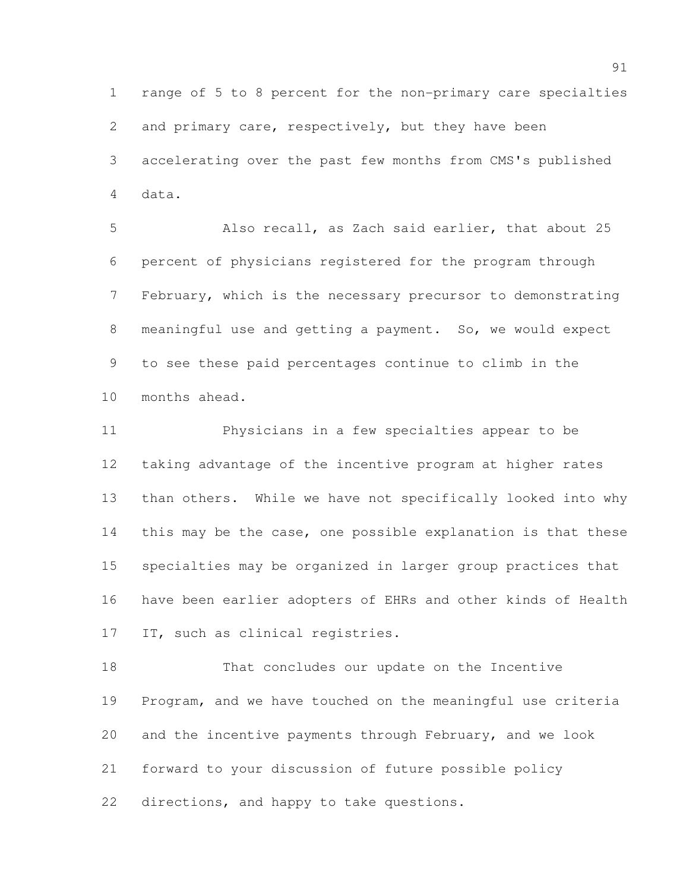range of 5 to 8 percent for the non-primary care specialties and primary care, respectively, but they have been accelerating over the past few months from CMS's published data.

Also recall, as Zach said earlier, that about 25 percent of physicians registered for the program through February, which is the necessary precursor to demonstrating meaningful use and getting a payment. So, we would expect to see these paid percentages continue to climb in the months ahead.

Physicians in a few specialties appear to be taking advantage of the incentive program at higher rates than others. While we have not specifically looked into why this may be the case, one possible explanation is that these specialties may be organized in larger group practices that have been earlier adopters of EHRs and other kinds of Health IT, such as clinical registries.

That concludes our update on the Incentive Program, and we have touched on the meaningful use criteria and the incentive payments through February, and we look forward to your discussion of future possible policy directions, and happy to take questions.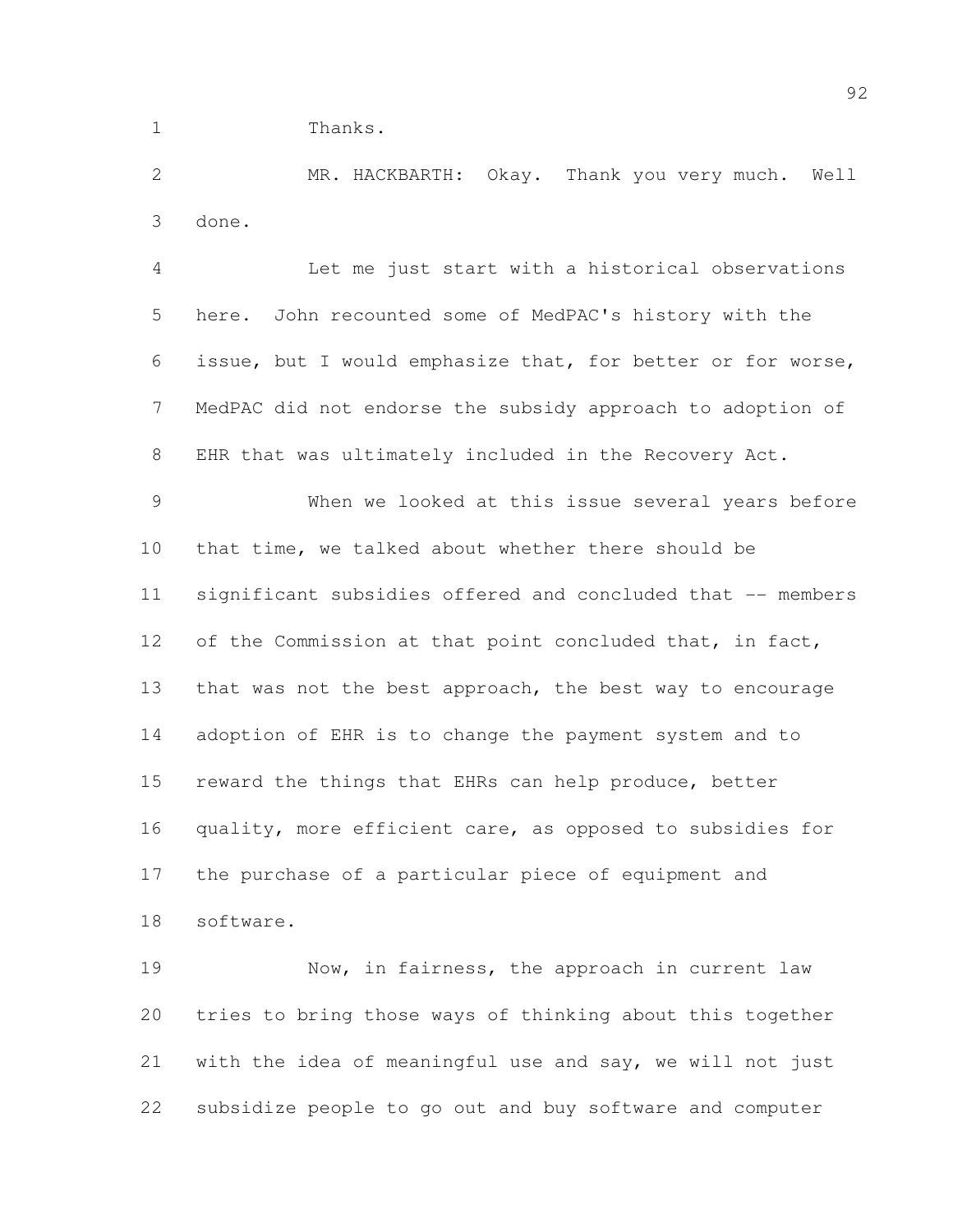Thanks.

MR. HACKBARTH: Okay. Thank you very much. Well done.

Let me just start with a historical observations here. John recounted some of MedPAC's history with the issue, but I would emphasize that, for better or for worse, MedPAC did not endorse the subsidy approach to adoption of EHR that was ultimately included in the Recovery Act.

When we looked at this issue several years before that time, we talked about whether there should be significant subsidies offered and concluded that -- members of the Commission at that point concluded that, in fact, that was not the best approach, the best way to encourage adoption of EHR is to change the payment system and to reward the things that EHRs can help produce, better quality, more efficient care, as opposed to subsidies for the purchase of a particular piece of equipment and software.

Now, in fairness, the approach in current law tries to bring those ways of thinking about this together with the idea of meaningful use and say, we will not just subsidize people to go out and buy software and computer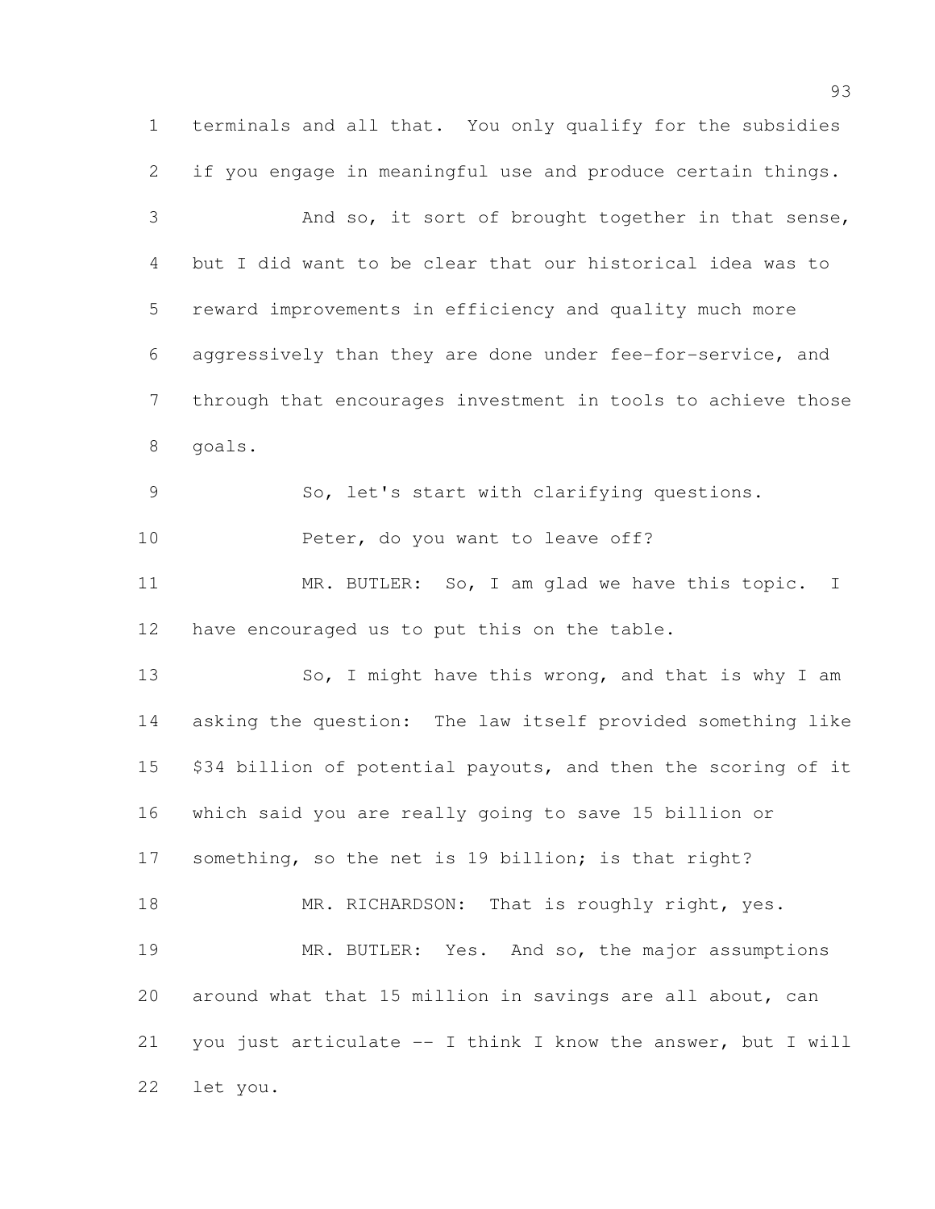terminals and all that. You only qualify for the subsidies if you engage in meaningful use and produce certain things.

And so, it sort of brought together in that sense, but I did want to be clear that our historical idea was to reward improvements in efficiency and quality much more aggressively than they are done under fee-for-service, and through that encourages investment in tools to achieve those goals.

So, let's start with clarifying questions.

Peter, do you want to leave off?

MR. BUTLER: So, I am glad we have this topic. I have encouraged us to put this on the table.

So, I might have this wrong, and that is why I am asking the question: The law itself provided something like $34 billion of potential payouts, and then the scoring of it which said you are really going to save 15 billion or something, so the net is 19 billion; is that right?

MR. RICHARDSON: That is roughly right, yes.

MR. BUTLER: Yes. And so, the major assumptions around what that 15 million in savings are all about, can you just articulate -- I think I know the answer, but I will let you.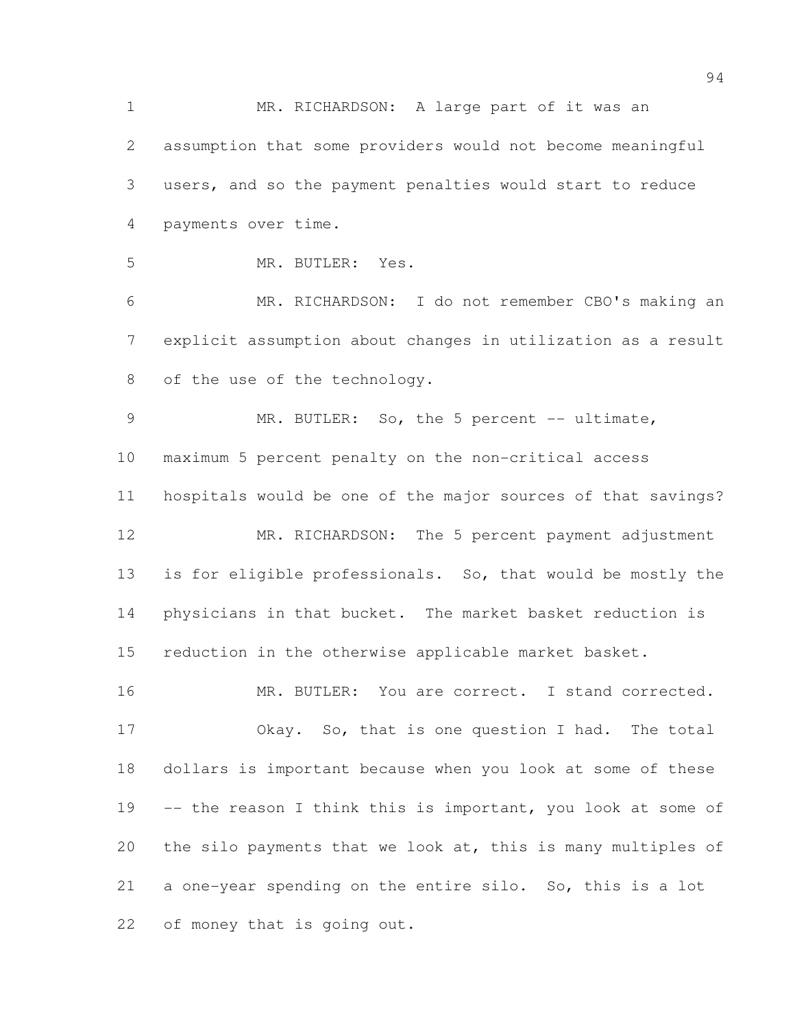MR. RICHARDSON: A large part of it was an assumption that some providers would not become meaningful users, and so the payment penalties would start to reduce payments over time.

MR. BUTLER: Yes.

MR. RICHARDSON: I do not remember CBO's making an explicit assumption about changes in utilization as a result of the use of the technology.

MR. BUTLER: So, the 5 percent -- ultimate, maximum 5 percent penalty on the non-critical access hospitals would be one of the major sources of that savings?

MR. RICHARDSON: The 5 percent payment adjustment is for eligible professionals. So, that would be mostly the physicians in that bucket. The market basket reduction is reduction in the otherwise applicable market basket.

MR. BUTLER: You are correct. I stand corrected.

Okay. So, that is one question I had. The total dollars is important because when you look at some of these -- the reason I think this is important, you look at some of the silo payments that we look at, this is many multiples of a one-year spending on the entire silo. So, this is a lot of money that is going out.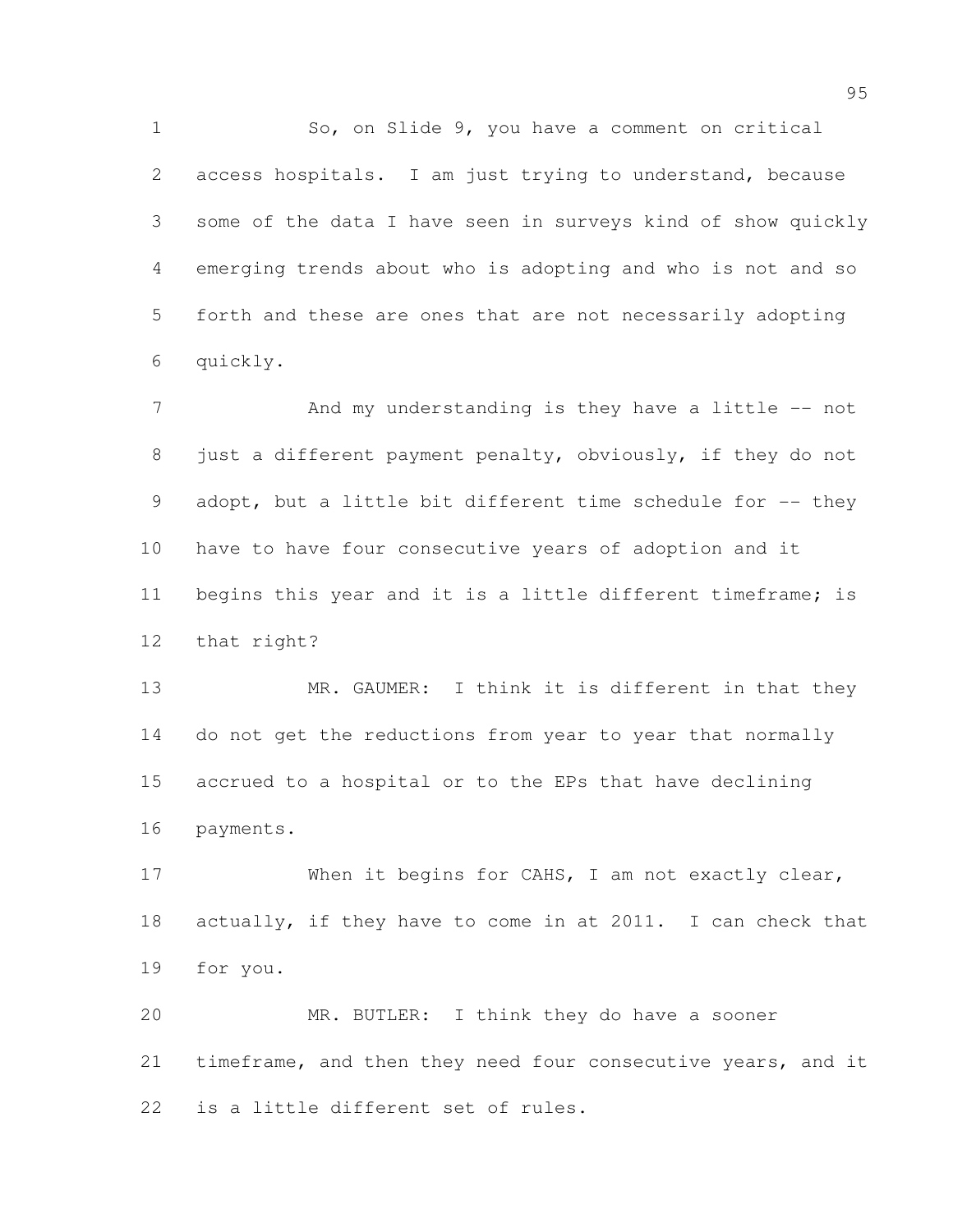So, on Slide 9, you have a comment on critical access hospitals. I am just trying to understand, because some of the data I have seen in surveys kind of show quickly emerging trends about who is adopting and who is not and so forth and these are ones that are not necessarily adopting quickly.

And my understanding is they have a little -- not just a different payment penalty, obviously, if they do not adopt, but a little bit different time schedule for -- they have to have four consecutive years of adoption and it begins this year and it is a little different timeframe; is that right?

MR. GAUMER: I think it is different in that they do not get the reductions from year to year that normally accrued to a hospital or to the EPs that have declining payments.

When it begins for CAHS, I am not exactly clear, actually, if they have to come in at 2011. I can check that for you.

MR. BUTLER: I think they do have a sooner timeframe, and then they need four consecutive years, and it is a little different set of rules.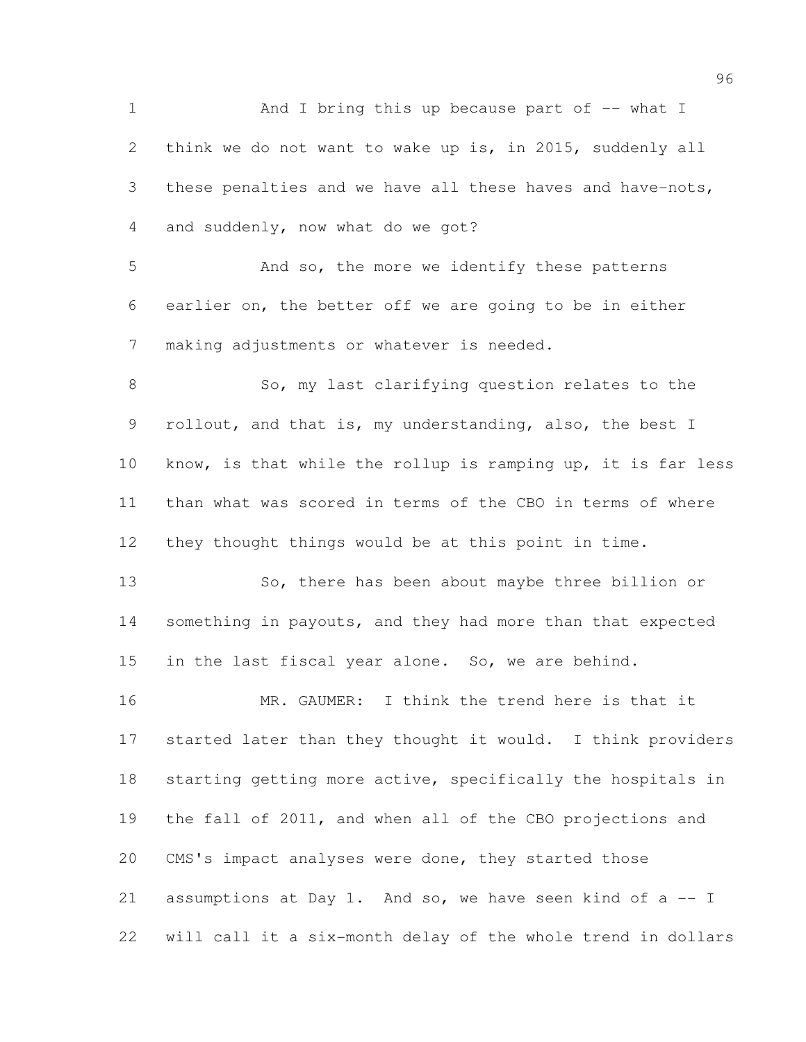And I bring this up because part of -- what I think we do not want to wake up is, in 2015, suddenly all these penalties and we have all these haves and have-nots, and suddenly, now what do we got?

And so, the more we identify these patterns earlier on, the better off we are going to be in either making adjustments or whatever is needed.

So, my last clarifying question relates to the rollout, and that is, my understanding, also, the best I know, is that while the rollup is ramping up, it is far less than what was scored in terms of the CBO in terms of where they thought things would be at this point in time.

So, there has been about maybe three billion or something in payouts, and they had more than that expected in the last fiscal year alone. So, we are behind.

MR. GAUMER: I think the trend here is that it started later than they thought it would. I think providers starting getting more active, specifically the hospitals in the fall of 2011, and when all of the CBO projections and CMS's impact analyses were done, they started those assumptions at Day 1. And so, we have seen kind of a -- I will call it a six-month delay of the whole trend in dollars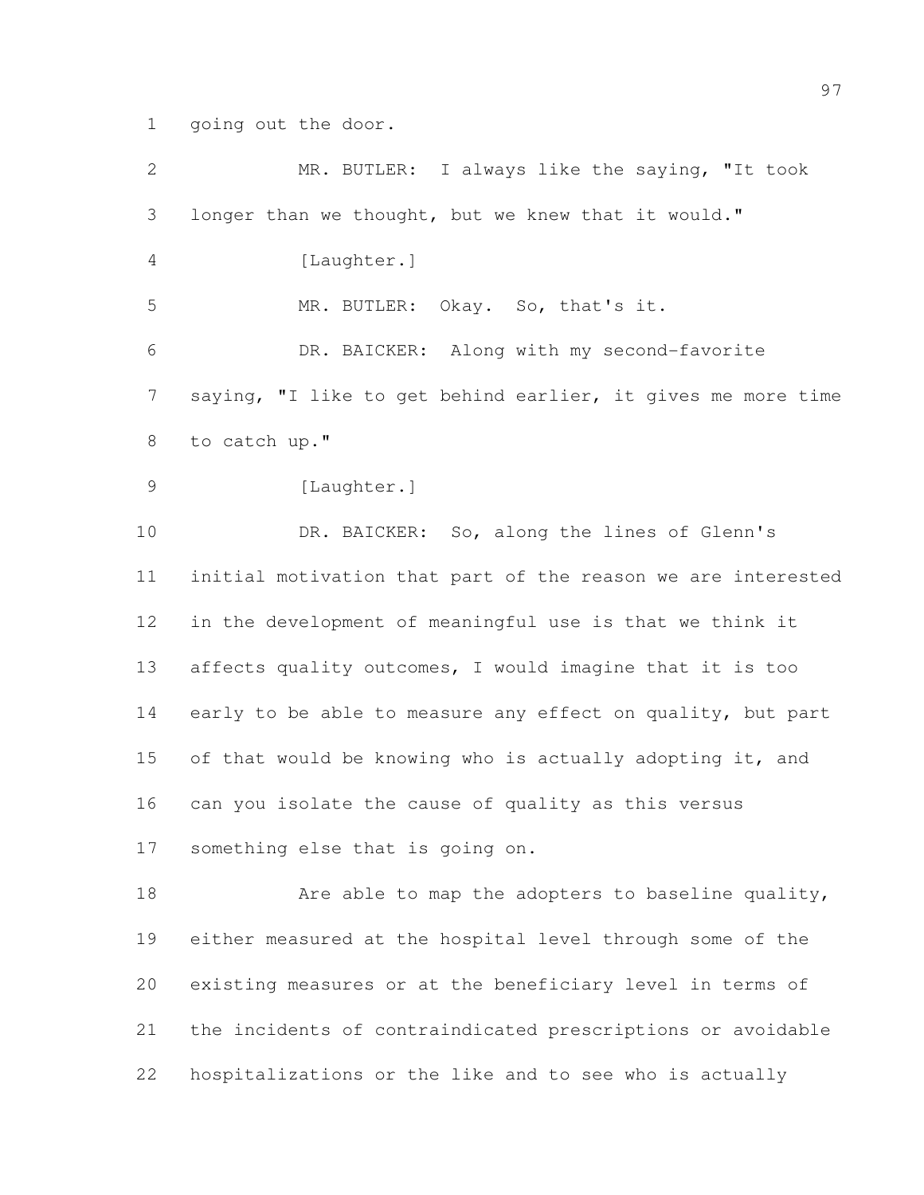going out the door.

MR. BUTLER: I always like the saying, "It took longer than we thought, but we knew that it would."

[Laughter.]

MR. BUTLER: Okay. So, that's it.

DR. BAICKER: Along with my second-favorite saying, "I like to get behind earlier, it gives me more time to catch up."

[Laughter.]

DR. BAICKER: So, along the lines of Glenn's initial motivation that part of the reason we are interested in the development of meaningful use is that we think it affects quality outcomes, I would imagine that it is too early to be able to measure any effect on quality, but part of that would be knowing who is actually adopting it, and can you isolate the cause of quality as this versus something else that is going on.

Are able to map the adopters to baseline quality, either measured at the hospital level through some of the existing measures or at the beneficiary level in terms of the incidents of contraindicated prescriptions or avoidable hospitalizations or the like and to see who is actually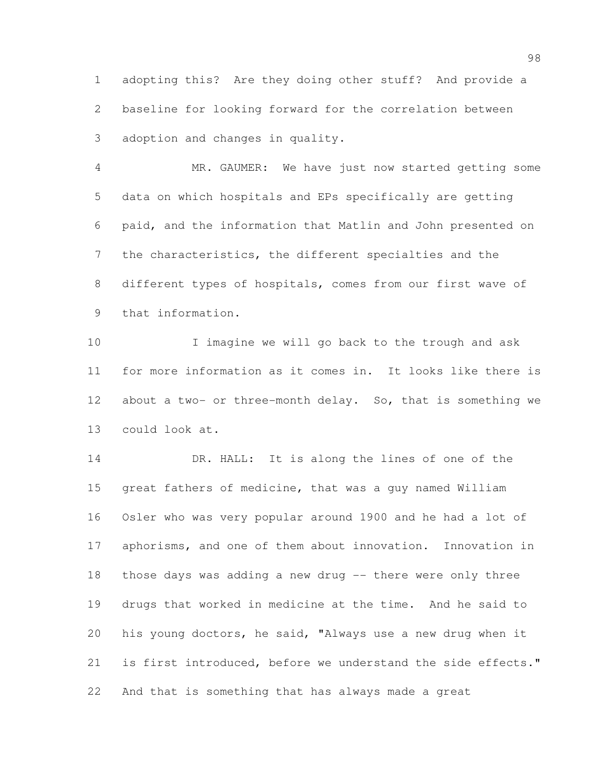adopting this? Are they doing other stuff? And provide a baseline for looking forward for the correlation between adoption and changes in quality.

MR. GAUMER: We have just now started getting some data on which hospitals and EPs specifically are getting paid, and the information that Matlin and John presented on the characteristics, the different specialties and the different types of hospitals, comes from our first wave of that information.

I imagine we will go back to the trough and ask for more information as it comes in. It looks like there is about a two- or three-month delay. So, that is something we could look at.

DR. HALL: It is along the lines of one of the great fathers of medicine, that was a guy named William Osler who was very popular around 1900 and he had a lot of aphorisms, and one of them about innovation. Innovation in those days was adding a new drug -- there were only three drugs that worked in medicine at the time. And he said to his young doctors, he said, "Always use a new drug when it is first introduced, before we understand the side effects." And that is something that has always made a great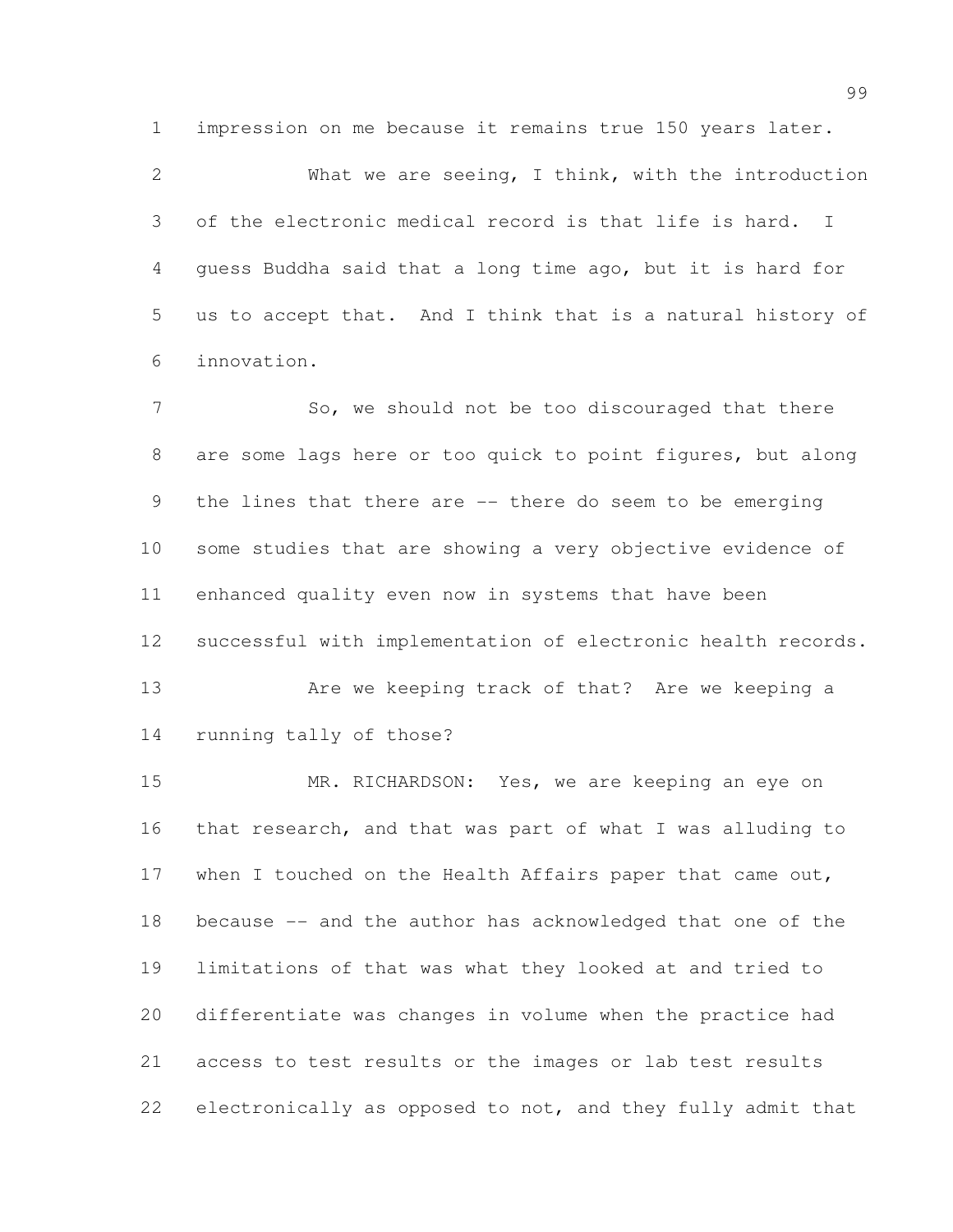impression on me because it remains true 150 years later.

What we are seeing, I think, with the introduction of the electronic medical record is that life is hard. I guess Buddha said that a long time ago, but it is hard for us to accept that. And I think that is a natural history of innovation.

So, we should not be too discouraged that there are some lags here or too quick to point figures, but along the lines that there are -- there do seem to be emerging some studies that are showing a very objective evidence of enhanced quality even now in systems that have been successful with implementation of electronic health records.

Are we keeping track of that? Are we keeping a running tally of those?

MR. RICHARDSON: Yes, we are keeping an eye on that research, and that was part of what I was alluding to when I touched on the Health Affairs paper that came out, because -- and the author has acknowledged that one of the limitations of that was what they looked at and tried to differentiate was changes in volume when the practice had access to test results or the images or lab test results electronically as opposed to not, and they fully admit that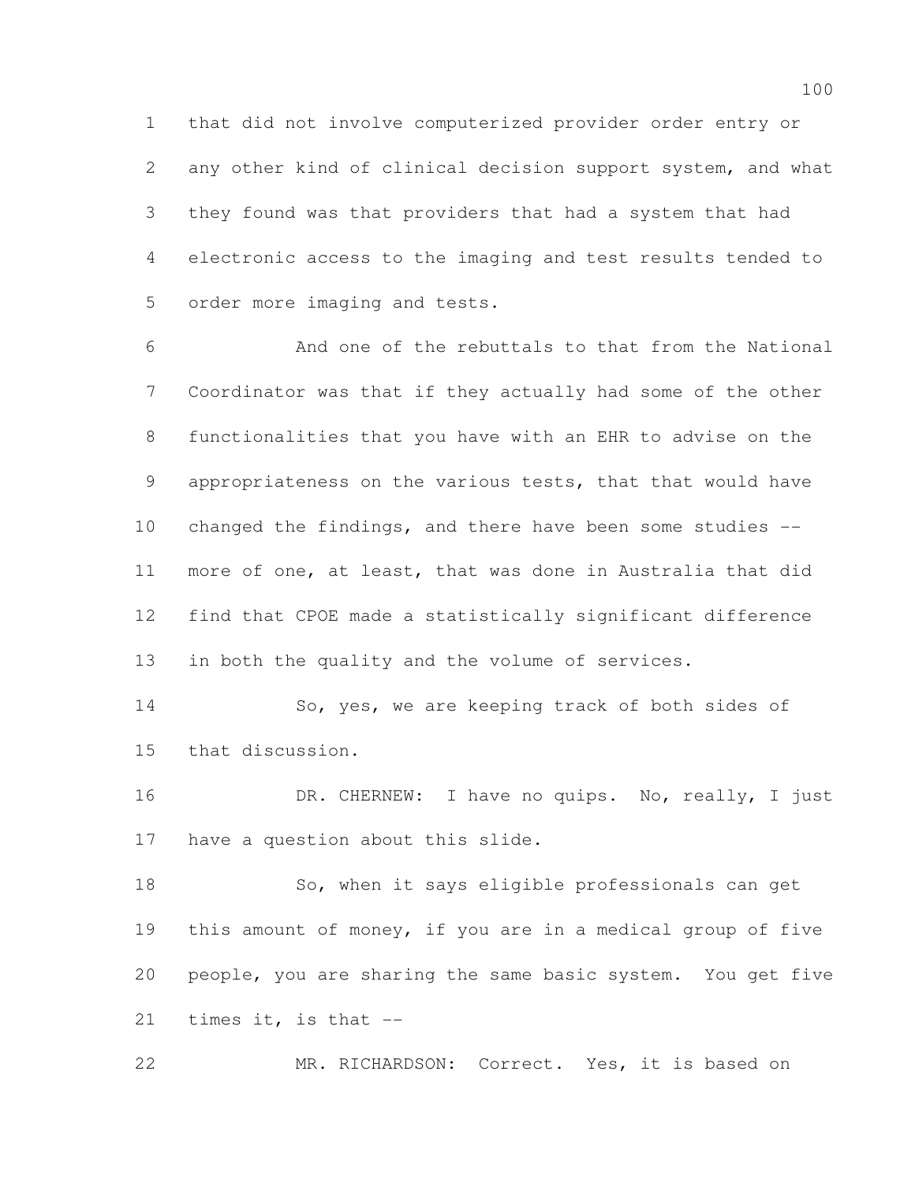that did not involve computerized provider order entry or any other kind of clinical decision support system, and what they found was that providers that had a system that had electronic access to the imaging and test results tended to order more imaging and tests.

And one of the rebuttals to that from the National Coordinator was that if they actually had some of the other functionalities that you have with an EHR to advise on the appropriateness on the various tests, that that would have changed the findings, and there have been some studies -- more of one, at least, that was done in Australia that did find that CPOE made a statistically significant difference in both the quality and the volume of services.

So, yes, we are keeping track of both sides of that discussion.

DR. CHERNEW: I have no quips. No, really, I just have a question about this slide.

So, when it says eligible professionals can get this amount of money, if you are in a medical group of five people, you are sharing the same basic system. You get five times it, is that --

MR. RICHARDSON: Correct. Yes, it is based on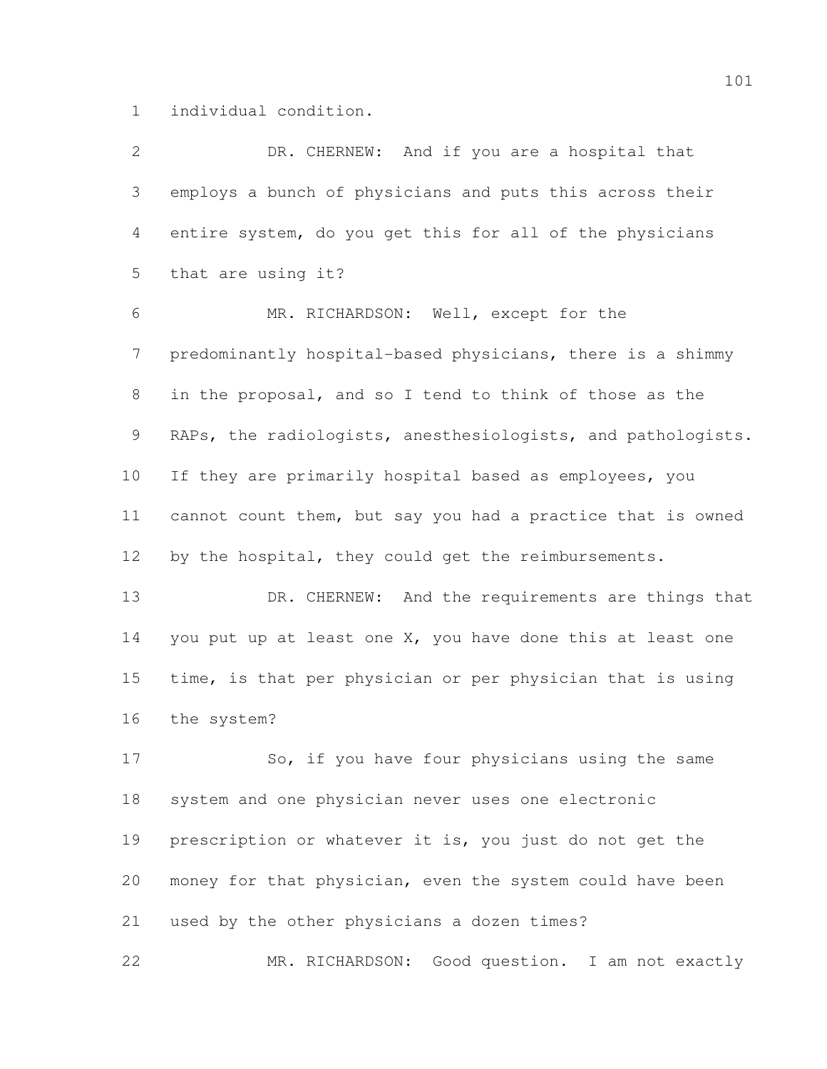individual condition.

DR. CHERNEW: And if you are a hospital that employs a bunch of physicians and puts this across their entire system, do you get this for all of the physicians that are using it?

MR. RICHARDSON: Well, except for the predominantly hospital-based physicians, there is a shimmy in the proposal, and so I tend to think of those as the RAPs, the radiologists, anesthesiologists, and pathologists. If they are primarily hospital based as employees, you cannot count them, but say you had a practice that is owned by the hospital, they could get the reimbursements.

DR. CHERNEW: And the requirements are things that you put up at least one X, you have done this at least one time, is that per physician or per physician that is using the system?

So, if you have four physicians using the same system and one physician never uses one electronic prescription or whatever it is, you just do not get the money for that physician, even the system could have been used by the other physicians a dozen times?

MR. RICHARDSON: Good question. I am not exactly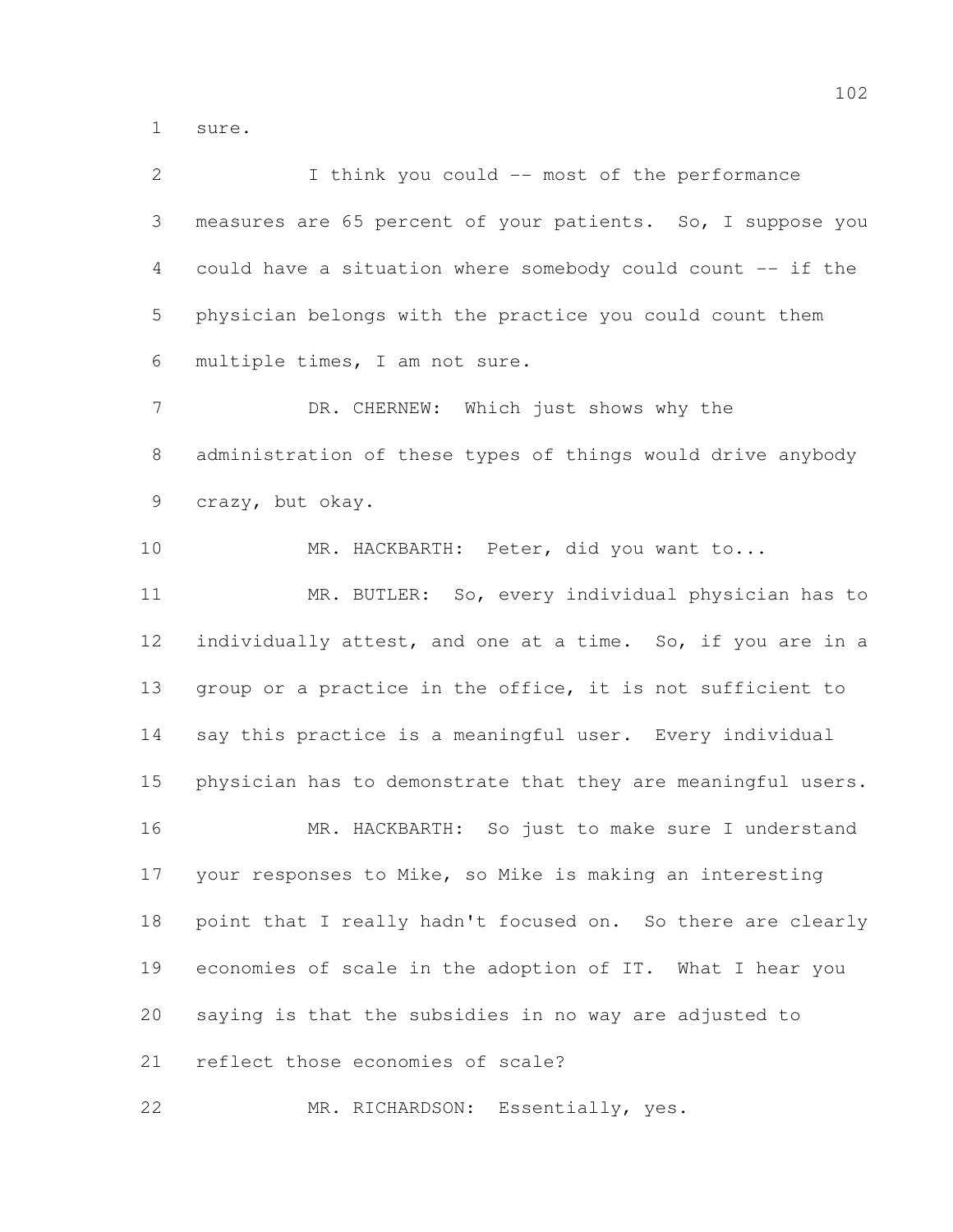sure.

I think you could -- most of the performance measures are 65 percent of your patients. So, I suppose you could have a situation where somebody could count -- if the physician belongs with the practice you could count them multiple times, I am not sure.

DR. CHERNEW: Which just shows why the administration of these types of things would drive anybody crazy, but okay.

MR. HACKBARTH: Peter, did you want to...

MR. BUTLER: So, every individual physician has to individually attest, and one at a time. So, if you are in a group or a practice in the office, it is not sufficient to say this practice is a meaningful user. Every individual physician has to demonstrate that they are meaningful users.

MR. HACKBARTH: So just to make sure I understand your responses to Mike, so Mike is making an interesting point that I really hadn't focused on. So there are clearly economies of scale in the adoption of IT. What I hear you saying is that the subsidies in no way are adjusted to reflect those economies of scale?

MR. RICHARDSON: Essentially, yes.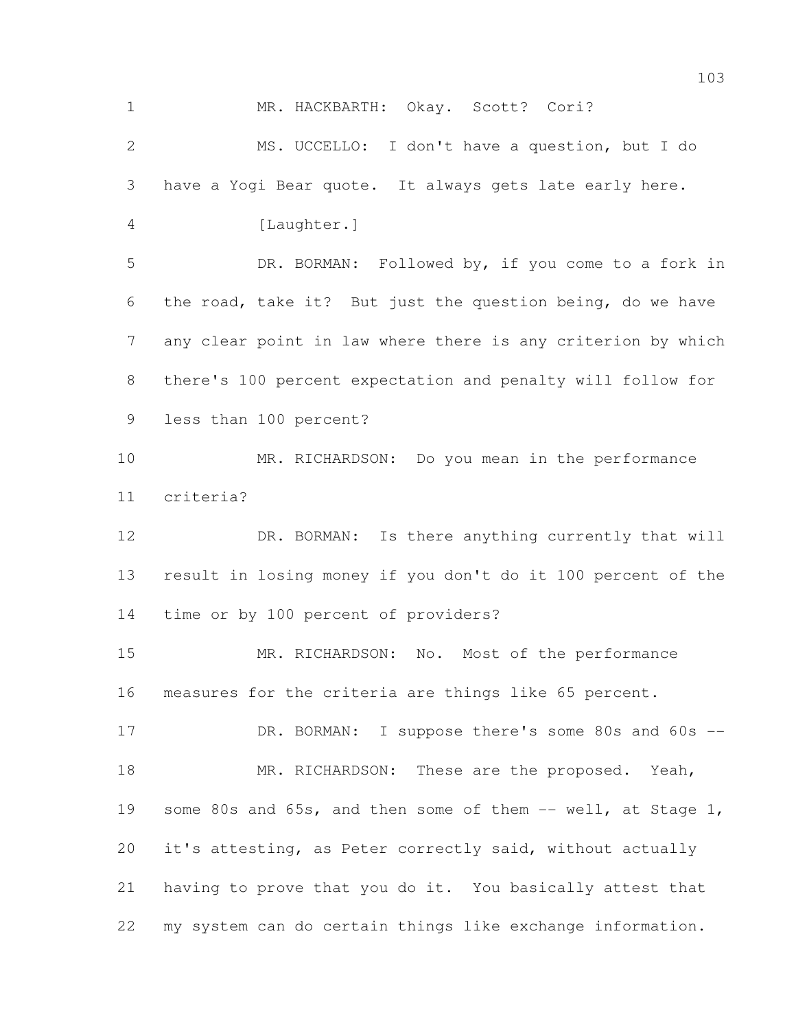MR. HACKBARTH: Okay. Scott? Cori?

MS. UCCELLO: I don't have a question, but I do have a Yogi Bear quote. It always gets late early here.

[Laughter.]

DR. BORMAN: Followed by, if you come to a fork in the road, take it? But just the question being, do we have any clear point in law where there is any criterion by which there's 100 percent expectation and penalty will follow for less than 100 percent?

MR. RICHARDSON: Do you mean in the performance criteria?

DR. BORMAN: Is there anything currently that will result in losing money if you don't do it 100 percent of the time or by 100 percent of providers?

MR. RICHARDSON: No. Most of the performance measures for the criteria are things like 65 percent.

DR. BORMAN: I suppose there's some 80s and 60s --

MR. RICHARDSON: These are the proposed. Yeah, some 80s and 65s, and then some of them -- well, at Stage 1, it's attesting, as Peter correctly said, without actually having to prove that you do it. You basically attest that my system can do certain things like exchange information.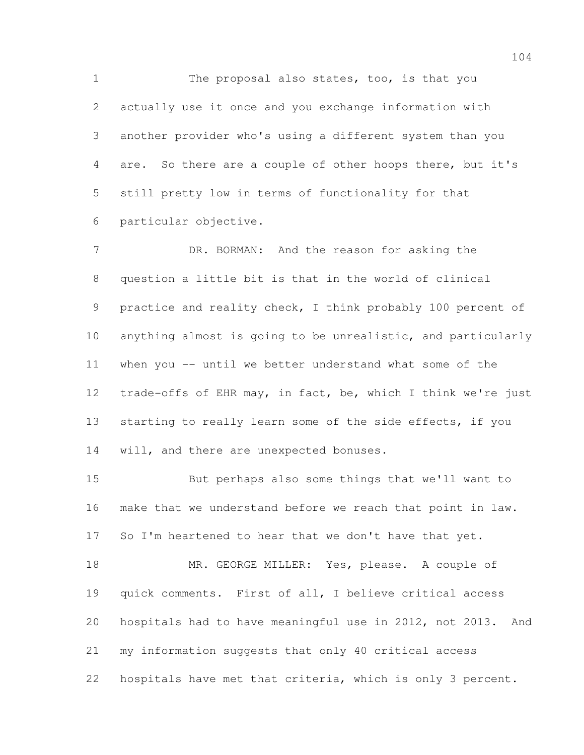The proposal also states, too, is that you actually use it once and you exchange information with another provider who's using a different system than you are. So there are a couple of other hoops there, but it's still pretty low in terms of functionality for that particular objective.

DR. BORMAN: And the reason for asking the question a little bit is that in the world of clinical practice and reality check, I think probably 100 percent of anything almost is going to be unrealistic, and particularly when you -- until we better understand what some of the trade-offs of EHR may, in fact, be, which I think we're just starting to really learn some of the side effects, if you will, and there are unexpected bonuses.

But perhaps also some things that we'll want to make that we understand before we reach that point in law. So I'm heartened to hear that we don't have that yet.

MR. GEORGE MILLER: Yes, please. A couple of quick comments. First of all, I believe critical access hospitals had to have meaningful use in 2012, not 2013. And my information suggests that only 40 critical access hospitals have met that criteria, which is only 3 percent.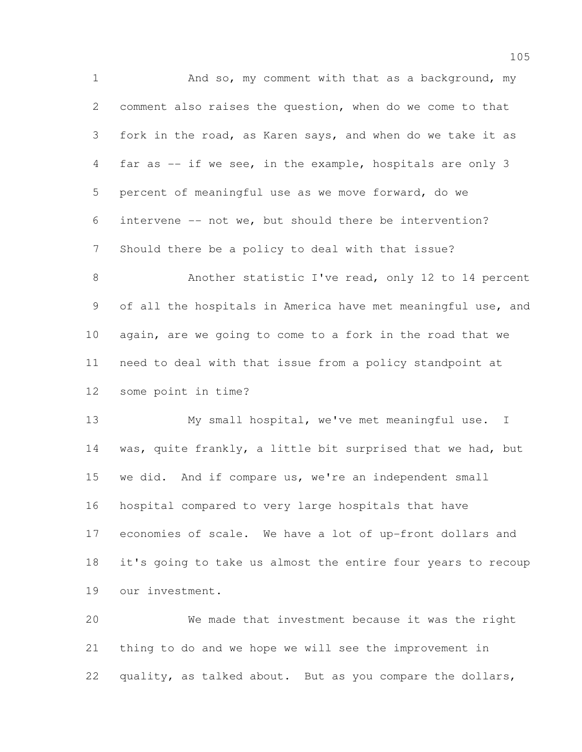And so, my comment with that as a background, my comment also raises the question, when do we come to that fork in the road, as Karen says, and when do we take it as far as -- if we see, in the example, hospitals are only 3 percent of meaningful use as we move forward, do we intervene -- not we, but should there be intervention? Should there be a policy to deal with that issue?

Another statistic I've read, only 12 to 14 percent of all the hospitals in America have met meaningful use, and again, are we going to come to a fork in the road that we need to deal with that issue from a policy standpoint at some point in time?

My small hospital, we've met meaningful use. I was, quite frankly, a little bit surprised that we had, but we did. And if compare us, we're an independent small hospital compared to very large hospitals that have economies of scale. We have a lot of up-front dollars and it's going to take us almost the entire four years to recoup our investment.

We made that investment because it was the right thing to do and we hope we will see the improvement in quality, as talked about. But as you compare the dollars,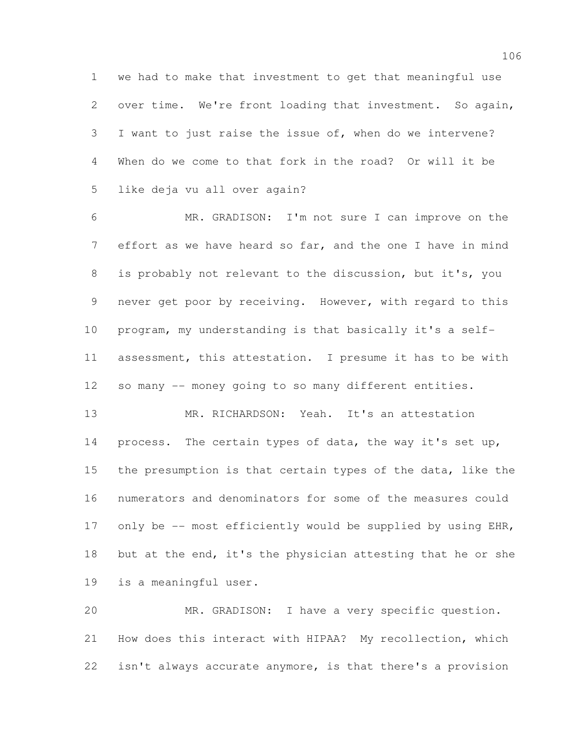we had to make that investment to get that meaningful use over time. We're front loading that investment. So again, I want to just raise the issue of, when do we intervene? When do we come to that fork in the road? Or will it be like deja vu all over again?

MR. GRADISON: I'm not sure I can improve on the effort as we have heard so far, and the one I have in mind is probably not relevant to the discussion, but it's, you never get poor by receiving. However, with regard to this program, my understanding is that basically it's a self-assessment, this attestation. I presume it has to be with so many -- money going to so many different entities.

MR. RICHARDSON: Yeah. It's an attestation process. The certain types of data, the way it's set up, the presumption is that certain types of the data, like the numerators and denominators for some of the measures could only be -- most efficiently would be supplied by using EHR, but at the end, it's the physician attesting that he or she is a meaningful user.

MR. GRADISON: I have a very specific question. How does this interact with HIPAA? My recollection, which isn't always accurate anymore, is that there's a provision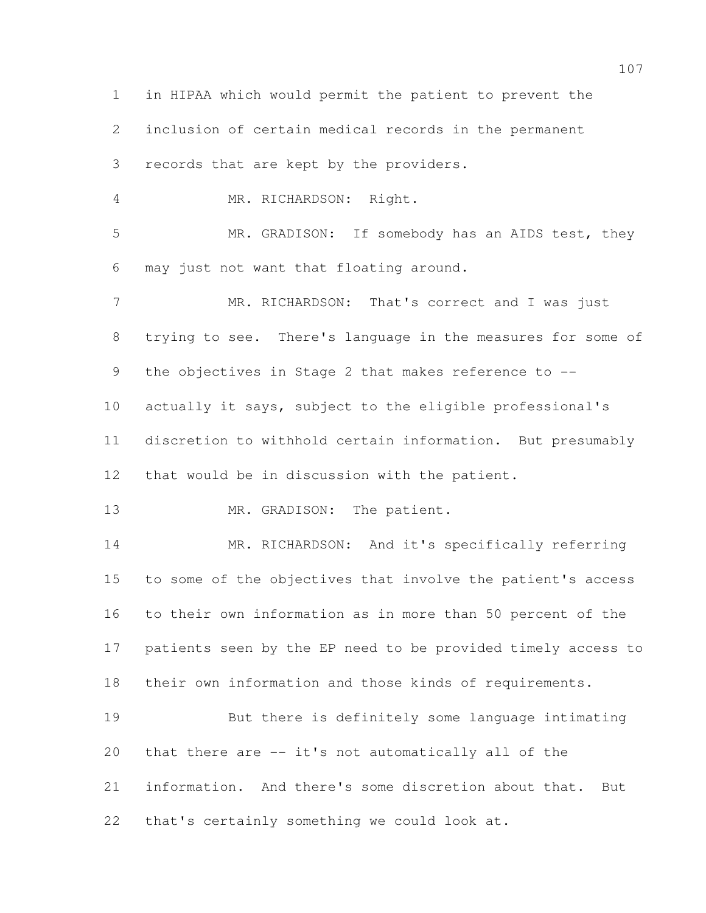in HIPAA which would permit the patient to prevent the inclusion of certain medical records in the permanent records that are kept by the providers.

MR. RICHARDSON: Right.

MR. GRADISON: If somebody has an AIDS test, they may just not want that floating around.

MR. RICHARDSON: That's correct and I was just trying to see. There's language in the measures for some of the objectives in Stage 2 that makes reference to -- actually it says, subject to the eligible professional's discretion to withhold certain information. But presumably that would be in discussion with the patient.

MR. GRADISON: The patient.

MR. RICHARDSON: And it's specifically referring to some of the objectives that involve the patient's access to their own information as in more than 50 percent of the patients seen by the EP need to be provided timely access to their own information and those kinds of requirements.

But there is definitely some language intimating that there are -- it's not automatically all of the information. And there's some discretion about that. But that's certainly something we could look at.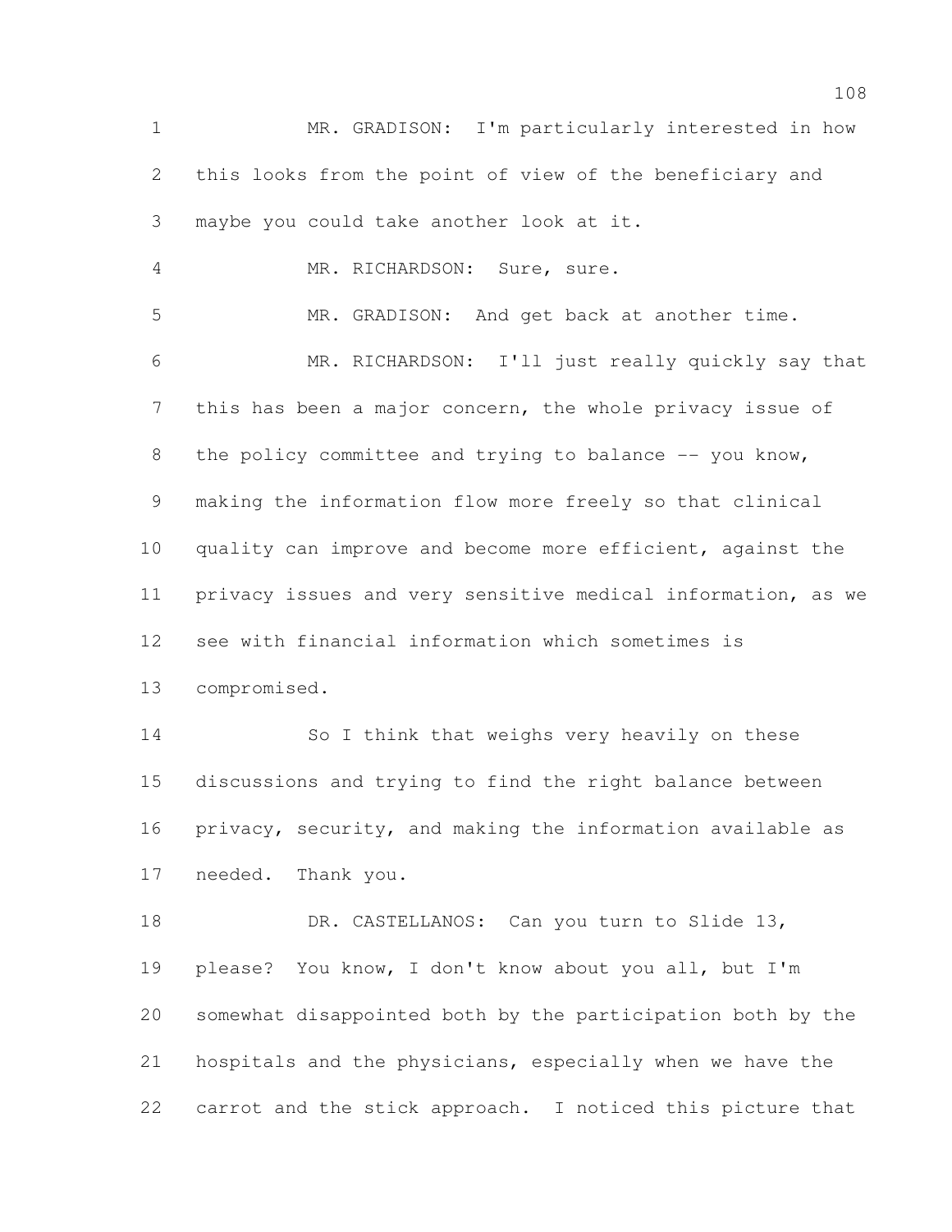MR. GRADISON: I'm particularly interested in how this looks from the point of view of the beneficiary and maybe you could take another look at it.

MR. RICHARDSON: Sure, sure.

MR. GRADISON: And get back at another time.

MR. RICHARDSON: I'll just really quickly say that this has been a major concern, the whole privacy issue of the policy committee and trying to balance -- you know, making the information flow more freely so that clinical quality can improve and become more efficient, against the privacy issues and very sensitive medical information, as we see with financial information which sometimes is compromised.

So I think that weighs very heavily on these discussions and trying to find the right balance between privacy, security, and making the information available as needed. Thank you.

DR. CASTELLANOS: Can you turn to Slide 13, please? You know, I don't know about you all, but I'm somewhat disappointed both by the participation both by the hospitals and the physicians, especially when we have the carrot and the stick approach. I noticed this picture that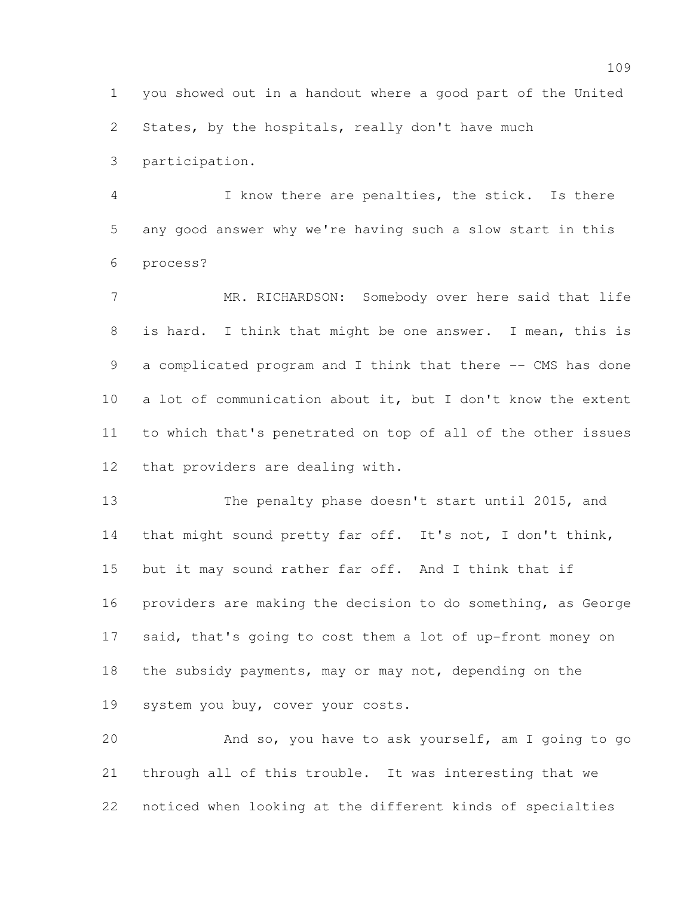you showed out in a handout where a good part of the United States, by the hospitals, really don't have much participation.

I know there are penalties, the stick. Is there any good answer why we're having such a slow start in this process?

MR. RICHARDSON: Somebody over here said that life is hard. I think that might be one answer. I mean, this is a complicated program and I think that there -- CMS has done a lot of communication about it, but I don't know the extent to which that's penetrated on top of all of the other issues that providers are dealing with.

The penalty phase doesn't start until 2015, and that might sound pretty far off. It's not, I don't think, but it may sound rather far off. And I think that if providers are making the decision to do something, as George said, that's going to cost them a lot of up-front money on the subsidy payments, may or may not, depending on the system you buy, cover your costs.

And so, you have to ask yourself, am I going to go through all of this trouble. It was interesting that we noticed when looking at the different kinds of specialties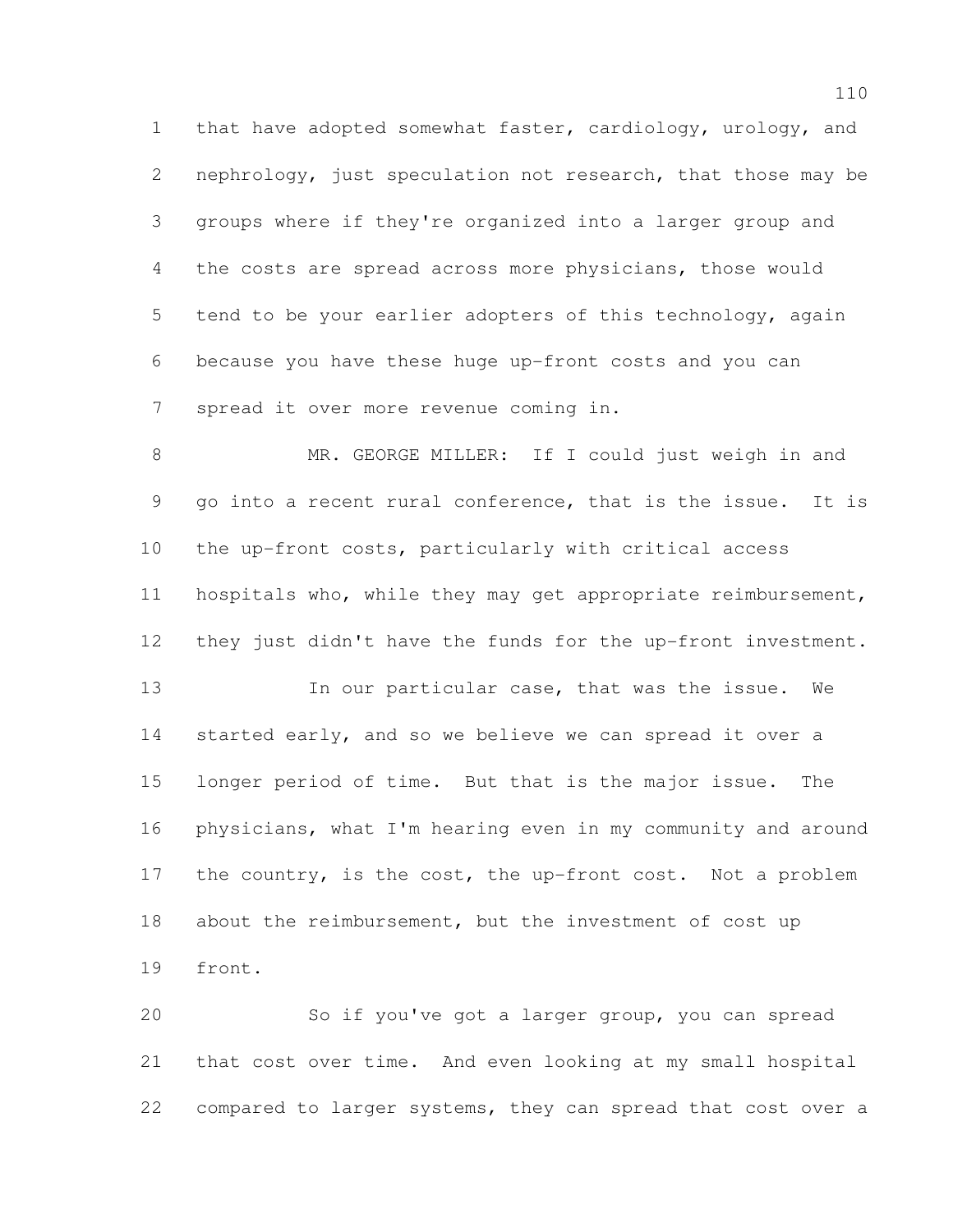that have adopted somewhat faster, cardiology, urology, and nephrology, just speculation not research, that those may be groups where if they're organized into a larger group and the costs are spread across more physicians, those would tend to be your earlier adopters of this technology, again because you have these huge up-front costs and you can spread it over more revenue coming in.

MR. GEORGE MILLER: If I could just weigh in and go into a recent rural conference, that is the issue. It is the up-front costs, particularly with critical access hospitals who, while they may get appropriate reimbursement, they just didn't have the funds for the up-front investment.

In our particular case, that was the issue. We started early, and so we believe we can spread it over a longer period of time. But that is the major issue. The physicians, what I'm hearing even in my community and around the country, is the cost, the up-front cost. Not a problem about the reimbursement, but the investment of cost up front.

So if you've got a larger group, you can spread that cost over time. And even looking at my small hospital compared to larger systems, they can spread that cost over a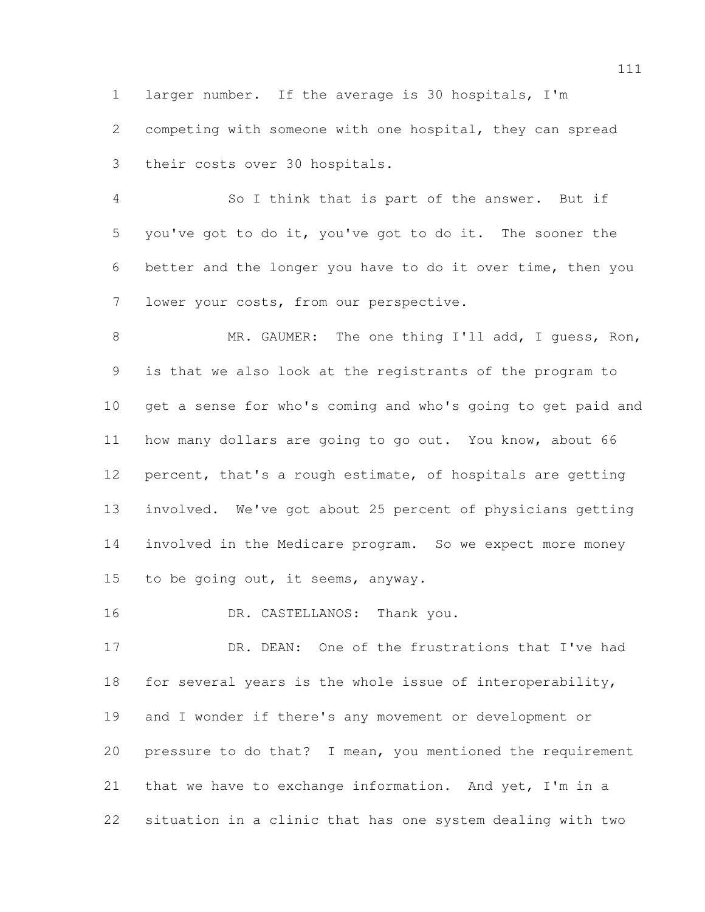larger number. If the average is 30 hospitals, I'm competing with someone with one hospital, they can spread their costs over 30 hospitals.

So I think that is part of the answer. But if you've got to do it, you've got to do it. The sooner the better and the longer you have to do it over time, then you lower your costs, from our perspective.

MR. GAUMER: The one thing I'll add, I guess, Ron, is that we also look at the registrants of the program to get a sense for who's coming and who's going to get paid and how many dollars are going to go out. You know, about 66 percent, that's a rough estimate, of hospitals are getting involved. We've got about 25 percent of physicians getting involved in the Medicare program. So we expect more money to be going out, it seems, anyway.

DR. CASTELLANOS: Thank you.

DR. DEAN: One of the frustrations that I've had for several years is the whole issue of interoperability, and I wonder if there's any movement or development or pressure to do that? I mean, you mentioned the requirement that we have to exchange information. And yet, I'm in a situation in a clinic that has one system dealing with two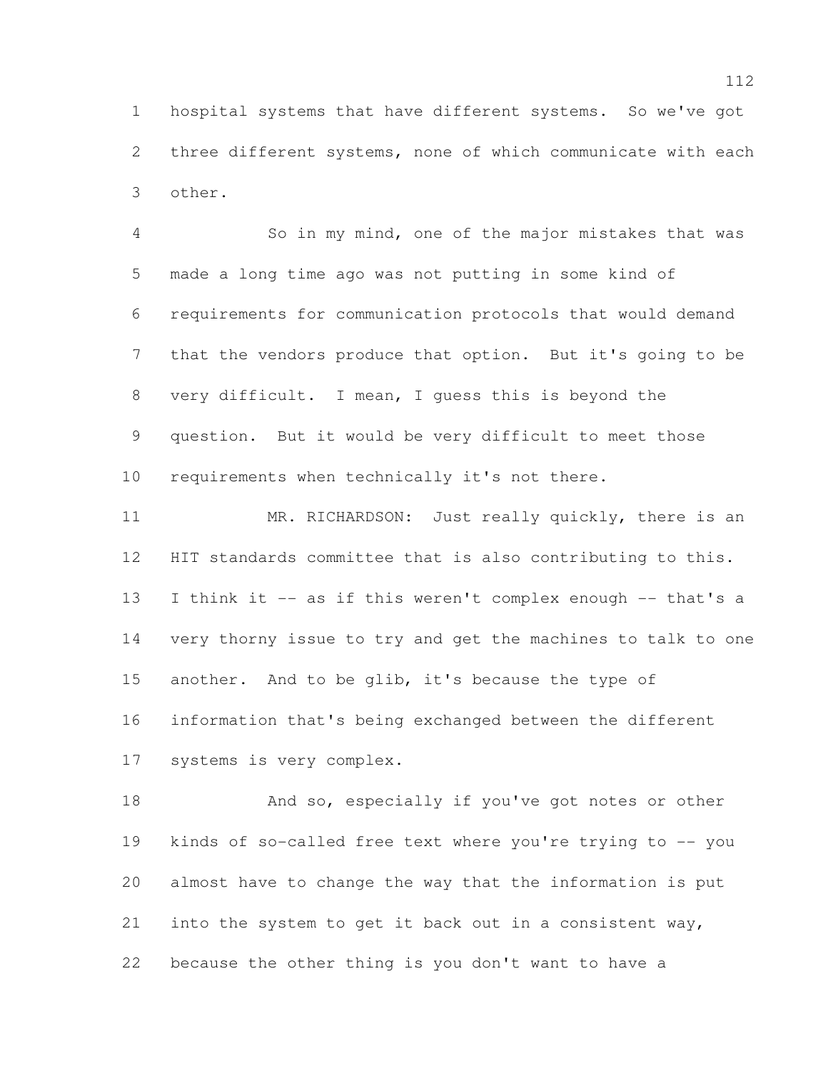hospital systems that have different systems. So we've got three different systems, none of which communicate with each other.

So in my mind, one of the major mistakes that was made a long time ago was not putting in some kind of requirements for communication protocols that would demand that the vendors produce that option. But it's going to be very difficult. I mean, I guess this is beyond the question. But it would be very difficult to meet those requirements when technically it's not there.

MR. RICHARDSON: Just really quickly, there is an HIT standards committee that is also contributing to this. I think it -- as if this weren't complex enough -- that's a very thorny issue to try and get the machines to talk to one another. And to be glib, it's because the type of information that's being exchanged between the different systems is very complex.

And so, especially if you've got notes or other kinds of so-called free text where you're trying to -- you almost have to change the way that the information is put into the system to get it back out in a consistent way, because the other thing is you don't want to have a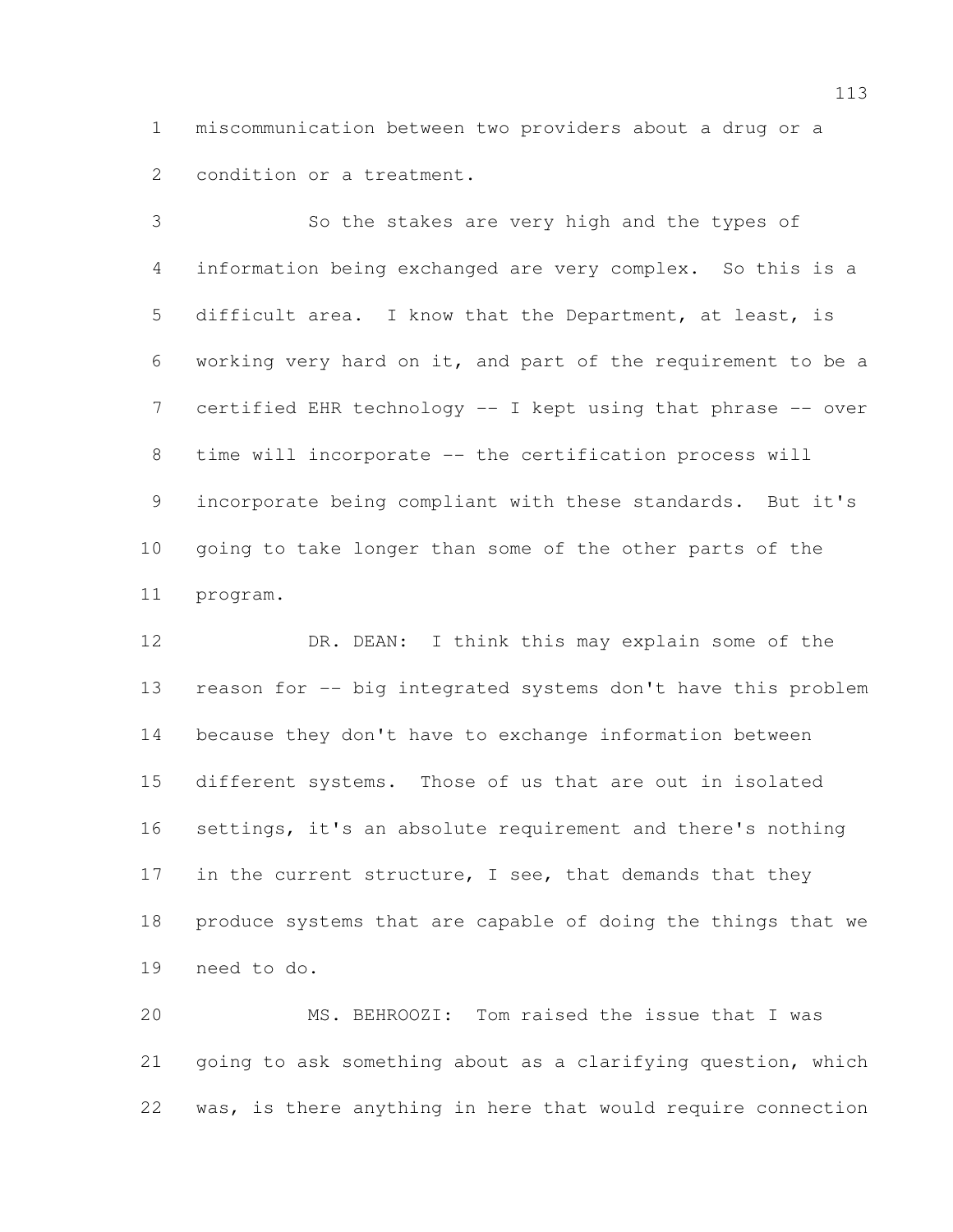miscommunication between two providers about a drug or a condition or a treatment.

So the stakes are very high and the types of information being exchanged are very complex. So this is a difficult area. I know that the Department, at least, is working very hard on it, and part of the requirement to be a certified EHR technology -- I kept using that phrase -- over time will incorporate -- the certification process will incorporate being compliant with these standards. But it's going to take longer than some of the other parts of the program.

DR. DEAN: I think this may explain some of the reason for -- big integrated systems don't have this problem because they don't have to exchange information between different systems. Those of us that are out in isolated settings, it's an absolute requirement and there's nothing in the current structure, I see, that demands that they produce systems that are capable of doing the things that we need to do.

MS. BEHROOZI: Tom raised the issue that I was going to ask something about as a clarifying question, which was, is there anything in here that would require connection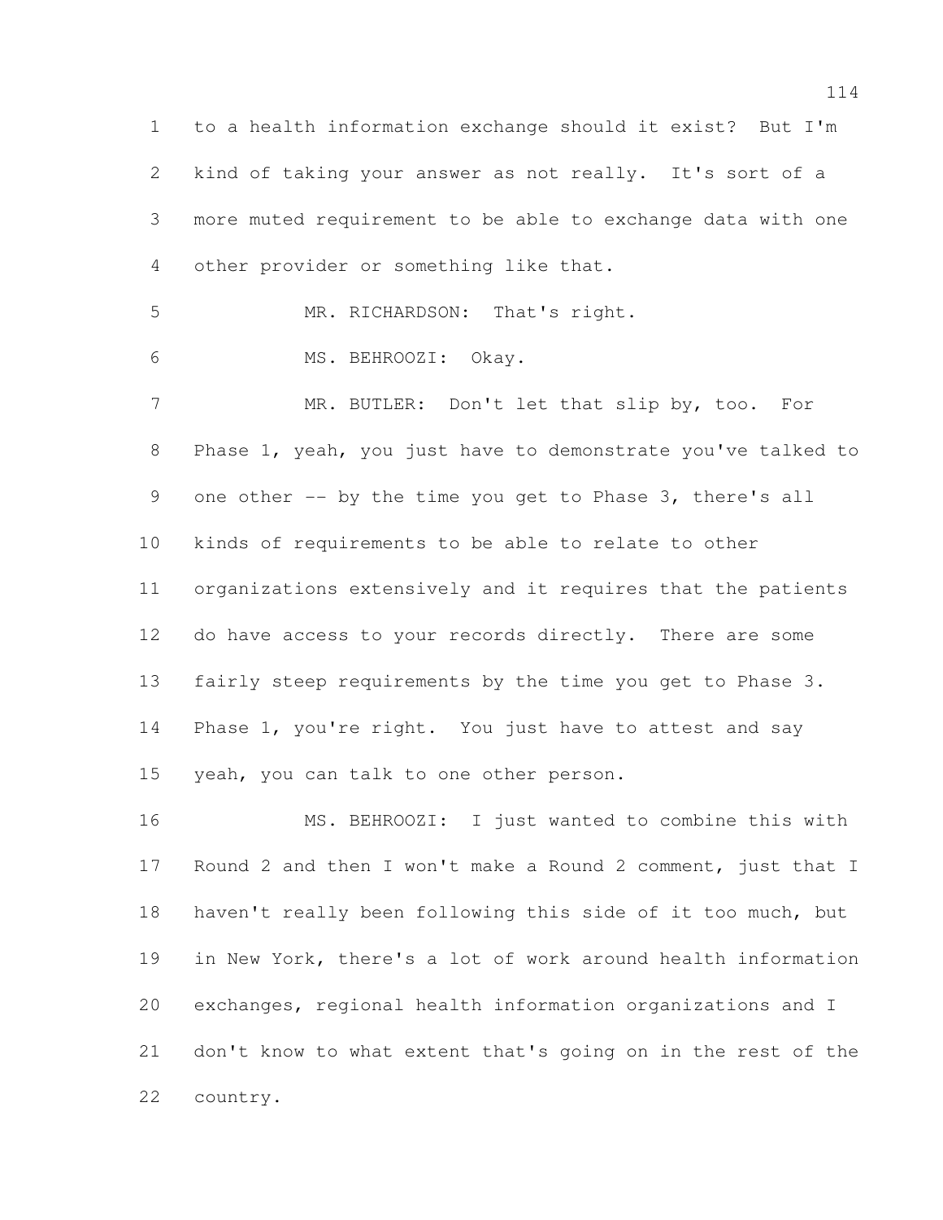to a health information exchange should it exist? But I'm kind of taking your answer as not really. It's sort of a more muted requirement to be able to exchange data with one other provider or something like that.

MR. RICHARDSON: That's right.

MS. BEHROOZI: Okay.

MR. BUTLER: Don't let that slip by, too. For Phase 1, yeah, you just have to demonstrate you've talked to one other -- by the time you get to Phase 3, there's all kinds of requirements to be able to relate to other organizations extensively and it requires that the patients do have access to your records directly. There are some fairly steep requirements by the time you get to Phase 3. Phase 1, you're right. You just have to attest and say yeah, you can talk to one other person.

MS. BEHROOZI: I just wanted to combine this with Round 2 and then I won't make a Round 2 comment, just that I haven't really been following this side of it too much, but in New York, there's a lot of work around health information exchanges, regional health information organizations and I don't know to what extent that's going on in the rest of the country.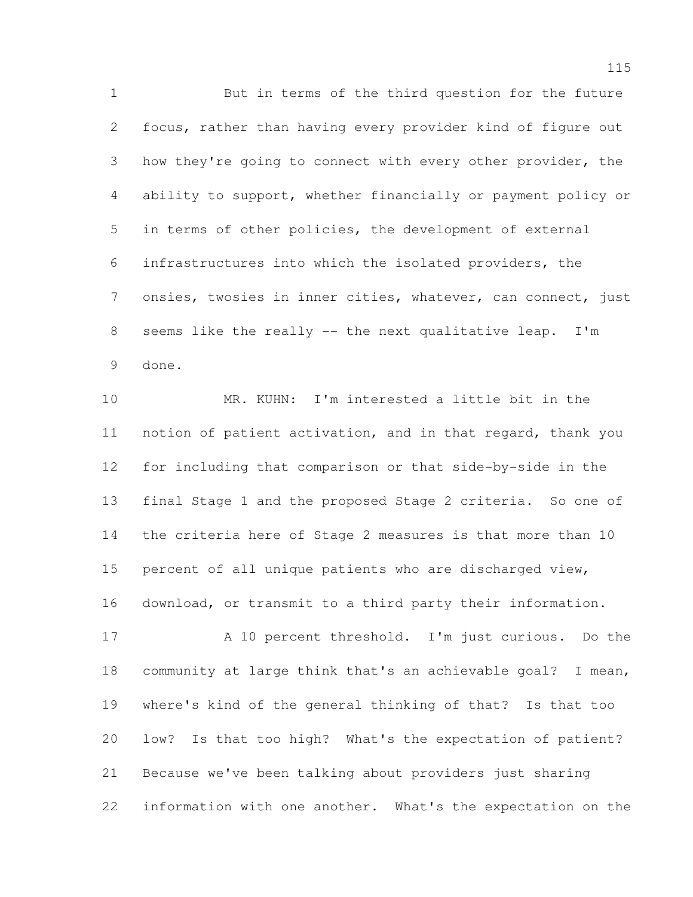But in terms of the third question for the future focus, rather than having every provider kind of figure out how they're going to connect with every other provider, the ability to support, whether financially or payment policy or in terms of other policies, the development of external infrastructures into which the isolated providers, the onsies, twosies in inner cities, whatever, can connect, just seems like the really -- the next qualitative leap. I'm done.

MR. KUHN: I'm interested a little bit in the notion of patient activation, and in that regard, thank you for including that comparison or that side-by-side in the final Stage 1 and the proposed Stage 2 criteria. So one of the criteria here of Stage 2 measures is that more than 10 percent of all unique patients who are discharged view, download, or transmit to a third party their information.

A 10 percent threshold. I'm just curious. Do the community at large think that's an achievable goal? I mean, where's kind of the general thinking of that? Is that too low? Is that too high? What's the expectation of patient? Because we've been talking about providers just sharing information with one another. What's the expectation on the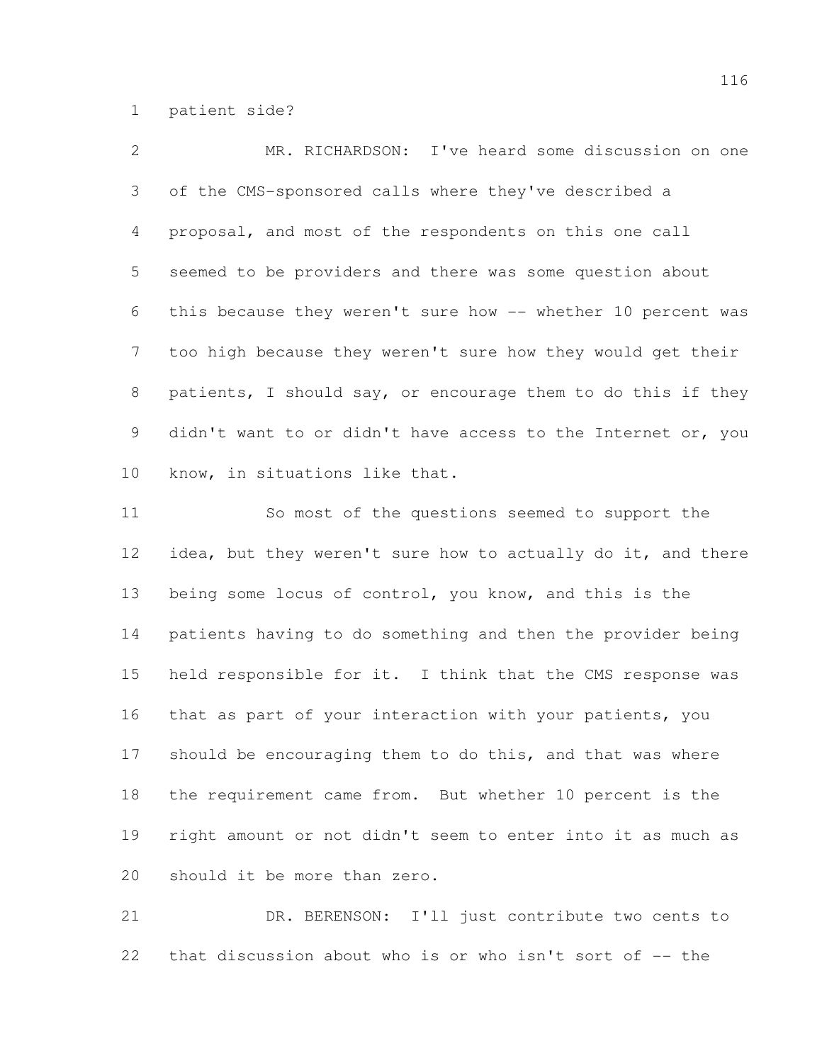patient side?

MR. RICHARDSON: I've heard some discussion on one of the CMS-sponsored calls where they've described a proposal, and most of the respondents on this one call seemed to be providers and there was some question about this because they weren't sure how -- whether 10 percent was too high because they weren't sure how they would get their patients, I should say, or encourage them to do this if they didn't want to or didn't have access to the Internet or, you know, in situations like that.

So most of the questions seemed to support the idea, but they weren't sure how to actually do it, and there being some locus of control, you know, and this is the patients having to do something and then the provider being held responsible for it. I think that the CMS response was that as part of your interaction with your patients, you should be encouraging them to do this, and that was where the requirement came from. But whether 10 percent is the right amount or not didn't seem to enter into it as much as should it be more than zero.

DR. BERENSON: I'll just contribute two cents to that discussion about who is or who isn't sort of -- the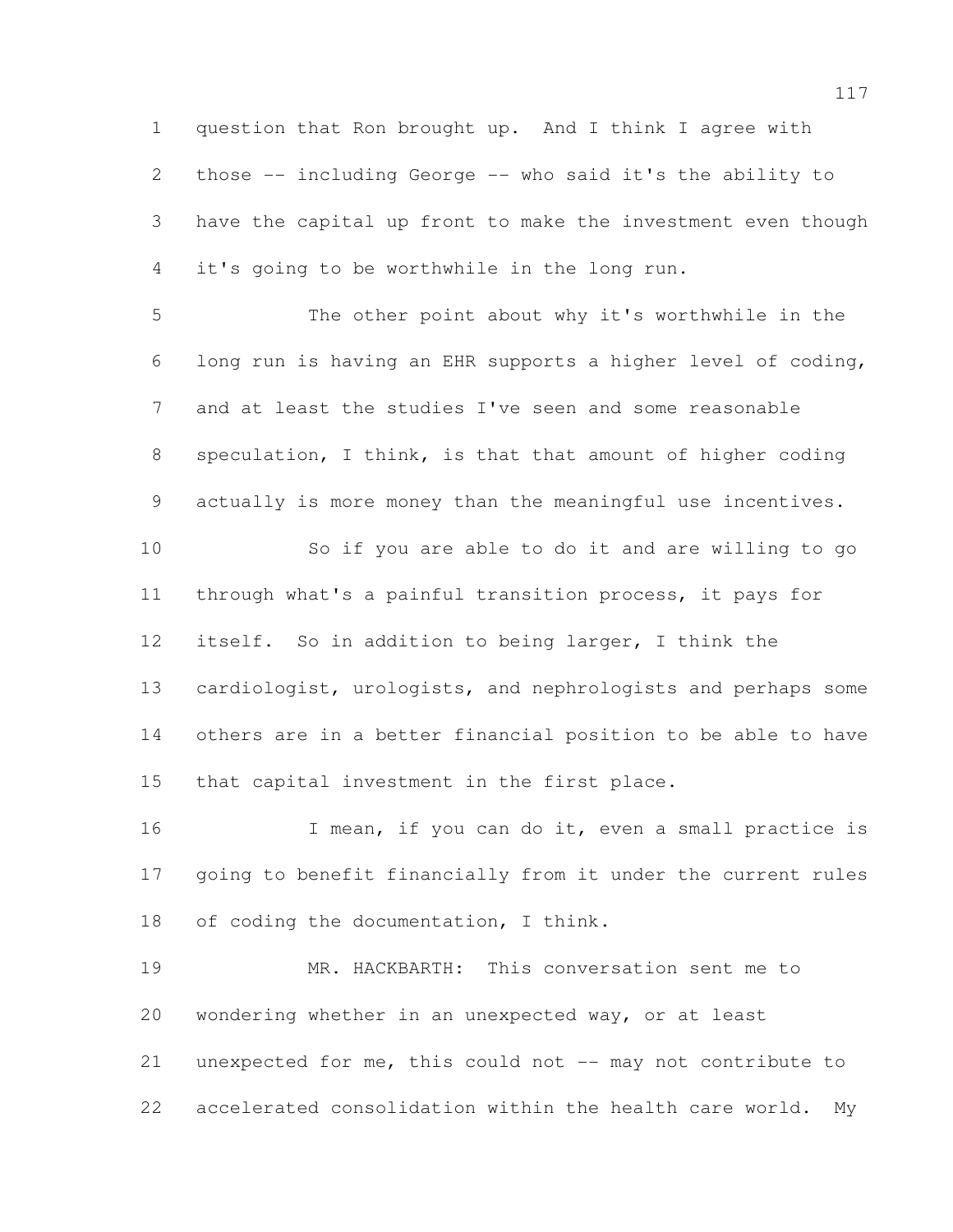question that Ron brought up. And I think I agree with those -- including George -- who said it's the ability to have the capital up front to make the investment even though it's going to be worthwhile in the long run.

The other point about why it's worthwhile in the long run is having an EHR supports a higher level of coding, and at least the studies I've seen and some reasonable speculation, I think, is that that amount of higher coding actually is more money than the meaningful use incentives.

So if you are able to do it and are willing to go through what's a painful transition process, it pays for itself. So in addition to being larger, I think the cardiologist, urologists, and nephrologists and perhaps some others are in a better financial position to be able to have that capital investment in the first place.

I mean, if you can do it, even a small practice is going to benefit financially from it under the current rules of coding the documentation, I think.

MR. HACKBARTH: This conversation sent me to wondering whether in an unexpected way, or at least unexpected for me, this could not -- may not contribute to accelerated consolidation within the health care world. My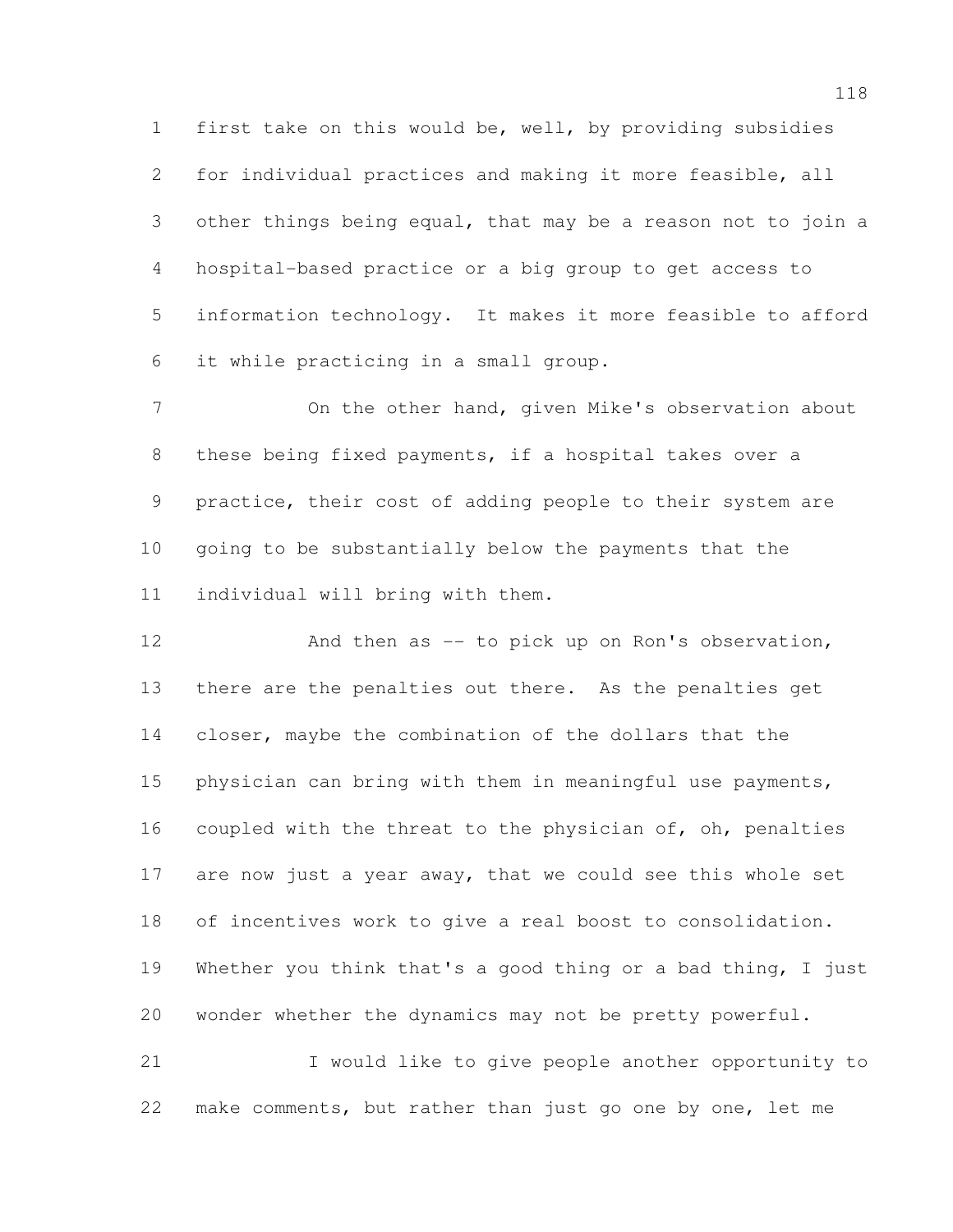first take on this would be, well, by providing subsidies for individual practices and making it more feasible, all other things being equal, that may be a reason not to join a hospital-based practice or a big group to get access to information technology. It makes it more feasible to afford it while practicing in a small group.

On the other hand, given Mike's observation about these being fixed payments, if a hospital takes over a practice, their cost of adding people to their system are going to be substantially below the payments that the individual will bring with them.

And then as -- to pick up on Ron's observation, there are the penalties out there. As the penalties get closer, maybe the combination of the dollars that the physician can bring with them in meaningful use payments, coupled with the threat to the physician of, oh, penalties are now just a year away, that we could see this whole set of incentives work to give a real boost to consolidation. Whether you think that's a good thing or a bad thing, I just wonder whether the dynamics may not be pretty powerful.

I would like to give people another opportunity to make comments, but rather than just go one by one, let me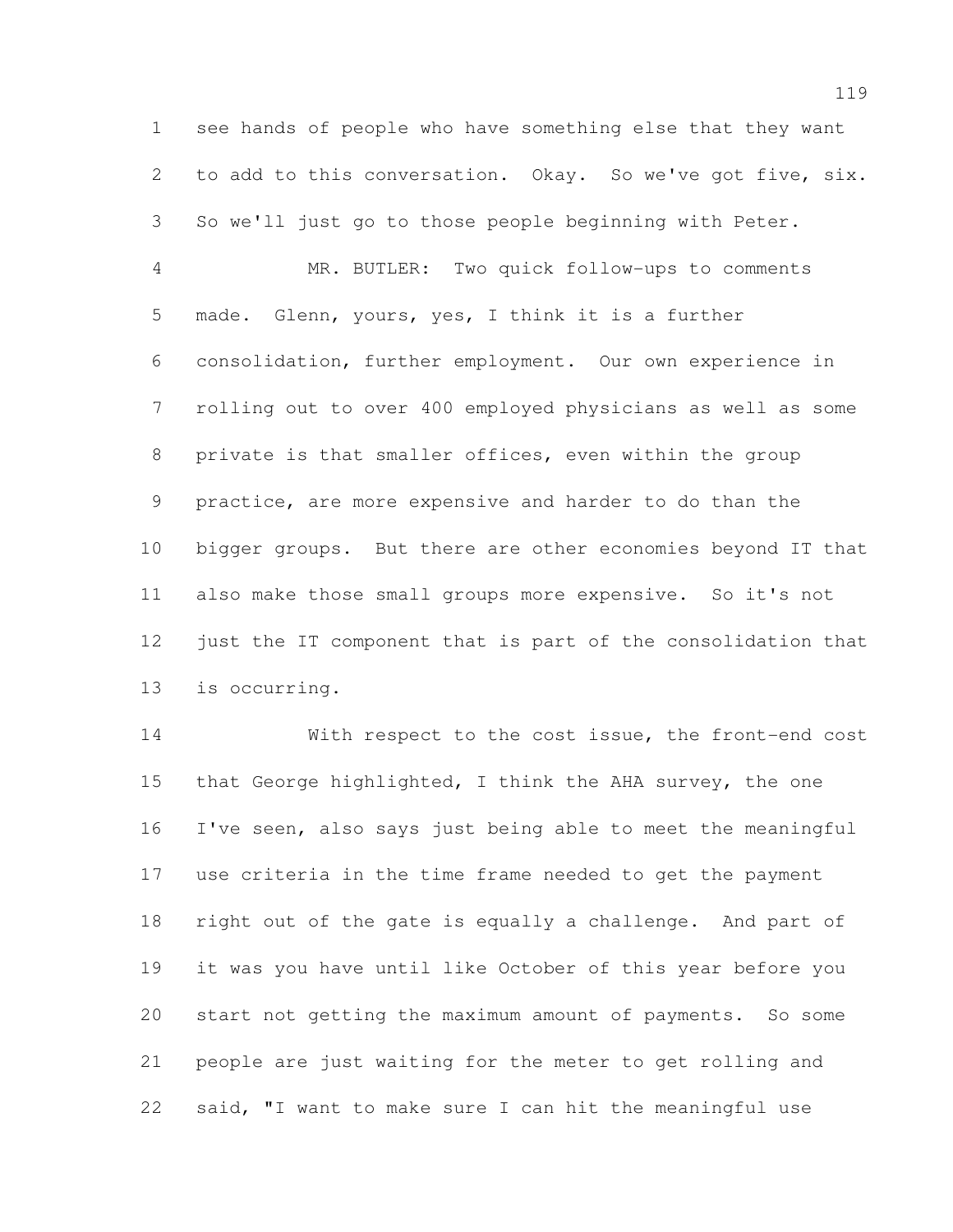see hands of people who have something else that they want to add to this conversation. Okay. So we've got five, six. So we'll just go to those people beginning with Peter.

MR. BUTLER: Two quick follow-ups to comments made. Glenn, yours, yes, I think it is a further consolidation, further employment. Our own experience in rolling out to over 400 employed physicians as well as some private is that smaller offices, even within the group practice, are more expensive and harder to do than the bigger groups. But there are other economies beyond IT that also make those small groups more expensive. So it's not just the IT component that is part of the consolidation that is occurring.

With respect to the cost issue, the front-end cost that George highlighted, I think the AHA survey, the one I've seen, also says just being able to meet the meaningful use criteria in the time frame needed to get the payment right out of the gate is equally a challenge. And part of it was you have until like October of this year before you start not getting the maximum amount of payments. So some people are just waiting for the meter to get rolling and said, "I want to make sure I can hit the meaningful use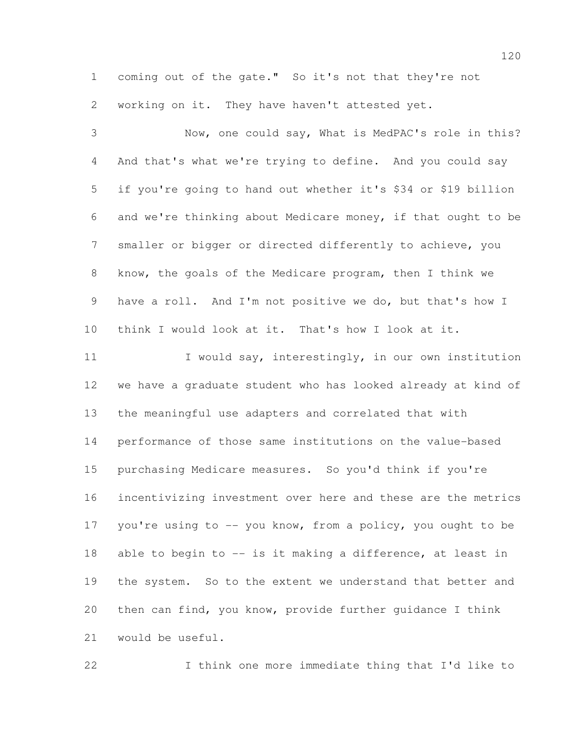coming out of the gate." So it's not that they're not working on it. They have haven't attested yet.

Now, one could say, What is MedPAC's role in this? And that's what we're trying to define. And you could say if you're going to hand out whether it's $34 or $19 billion and we're thinking about Medicare money, if that ought to be smaller or bigger or directed differently to achieve, you know, the goals of the Medicare program, then I think we have a roll. And I'm not positive we do, but that's how I think I would look at it. That's how I look at it.

I would say, interestingly, in our own institution we have a graduate student who has looked already at kind of the meaningful use adapters and correlated that with performance of those same institutions on the value-based purchasing Medicare measures. So you'd think if you're incentivizing investment over here and these are the metrics you're using to -- you know, from a policy, you ought to be able to begin to -- is it making a difference, at least in the system. So to the extent we understand that better and then can find, you know, provide further guidance I think would be useful.

I think one more immediate thing that I'd like to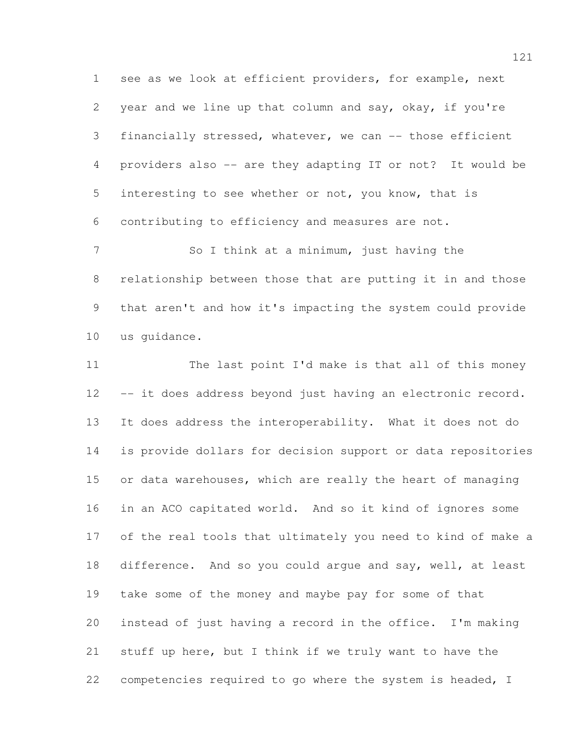see as we look at efficient providers, for example, next year and we line up that column and say, okay, if you're financially stressed, whatever, we can -- those efficient providers also -- are they adapting IT or not? It would be interesting to see whether or not, you know, that is contributing to efficiency and measures are not.

So I think at a minimum, just having the relationship between those that are putting it in and those that aren't and how it's impacting the system could provide us guidance.

The last point I'd make is that all of this money -- it does address beyond just having an electronic record. It does address the interoperability. What it does not do is provide dollars for decision support or data repositories or data warehouses, which are really the heart of managing in an ACO capitated world. And so it kind of ignores some of the real tools that ultimately you need to kind of make a difference. And so you could argue and say, well, at least take some of the money and maybe pay for some of that instead of just having a record in the office. I'm making stuff up here, but I think if we truly want to have the competencies required to go where the system is headed, I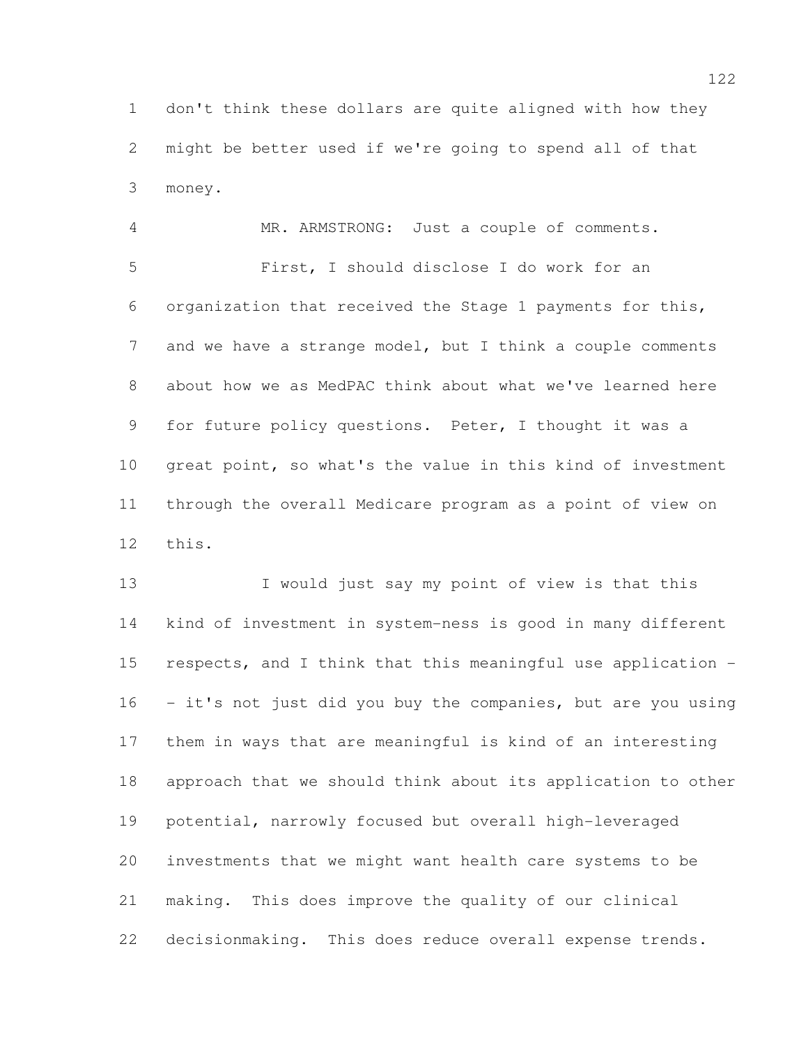don't think these dollars are quite aligned with how they might be better used if we're going to spend all of that money.

MR. ARMSTRONG: Just a couple of comments.

First, I should disclose I do work for an organization that received the Stage 1 payments for this, and we have a strange model, but I think a couple comments about how we as MedPAC think about what we've learned here for future policy questions. Peter, I thought it was a great point, so what's the value in this kind of investment through the overall Medicare program as a point of view on this.

I would just say my point of view is that this kind of investment in system-ness is good in many different respects, and I think that this meaningful use application -- it's not just did you buy the companies, but are you using them in ways that are meaningful is kind of an interesting approach that we should think about its application to other potential, narrowly focused but overall high-leveraged investments that we might want health care systems to be making. This does improve the quality of our clinical decisionmaking. This does reduce overall expense trends.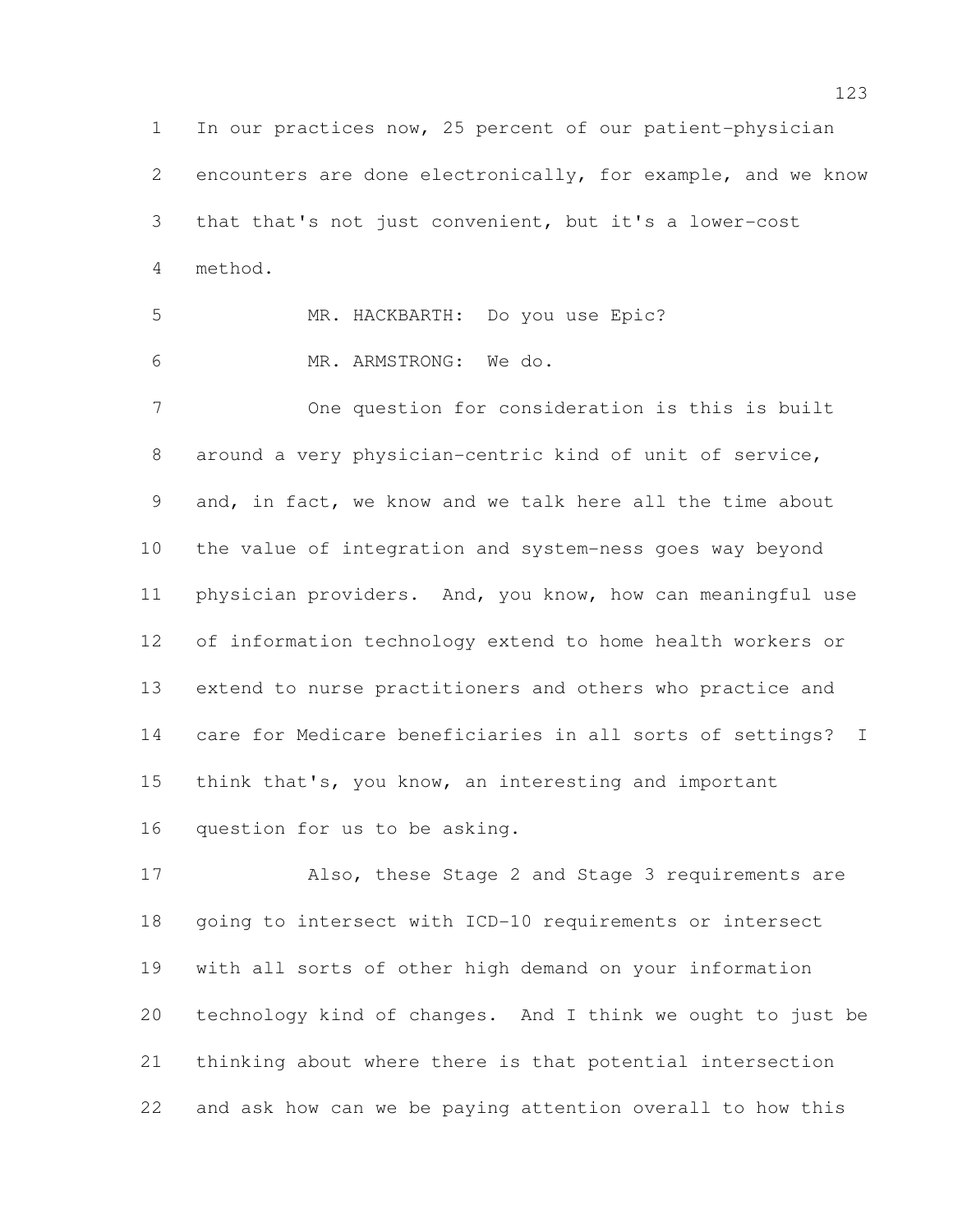In our practices now, 25 percent of our patient-physician encounters are done electronically, for example, and we know that that's not just convenient, but it's a lower-cost method.

MR. HACKBARTH: Do you use Epic?

MR. ARMSTRONG: We do.

One question for consideration is this is built around a very physician-centric kind of unit of service, and, in fact, we know and we talk here all the time about the value of integration and system-ness goes way beyond physician providers. And, you know, how can meaningful use of information technology extend to home health workers or extend to nurse practitioners and others who practice and care for Medicare beneficiaries in all sorts of settings? I think that's, you know, an interesting and important question for us to be asking.

Also, these Stage 2 and Stage 3 requirements are going to intersect with ICD-10 requirements or intersect with all sorts of other high demand on your information technology kind of changes. And I think we ought to just be thinking about where there is that potential intersection and ask how can we be paying attention overall to how this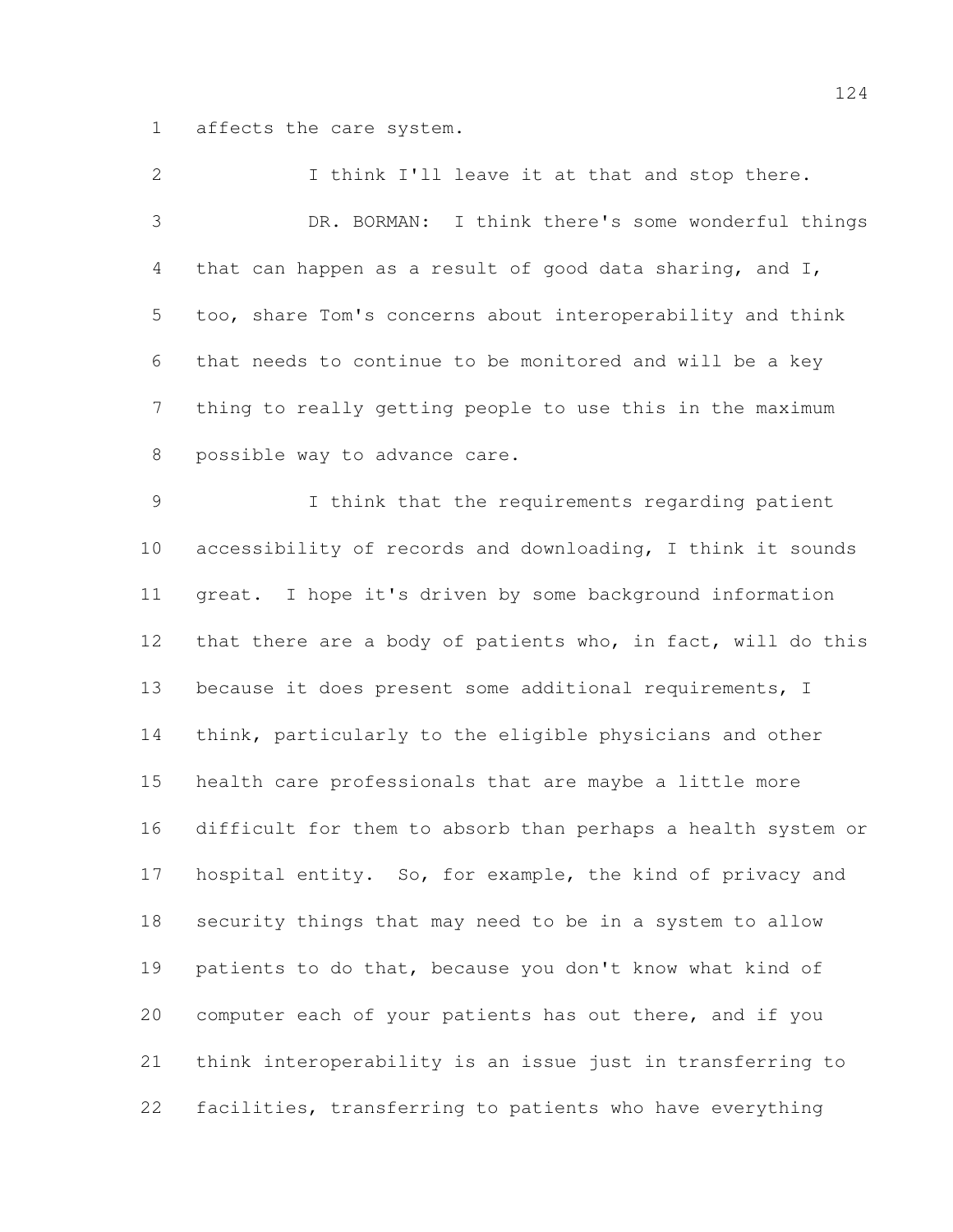affects the care system.

I think I'll leave it at that and stop there.

DR. BORMAN: I think there's some wonderful things that can happen as a result of good data sharing, and I, too, share Tom's concerns about interoperability and think that needs to continue to be monitored and will be a key thing to really getting people to use this in the maximum possible way to advance care.

I think that the requirements regarding patient accessibility of records and downloading, I think it sounds great. I hope it's driven by some background information that there are a body of patients who, in fact, will do this because it does present some additional requirements, I think, particularly to the eligible physicians and other health care professionals that are maybe a little more difficult for them to absorb than perhaps a health system or hospital entity. So, for example, the kind of privacy and security things that may need to be in a system to allow patients to do that, because you don't know what kind of computer each of your patients has out there, and if you think interoperability is an issue just in transferring to facilities, transferring to patients who have everything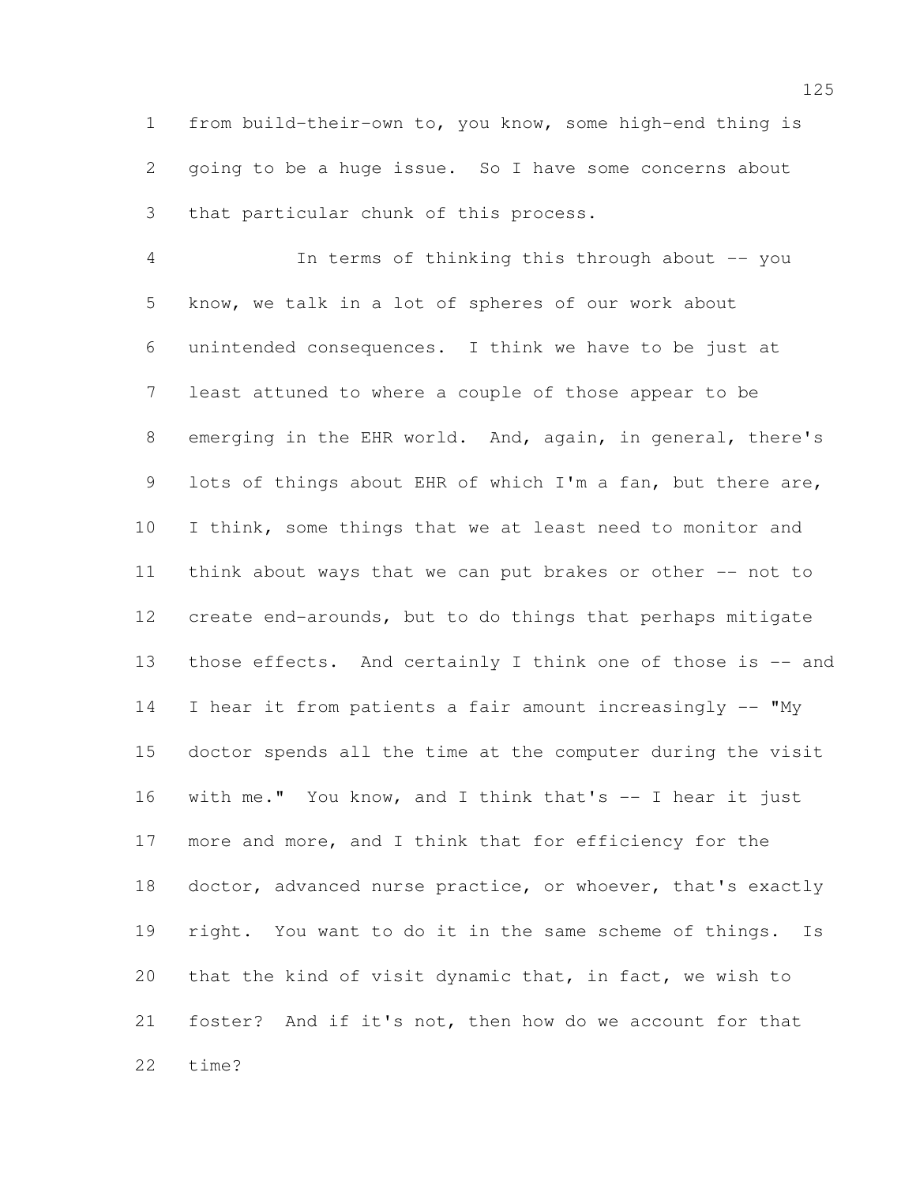from build-their-own to, you know, some high-end thing is going to be a huge issue. So I have some concerns about that particular chunk of this process.

In terms of thinking this through about -- you know, we talk in a lot of spheres of our work about unintended consequences. I think we have to be just at least attuned to where a couple of those appear to be emerging in the EHR world. And, again, in general, there's lots of things about EHR of which I'm a fan, but there are, I think, some things that we at least need to monitor and think about ways that we can put brakes or other -- not to create end-arounds, but to do things that perhaps mitigate those effects. And certainly I think one of those is -- and I hear it from patients a fair amount increasingly -- "My doctor spends all the time at the computer during the visit with me." You know, and I think that's -- I hear it just more and more, and I think that for efficiency for the doctor, advanced nurse practice, or whoever, that's exactly right. You want to do it in the same scheme of things. Is that the kind of visit dynamic that, in fact, we wish to foster? And if it's not, then how do we account for that time?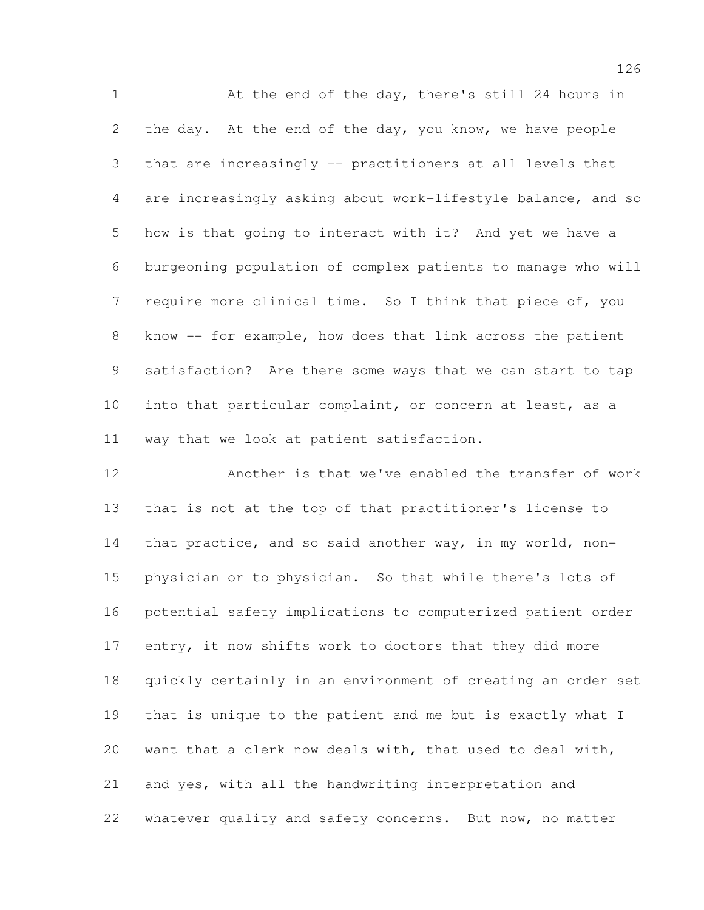At the end of the day, there's still 24 hours in the day. At the end of the day, you know, we have people that are increasingly -- practitioners at all levels that are increasingly asking about work-lifestyle balance, and so how is that going to interact with it? And yet we have a burgeoning population of complex patients to manage who will require more clinical time. So I think that piece of, you know -- for example, how does that link across the patient satisfaction? Are there some ways that we can start to tap into that particular complaint, or concern at least, as a way that we look at patient satisfaction.

Another is that we've enabled the transfer of work that is not at the top of that practitioner's license to that practice, and so said another way, in my world, non-physician or to physician. So that while there's lots of potential safety implications to computerized patient order entry, it now shifts work to doctors that they did more quickly certainly in an environment of creating an order set that is unique to the patient and me but is exactly what I want that a clerk now deals with, that used to deal with, and yes, with all the handwriting interpretation and whatever quality and safety concerns. But now, no matter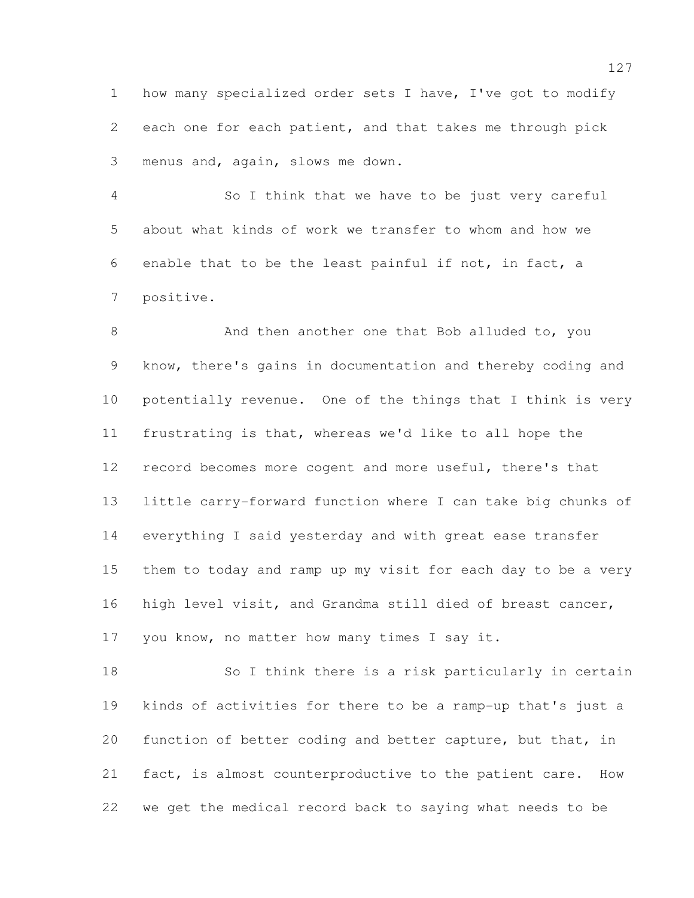how many specialized order sets I have, I've got to modify each one for each patient, and that takes me through pick menus and, again, slows me down.

So I think that we have to be just very careful about what kinds of work we transfer to whom and how we enable that to be the least painful if not, in fact, a positive.

And then another one that Bob alluded to, you know, there's gains in documentation and thereby coding and potentially revenue. One of the things that I think is very frustrating is that, whereas we'd like to all hope the record becomes more cogent and more useful, there's that little carry-forward function where I can take big chunks of everything I said yesterday and with great ease transfer them to today and ramp up my visit for each day to be a very high level visit, and Grandma still died of breast cancer, you know, no matter how many times I say it.

So I think there is a risk particularly in certain kinds of activities for there to be a ramp-up that's just a function of better coding and better capture, but that, in fact, is almost counterproductive to the patient care. How we get the medical record back to saying what needs to be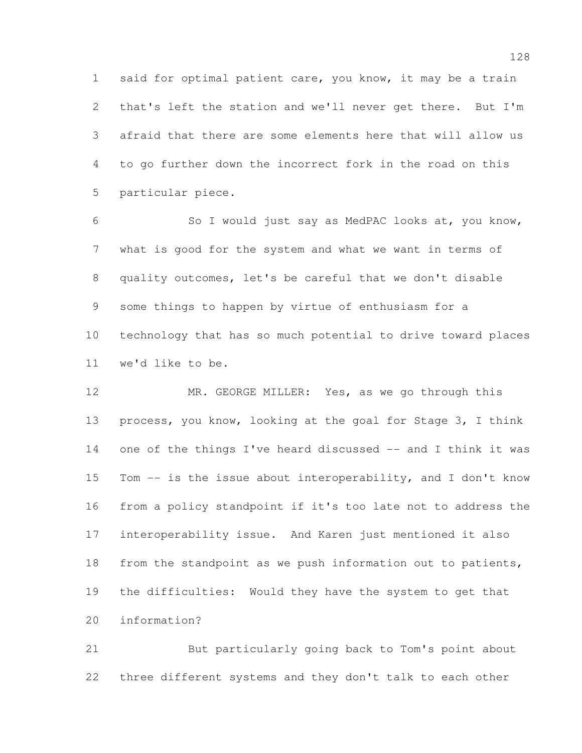said for optimal patient care, you know, it may be a train that's left the station and we'll never get there. But I'm afraid that there are some elements here that will allow us to go further down the incorrect fork in the road on this particular piece.

So I would just say as MedPAC looks at, you know, what is good for the system and what we want in terms of quality outcomes, let's be careful that we don't disable some things to happen by virtue of enthusiasm for a technology that has so much potential to drive toward places we'd like to be.

MR. GEORGE MILLER: Yes, as we go through this process, you know, looking at the goal for Stage 3, I think one of the things I've heard discussed -- and I think it was Tom -- is the issue about interoperability, and I don't know from a policy standpoint if it's too late not to address the interoperability issue. And Karen just mentioned it also from the standpoint as we push information out to patients, the difficulties: Would they have the system to get that information?

But particularly going back to Tom's point about three different systems and they don't talk to each other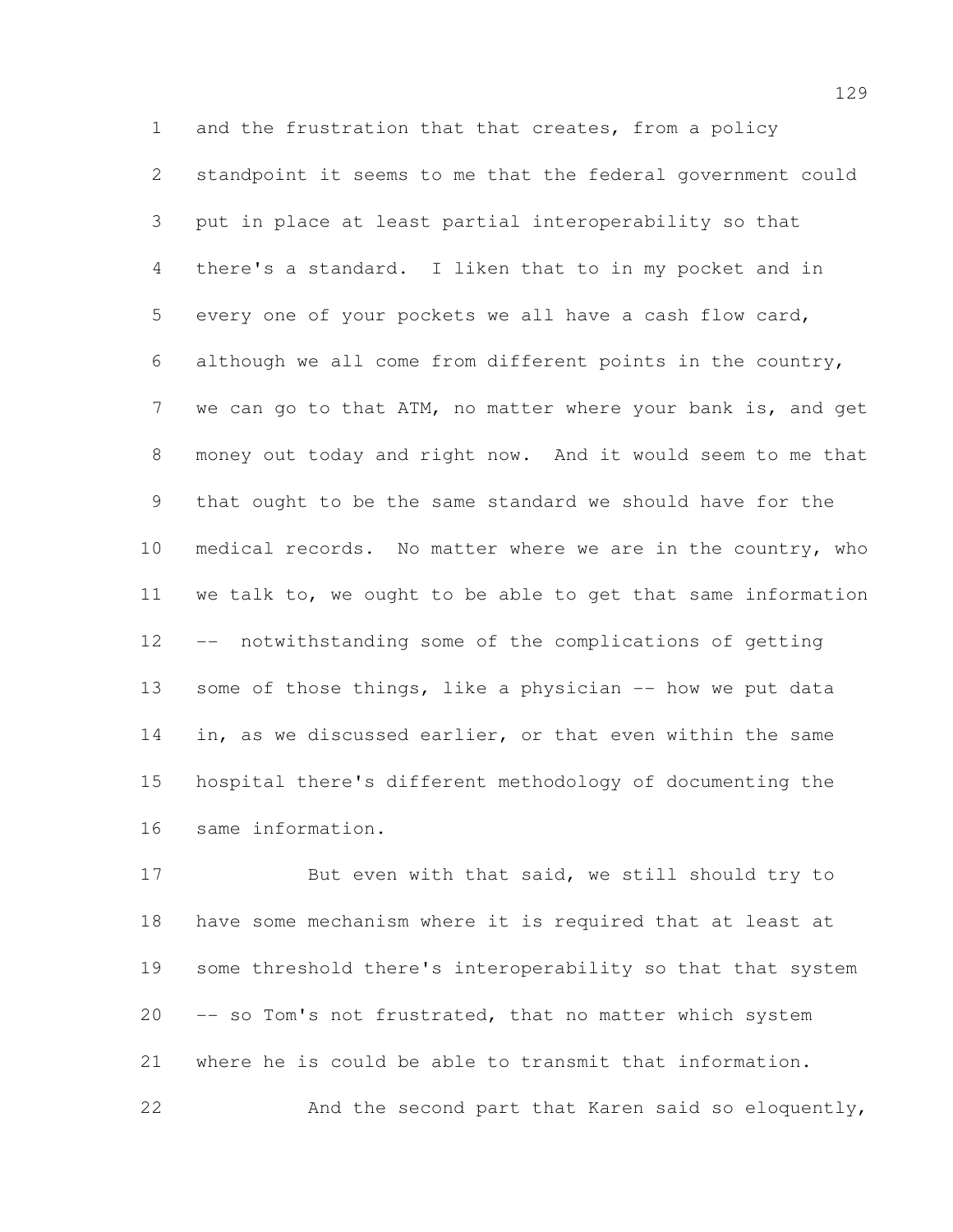and the frustration that that creates, from a policy standpoint it seems to me that the federal government could put in place at least partial interoperability so that there's a standard. I liken that to in my pocket and in every one of your pockets we all have a cash flow card, although we all come from different points in the country, we can go to that ATM, no matter where your bank is, and get money out today and right now. And it would seem to me that that ought to be the same standard we should have for the medical records. No matter where we are in the country, who we talk to, we ought to be able to get that same information -- notwithstanding some of the complications of getting some of those things, like a physician -- how we put data in, as we discussed earlier, or that even within the same hospital there's different methodology of documenting the same information.

But even with that said, we still should try to have some mechanism where it is required that at least at some threshold there's interoperability so that that system -- so Tom's not frustrated, that no matter which system where he is could be able to transmit that information.

And the second part that Karen said so eloquently,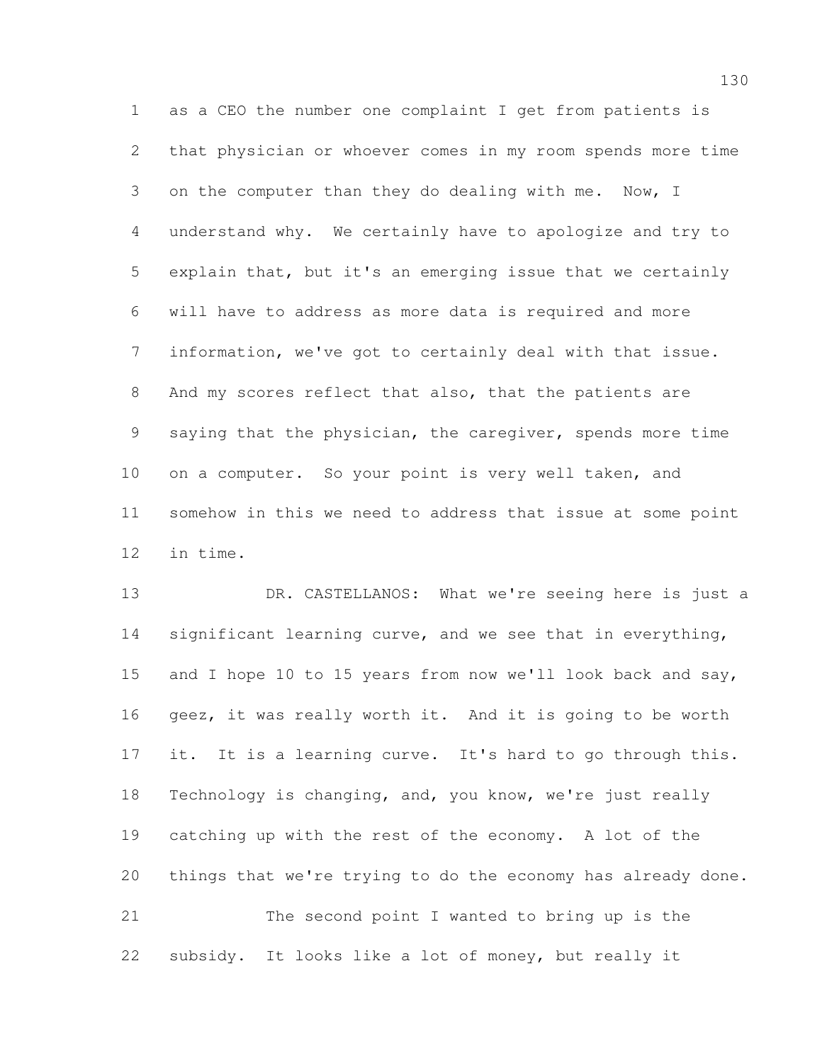as a CEO the number one complaint I get from patients is that physician or whoever comes in my room spends more time on the computer than they do dealing with me. Now, I understand why. We certainly have to apologize and try to explain that, but it's an emerging issue that we certainly will have to address as more data is required and more information, we've got to certainly deal with that issue. And my scores reflect that also, that the patients are saying that the physician, the caregiver, spends more time on a computer. So your point is very well taken, and somehow in this we need to address that issue at some point in time.

DR. CASTELLANOS: What we're seeing here is just a significant learning curve, and we see that in everything, and I hope 10 to 15 years from now we'll look back and say, geez, it was really worth it. And it is going to be worth it. It is a learning curve. It's hard to go through this. Technology is changing, and, you know, we're just really catching up with the rest of the economy. A lot of the things that we're trying to do the economy has already done.

The second point I wanted to bring up is the subsidy. It looks like a lot of money, but really it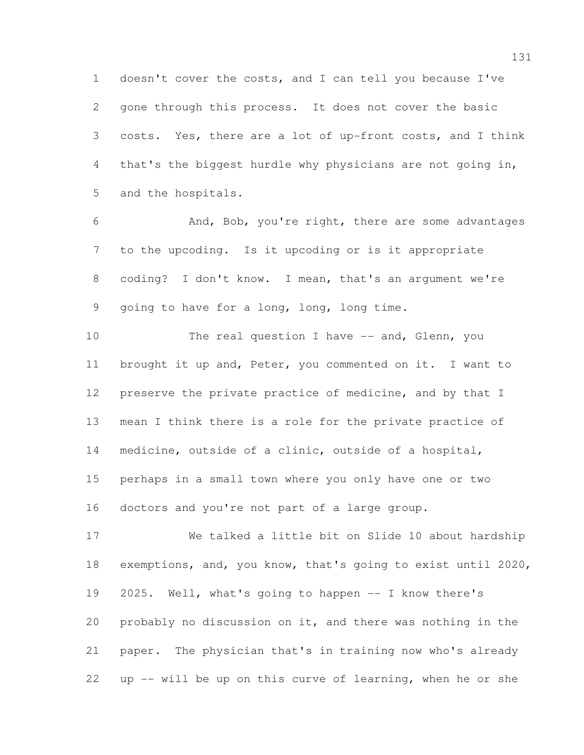doesn't cover the costs, and I can tell you because I've gone through this process. It does not cover the basic costs. Yes, there are a lot of up-front costs, and I think that's the biggest hurdle why physicians are not going in, and the hospitals.

And, Bob, you're right, there are some advantages to the upcoding. Is it upcoding or is it appropriate coding? I don't know. I mean, that's an argument we're going to have for a long, long, long time.

The real question I have -- and, Glenn, you brought it up and, Peter, you commented on it. I want to preserve the private practice of medicine, and by that I mean I think there is a role for the private practice of medicine, outside of a clinic, outside of a hospital, perhaps in a small town where you only have one or two doctors and you're not part of a large group.

We talked a little bit on Slide 10 about hardship exemptions, and, you know, that's going to exist until 2020, 2025. Well, what's going to happen -- I know there's probably no discussion on it, and there was nothing in the paper. The physician that's in training now who's already up -- will be up on this curve of learning, when he or she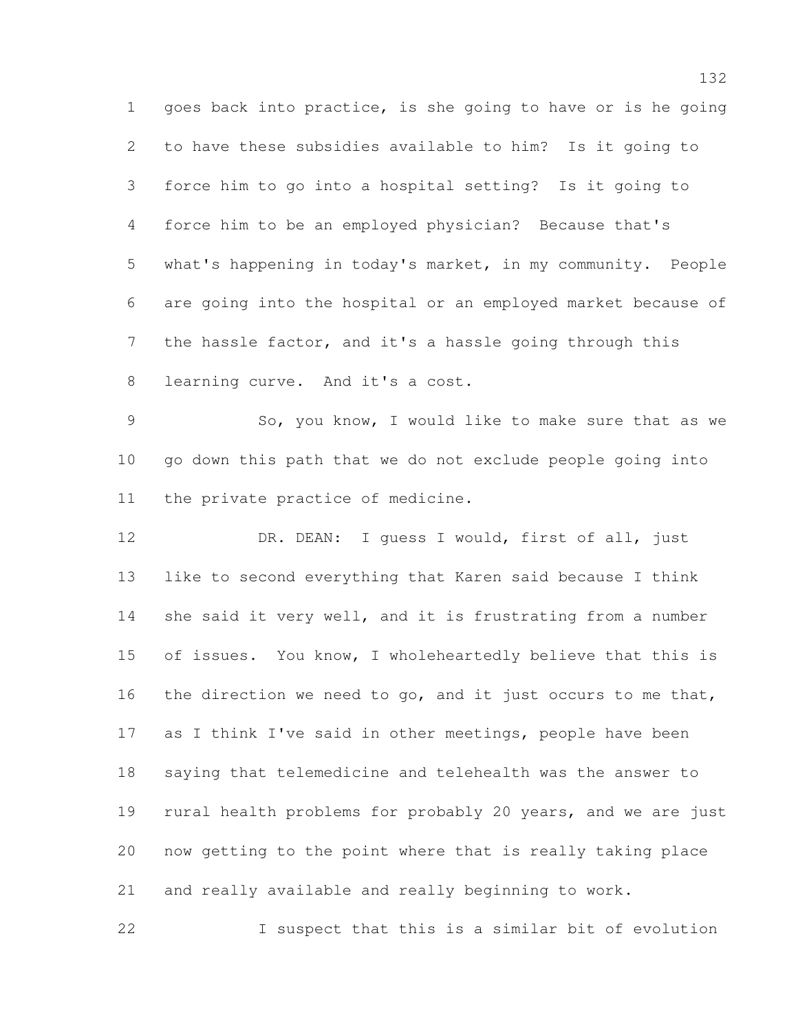goes back into practice, is she going to have or is he going to have these subsidies available to him? Is it going to force him to go into a hospital setting? Is it going to force him to be an employed physician? Because that's what's happening in today's market, in my community. People are going into the hospital or an employed market because of the hassle factor, and it's a hassle going through this learning curve. And it's a cost.

So, you know, I would like to make sure that as we go down this path that we do not exclude people going into the private practice of medicine.

DR. DEAN: I guess I would, first of all, just like to second everything that Karen said because I think she said it very well, and it is frustrating from a number of issues. You know, I wholeheartedly believe that this is the direction we need to go, and it just occurs to me that, as I think I've said in other meetings, people have been saying that telemedicine and telehealth was the answer to rural health problems for probably 20 years, and we are just now getting to the point where that is really taking place and really available and really beginning to work.

I suspect that this is a similar bit of evolution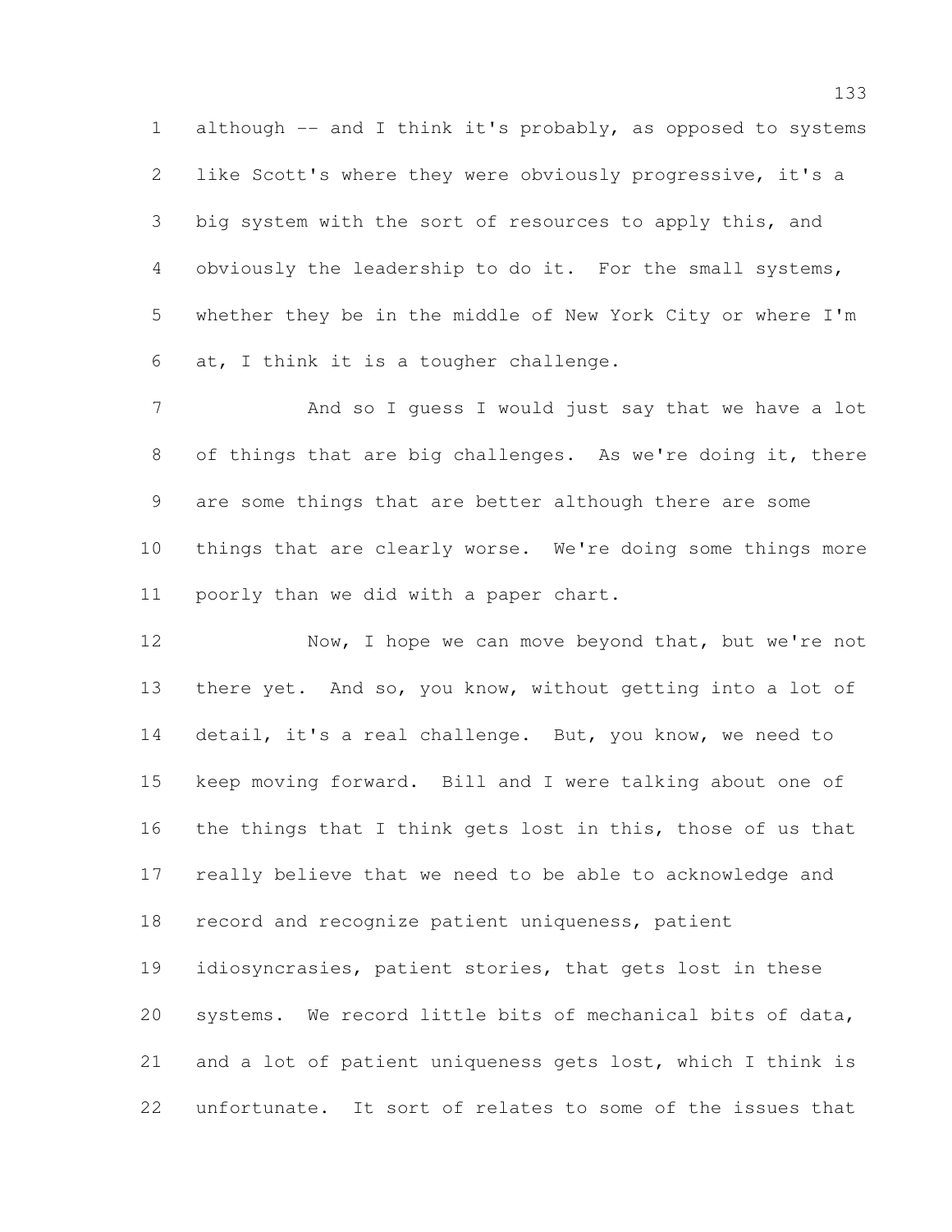although -- and I think it's probably, as opposed to systems like Scott's where they were obviously progressive, it's a big system with the sort of resources to apply this, and obviously the leadership to do it. For the small systems, whether they be in the middle of New York City or where I'm at, I think it is a tougher challenge.

And so I guess I would just say that we have a lot of things that are big challenges. As we're doing it, there are some things that are better although there are some things that are clearly worse. We're doing some things more poorly than we did with a paper chart.

Now, I hope we can move beyond that, but we're not there yet. And so, you know, without getting into a lot of detail, it's a real challenge. But, you know, we need to keep moving forward. Bill and I were talking about one of the things that I think gets lost in this, those of us that really believe that we need to be able to acknowledge and record and recognize patient uniqueness, patient idiosyncrasies, patient stories, that gets lost in these systems. We record little bits of mechanical bits of data, and a lot of patient uniqueness gets lost, which I think is unfortunate. It sort of relates to some of the issues that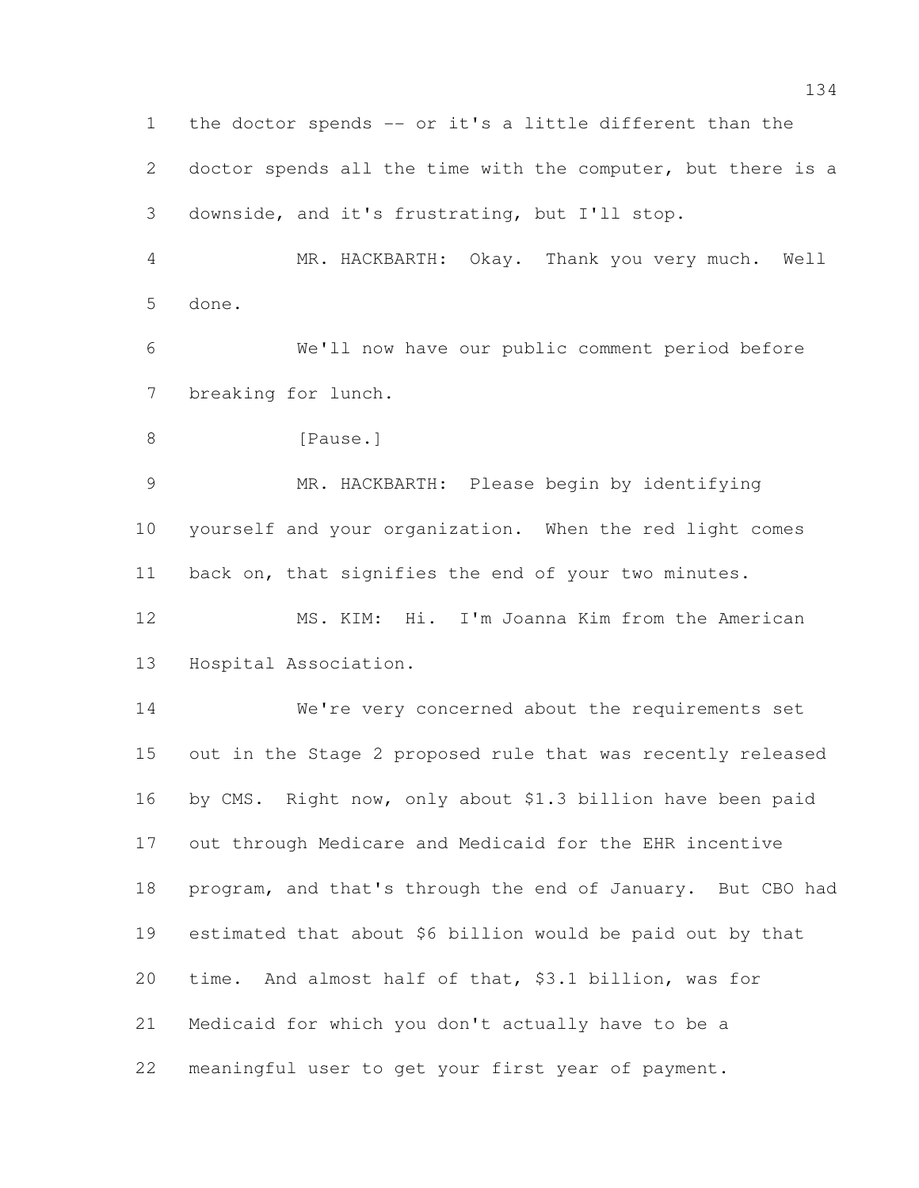the doctor spends -- or it's a little different than the doctor spends all the time with the computer, but there is a downside, and it's frustrating, but I'll stop.

MR. HACKBARTH: Okay. Thank you very much. Well done.

We'll now have our public comment period before breaking for lunch.

[Pause.]

MR. HACKBARTH: Please begin by identifying yourself and your organization. When the red light comes back on, that signifies the end of your two minutes.

MS. KIM: Hi. I'm Joanna Kim from the American Hospital Association.

We're very concerned about the requirements set out in the Stage 2 proposed rule that was recently released by CMS. Right now, only about $1.3 billion have been paid out through Medicare and Medicaid for the EHR incentive program, and that's through the end of January. But CBO had estimated that about $6 billion would be paid out by that time. And almost half of that, $3.1 billion, was for Medicaid for which you don't actually have to be a meaningful user to get your first year of payment.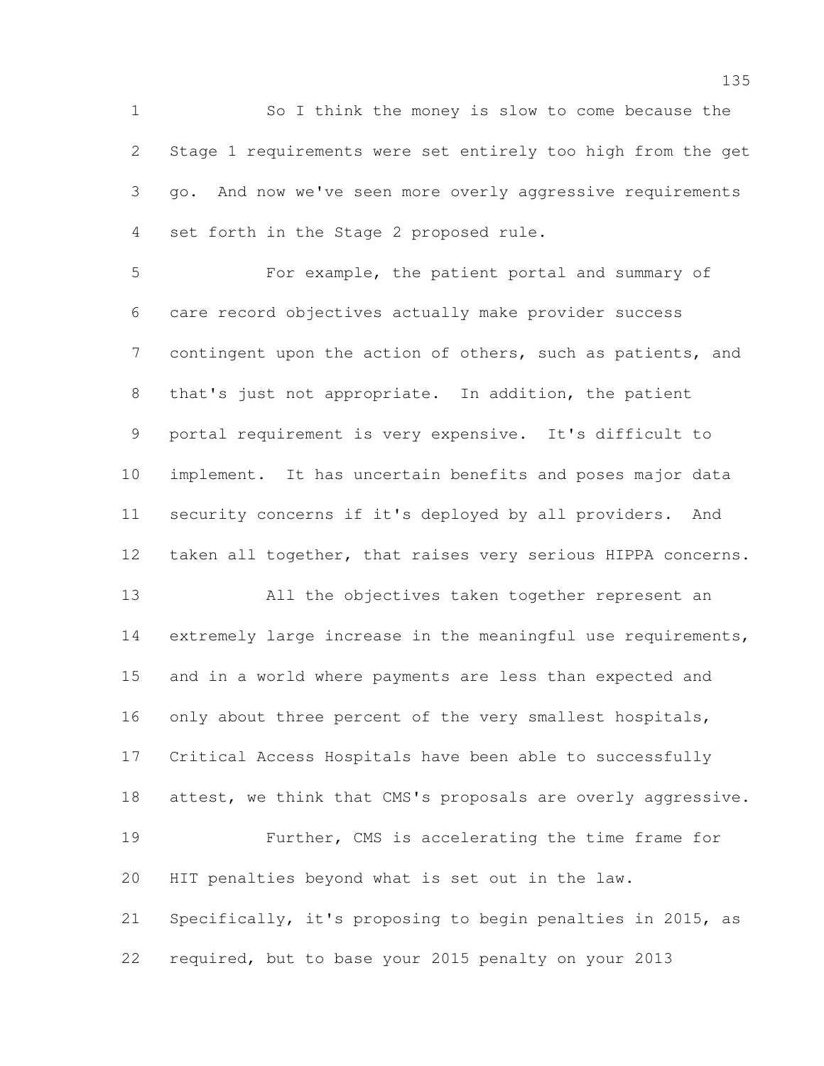So I think the money is slow to come because the Stage 1 requirements were set entirely too high from the get go. And now we've seen more overly aggressive requirements set forth in the Stage 2 proposed rule.

For example, the patient portal and summary of care record objectives actually make provider success contingent upon the action of others, such as patients, and that's just not appropriate. In addition, the patient portal requirement is very expensive. It's difficult to implement. It has uncertain benefits and poses major data security concerns if it's deployed by all providers. And taken all together, that raises very serious HIPPA concerns.

All the objectives taken together represent an extremely large increase in the meaningful use requirements, and in a world where payments are less than expected and only about three percent of the very smallest hospitals, Critical Access Hospitals have been able to successfully attest, we think that CMS's proposals are overly aggressive.

Further, CMS is accelerating the time frame for HIT penalties beyond what is set out in the law. Specifically, it's proposing to begin penalties in 2015, as required, but to base your 2015 penalty on your 2013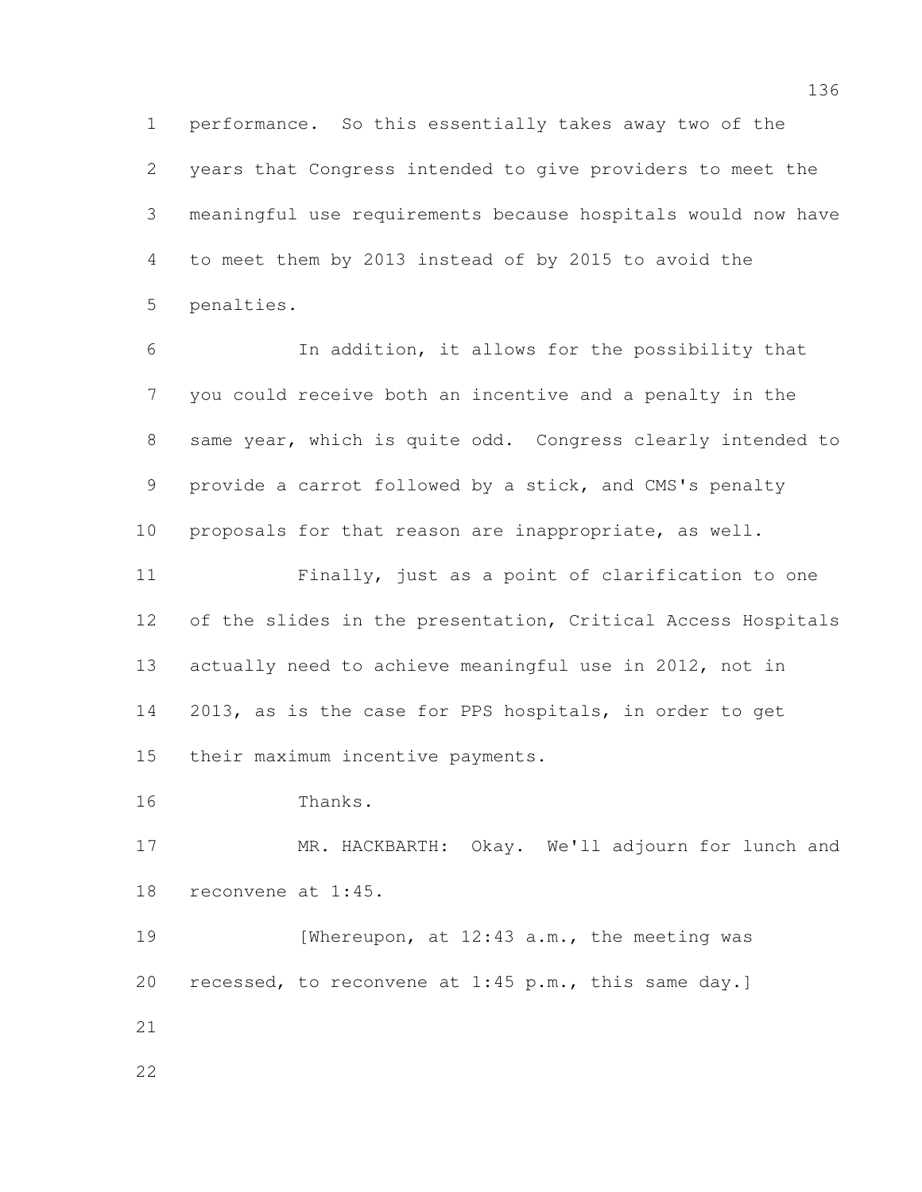performance. So this essentially takes away two of the years that Congress intended to give providers to meet the meaningful use requirements because hospitals would now have to meet them by 2013 instead of by 2015 to avoid the penalties.

In addition, it allows for the possibility that you could receive both an incentive and a penalty in the same year, which is quite odd. Congress clearly intended to provide a carrot followed by a stick, and CMS's penalty proposals for that reason are inappropriate, as well.

Finally, just as a point of clarification to one of the slides in the presentation, Critical Access Hospitals actually need to achieve meaningful use in 2012, not in 2013, as is the case for PPS hospitals, in order to get their maximum incentive payments.

Thanks.

MR. HACKBARTH: Okay. We'll adjourn for lunch and reconvene at 1:45.

[Whereupon, at 12:43 a.m., the meeting was recessed, to reconvene at 1:45 p.m., this same day.]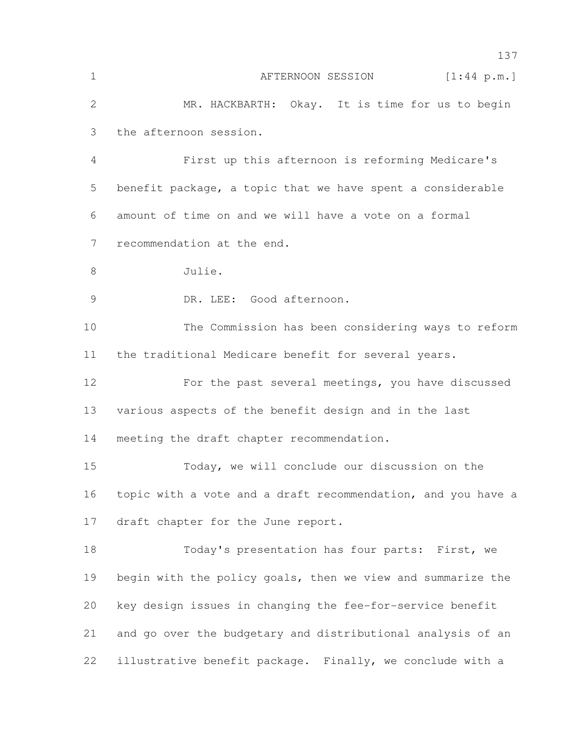AFTERNOON SESSION [1:44 p.m.]

MR. HACKBARTH: Okay. It is time for us to begin the afternoon session.

First up this afternoon is reforming Medicare's benefit package, a topic that we have spent a considerable amount of time on and we will have a vote on a formal recommendation at the end.

Julie.

DR. LEE: Good afternoon.

The Commission has been considering ways to reform the traditional Medicare benefit for several years.

For the past several meetings, you have discussed various aspects of the benefit design and in the last meeting the draft chapter recommendation.

Today, we will conclude our discussion on the topic with a vote and a draft recommendation, and you have a draft chapter for the June report.

Today's presentation has four parts: First, we begin with the policy goals, then we view and summarize the key design issues in changing the fee-for-service benefit and go over the budgetary and distributional analysis of an illustrative benefit package. Finally, we conclude with a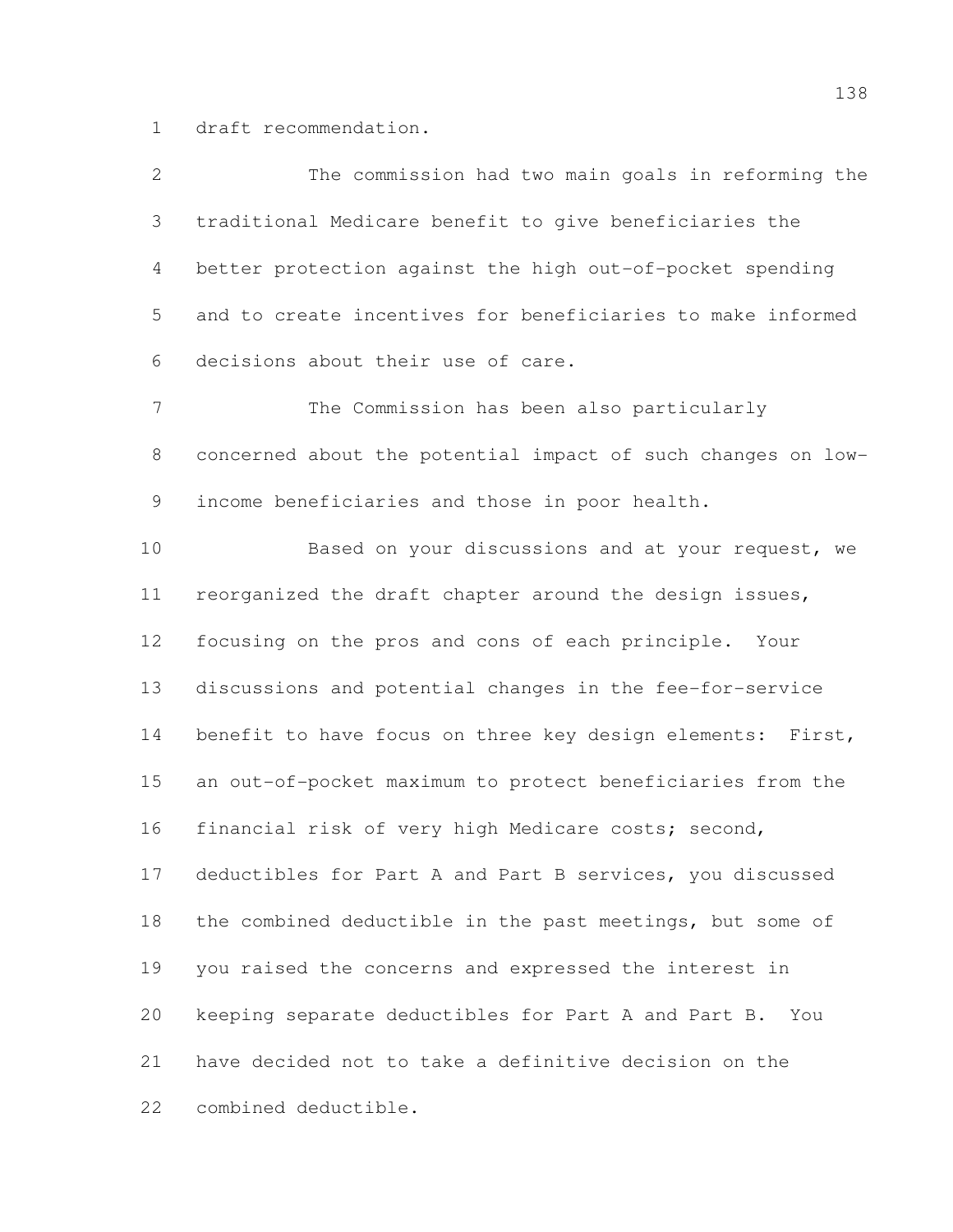draft recommendation.

The commission had two main goals in reforming the traditional Medicare benefit to give beneficiaries the better protection against the high out-of-pocket spending and to create incentives for beneficiaries to make informed decisions about their use of care.

The Commission has been also particularly concerned about the potential impact of such changes on low-income beneficiaries and those in poor health.

Based on your discussions and at your request, we reorganized the draft chapter around the design issues, focusing on the pros and cons of each principle. Your discussions and potential changes in the fee-for-service benefit to have focus on three key design elements: First, an out-of-pocket maximum to protect beneficiaries from the financial risk of very high Medicare costs; second, deductibles for Part A and Part B services, you discussed the combined deductible in the past meetings, but some of you raised the concerns and expressed the interest in keeping separate deductibles for Part A and Part B. You have decided not to take a definitive decision on the combined deductible.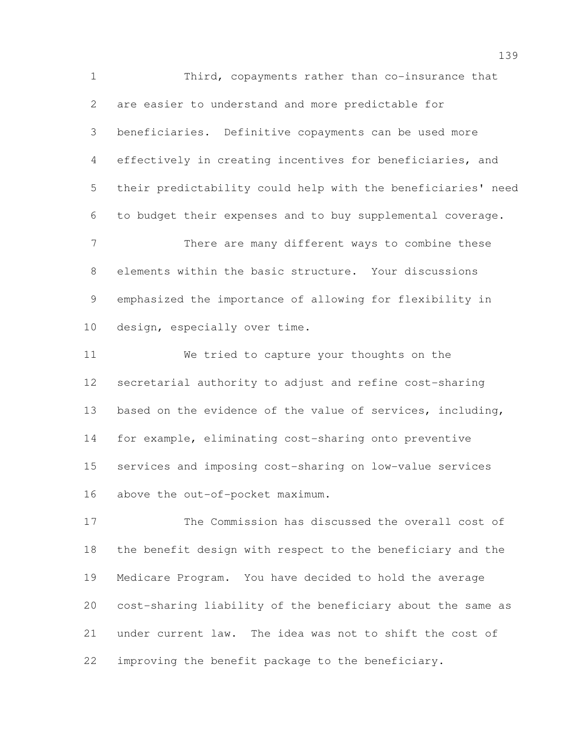Third, copayments rather than co-insurance that are easier to understand and more predictable for beneficiaries. Definitive copayments can be used more effectively in creating incentives for beneficiaries, and their predictability could help with the beneficiaries' need to budget their expenses and to buy supplemental coverage.

There are many different ways to combine these elements within the basic structure. Your discussions emphasized the importance of allowing for flexibility in design, especially over time.

We tried to capture your thoughts on the secretarial authority to adjust and refine cost-sharing based on the evidence of the value of services, including, for example, eliminating cost-sharing onto preventive services and imposing cost-sharing on low-value services above the out-of-pocket maximum.

The Commission has discussed the overall cost of the benefit design with respect to the beneficiary and the Medicare Program. You have decided to hold the average cost-sharing liability of the beneficiary about the same as under current law. The idea was not to shift the cost of improving the benefit package to the beneficiary.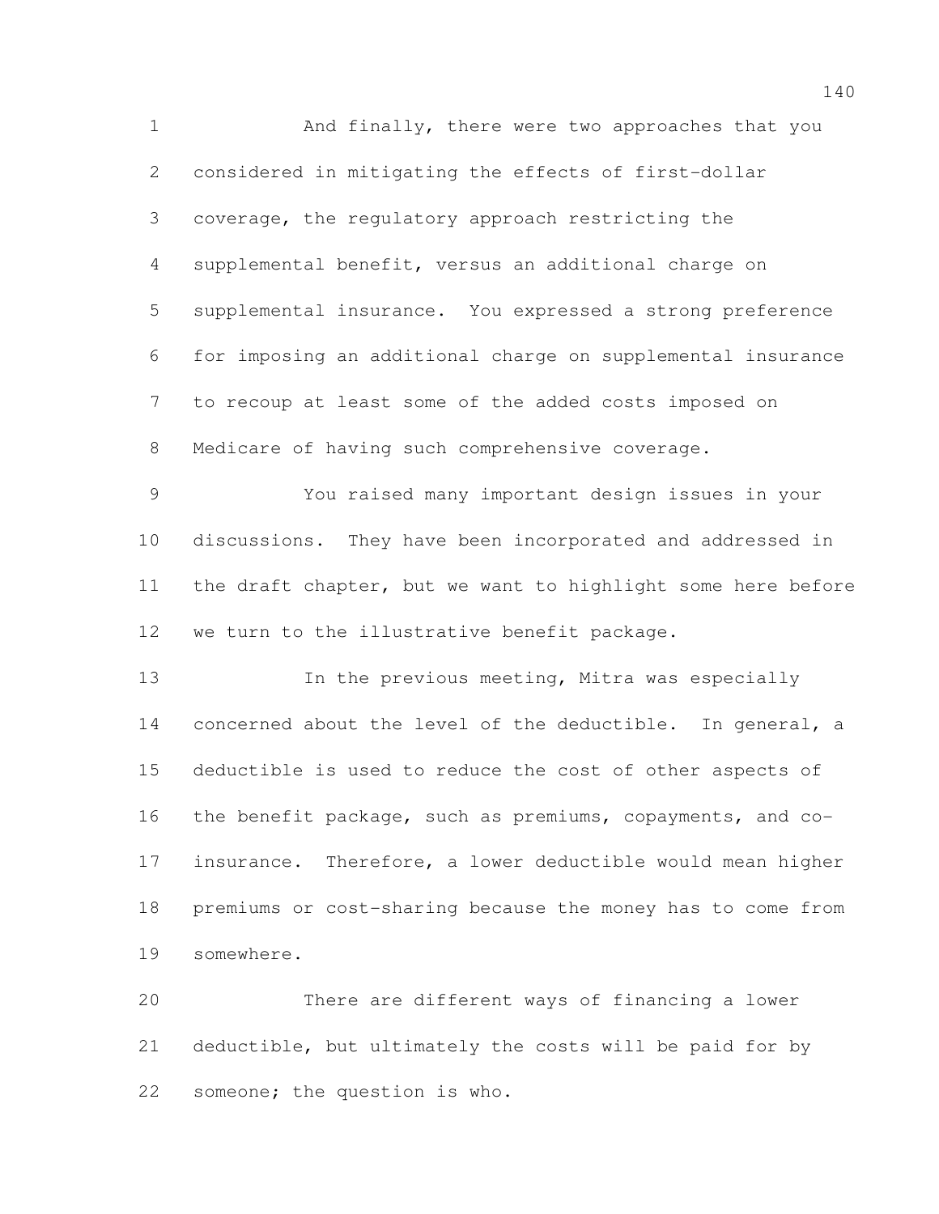And finally, there were two approaches that you considered in mitigating the effects of first-dollar coverage, the regulatory approach restricting the supplemental benefit, versus an additional charge on supplemental insurance. You expressed a strong preference for imposing an additional charge on supplemental insurance to recoup at least some of the added costs imposed on Medicare of having such comprehensive coverage.

You raised many important design issues in your discussions. They have been incorporated and addressed in the draft chapter, but we want to highlight some here before we turn to the illustrative benefit package.

In the previous meeting, Mitra was especially concerned about the level of the deductible. In general, a deductible is used to reduce the cost of other aspects of the benefit package, such as premiums, copayments, and co-insurance. Therefore, a lower deductible would mean higher premiums or cost-sharing because the money has to come from somewhere.

There are different ways of financing a lower deductible, but ultimately the costs will be paid for by someone; the question is who.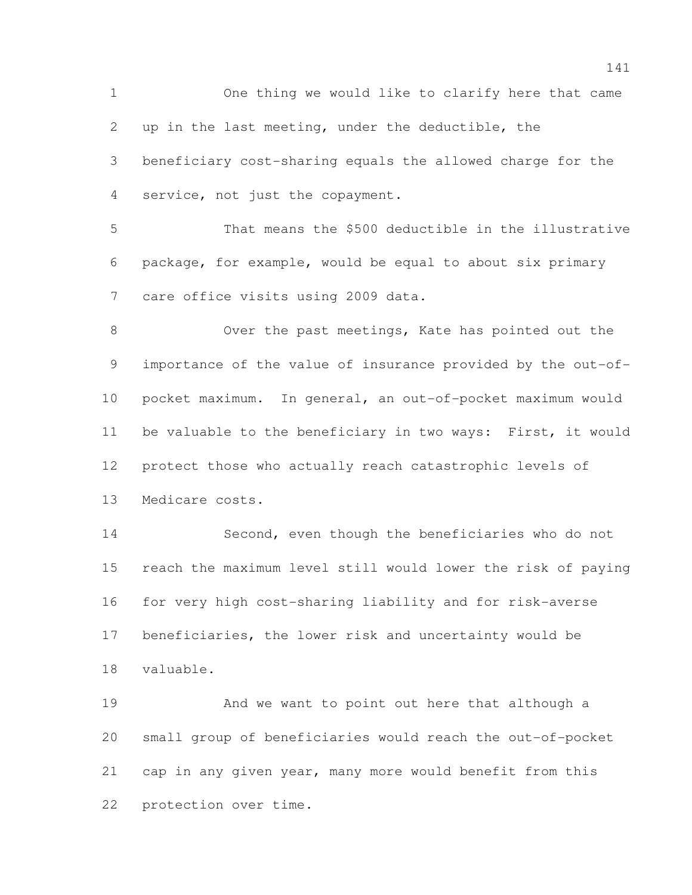One thing we would like to clarify here that came up in the last meeting, under the deductible, the beneficiary cost-sharing equals the allowed charge for the service, not just the copayment.

That means the $500 deductible in the illustrative package, for example, would be equal to about six primary care office visits using 2009 data.

Over the past meetings, Kate has pointed out the importance of the value of insurance provided by the out-of-pocket maximum. In general, an out-of-pocket maximum would be valuable to the beneficiary in two ways: First, it would protect those who actually reach catastrophic levels of Medicare costs.

Second, even though the beneficiaries who do not reach the maximum level still would lower the risk of paying for very high cost-sharing liability and for risk-averse beneficiaries, the lower risk and uncertainty would be valuable.

And we want to point out here that although a small group of beneficiaries would reach the out-of-pocket cap in any given year, many more would benefit from this protection over time.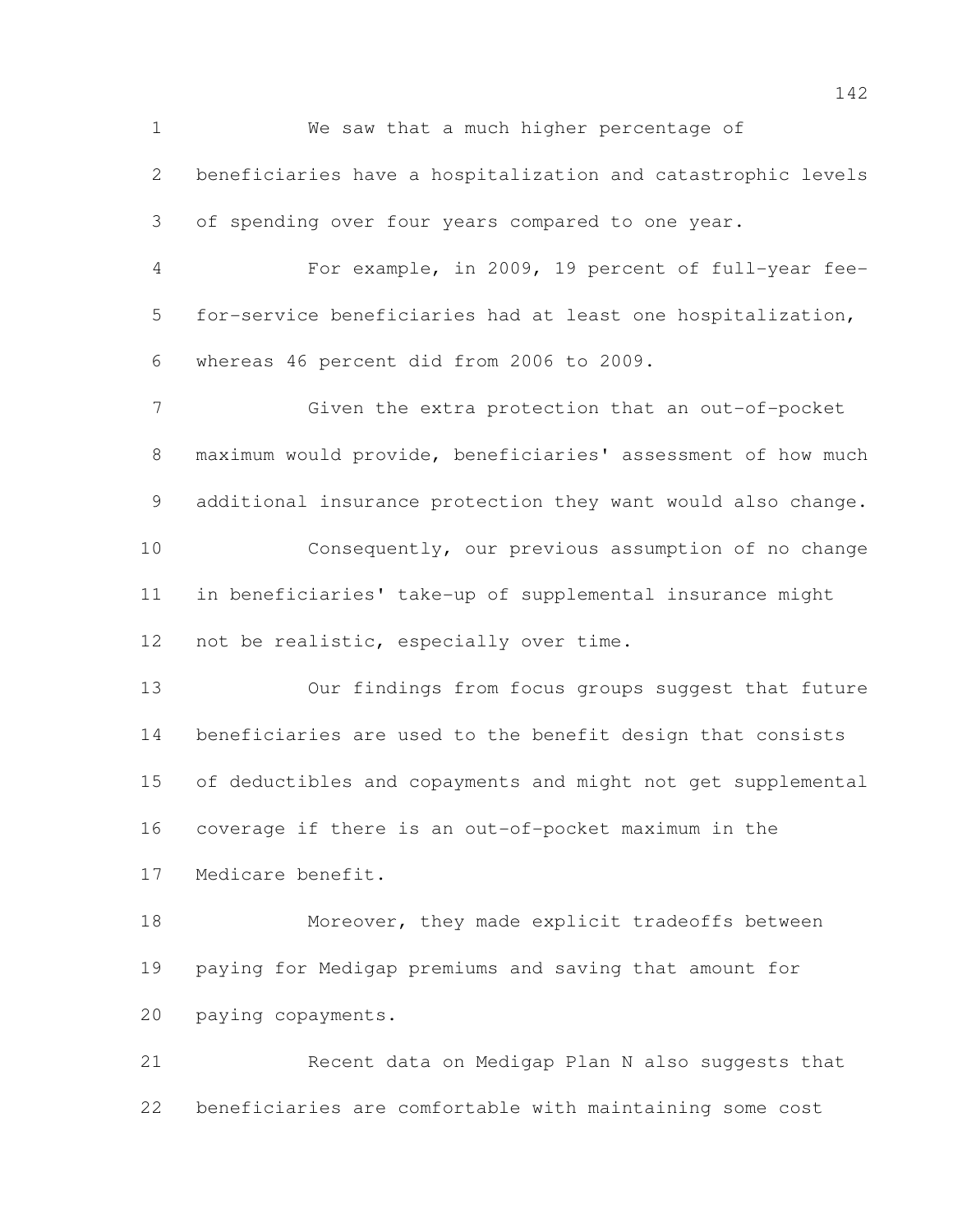We saw that a much higher percentage of beneficiaries have a hospitalization and catastrophic levels of spending over four years compared to one year.

For example, in 2009, 19 percent of full-year fee-for-service beneficiaries had at least one hospitalization, whereas 46 percent did from 2006 to 2009.

Given the extra protection that an out-of-pocket maximum would provide, beneficiaries' assessment of how much additional insurance protection they want would also change.

Consequently, our previous assumption of no change in beneficiaries' take-up of supplemental insurance might not be realistic, especially over time.

Our findings from focus groups suggest that future beneficiaries are used to the benefit design that consists of deductibles and copayments and might not get supplemental coverage if there is an out-of-pocket maximum in the Medicare benefit.

Moreover, they made explicit tradeoffs between paying for Medigap premiums and saving that amount for paying copayments.

Recent data on Medigap Plan N also suggests that beneficiaries are comfortable with maintaining some cost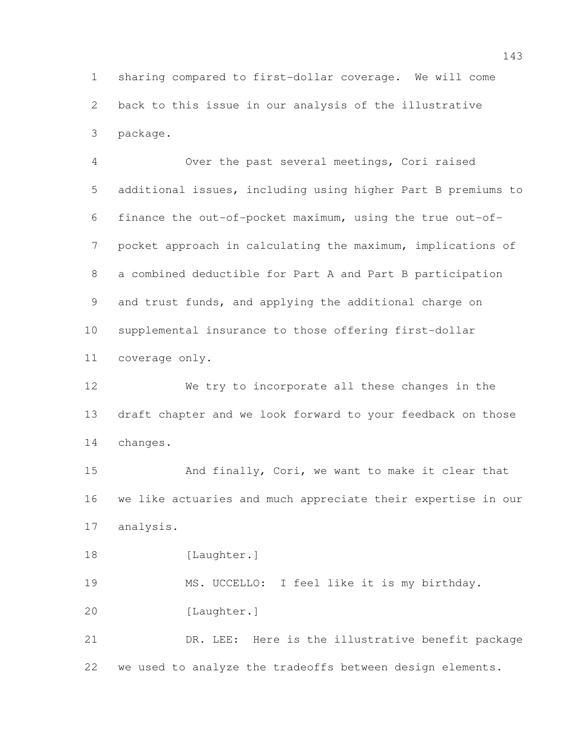sharing compared to first-dollar coverage. We will come back to this issue in our analysis of the illustrative package.

Over the past several meetings, Cori raised additional issues, including using higher Part B premiums to finance the out-of-pocket maximum, using the true out-of-pocket approach in calculating the maximum, implications of a combined deductible for Part A and Part B participation and trust funds, and applying the additional charge on supplemental insurance to those offering first-dollar coverage only.

We try to incorporate all these changes in the draft chapter and we look forward to your feedback on those changes.

And finally, Cori, we want to make it clear that we like actuaries and much appreciate their expertise in our analysis.

[Laughter.]

MS. UCCELLO: I feel like it is my birthday.

[Laughter.]

DR. LEE: Here is the illustrative benefit package we used to analyze the tradeoffs between design elements.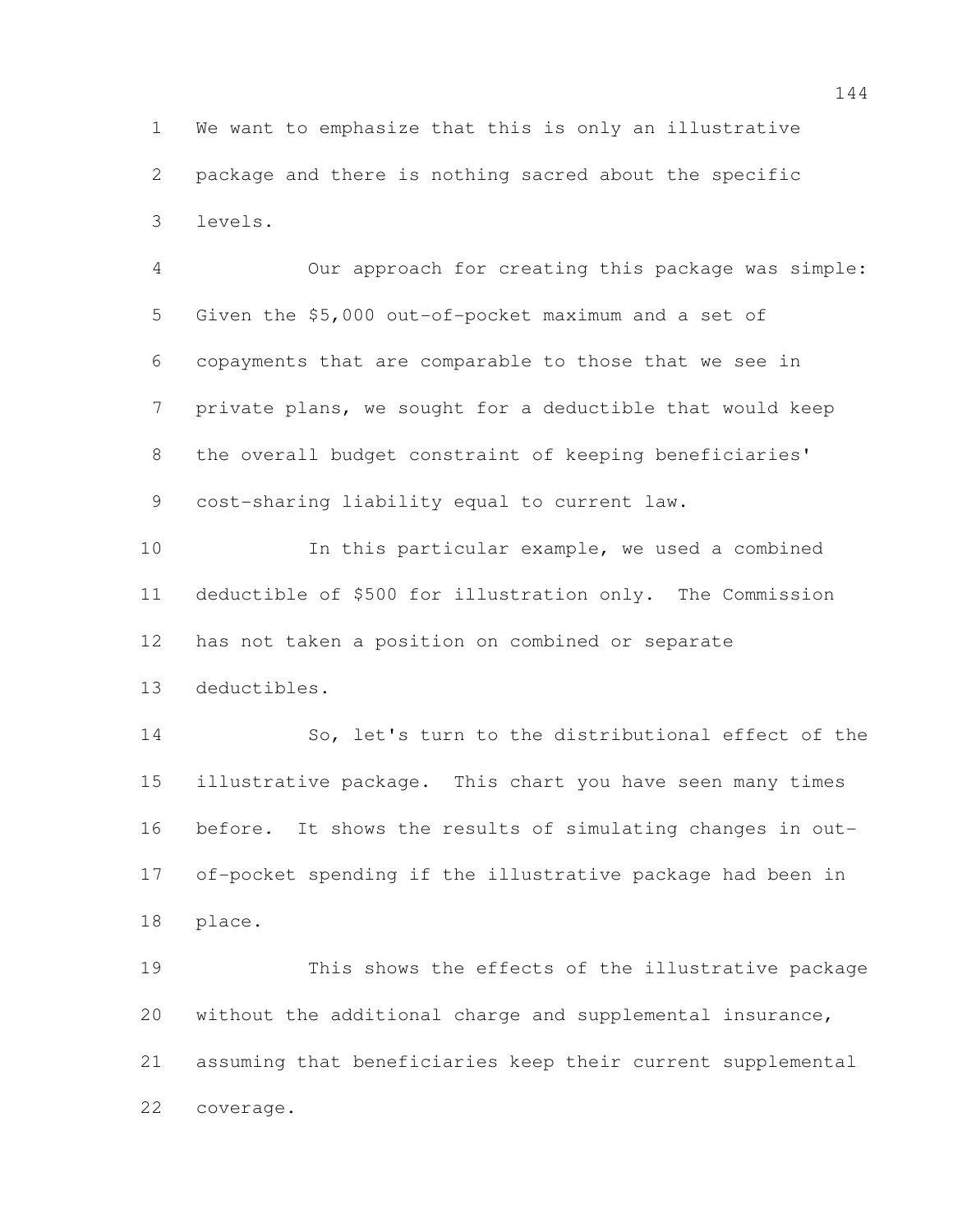We want to emphasize that this is only an illustrative package and there is nothing sacred about the specific levels.

Our approach for creating this package was simple: Given the $5,000 out-of-pocket maximum and a set of copayments that are comparable to those that we see in private plans, we sought for a deductible that would keep the overall budget constraint of keeping beneficiaries' cost-sharing liability equal to current law.

In this particular example, we used a combined deductible of $500 for illustration only. The Commission has not taken a position on combined or separate deductibles.

So, let's turn to the distributional effect of the illustrative package. This chart you have seen many times before. It shows the results of simulating changes in out-of-pocket spending if the illustrative package had been in place.

This shows the effects of the illustrative package without the additional charge and supplemental insurance, assuming that beneficiaries keep their current supplemental coverage.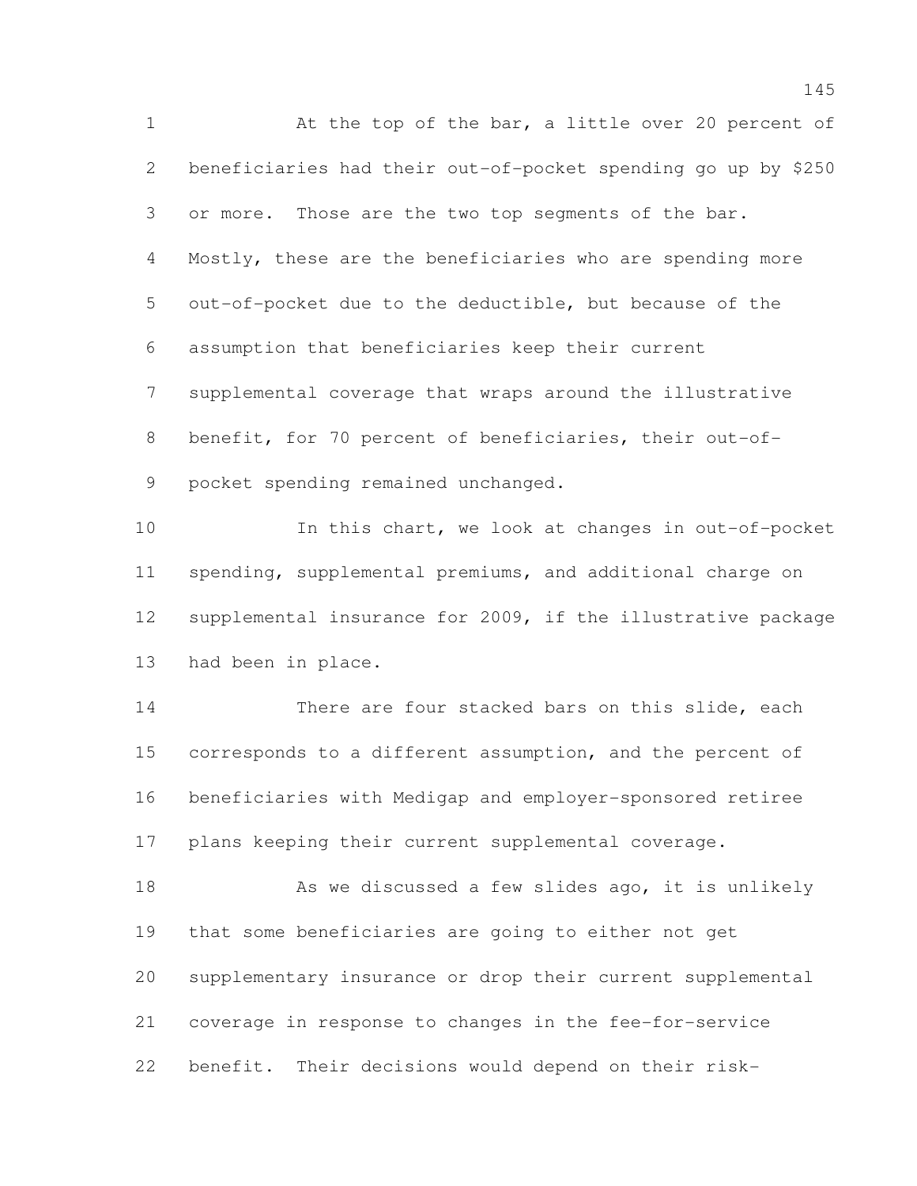At the top of the bar, a little over 20 percent of beneficiaries had their out-of-pocket spending go up by $250 or more. Those are the two top segments of the bar. Mostly, these are the beneficiaries who are spending more out-of-pocket due to the deductible, but because of the assumption that beneficiaries keep their current supplemental coverage that wraps around the illustrative benefit, for 70 percent of beneficiaries, their out-of-pocket spending remained unchanged.

In this chart, we look at changes in out-of-pocket spending, supplemental premiums, and additional charge on supplemental insurance for 2009, if the illustrative package had been in place.

There are four stacked bars on this slide, each corresponds to a different assumption, and the percent of beneficiaries with Medigap and employer-sponsored retiree plans keeping their current supplemental coverage.

As we discussed a few slides ago, it is unlikely that some beneficiaries are going to either not get supplementary insurance or drop their current supplemental coverage in response to changes in the fee-for-service benefit. Their decisions would depend on their risk-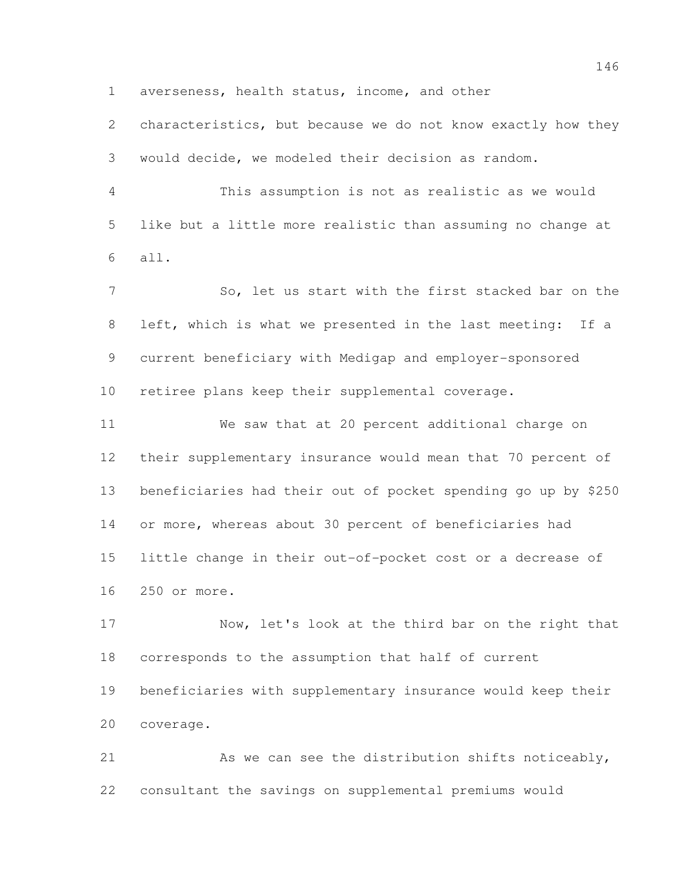averseness, health status, income, and other characteristics, but because we do not know exactly how they would decide, we modeled their decision as random.

This assumption is not as realistic as we would like but a little more realistic than assuming no change at all.

So, let us start with the first stacked bar on the left, which is what we presented in the last meeting: If a current beneficiary with Medigap and employer-sponsored retiree plans keep their supplemental coverage.

We saw that at 20 percent additional charge on their supplementary insurance would mean that 70 percent of beneficiaries had their out of pocket spending go up by $250 or more, whereas about 30 percent of beneficiaries had little change in their out-of-pocket cost or a decrease of 250 or more.

Now, let's look at the third bar on the right that corresponds to the assumption that half of current beneficiaries with supplementary insurance would keep their coverage.

As we can see the distribution shifts noticeably, consultant the savings on supplemental premiums would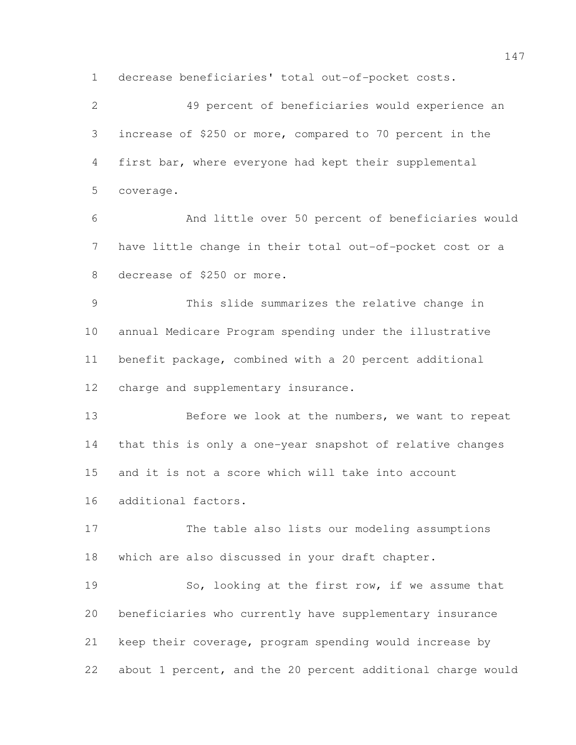decrease beneficiaries' total out-of-pocket costs.

49 percent of beneficiaries would experience an increase of $250 or more, compared to 70 percent in the first bar, where everyone had kept their supplemental coverage.

And little over 50 percent of beneficiaries would have little change in their total out-of-pocket cost or a decrease of $250 or more.

This slide summarizes the relative change in annual Medicare Program spending under the illustrative benefit package, combined with a 20 percent additional charge and supplementary insurance.

Before we look at the numbers, we want to repeat that this is only a one-year snapshot of relative changes and it is not a score which will take into account additional factors.

The table also lists our modeling assumptions which are also discussed in your draft chapter.

So, looking at the first row, if we assume that beneficiaries who currently have supplementary insurance keep their coverage, program spending would increase by about 1 percent, and the 20 percent additional charge would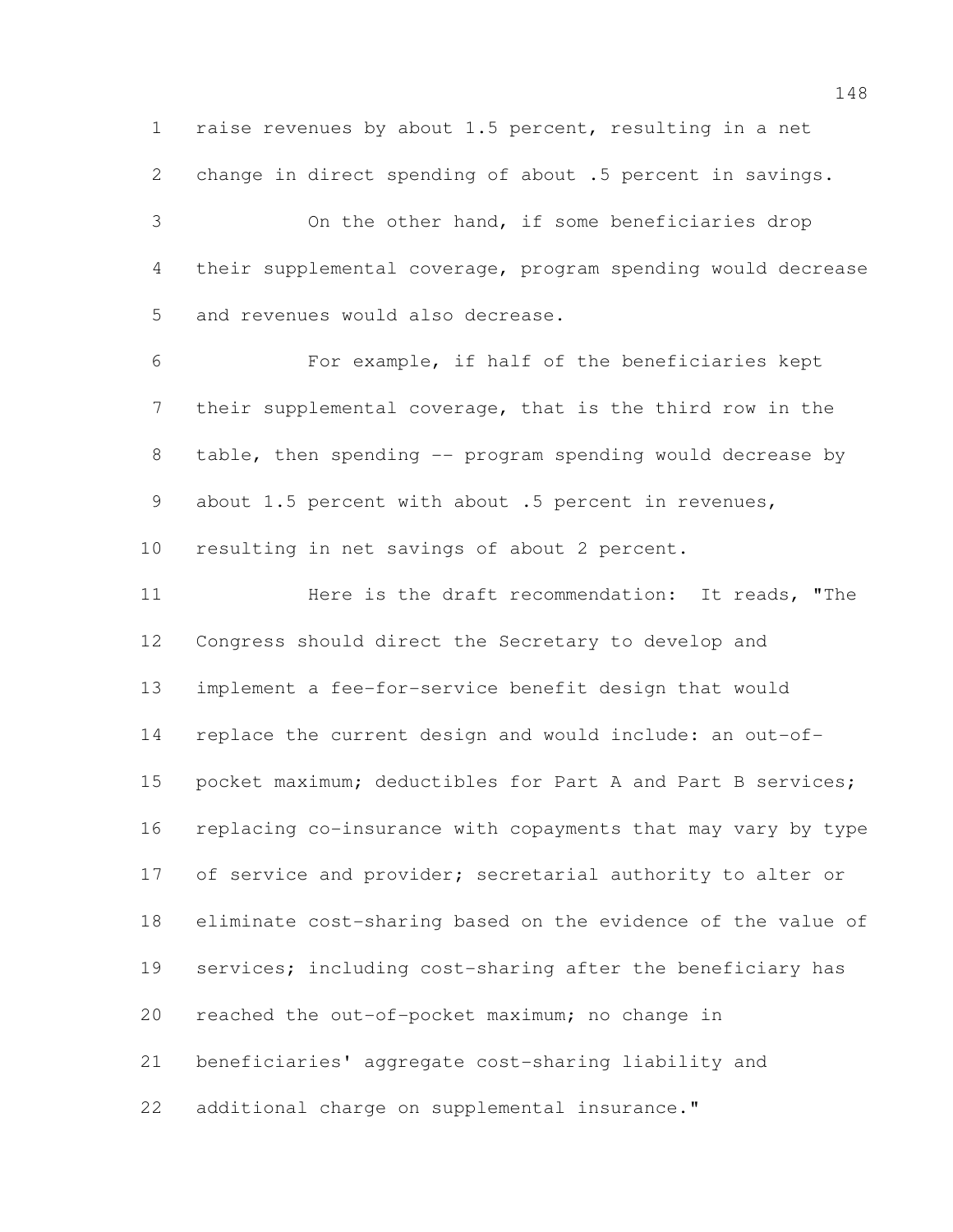raise revenues by about 1.5 percent, resulting in a net change in direct spending of about .5 percent in savings.

On the other hand, if some beneficiaries drop their supplemental coverage, program spending would decrease and revenues would also decrease.

For example, if half of the beneficiaries kept their supplemental coverage, that is the third row in the table, then spending -- program spending would decrease by about 1.5 percent with about .5 percent in revenues, resulting in net savings of about 2 percent.

Here is the draft recommendation: It reads, "The Congress should direct the Secretary to develop and implement a fee-for-service benefit design that would replace the current design and would include: an out-of-pocket maximum; deductibles for Part A and Part B services; replacing co-insurance with copayments that may vary by type of service and provider; secretarial authority to alter or eliminate cost-sharing based on the evidence of the value of services; including cost-sharing after the beneficiary has reached the out-of-pocket maximum; no change in beneficiaries' aggregate cost-sharing liability and additional charge on supplemental insurance."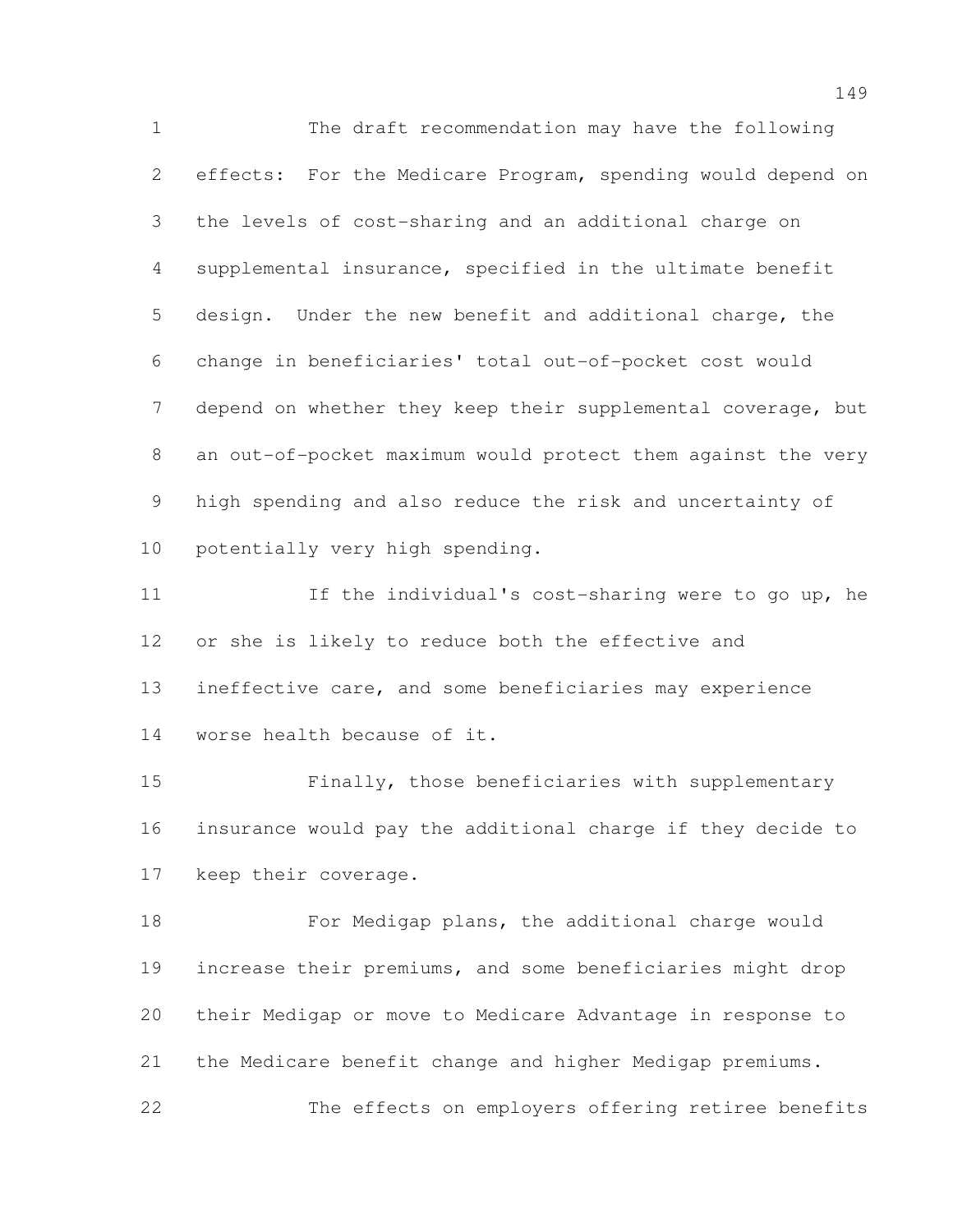The draft recommendation may have the following effects: For the Medicare Program, spending would depend on the levels of cost-sharing and an additional charge on supplemental insurance, specified in the ultimate benefit design. Under the new benefit and additional charge, the change in beneficiaries' total out-of-pocket cost would depend on whether they keep their supplemental coverage, but an out-of-pocket maximum would protect them against the very high spending and also reduce the risk and uncertainty of potentially very high spending.

If the individual's cost-sharing were to go up, he or she is likely to reduce both the effective and ineffective care, and some beneficiaries may experience worse health because of it.

Finally, those beneficiaries with supplementary insurance would pay the additional charge if they decide to keep their coverage.

For Medigap plans, the additional charge would increase their premiums, and some beneficiaries might drop their Medigap or move to Medicare Advantage in response to the Medicare benefit change and higher Medigap premiums.

The effects on employers offering retiree benefits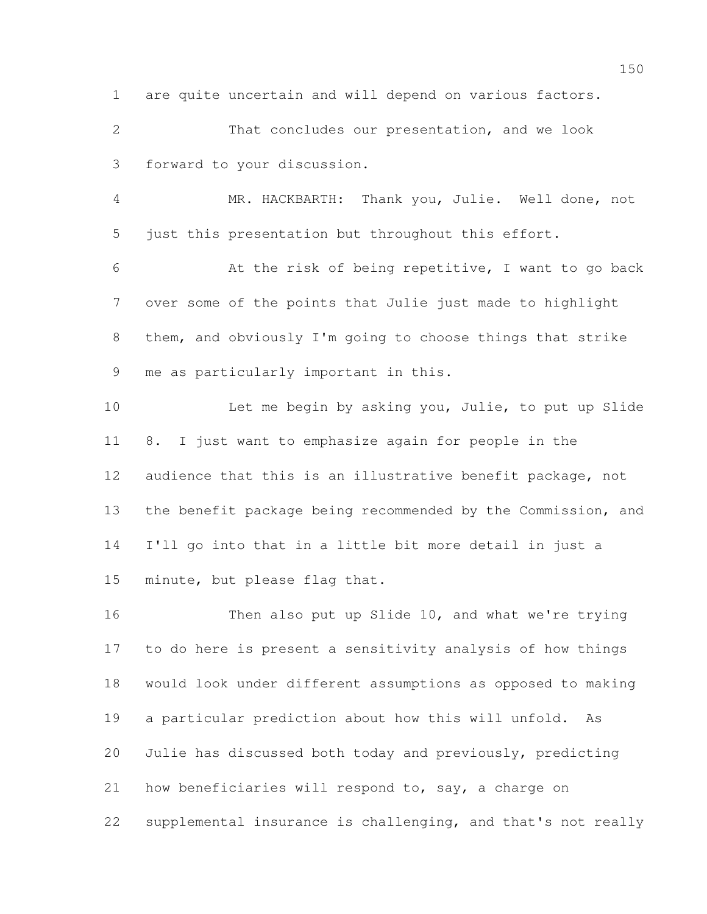are quite uncertain and will depend on various factors.

That concludes our presentation, and we look forward to your discussion.

MR. HACKBARTH: Thank you, Julie. Well done, not just this presentation but throughout this effort.

At the risk of being repetitive, I want to go back over some of the points that Julie just made to highlight them, and obviously I'm going to choose things that strike me as particularly important in this.

Let me begin by asking you, Julie, to put up Slide 8. I just want to emphasize again for people in the audience that this is an illustrative benefit package, not the benefit package being recommended by the Commission, and I'll go into that in a little bit more detail in just a minute, but please flag that.

Then also put up Slide 10, and what we're trying to do here is present a sensitivity analysis of how things would look under different assumptions as opposed to making a particular prediction about how this will unfold. As Julie has discussed both today and previously, predicting how beneficiaries will respond to, say, a charge on supplemental insurance is challenging, and that's not really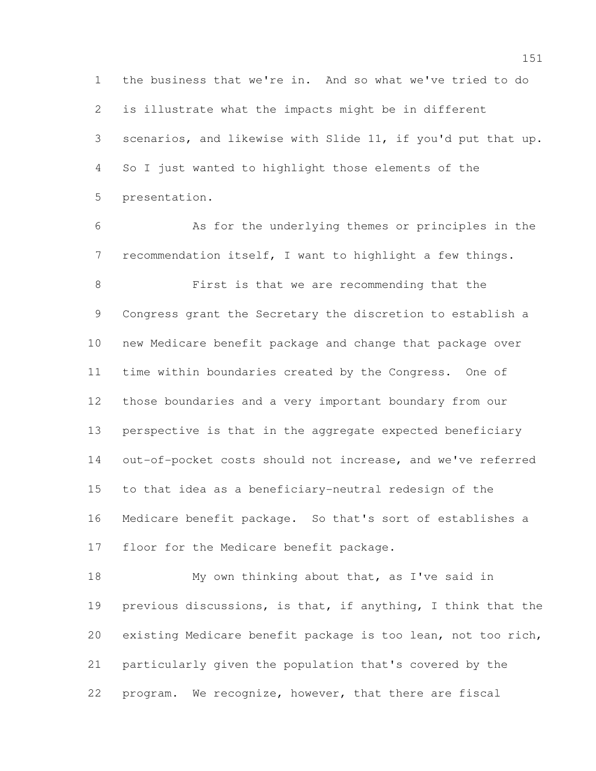the business that we're in. And so what we've tried to do is illustrate what the impacts might be in different scenarios, and likewise with Slide 11, if you'd put that up. So I just wanted to highlight those elements of the presentation.

As for the underlying themes or principles in the recommendation itself, I want to highlight a few things.

First is that we are recommending that the Congress grant the Secretary the discretion to establish a new Medicare benefit package and change that package over time within boundaries created by the Congress. One of those boundaries and a very important boundary from our perspective is that in the aggregate expected beneficiary out-of-pocket costs should not increase, and we've referred to that idea as a beneficiary-neutral redesign of the Medicare benefit package. So that's sort of establishes a floor for the Medicare benefit package.

My own thinking about that, as I've said in previous discussions, is that, if anything, I think that the existing Medicare benefit package is too lean, not too rich, particularly given the population that's covered by the program. We recognize, however, that there are fiscal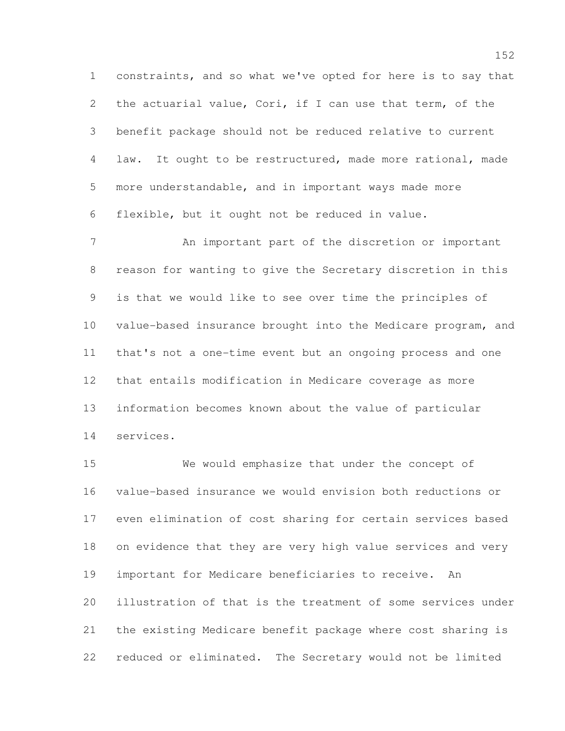constraints, and so what we've opted for here is to say that the actuarial value, Cori, if I can use that term, of the benefit package should not be reduced relative to current law. It ought to be restructured, made more rational, made more understandable, and in important ways made more flexible, but it ought not be reduced in value.

An important part of the discretion or important reason for wanting to give the Secretary discretion in this is that we would like to see over time the principles of value-based insurance brought into the Medicare program, and that's not a one-time event but an ongoing process and one that entails modification in Medicare coverage as more information becomes known about the value of particular services.

We would emphasize that under the concept of value-based insurance we would envision both reductions or even elimination of cost sharing for certain services based on evidence that they are very high value services and very important for Medicare beneficiaries to receive. An illustration of that is the treatment of some services under the existing Medicare benefit package where cost sharing is reduced or eliminated. The Secretary would not be limited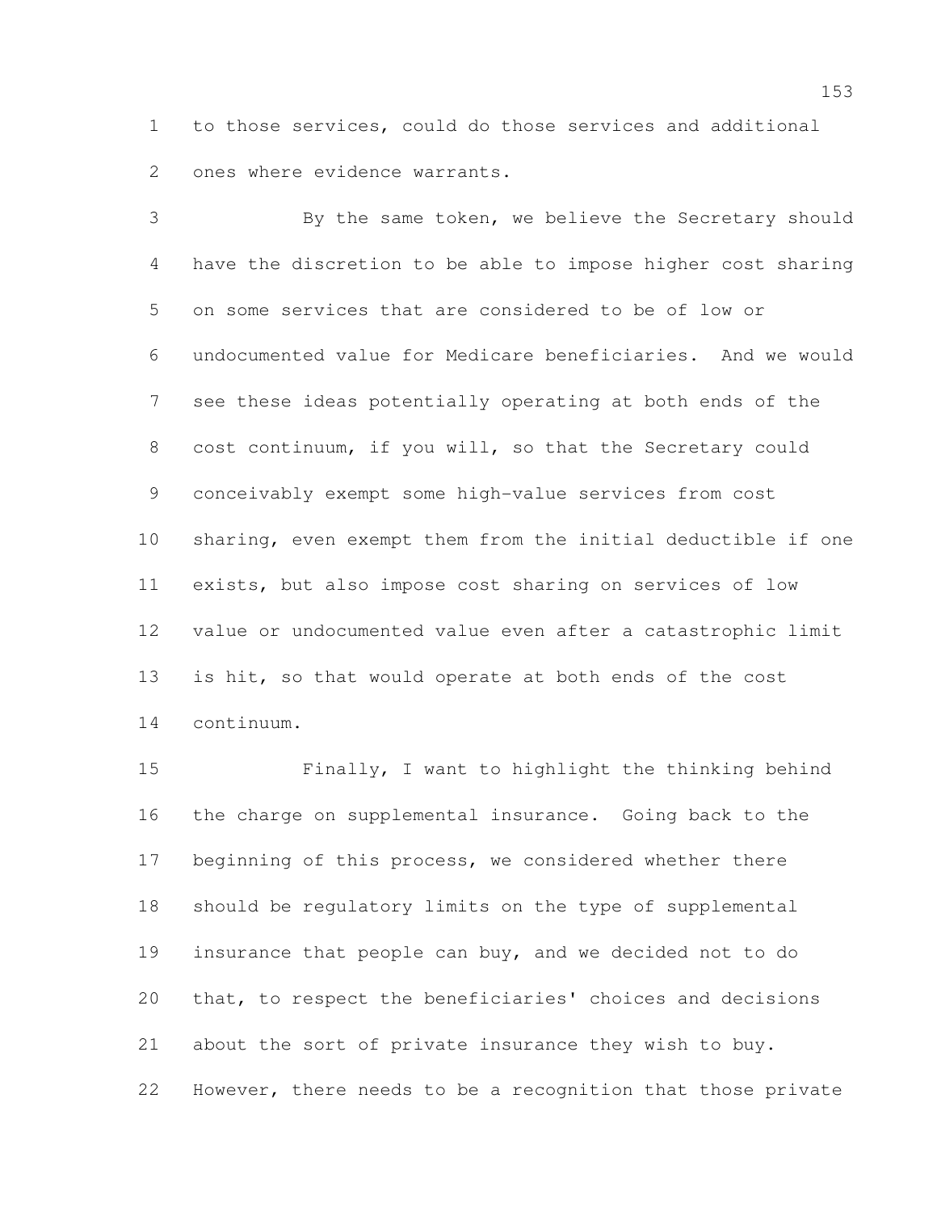to those services, could do those services and additional ones where evidence warrants.

By the same token, we believe the Secretary should have the discretion to be able to impose higher cost sharing on some services that are considered to be of low or undocumented value for Medicare beneficiaries. And we would see these ideas potentially operating at both ends of the cost continuum, if you will, so that the Secretary could conceivably exempt some high-value services from cost sharing, even exempt them from the initial deductible if one exists, but also impose cost sharing on services of low value or undocumented value even after a catastrophic limit is hit, so that would operate at both ends of the cost continuum.

Finally, I want to highlight the thinking behind the charge on supplemental insurance. Going back to the beginning of this process, we considered whether there should be regulatory limits on the type of supplemental insurance that people can buy, and we decided not to do that, to respect the beneficiaries' choices and decisions about the sort of private insurance they wish to buy. However, there needs to be a recognition that those private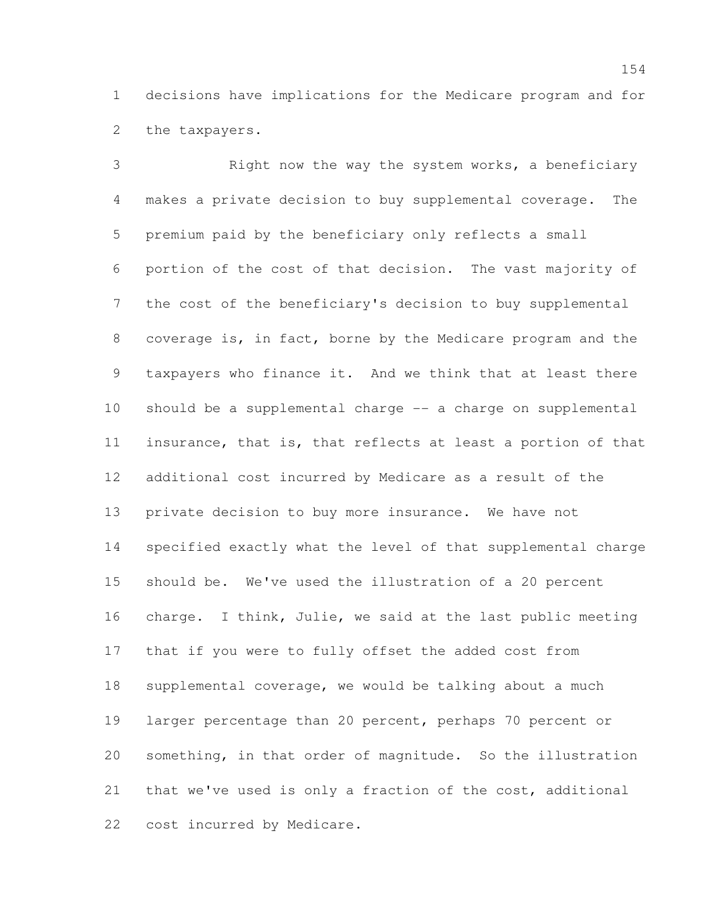decisions have implications for the Medicare program and for the taxpayers.

Right now the way the system works, a beneficiary makes a private decision to buy supplemental coverage. The premium paid by the beneficiary only reflects a small portion of the cost of that decision. The vast majority of the cost of the beneficiary's decision to buy supplemental coverage is, in fact, borne by the Medicare program and the taxpayers who finance it. And we think that at least there should be a supplemental charge -- a charge on supplemental insurance, that is, that reflects at least a portion of that additional cost incurred by Medicare as a result of the private decision to buy more insurance. We have not specified exactly what the level of that supplemental charge should be. We've used the illustration of a 20 percent charge. I think, Julie, we said at the last public meeting that if you were to fully offset the added cost from supplemental coverage, we would be talking about a much larger percentage than 20 percent, perhaps 70 percent or something, in that order of magnitude. So the illustration that we've used is only a fraction of the cost, additional cost incurred by Medicare.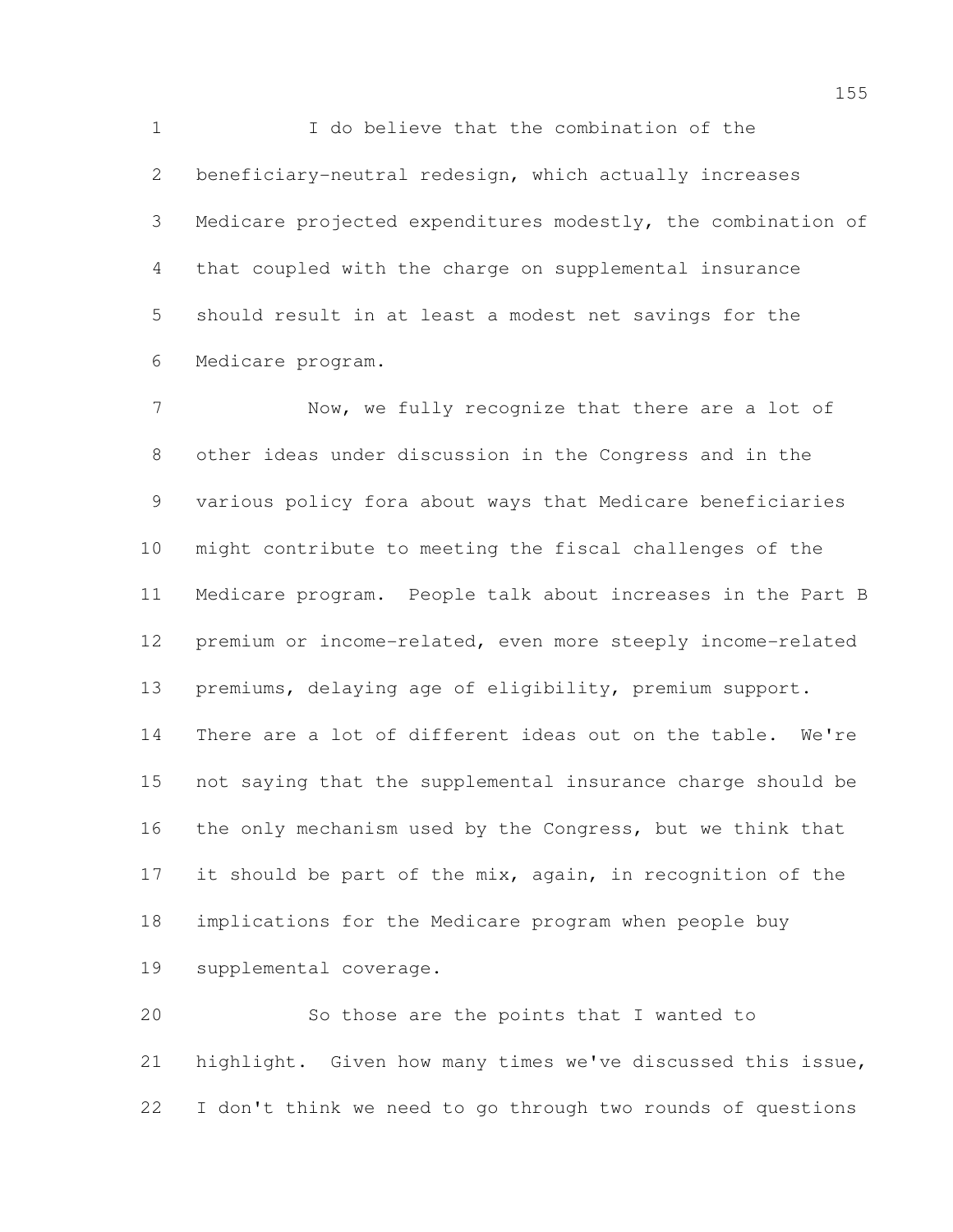I do believe that the combination of the beneficiary-neutral redesign, which actually increases Medicare projected expenditures modestly, the combination of that coupled with the charge on supplemental insurance should result in at least a modest net savings for the Medicare program.

Now, we fully recognize that there are a lot of other ideas under discussion in the Congress and in the various policy fora about ways that Medicare beneficiaries might contribute to meeting the fiscal challenges of the Medicare program. People talk about increases in the Part B premium or income-related, even more steeply income-related premiums, delaying age of eligibility, premium support. There are a lot of different ideas out on the table. We're not saying that the supplemental insurance charge should be the only mechanism used by the Congress, but we think that it should be part of the mix, again, in recognition of the implications for the Medicare program when people buy supplemental coverage.

So those are the points that I wanted to highlight. Given how many times we've discussed this issue, I don't think we need to go through two rounds of questions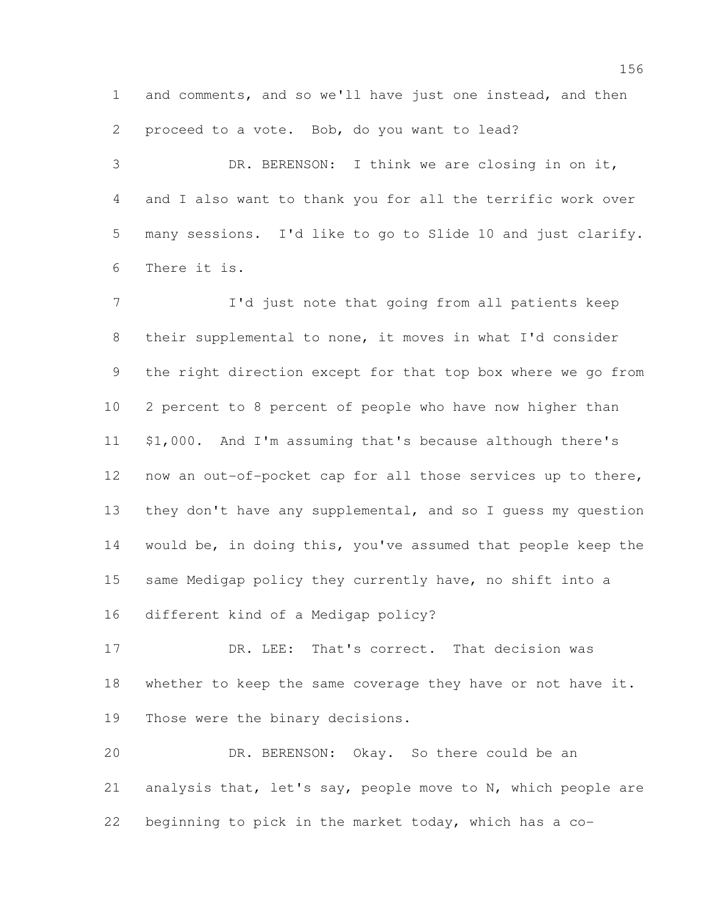and comments, and so we'll have just one instead, and then proceed to a vote. Bob, do you want to lead?

DR. BERENSON: I think we are closing in on it, and I also want to thank you for all the terrific work over many sessions. I'd like to go to Slide 10 and just clarify. There it is.

I'd just note that going from all patients keep their supplemental to none, it moves in what I'd consider the right direction except for that top box where we go from 2 percent to 8 percent of people who have now higher than $1,000. And I'm assuming that's because although there's now an out-of-pocket cap for all those services up to there, they don't have any supplemental, and so I guess my question would be, in doing this, you've assumed that people keep the same Medigap policy they currently have, no shift into a different kind of a Medigap policy?

DR. LEE: That's correct. That decision was whether to keep the same coverage they have or not have it. Those were the binary decisions.

DR. BERENSON: Okay. So there could be an analysis that, let's say, people move to N, which people are beginning to pick in the market today, which has a co-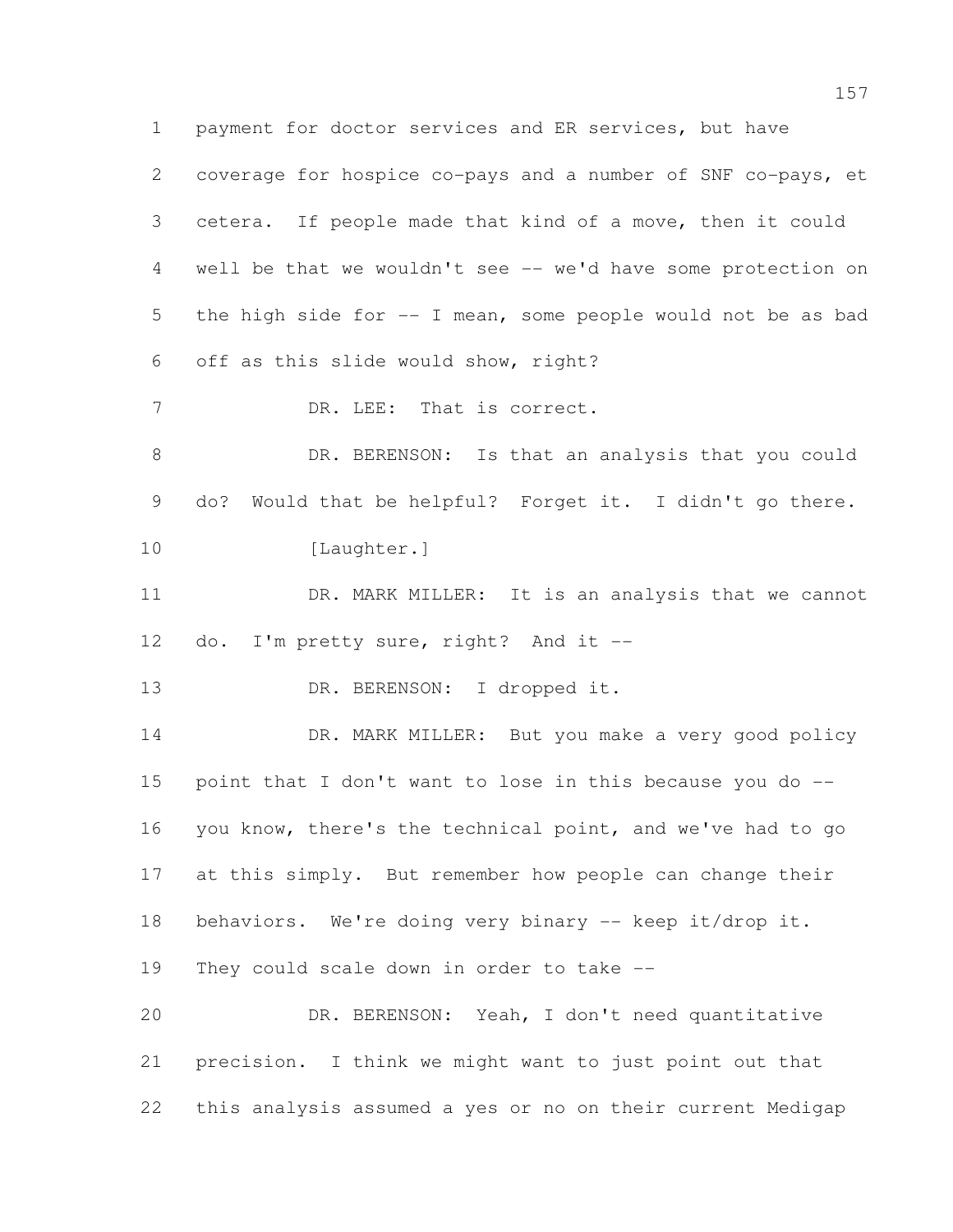payment for doctor services and ER services, but have coverage for hospice co-pays and a number of SNF co-pays, et cetera. If people made that kind of a move, then it could well be that we wouldn't see -- we'd have some protection on the high side for -- I mean, some people would not be as bad off as this slide would show, right?

DR. LEE: That is correct.

DR. BERENSON: Is that an analysis that you could do? Would that be helpful? Forget it. I didn't go there.

[Laughter.]

DR. MARK MILLER: It is an analysis that we cannot do. I'm pretty sure, right? And it --

DR. BERENSON: I dropped it.

DR. MARK MILLER: But you make a very good policy point that I don't want to lose in this because you do -- you know, there's the technical point, and we've had to go at this simply. But remember how people can change their behaviors. We're doing very binary -- keep it/drop it. They could scale down in order to take --

DR. BERENSON: Yeah, I don't need quantitative precision. I think we might want to just point out that this analysis assumed a yes or no on their current Medigap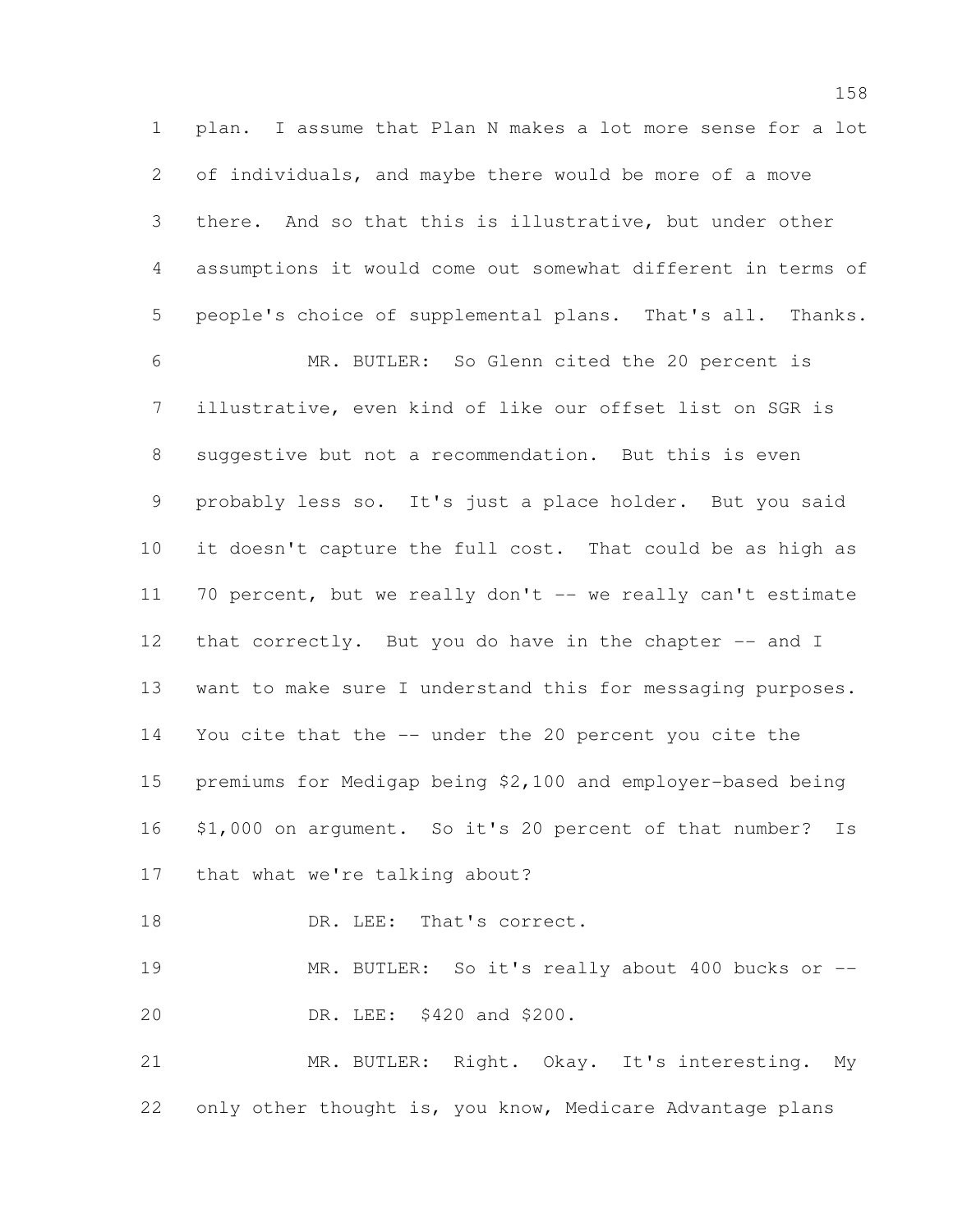plan. I assume that Plan N makes a lot more sense for a lot of individuals, and maybe there would be more of a move there. And so that this is illustrative, but under other assumptions it would come out somewhat different in terms of people's choice of supplemental plans. That's all. Thanks.

MR. BUTLER: So Glenn cited the 20 percent is illustrative, even kind of like our offset list on SGR is suggestive but not a recommendation. But this is even probably less so. It's just a place holder. But you said it doesn't capture the full cost. That could be as high as 70 percent, but we really don't -- we really can't estimate that correctly. But you do have in the chapter -- and I want to make sure I understand this for messaging purposes. You cite that the -- under the 20 percent you cite the premiums for Medigap being $2,100 and employer-based being $1,000 on argument. So it's 20 percent of that number? Is that what we're talking about?

DR. LEE: That's correct.

MR. BUTLER: So it's really about 400 bucks or --

DR. LEE: $420 and $200.

MR. BUTLER: Right. Okay. It's interesting. My only other thought is, you know, Medicare Advantage plans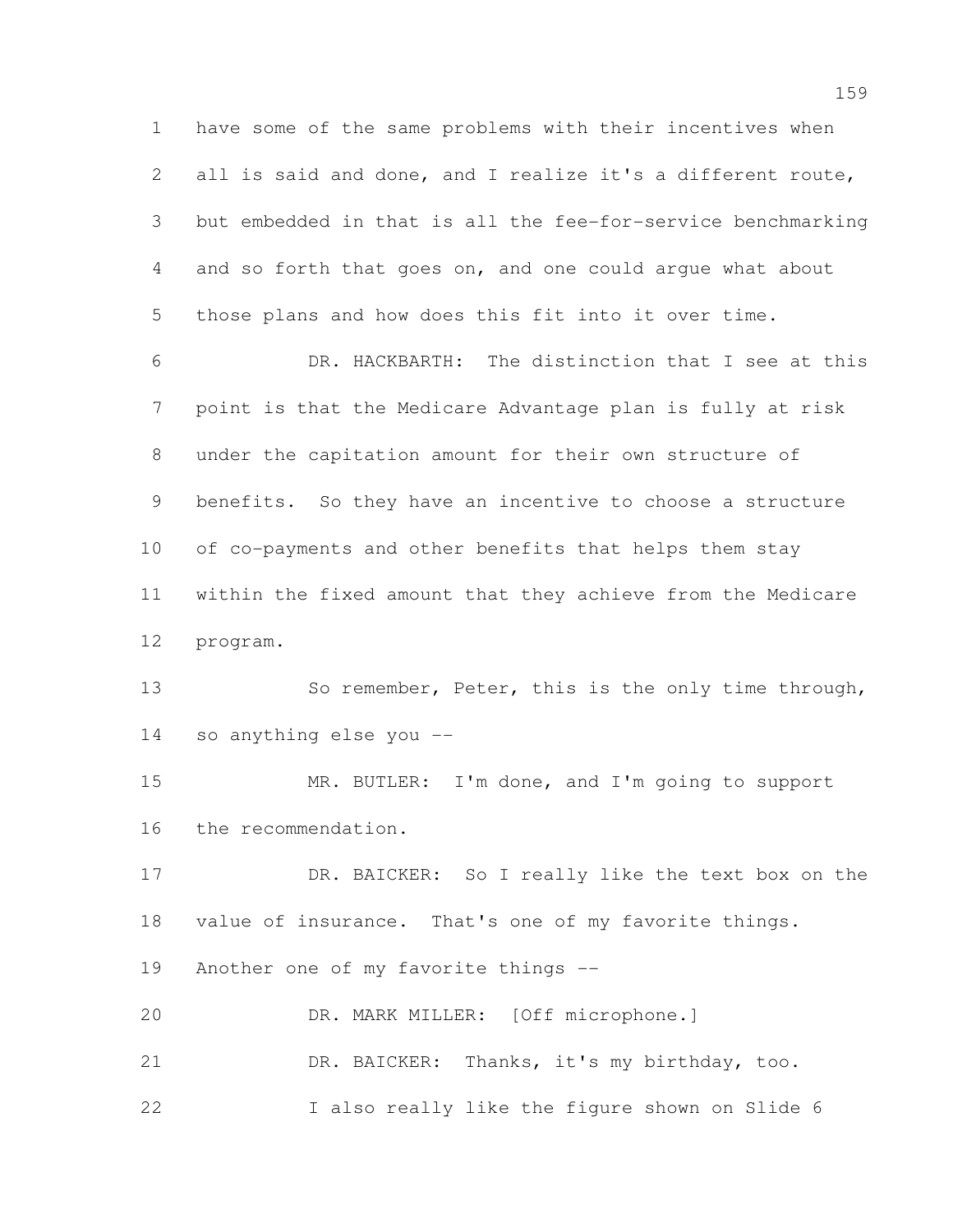have some of the same problems with their incentives when all is said and done, and I realize it's a different route, but embedded in that is all the fee-for-service benchmarking and so forth that goes on, and one could argue what about those plans and how does this fit into it over time.

DR. HACKBARTH: The distinction that I see at this point is that the Medicare Advantage plan is fully at risk under the capitation amount for their own structure of benefits. So they have an incentive to choose a structure of co-payments and other benefits that helps them stay within the fixed amount that they achieve from the Medicare program.

So remember, Peter, this is the only time through, so anything else you --

MR. BUTLER: I'm done, and I'm going to support the recommendation.

DR. BAICKER: So I really like the text box on the value of insurance. That's one of my favorite things. Another one of my favorite things --

DR. MARK MILLER: [Off microphone.]

DR. BAICKER: Thanks, it's my birthday, too.

I also really like the figure shown on Slide 6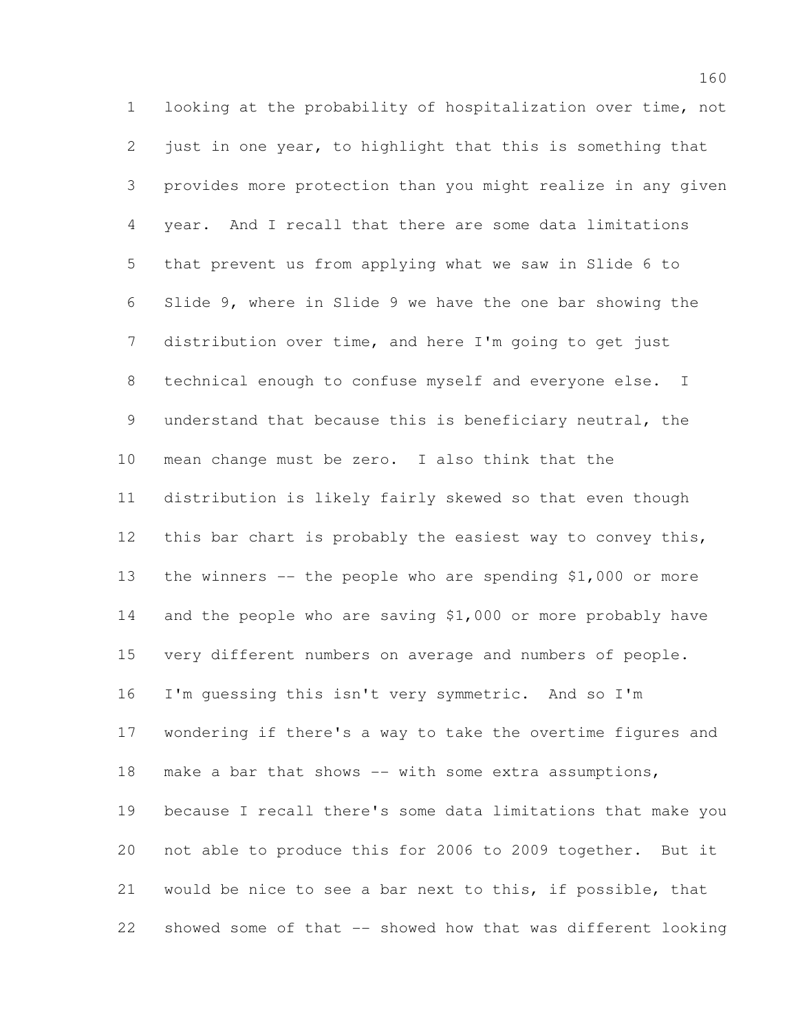looking at the probability of hospitalization over time, not just in one year, to highlight that this is something that provides more protection than you might realize in any given year. And I recall that there are some data limitations that prevent us from applying what we saw in Slide 6 to Slide 9, where in Slide 9 we have the one bar showing the distribution over time, and here I'm going to get just technical enough to confuse myself and everyone else. I understand that because this is beneficiary neutral, the mean change must be zero. I also think that the distribution is likely fairly skewed so that even though this bar chart is probably the easiest way to convey this, the winners -- the people who are spending $1,000 or more and the people who are saving $1,000 or more probably have very different numbers on average and numbers of people. I'm guessing this isn't very symmetric. And so I'm wondering if there's a way to take the overtime figures and make a bar that shows -- with some extra assumptions, because I recall there's some data limitations that make you not able to produce this for 2006 to 2009 together. But it would be nice to see a bar next to this, if possible, that showed some of that -- showed how that was different looking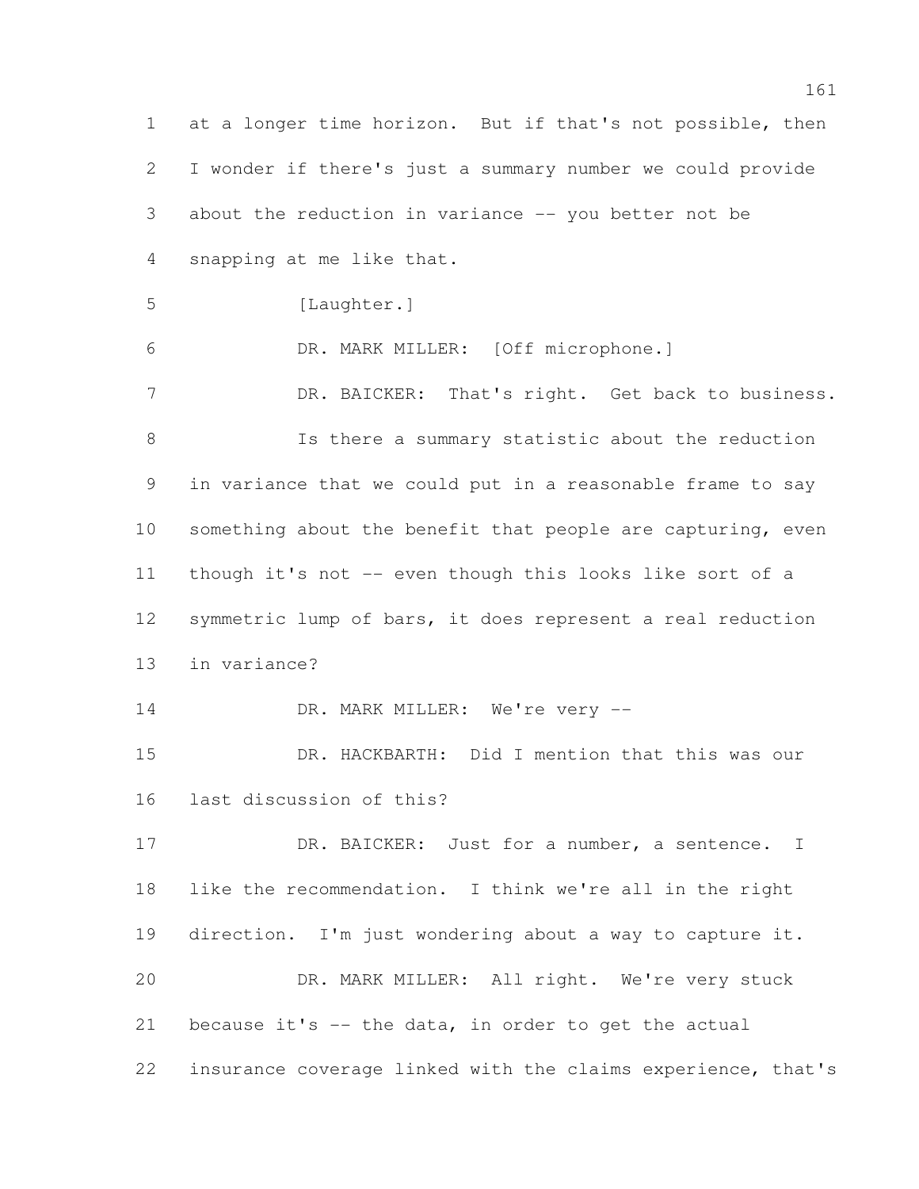at a longer time horizon. But if that's not possible, then I wonder if there's just a summary number we could provide about the reduction in variance -- you better not be snapping at me like that.

[Laughter.]

DR. MARK MILLER: [Off microphone.]

DR. BAICKER: That's right. Get back to business.

Is there a summary statistic about the reduction in variance that we could put in a reasonable frame to say something about the benefit that people are capturing, even though it's not -- even though this looks like sort of a symmetric lump of bars, it does represent a real reduction in variance?

DR. MARK MILLER: We're very --

DR. HACKBARTH: Did I mention that this was our last discussion of this?

DR. BAICKER: Just for a number, a sentence. I like the recommendation. I think we're all in the right direction. I'm just wondering about a way to capture it.

DR. MARK MILLER: All right. We're very stuck because it's -- the data, in order to get the actual insurance coverage linked with the claims experience, that's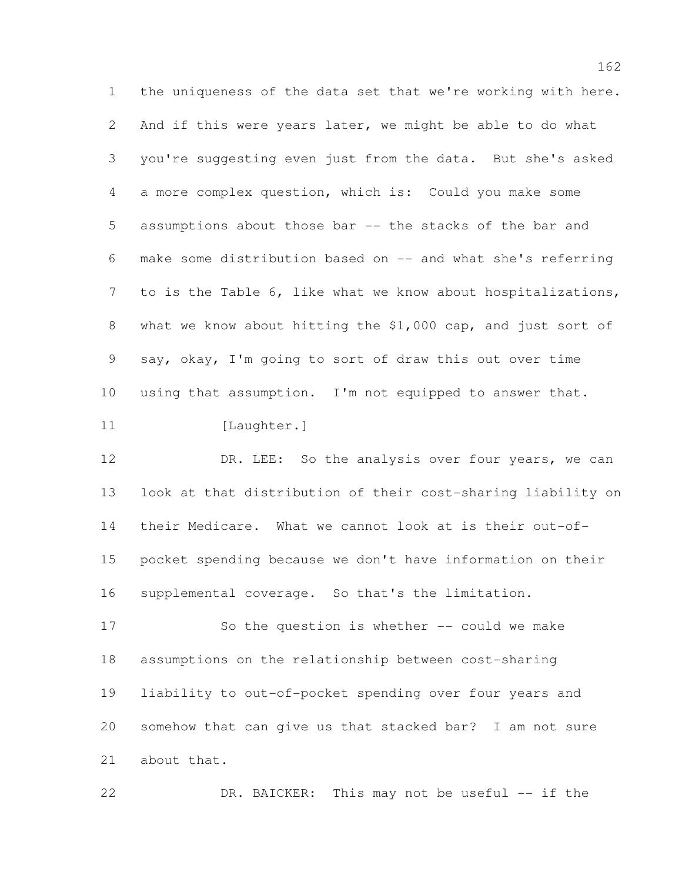the uniqueness of the data set that we're working with here. And if this were years later, we might be able to do what you're suggesting even just from the data. But she's asked a more complex question, which is: Could you make some assumptions about those bar -- the stacks of the bar and make some distribution based on -- and what she's referring to is the Table 6, like what we know about hospitalizations, what we know about hitting the $1,000 cap, and just sort of say, okay, I'm going to sort of draw this out over time using that assumption. I'm not equipped to answer that.

[Laughter.]

DR. LEE: So the analysis over four years, we can look at that distribution of their cost-sharing liability on their Medicare. What we cannot look at is their out-of-pocket spending because we don't have information on their supplemental coverage. So that's the limitation.

So the question is whether -- could we make assumptions on the relationship between cost-sharing liability to out-of-pocket spending over four years and somehow that can give us that stacked bar? I am not sure about that.

DR. BAICKER: This may not be useful -- if the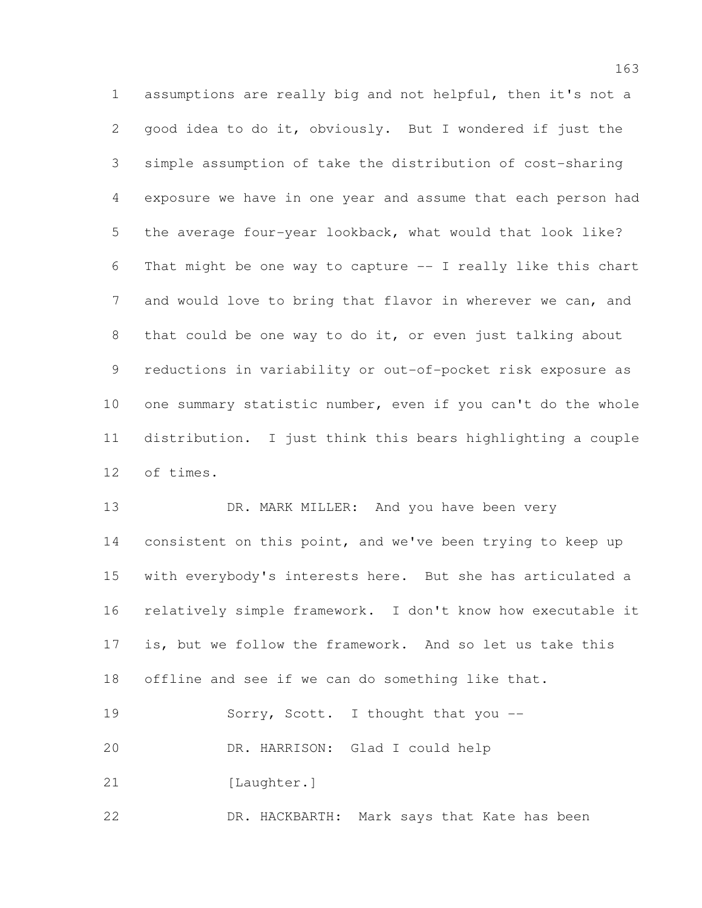assumptions are really big and not helpful, then it's not a good idea to do it, obviously. But I wondered if just the simple assumption of take the distribution of cost-sharing exposure we have in one year and assume that each person had the average four-year lookback, what would that look like? That might be one way to capture -- I really like this chart and would love to bring that flavor in wherever we can, and that could be one way to do it, or even just talking about reductions in variability or out-of-pocket risk exposure as one summary statistic number, even if you can't do the whole distribution. I just think this bears highlighting a couple of times.

DR. MARK MILLER: And you have been very consistent on this point, and we've been trying to keep up with everybody's interests here. But she has articulated a relatively simple framework. I don't know how executable it is, but we follow the framework. And so let us take this offline and see if we can do something like that.

Sorry, Scott. I thought that you --

DR. HARRISON: Glad I could help

[Laughter.]

DR. HACKBARTH: Mark says that Kate has been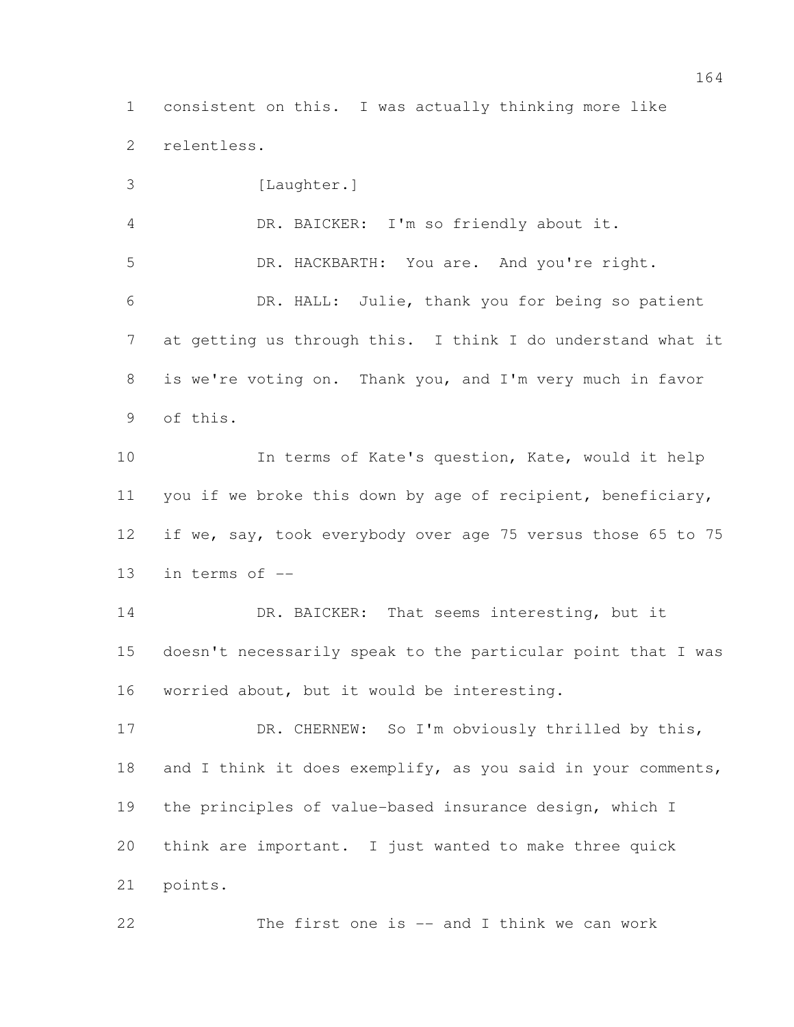consistent on this. I was actually thinking more like relentless.

[Laughter.]

DR. BAICKER: I'm so friendly about it.

DR. HACKBARTH: You are. And you're right.

DR. HALL: Julie, thank you for being so patient at getting us through this. I think I do understand what it is we're voting on. Thank you, and I'm very much in favor of this.

In terms of Kate's question, Kate, would it help you if we broke this down by age of recipient, beneficiary, if we, say, took everybody over age 75 versus those 65 to 75 in terms of --

DR. BAICKER: That seems interesting, but it doesn't necessarily speak to the particular point that I was worried about, but it would be interesting.

DR. CHERNEW: So I'm obviously thrilled by this, and I think it does exemplify, as you said in your comments, the principles of value-based insurance design, which I think are important. I just wanted to make three quick points.

The first one is -- and I think we can work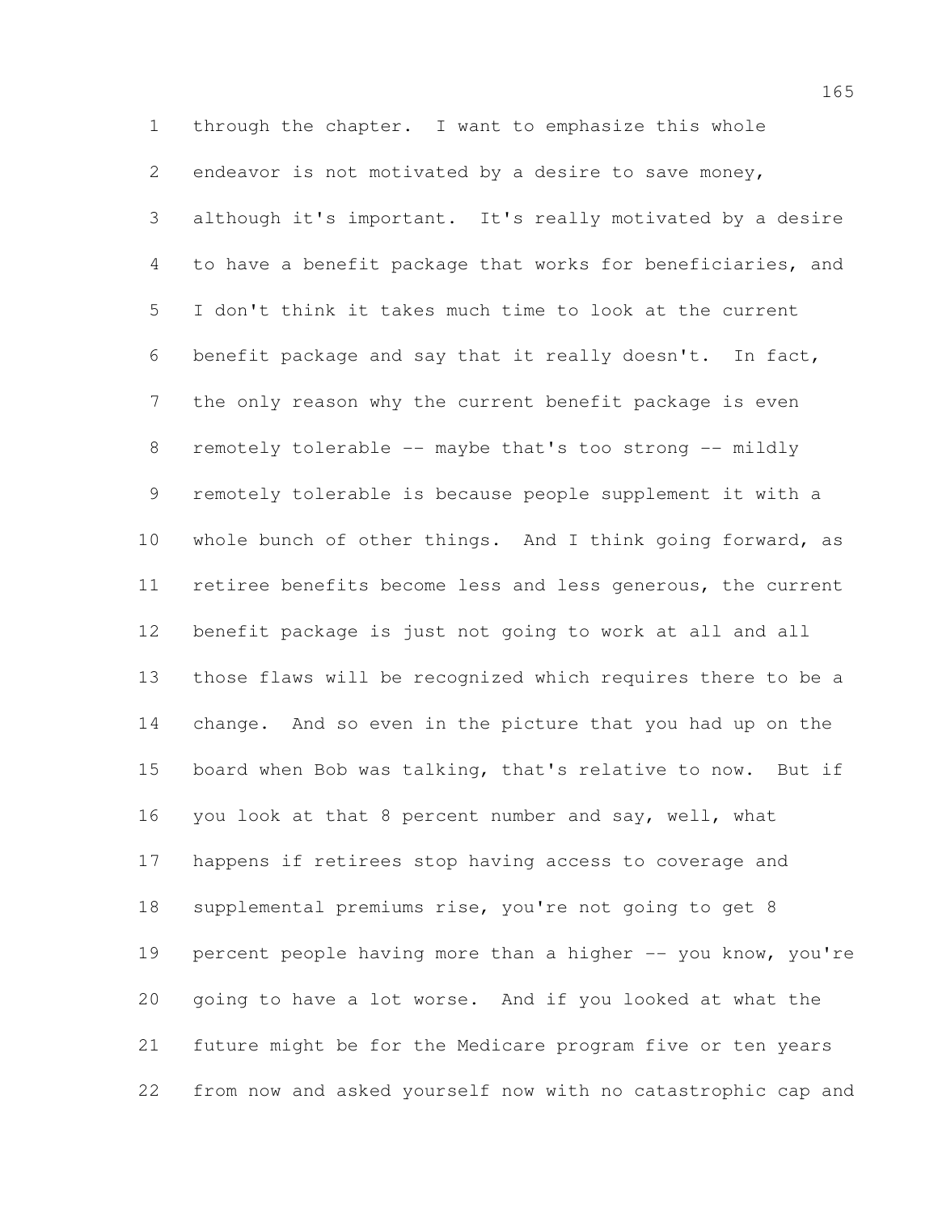through the chapter. I want to emphasize this whole endeavor is not motivated by a desire to save money, although it's important. It's really motivated by a desire to have a benefit package that works for beneficiaries, and I don't think it takes much time to look at the current benefit package and say that it really doesn't. In fact, the only reason why the current benefit package is even remotely tolerable -- maybe that's too strong -- mildly remotely tolerable is because people supplement it with a whole bunch of other things. And I think going forward, as retiree benefits become less and less generous, the current benefit package is just not going to work at all and all those flaws will be recognized which requires there to be a change. And so even in the picture that you had up on the board when Bob was talking, that's relative to now. But if you look at that 8 percent number and say, well, what happens if retirees stop having access to coverage and supplemental premiums rise, you're not going to get 8 percent people having more than a higher -- you know, you're going to have a lot worse. And if you looked at what the future might be for the Medicare program five or ten years from now and asked yourself now with no catastrophic cap and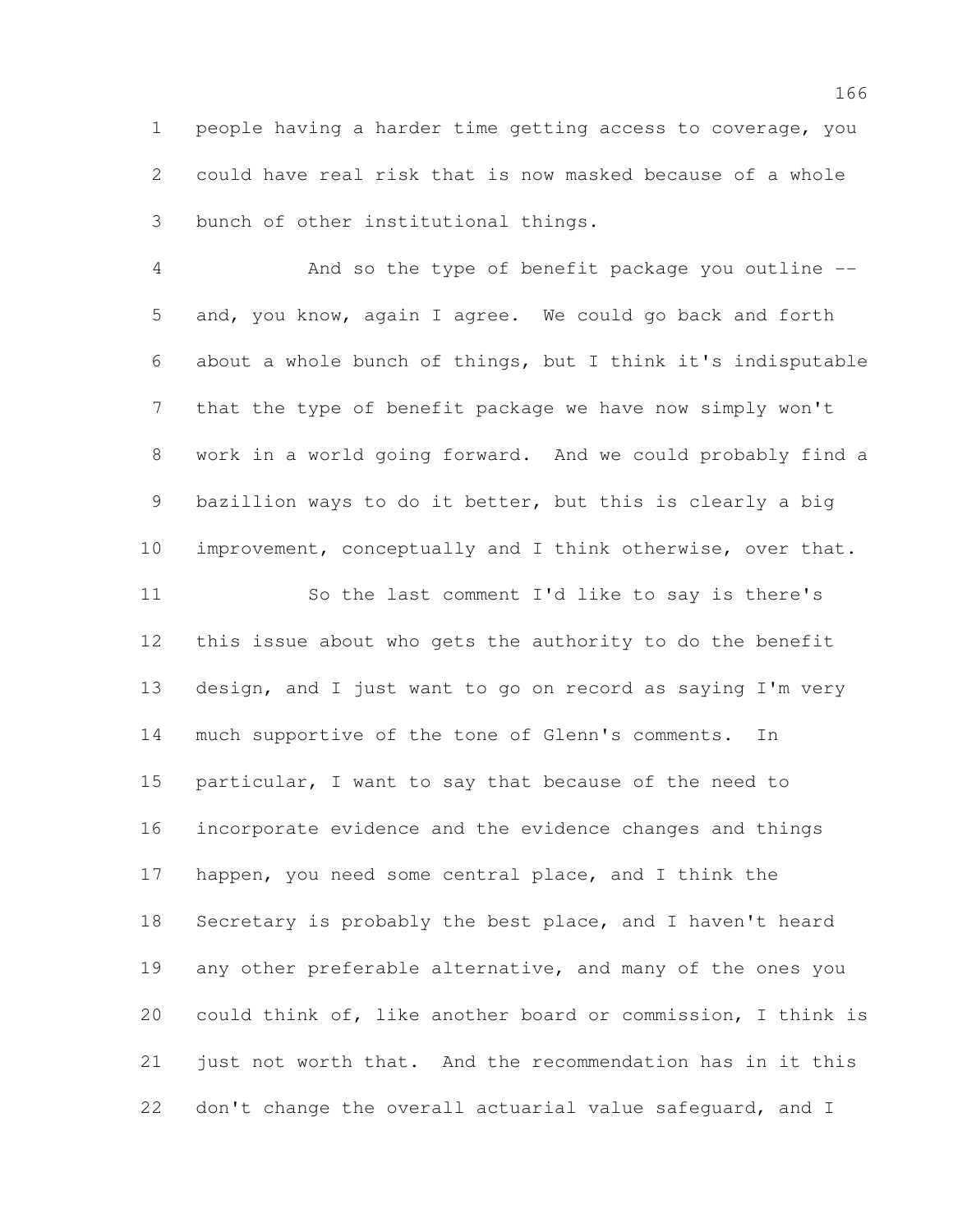people having a harder time getting access to coverage, you could have real risk that is now masked because of a whole bunch of other institutional things.

And so the type of benefit package you outline -- and, you know, again I agree. We could go back and forth about a whole bunch of things, but I think it's indisputable that the type of benefit package we have now simply won't work in a world going forward. And we could probably find a bazillion ways to do it better, but this is clearly a big improvement, conceptually and I think otherwise, over that.

So the last comment I'd like to say is there's this issue about who gets the authority to do the benefit design, and I just want to go on record as saying I'm very much supportive of the tone of Glenn's comments. In particular, I want to say that because of the need to incorporate evidence and the evidence changes and things happen, you need some central place, and I think the Secretary is probably the best place, and I haven't heard any other preferable alternative, and many of the ones you could think of, like another board or commission, I think is just not worth that. And the recommendation has in it this don't change the overall actuarial value safeguard, and I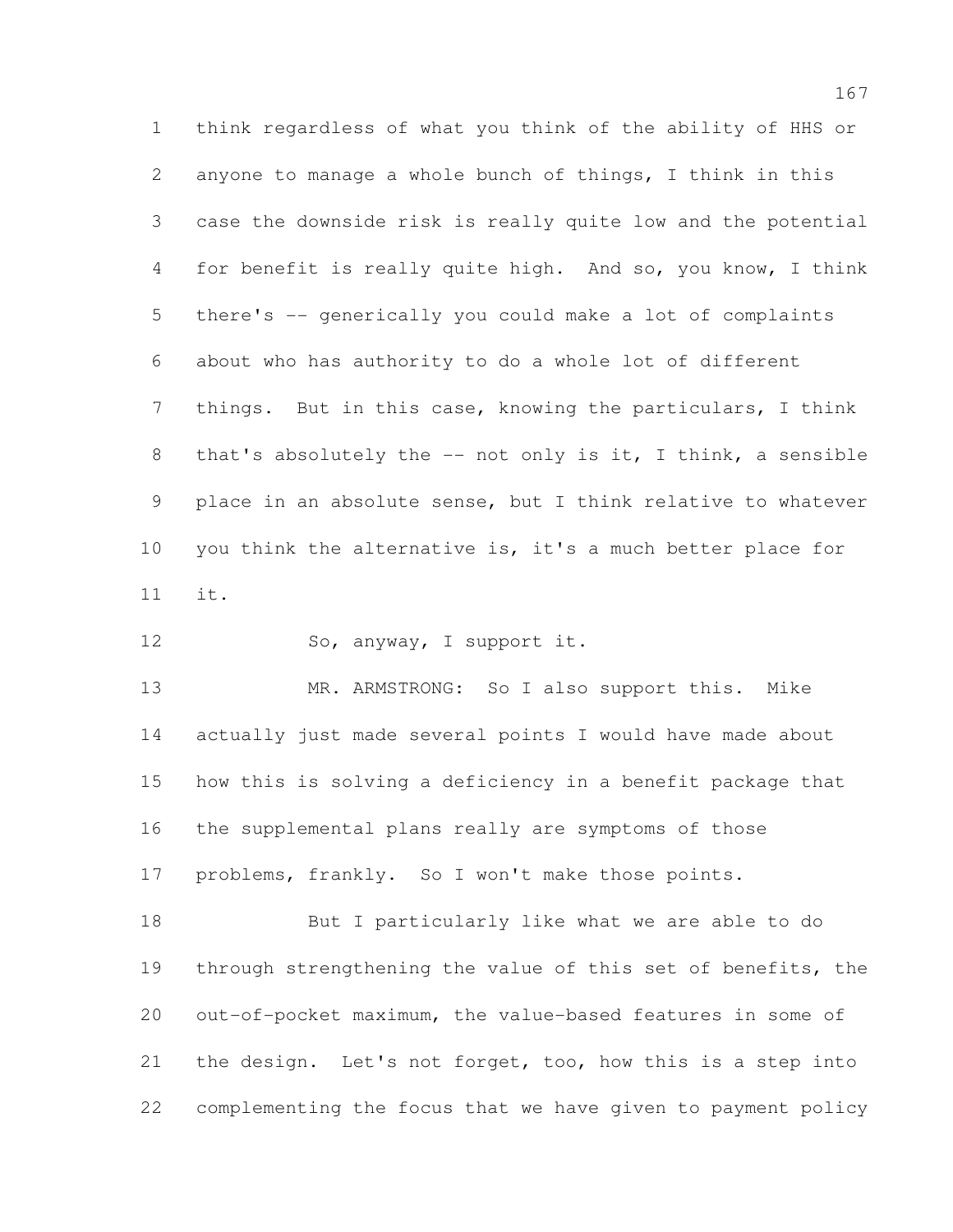think regardless of what you think of the ability of HHS or anyone to manage a whole bunch of things, I think in this case the downside risk is really quite low and the potential for benefit is really quite high. And so, you know, I think there's -- generically you could make a lot of complaints about who has authority to do a whole lot of different things. But in this case, knowing the particulars, I think that's absolutely the -- not only is it, I think, a sensible place in an absolute sense, but I think relative to whatever you think the alternative is, it's a much better place for it.

So, anyway, I support it.

MR. ARMSTRONG: So I also support this. Mike actually just made several points I would have made about how this is solving a deficiency in a benefit package that the supplemental plans really are symptoms of those problems, frankly. So I won't make those points.

But I particularly like what we are able to do through strengthening the value of this set of benefits, the out-of-pocket maximum, the value-based features in some of the design. Let's not forget, too, how this is a step into complementing the focus that we have given to payment policy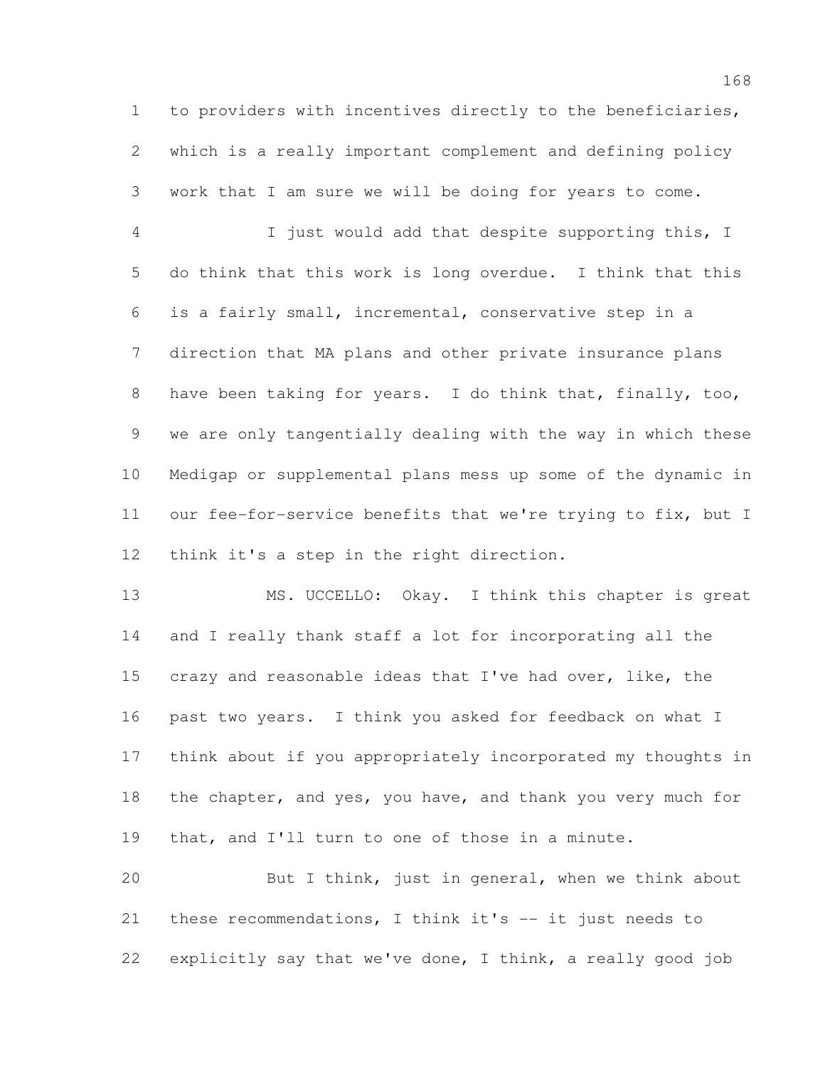to providers with incentives directly to the beneficiaries, which is a really important complement and defining policy work that I am sure we will be doing for years to come.

I just would add that despite supporting this, I do think that this work is long overdue. I think that this is a fairly small, incremental, conservative step in a direction that MA plans and other private insurance plans have been taking for years. I do think that, finally, too, we are only tangentially dealing with the way in which these Medigap or supplemental plans mess up some of the dynamic in our fee-for-service benefits that we're trying to fix, but I think it's a step in the right direction.

MS. UCCELLO: Okay. I think this chapter is great and I really thank staff a lot for incorporating all the crazy and reasonable ideas that I've had over, like, the past two years. I think you asked for feedback on what I think about if you appropriately incorporated my thoughts in the chapter, and yes, you have, and thank you very much for that, and I'll turn to one of those in a minute.

But I think, just in general, when we think about these recommendations, I think it's -- it just needs to explicitly say that we've done, I think, a really good job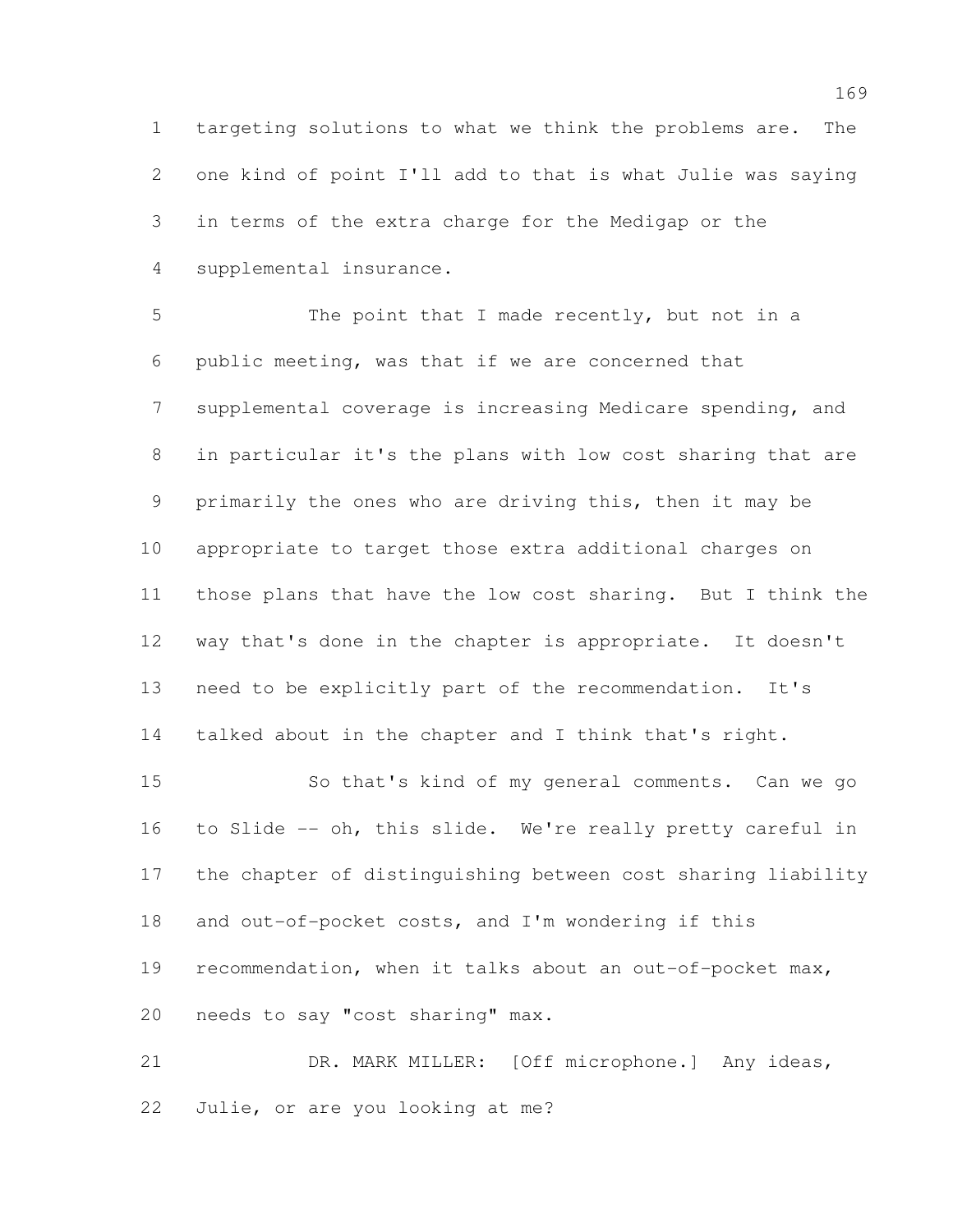targeting solutions to what we think the problems are. The one kind of point I'll add to that is what Julie was saying in terms of the extra charge for the Medigap or the supplemental insurance.

The point that I made recently, but not in a public meeting, was that if we are concerned that supplemental coverage is increasing Medicare spending, and in particular it's the plans with low cost sharing that are primarily the ones who are driving this, then it may be appropriate to target those extra additional charges on those plans that have the low cost sharing. But I think the way that's done in the chapter is appropriate. It doesn't need to be explicitly part of the recommendation. It's talked about in the chapter and I think that's right.

So that's kind of my general comments. Can we go to Slide -- oh, this slide. We're really pretty careful in the chapter of distinguishing between cost sharing liability and out-of-pocket costs, and I'm wondering if this recommendation, when it talks about an out-of-pocket max, needs to say "cost sharing" max.

DR. MARK MILLER: [Off microphone.] Any ideas, Julie, or are you looking at me?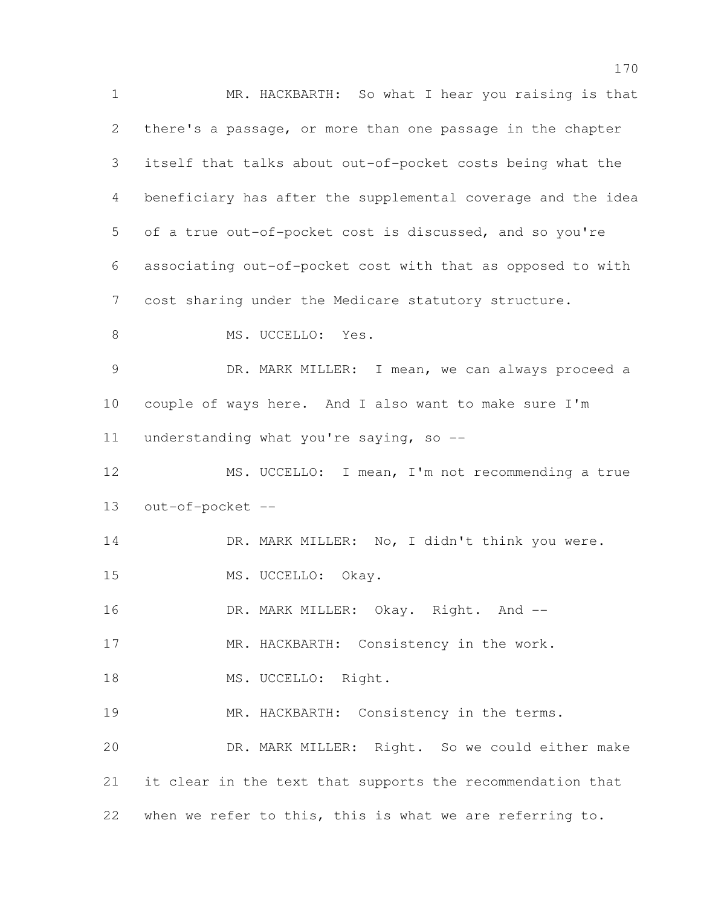MR. HACKBARTH: So what I hear you raising is that there's a passage, or more than one passage in the chapter itself that talks about out-of-pocket costs being what the beneficiary has after the supplemental coverage and the idea of a true out-of-pocket cost is discussed, and so you're associating out-of-pocket cost with that as opposed to with cost sharing under the Medicare statutory structure.

MS. UCCELLO: Yes.

DR. MARK MILLER: I mean, we can always proceed a couple of ways here. And I also want to make sure I'm understanding what you're saying, so --

MS. UCCELLO: I mean, I'm not recommending a true out-of-pocket --

DR. MARK MILLER: No, I didn't think you were.

MS. UCCELLO: Okay.

DR. MARK MILLER: Okay. Right. And --

MR. HACKBARTH: Consistency in the work.

MS. UCCELLO: Right.

MR. HACKBARTH: Consistency in the terms.

DR. MARK MILLER: Right. So we could either make it clear in the text that supports the recommendation that when we refer to this, this is what we are referring to.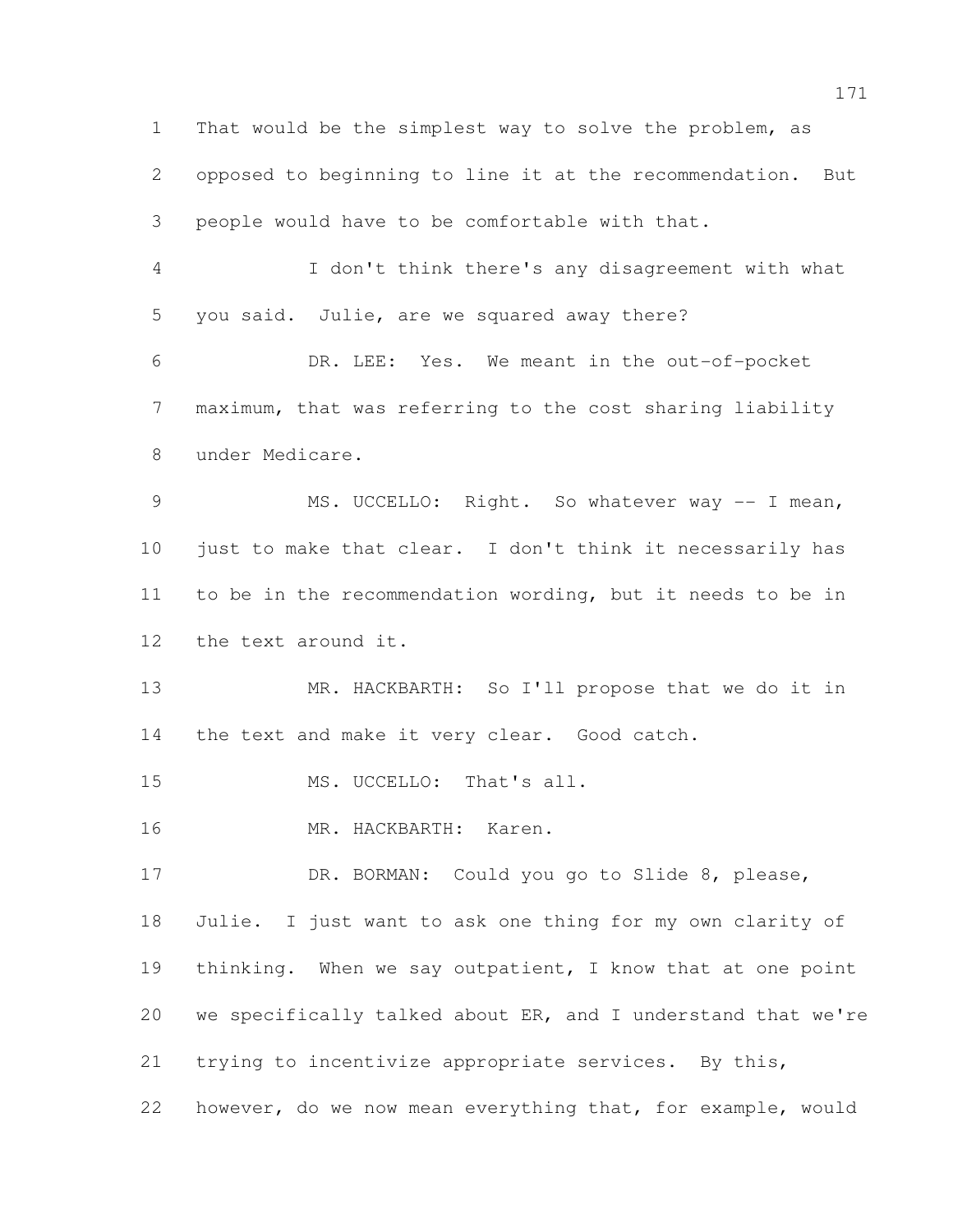That would be the simplest way to solve the problem, as opposed to beginning to line it at the recommendation. But people would have to be comfortable with that.

I don't think there's any disagreement with what you said. Julie, are we squared away there?

DR. LEE: Yes. We meant in the out-of-pocket maximum, that was referring to the cost sharing liability under Medicare.

MS. UCCELLO: Right. So whatever way -- I mean, just to make that clear. I don't think it necessarily has to be in the recommendation wording, but it needs to be in the text around it.

MR. HACKBARTH: So I'll propose that we do it in the text and make it very clear. Good catch.

MS. UCCELLO: That's all.

MR. HACKBARTH: Karen.

DR. BORMAN: Could you go to Slide 8, please, Julie. I just want to ask one thing for my own clarity of thinking. When we say outpatient, I know that at one point we specifically talked about ER, and I understand that we're trying to incentivize appropriate services. By this, however, do we now mean everything that, for example, would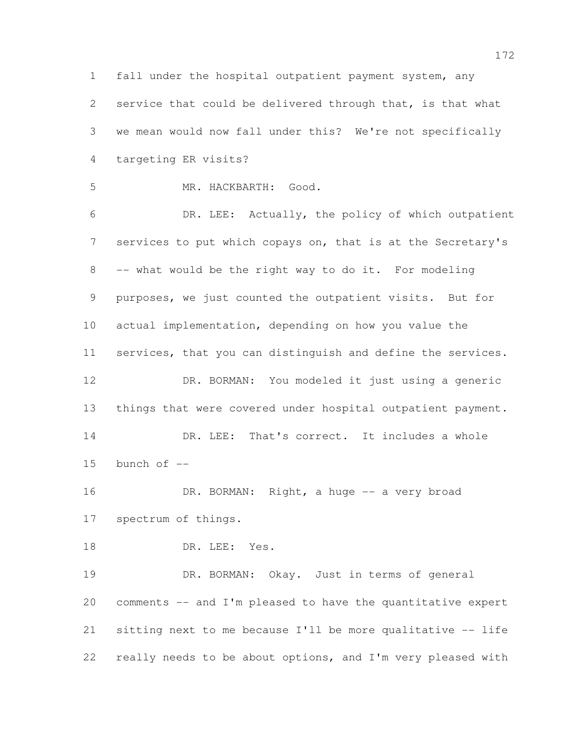fall under the hospital outpatient payment system, any service that could be delivered through that, is that what we mean would now fall under this? We're not specifically targeting ER visits?

MR. HACKBARTH: Good.

DR. LEE: Actually, the policy of which outpatient services to put which copays on, that is at the Secretary's -- what would be the right way to do it. For modeling purposes, we just counted the outpatient visits. But for actual implementation, depending on how you value the services, that you can distinguish and define the services.

DR. BORMAN: You modeled it just using a generic things that were covered under hospital outpatient payment.

DR. LEE: That's correct. It includes a whole bunch of --

DR. BORMAN: Right, a huge -- a very broad spectrum of things.

DR. LEE: Yes.

DR. BORMAN: Okay. Just in terms of general comments -- and I'm pleased to have the quantitative expert sitting next to me because I'll be more qualitative -- life really needs to be about options, and I'm very pleased with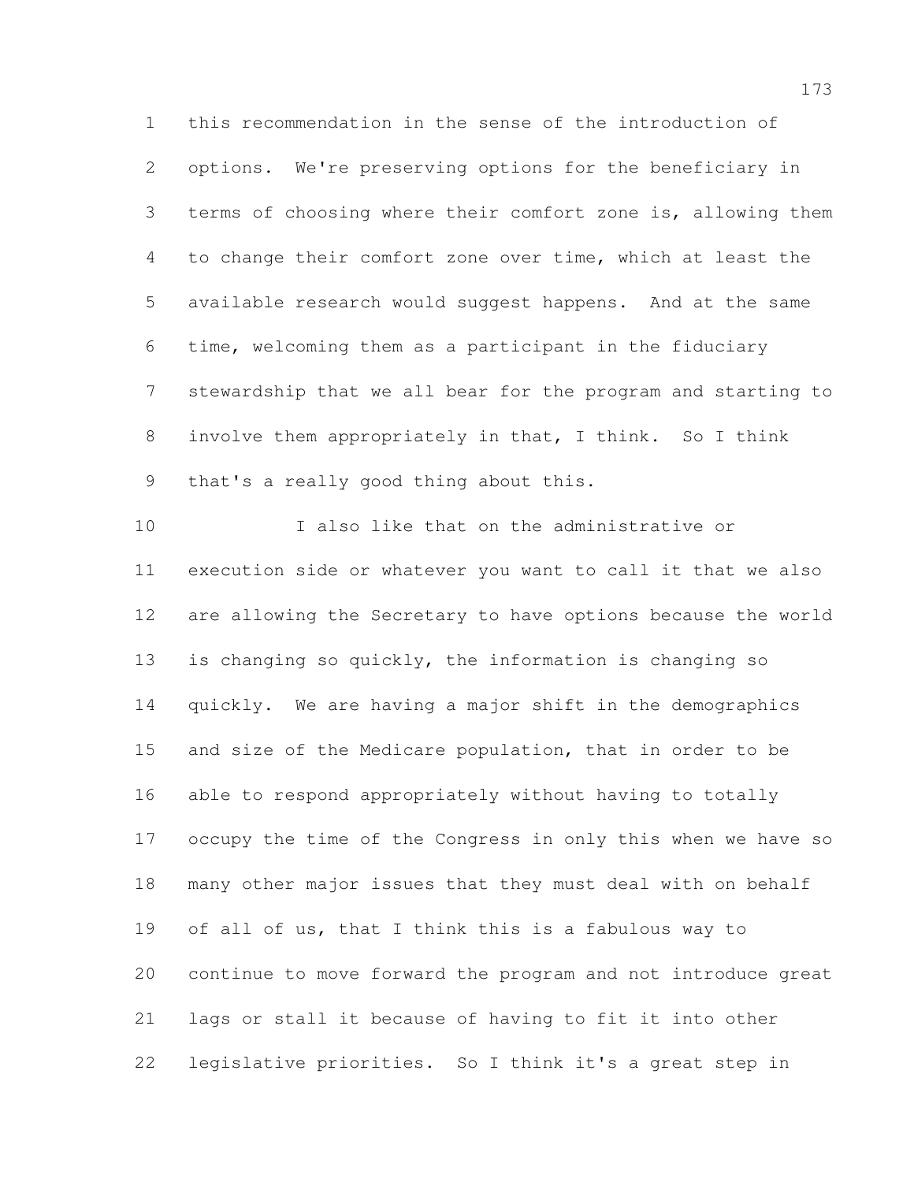this recommendation in the sense of the introduction of options. We're preserving options for the beneficiary in terms of choosing where their comfort zone is, allowing them to change their comfort zone over time, which at least the available research would suggest happens. And at the same time, welcoming them as a participant in the fiduciary stewardship that we all bear for the program and starting to involve them appropriately in that, I think. So I think that's a really good thing about this.

I also like that on the administrative or execution side or whatever you want to call it that we also are allowing the Secretary to have options because the world is changing so quickly, the information is changing so quickly. We are having a major shift in the demographics and size of the Medicare population, that in order to be able to respond appropriately without having to totally occupy the time of the Congress in only this when we have so many other major issues that they must deal with on behalf of all of us, that I think this is a fabulous way to continue to move forward the program and not introduce great lags or stall it because of having to fit it into other legislative priorities. So I think it's a great step in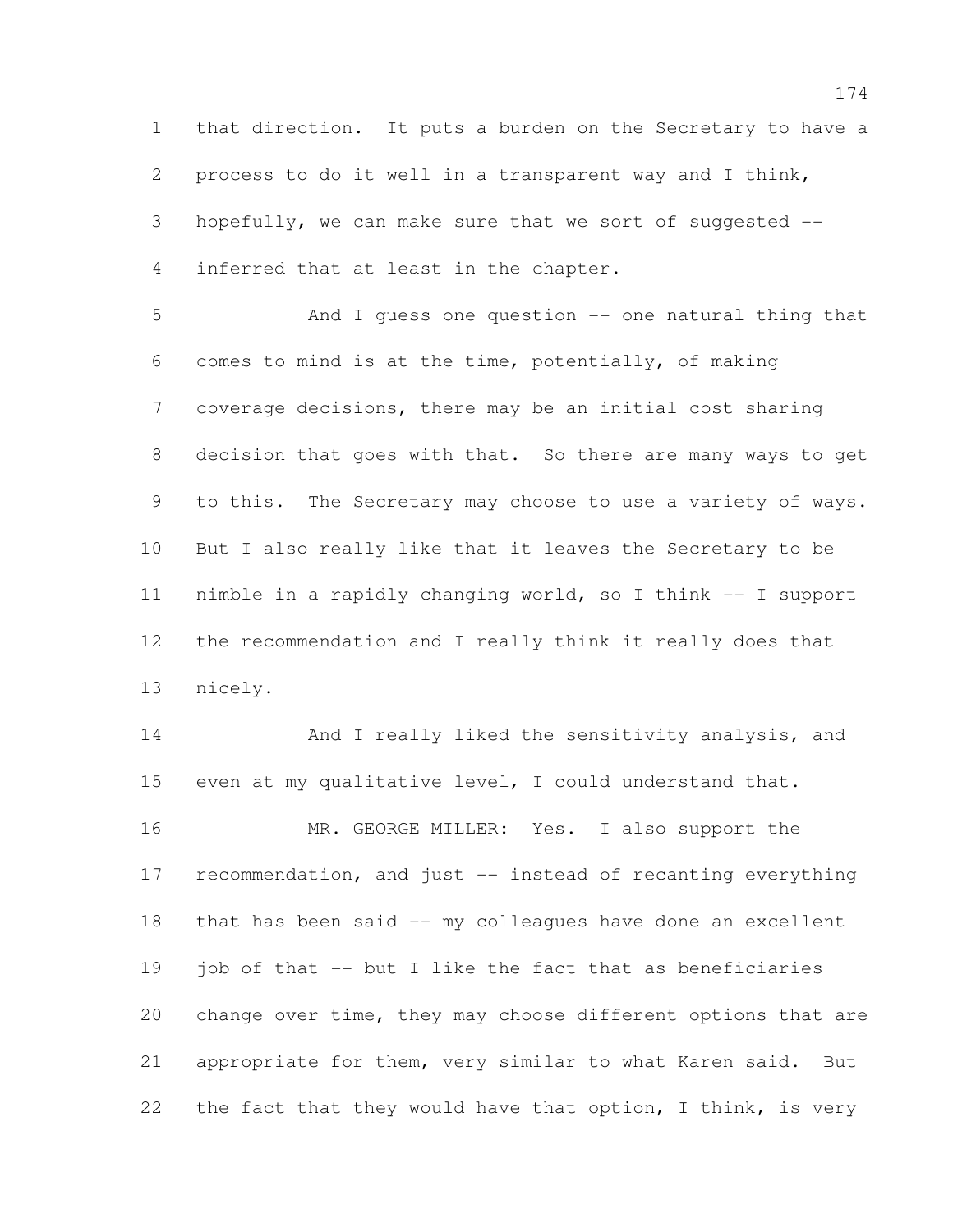that direction. It puts a burden on the Secretary to have a process to do it well in a transparent way and I think, hopefully, we can make sure that we sort of suggested -- inferred that at least in the chapter.

And I guess one question -- one natural thing that comes to mind is at the time, potentially, of making coverage decisions, there may be an initial cost sharing decision that goes with that. So there are many ways to get to this. The Secretary may choose to use a variety of ways. But I also really like that it leaves the Secretary to be nimble in a rapidly changing world, so I think -- I support the recommendation and I really think it really does that nicely.

And I really liked the sensitivity analysis, and even at my qualitative level, I could understand that.

MR. GEORGE MILLER: Yes. I also support the recommendation, and just -- instead of recanting everything that has been said -- my colleagues have done an excellent job of that -- but I like the fact that as beneficiaries change over time, they may choose different options that are appropriate for them, very similar to what Karen said. But the fact that they would have that option, I think, is very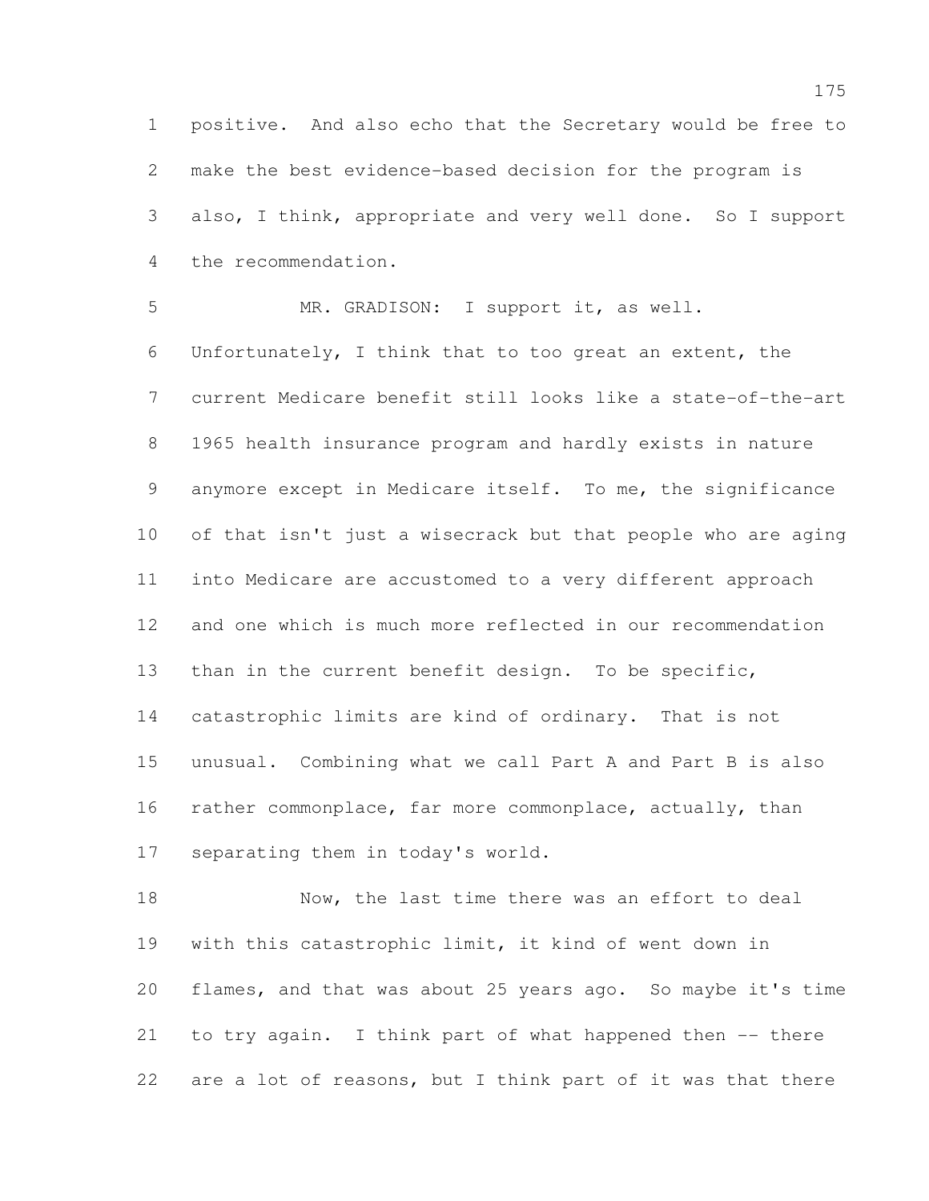positive. And also echo that the Secretary would be free to make the best evidence-based decision for the program is also, I think, appropriate and very well done. So I support the recommendation.

MR. GRADISON: I support it, as well. Unfortunately, I think that to too great an extent, the current Medicare benefit still looks like a state-of-the-art 1965 health insurance program and hardly exists in nature anymore except in Medicare itself. To me, the significance of that isn't just a wisecrack but that people who are aging into Medicare are accustomed to a very different approach and one which is much more reflected in our recommendation than in the current benefit design. To be specific, catastrophic limits are kind of ordinary. That is not unusual. Combining what we call Part A and Part B is also rather commonplace, far more commonplace, actually, than separating them in today's world.

Now, the last time there was an effort to deal with this catastrophic limit, it kind of went down in flames, and that was about 25 years ago. So maybe it's time to try again. I think part of what happened then -- there are a lot of reasons, but I think part of it was that there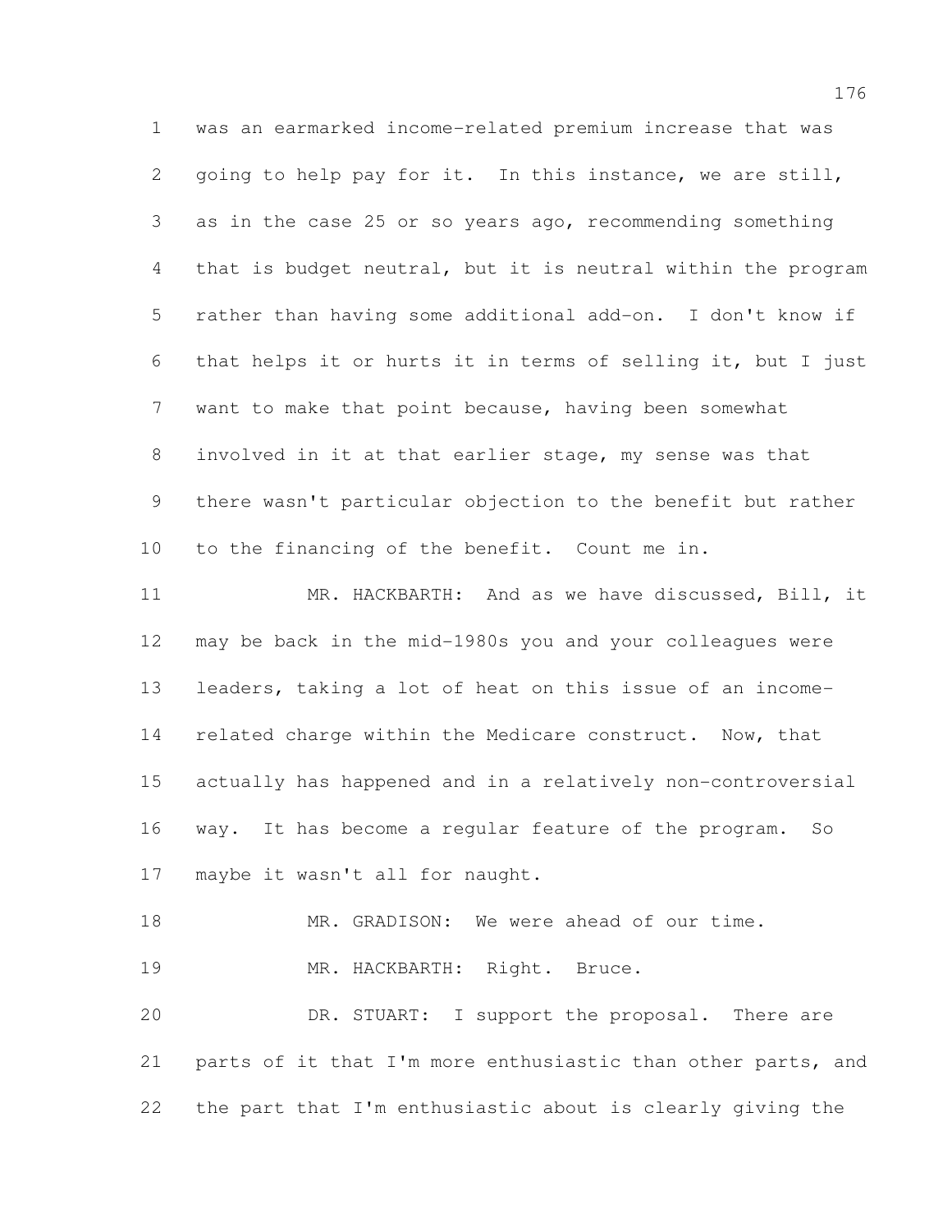was an earmarked income-related premium increase that was going to help pay for it. In this instance, we are still, as in the case 25 or so years ago, recommending something that is budget neutral, but it is neutral within the program rather than having some additional add-on. I don't know if that helps it or hurts it in terms of selling it, but I just want to make that point because, having been somewhat involved in it at that earlier stage, my sense was that there wasn't particular objection to the benefit but rather to the financing of the benefit. Count me in.

MR. HACKBARTH: And as we have discussed, Bill, it may be back in the mid-1980s you and your colleagues were leaders, taking a lot of heat on this issue of an income-related charge within the Medicare construct. Now, that actually has happened and in a relatively non-controversial way. It has become a regular feature of the program. So maybe it wasn't all for naught.

MR. GRADISON: We were ahead of our time.

MR. HACKBARTH: Right. Bruce.

DR. STUART: I support the proposal. There are parts of it that I'm more enthusiastic than other parts, and the part that I'm enthusiastic about is clearly giving the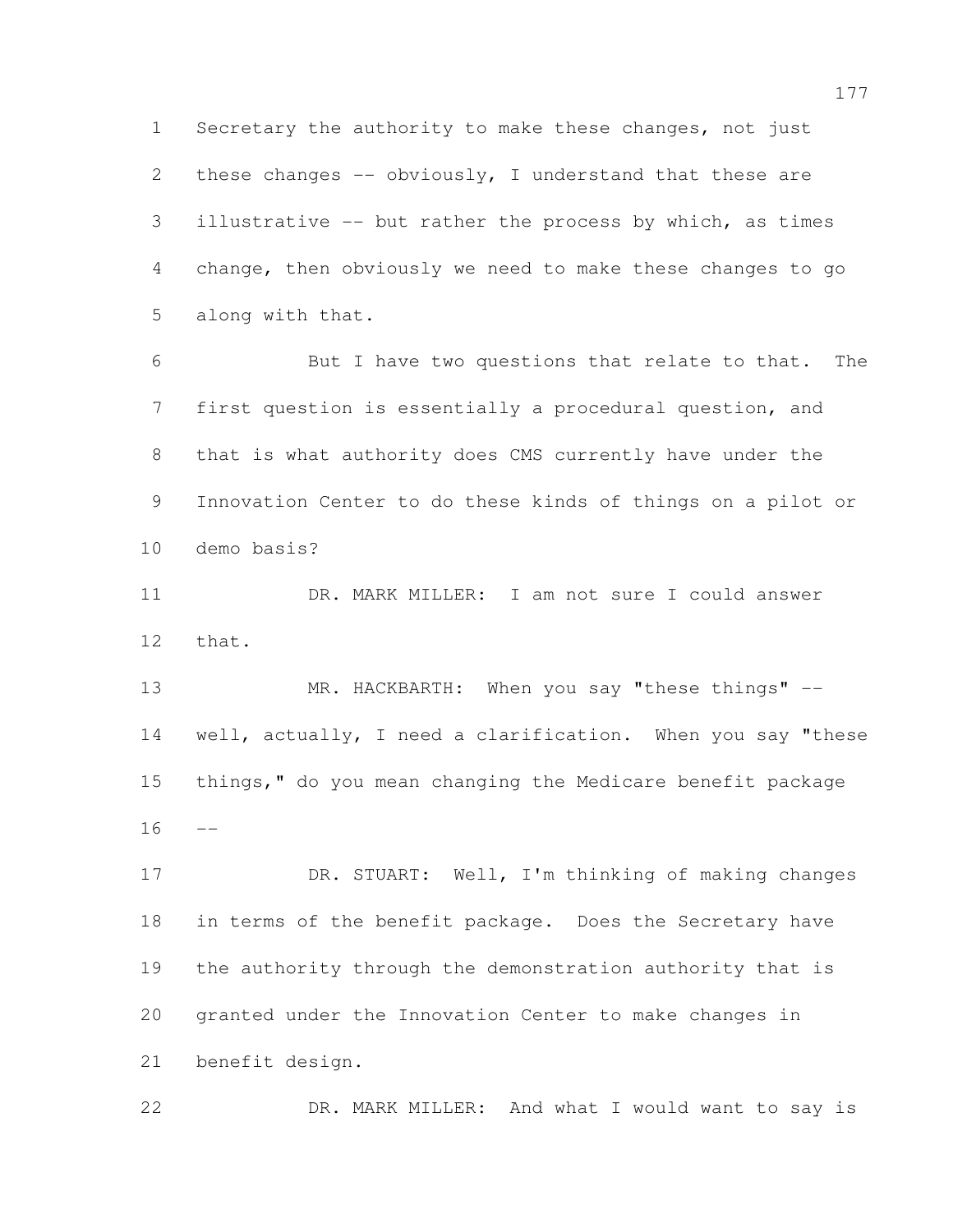Secretary the authority to make these changes, not just these changes -- obviously, I understand that these are illustrative -- but rather the process by which, as times change, then obviously we need to make these changes to go along with that.

But I have two questions that relate to that. The first question is essentially a procedural question, and that is what authority does CMS currently have under the Innovation Center to do these kinds of things on a pilot or demo basis?

DR. MARK MILLER: I am not sure I could answer that.

MR. HACKBARTH: When you say "these things" -- well, actually, I need a clarification. When you say "these things," do you mean changing the Medicare benefit package --

DR. STUART: Well, I'm thinking of making changes in terms of the benefit package. Does the Secretary have the authority through the demonstration authority that is granted under the Innovation Center to make changes in benefit design.

DR. MARK MILLER: And what I would want to say is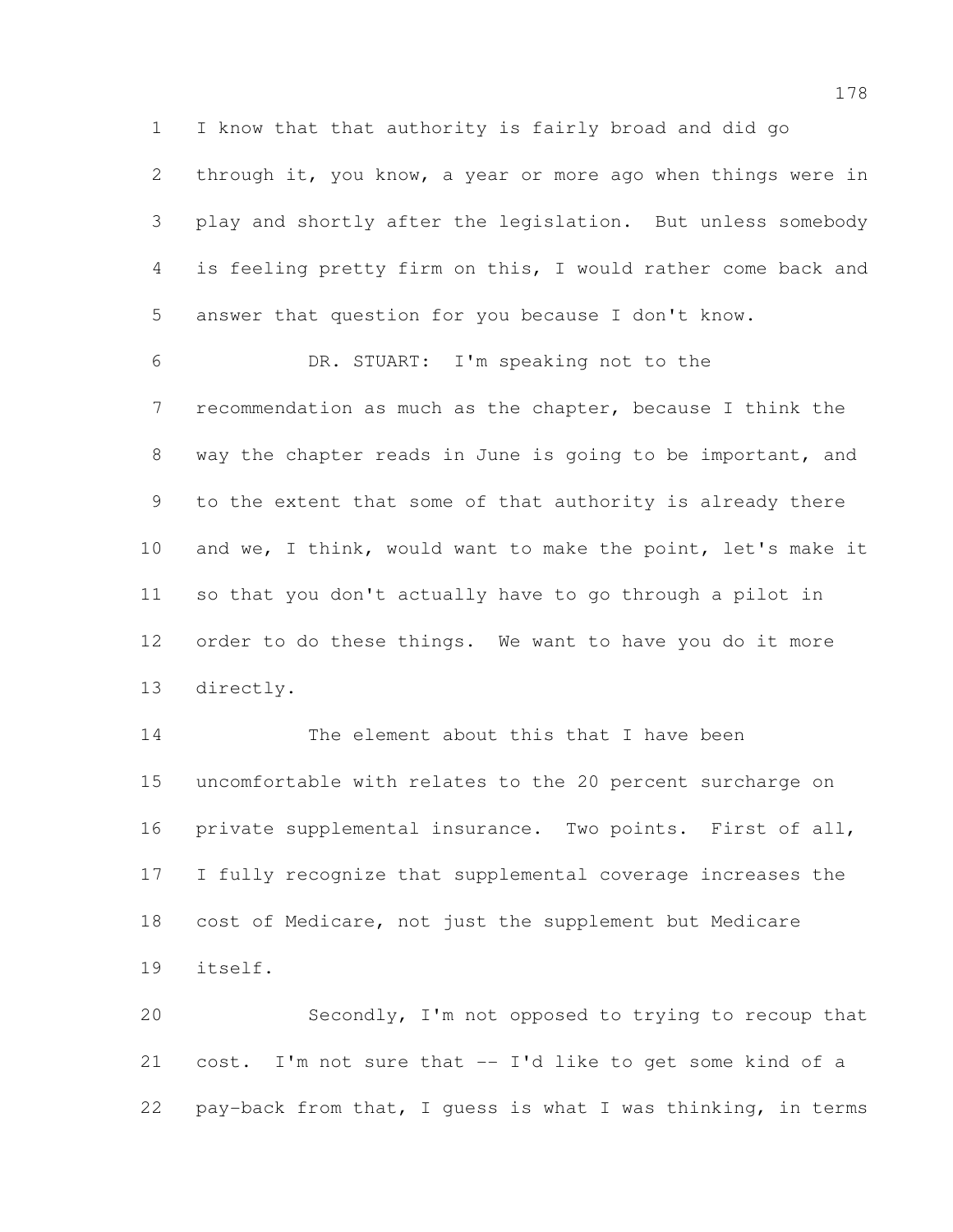I know that that authority is fairly broad and did go through it, you know, a year or more ago when things were in play and shortly after the legislation. But unless somebody is feeling pretty firm on this, I would rather come back and answer that question for you because I don't know.

DR. STUART: I'm speaking not to the recommendation as much as the chapter, because I think the way the chapter reads in June is going to be important, and to the extent that some of that authority is already there and we, I think, would want to make the point, let's make it so that you don't actually have to go through a pilot in order to do these things. We want to have you do it more directly.

The element about this that I have been uncomfortable with relates to the 20 percent surcharge on private supplemental insurance. Two points. First of all, I fully recognize that supplemental coverage increases the cost of Medicare, not just the supplement but Medicare itself.

Secondly, I'm not opposed to trying to recoup that cost. I'm not sure that -- I'd like to get some kind of a pay-back from that, I guess is what I was thinking, in terms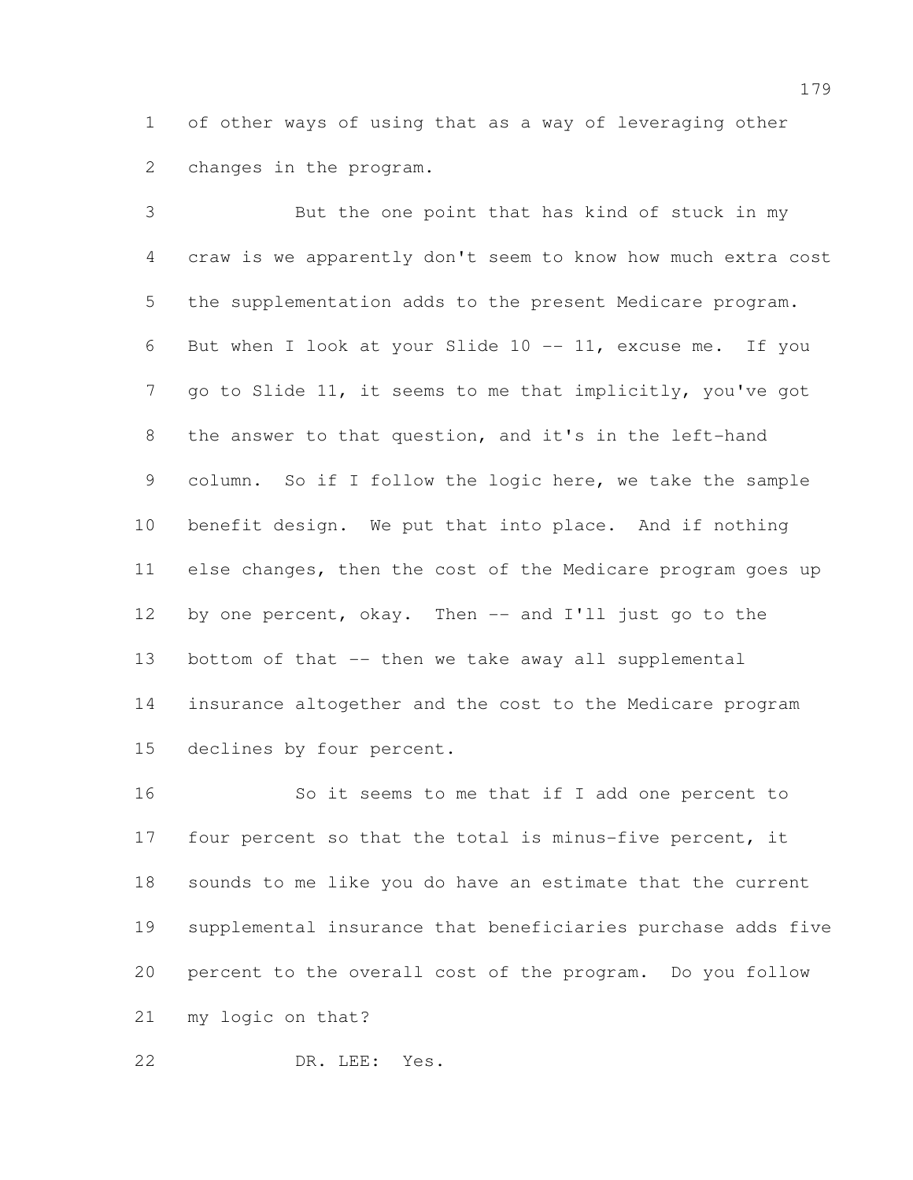of other ways of using that as a way of leveraging other changes in the program.

But the one point that has kind of stuck in my craw is we apparently don't seem to know how much extra cost the supplementation adds to the present Medicare program. But when I look at your Slide 10 -- 11, excuse me. If you go to Slide 11, it seems to me that implicitly, you've got the answer to that question, and it's in the left-hand column. So if I follow the logic here, we take the sample benefit design. We put that into place. And if nothing else changes, then the cost of the Medicare program goes up by one percent, okay. Then -- and I'll just go to the bottom of that -- then we take away all supplemental insurance altogether and the cost to the Medicare program declines by four percent.

So it seems to me that if I add one percent to four percent so that the total is minus-five percent, it sounds to me like you do have an estimate that the current supplemental insurance that beneficiaries purchase adds five percent to the overall cost of the program. Do you follow my logic on that?

DR. LEE: Yes.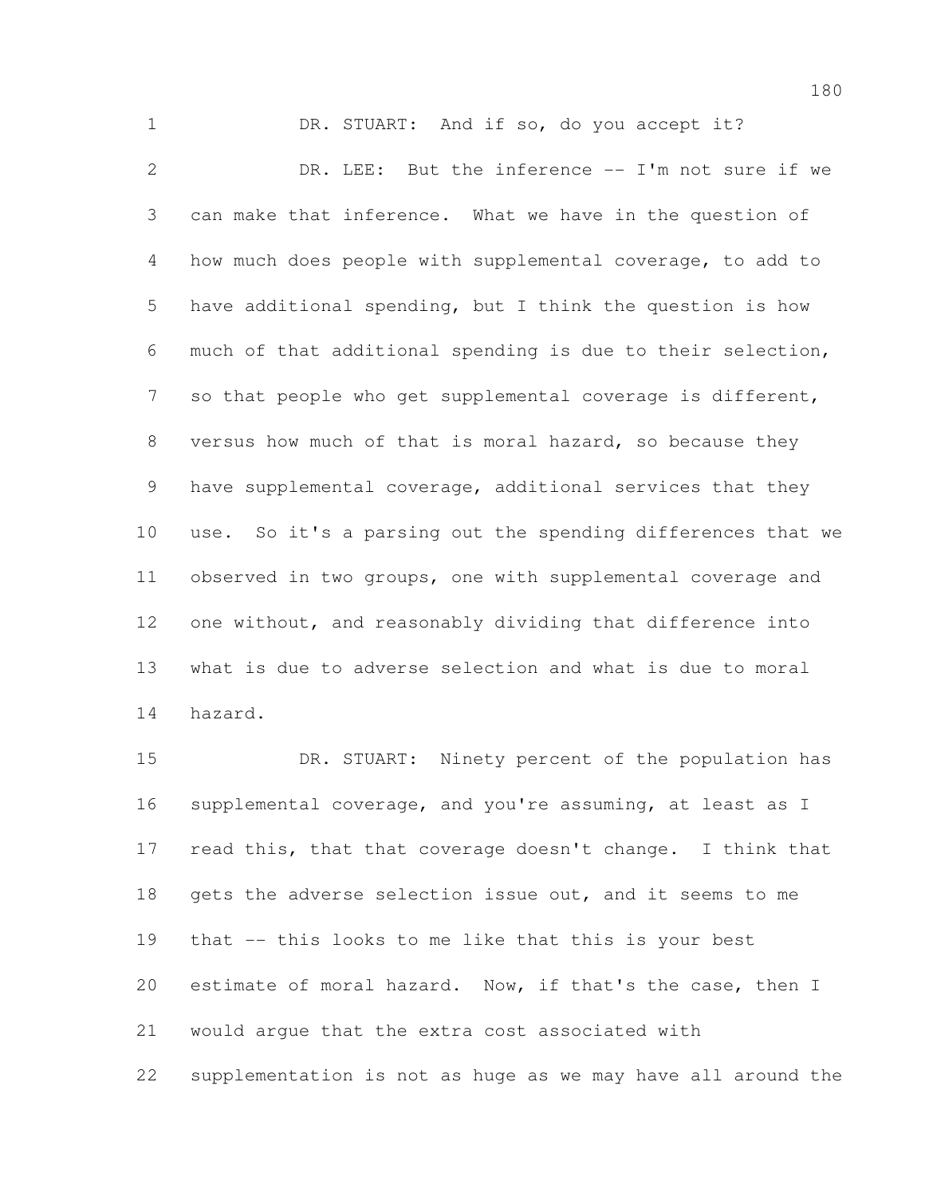DR. STUART: And if so, do you accept it?

DR. LEE: But the inference -- I'm not sure if we can make that inference. What we have in the question of how much does people with supplemental coverage, to add to have additional spending, but I think the question is how much of that additional spending is due to their selection, so that people who get supplemental coverage is different, versus how much of that is moral hazard, so because they have supplemental coverage, additional services that they use. So it's a parsing out the spending differences that we observed in two groups, one with supplemental coverage and one without, and reasonably dividing that difference into what is due to adverse selection and what is due to moral hazard.

DR. STUART: Ninety percent of the population has supplemental coverage, and you're assuming, at least as I read this, that that coverage doesn't change. I think that gets the adverse selection issue out, and it seems to me that -- this looks to me like that this is your best estimate of moral hazard. Now, if that's the case, then I would argue that the extra cost associated with supplementation is not as huge as we may have all around the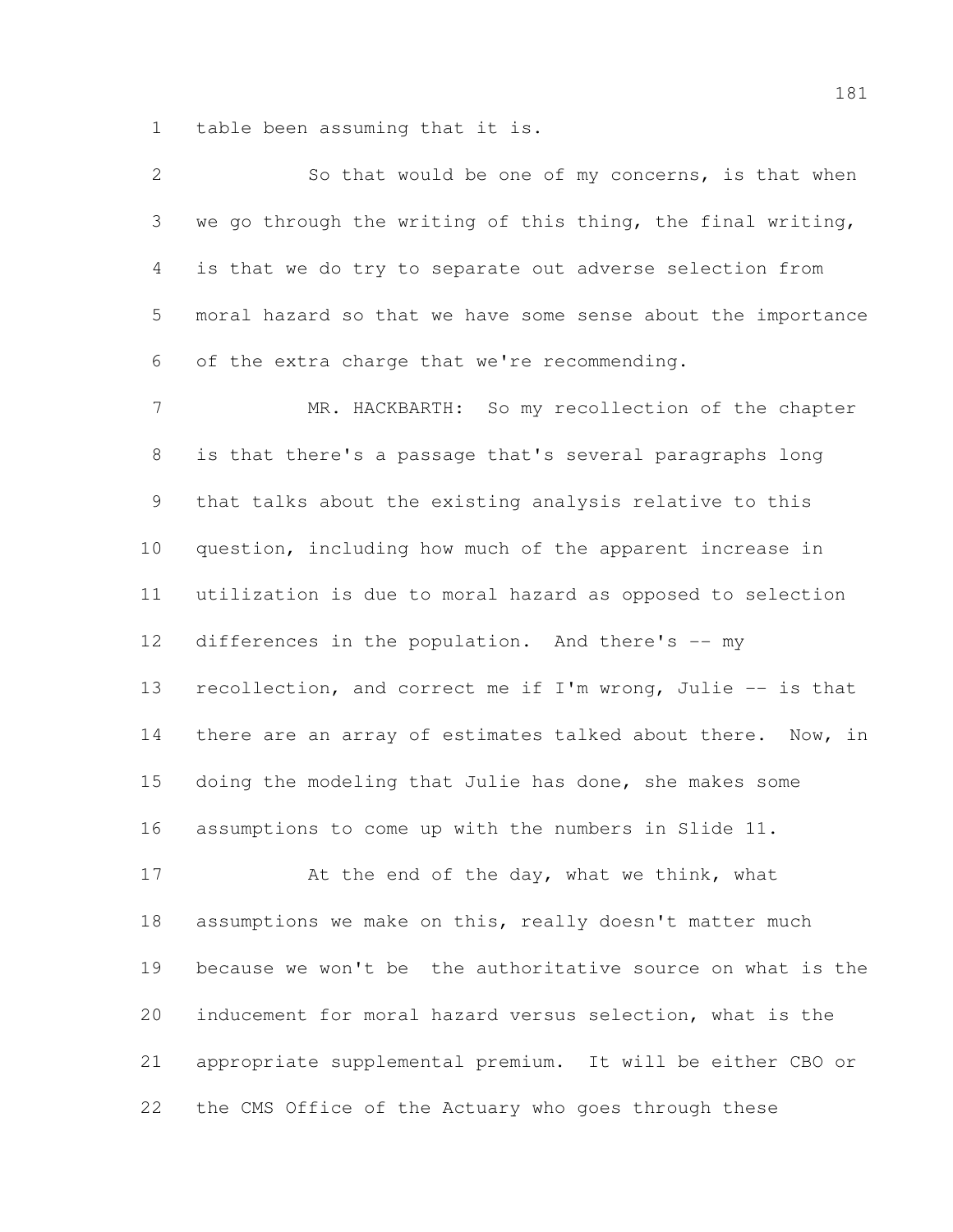table been assuming that it is.

So that would be one of my concerns, is that when we go through the writing of this thing, the final writing, is that we do try to separate out adverse selection from moral hazard so that we have some sense about the importance of the extra charge that we're recommending.

MR. HACKBARTH: So my recollection of the chapter is that there's a passage that's several paragraphs long that talks about the existing analysis relative to this question, including how much of the apparent increase in utilization is due to moral hazard as opposed to selection differences in the population. And there's -- my recollection, and correct me if I'm wrong, Julie -- is that there are an array of estimates talked about there. Now, in doing the modeling that Julie has done, she makes some assumptions to come up with the numbers in Slide 11.

At the end of the day, what we think, what assumptions we make on this, really doesn't matter much because we won't be the authoritative source on what is the inducement for moral hazard versus selection, what is the appropriate supplemental premium. It will be either CBO or the CMS Office of the Actuary who goes through these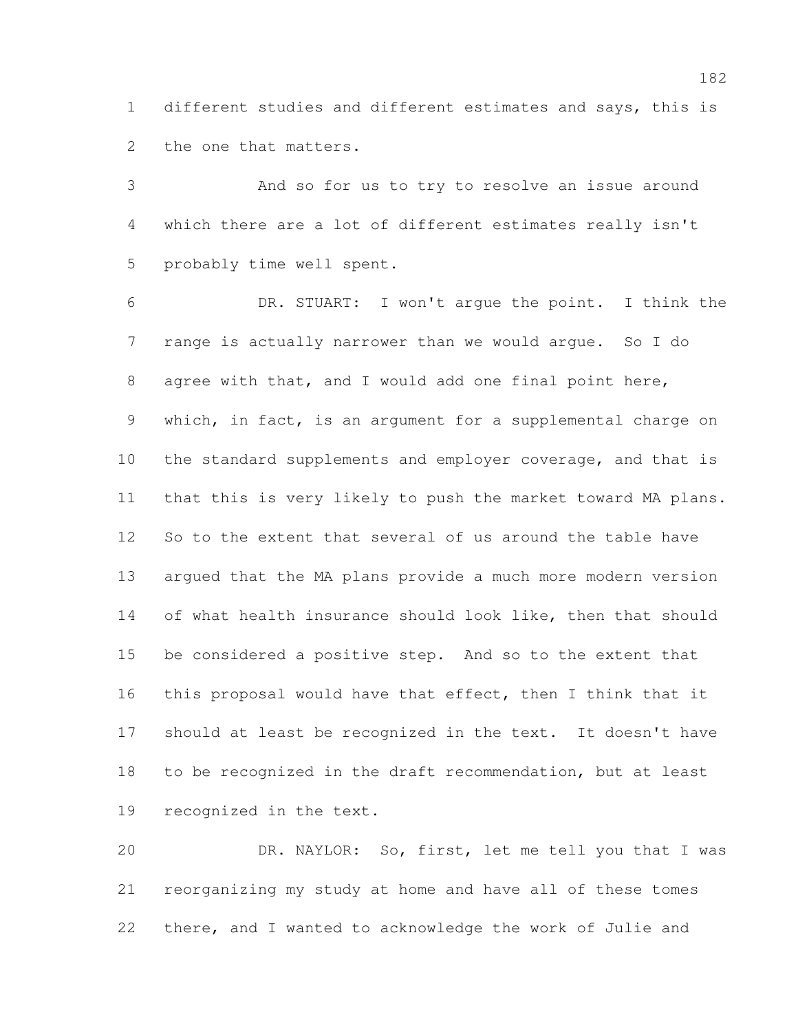different studies and different estimates and says, this is the one that matters.

And so for us to try to resolve an issue around which there are a lot of different estimates really isn't probably time well spent.

DR. STUART: I won't argue the point. I think the range is actually narrower than we would argue. So I do agree with that, and I would add one final point here, which, in fact, is an argument for a supplemental charge on the standard supplements and employer coverage, and that is that this is very likely to push the market toward MA plans. So to the extent that several of us around the table have argued that the MA plans provide a much more modern version of what health insurance should look like, then that should be considered a positive step. And so to the extent that this proposal would have that effect, then I think that it should at least be recognized in the text. It doesn't have to be recognized in the draft recommendation, but at least recognized in the text.

DR. NAYLOR: So, first, let me tell you that I was reorganizing my study at home and have all of these tomes there, and I wanted to acknowledge the work of Julie and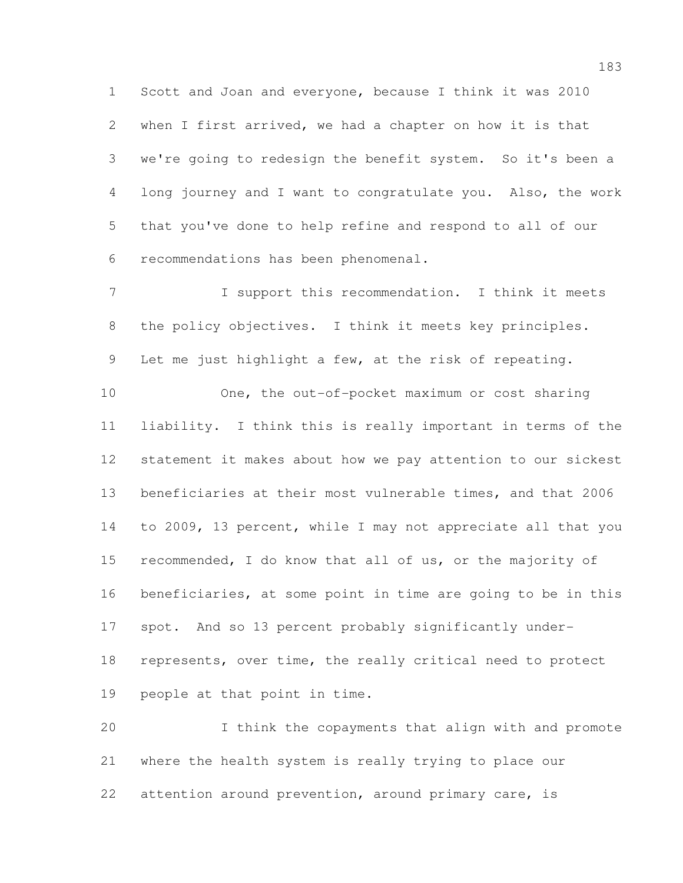Scott and Joan and everyone, because I think it was 2010 when I first arrived, we had a chapter on how it is that we're going to redesign the benefit system. So it's been a long journey and I want to congratulate you. Also, the work that you've done to help refine and respond to all of our recommendations has been phenomenal.

I support this recommendation. I think it meets the policy objectives. I think it meets key principles. Let me just highlight a few, at the risk of repeating.

One, the out-of-pocket maximum or cost sharing liability. I think this is really important in terms of the statement it makes about how we pay attention to our sickest beneficiaries at their most vulnerable times, and that 2006 to 2009, 13 percent, while I may not appreciate all that you recommended, I do know that all of us, or the majority of beneficiaries, at some point in time are going to be in this spot. And so 13 percent probably significantly under-represents, over time, the really critical need to protect people at that point in time.

I think the copayments that align with and promote where the health system is really trying to place our attention around prevention, around primary care, is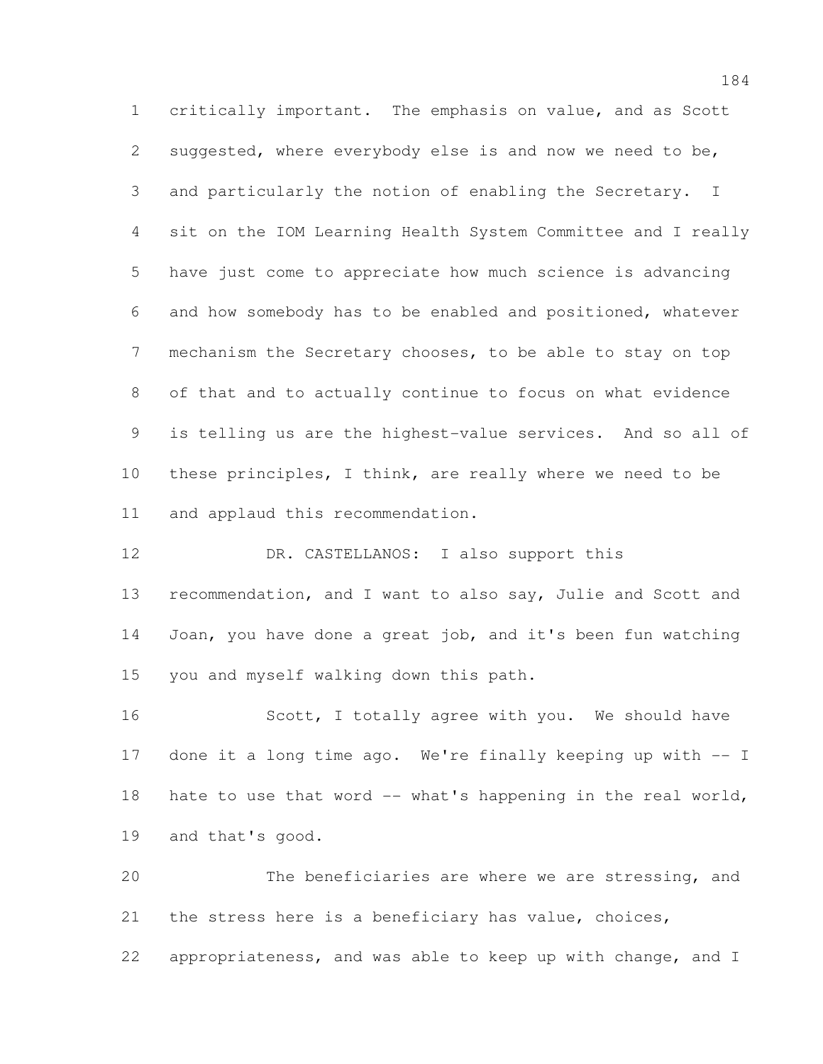critically important. The emphasis on value, and as Scott suggested, where everybody else is and now we need to be, and particularly the notion of enabling the Secretary. I sit on the IOM Learning Health System Committee and I really have just come to appreciate how much science is advancing and how somebody has to be enabled and positioned, whatever mechanism the Secretary chooses, to be able to stay on top of that and to actually continue to focus on what evidence is telling us are the highest-value services. And so all of these principles, I think, are really where we need to be and applaud this recommendation.

DR. CASTELLANOS: I also support this recommendation, and I want to also say, Julie and Scott and Joan, you have done a great job, and it's been fun watching you and myself walking down this path.

Scott, I totally agree with you. We should have done it a long time ago. We're finally keeping up with -- I hate to use that word -- what's happening in the real world, and that's good.

The beneficiaries are where we are stressing, and the stress here is a beneficiary has value, choices, appropriateness, and was able to keep up with change, and I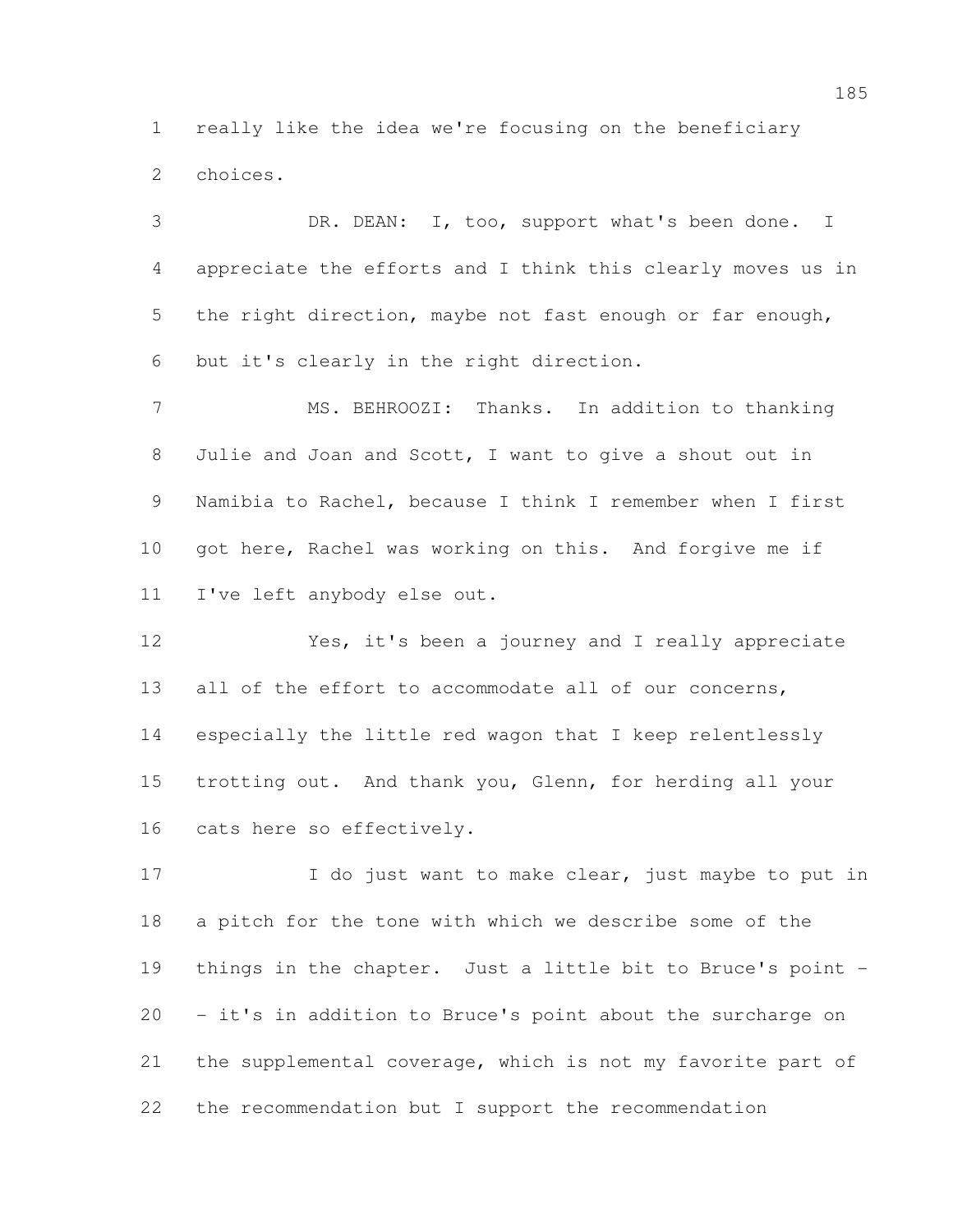really like the idea we're focusing on the beneficiary choices.

DR. DEAN: I, too, support what's been done. I appreciate the efforts and I think this clearly moves us in the right direction, maybe not fast enough or far enough, but it's clearly in the right direction.

MS. BEHROOZI: Thanks. In addition to thanking Julie and Joan and Scott, I want to give a shout out in Namibia to Rachel, because I think I remember when I first got here, Rachel was working on this. And forgive me if I've left anybody else out.

Yes, it's been a journey and I really appreciate all of the effort to accommodate all of our concerns, especially the little red wagon that I keep relentlessly trotting out. And thank you, Glenn, for herding all your cats here so effectively.

I do just want to make clear, just maybe to put in a pitch for the tone with which we describe some of the things in the chapter. Just a little bit to Bruce's point -- it's in addition to Bruce's point about the surcharge on the supplemental coverage, which is not my favorite part of the recommendation but I support the recommendation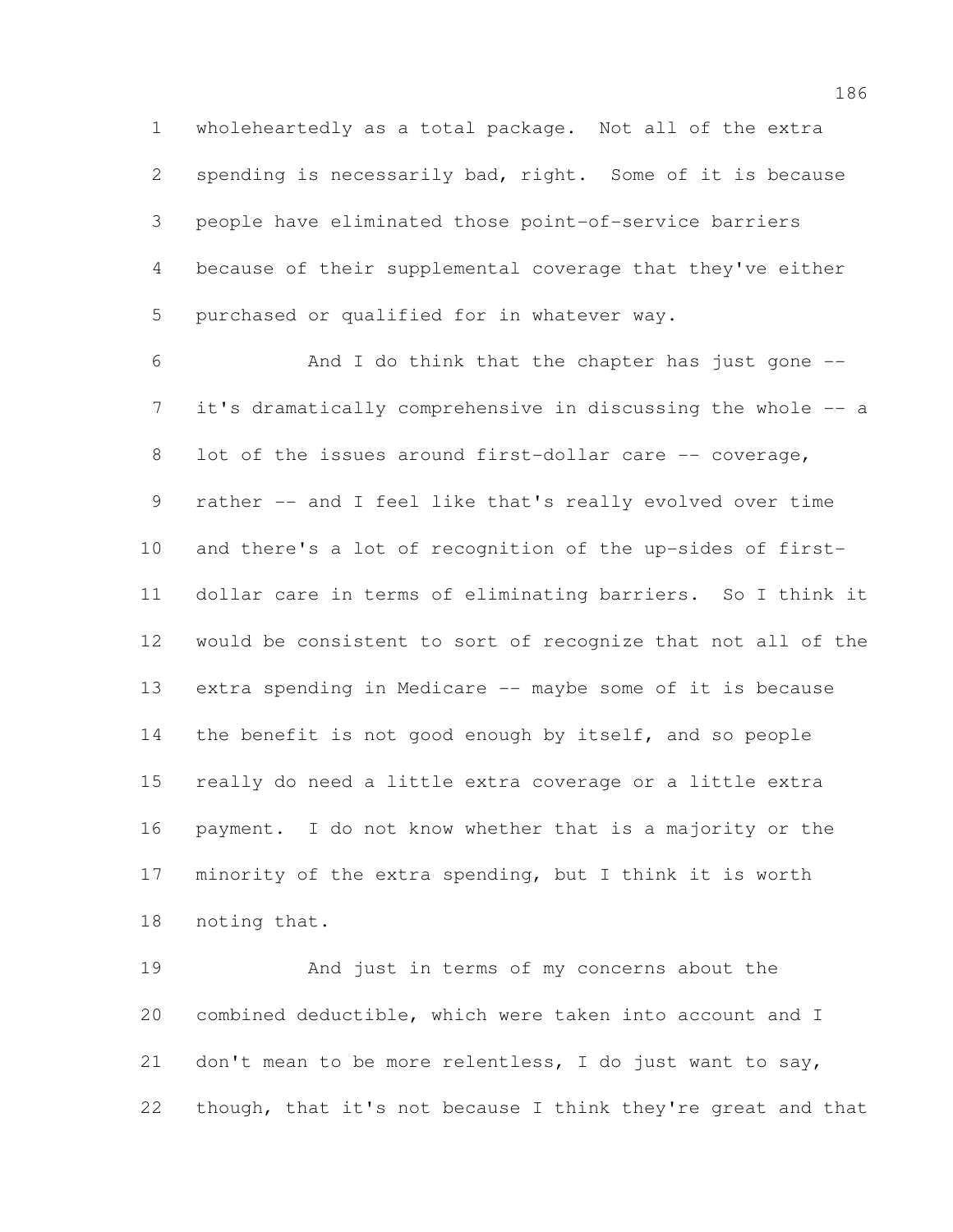wholeheartedly as a total package. Not all of the extra spending is necessarily bad, right. Some of it is because people have eliminated those point-of-service barriers because of their supplemental coverage that they've either purchased or qualified for in whatever way.

And I do think that the chapter has just gone -- it's dramatically comprehensive in discussing the whole -- a lot of the issues around first-dollar care -- coverage, rather -- and I feel like that's really evolved over time and there's a lot of recognition of the up-sides of first-dollar care in terms of eliminating barriers. So I think it would be consistent to sort of recognize that not all of the extra spending in Medicare -- maybe some of it is because the benefit is not good enough by itself, and so people really do need a little extra coverage or a little extra payment. I do not know whether that is a majority or the minority of the extra spending, but I think it is worth noting that.

And just in terms of my concerns about the combined deductible, which were taken into account and I don't mean to be more relentless, I do just want to say, though, that it's not because I think they're great and that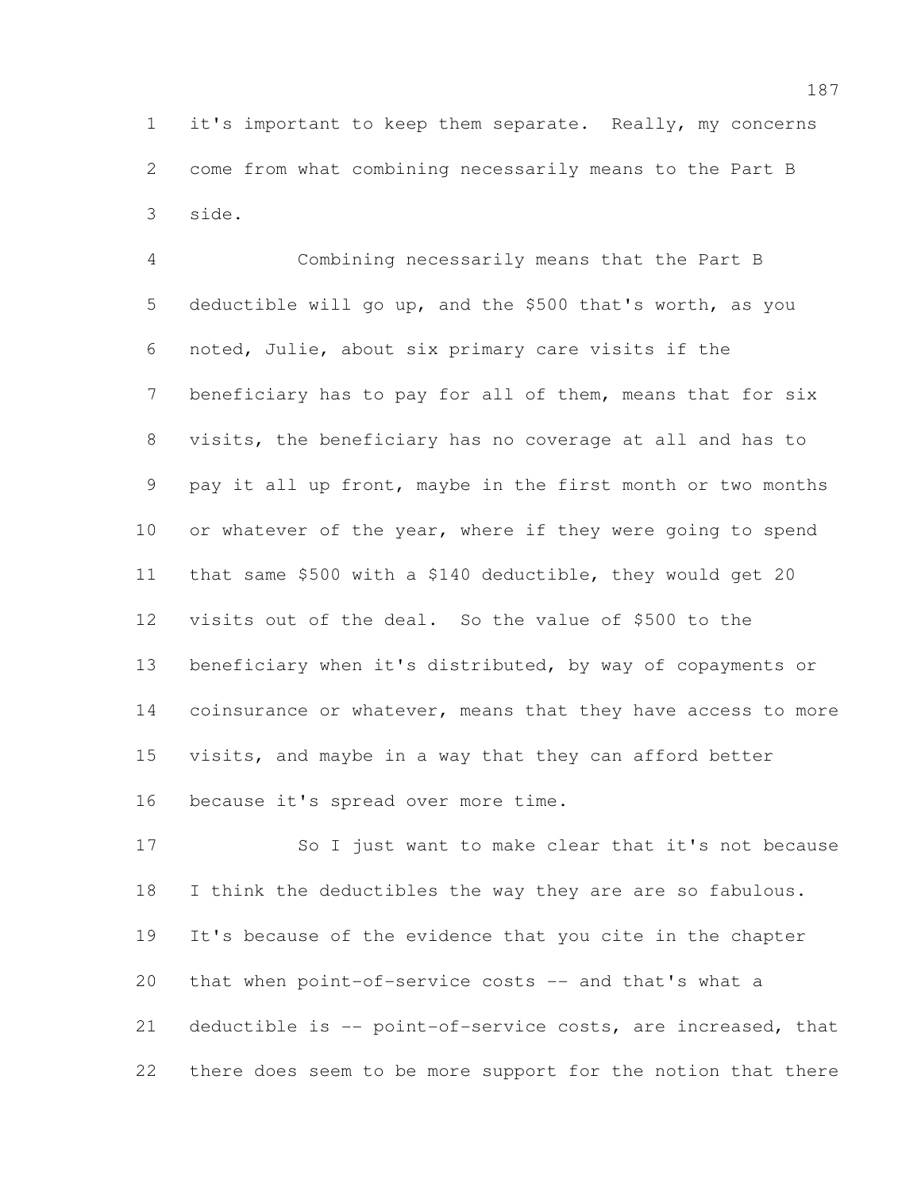it's important to keep them separate. Really, my concerns come from what combining necessarily means to the Part B side.

Combining necessarily means that the Part B deductible will go up, and the $500 that's worth, as you noted, Julie, about six primary care visits if the beneficiary has to pay for all of them, means that for six visits, the beneficiary has no coverage at all and has to pay it all up front, maybe in the first month or two months or whatever of the year, where if they were going to spend that same $500 with a $140 deductible, they would get 20 visits out of the deal. So the value of $500 to the beneficiary when it's distributed, by way of copayments or coinsurance or whatever, means that they have access to more visits, and maybe in a way that they can afford better because it's spread over more time.

So I just want to make clear that it's not because I think the deductibles the way they are are so fabulous. It's because of the evidence that you cite in the chapter that when point-of-service costs -- and that's what a deductible is -- point-of-service costs, are increased, that there does seem to be more support for the notion that there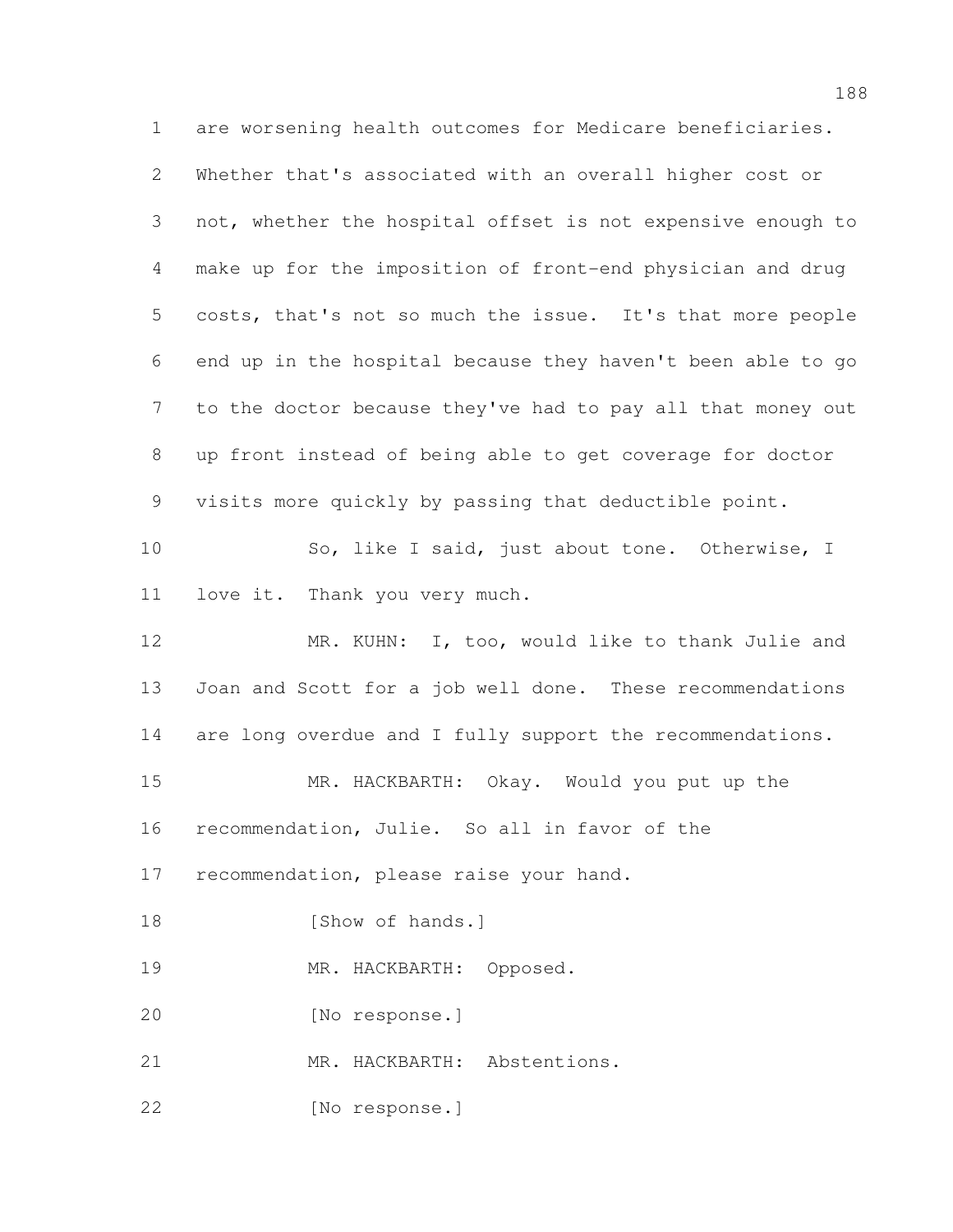are worsening health outcomes for Medicare beneficiaries. Whether that's associated with an overall higher cost or not, whether the hospital offset is not expensive enough to make up for the imposition of front-end physician and drug costs, that's not so much the issue. It's that more people end up in the hospital because they haven't been able to go to the doctor because they've had to pay all that money out up front instead of being able to get coverage for doctor visits more quickly by passing that deductible point.

So, like I said, just about tone. Otherwise, I love it. Thank you very much.

MR. KUHN: I, too, would like to thank Julie and Joan and Scott for a job well done. These recommendations are long overdue and I fully support the recommendations.

MR. HACKBARTH: Okay. Would you put up the recommendation, Julie. So all in favor of the recommendation, please raise your hand.

[Show of hands.]

MR. HACKBARTH: Opposed.

[No response.]

MR. HACKBARTH: Abstentions.

[No response.]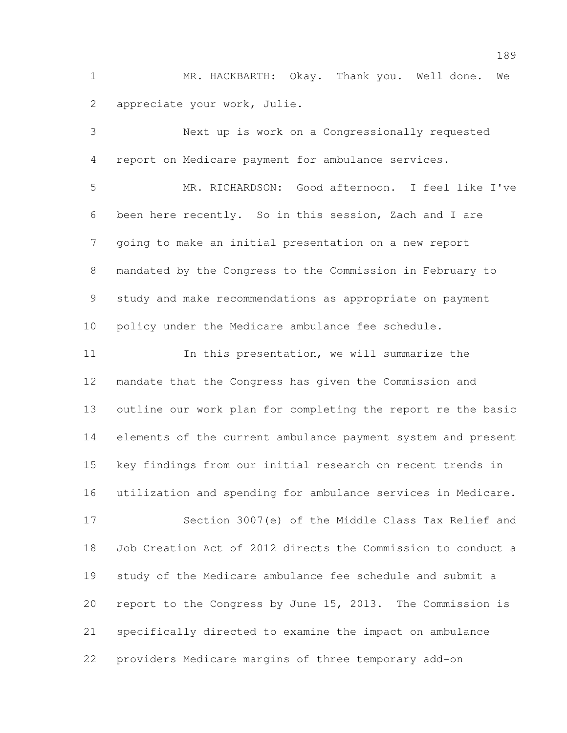MR. HACKBARTH: Okay. Thank you. Well done. We appreciate your work, Julie.

Next up is work on a Congressionally requested report on Medicare payment for ambulance services.

MR. RICHARDSON: Good afternoon. I feel like I've been here recently. So in this session, Zach and I are going to make an initial presentation on a new report mandated by the Congress to the Commission in February to study and make recommendations as appropriate on payment policy under the Medicare ambulance fee schedule.

In this presentation, we will summarize the mandate that the Congress has given the Commission and outline our work plan for completing the report re the basic elements of the current ambulance payment system and present key findings from our initial research on recent trends in utilization and spending for ambulance services in Medicare.

Section 3007(e) of the Middle Class Tax Relief and Job Creation Act of 2012 directs the Commission to conduct a study of the Medicare ambulance fee schedule and submit a report to the Congress by June 15, 2013. The Commission is specifically directed to examine the impact on ambulance providers Medicare margins of three temporary add-on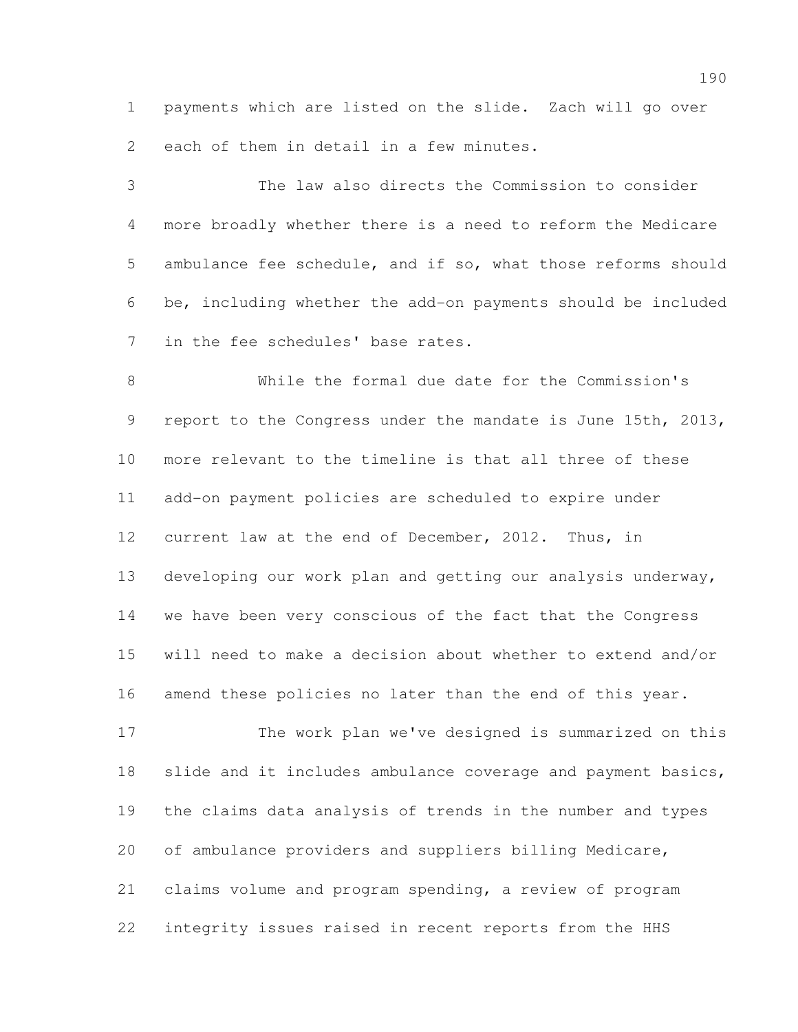payments which are listed on the slide. Zach will go over each of them in detail in a few minutes.

The law also directs the Commission to consider more broadly whether there is a need to reform the Medicare ambulance fee schedule, and if so, what those reforms should be, including whether the add-on payments should be included in the fee schedules' base rates.

While the formal due date for the Commission's report to the Congress under the mandate is June 15th, 2013, more relevant to the timeline is that all three of these add-on payment policies are scheduled to expire under current law at the end of December, 2012. Thus, in developing our work plan and getting our analysis underway, we have been very conscious of the fact that the Congress will need to make a decision about whether to extend and/or amend these policies no later than the end of this year.

The work plan we've designed is summarized on this slide and it includes ambulance coverage and payment basics, the claims data analysis of trends in the number and types of ambulance providers and suppliers billing Medicare, claims volume and program spending, a review of program integrity issues raised in recent reports from the HHS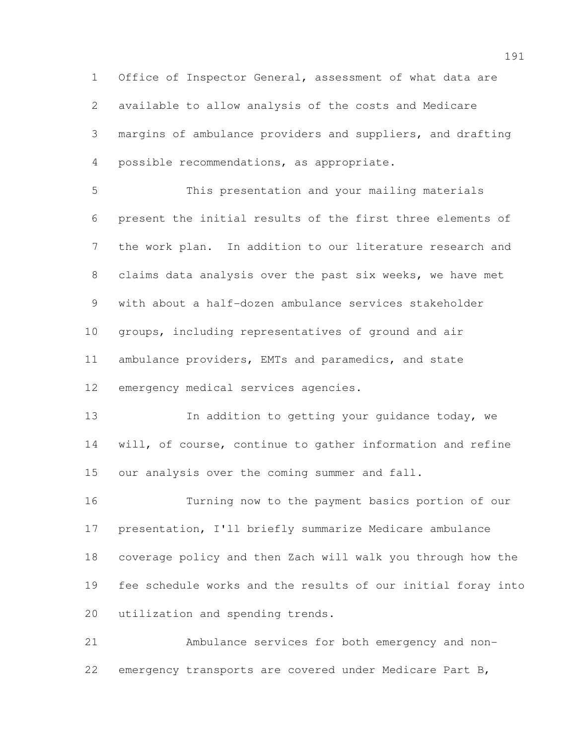Office of Inspector General, assessment of what data are available to allow analysis of the costs and Medicare margins of ambulance providers and suppliers, and drafting possible recommendations, as appropriate.

This presentation and your mailing materials present the initial results of the first three elements of the work plan. In addition to our literature research and claims data analysis over the past six weeks, we have met with about a half-dozen ambulance services stakeholder groups, including representatives of ground and air ambulance providers, EMTs and paramedics, and state emergency medical services agencies.

In addition to getting your guidance today, we will, of course, continue to gather information and refine our analysis over the coming summer and fall.

Turning now to the payment basics portion of our presentation, I'll briefly summarize Medicare ambulance coverage policy and then Zach will walk you through how the fee schedule works and the results of our initial foray into utilization and spending trends.

Ambulance services for both emergency and non-emergency transports are covered under Medicare Part B,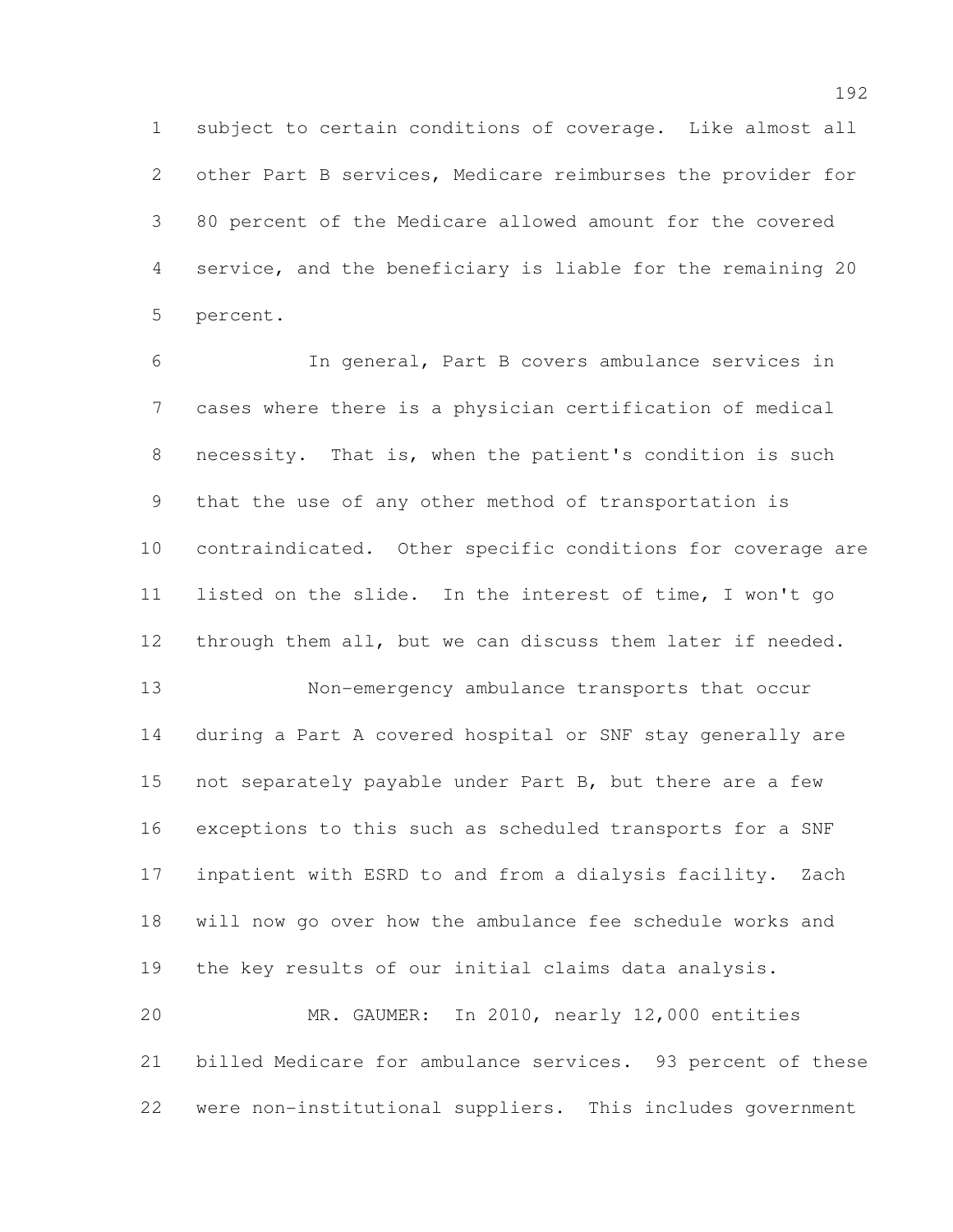subject to certain conditions of coverage. Like almost all other Part B services, Medicare reimburses the provider for 80 percent of the Medicare allowed amount for the covered service, and the beneficiary is liable for the remaining 20 percent.

In general, Part B covers ambulance services in cases where there is a physician certification of medical necessity. That is, when the patient's condition is such that the use of any other method of transportation is contraindicated. Other specific conditions for coverage are listed on the slide. In the interest of time, I won't go through them all, but we can discuss them later if needed.

Non-emergency ambulance transports that occur during a Part A covered hospital or SNF stay generally are not separately payable under Part B, but there are a few exceptions to this such as scheduled transports for a SNF inpatient with ESRD to and from a dialysis facility. Zach will now go over how the ambulance fee schedule works and the key results of our initial claims data analysis.

MR. GAUMER: In 2010, nearly 12,000 entities billed Medicare for ambulance services. 93 percent of these were non-institutional suppliers. This includes government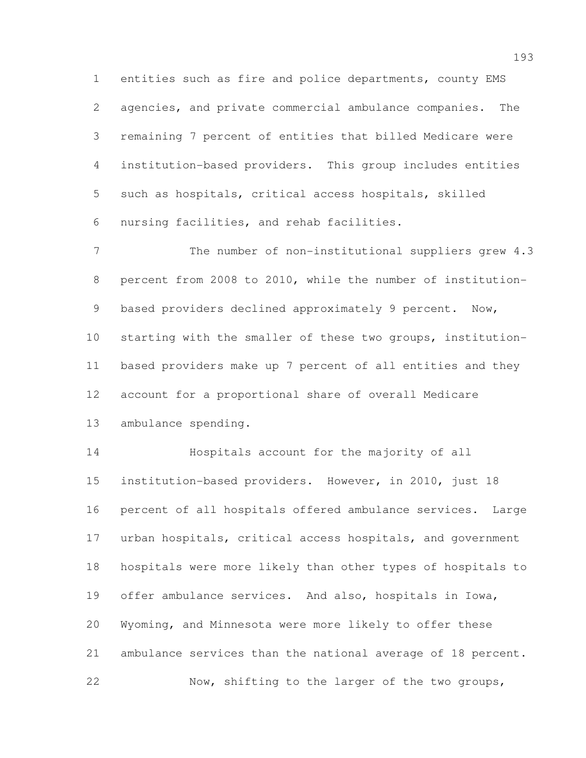entities such as fire and police departments, county EMS agencies, and private commercial ambulance companies. The remaining 7 percent of entities that billed Medicare were institution-based providers. This group includes entities such as hospitals, critical access hospitals, skilled nursing facilities, and rehab facilities.

The number of non-institutional suppliers grew 4.3 percent from 2008 to 2010, while the number of institution-based providers declined approximately 9 percent. Now, starting with the smaller of these two groups, institution-based providers make up 7 percent of all entities and they account for a proportional share of overall Medicare ambulance spending.

Hospitals account for the majority of all institution-based providers. However, in 2010, just 18 percent of all hospitals offered ambulance services. Large urban hospitals, critical access hospitals, and government hospitals were more likely than other types of hospitals to offer ambulance services. And also, hospitals in Iowa, Wyoming, and Minnesota were more likely to offer these ambulance services than the national average of 18 percent.

Now, shifting to the larger of the two groups,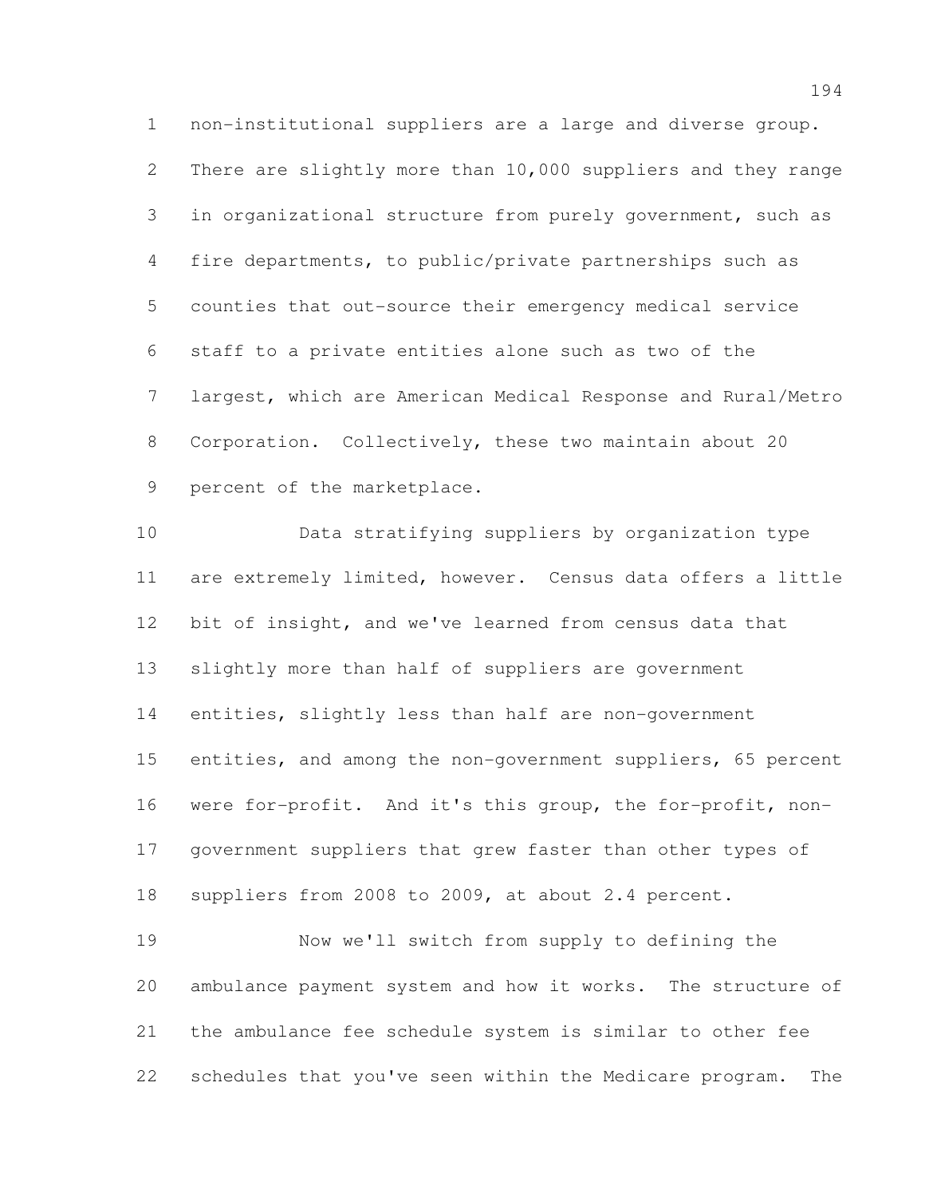non-institutional suppliers are a large and diverse group. There are slightly more than 10,000 suppliers and they range in organizational structure from purely government, such as fire departments, to public/private partnerships such as counties that out-source their emergency medical service staff to a private entities alone such as two of the largest, which are American Medical Response and Rural/Metro Corporation. Collectively, these two maintain about 20 percent of the marketplace.

Data stratifying suppliers by organization type are extremely limited, however. Census data offers a little bit of insight, and we've learned from census data that slightly more than half of suppliers are government entities, slightly less than half are non-government entities, and among the non-government suppliers, 65 percent were for-profit. And it's this group, the for-profit, non-government suppliers that grew faster than other types of suppliers from 2008 to 2009, at about 2.4 percent.

Now we'll switch from supply to defining the ambulance payment system and how it works. The structure of the ambulance fee schedule system is similar to other fee schedules that you've seen within the Medicare program. The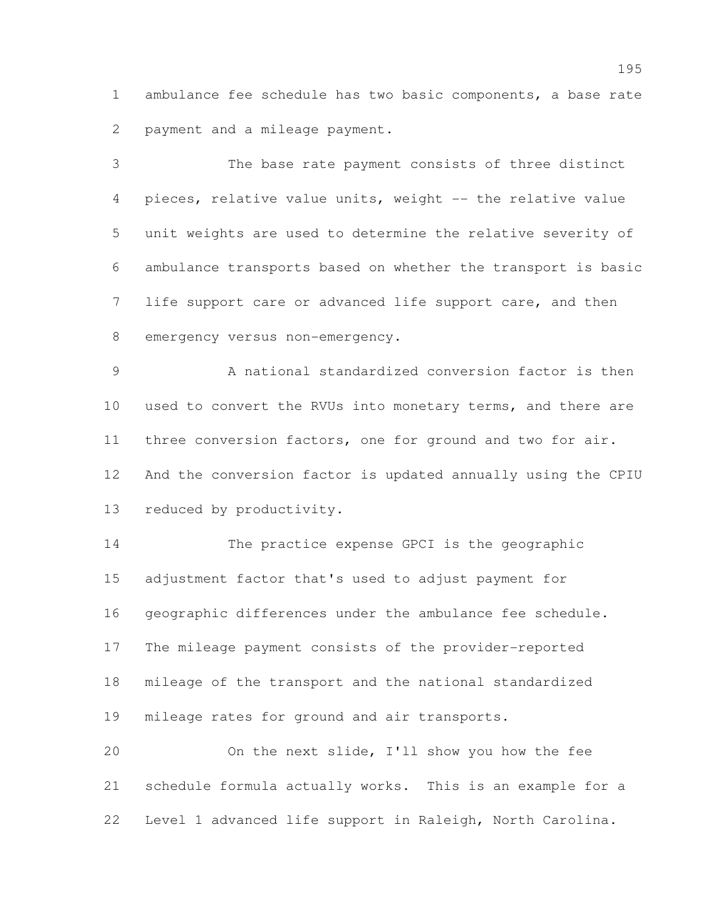ambulance fee schedule has two basic components, a base rate payment and a mileage payment.

The base rate payment consists of three distinct pieces, relative value units, weight -- the relative value unit weights are used to determine the relative severity of ambulance transports based on whether the transport is basic life support care or advanced life support care, and then emergency versus non-emergency.

A national standardized conversion factor is then used to convert the RVUs into monetary terms, and there are three conversion factors, one for ground and two for air. And the conversion factor is updated annually using the CPIU reduced by productivity.

The practice expense GPCI is the geographic adjustment factor that's used to adjust payment for geographic differences under the ambulance fee schedule. The mileage payment consists of the provider-reported mileage of the transport and the national standardized mileage rates for ground and air transports.

On the next slide, I'll show you how the fee schedule formula actually works. This is an example for a Level 1 advanced life support in Raleigh, North Carolina.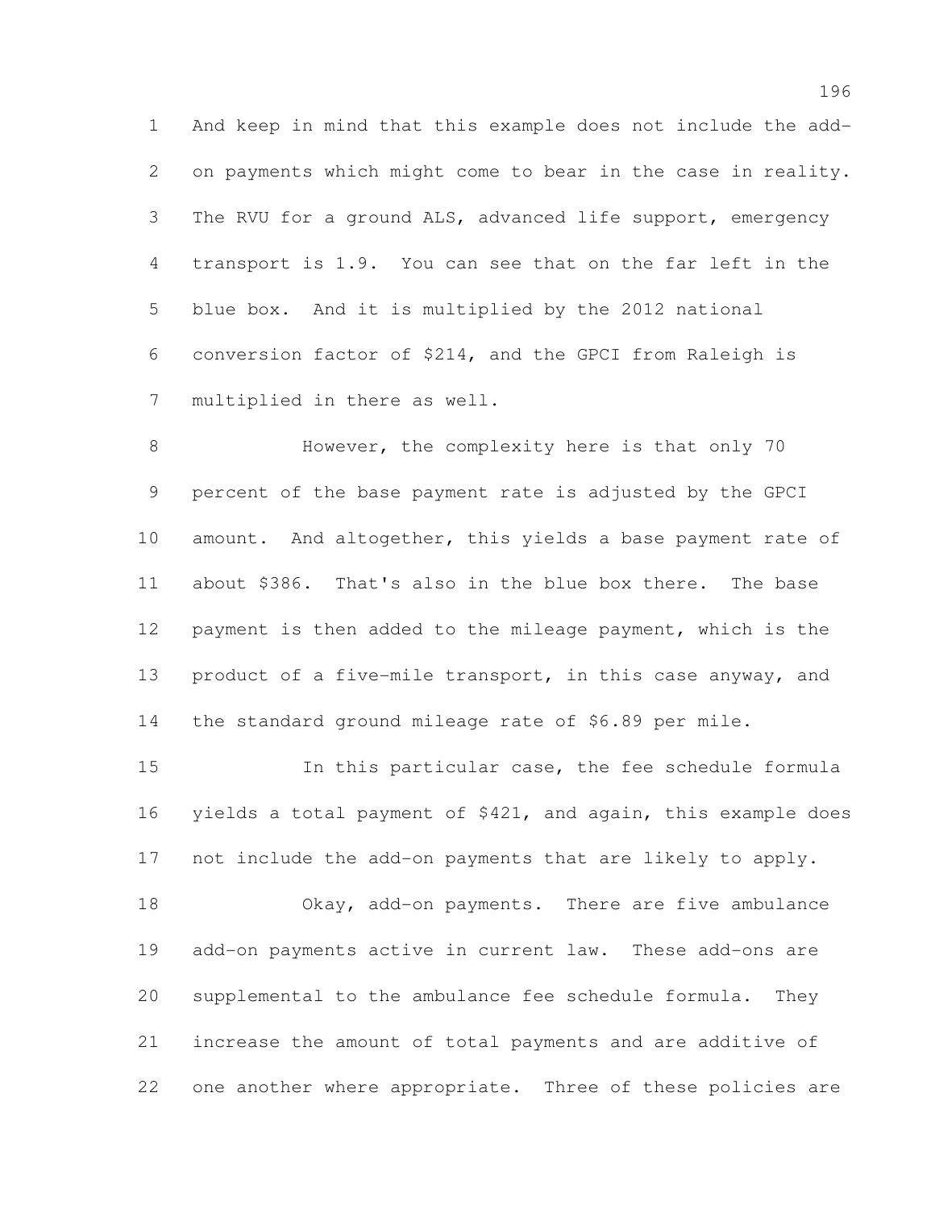And keep in mind that this example does not include the add-on payments which might come to bear in the case in reality. The RVU for a ground ALS, advanced life support, emergency transport is 1.9. You can see that on the far left in the blue box. And it is multiplied by the 2012 national conversion factor of $214, and the GPCI from Raleigh is multiplied in there as well.

However, the complexity here is that only 70 percent of the base payment rate is adjusted by the GPCI amount. And altogether, this yields a base payment rate of about $386. That's also in the blue box there. The base payment is then added to the mileage payment, which is the product of a five-mile transport, in this case anyway, and the standard ground mileage rate of $6.89 per mile.

In this particular case, the fee schedule formula yields a total payment of $421, and again, this example does not include the add-on payments that are likely to apply.

Okay, add-on payments. There are five ambulance add-on payments active in current law. These add-ons are supplemental to the ambulance fee schedule formula. They increase the amount of total payments and are additive of one another where appropriate. Three of these policies are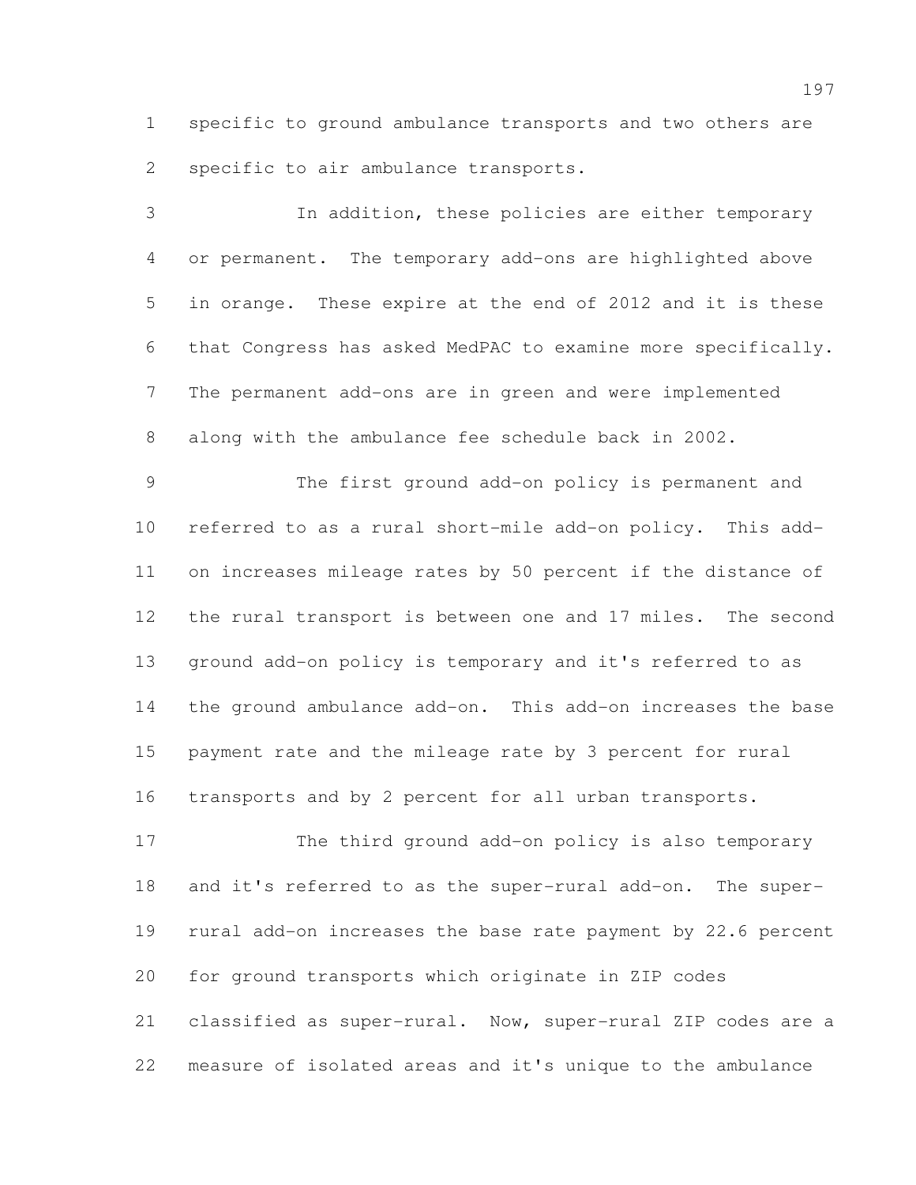specific to ground ambulance transports and two others are specific to air ambulance transports.

In addition, these policies are either temporary or permanent. The temporary add-ons are highlighted above in orange. These expire at the end of 2012 and it is these that Congress has asked MedPAC to examine more specifically. The permanent add-ons are in green and were implemented along with the ambulance fee schedule back in 2002.

The first ground add-on policy is permanent and referred to as a rural short-mile add-on policy. This add-on increases mileage rates by 50 percent if the distance of the rural transport is between one and 17 miles. The second ground add-on policy is temporary and it's referred to as the ground ambulance add-on. This add-on increases the base payment rate and the mileage rate by 3 percent for rural transports and by 2 percent for all urban transports.

The third ground add-on policy is also temporary and it's referred to as the super-rural add-on. The super-rural add-on increases the base rate payment by 22.6 percent for ground transports which originate in ZIP codes classified as super-rural. Now, super-rural ZIP codes are a measure of isolated areas and it's unique to the ambulance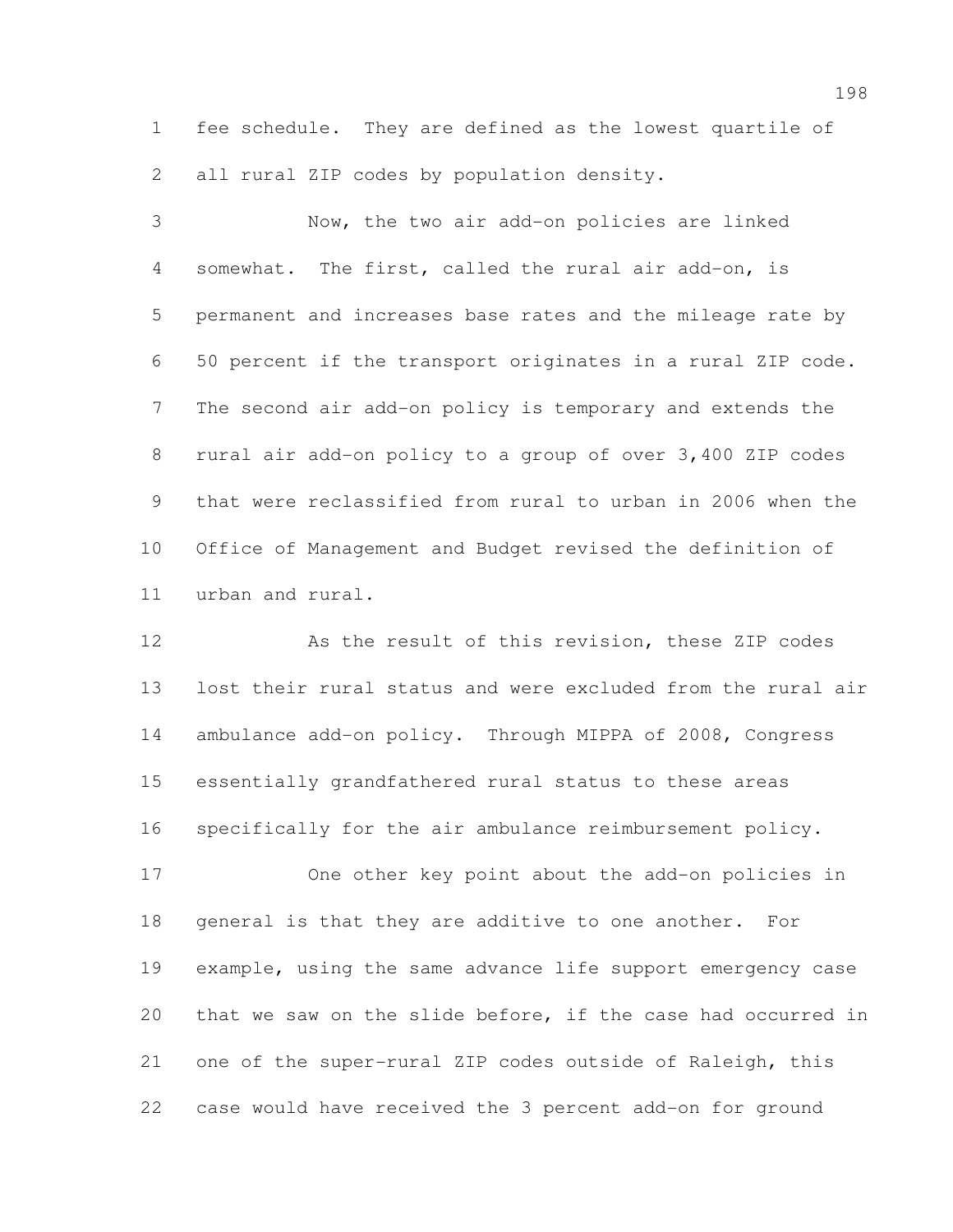fee schedule. They are defined as the lowest quartile of all rural ZIP codes by population density.

Now, the two air add-on policies are linked somewhat. The first, called the rural air add-on, is permanent and increases base rates and the mileage rate by 50 percent if the transport originates in a rural ZIP code. The second air add-on policy is temporary and extends the rural air add-on policy to a group of over 3,400 ZIP codes that were reclassified from rural to urban in 2006 when the Office of Management and Budget revised the definition of urban and rural.

As the result of this revision, these ZIP codes lost their rural status and were excluded from the rural air ambulance add-on policy. Through MIPPA of 2008, Congress essentially grandfathered rural status to these areas specifically for the air ambulance reimbursement policy.

One other key point about the add-on policies in general is that they are additive to one another. For example, using the same advance life support emergency case that we saw on the slide before, if the case had occurred in one of the super-rural ZIP codes outside of Raleigh, this case would have received the 3 percent add-on for ground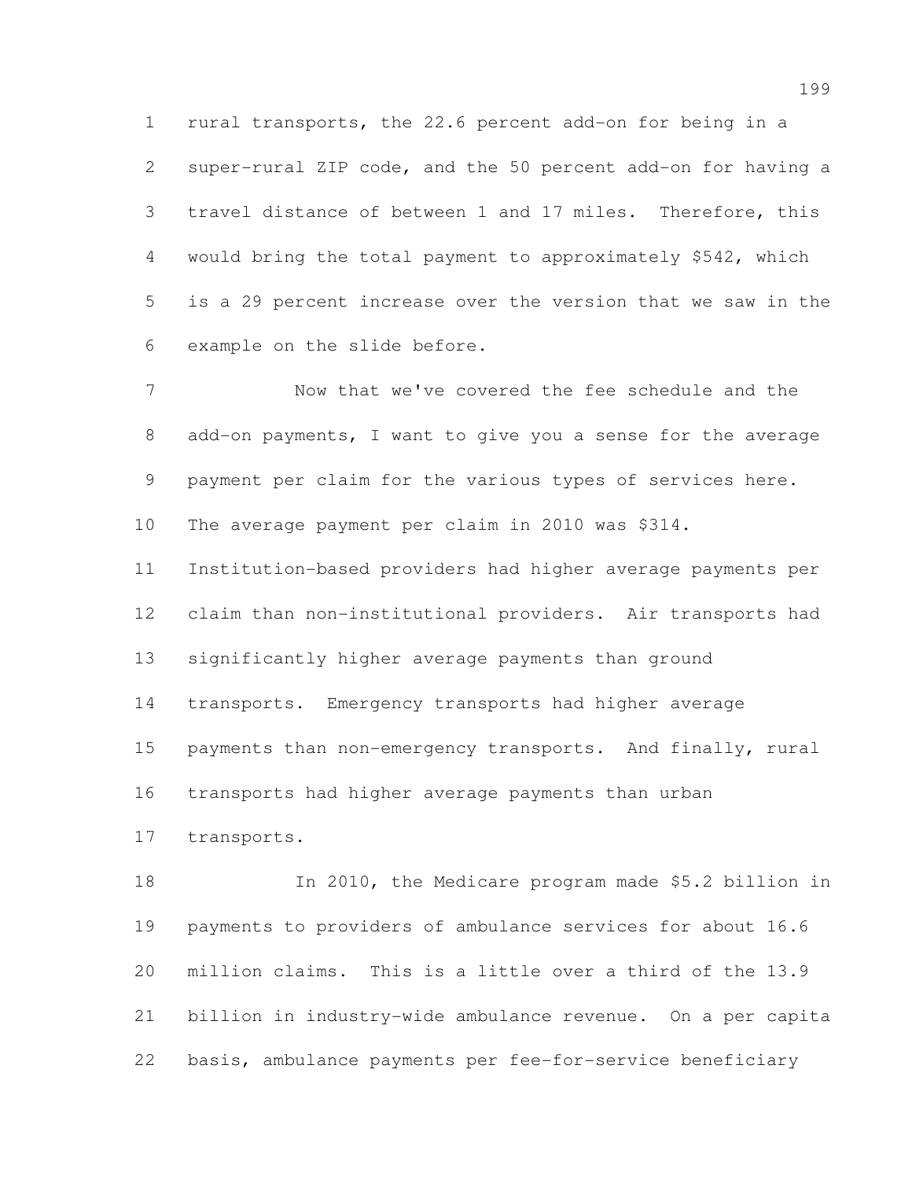rural transports, the 22.6 percent add-on for being in a super-rural ZIP code, and the 50 percent add-on for having a travel distance of between 1 and 17 miles. Therefore, this would bring the total payment to approximately $542, which is a 29 percent increase over the version that we saw in the example on the slide before.

Now that we've covered the fee schedule and the add-on payments, I want to give you a sense for the average payment per claim for the various types of services here. The average payment per claim in 2010 was $314. Institution-based providers had higher average payments per claim than non-institutional providers. Air transports had significantly higher average payments than ground transports. Emergency transports had higher average payments than non-emergency transports. And finally, rural transports had higher average payments than urban transports.

In 2010, the Medicare program made $5.2 billion in payments to providers of ambulance services for about 16.6 million claims. This is a little over a third of the 13.9 billion in industry-wide ambulance revenue. On a per capita basis, ambulance payments per fee-for-service beneficiary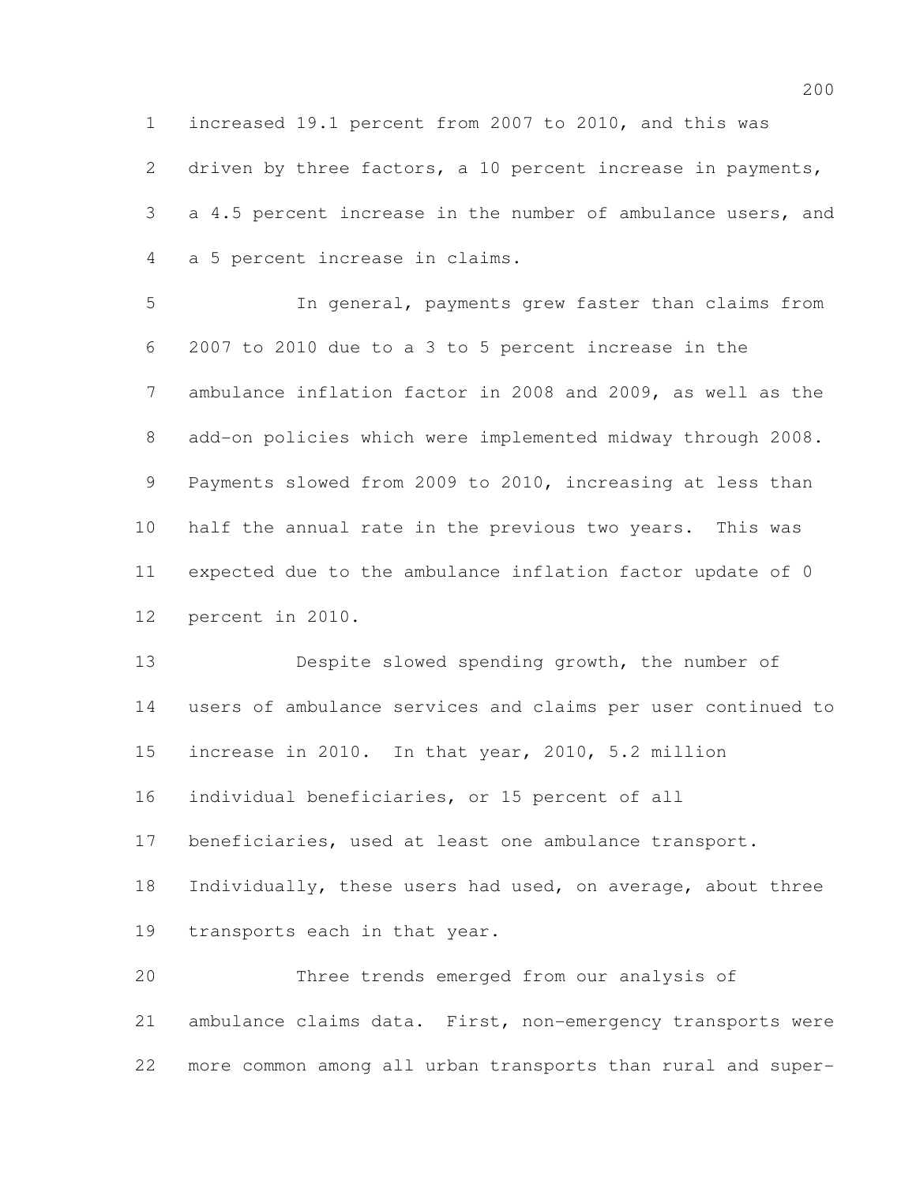increased 19.1 percent from 2007 to 2010, and this was driven by three factors, a 10 percent increase in payments, a 4.5 percent increase in the number of ambulance users, and a 5 percent increase in claims.

In general, payments grew faster than claims from 2007 to 2010 due to a 3 to 5 percent increase in the ambulance inflation factor in 2008 and 2009, as well as the add-on policies which were implemented midway through 2008. Payments slowed from 2009 to 2010, increasing at less than half the annual rate in the previous two years. This was expected due to the ambulance inflation factor update of 0 percent in 2010.

Despite slowed spending growth, the number of users of ambulance services and claims per user continued to increase in 2010. In that year, 2010, 5.2 million individual beneficiaries, or 15 percent of all beneficiaries, used at least one ambulance transport. Individually, these users had used, on average, about three transports each in that year.

Three trends emerged from our analysis of ambulance claims data. First, non-emergency transports were more common among all urban transports than rural and super-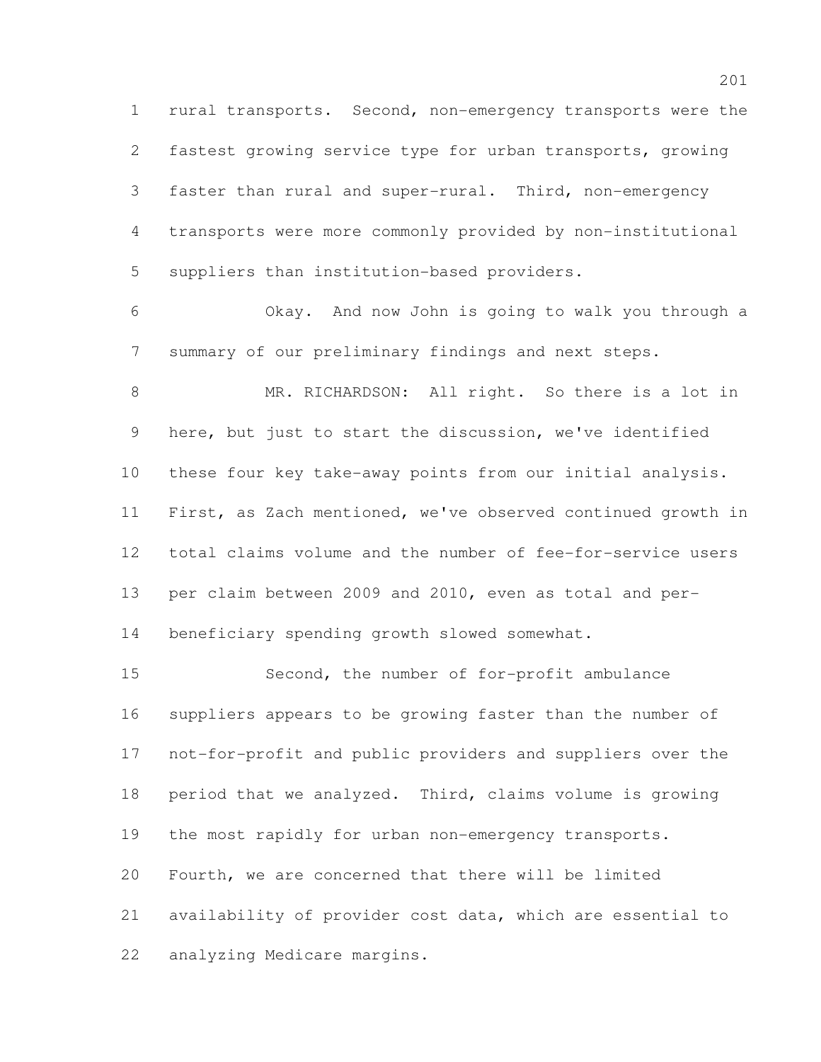rural transports. Second, non-emergency transports were the fastest growing service type for urban transports, growing faster than rural and super-rural. Third, non-emergency transports were more commonly provided by non-institutional suppliers than institution-based providers.

Okay. And now John is going to walk you through a summary of our preliminary findings and next steps.

MR. RICHARDSON: All right. So there is a lot in here, but just to start the discussion, we've identified these four key take-away points from our initial analysis. First, as Zach mentioned, we've observed continued growth in total claims volume and the number of fee-for-service users per claim between 2009 and 2010, even as total and per-beneficiary spending growth slowed somewhat.

Second, the number of for-profit ambulance suppliers appears to be growing faster than the number of not-for-profit and public providers and suppliers over the period that we analyzed. Third, claims volume is growing the most rapidly for urban non-emergency transports. Fourth, we are concerned that there will be limited availability of provider cost data, which are essential to analyzing Medicare margins.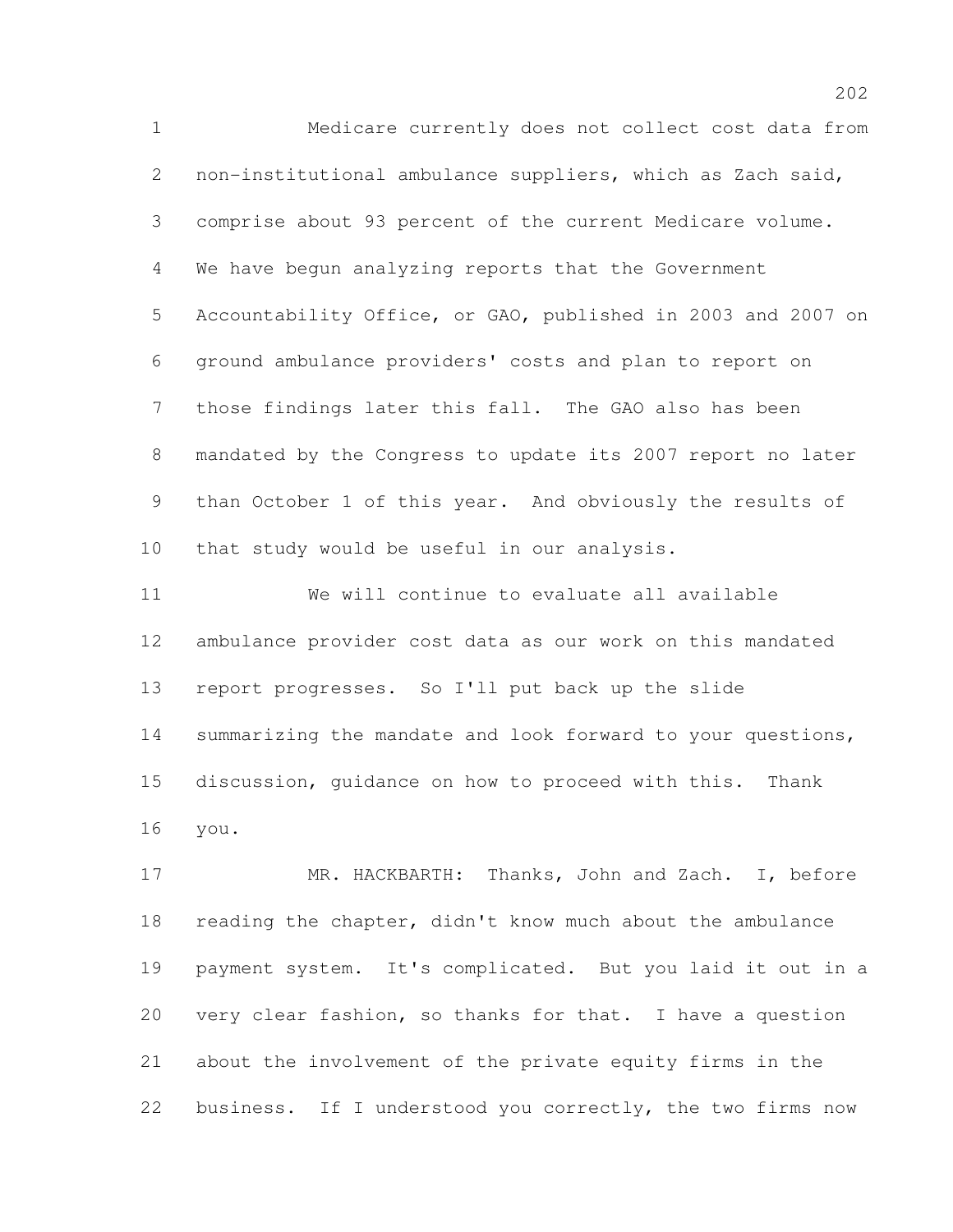Medicare currently does not collect cost data from non-institutional ambulance suppliers, which as Zach said, comprise about 93 percent of the current Medicare volume. We have begun analyzing reports that the Government Accountability Office, or GAO, published in 2003 and 2007 on ground ambulance providers' costs and plan to report on those findings later this fall. The GAO also has been mandated by the Congress to update its 2007 report no later than October 1 of this year. And obviously the results of that study would be useful in our analysis.

We will continue to evaluate all available ambulance provider cost data as our work on this mandated report progresses. So I'll put back up the slide summarizing the mandate and look forward to your questions, discussion, guidance on how to proceed with this. Thank you.

MR. HACKBARTH: Thanks, John and Zach. I, before reading the chapter, didn't know much about the ambulance payment system. It's complicated. But you laid it out in a very clear fashion, so thanks for that. I have a question about the involvement of the private equity firms in the business. If I understood you correctly, the two firms now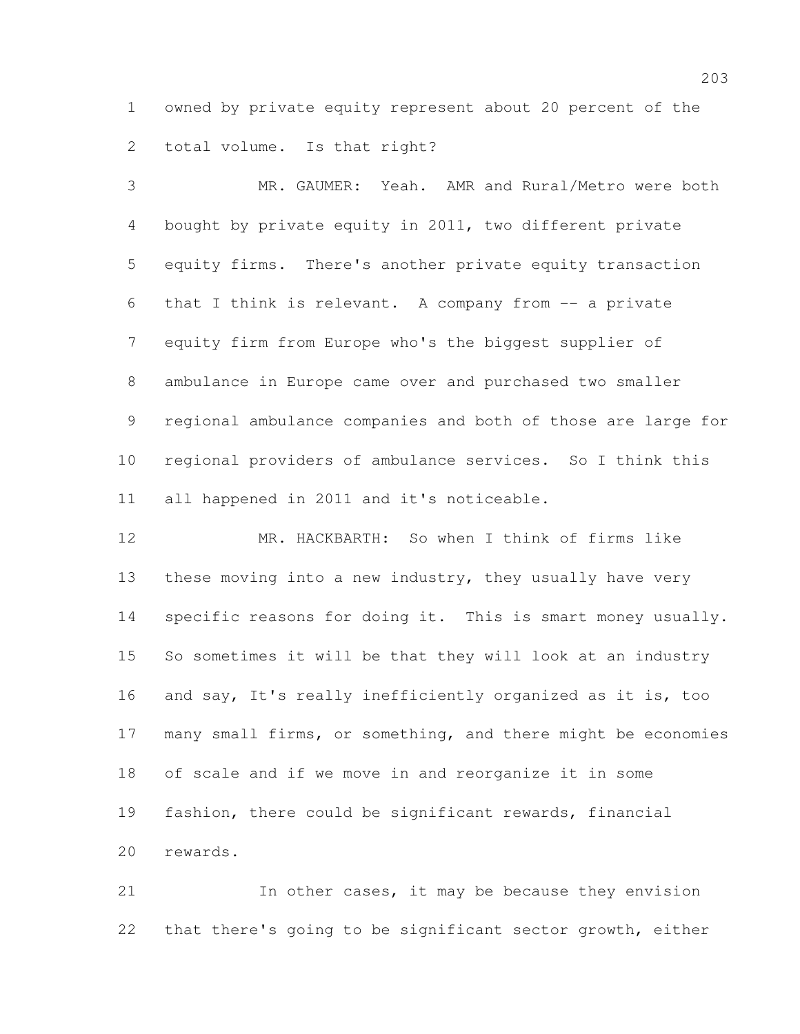owned by private equity represent about 20 percent of the total volume. Is that right?

MR. GAUMER: Yeah. AMR and Rural/Metro were both bought by private equity in 2011, two different private equity firms. There's another private equity transaction that I think is relevant. A company from -- a private equity firm from Europe who's the biggest supplier of ambulance in Europe came over and purchased two smaller regional ambulance companies and both of those are large for regional providers of ambulance services. So I think this all happened in 2011 and it's noticeable.

MR. HACKBARTH: So when I think of firms like these moving into a new industry, they usually have very specific reasons for doing it. This is smart money usually. So sometimes it will be that they will look at an industry and say, It's really inefficiently organized as it is, too many small firms, or something, and there might be economies of scale and if we move in and reorganize it in some fashion, there could be significant rewards, financial rewards.

In other cases, it may be because they envision that there's going to be significant sector growth, either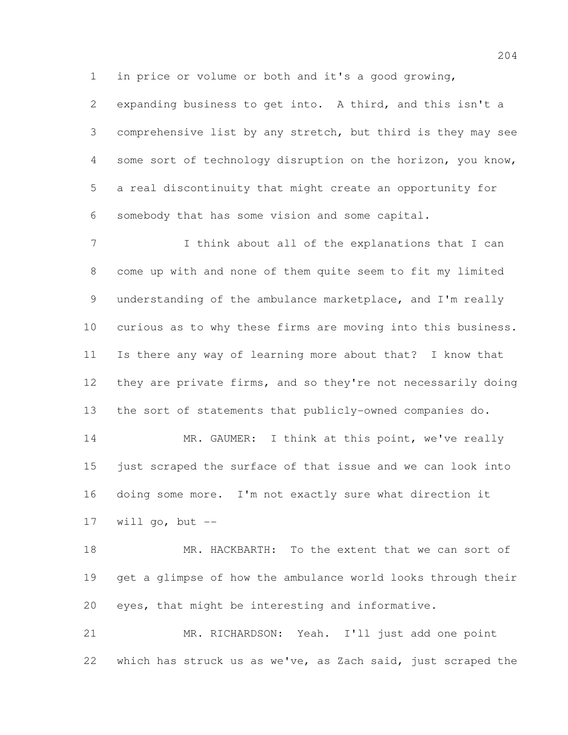in price or volume or both and it's a good growing, expanding business to get into. A third, and this isn't a comprehensive list by any stretch, but third is they may see some sort of technology disruption on the horizon, you know, a real discontinuity that might create an opportunity for somebody that has some vision and some capital.

I think about all of the explanations that I can come up with and none of them quite seem to fit my limited understanding of the ambulance marketplace, and I'm really curious as to why these firms are moving into this business. Is there any way of learning more about that? I know that they are private firms, and so they're not necessarily doing the sort of statements that publicly-owned companies do.

MR. GAUMER: I think at this point, we've really just scraped the surface of that issue and we can look into doing some more. I'm not exactly sure what direction it will go, but --

MR. HACKBARTH: To the extent that we can sort of get a glimpse of how the ambulance world looks through their eyes, that might be interesting and informative.

MR. RICHARDSON: Yeah. I'll just add one point which has struck us as we've, as Zach said, just scraped the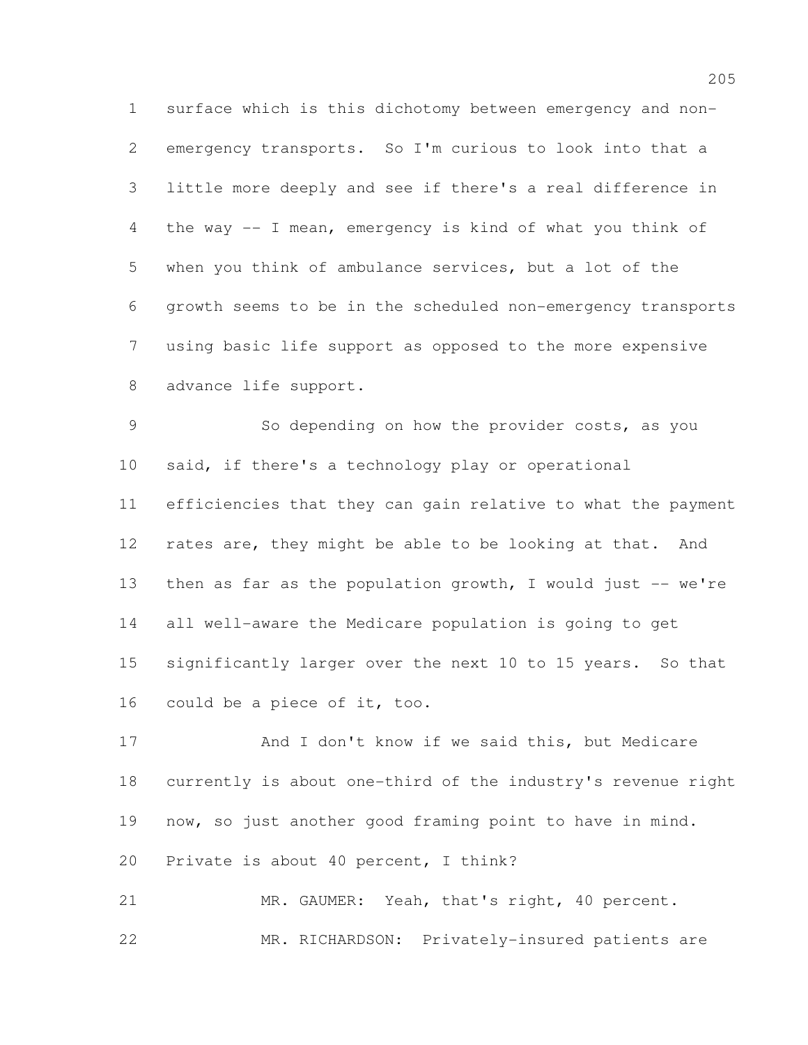surface which is this dichotomy between emergency and non-emergency transports. So I'm curious to look into that a little more deeply and see if there's a real difference in the way -- I mean, emergency is kind of what you think of when you think of ambulance services, but a lot of the growth seems to be in the scheduled non-emergency transports using basic life support as opposed to the more expensive advance life support.

So depending on how the provider costs, as you said, if there's a technology play or operational efficiencies that they can gain relative to what the payment rates are, they might be able to be looking at that. And then as far as the population growth, I would just -- we're all well-aware the Medicare population is going to get significantly larger over the next 10 to 15 years. So that could be a piece of it, too.

And I don't know if we said this, but Medicare currently is about one-third of the industry's revenue right now, so just another good framing point to have in mind. Private is about 40 percent, I think?

MR. GAUMER: Yeah, that's right, 40 percent.

MR. RICHARDSON: Privately-insured patients are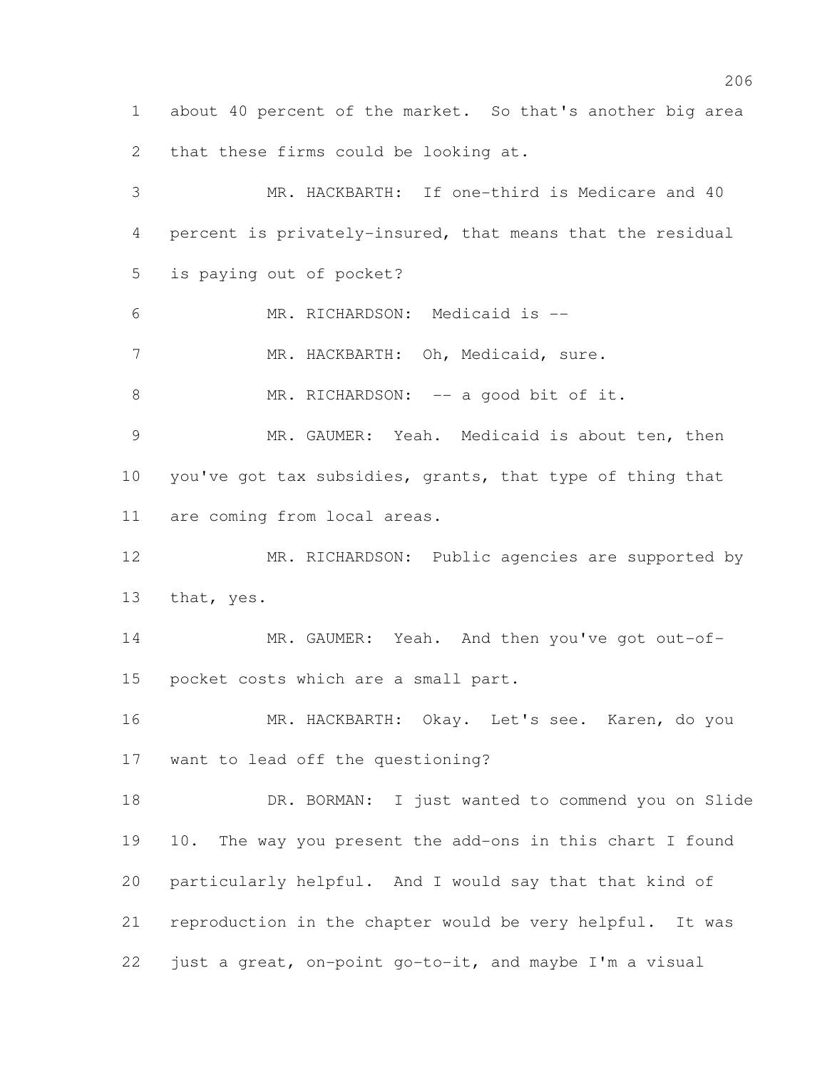about 40 percent of the market. So that's another big area that these firms could be looking at.

MR. HACKBARTH: If one-third is Medicare and 40 percent is privately-insured, that means that the residual is paying out of pocket?

MR. RICHARDSON: Medicaid is --

MR. HACKBARTH: Oh, Medicaid, sure.

MR. RICHARDSON: -- a good bit of it.

MR. GAUMER: Yeah. Medicaid is about ten, then you've got tax subsidies, grants, that type of thing that are coming from local areas.

MR. RICHARDSON: Public agencies are supported by that, yes.

MR. GAUMER: Yeah. And then you've got out-of-pocket costs which are a small part.

MR. HACKBARTH: Okay. Let's see. Karen, do you want to lead off the questioning?

DR. BORMAN: I just wanted to commend you on Slide 10. The way you present the add-ons in this chart I found particularly helpful. And I would say that that kind of reproduction in the chapter would be very helpful. It was just a great, on-point go-to-it, and maybe I'm a visual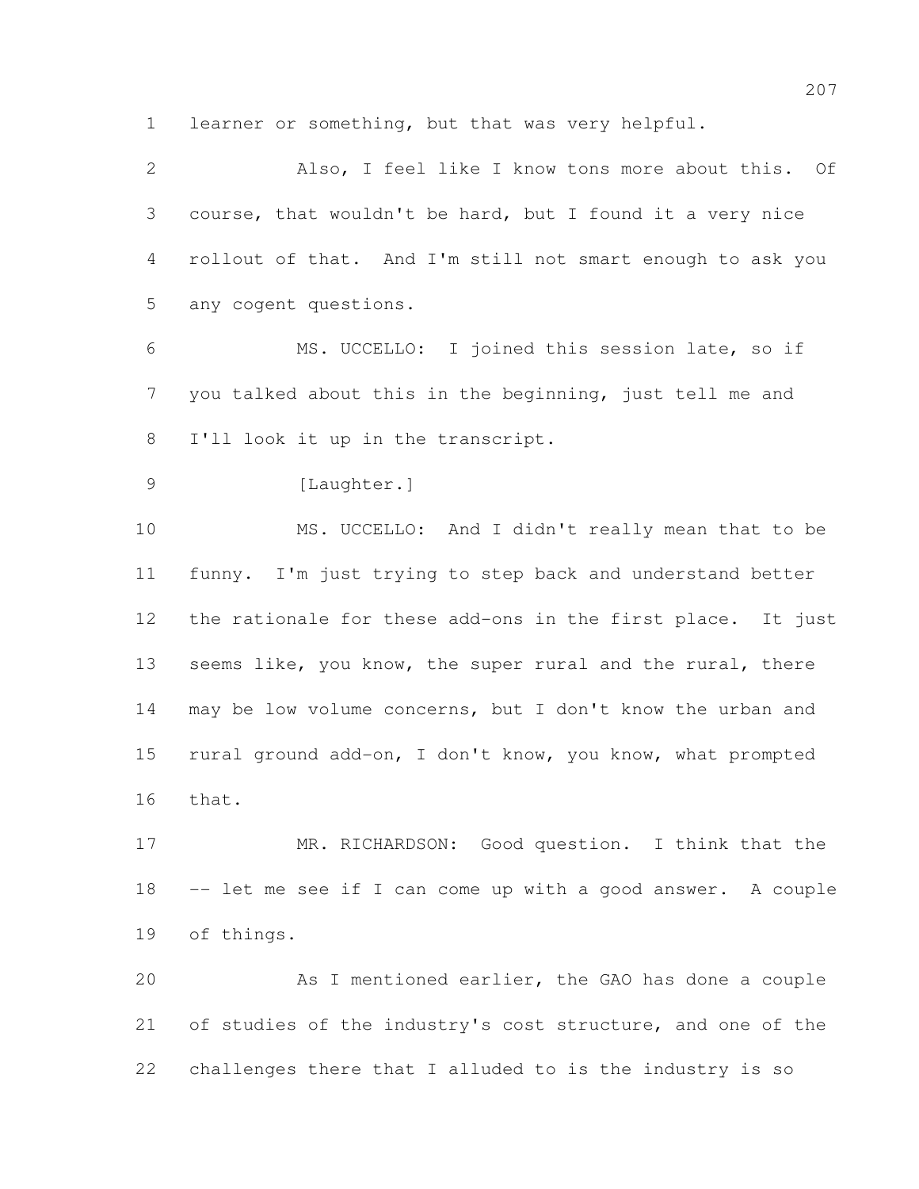learner or something, but that was very helpful.

Also, I feel like I know tons more about this. Of course, that wouldn't be hard, but I found it a very nice rollout of that. And I'm still not smart enough to ask you any cogent questions.

MS. UCCELLO: I joined this session late, so if you talked about this in the beginning, just tell me and I'll look it up in the transcript.

[Laughter.]

MS. UCCELLO: And I didn't really mean that to be funny. I'm just trying to step back and understand better the rationale for these add-ons in the first place. It just seems like, you know, the super rural and the rural, there may be low volume concerns, but I don't know the urban and rural ground add-on, I don't know, you know, what prompted that.

MR. RICHARDSON: Good question. I think that the -- let me see if I can come up with a good answer. A couple of things.

As I mentioned earlier, the GAO has done a couple of studies of the industry's cost structure, and one of the challenges there that I alluded to is the industry is so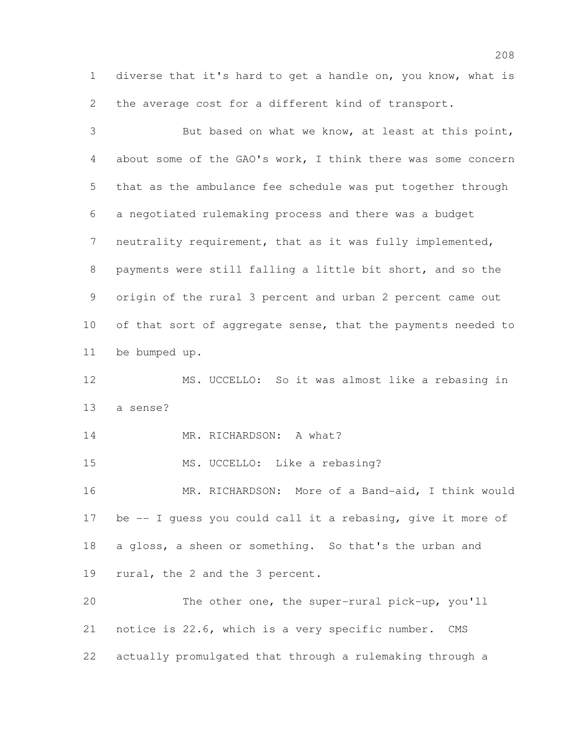diverse that it's hard to get a handle on, you know, what is the average cost for a different kind of transport.

But based on what we know, at least at this point, about some of the GAO's work, I think there was some concern that as the ambulance fee schedule was put together through a negotiated rulemaking process and there was a budget neutrality requirement, that as it was fully implemented, payments were still falling a little bit short, and so the origin of the rural 3 percent and urban 2 percent came out of that sort of aggregate sense, that the payments needed to be bumped up.

MS. UCCELLO: So it was almost like a rebasing in a sense?

MR. RICHARDSON: A what?

MS. UCCELLO: Like a rebasing?

MR. RICHARDSON: More of a Band-aid, I think would be -- I guess you could call it a rebasing, give it more of a gloss, a sheen or something. So that's the urban and rural, the 2 and the 3 percent.

The other one, the super-rural pick-up, you'll notice is 22.6, which is a very specific number. CMS actually promulgated that through a rulemaking through a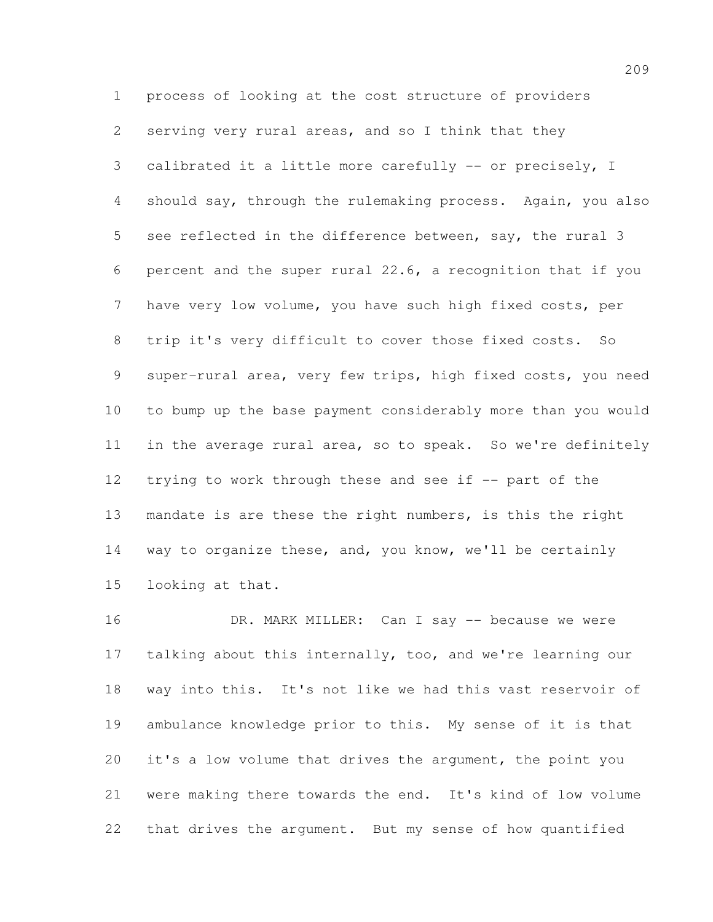process of looking at the cost structure of providers serving very rural areas, and so I think that they calibrated it a little more carefully -- or precisely, I should say, through the rulemaking process. Again, you also see reflected in the difference between, say, the rural 3 percent and the super rural 22.6, a recognition that if you have very low volume, you have such high fixed costs, per trip it's very difficult to cover those fixed costs. So super-rural area, very few trips, high fixed costs, you need to bump up the base payment considerably more than you would in the average rural area, so to speak. So we're definitely trying to work through these and see if -- part of the mandate is are these the right numbers, is this the right way to organize these, and, you know, we'll be certainly looking at that.

DR. MARK MILLER: Can I say -- because we were talking about this internally, too, and we're learning our way into this. It's not like we had this vast reservoir of ambulance knowledge prior to this. My sense of it is that it's a low volume that drives the argument, the point you were making there towards the end. It's kind of low volume that drives the argument. But my sense of how quantified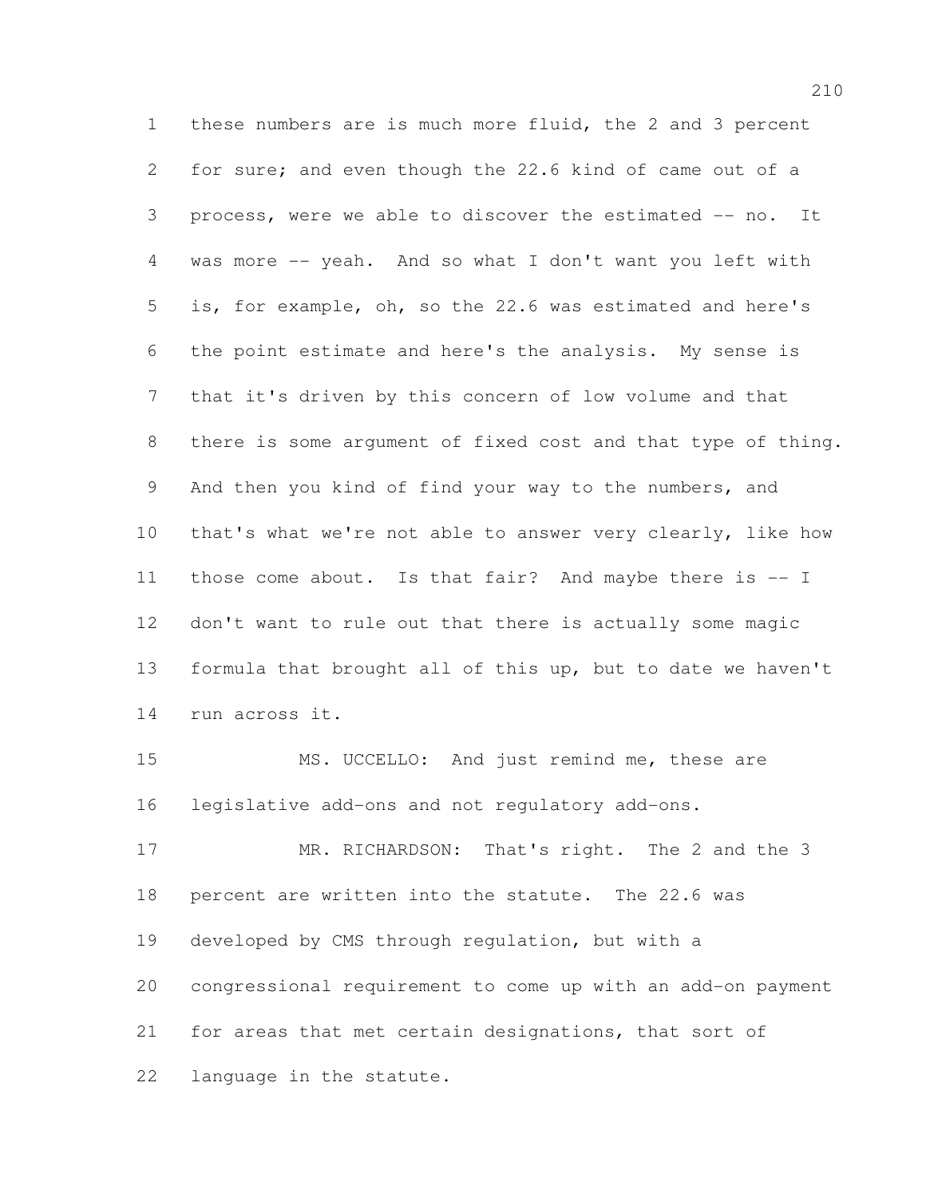these numbers are is much more fluid, the 2 and 3 percent for sure; and even though the 22.6 kind of came out of a process, were we able to discover the estimated -- no. It was more -- yeah. And so what I don't want you left with is, for example, oh, so the 22.6 was estimated and here's the point estimate and here's the analysis. My sense is that it's driven by this concern of low volume and that there is some argument of fixed cost and that type of thing. And then you kind of find your way to the numbers, and that's what we're not able to answer very clearly, like how those come about. Is that fair? And maybe there is -- I don't want to rule out that there is actually some magic formula that brought all of this up, but to date we haven't run across it.

MS. UCCELLO: And just remind me, these are legislative add-ons and not regulatory add-ons.

MR. RICHARDSON: That's right. The 2 and the 3 percent are written into the statute. The 22.6 was developed by CMS through regulation, but with a congressional requirement to come up with an add-on payment for areas that met certain designations, that sort of language in the statute.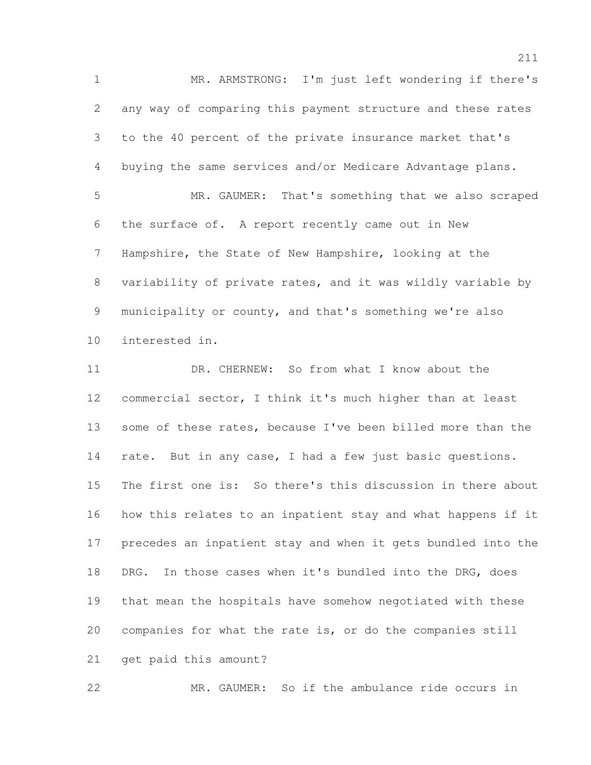MR. ARMSTRONG: I'm just left wondering if there's any way of comparing this payment structure and these rates to the 40 percent of the private insurance market that's buying the same services and/or Medicare Advantage plans.

MR. GAUMER: That's something that we also scraped the surface of. A report recently came out in New Hampshire, the State of New Hampshire, looking at the variability of private rates, and it was wildly variable by municipality or county, and that's something we're also interested in.

DR. CHERNEW: So from what I know about the commercial sector, I think it's much higher than at least some of these rates, because I've been billed more than the rate. But in any case, I had a few just basic questions. The first one is: So there's this discussion in there about how this relates to an inpatient stay and what happens if it precedes an inpatient stay and when it gets bundled into the DRG. In those cases when it's bundled into the DRG, does that mean the hospitals have somehow negotiated with these companies for what the rate is, or do the companies still get paid this amount?

MR. GAUMER: So if the ambulance ride occurs in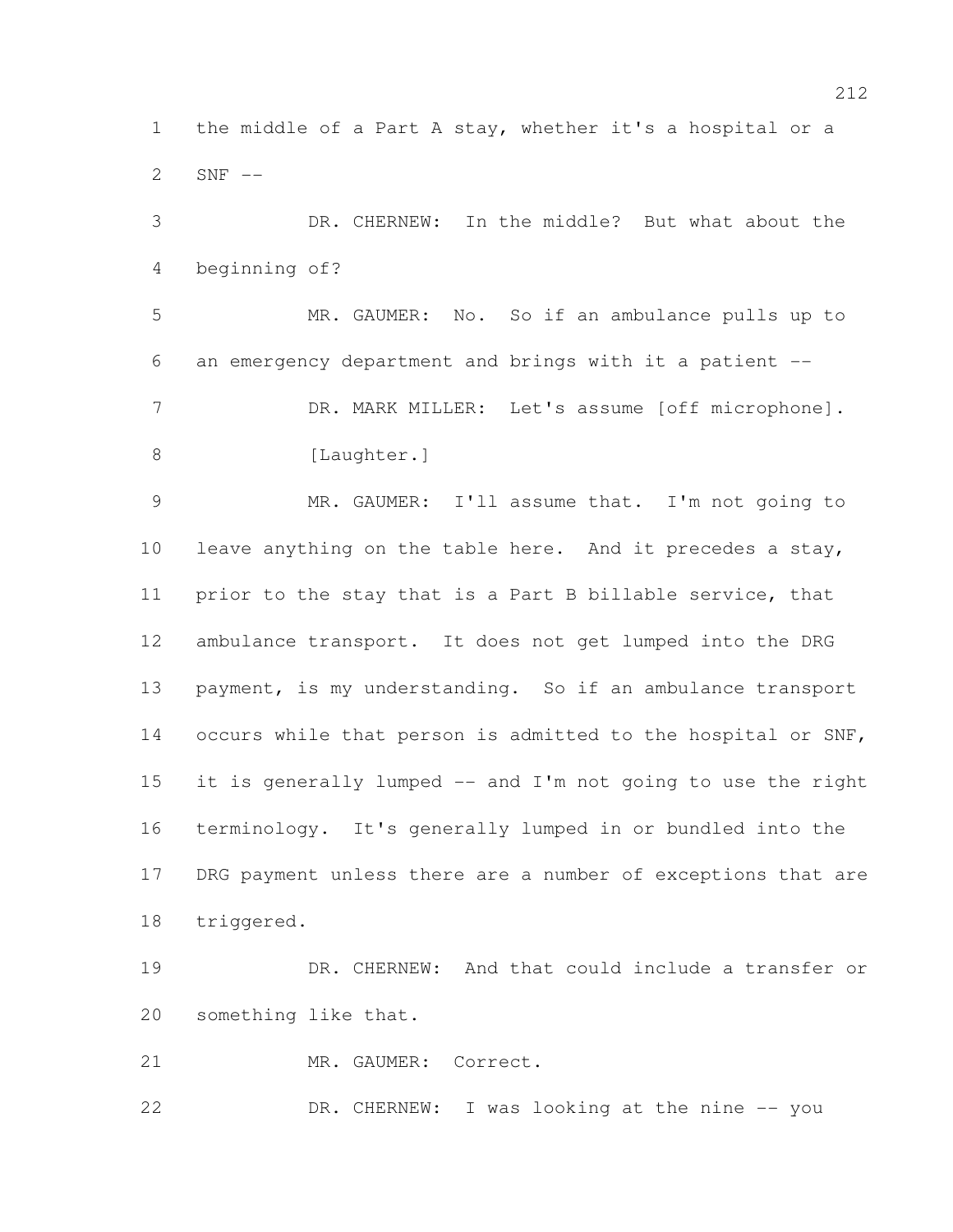the middle of a Part A stay, whether it's a hospital or a SNF --

DR. CHERNEW: In the middle? But what about the beginning of?

MR. GAUMER: No. So if an ambulance pulls up to an emergency department and brings with it a patient --

DR. MARK MILLER: Let's assume [off microphone].

[Laughter.]

MR. GAUMER: I'll assume that. I'm not going to leave anything on the table here. And it precedes a stay, prior to the stay that is a Part B billable service, that ambulance transport. It does not get lumped into the DRG payment, is my understanding. So if an ambulance transport occurs while that person is admitted to the hospital or SNF, it is generally lumped -- and I'm not going to use the right terminology. It's generally lumped in or bundled into the DRG payment unless there are a number of exceptions that are triggered.

DR. CHERNEW: And that could include a transfer or something like that.

MR. GAUMER: Correct.

DR. CHERNEW: I was looking at the nine -- you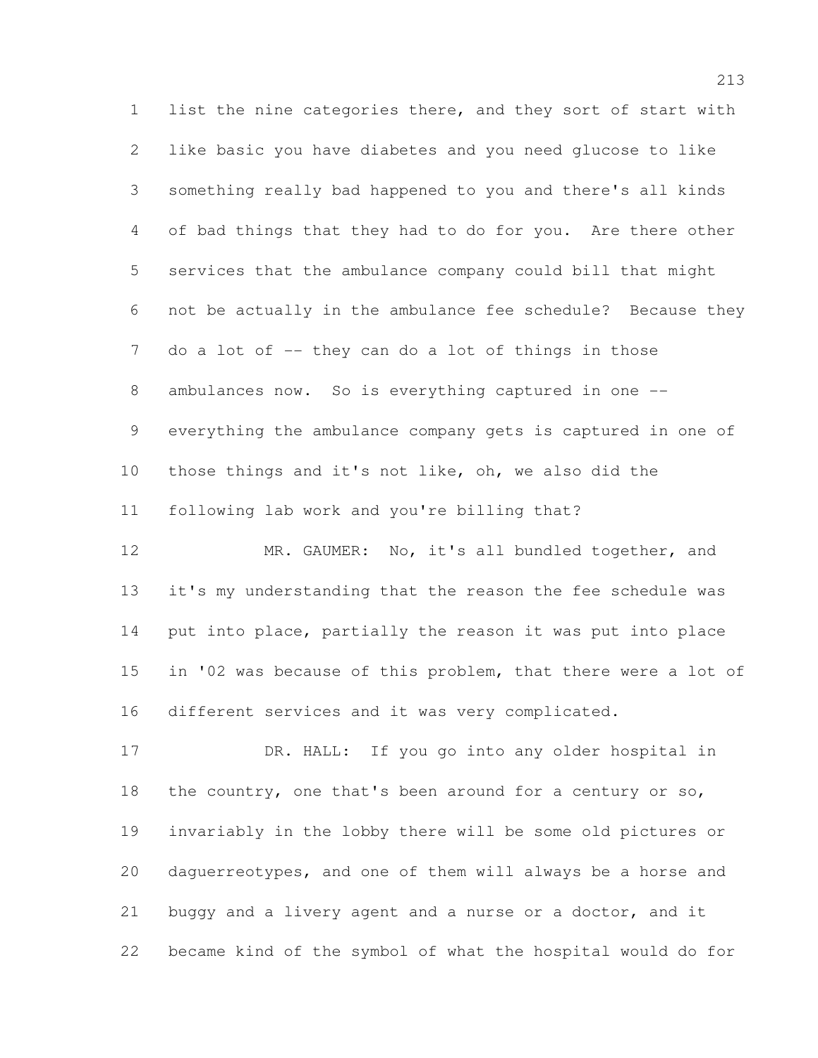list the nine categories there, and they sort of start with like basic you have diabetes and you need glucose to like something really bad happened to you and there's all kinds of bad things that they had to do for you. Are there other services that the ambulance company could bill that might not be actually in the ambulance fee schedule? Because they do a lot of -- they can do a lot of things in those ambulances now. So is everything captured in one -- everything the ambulance company gets is captured in one of those things and it's not like, oh, we also did the following lab work and you're billing that?

MR. GAUMER: No, it's all bundled together, and it's my understanding that the reason the fee schedule was put into place, partially the reason it was put into place in '02 was because of this problem, that there were a lot of different services and it was very complicated.

DR. HALL: If you go into any older hospital in the country, one that's been around for a century or so, invariably in the lobby there will be some old pictures or daguerreotypes, and one of them will always be a horse and buggy and a livery agent and a nurse or a doctor, and it became kind of the symbol of what the hospital would do for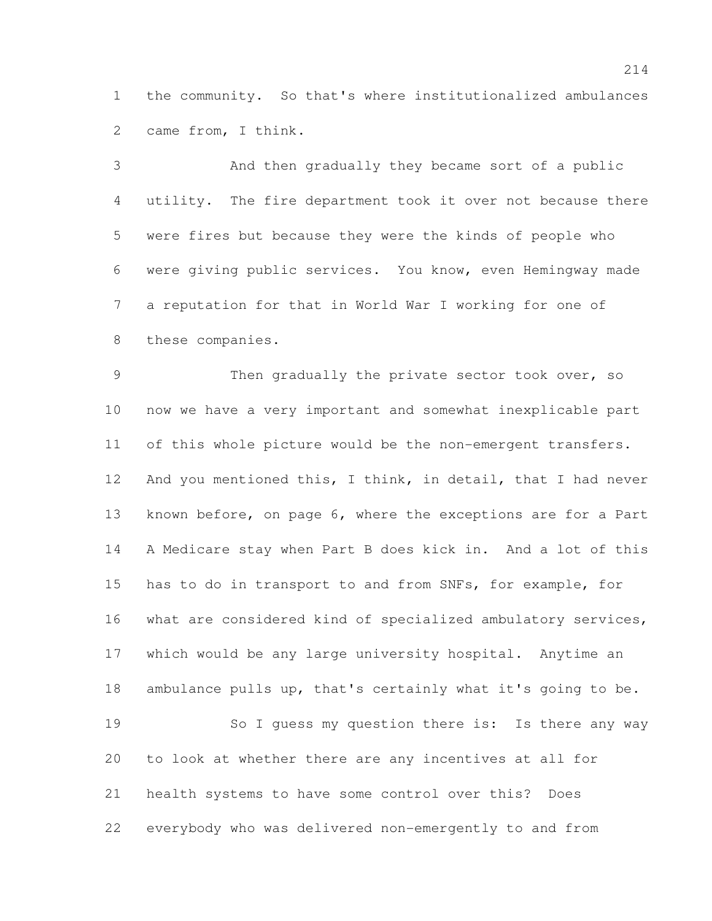the community. So that's where institutionalized ambulances came from, I think.

And then gradually they became sort of a public utility. The fire department took it over not because there were fires but because they were the kinds of people who were giving public services. You know, even Hemingway made a reputation for that in World War I working for one of these companies.

Then gradually the private sector took over, so now we have a very important and somewhat inexplicable part of this whole picture would be the non-emergent transfers. And you mentioned this, I think, in detail, that I had never known before, on page 6, where the exceptions are for a Part A Medicare stay when Part B does kick in. And a lot of this has to do in transport to and from SNFs, for example, for what are considered kind of specialized ambulatory services, which would be any large university hospital. Anytime an ambulance pulls up, that's certainly what it's going to be.

So I guess my question there is: Is there any way to look at whether there are any incentives at all for health systems to have some control over this? Does everybody who was delivered non-emergently to and from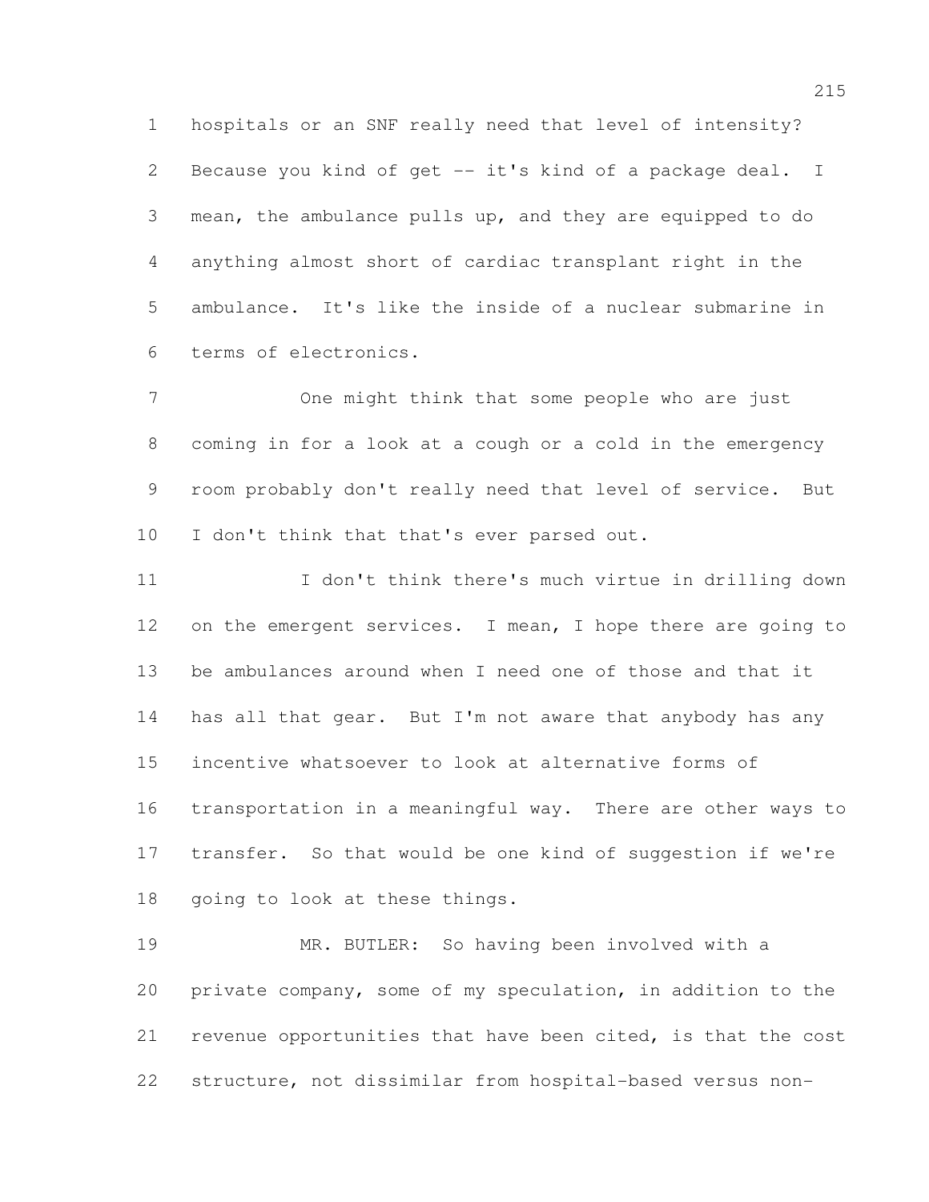hospitals or an SNF really need that level of intensity? Because you kind of get -- it's kind of a package deal. I mean, the ambulance pulls up, and they are equipped to do anything almost short of cardiac transplant right in the ambulance. It's like the inside of a nuclear submarine in terms of electronics.

One might think that some people who are just coming in for a look at a cough or a cold in the emergency room probably don't really need that level of service. But I don't think that that's ever parsed out.

I don't think there's much virtue in drilling down on the emergent services. I mean, I hope there are going to be ambulances around when I need one of those and that it has all that gear. But I'm not aware that anybody has any incentive whatsoever to look at alternative forms of transportation in a meaningful way. There are other ways to transfer. So that would be one kind of suggestion if we're going to look at these things.

MR. BUTLER: So having been involved with a private company, some of my speculation, in addition to the revenue opportunities that have been cited, is that the cost structure, not dissimilar from hospital-based versus non-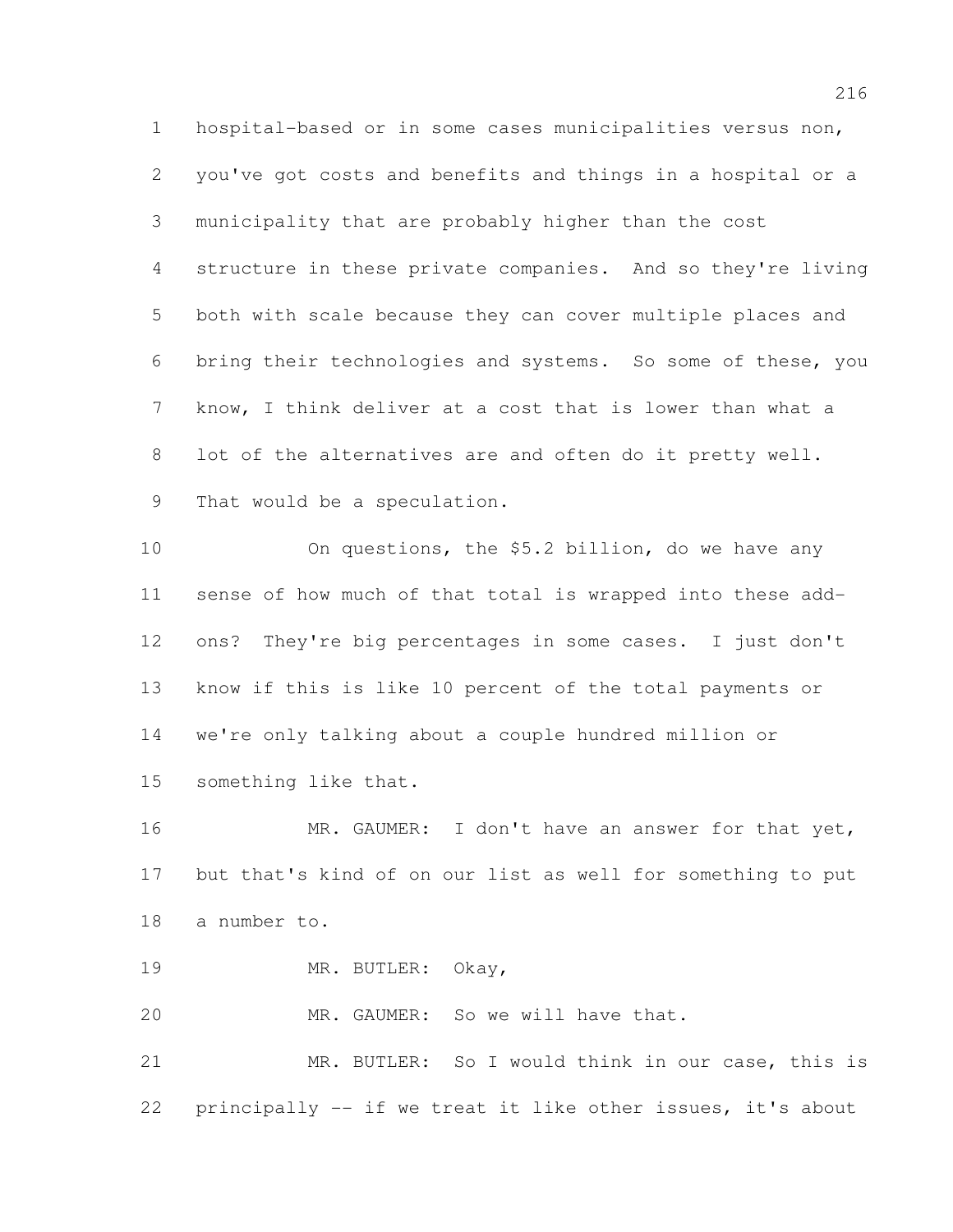hospital-based or in some cases municipalities versus non, you've got costs and benefits and things in a hospital or a municipality that are probably higher than the cost structure in these private companies. And so they're living both with scale because they can cover multiple places and bring their technologies and systems. So some of these, you know, I think deliver at a cost that is lower than what a lot of the alternatives are and often do it pretty well. That would be a speculation.

On questions, the $5.2 billion, do we have any sense of how much of that total is wrapped into these add-ons? They're big percentages in some cases. I just don't know if this is like 10 percent of the total payments or we're only talking about a couple hundred million or something like that.

MR. GAUMER: I don't have an answer for that yet, but that's kind of on our list as well for something to put a number to.

MR. BUTLER: Okay,

MR. GAUMER: So we will have that.

MR. BUTLER: So I would think in our case, this is principally -- if we treat it like other issues, it's about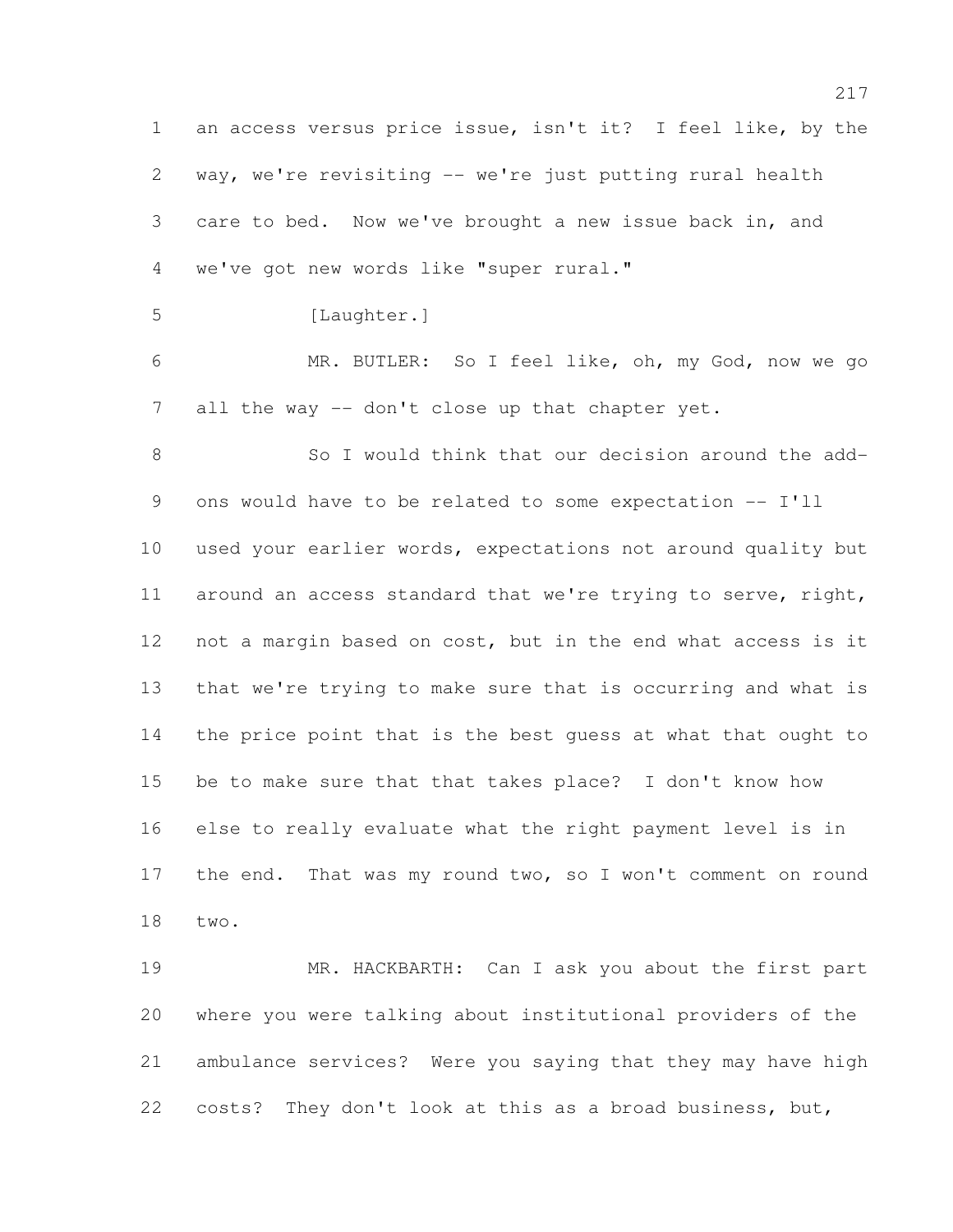an access versus price issue, isn't it? I feel like, by the way, we're revisiting -- we're just putting rural health care to bed. Now we've brought a new issue back in, and we've got new words like "super rural."

[Laughter.]

MR. BUTLER: So I feel like, oh, my God, now we go all the way -- don't close up that chapter yet.

So I would think that our decision around the add-ons would have to be related to some expectation -- I'll used your earlier words, expectations not around quality but around an access standard that we're trying to serve, right, not a margin based on cost, but in the end what access is it that we're trying to make sure that is occurring and what is the price point that is the best guess at what that ought to be to make sure that that takes place? I don't know how else to really evaluate what the right payment level is in the end. That was my round two, so I won't comment on round two.

MR. HACKBARTH: Can I ask you about the first part where you were talking about institutional providers of the ambulance services? Were you saying that they may have high costs? They don't look at this as a broad business, but,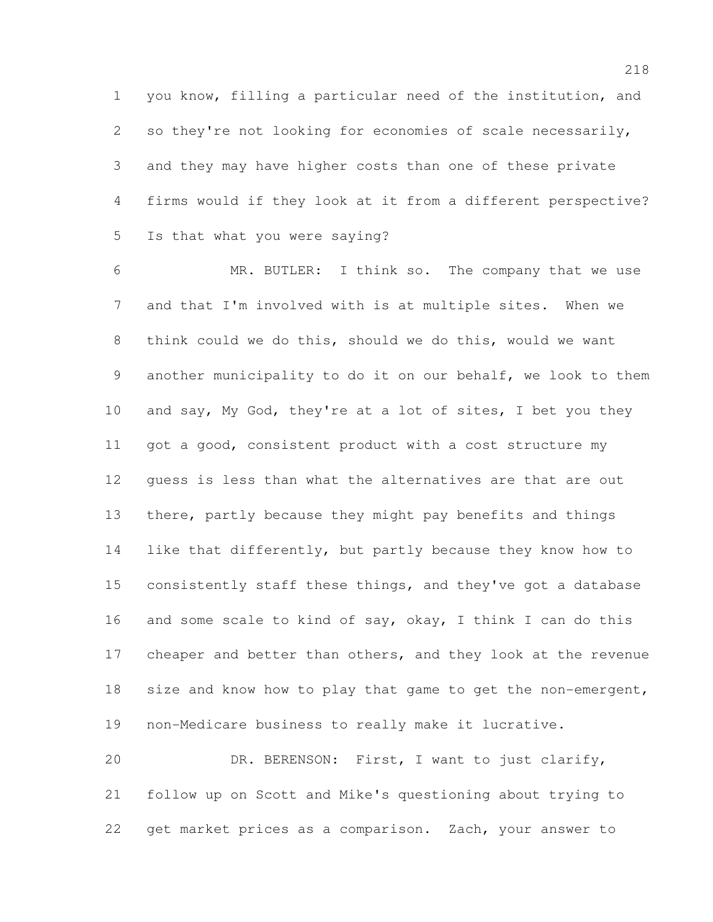you know, filling a particular need of the institution, and so they're not looking for economies of scale necessarily, and they may have higher costs than one of these private firms would if they look at it from a different perspective? Is that what you were saying?

MR. BUTLER: I think so. The company that we use and that I'm involved with is at multiple sites. When we think could we do this, should we do this, would we want another municipality to do it on our behalf, we look to them and say, My God, they're at a lot of sites, I bet you they got a good, consistent product with a cost structure my guess is less than what the alternatives are that are out there, partly because they might pay benefits and things like that differently, but partly because they know how to consistently staff these things, and they've got a database and some scale to kind of say, okay, I think I can do this cheaper and better than others, and they look at the revenue size and know how to play that game to get the non-emergent, non-Medicare business to really make it lucrative.

DR. BERENSON: First, I want to just clarify, follow up on Scott and Mike's questioning about trying to get market prices as a comparison. Zach, your answer to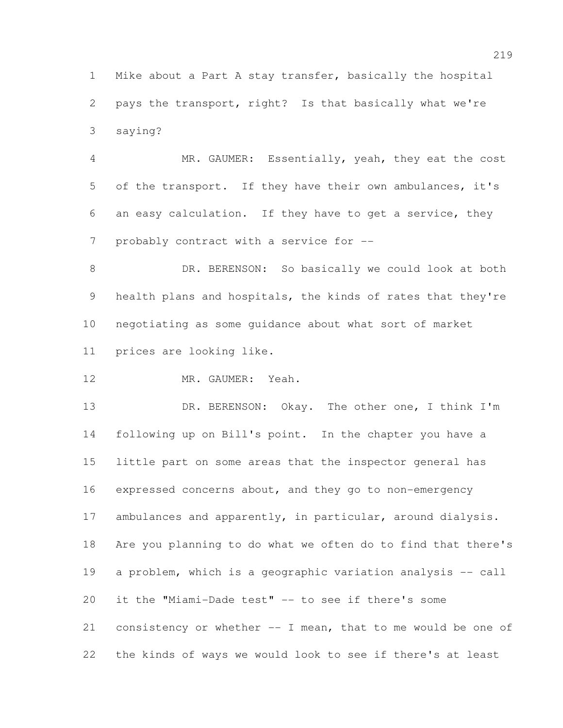Mike about a Part A stay transfer, basically the hospital pays the transport, right? Is that basically what we're saying?

MR. GAUMER: Essentially, yeah, they eat the cost of the transport. If they have their own ambulances, it's an easy calculation. If they have to get a service, they probably contract with a service for --

DR. BERENSON: So basically we could look at both health plans and hospitals, the kinds of rates that they're negotiating as some guidance about what sort of market prices are looking like.

MR. GAUMER: Yeah.

DR. BERENSON: Okay. The other one, I think I'm following up on Bill's point. In the chapter you have a little part on some areas that the inspector general has expressed concerns about, and they go to non-emergency ambulances and apparently, in particular, around dialysis. Are you planning to do what we often do to find that there's a problem, which is a geographic variation analysis -- call it the "Miami-Dade test" -- to see if there's some consistency or whether -- I mean, that to me would be one of the kinds of ways we would look to see if there's at least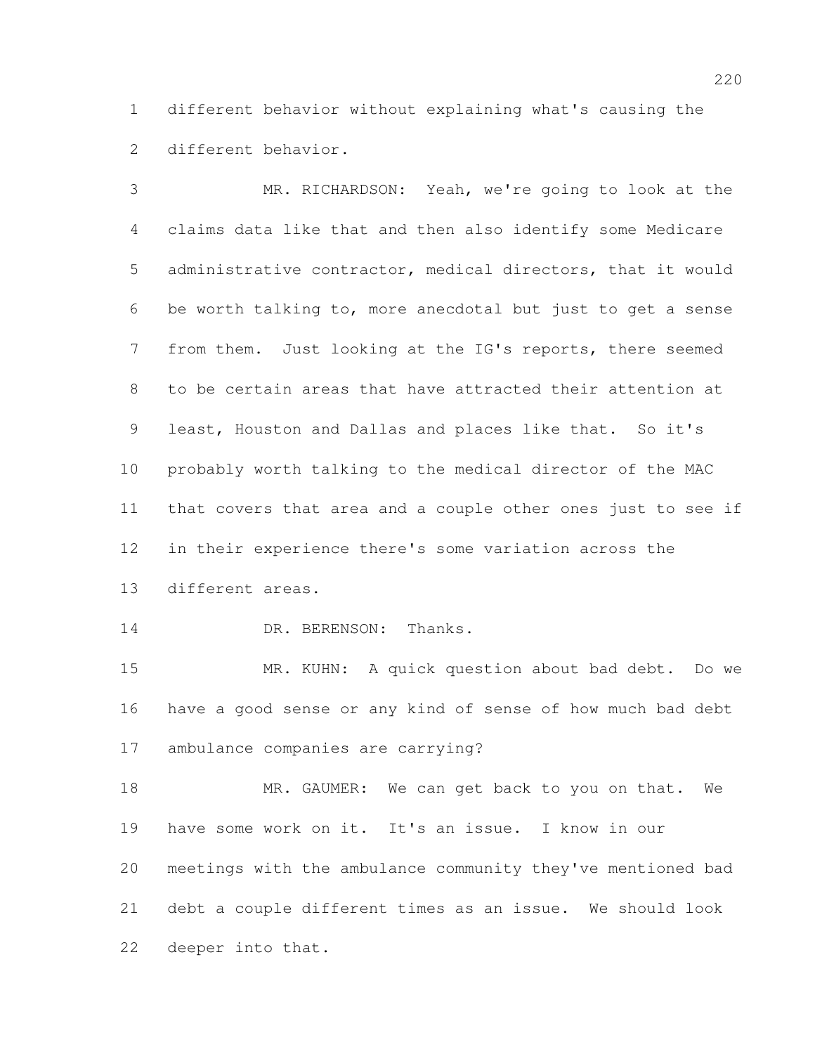different behavior without explaining what's causing the different behavior.

MR. RICHARDSON: Yeah, we're going to look at the claims data like that and then also identify some Medicare administrative contractor, medical directors, that it would be worth talking to, more anecdotal but just to get a sense from them. Just looking at the IG's reports, there seemed to be certain areas that have attracted their attention at least, Houston and Dallas and places like that. So it's probably worth talking to the medical director of the MAC that covers that area and a couple other ones just to see if in their experience there's some variation across the different areas.

DR. BERENSON: Thanks.

MR. KUHN: A quick question about bad debt. Do we have a good sense or any kind of sense of how much bad debt ambulance companies are carrying?

MR. GAUMER: We can get back to you on that. We have some work on it. It's an issue. I know in our meetings with the ambulance community they've mentioned bad debt a couple different times as an issue. We should look deeper into that.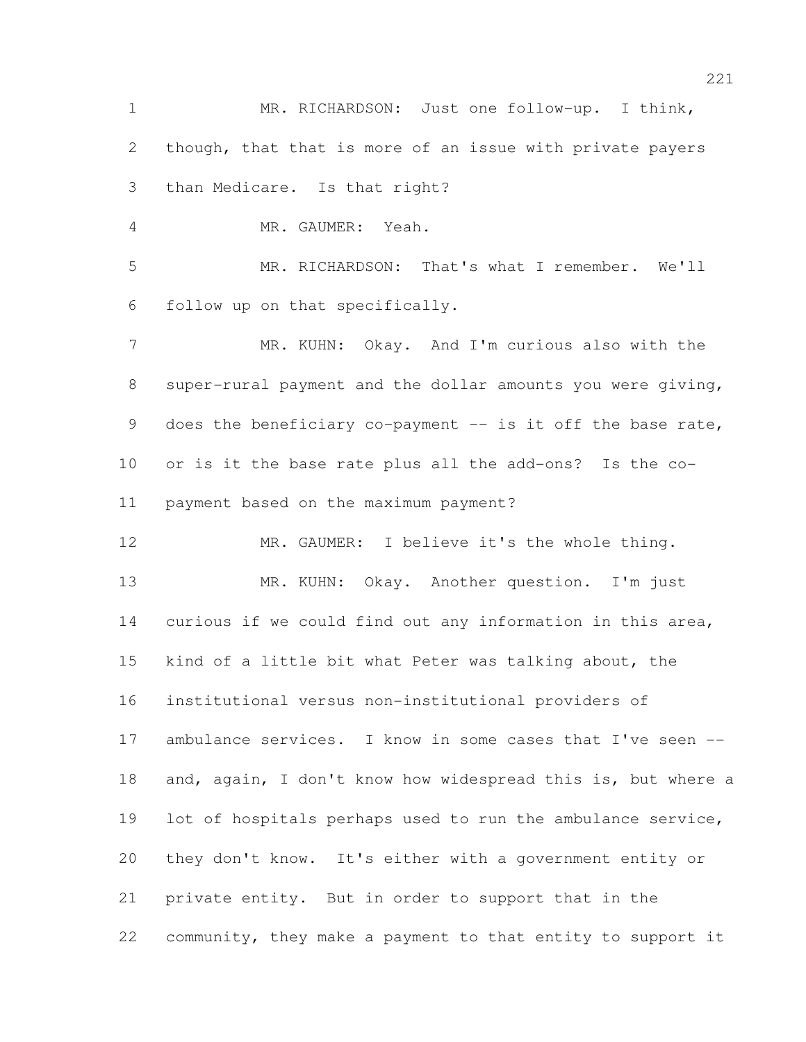MR. RICHARDSON: Just one follow-up. I think, though, that that is more of an issue with private payers than Medicare. Is that right?

MR. GAUMER: Yeah.

MR. RICHARDSON: That's what I remember. We'll follow up on that specifically.

MR. KUHN: Okay. And I'm curious also with the super-rural payment and the dollar amounts you were giving, does the beneficiary co-payment -- is it off the base rate, or is it the base rate plus all the add-ons? Is the co-payment based on the maximum payment?

MR. GAUMER: I believe it's the whole thing.

MR. KUHN: Okay. Another question. I'm just curious if we could find out any information in this area, kind of a little bit what Peter was talking about, the institutional versus non-institutional providers of ambulance services. I know in some cases that I've seen -- and, again, I don't know how widespread this is, but where a lot of hospitals perhaps used to run the ambulance service, they don't know. It's either with a government entity or private entity. But in order to support that in the community, they make a payment to that entity to support it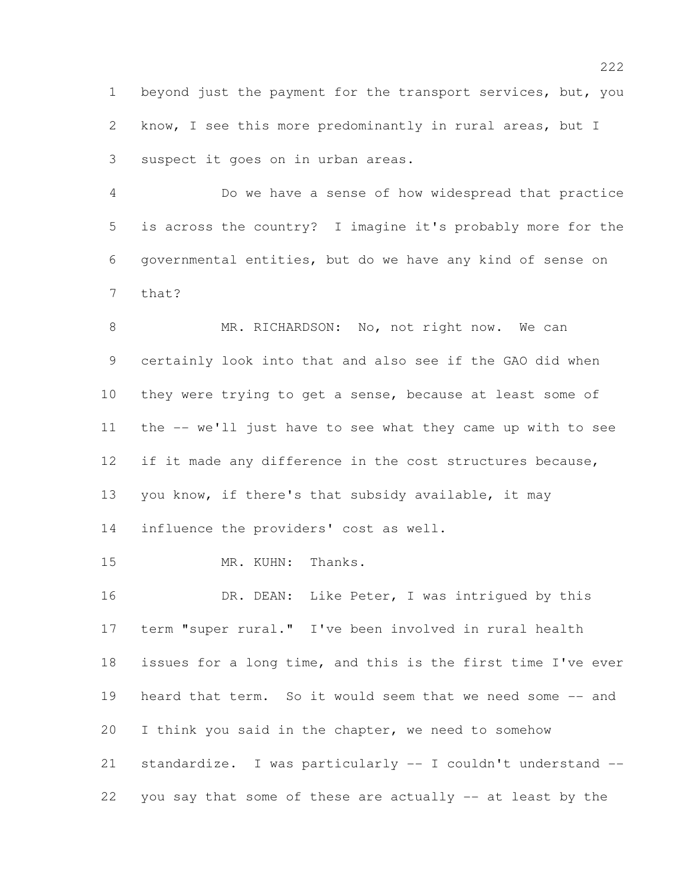beyond just the payment for the transport services, but, you know, I see this more predominantly in rural areas, but I suspect it goes on in urban areas.

Do we have a sense of how widespread that practice is across the country? I imagine it's probably more for the governmental entities, but do we have any kind of sense on that?

MR. RICHARDSON: No, not right now. We can certainly look into that and also see if the GAO did when they were trying to get a sense, because at least some of the -- we'll just have to see what they came up with to see if it made any difference in the cost structures because, you know, if there's that subsidy available, it may influence the providers' cost as well.

MR. KUHN: Thanks.

DR. DEAN: Like Peter, I was intrigued by this term "super rural." I've been involved in rural health issues for a long time, and this is the first time I've ever heard that term. So it would seem that we need some -- and I think you said in the chapter, we need to somehow standardize. I was particularly -- I couldn't understand -- you say that some of these are actually -- at least by the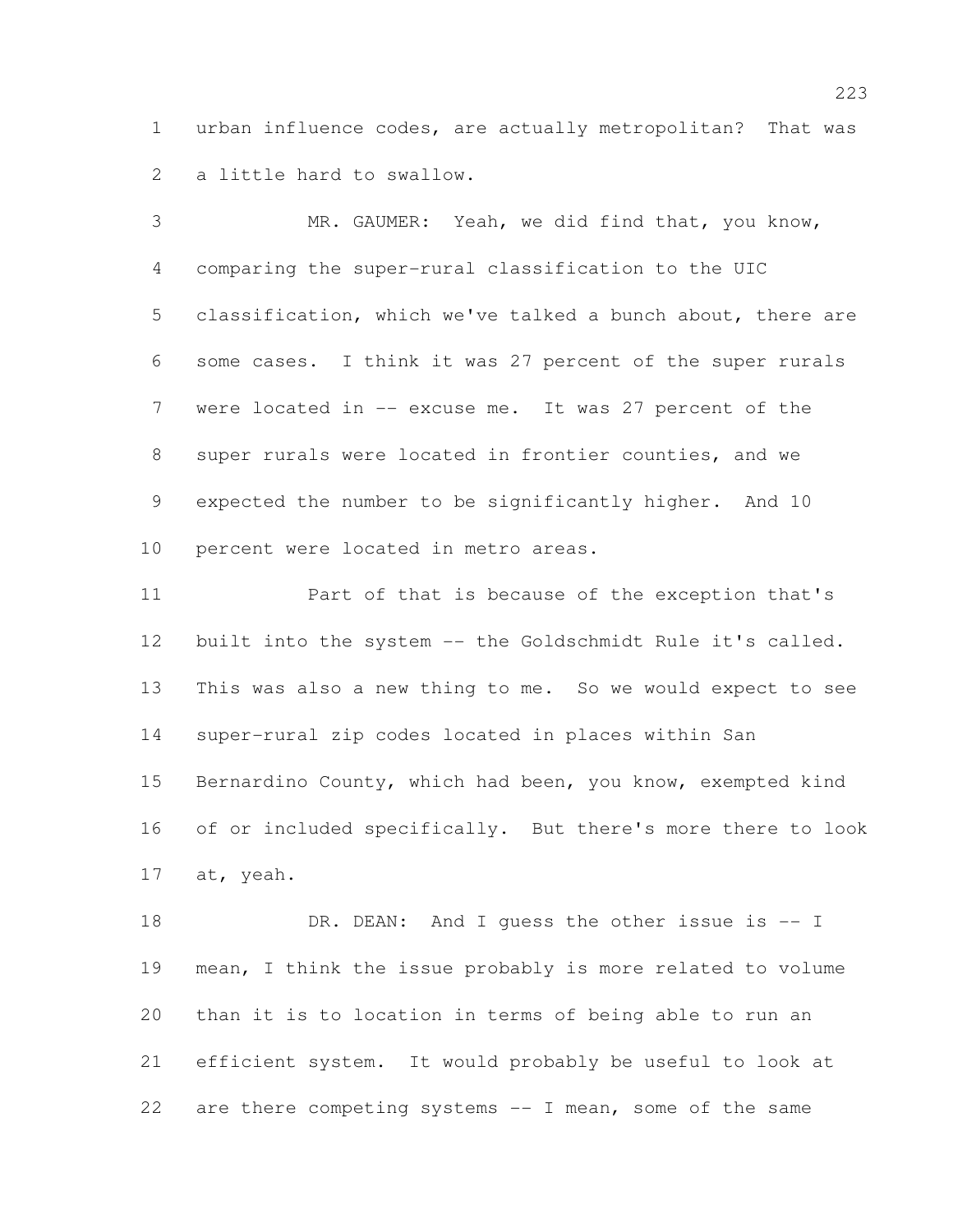urban influence codes, are actually metropolitan? That was a little hard to swallow.

MR. GAUMER: Yeah, we did find that, you know, comparing the super-rural classification to the UIC classification, which we've talked a bunch about, there are some cases. I think it was 27 percent of the super rurals were located in -- excuse me. It was 27 percent of the super rurals were located in frontier counties, and we expected the number to be significantly higher. And 10 percent were located in metro areas.

Part of that is because of the exception that's built into the system -- the Goldschmidt Rule it's called. This was also a new thing to me. So we would expect to see super-rural zip codes located in places within San Bernardino County, which had been, you know, exempted kind of or included specifically. But there's more there to look at, yeah.

DR. DEAN: And I guess the other issue is -- I mean, I think the issue probably is more related to volume than it is to location in terms of being able to run an efficient system. It would probably be useful to look at are there competing systems -- I mean, some of the same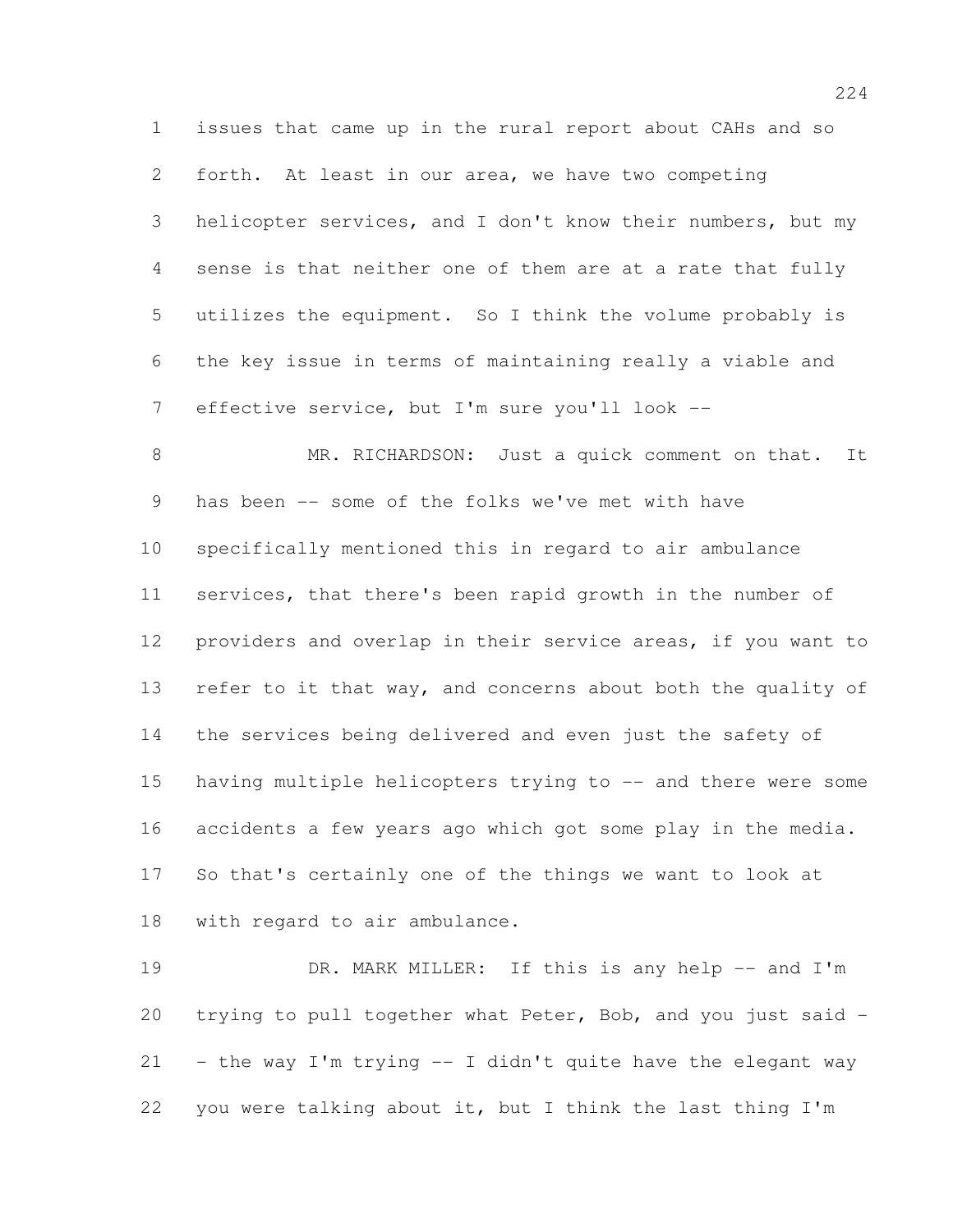issues that came up in the rural report about CAHs and so forth. At least in our area, we have two competing helicopter services, and I don't know their numbers, but my sense is that neither one of them are at a rate that fully utilizes the equipment. So I think the volume probably is the key issue in terms of maintaining really a viable and effective service, but I'm sure you'll look --

MR. RICHARDSON: Just a quick comment on that. It has been -- some of the folks we've met with have specifically mentioned this in regard to air ambulance services, that there's been rapid growth in the number of providers and overlap in their service areas, if you want to refer to it that way, and concerns about both the quality of the services being delivered and even just the safety of having multiple helicopters trying to -- and there were some accidents a few years ago which got some play in the media. So that's certainly one of the things we want to look at with regard to air ambulance.

DR. MARK MILLER: If this is any help -- and I'm trying to pull together what Peter, Bob, and you just said -- the way I'm trying -- I didn't quite have the elegant way you were talking about it, but I think the last thing I'm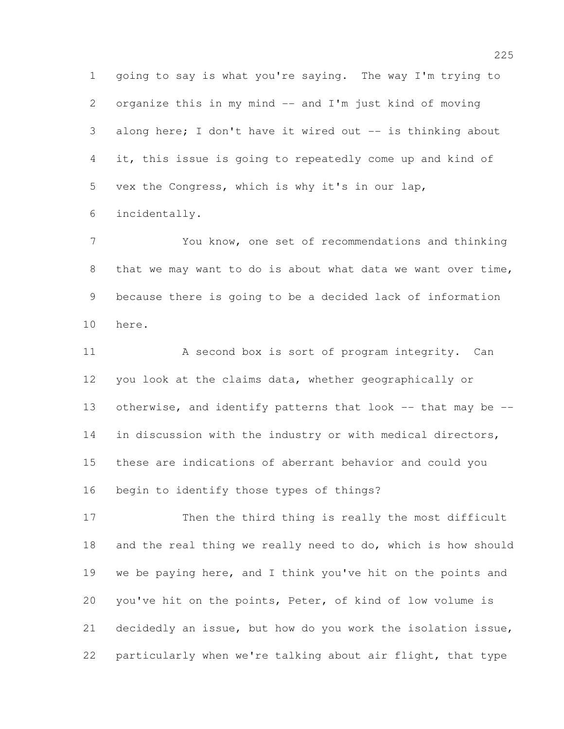going to say is what you're saying. The way I'm trying to organize this in my mind -- and I'm just kind of moving along here; I don't have it wired out -- is thinking about it, this issue is going to repeatedly come up and kind of vex the Congress, which is why it's in our lap, incidentally.

You know, one set of recommendations and thinking that we may want to do is about what data we want over time, because there is going to be a decided lack of information here.

A second box is sort of program integrity. Can you look at the claims data, whether geographically or otherwise, and identify patterns that look -- that may be -- in discussion with the industry or with medical directors, these are indications of aberrant behavior and could you begin to identify those types of things?

Then the third thing is really the most difficult and the real thing we really need to do, which is how should we be paying here, and I think you've hit on the points and you've hit on the points, Peter, of kind of low volume is decidedly an issue, but how do you work the isolation issue, particularly when we're talking about air flight, that type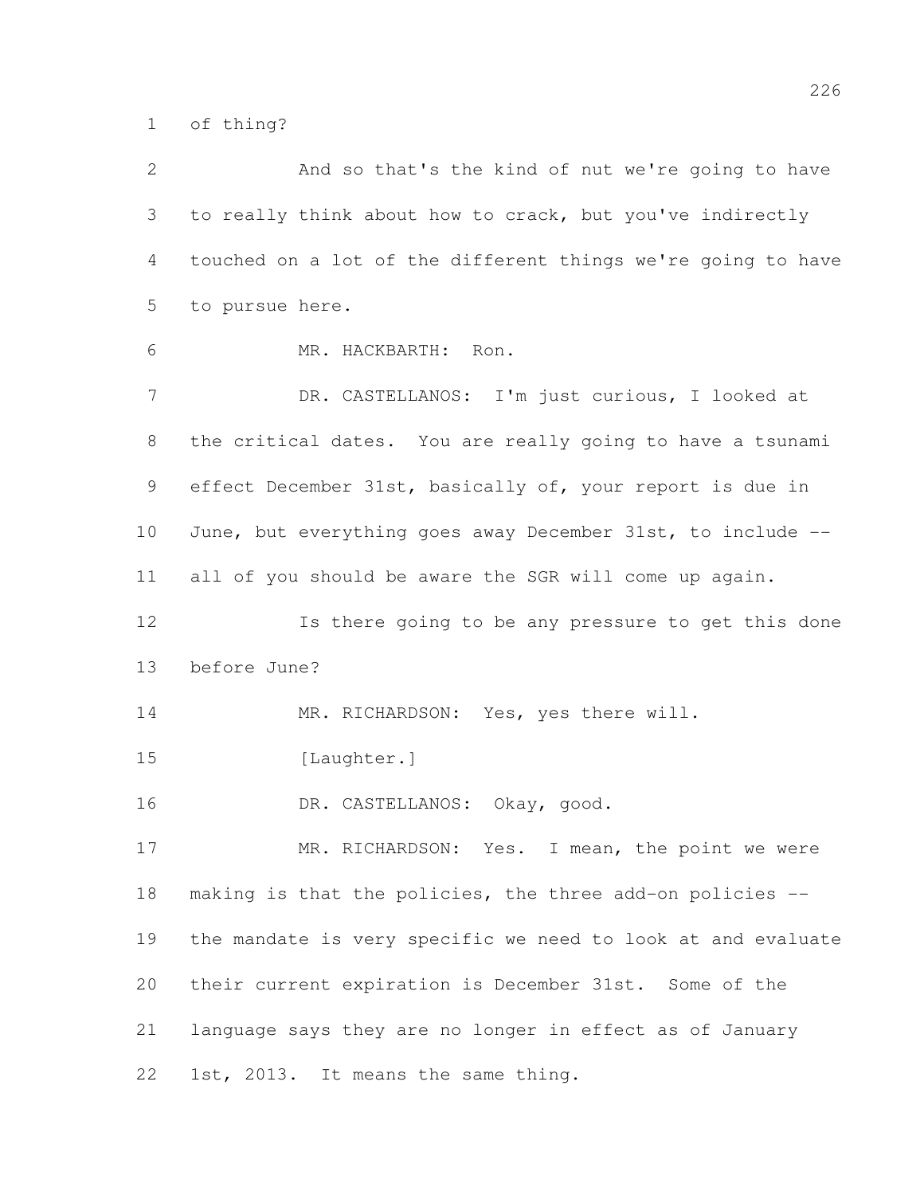of thing?

And so that's the kind of nut we're going to have to really think about how to crack, but you've indirectly touched on a lot of the different things we're going to have to pursue here.

MR. HACKBARTH: Ron.

DR. CASTELLANOS: I'm just curious, I looked at the critical dates. You are really going to have a tsunami effect December 31st, basically of, your report is due in June, but everything goes away December 31st, to include -- all of you should be aware the SGR will come up again.

Is there going to be any pressure to get this done before June?

MR. RICHARDSON: Yes, yes there will.

[Laughter.]

DR. CASTELLANOS: Okay, good.

MR. RICHARDSON: Yes. I mean, the point we were making is that the policies, the three add-on policies -- the mandate is very specific we need to look at and evaluate their current expiration is December 31st. Some of the language says they are no longer in effect as of January 1st, 2013. It means the same thing.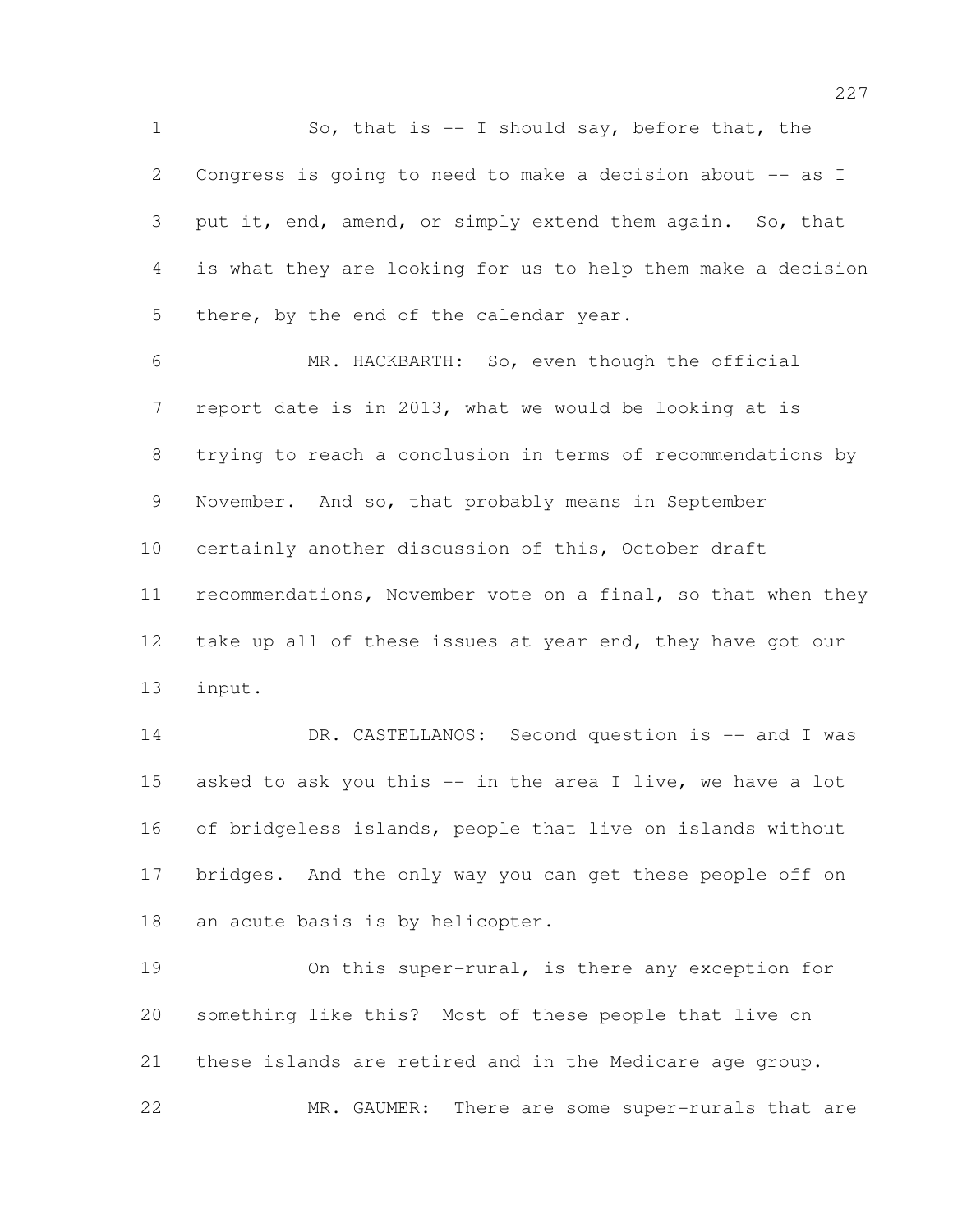So, that is -- I should say, before that, the Congress is going to need to make a decision about -- as I put it, end, amend, or simply extend them again. So, that is what they are looking for us to help them make a decision there, by the end of the calendar year.

MR. HACKBARTH: So, even though the official report date is in 2013, what we would be looking at is trying to reach a conclusion in terms of recommendations by November. And so, that probably means in September certainly another discussion of this, October draft recommendations, November vote on a final, so that when they take up all of these issues at year end, they have got our input.

DR. CASTELLANOS: Second question is -- and I was asked to ask you this -- in the area I live, we have a lot of bridgeless islands, people that live on islands without bridges. And the only way you can get these people off on an acute basis is by helicopter.

On this super-rural, is there any exception for something like this? Most of these people that live on these islands are retired and in the Medicare age group.

MR. GAUMER: There are some super-rurals that are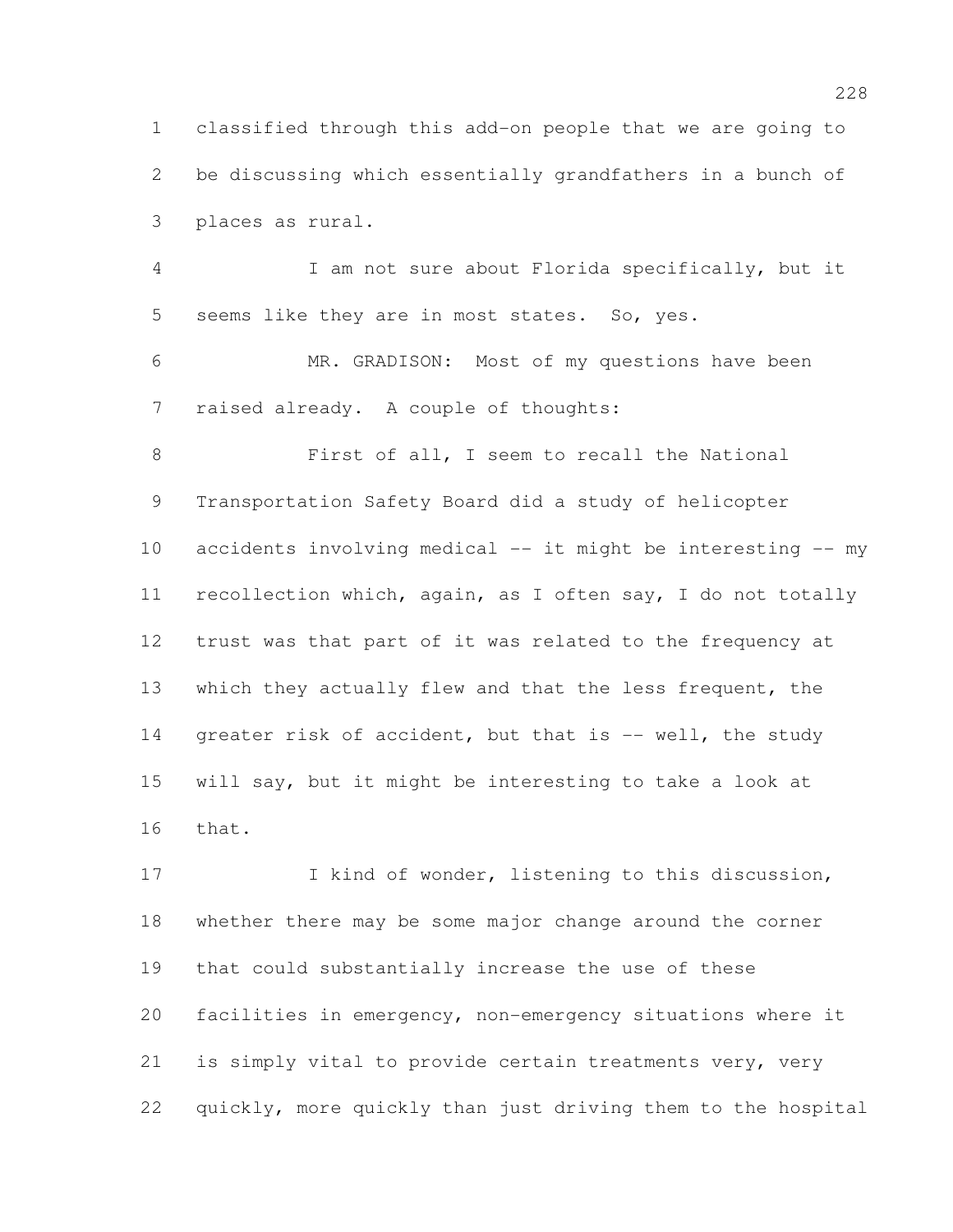classified through this add-on people that we are going to be discussing which essentially grandfathers in a bunch of places as rural.

I am not sure about Florida specifically, but it seems like they are in most states. So, yes.

MR. GRADISON: Most of my questions have been raised already. A couple of thoughts:

First of all, I seem to recall the National Transportation Safety Board did a study of helicopter accidents involving medical -- it might be interesting -- my recollection which, again, as I often say, I do not totally trust was that part of it was related to the frequency at which they actually flew and that the less frequent, the greater risk of accident, but that is -- well, the study will say, but it might be interesting to take a look at that.

I kind of wonder, listening to this discussion, whether there may be some major change around the corner that could substantially increase the use of these facilities in emergency, non-emergency situations where it is simply vital to provide certain treatments very, very quickly, more quickly than just driving them to the hospital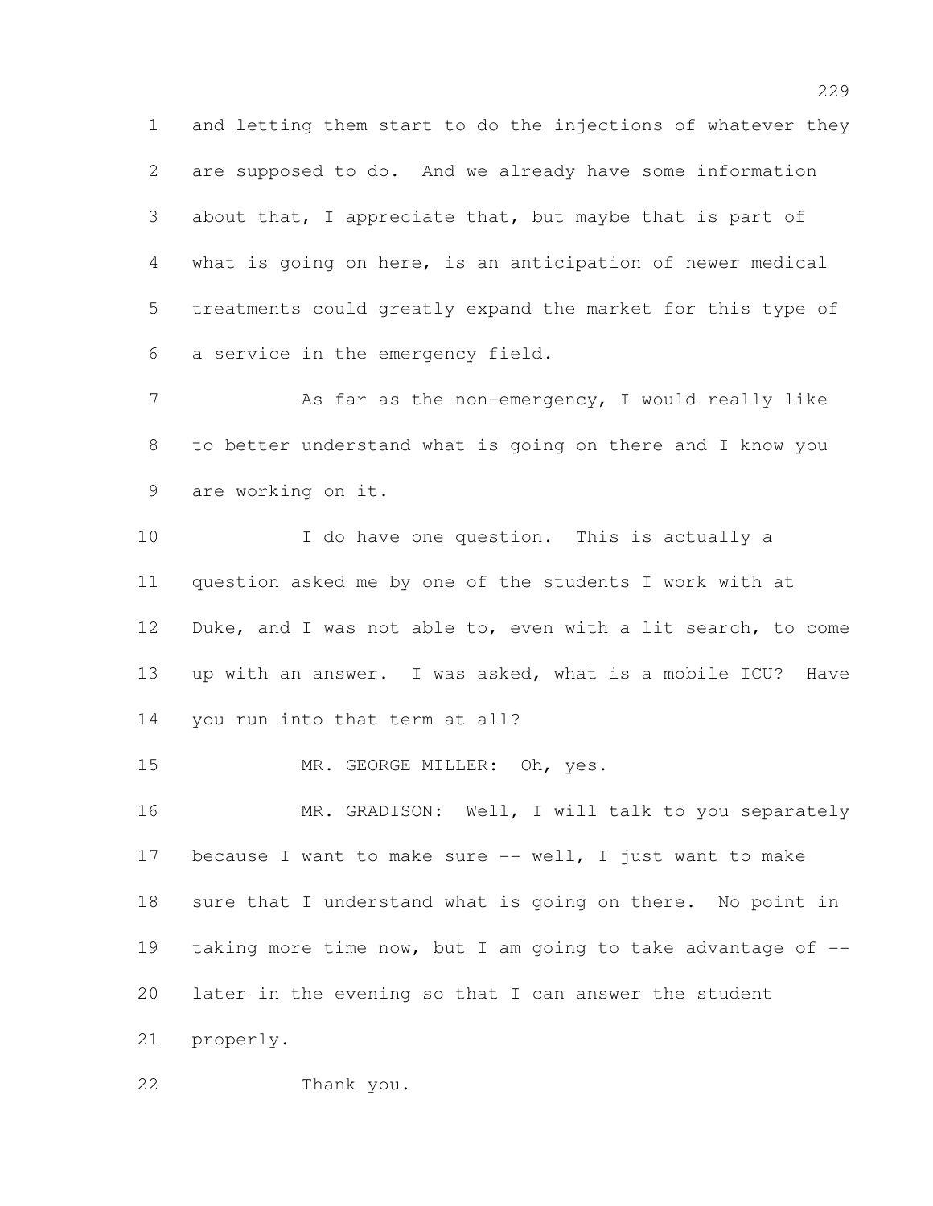and letting them start to do the injections of whatever they are supposed to do. And we already have some information about that, I appreciate that, but maybe that is part of what is going on here, is an anticipation of newer medical treatments could greatly expand the market for this type of a service in the emergency field.

As far as the non-emergency, I would really like to better understand what is going on there and I know you are working on it.

I do have one question. This is actually a question asked me by one of the students I work with at Duke, and I was not able to, even with a lit search, to come up with an answer. I was asked, what is a mobile ICU? Have you run into that term at all?

MR. GEORGE MILLER: Oh, yes.

MR. GRADISON: Well, I will talk to you separately because I want to make sure -- well, I just want to make sure that I understand what is going on there. No point in taking more time now, but I am going to take advantage of -- later in the evening so that I can answer the student properly.

Thank you.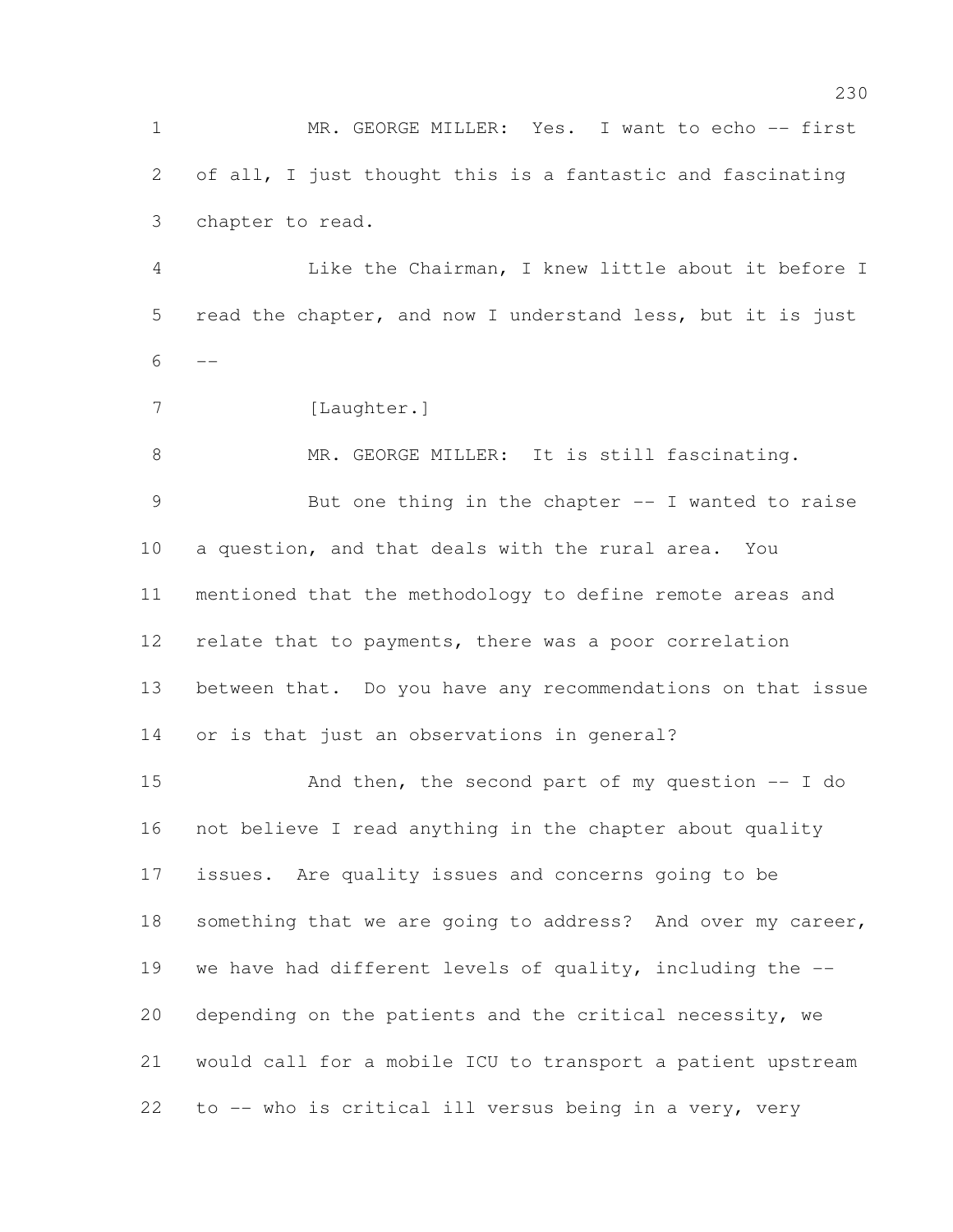MR. GEORGE MILLER: Yes. I want to echo -- first of all, I just thought this is a fantastic and fascinating chapter to read.

Like the Chairman, I knew little about it before I read the chapter, and now I understand less, but it is just --

[Laughter.]

MR. GEORGE MILLER: It is still fascinating.

But one thing in the chapter -- I wanted to raise a question, and that deals with the rural area. You mentioned that the methodology to define remote areas and relate that to payments, there was a poor correlation between that. Do you have any recommendations on that issue or is that just an observations in general?

And then, the second part of my question -- I do not believe I read anything in the chapter about quality issues. Are quality issues and concerns going to be something that we are going to address? And over my career, we have had different levels of quality, including the -- depending on the patients and the critical necessity, we would call for a mobile ICU to transport a patient upstream to -- who is critical ill versus being in a very, very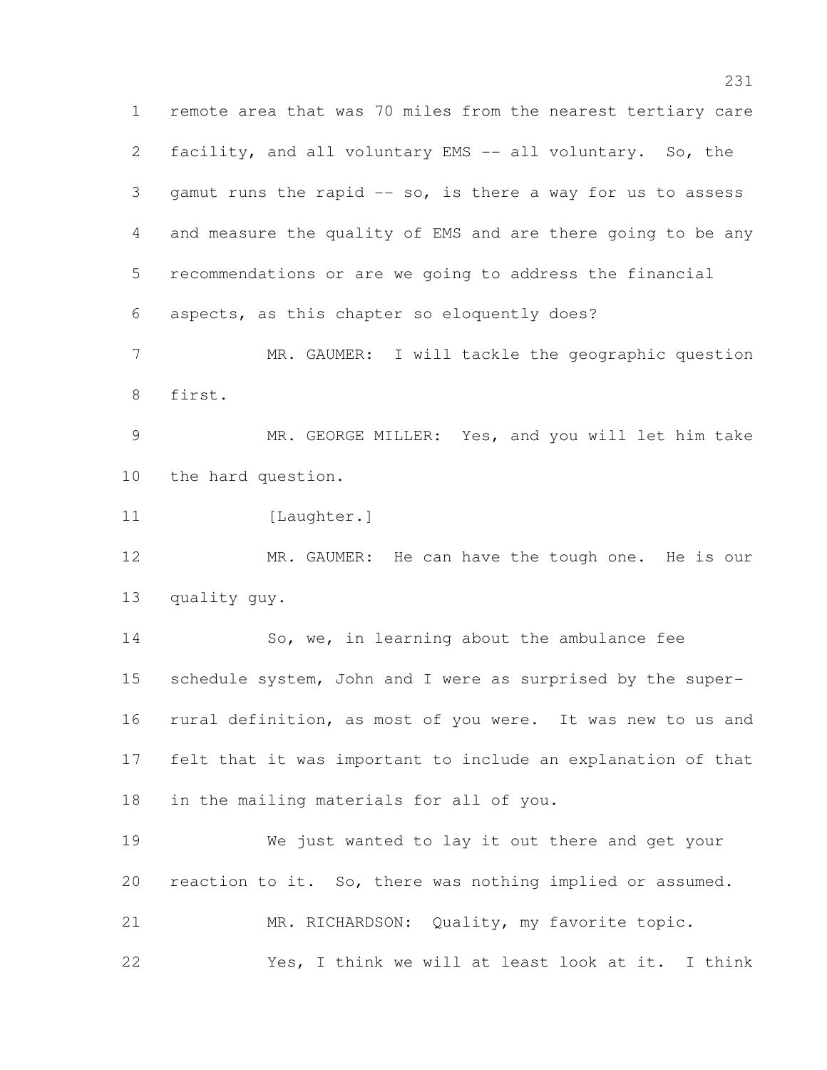remote area that was 70 miles from the nearest tertiary care facility, and all voluntary EMS -- all voluntary. So, the gamut runs the rapid -- so, is there a way for us to assess and measure the quality of EMS and are there going to be any recommendations or are we going to address the financial aspects, as this chapter so eloquently does?

MR. GAUMER: I will tackle the geographic question first.

MR. GEORGE MILLER: Yes, and you will let him take the hard question.

[Laughter.]

MR. GAUMER: He can have the tough one. He is our quality guy.

So, we, in learning about the ambulance fee schedule system, John and I were as surprised by the super-rural definition, as most of you were. It was new to us and felt that it was important to include an explanation of that in the mailing materials for all of you.

We just wanted to lay it out there and get your reaction to it. So, there was nothing implied or assumed.

MR. RICHARDSON: Quality, my favorite topic.

Yes, I think we will at least look at it. I think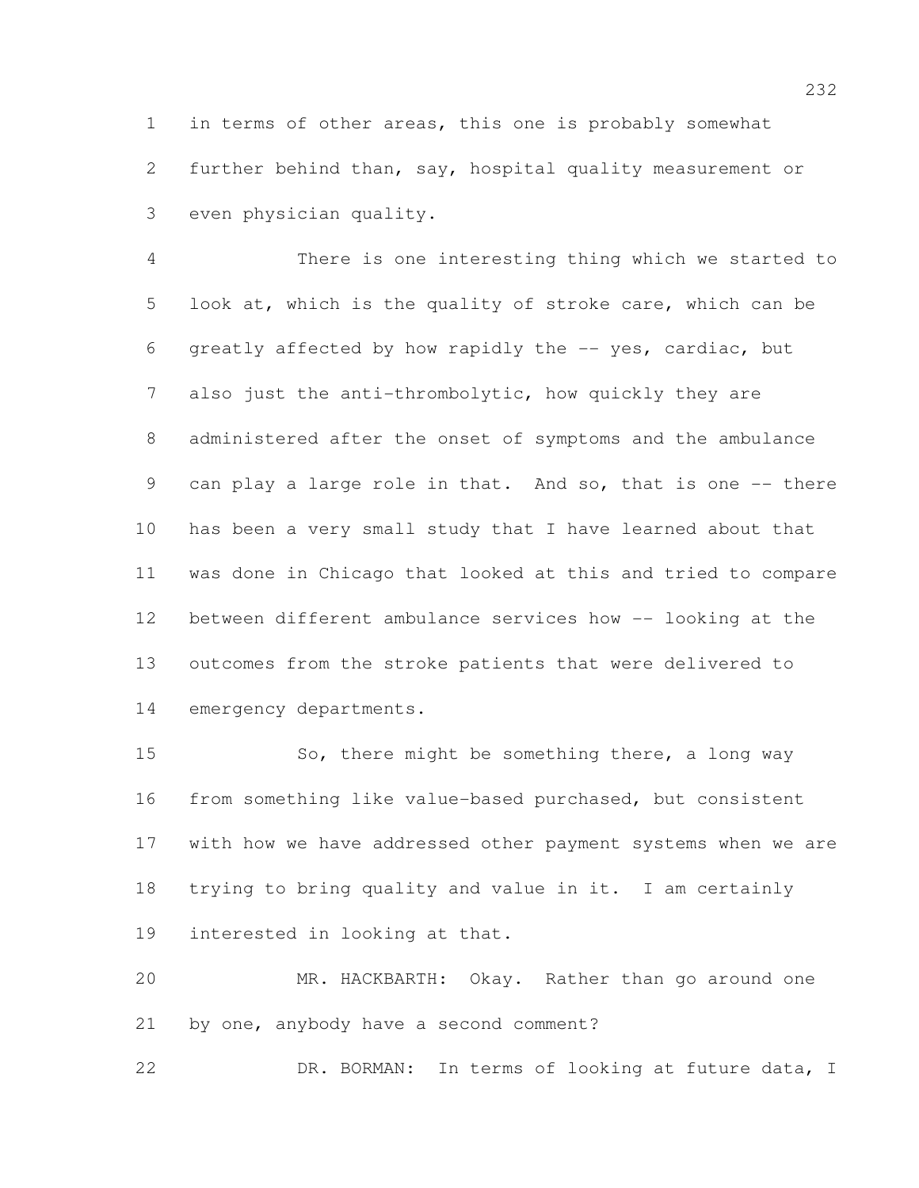in terms of other areas, this one is probably somewhat further behind than, say, hospital quality measurement or even physician quality.

There is one interesting thing which we started to look at, which is the quality of stroke care, which can be greatly affected by how rapidly the -- yes, cardiac, but also just the anti-thrombolytic, how quickly they are administered after the onset of symptoms and the ambulance can play a large role in that. And so, that is one -- there has been a very small study that I have learned about that was done in Chicago that looked at this and tried to compare between different ambulance services how -- looking at the outcomes from the stroke patients that were delivered to emergency departments.

So, there might be something there, a long way from something like value-based purchased, but consistent with how we have addressed other payment systems when we are trying to bring quality and value in it. I am certainly interested in looking at that.

MR. HACKBARTH: Okay. Rather than go around one by one, anybody have a second comment?

DR. BORMAN: In terms of looking at future data, I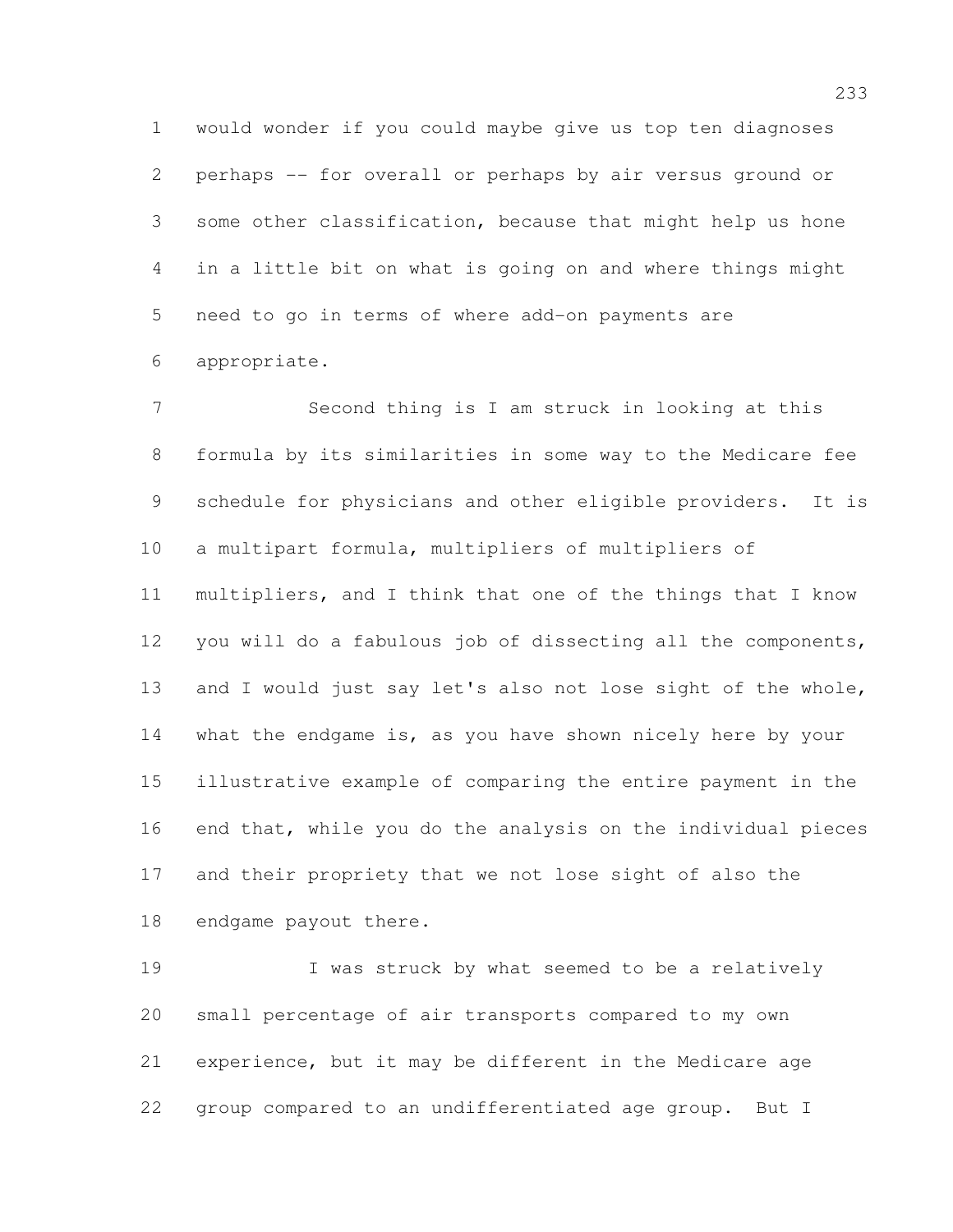would wonder if you could maybe give us top ten diagnoses perhaps -- for overall or perhaps by air versus ground or some other classification, because that might help us hone in a little bit on what is going on and where things might need to go in terms of where add-on payments are appropriate.

Second thing is I am struck in looking at this formula by its similarities in some way to the Medicare fee schedule for physicians and other eligible providers. It is a multipart formula, multipliers of multipliers of multipliers, and I think that one of the things that I know you will do a fabulous job of dissecting all the components, and I would just say let's also not lose sight of the whole, what the endgame is, as you have shown nicely here by your illustrative example of comparing the entire payment in the end that, while you do the analysis on the individual pieces and their propriety that we not lose sight of also the endgame payout there.

I was struck by what seemed to be a relatively small percentage of air transports compared to my own experience, but it may be different in the Medicare age group compared to an undifferentiated age group. But I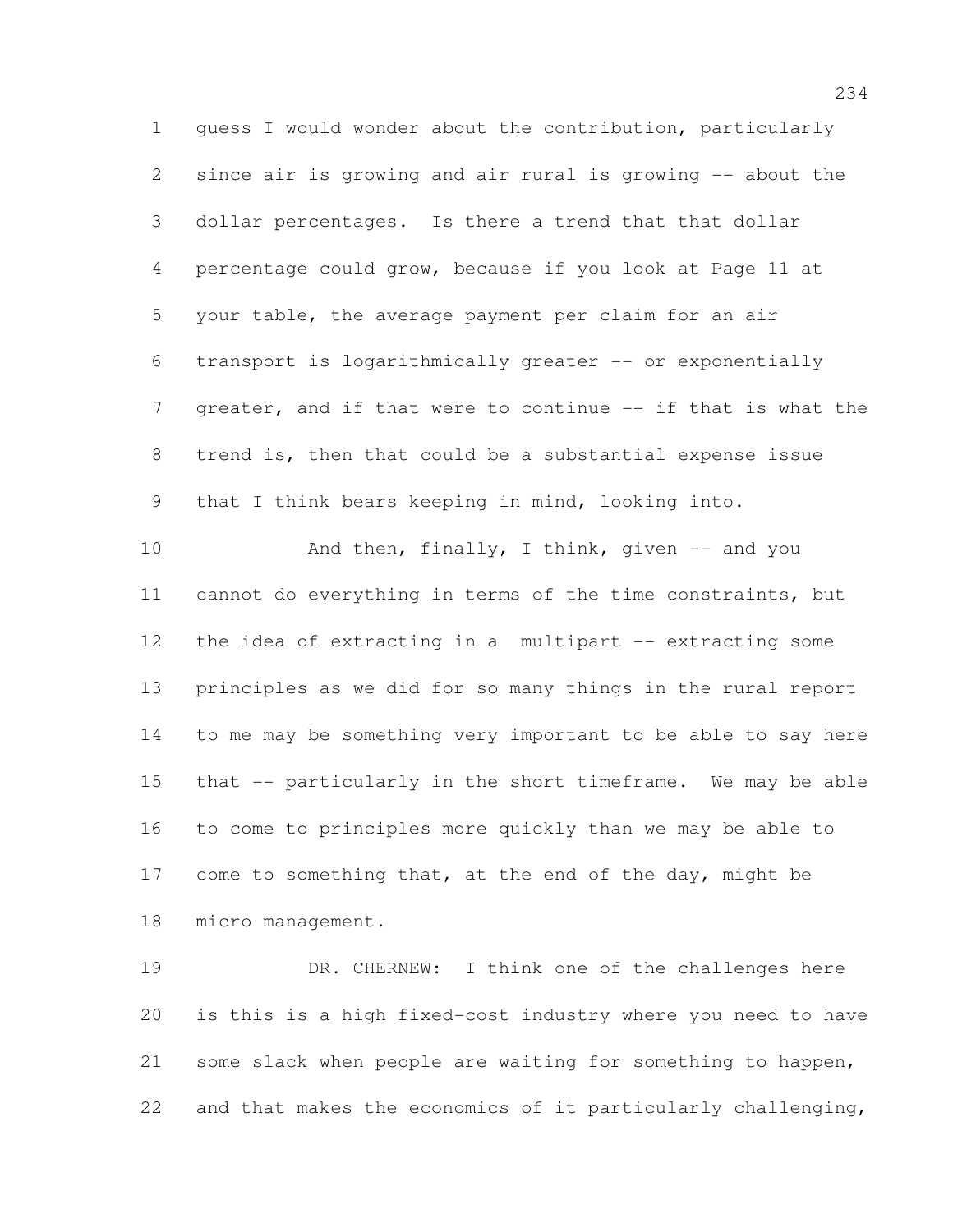guess I would wonder about the contribution, particularly since air is growing and air rural is growing -- about the dollar percentages. Is there a trend that that dollar percentage could grow, because if you look at Page 11 at your table, the average payment per claim for an air transport is logarithmically greater -- or exponentially greater, and if that were to continue -- if that is what the trend is, then that could be a substantial expense issue that I think bears keeping in mind, looking into.

And then, finally, I think, given -- and you cannot do everything in terms of the time constraints, but the idea of extracting in a multipart -- extracting some principles as we did for so many things in the rural report to me may be something very important to be able to say here that -- particularly in the short timeframe. We may be able to come to principles more quickly than we may be able to come to something that, at the end of the day, might be micro management.

DR. CHERNEW: I think one of the challenges here is this is a high fixed-cost industry where you need to have some slack when people are waiting for something to happen, and that makes the economics of it particularly challenging,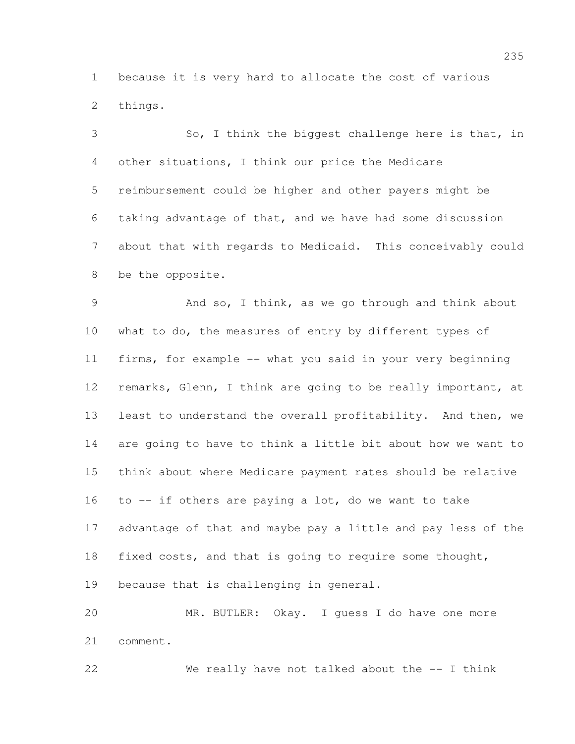because it is very hard to allocate the cost of various things.

So, I think the biggest challenge here is that, in other situations, I think our price the Medicare reimbursement could be higher and other payers might be taking advantage of that, and we have had some discussion about that with regards to Medicaid. This conceivably could be the opposite.

And so, I think, as we go through and think about what to do, the measures of entry by different types of firms, for example -- what you said in your very beginning remarks, Glenn, I think are going to be really important, at least to understand the overall profitability. And then, we are going to have to think a little bit about how we want to think about where Medicare payment rates should be relative to -- if others are paying a lot, do we want to take advantage of that and maybe pay a little and pay less of the fixed costs, and that is going to require some thought, because that is challenging in general.

MR. BUTLER: Okay. I guess I do have one more comment.

We really have not talked about the -- I think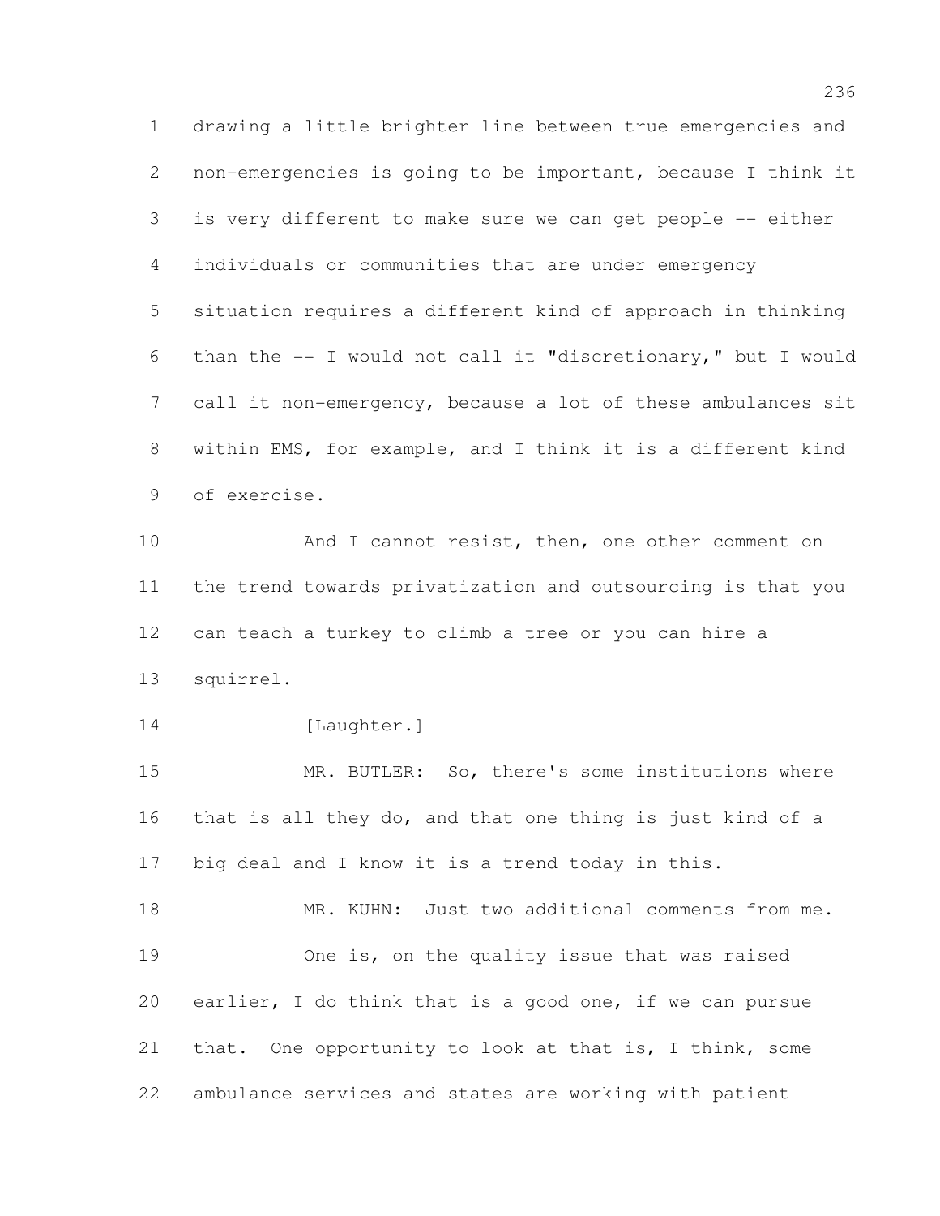drawing a little brighter line between true emergencies and non-emergencies is going to be important, because I think it is very different to make sure we can get people -- either individuals or communities that are under emergency situation requires a different kind of approach in thinking than the -- I would not call it "discretionary," but I would call it non-emergency, because a lot of these ambulances sit within EMS, for example, and I think it is a different kind of exercise.

And I cannot resist, then, one other comment on the trend towards privatization and outsourcing is that you can teach a turkey to climb a tree or you can hire a squirrel.

[Laughter.]

MR. BUTLER: So, there's some institutions where that is all they do, and that one thing is just kind of a big deal and I know it is a trend today in this.

MR. KUHN: Just two additional comments from me.

One is, on the quality issue that was raised earlier, I do think that is a good one, if we can pursue that. One opportunity to look at that is, I think, some ambulance services and states are working with patient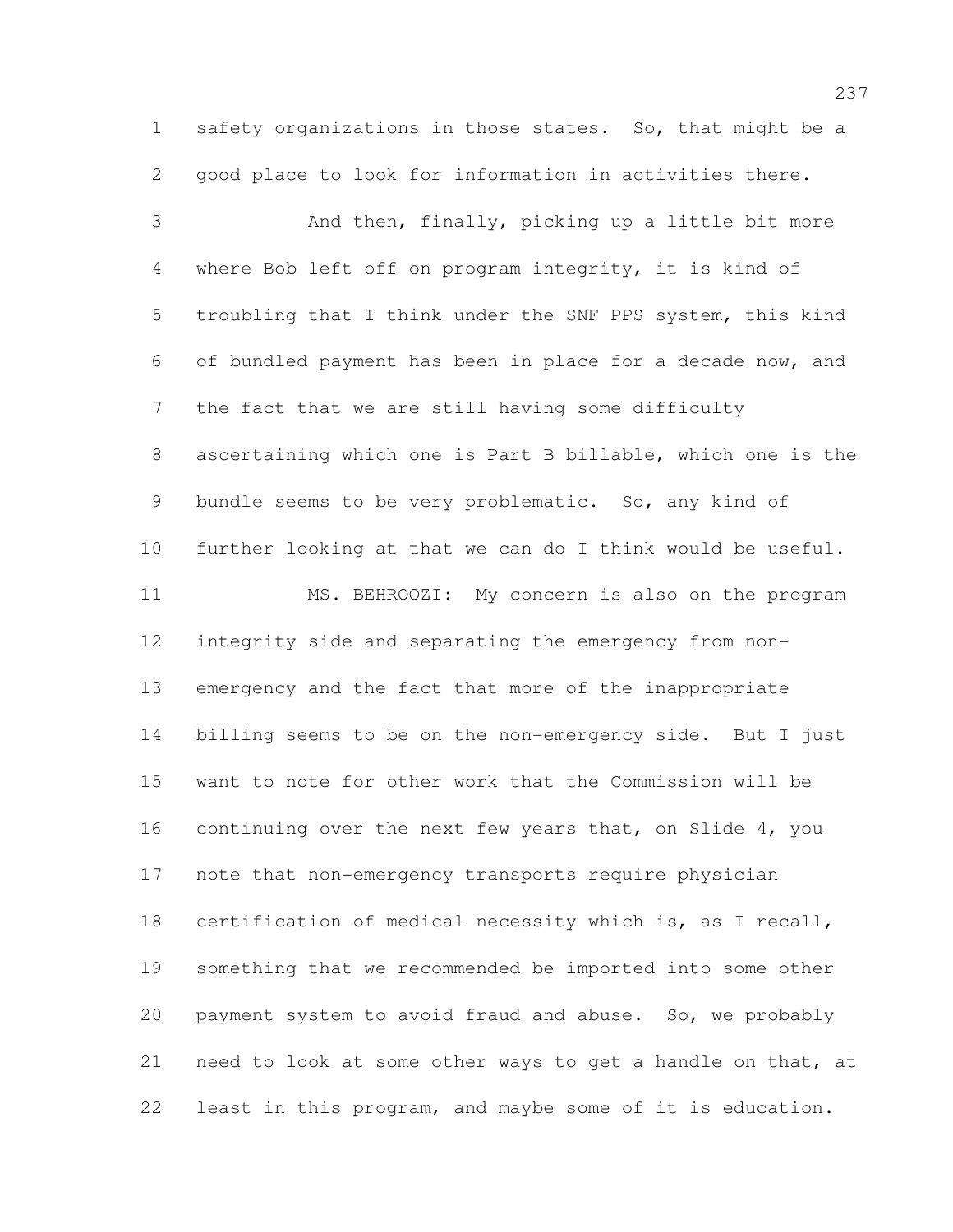safety organizations in those states. So, that might be a good place to look for information in activities there.

And then, finally, picking up a little bit more where Bob left off on program integrity, it is kind of troubling that I think under the SNF PPS system, this kind of bundled payment has been in place for a decade now, and the fact that we are still having some difficulty ascertaining which one is Part B billable, which one is the bundle seems to be very problematic. So, any kind of further looking at that we can do I think would be useful.

MS. BEHROOZI: My concern is also on the program integrity side and separating the emergency from non-emergency and the fact that more of the inappropriate billing seems to be on the non-emergency side. But I just want to note for other work that the Commission will be continuing over the next few years that, on Slide 4, you note that non-emergency transports require physician certification of medical necessity which is, as I recall, something that we recommended be imported into some other payment system to avoid fraud and abuse. So, we probably need to look at some other ways to get a handle on that, at least in this program, and maybe some of it is education.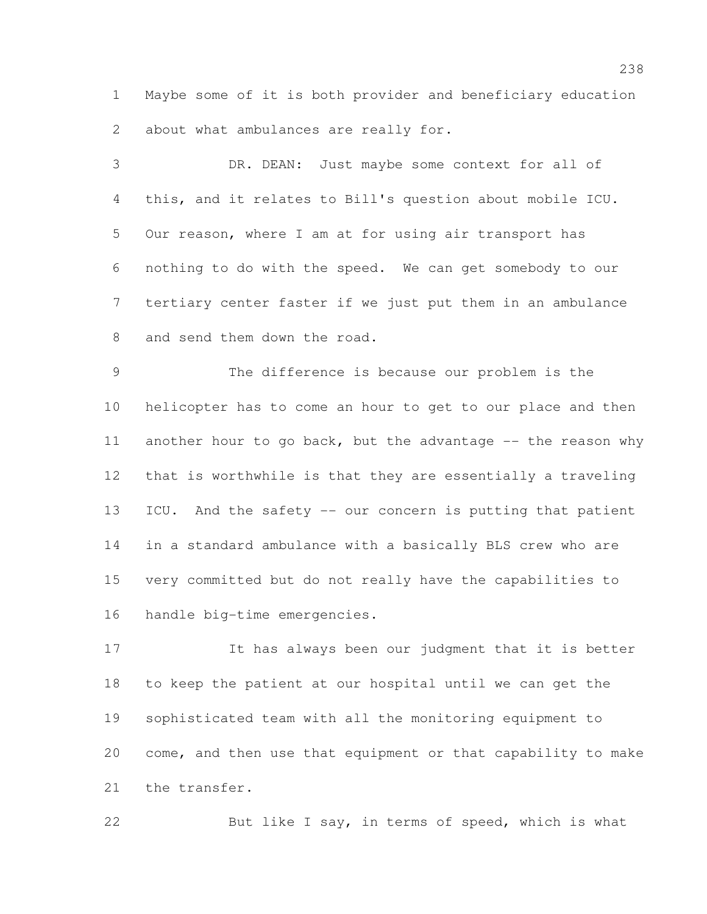Maybe some of it is both provider and beneficiary education about what ambulances are really for.

DR. DEAN: Just maybe some context for all of this, and it relates to Bill's question about mobile ICU. Our reason, where I am at for using air transport has nothing to do with the speed. We can get somebody to our tertiary center faster if we just put them in an ambulance and send them down the road.

The difference is because our problem is the helicopter has to come an hour to get to our place and then another hour to go back, but the advantage -- the reason why that is worthwhile is that they are essentially a traveling ICU. And the safety -- our concern is putting that patient in a standard ambulance with a basically BLS crew who are very committed but do not really have the capabilities to handle big-time emergencies.

It has always been our judgment that it is better to keep the patient at our hospital until we can get the sophisticated team with all the monitoring equipment to come, and then use that equipment or that capability to make the transfer.

But like I say, in terms of speed, which is what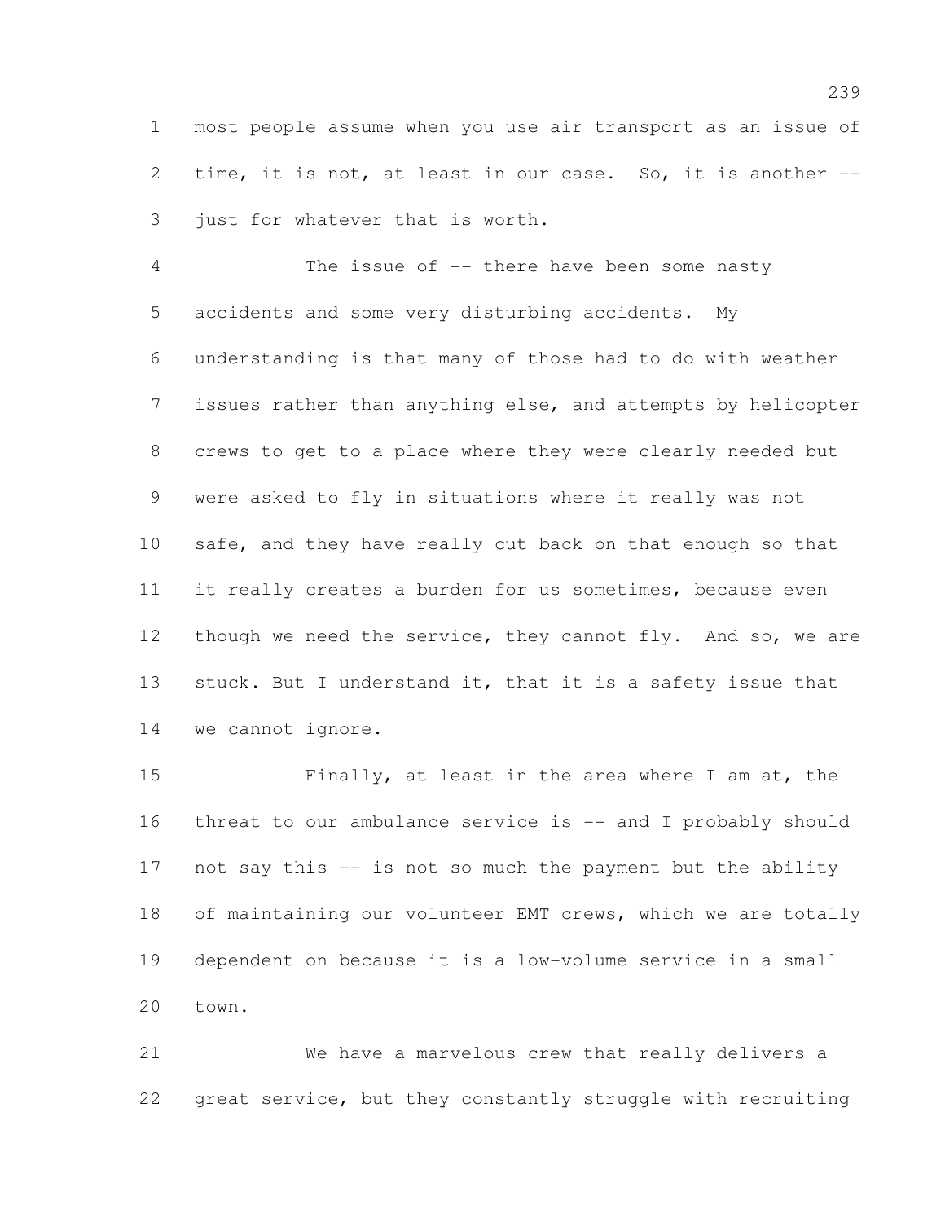most people assume when you use air transport as an issue of time, it is not, at least in our case. So, it is another -- just for whatever that is worth.

The issue of -- there have been some nasty accidents and some very disturbing accidents. My understanding is that many of those had to do with weather issues rather than anything else, and attempts by helicopter crews to get to a place where they were clearly needed but were asked to fly in situations where it really was not safe, and they have really cut back on that enough so that it really creates a burden for us sometimes, because even though we need the service, they cannot fly. And so, we are stuck. But I understand it, that it is a safety issue that we cannot ignore.

Finally, at least in the area where I am at, the threat to our ambulance service is -- and I probably should not say this -- is not so much the payment but the ability of maintaining our volunteer EMT crews, which we are totally dependent on because it is a low-volume service in a small town.

We have a marvelous crew that really delivers a great service, but they constantly struggle with recruiting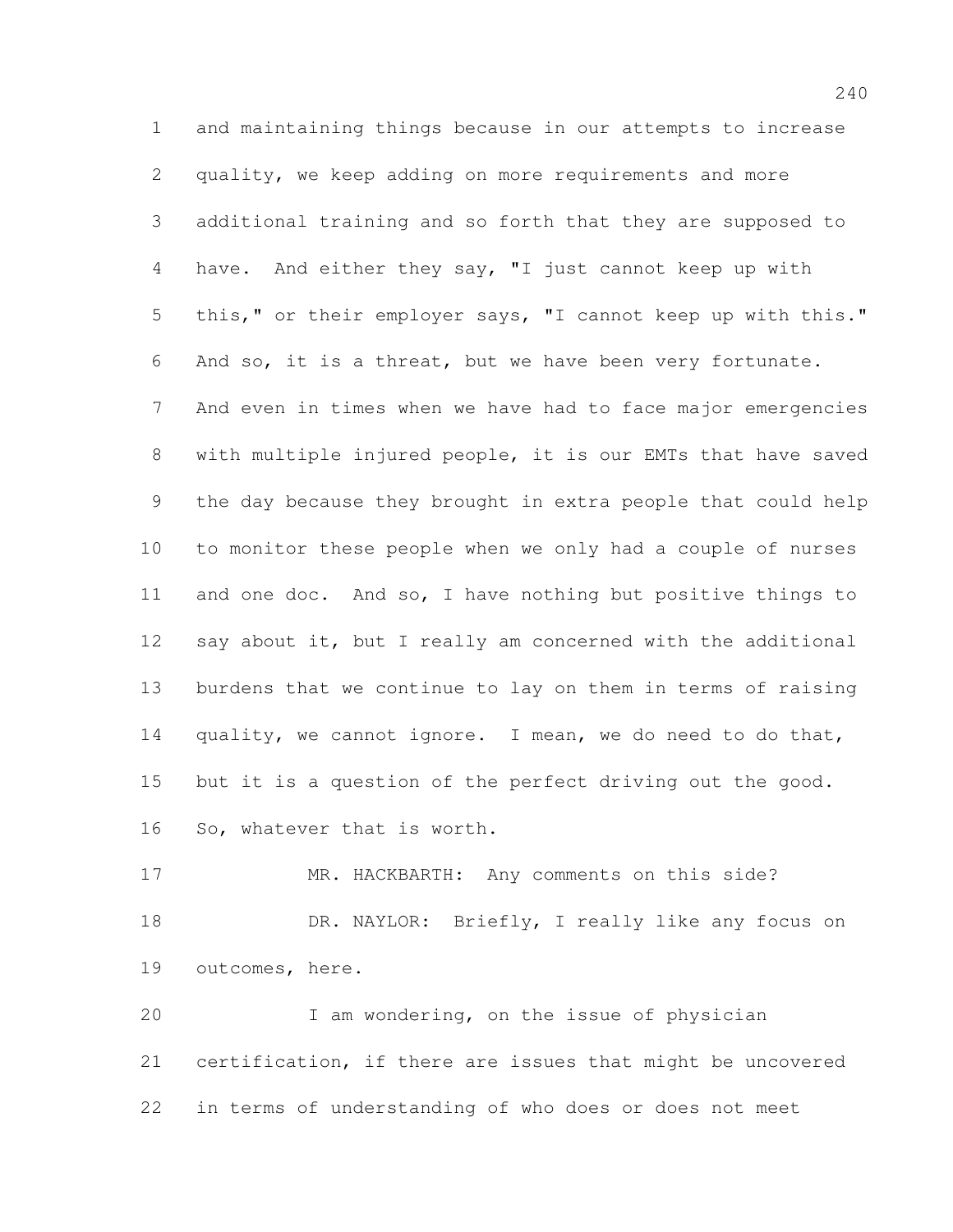and maintaining things because in our attempts to increase quality, we keep adding on more requirements and more additional training and so forth that they are supposed to have. And either they say, "I just cannot keep up with this," or their employer says, "I cannot keep up with this." And so, it is a threat, but we have been very fortunate. And even in times when we have had to face major emergencies with multiple injured people, it is our EMTs that have saved the day because they brought in extra people that could help to monitor these people when we only had a couple of nurses and one doc. And so, I have nothing but positive things to say about it, but I really am concerned with the additional burdens that we continue to lay on them in terms of raising quality, we cannot ignore. I mean, we do need to do that, but it is a question of the perfect driving out the good. So, whatever that is worth.

MR. HACKBARTH: Any comments on this side?

DR. NAYLOR: Briefly, I really like any focus on outcomes, here.

I am wondering, on the issue of physician certification, if there are issues that might be uncovered in terms of understanding of who does or does not meet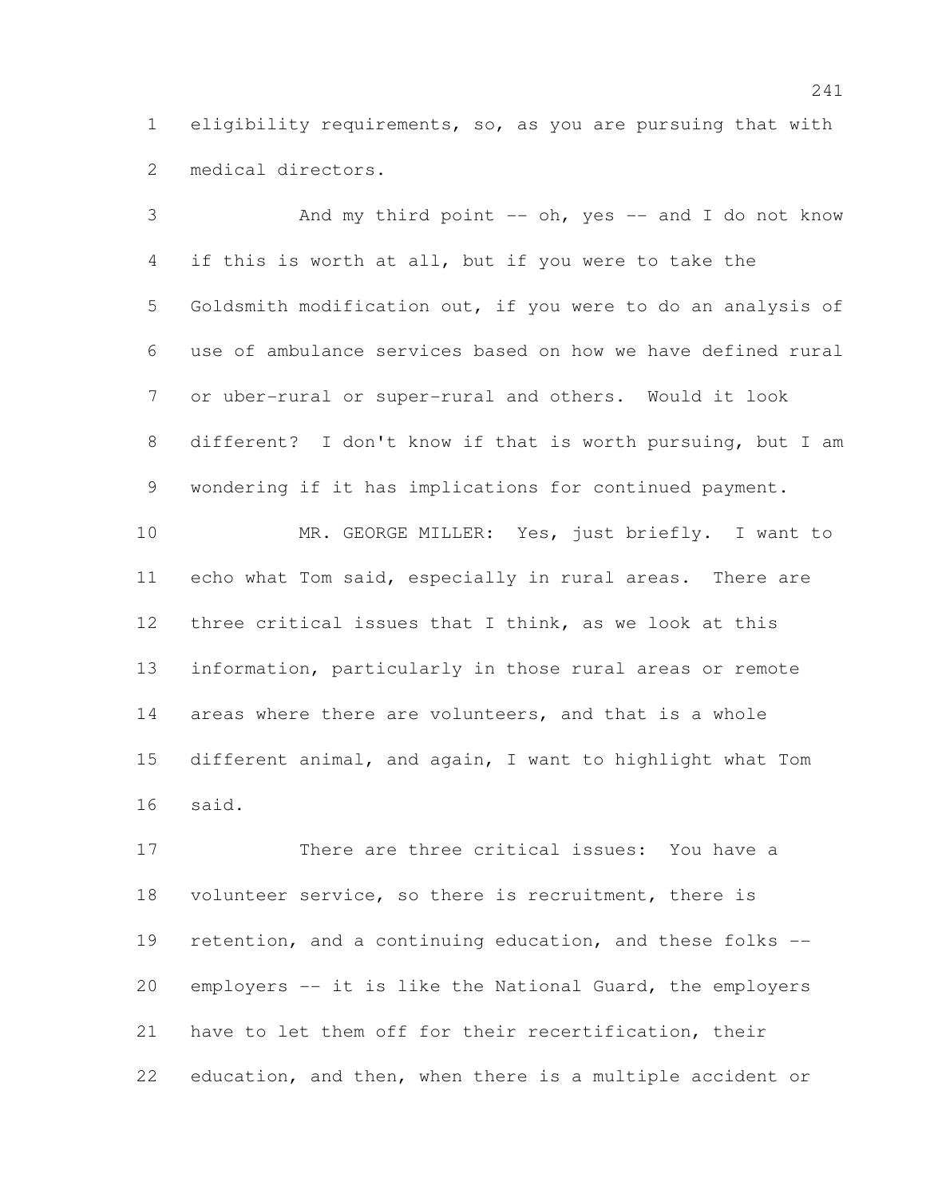eligibility requirements, so, as you are pursuing that with medical directors.

And my third point -- oh, yes -- and I do not know if this is worth at all, but if you were to take the Goldsmith modification out, if you were to do an analysis of use of ambulance services based on how we have defined rural or uber-rural or super-rural and others. Would it look different? I don't know if that is worth pursuing, but I am wondering if it has implications for continued payment.

MR. GEORGE MILLER: Yes, just briefly. I want to echo what Tom said, especially in rural areas. There are three critical issues that I think, as we look at this information, particularly in those rural areas or remote areas where there are volunteers, and that is a whole different animal, and again, I want to highlight what Tom said.

There are three critical issues: You have a volunteer service, so there is recruitment, there is retention, and a continuing education, and these folks -- employers -- it is like the National Guard, the employers have to let them off for their recertification, their education, and then, when there is a multiple accident or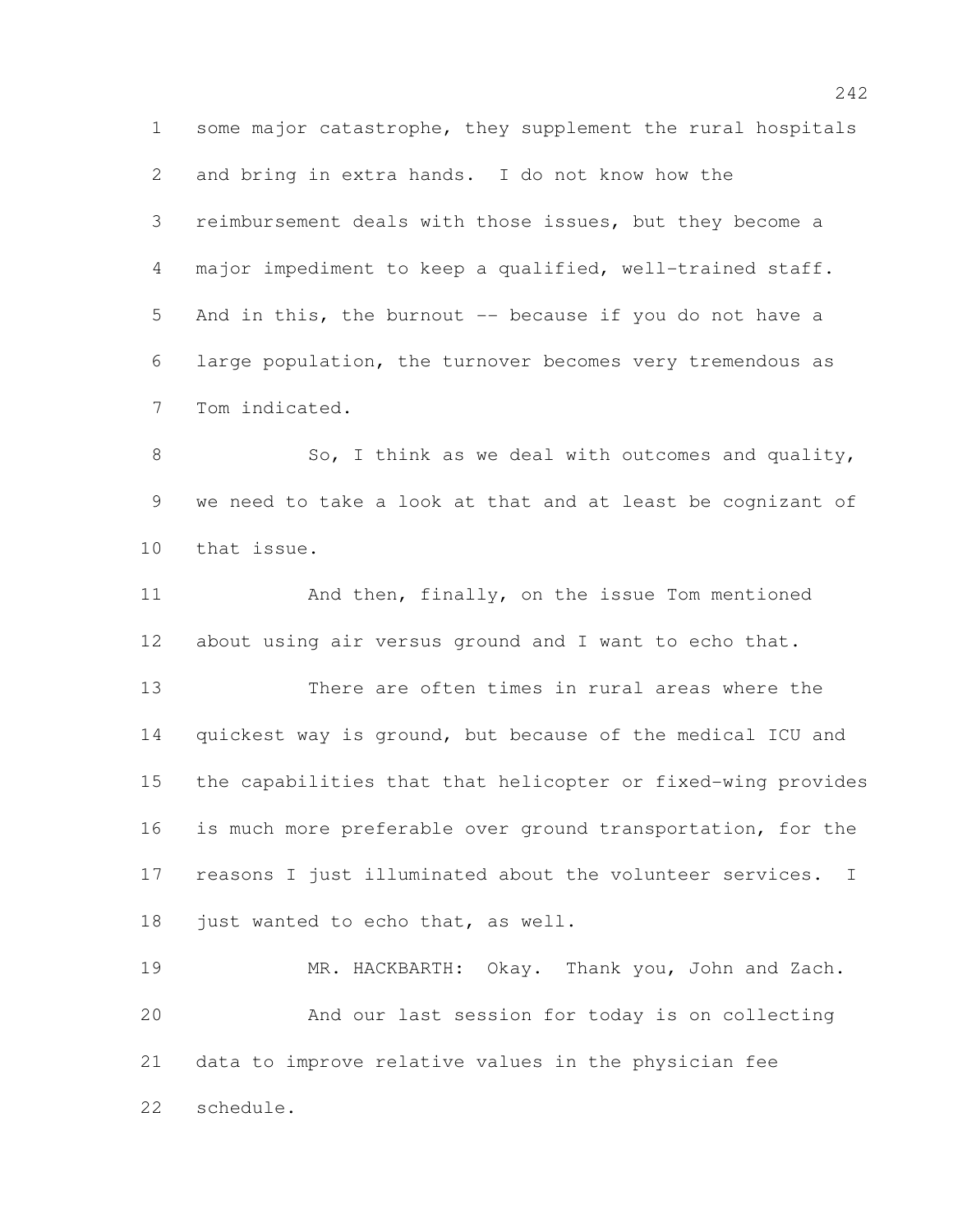some major catastrophe, they supplement the rural hospitals and bring in extra hands. I do not know how the reimbursement deals with those issues, but they become a major impediment to keep a qualified, well-trained staff. And in this, the burnout -- because if you do not have a large population, the turnover becomes very tremendous as Tom indicated.

So, I think as we deal with outcomes and quality, we need to take a look at that and at least be cognizant of that issue.

And then, finally, on the issue Tom mentioned about using air versus ground and I want to echo that.

There are often times in rural areas where the quickest way is ground, but because of the medical ICU and the capabilities that that helicopter or fixed-wing provides is much more preferable over ground transportation, for the reasons I just illuminated about the volunteer services. I just wanted to echo that, as well.

MR. HACKBARTH: Okay. Thank you, John and Zach.

And our last session for today is on collecting data to improve relative values in the physician fee schedule.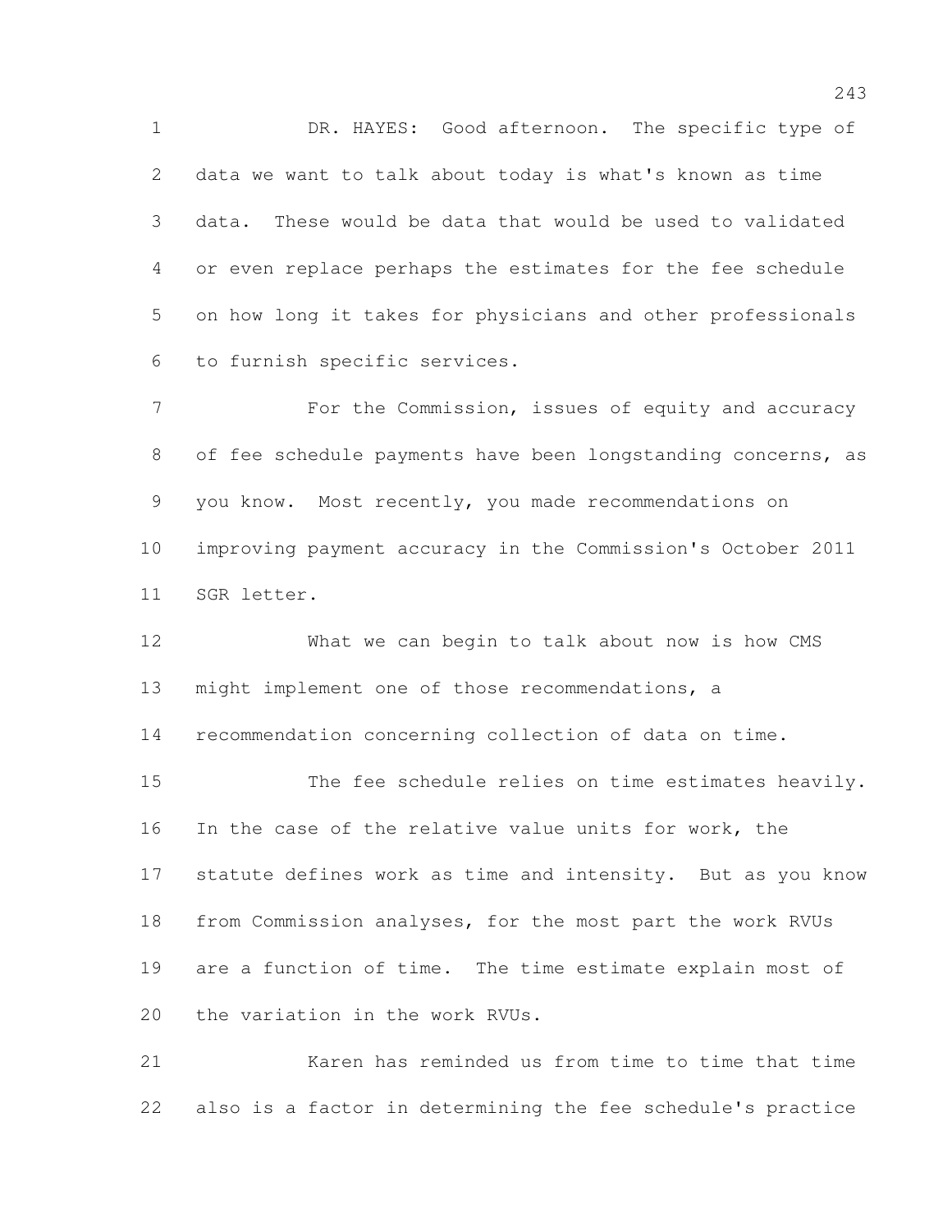DR. HAYES: Good afternoon. The specific type of data we want to talk about today is what's known as time data. These would be data that would be used to validated or even replace perhaps the estimates for the fee schedule on how long it takes for physicians and other professionals to furnish specific services.

For the Commission, issues of equity and accuracy of fee schedule payments have been longstanding concerns, as you know. Most recently, you made recommendations on improving payment accuracy in the Commission's October 2011 SGR letter.

What we can begin to talk about now is how CMS might implement one of those recommendations, a recommendation concerning collection of data on time.

The fee schedule relies on time estimates heavily. In the case of the relative value units for work, the statute defines work as time and intensity. But as you know from Commission analyses, for the most part the work RVUs are a function of time. The time estimate explain most of the variation in the work RVUs.

Karen has reminded us from time to time that time also is a factor in determining the fee schedule's practice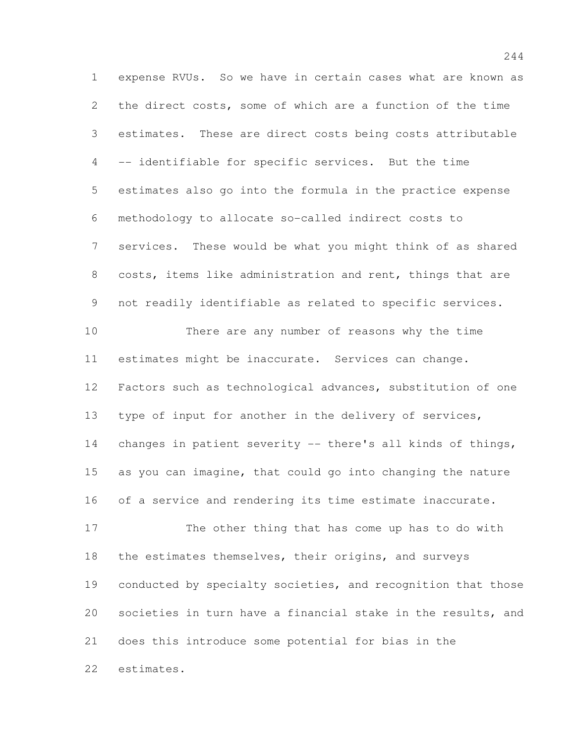expense RVUs. So we have in certain cases what are known as the direct costs, some of which are a function of the time estimates. These are direct costs being costs attributable -- identifiable for specific services. But the time estimates also go into the formula in the practice expense methodology to allocate so-called indirect costs to services. These would be what you might think of as shared costs, items like administration and rent, things that are not readily identifiable as related to specific services.

There are any number of reasons why the time estimates might be inaccurate. Services can change. Factors such as technological advances, substitution of one type of input for another in the delivery of services, changes in patient severity -- there's all kinds of things, as you can imagine, that could go into changing the nature of a service and rendering its time estimate inaccurate.

The other thing that has come up has to do with the estimates themselves, their origins, and surveys conducted by specialty societies, and recognition that those societies in turn have a financial stake in the results, and does this introduce some potential for bias in the estimates.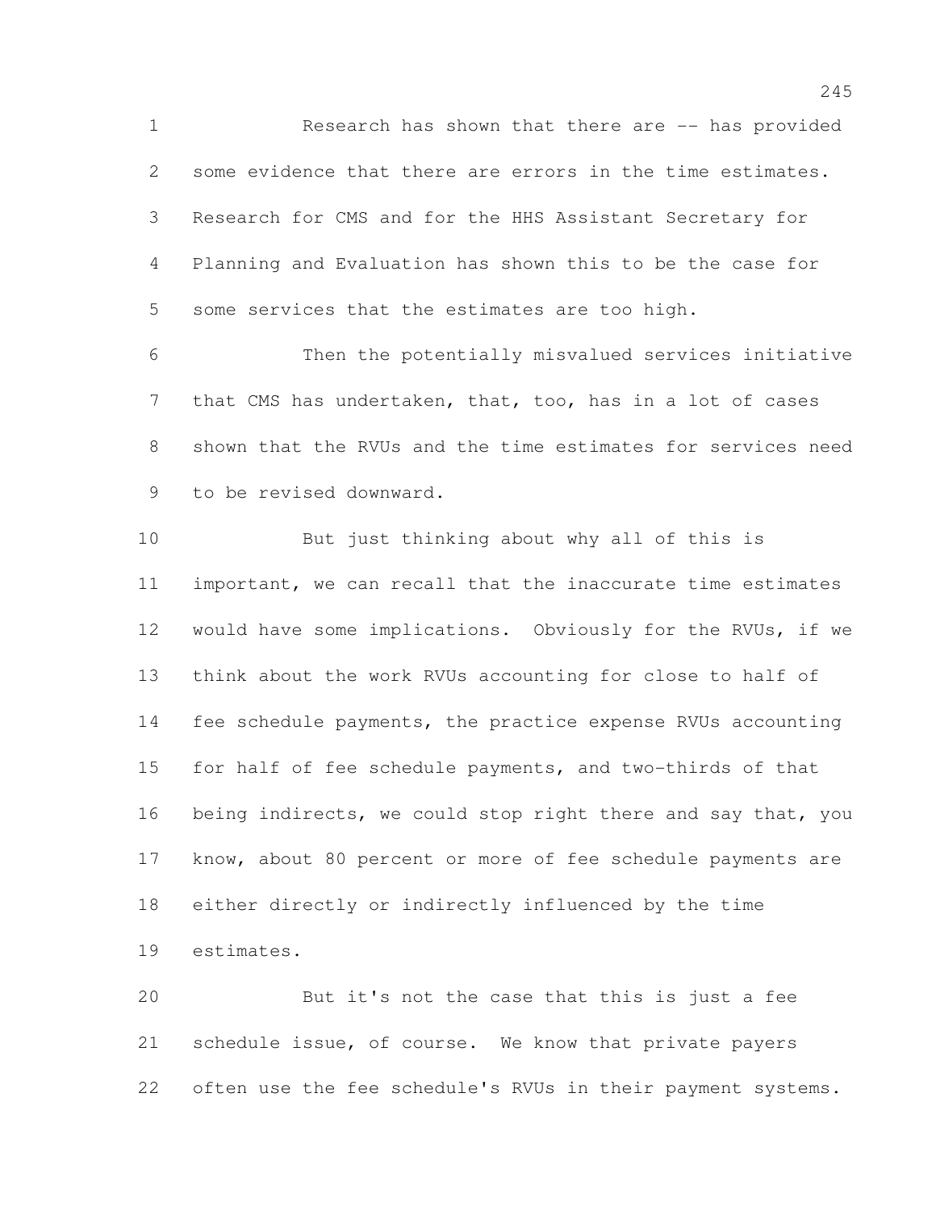Research has shown that there are -- has provided some evidence that there are errors in the time estimates. Research for CMS and for the HHS Assistant Secretary for Planning and Evaluation has shown this to be the case for some services that the estimates are too high.

Then the potentially misvalued services initiative that CMS has undertaken, that, too, has in a lot of cases shown that the RVUs and the time estimates for services need to be revised downward.

But just thinking about why all of this is important, we can recall that the inaccurate time estimates would have some implications. Obviously for the RVUs, if we think about the work RVUs accounting for close to half of fee schedule payments, the practice expense RVUs accounting for half of fee schedule payments, and two-thirds of that being indirects, we could stop right there and say that, you know, about 80 percent or more of fee schedule payments are either directly or indirectly influenced by the time estimates.

But it's not the case that this is just a fee schedule issue, of course. We know that private payers often use the fee schedule's RVUs in their payment systems.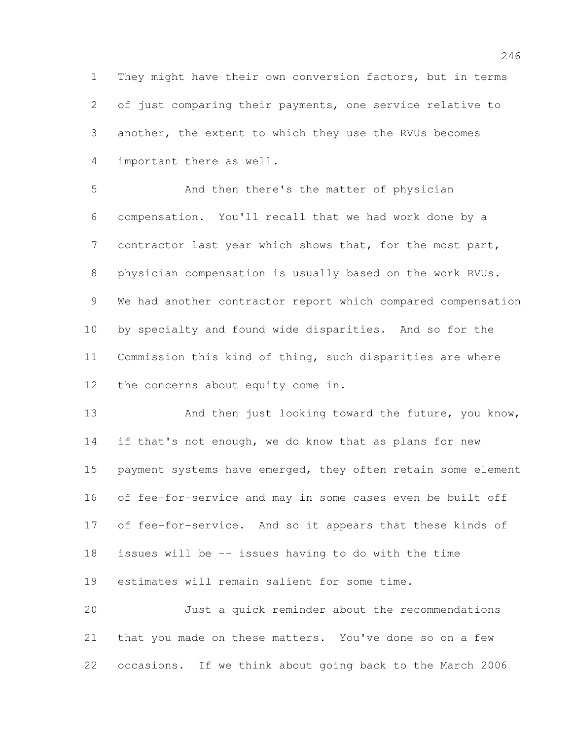They might have their own conversion factors, but in terms of just comparing their payments, one service relative to another, the extent to which they use the RVUs becomes important there as well.

And then there's the matter of physician compensation. You'll recall that we had work done by a contractor last year which shows that, for the most part, physician compensation is usually based on the work RVUs. We had another contractor report which compared compensation by specialty and found wide disparities. And so for the Commission this kind of thing, such disparities are where the concerns about equity come in.

And then just looking toward the future, you know, if that's not enough, we do know that as plans for new payment systems have emerged, they often retain some element of fee-for-service and may in some cases even be built off of fee-for-service. And so it appears that these kinds of issues will be -- issues having to do with the time estimates will remain salient for some time.

Just a quick reminder about the recommendations that you made on these matters. You've done so on a few occasions. If we think about going back to the March 2006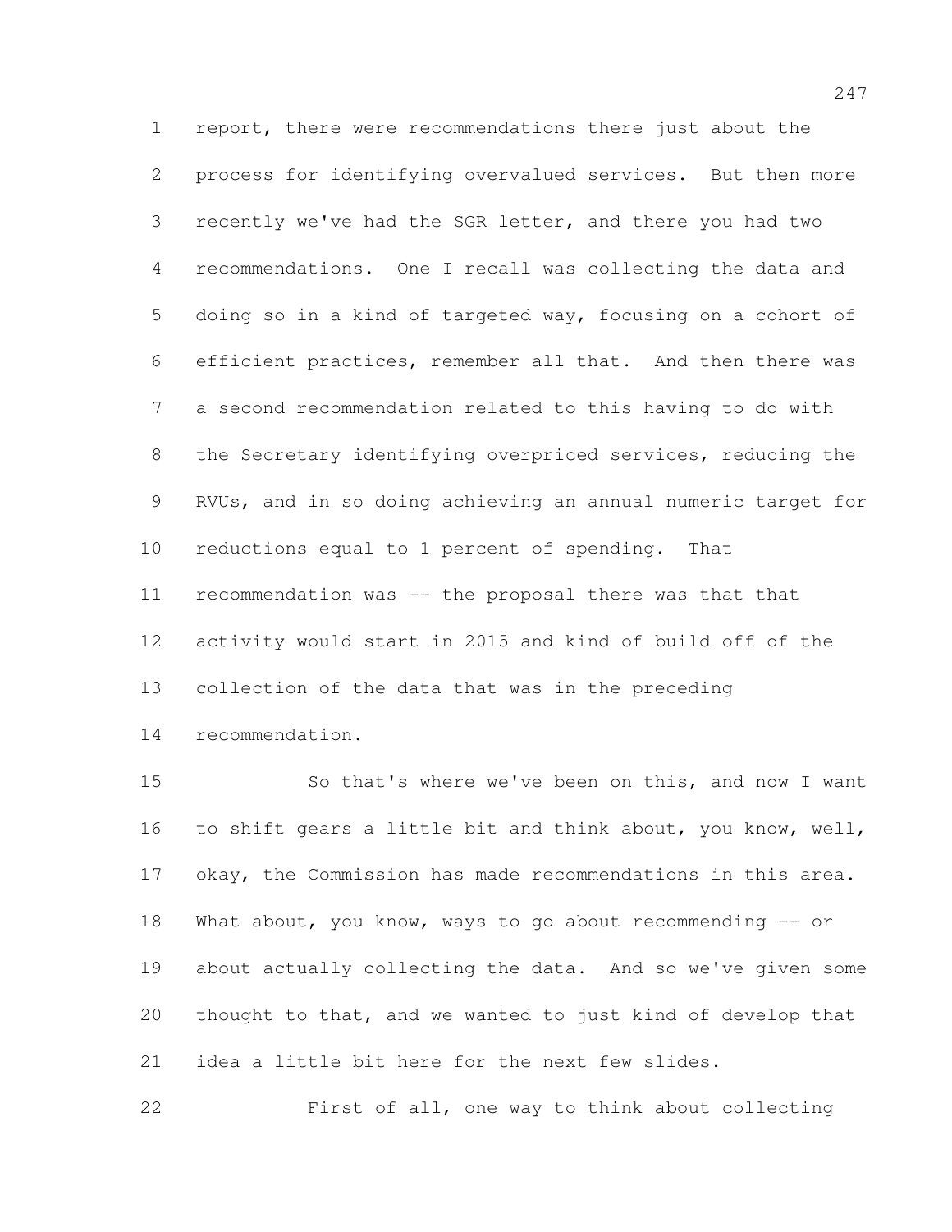report, there were recommendations there just about the process for identifying overvalued services. But then more recently we've had the SGR letter, and there you had two recommendations. One I recall was collecting the data and doing so in a kind of targeted way, focusing on a cohort of efficient practices, remember all that. And then there was a second recommendation related to this having to do with the Secretary identifying overpriced services, reducing the RVUs, and in so doing achieving an annual numeric target for reductions equal to 1 percent of spending. That recommendation was -- the proposal there was that that activity would start in 2015 and kind of build off of the collection of the data that was in the preceding recommendation.

So that's where we've been on this, and now I want to shift gears a little bit and think about, you know, well, okay, the Commission has made recommendations in this area. What about, you know, ways to go about recommending -- or about actually collecting the data. And so we've given some thought to that, and we wanted to just kind of develop that idea a little bit here for the next few slides.

First of all, one way to think about collecting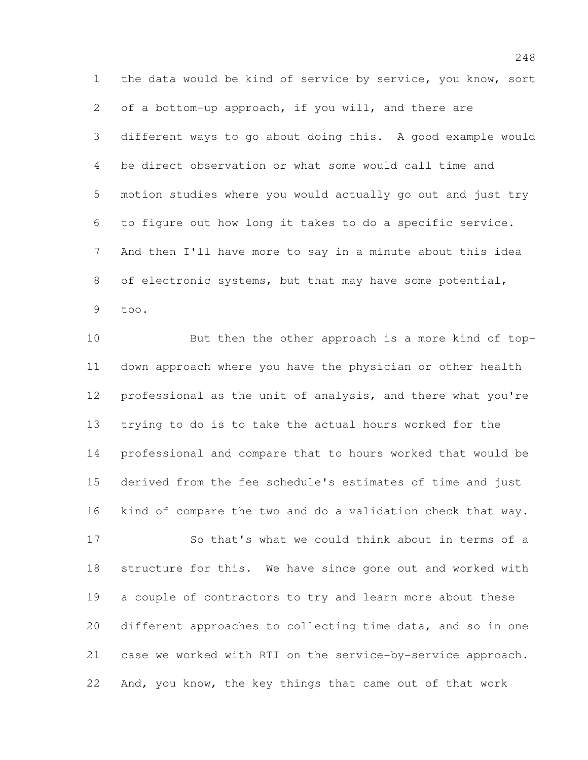the data would be kind of service by service, you know, sort of a bottom-up approach, if you will, and there are different ways to go about doing this. A good example would be direct observation or what some would call time and motion studies where you would actually go out and just try to figure out how long it takes to do a specific service. And then I'll have more to say in a minute about this idea of electronic systems, but that may have some potential, too.

But then the other approach is a more kind of top-down approach where you have the physician or other health professional as the unit of analysis, and there what you're trying to do is to take the actual hours worked for the professional and compare that to hours worked that would be derived from the fee schedule's estimates of time and just kind of compare the two and do a validation check that way.

So that's what we could think about in terms of a structure for this. We have since gone out and worked with a couple of contractors to try and learn more about these different approaches to collecting time data, and so in one case we worked with RTI on the service-by-service approach. And, you know, the key things that came out of that work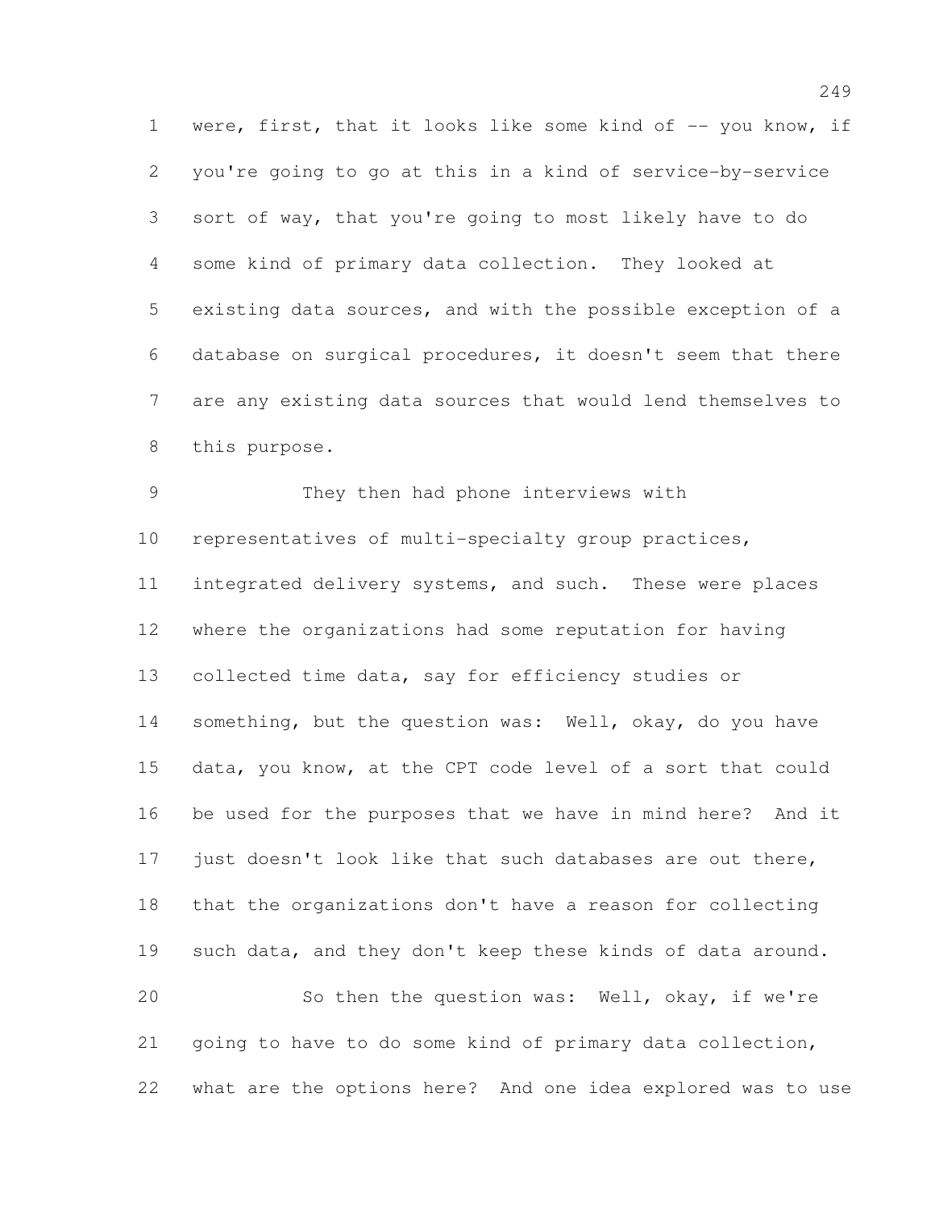were, first, that it looks like some kind of -- you know, if you're going to go at this in a kind of service-by-service sort of way, that you're going to most likely have to do some kind of primary data collection. They looked at existing data sources, and with the possible exception of a database on surgical procedures, it doesn't seem that there are any existing data sources that would lend themselves to this purpose.

They then had phone interviews with representatives of multi-specialty group practices, integrated delivery systems, and such. These were places where the organizations had some reputation for having collected time data, say for efficiency studies or something, but the question was: Well, okay, do you have data, you know, at the CPT code level of a sort that could be used for the purposes that we have in mind here? And it just doesn't look like that such databases are out there, that the organizations don't have a reason for collecting such data, and they don't keep these kinds of data around.

So then the question was: Well, okay, if we're going to have to do some kind of primary data collection, what are the options here? And one idea explored was to use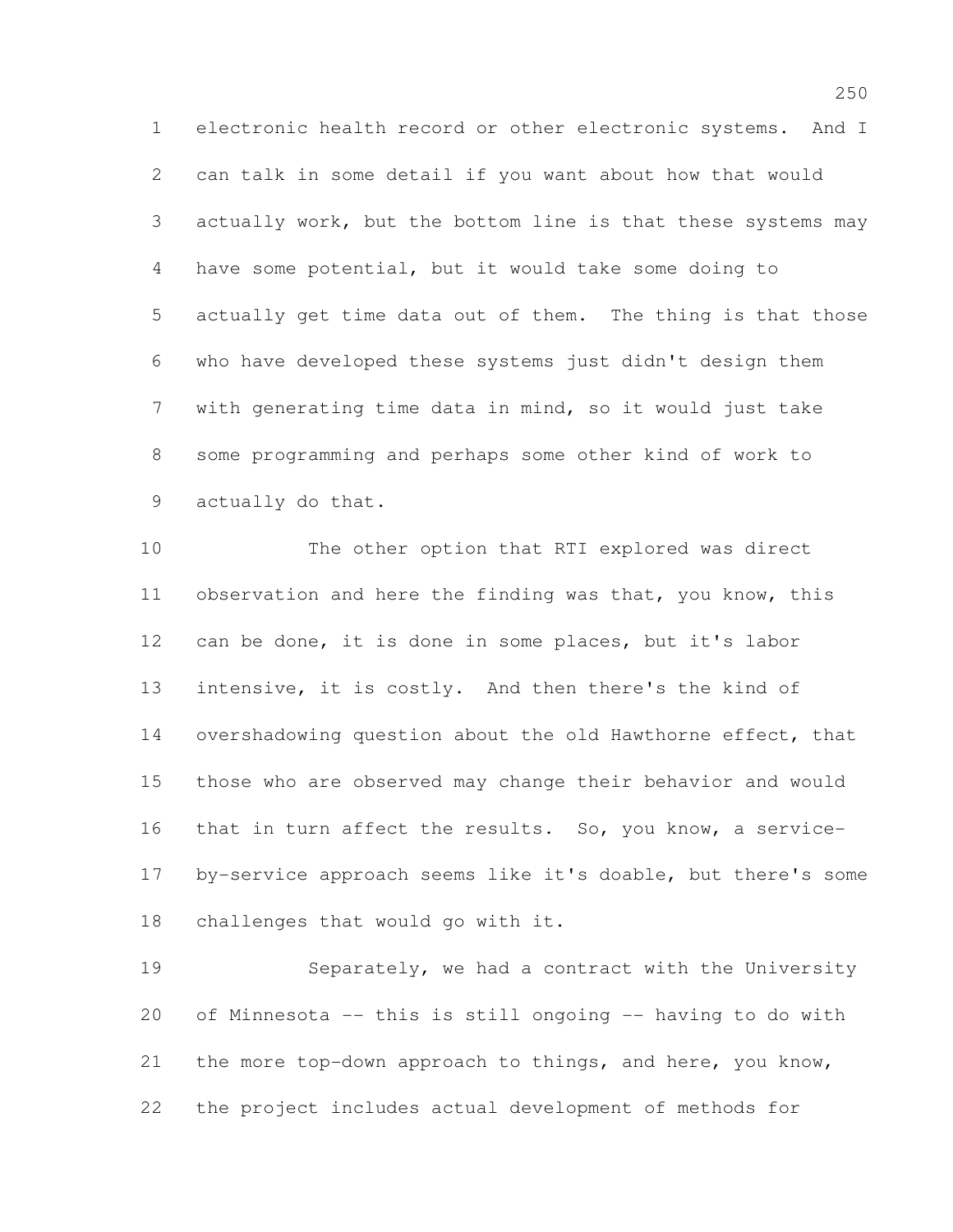electronic health record or other electronic systems. And I can talk in some detail if you want about how that would actually work, but the bottom line is that these systems may have some potential, but it would take some doing to actually get time data out of them. The thing is that those who have developed these systems just didn't design them with generating time data in mind, so it would just take some programming and perhaps some other kind of work to actually do that.

The other option that RTI explored was direct observation and here the finding was that, you know, this can be done, it is done in some places, but it's labor intensive, it is costly. And then there's the kind of overshadowing question about the old Hawthorne effect, that those who are observed may change their behavior and would that in turn affect the results. So, you know, a service-by-service approach seems like it's doable, but there's some challenges that would go with it.

Separately, we had a contract with the University of Minnesota -- this is still ongoing -- having to do with the more top-down approach to things, and here, you know, the project includes actual development of methods for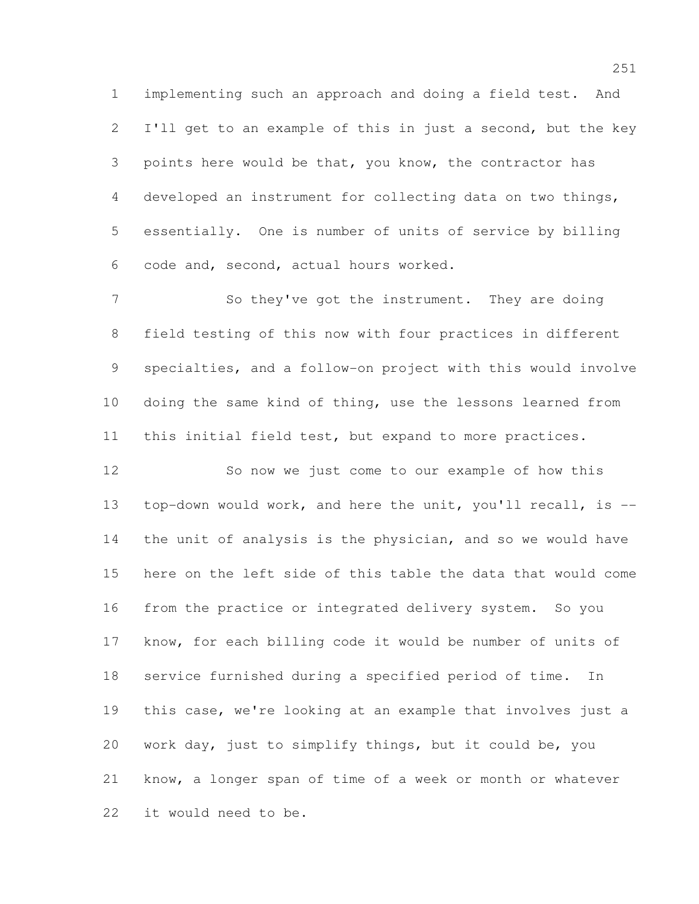implementing such an approach and doing a field test. And I'll get to an example of this in just a second, but the key points here would be that, you know, the contractor has developed an instrument for collecting data on two things, essentially. One is number of units of service by billing code and, second, actual hours worked.

So they've got the instrument. They are doing field testing of this now with four practices in different specialties, and a follow-on project with this would involve doing the same kind of thing, use the lessons learned from this initial field test, but expand to more practices.

So now we just come to our example of how this top-down would work, and here the unit, you'll recall, is -- the unit of analysis is the physician, and so we would have here on the left side of this table the data that would come from the practice or integrated delivery system. So you know, for each billing code it would be number of units of service furnished during a specified period of time. In this case, we're looking at an example that involves just a work day, just to simplify things, but it could be, you know, a longer span of time of a week or month or whatever it would need to be.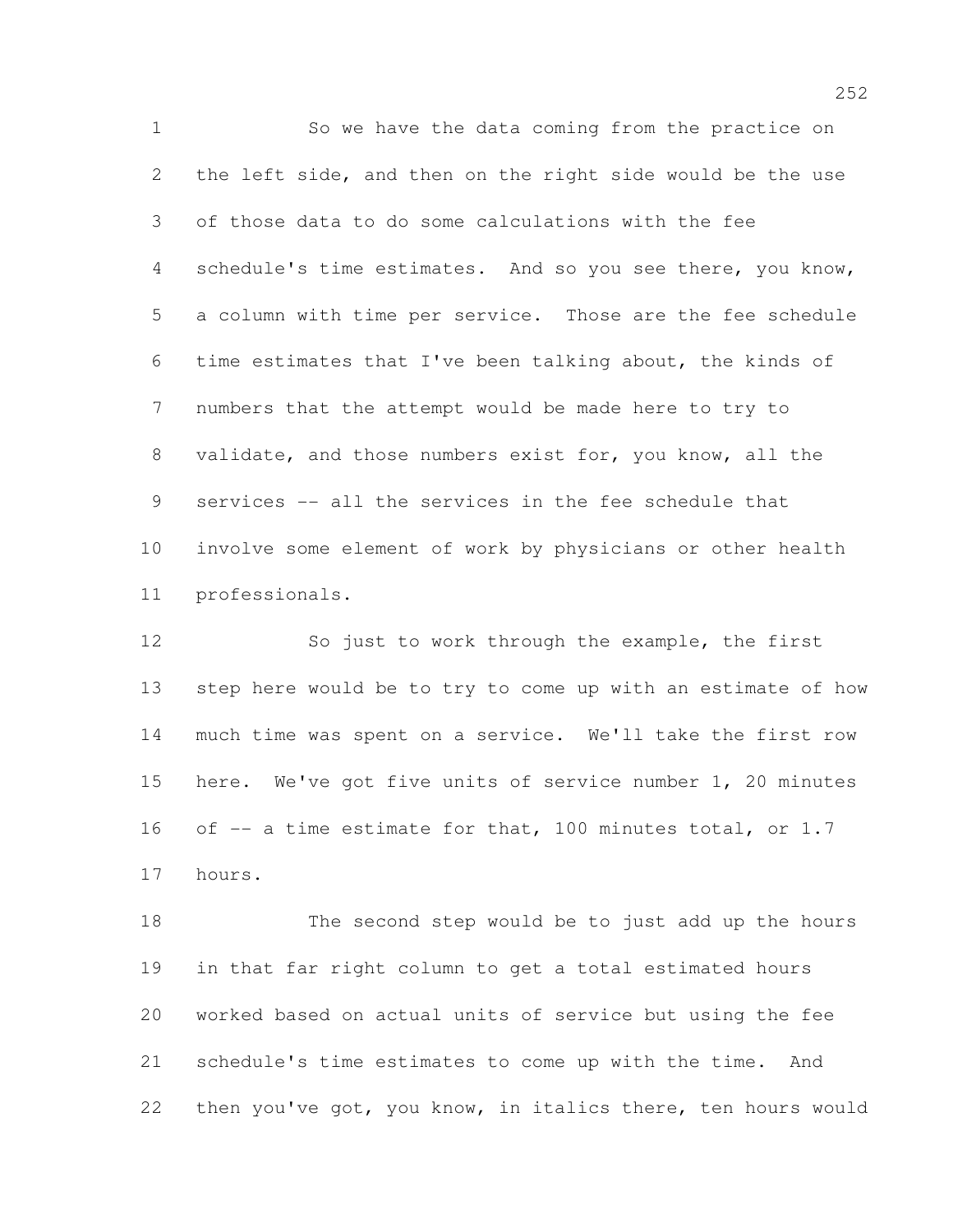So we have the data coming from the practice on the left side, and then on the right side would be the use of those data to do some calculations with the fee schedule's time estimates. And so you see there, you know, a column with time per service. Those are the fee schedule time estimates that I've been talking about, the kinds of numbers that the attempt would be made here to try to validate, and those numbers exist for, you know, all the services -- all the services in the fee schedule that involve some element of work by physicians or other health professionals.

So just to work through the example, the first step here would be to try to come up with an estimate of how much time was spent on a service. We'll take the first row here. We've got five units of service number 1, 20 minutes of -- a time estimate for that, 100 minutes total, or 1.7 hours.

The second step would be to just add up the hours in that far right column to get a total estimated hours worked based on actual units of service but using the fee schedule's time estimates to come up with the time. And then you've got, you know, in italics there, ten hours would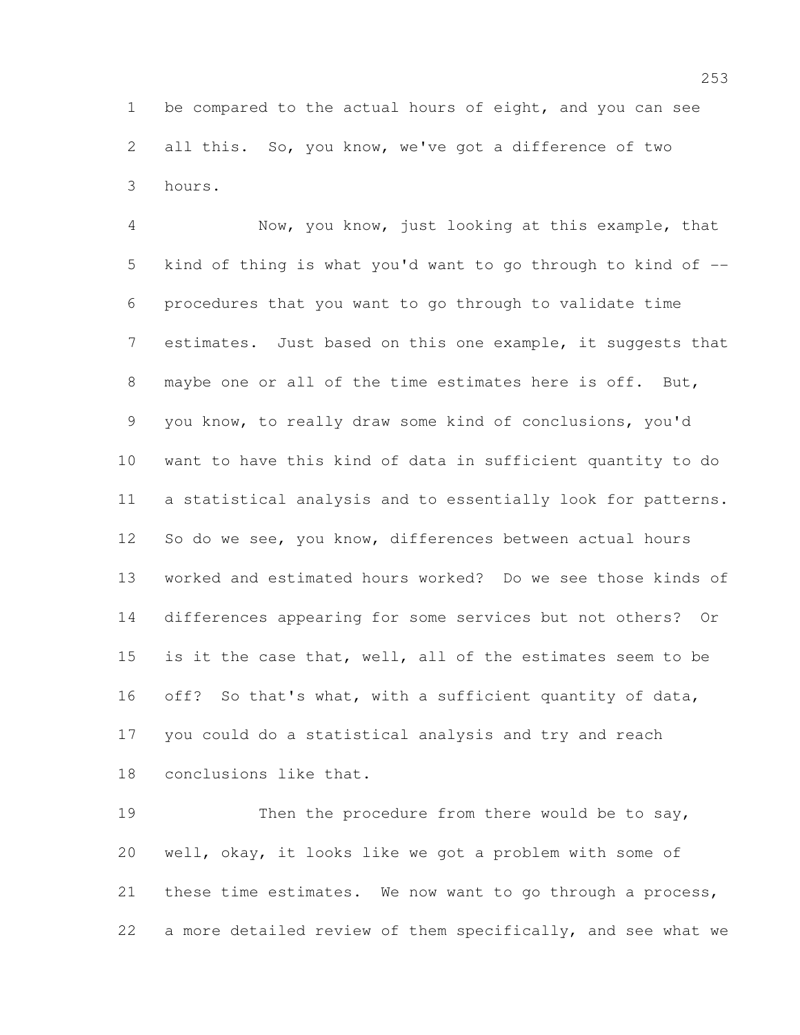be compared to the actual hours of eight, and you can see all this. So, you know, we've got a difference of two hours.

Now, you know, just looking at this example, that kind of thing is what you'd want to go through to kind of -- procedures that you want to go through to validate time estimates. Just based on this one example, it suggests that maybe one or all of the time estimates here is off. But, you know, to really draw some kind of conclusions, you'd want to have this kind of data in sufficient quantity to do a statistical analysis and to essentially look for patterns. So do we see, you know, differences between actual hours worked and estimated hours worked? Do we see those kinds of differences appearing for some services but not others? Or is it the case that, well, all of the estimates seem to be off? So that's what, with a sufficient quantity of data, you could do a statistical analysis and try and reach conclusions like that.

Then the procedure from there would be to say, well, okay, it looks like we got a problem with some of these time estimates. We now want to go through a process, a more detailed review of them specifically, and see what we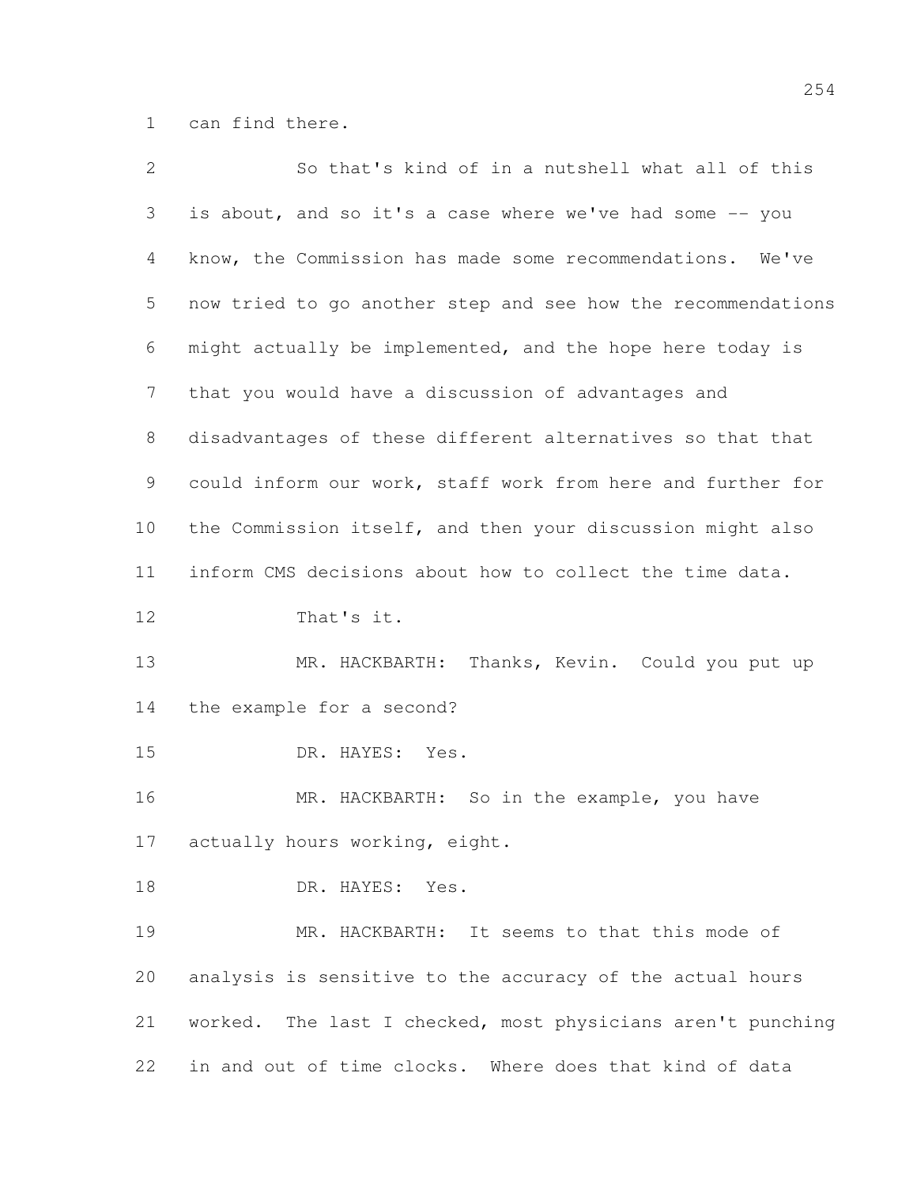can find there.

So that's kind of in a nutshell what all of this is about, and so it's a case where we've had some -- you know, the Commission has made some recommendations. We've now tried to go another step and see how the recommendations might actually be implemented, and the hope here today is that you would have a discussion of advantages and disadvantages of these different alternatives so that that could inform our work, staff work from here and further for the Commission itself, and then your discussion might also inform CMS decisions about how to collect the time data.

That's it.

MR. HACKBARTH: Thanks, Kevin. Could you put up the example for a second?

DR. HAYES: Yes.

MR. HACKBARTH: So in the example, you have actually hours working, eight.

DR. HAYES: Yes.

MR. HACKBARTH: It seems to that this mode of analysis is sensitive to the accuracy of the actual hours worked. The last I checked, most physicians aren't punching in and out of time clocks. Where does that kind of data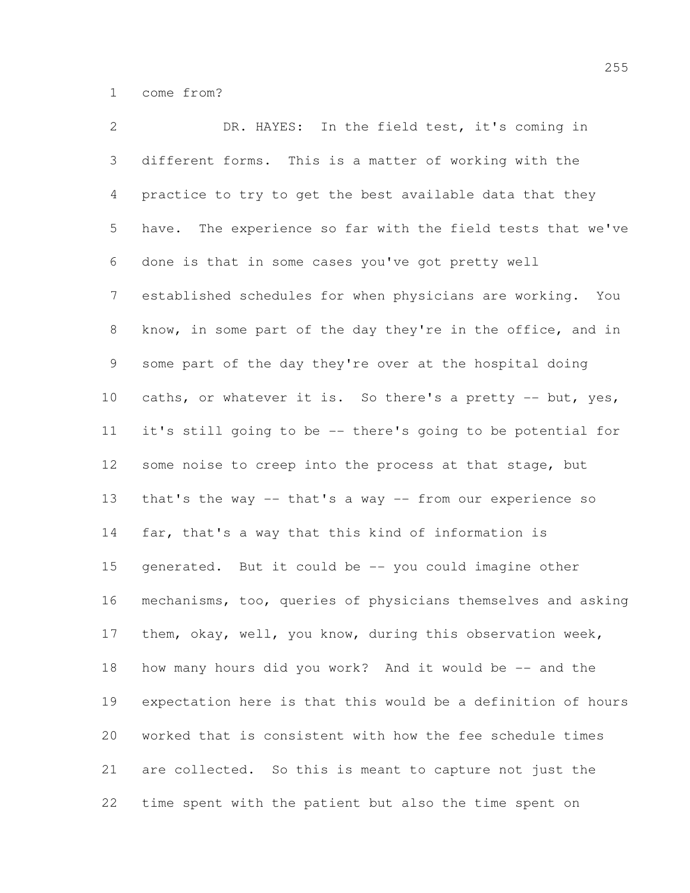come from?

DR. HAYES: In the field test, it's coming in different forms. This is a matter of working with the practice to try to get the best available data that they have. The experience so far with the field tests that we've done is that in some cases you've got pretty well established schedules for when physicians are working. You know, in some part of the day they're in the office, and in some part of the day they're over at the hospital doing caths, or whatever it is. So there's a pretty -- but, yes, it's still going to be -- there's going to be potential for some noise to creep into the process at that stage, but that's the way -- that's a way -- from our experience so far, that's a way that this kind of information is generated. But it could be -- you could imagine other mechanisms, too, queries of physicians themselves and asking them, okay, well, you know, during this observation week, how many hours did you work? And it would be -- and the expectation here is that this would be a definition of hours worked that is consistent with how the fee schedule times are collected. So this is meant to capture not just the time spent with the patient but also the time spent on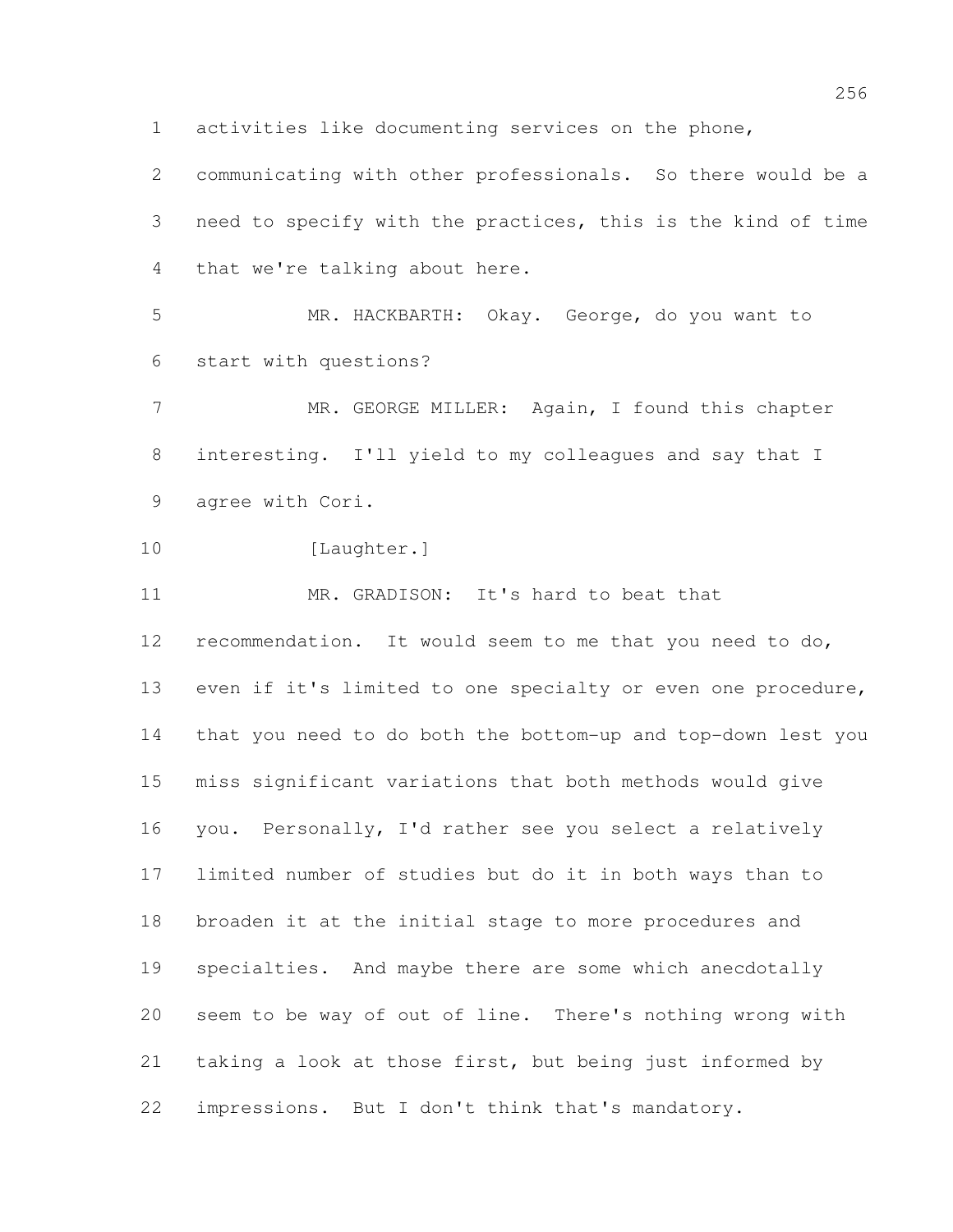activities like documenting services on the phone, communicating with other professionals. So there would be a need to specify with the practices, this is the kind of time that we're talking about here.

MR. HACKBARTH: Okay. George, do you want to start with questions?

MR. GEORGE MILLER: Again, I found this chapter interesting. I'll yield to my colleagues and say that I agree with Cori.

[Laughter.]

MR. GRADISON: It's hard to beat that recommendation. It would seem to me that you need to do, even if it's limited to one specialty or even one procedure, that you need to do both the bottom-up and top-down lest you miss significant variations that both methods would give you. Personally, I'd rather see you select a relatively limited number of studies but do it in both ways than to broaden it at the initial stage to more procedures and specialties. And maybe there are some which anecdotally seem to be way of out of line. There's nothing wrong with taking a look at those first, but being just informed by impressions. But I don't think that's mandatory.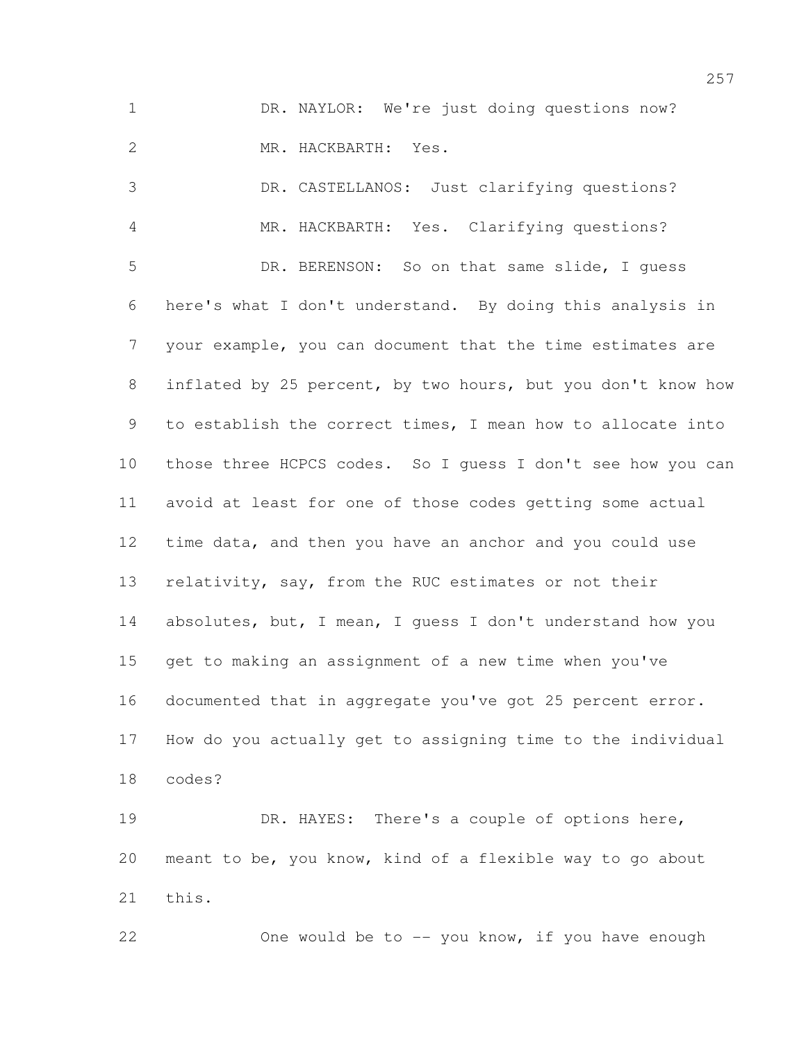DR. NAYLOR: We're just doing questions now?

MR. HACKBARTH: Yes.

DR. CASTELLANOS: Just clarifying questions?

MR. HACKBARTH: Yes. Clarifying questions?

DR. BERENSON: So on that same slide, I guess here's what I don't understand. By doing this analysis in your example, you can document that the time estimates are inflated by 25 percent, by two hours, but you don't know how to establish the correct times, I mean how to allocate into those three HCPCS codes. So I guess I don't see how you can avoid at least for one of those codes getting some actual time data, and then you have an anchor and you could use relativity, say, from the RUC estimates or not their absolutes, but, I mean, I guess I don't understand how you get to making an assignment of a new time when you've documented that in aggregate you've got 25 percent error. How do you actually get to assigning time to the individual codes?

DR. HAYES: There's a couple of options here, meant to be, you know, kind of a flexible way to go about this.

One would be to -- you know, if you have enough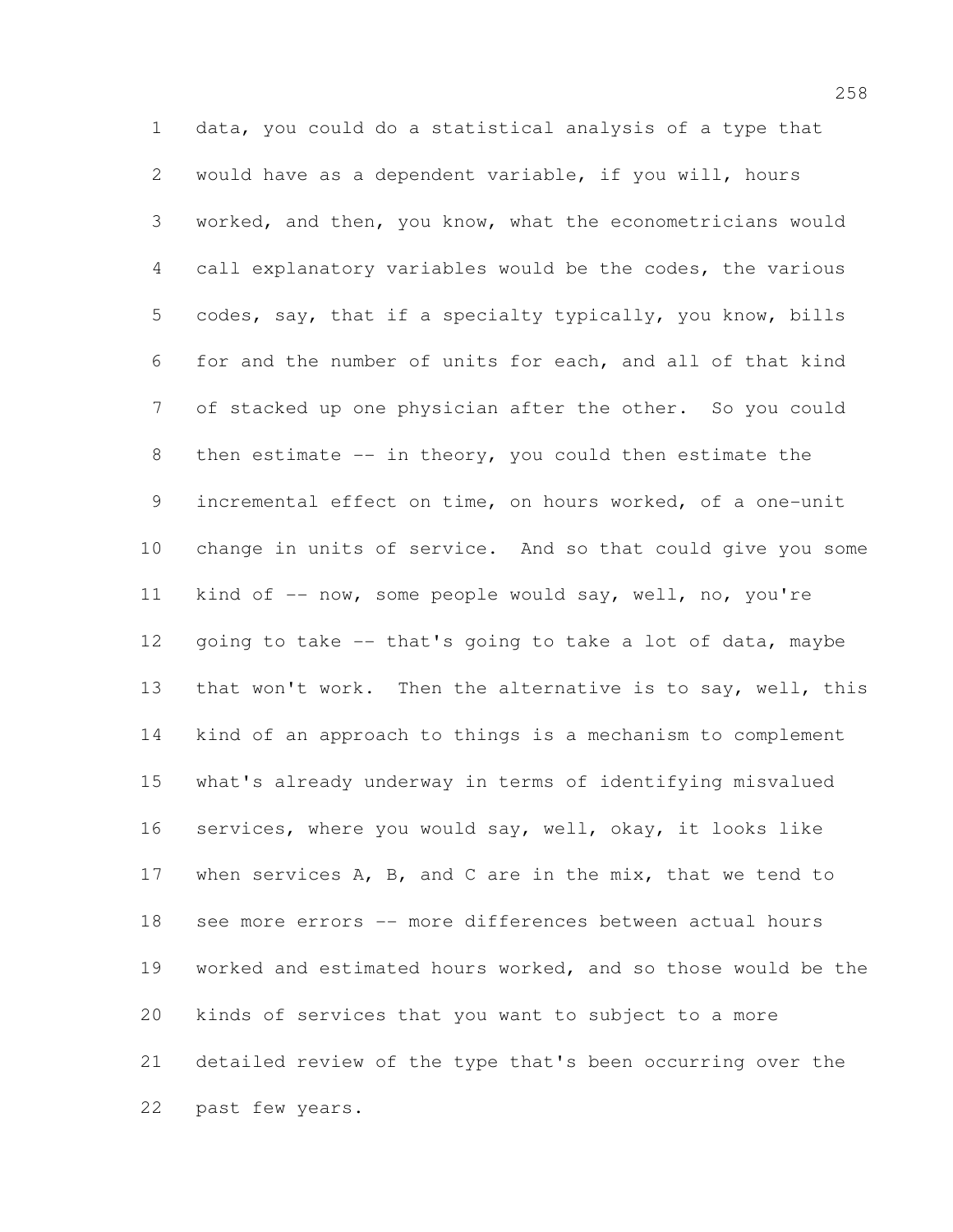data, you could do a statistical analysis of a type that would have as a dependent variable, if you will, hours worked, and then, you know, what the econometricians would call explanatory variables would be the codes, the various codes, say, that if a specialty typically, you know, bills for and the number of units for each, and all of that kind of stacked up one physician after the other. So you could then estimate -- in theory, you could then estimate the incremental effect on time, on hours worked, of a one-unit change in units of service. And so that could give you some kind of -- now, some people would say, well, no, you're going to take -- that's going to take a lot of data, maybe that won't work. Then the alternative is to say, well, this kind of an approach to things is a mechanism to complement what's already underway in terms of identifying misvalued services, where you would say, well, okay, it looks like when services A, B, and C are in the mix, that we tend to see more errors -- more differences between actual hours worked and estimated hours worked, and so those would be the kinds of services that you want to subject to a more detailed review of the type that's been occurring over the past few years.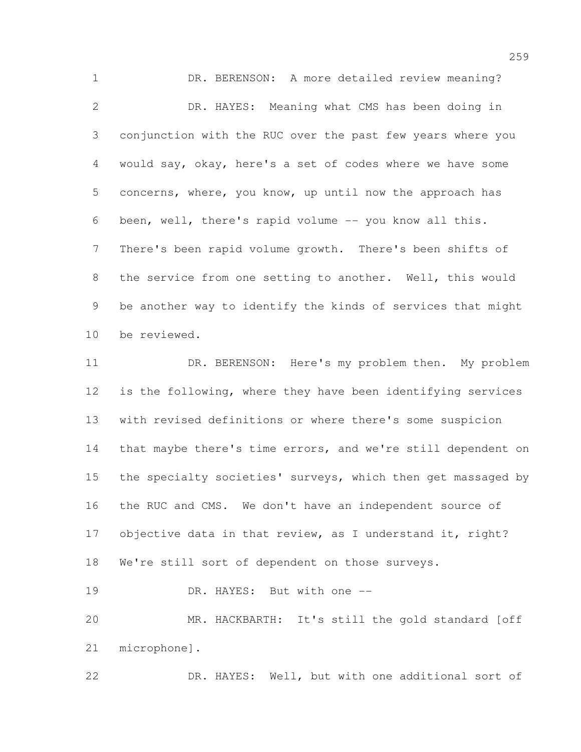DR. BERENSON: A more detailed review meaning?

DR. HAYES: Meaning what CMS has been doing in conjunction with the RUC over the past few years where you would say, okay, here's a set of codes where we have some concerns, where, you know, up until now the approach has been, well, there's rapid volume -- you know all this. There's been rapid volume growth. There's been shifts of the service from one setting to another. Well, this would be another way to identify the kinds of services that might be reviewed.

DR. BERENSON: Here's my problem then. My problem is the following, where they have been identifying services with revised definitions or where there's some suspicion that maybe there's time errors, and we're still dependent on the specialty societies' surveys, which then get massaged by the RUC and CMS. We don't have an independent source of objective data in that review, as I understand it, right? We're still sort of dependent on those surveys.

DR. HAYES: But with one --

MR. HACKBARTH: It's still the gold standard [off microphone].

DR. HAYES: Well, but with one additional sort of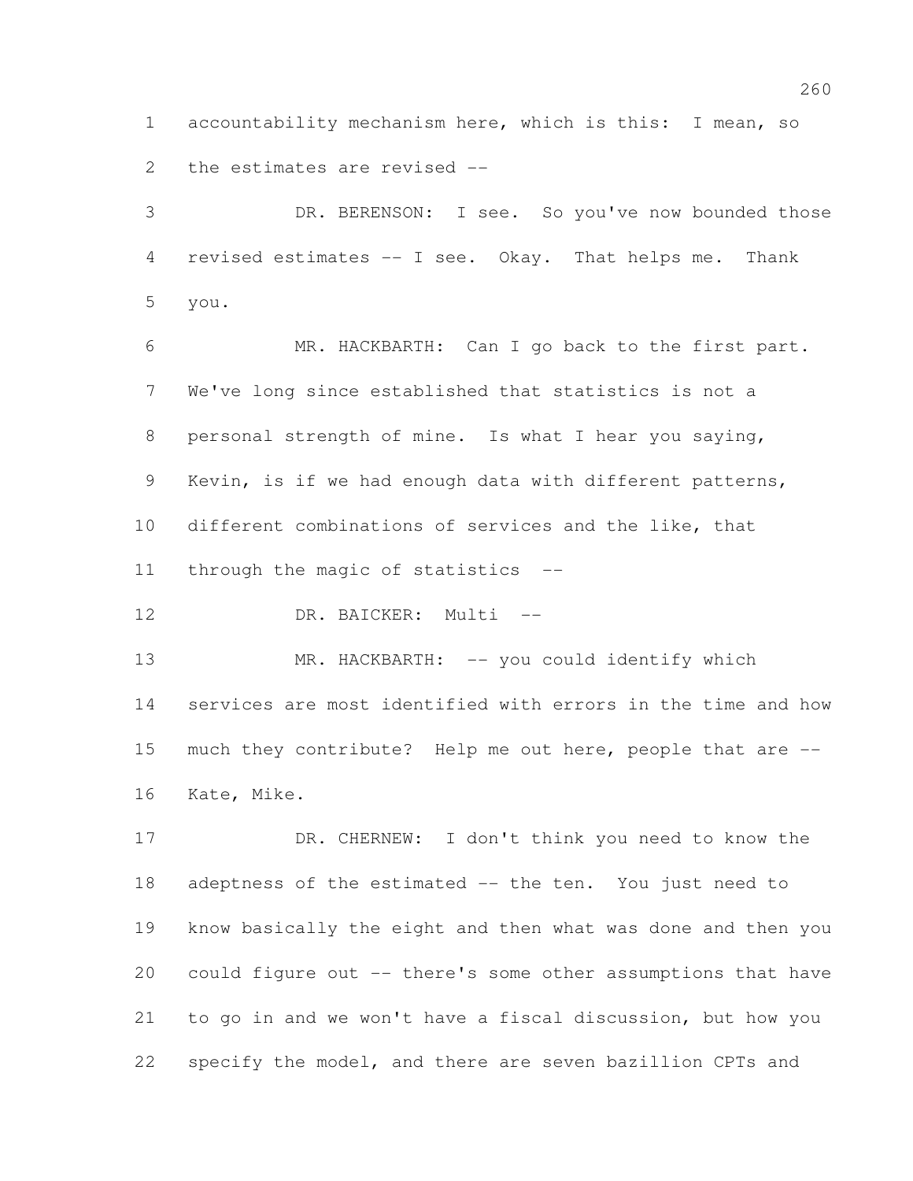accountability mechanism here, which is this: I mean, so the estimates are revised --

DR. BERENSON: I see. So you've now bounded those revised estimates -- I see. Okay. That helps me. Thank you.

MR. HACKBARTH: Can I go back to the first part. We've long since established that statistics is not a personal strength of mine. Is what I hear you saying, Kevin, is if we had enough data with different patterns, different combinations of services and the like, that through the magic of statistics --

DR. BAICKER: Multi --

MR. HACKBARTH: -- you could identify which services are most identified with errors in the time and how much they contribute? Help me out here, people that are -- Kate, Mike.

DR. CHERNEW: I don't think you need to know the adeptness of the estimated -- the ten. You just need to know basically the eight and then what was done and then you could figure out -- there's some other assumptions that have to go in and we won't have a fiscal discussion, but how you specify the model, and there are seven bazillion CPTs and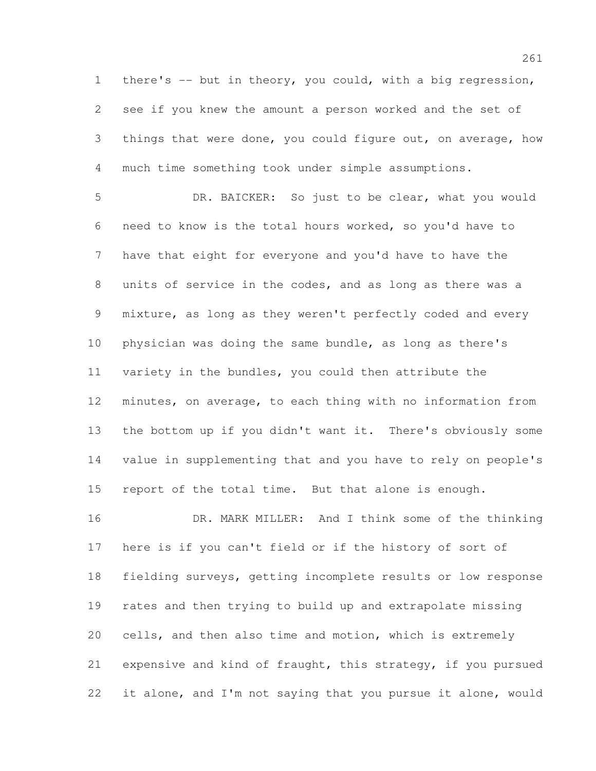there's -- but in theory, you could, with a big regression, see if you knew the amount a person worked and the set of things that were done, you could figure out, on average, how much time something took under simple assumptions.

DR. BAICKER: So just to be clear, what you would need to know is the total hours worked, so you'd have to have that eight for everyone and you'd have to have the units of service in the codes, and as long as there was a mixture, as long as they weren't perfectly coded and every physician was doing the same bundle, as long as there's variety in the bundles, you could then attribute the minutes, on average, to each thing with no information from the bottom up if you didn't want it. There's obviously some value in supplementing that and you have to rely on people's report of the total time. But that alone is enough.

DR. MARK MILLER: And I think some of the thinking here is if you can't field or if the history of sort of fielding surveys, getting incomplete results or low response rates and then trying to build up and extrapolate missing cells, and then also time and motion, which is extremely expensive and kind of fraught, this strategy, if you pursued it alone, and I'm not saying that you pursue it alone, would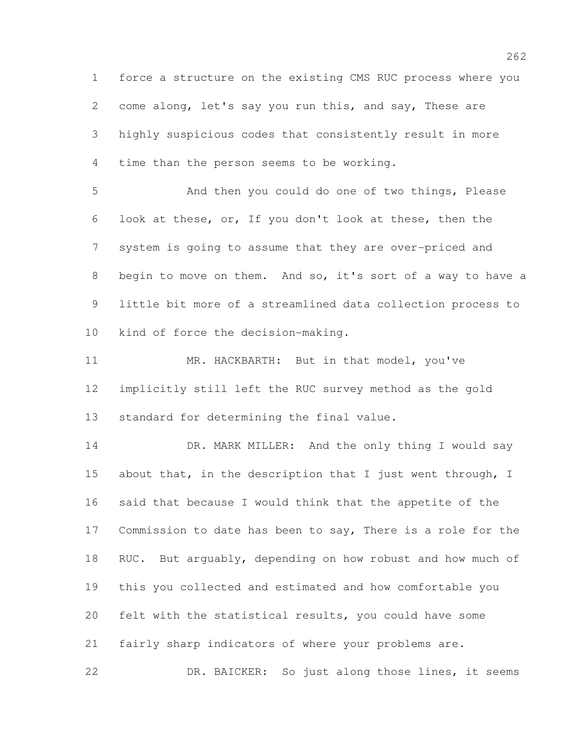force a structure on the existing CMS RUC process where you come along, let's say you run this, and say, These are highly suspicious codes that consistently result in more time than the person seems to be working.

And then you could do one of two things, Please look at these, or, If you don't look at these, then the system is going to assume that they are over-priced and begin to move on them. And so, it's sort of a way to have a little bit more of a streamlined data collection process to kind of force the decision-making.

MR. HACKBARTH: But in that model, you've implicitly still left the RUC survey method as the gold standard for determining the final value.

DR. MARK MILLER: And the only thing I would say about that, in the description that I just went through, I said that because I would think that the appetite of the Commission to date has been to say, There is a role for the RUC. But arguably, depending on how robust and how much of this you collected and estimated and how comfortable you felt with the statistical results, you could have some fairly sharp indicators of where your problems are.

DR. BAICKER: So just along those lines, it seems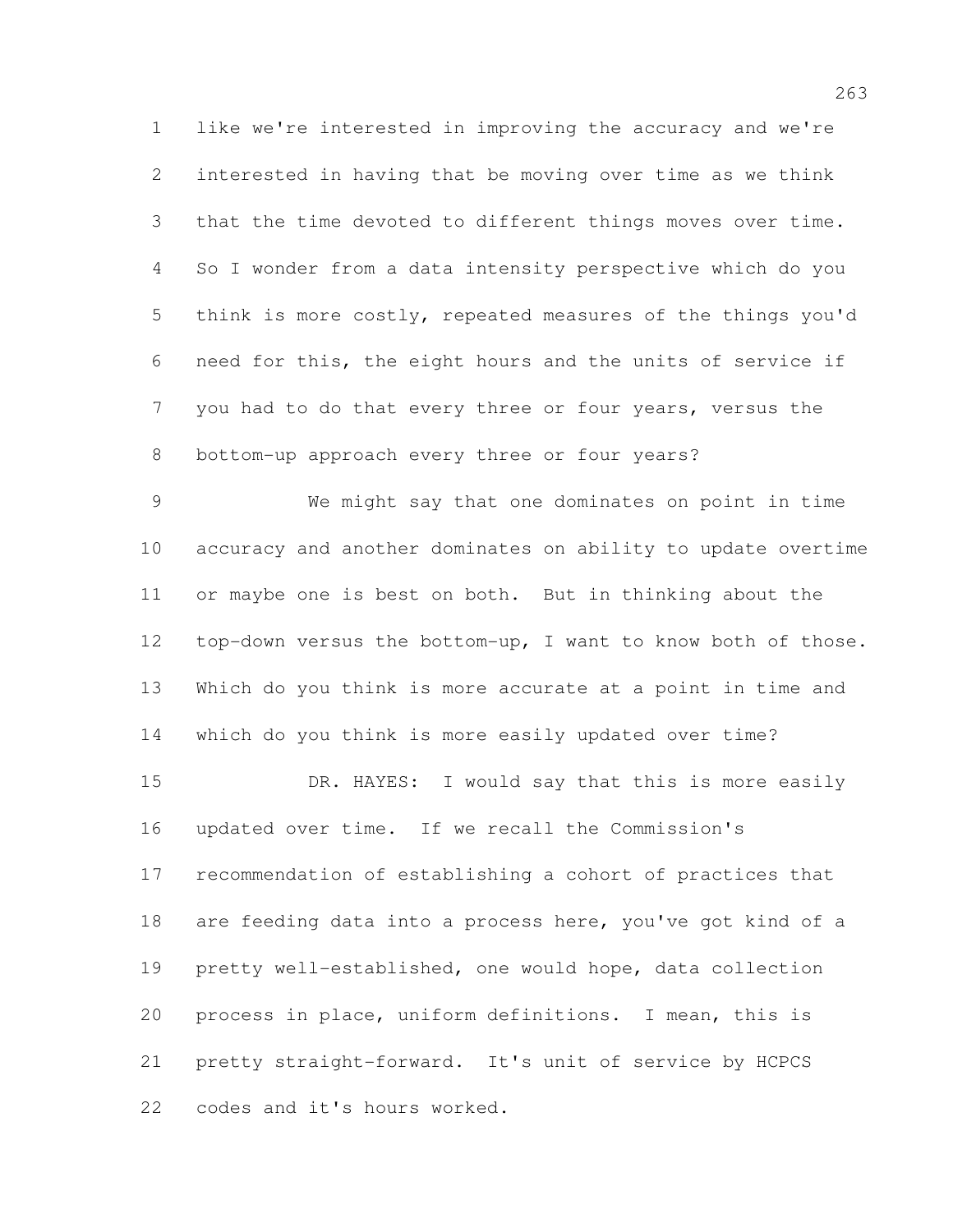like we're interested in improving the accuracy and we're interested in having that be moving over time as we think that the time devoted to different things moves over time. So I wonder from a data intensity perspective which do you think is more costly, repeated measures of the things you'd need for this, the eight hours and the units of service if you had to do that every three or four years, versus the bottom-up approach every three or four years?

We might say that one dominates on point in time accuracy and another dominates on ability to update overtime or maybe one is best on both. But in thinking about the top-down versus the bottom-up, I want to know both of those. Which do you think is more accurate at a point in time and which do you think is more easily updated over time?

DR. HAYES: I would say that this is more easily updated over time. If we recall the Commission's recommendation of establishing a cohort of practices that are feeding data into a process here, you've got kind of a pretty well-established, one would hope, data collection process in place, uniform definitions. I mean, this is pretty straight-forward. It's unit of service by HCPCS codes and it's hours worked.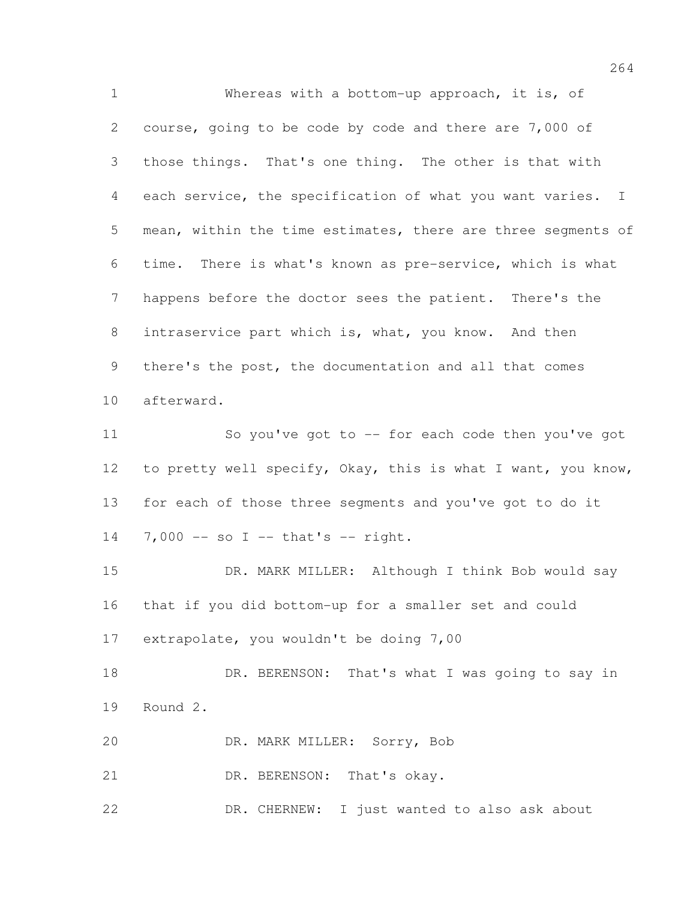Whereas with a bottom-up approach, it is, of course, going to be code by code and there are 7,000 of those things. That's one thing. The other is that with each service, the specification of what you want varies. I mean, within the time estimates, there are three segments of time. There is what's known as pre-service, which is what happens before the doctor sees the patient. There's the intraservice part which is, what, you know. And then there's the post, the documentation and all that comes afterward.

So you've got to -- for each code then you've got to pretty well specify, Okay, this is what I want, you know, for each of those three segments and you've got to do it 7,000 -- so I -- that's -- right.

DR. MARK MILLER: Although I think Bob would say that if you did bottom-up for a smaller set and could extrapolate, you wouldn't be doing 7,00

DR. BERENSON: That's what I was going to say in Round 2.

DR. MARK MILLER: Sorry, Bob

DR. BERENSON: That's okay.

DR. CHERNEW: I just wanted to also ask about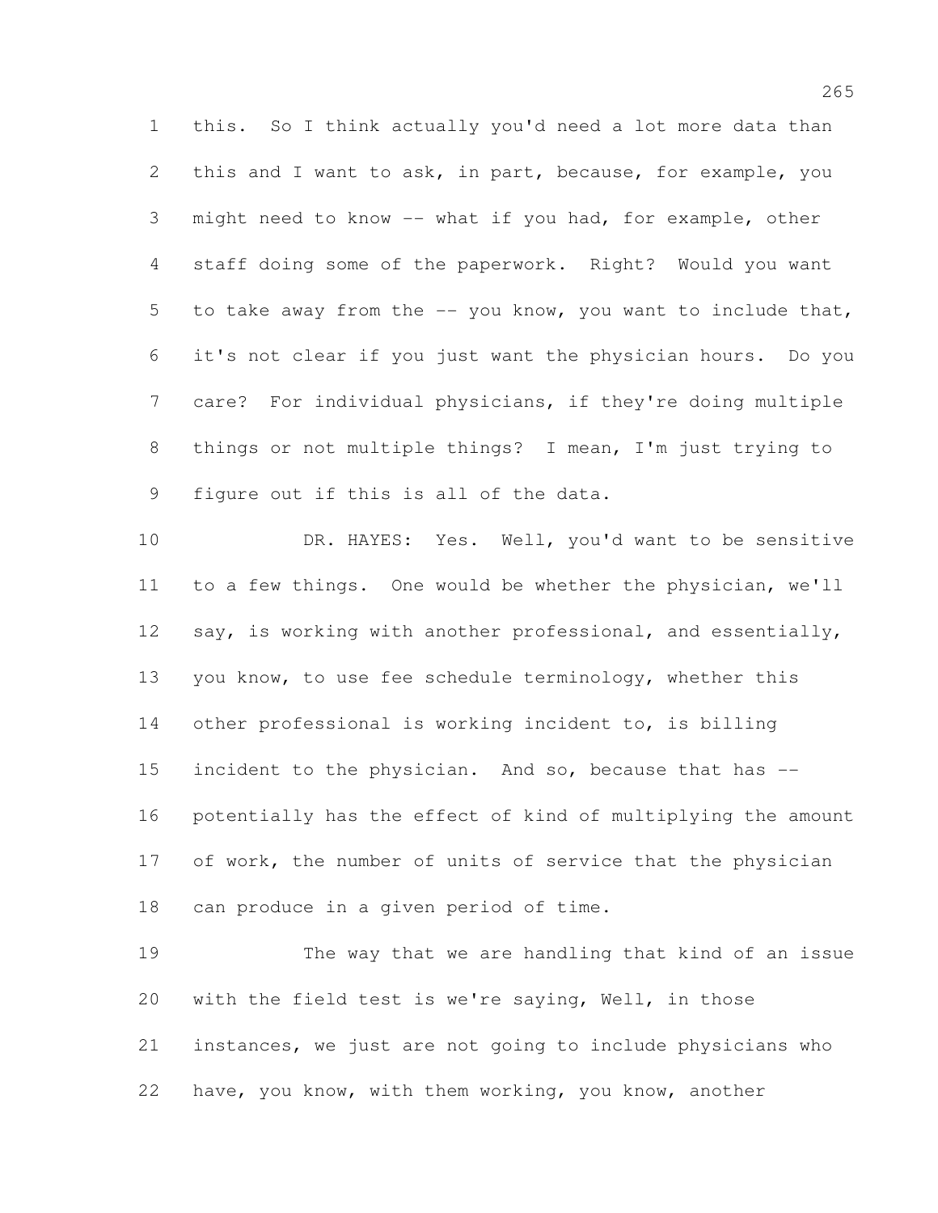this. So I think actually you'd need a lot more data than this and I want to ask, in part, because, for example, you might need to know -- what if you had, for example, other staff doing some of the paperwork. Right? Would you want to take away from the -- you know, you want to include that, it's not clear if you just want the physician hours. Do you care? For individual physicians, if they're doing multiple things or not multiple things? I mean, I'm just trying to figure out if this is all of the data.

DR. HAYES: Yes. Well, you'd want to be sensitive to a few things. One would be whether the physician, we'll say, is working with another professional, and essentially, you know, to use fee schedule terminology, whether this other professional is working incident to, is billing incident to the physician. And so, because that has -- potentially has the effect of kind of multiplying the amount of work, the number of units of service that the physician can produce in a given period of time.

The way that we are handling that kind of an issue with the field test is we're saying, Well, in those instances, we just are not going to include physicians who have, you know, with them working, you know, another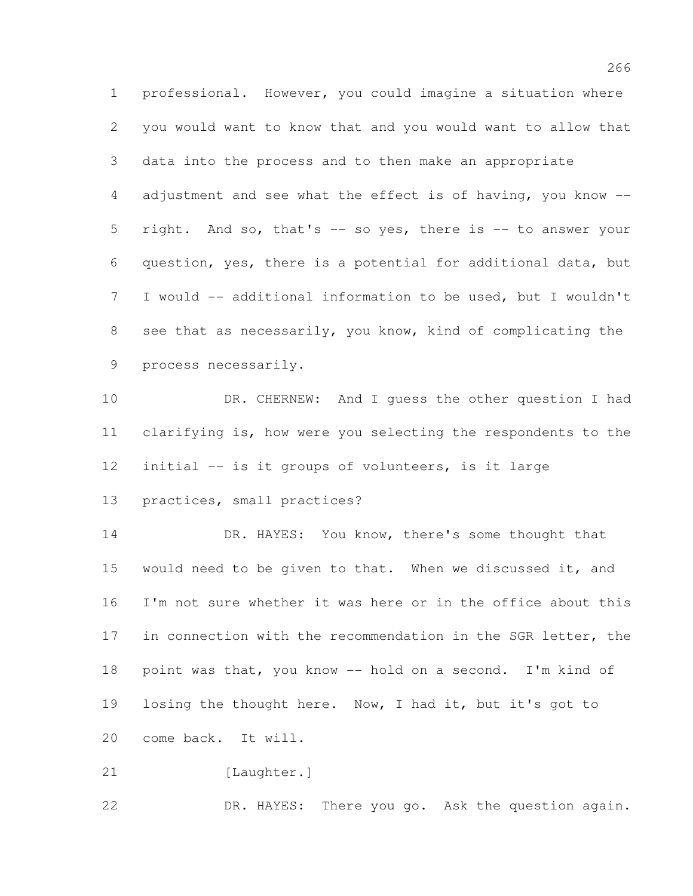professional. However, you could imagine a situation where you would want to know that and you would want to allow that data into the process and to then make an appropriate adjustment and see what the effect is of having, you know -- right. And so, that's -- so yes, there is -- to answer your question, yes, there is a potential for additional data, but I would -- additional information to be used, but I wouldn't see that as necessarily, you know, kind of complicating the process necessarily.

DR. CHERNEW: And I guess the other question I had clarifying is, how were you selecting the respondents to the initial -- is it groups of volunteers, is it large practices, small practices?

DR. HAYES: You know, there's some thought that would need to be given to that. When we discussed it, and I'm not sure whether it was here or in the office about this in connection with the recommendation in the SGR letter, the point was that, you know -- hold on a second. I'm kind of losing the thought here. Now, I had it, but it's got to come back. It will.

[Laughter.]

DR. HAYES: There you go. Ask the question again.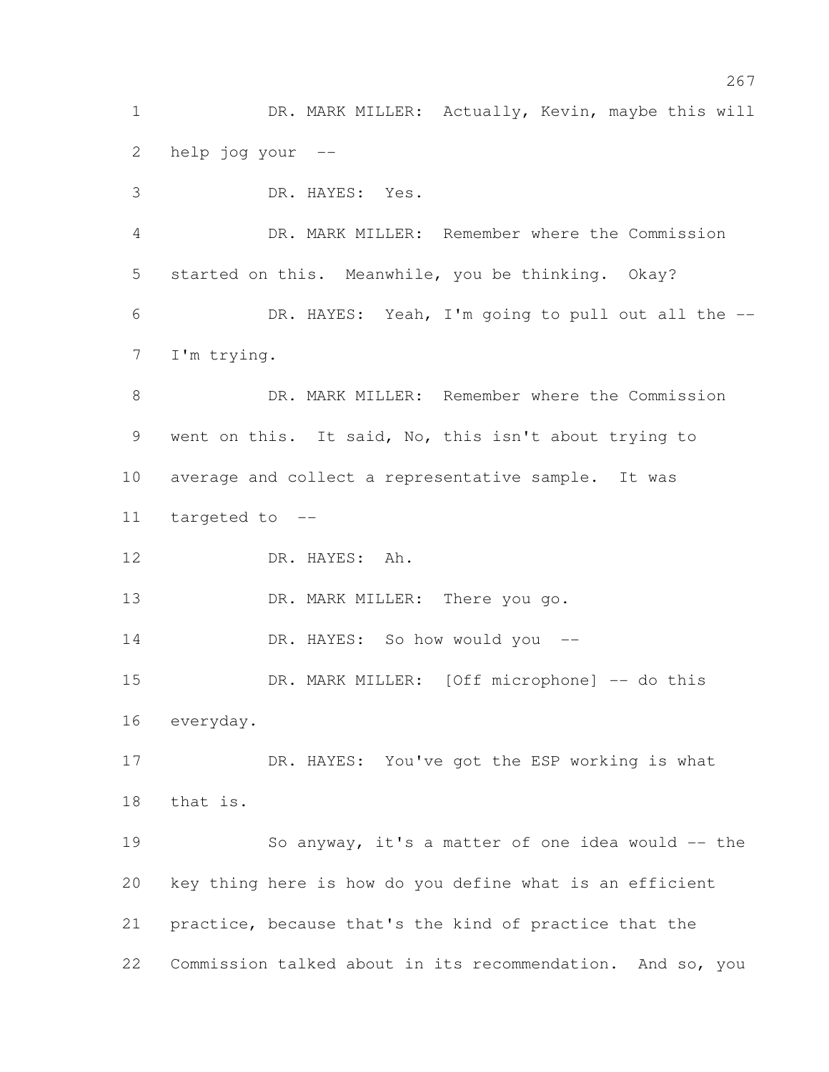DR. MARK MILLER: Actually, Kevin, maybe this will help jog your --

DR. HAYES: Yes.

DR. MARK MILLER: Remember where the Commission started on this. Meanwhile, you be thinking. Okay?

DR. HAYES: Yeah, I'm going to pull out all the -- I'm trying.

DR. MARK MILLER: Remember where the Commission went on this. It said, No, this isn't about trying to average and collect a representative sample. It was targeted to --

DR. HAYES: Ah.

DR. MARK MILLER: There you go.

DR. HAYES: So how would you --

DR. MARK MILLER: [Off microphone] -- do this everyday.

DR. HAYES: You've got the ESP working is what that is.

So anyway, it's a matter of one idea would -- the key thing here is how do you define what is an efficient practice, because that's the kind of practice that the Commission talked about in its recommendation. And so, you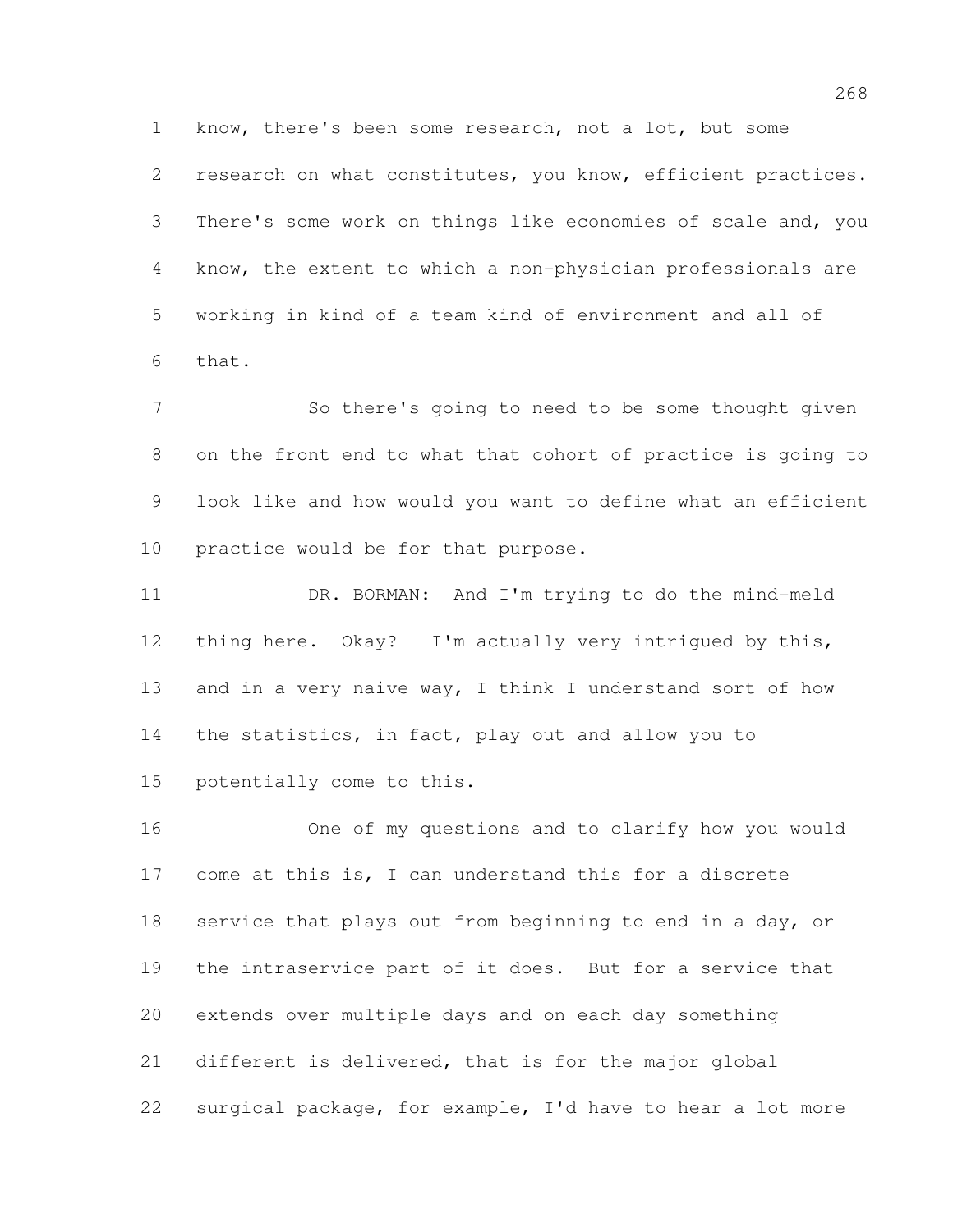know, there's been some research, not a lot, but some research on what constitutes, you know, efficient practices. There's some work on things like economies of scale and, you know, the extent to which a non-physician professionals are working in kind of a team kind of environment and all of that.

So there's going to need to be some thought given on the front end to what that cohort of practice is going to look like and how would you want to define what an efficient practice would be for that purpose.

DR. BORMAN: And I'm trying to do the mind-meld thing here. Okay? I'm actually very intrigued by this, and in a very naive way, I think I understand sort of how the statistics, in fact, play out and allow you to potentially come to this.

One of my questions and to clarify how you would come at this is, I can understand this for a discrete service that plays out from beginning to end in a day, or the intraservice part of it does. But for a service that extends over multiple days and on each day something different is delivered, that is for the major global surgical package, for example, I'd have to hear a lot more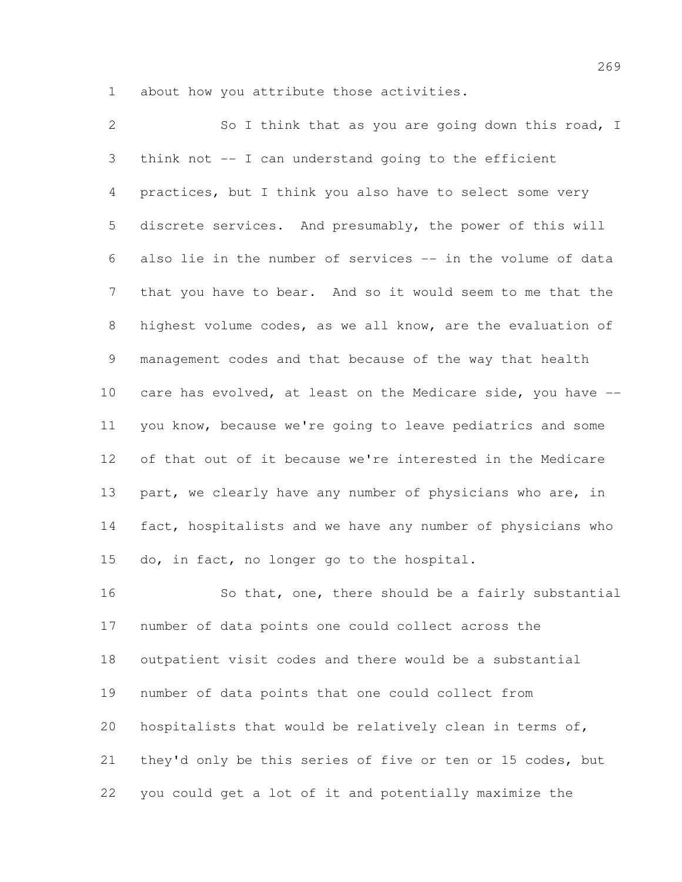about how you attribute those activities.

So I think that as you are going down this road, I think not -- I can understand going to the efficient practices, but I think you also have to select some very discrete services. And presumably, the power of this will also lie in the number of services -- in the volume of data that you have to bear. And so it would seem to me that the highest volume codes, as we all know, are the evaluation of management codes and that because of the way that health care has evolved, at least on the Medicare side, you have -- you know, because we're going to leave pediatrics and some of that out of it because we're interested in the Medicare part, we clearly have any number of physicians who are, in fact, hospitalists and we have any number of physicians who do, in fact, no longer go to the hospital.

So that, one, there should be a fairly substantial number of data points one could collect across the outpatient visit codes and there would be a substantial number of data points that one could collect from hospitalists that would be relatively clean in terms of, they'd only be this series of five or ten or 15 codes, but you could get a lot of it and potentially maximize the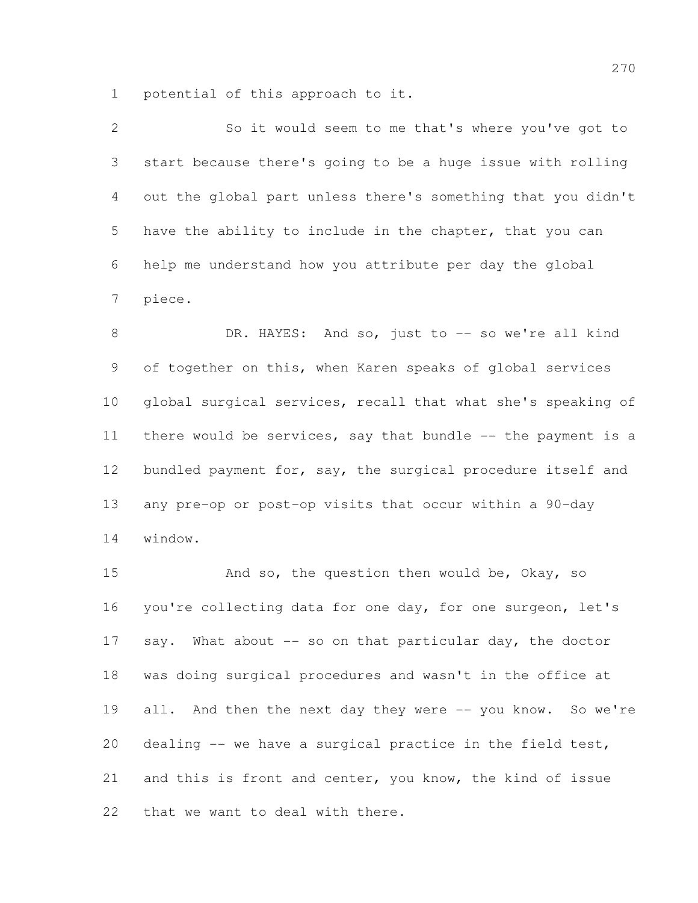potential of this approach to it.

So it would seem to me that's where you've got to start because there's going to be a huge issue with rolling out the global part unless there's something that you didn't have the ability to include in the chapter, that you can help me understand how you attribute per day the global piece.

DR. HAYES: And so, just to -- so we're all kind of together on this, when Karen speaks of global services global surgical services, recall that what she's speaking of there would be services, say that bundle -- the payment is a bundled payment for, say, the surgical procedure itself and any pre-op or post-op visits that occur within a 90-day window.

And so, the question then would be, Okay, so you're collecting data for one day, for one surgeon, let's say. What about -- so on that particular day, the doctor was doing surgical procedures and wasn't in the office at all. And then the next day they were -- you know. So we're dealing -- we have a surgical practice in the field test, and this is front and center, you know, the kind of issue that we want to deal with there.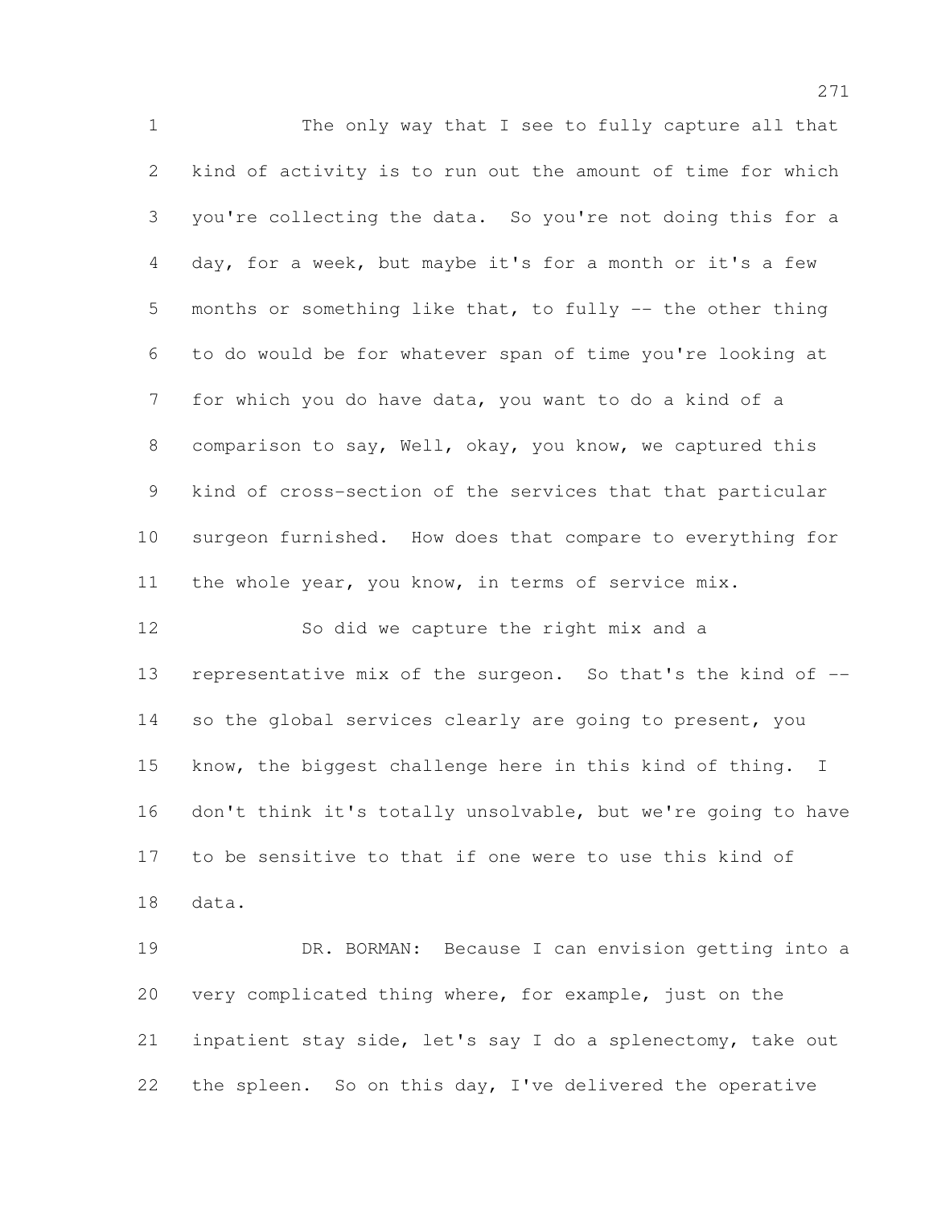The only way that I see to fully capture all that kind of activity is to run out the amount of time for which you're collecting the data. So you're not doing this for a day, for a week, but maybe it's for a month or it's a few months or something like that, to fully -- the other thing to do would be for whatever span of time you're looking at for which you do have data, you want to do a kind of a comparison to say, Well, okay, you know, we captured this kind of cross-section of the services that that particular surgeon furnished. How does that compare to everything for the whole year, you know, in terms of service mix.

So did we capture the right mix and a representative mix of the surgeon. So that's the kind of -- so the global services clearly are going to present, you know, the biggest challenge here in this kind of thing. I don't think it's totally unsolvable, but we're going to have to be sensitive to that if one were to use this kind of data.

DR. BORMAN: Because I can envision getting into a very complicated thing where, for example, just on the inpatient stay side, let's say I do a splenectomy, take out the spleen. So on this day, I've delivered the operative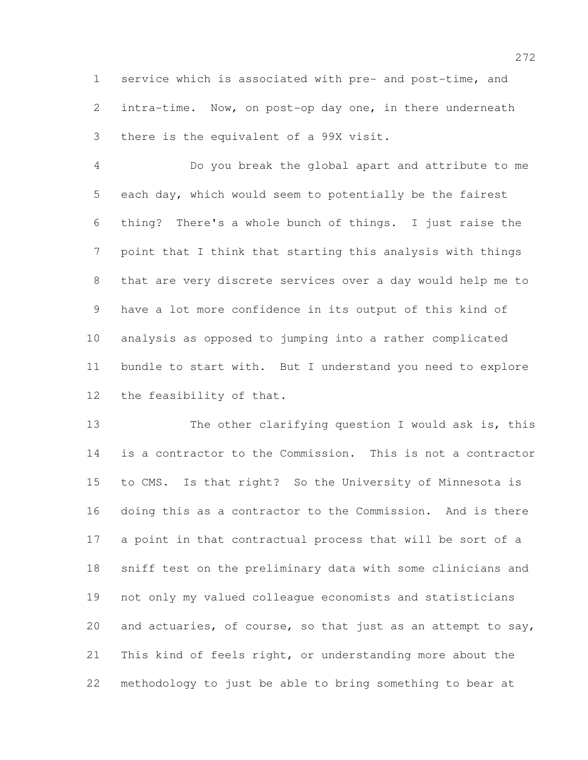service which is associated with pre- and post-time, and intra-time. Now, on post-op day one, in there underneath there is the equivalent of a 99X visit.

Do you break the global apart and attribute to me each day, which would seem to potentially be the fairest thing? There's a whole bunch of things. I just raise the point that I think that starting this analysis with things that are very discrete services over a day would help me to have a lot more confidence in its output of this kind of analysis as opposed to jumping into a rather complicated bundle to start with. But I understand you need to explore the feasibility of that.

The other clarifying question I would ask is, this is a contractor to the Commission. This is not a contractor to CMS. Is that right? So the University of Minnesota is doing this as a contractor to the Commission. And is there a point in that contractual process that will be sort of a sniff test on the preliminary data with some clinicians and not only my valued colleague economists and statisticians and actuaries, of course, so that just as an attempt to say, This kind of feels right, or understanding more about the methodology to just be able to bring something to bear at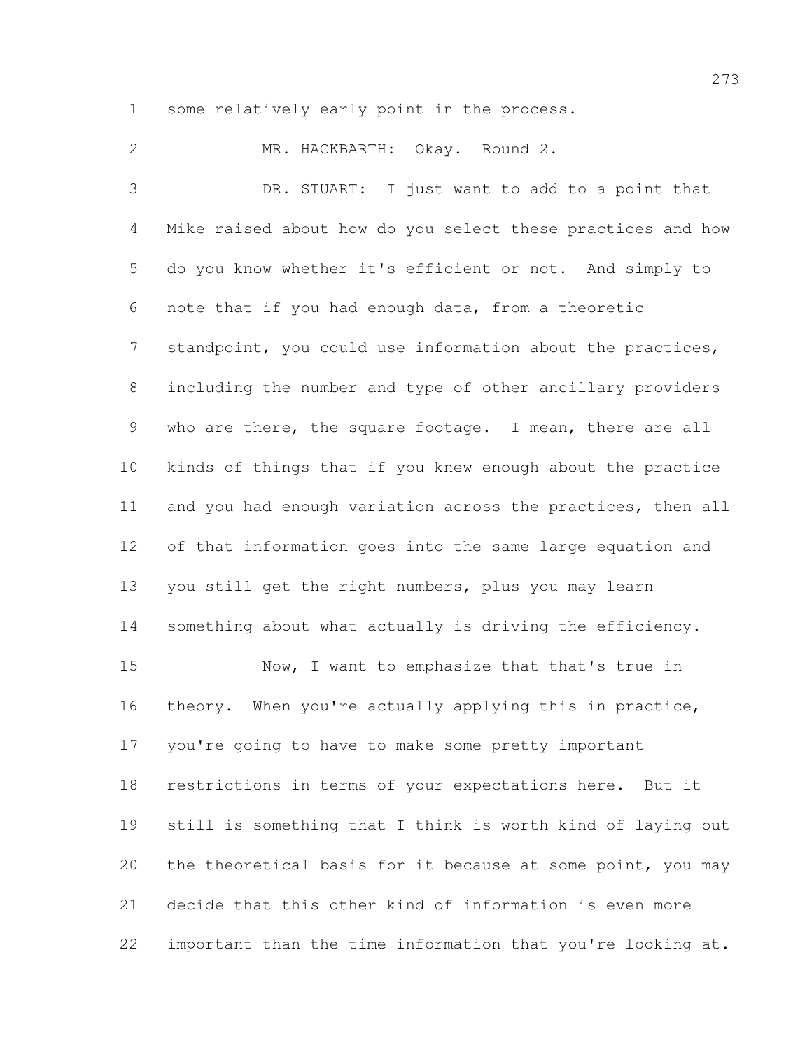some relatively early point in the process.

MR. HACKBARTH: Okay. Round 2.

DR. STUART: I just want to add to a point that Mike raised about how do you select these practices and how do you know whether it's efficient or not. And simply to note that if you had enough data, from a theoretic standpoint, you could use information about the practices, including the number and type of other ancillary providers who are there, the square footage. I mean, there are all kinds of things that if you knew enough about the practice and you had enough variation across the practices, then all of that information goes into the same large equation and you still get the right numbers, plus you may learn something about what actually is driving the efficiency.

Now, I want to emphasize that that's true in theory. When you're actually applying this in practice, you're going to have to make some pretty important restrictions in terms of your expectations here. But it still is something that I think is worth kind of laying out the theoretical basis for it because at some point, you may decide that this other kind of information is even more important than the time information that you're looking at.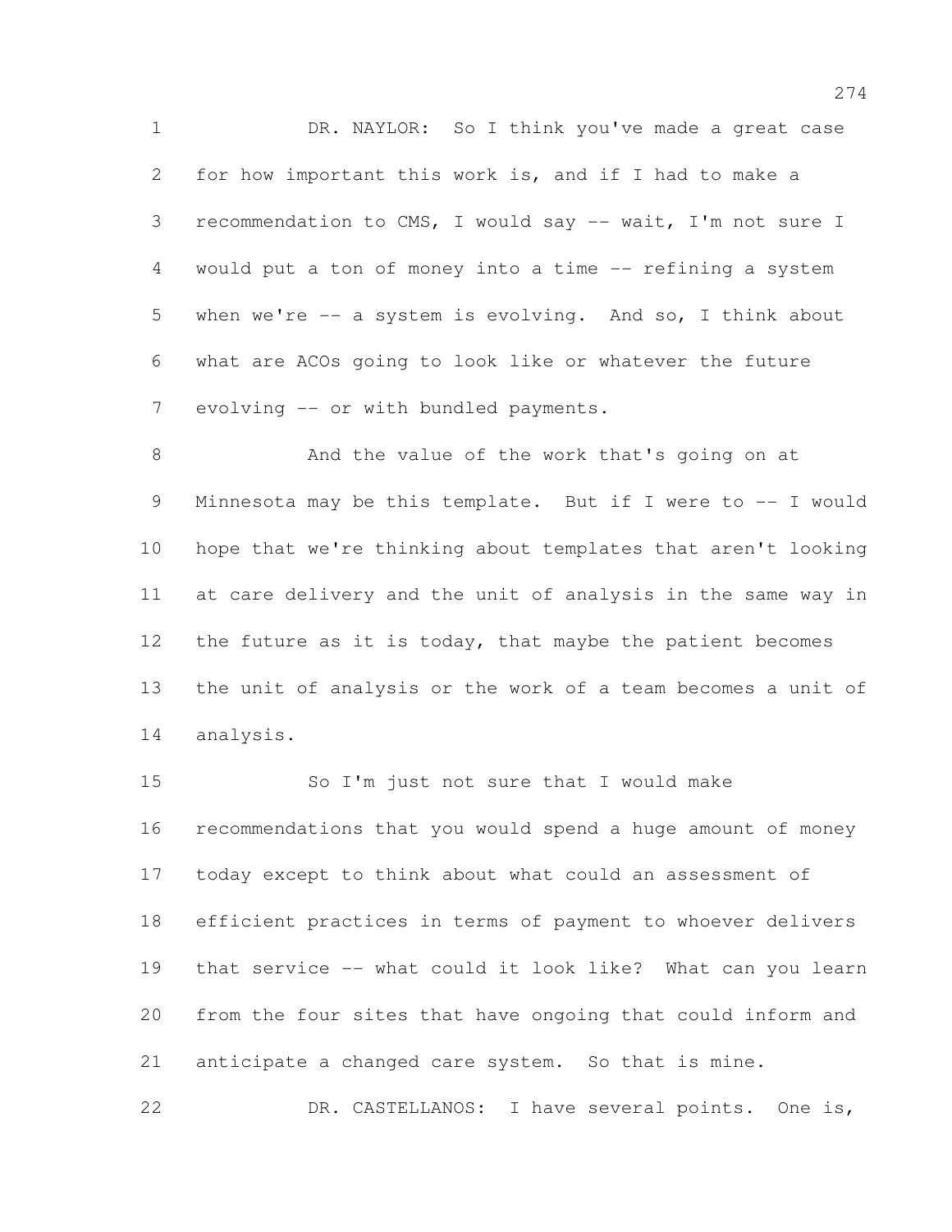DR. NAYLOR: So I think you've made a great case for how important this work is, and if I had to make a recommendation to CMS, I would say -- wait, I'm not sure I would put a ton of money into a time -- refining a system when we're -- a system is evolving. And so, I think about what are ACOs going to look like or whatever the future evolving -- or with bundled payments.

And the value of the work that's going on at Minnesota may be this template. But if I were to -- I would hope that we're thinking about templates that aren't looking at care delivery and the unit of analysis in the same way in the future as it is today, that maybe the patient becomes the unit of analysis or the work of a team becomes a unit of analysis.

So I'm just not sure that I would make recommendations that you would spend a huge amount of money today except to think about what could an assessment of efficient practices in terms of payment to whoever delivers that service -- what could it look like? What can you learn from the four sites that have ongoing that could inform and anticipate a changed care system. So that is mine.

DR. CASTELLANOS: I have several points. One is,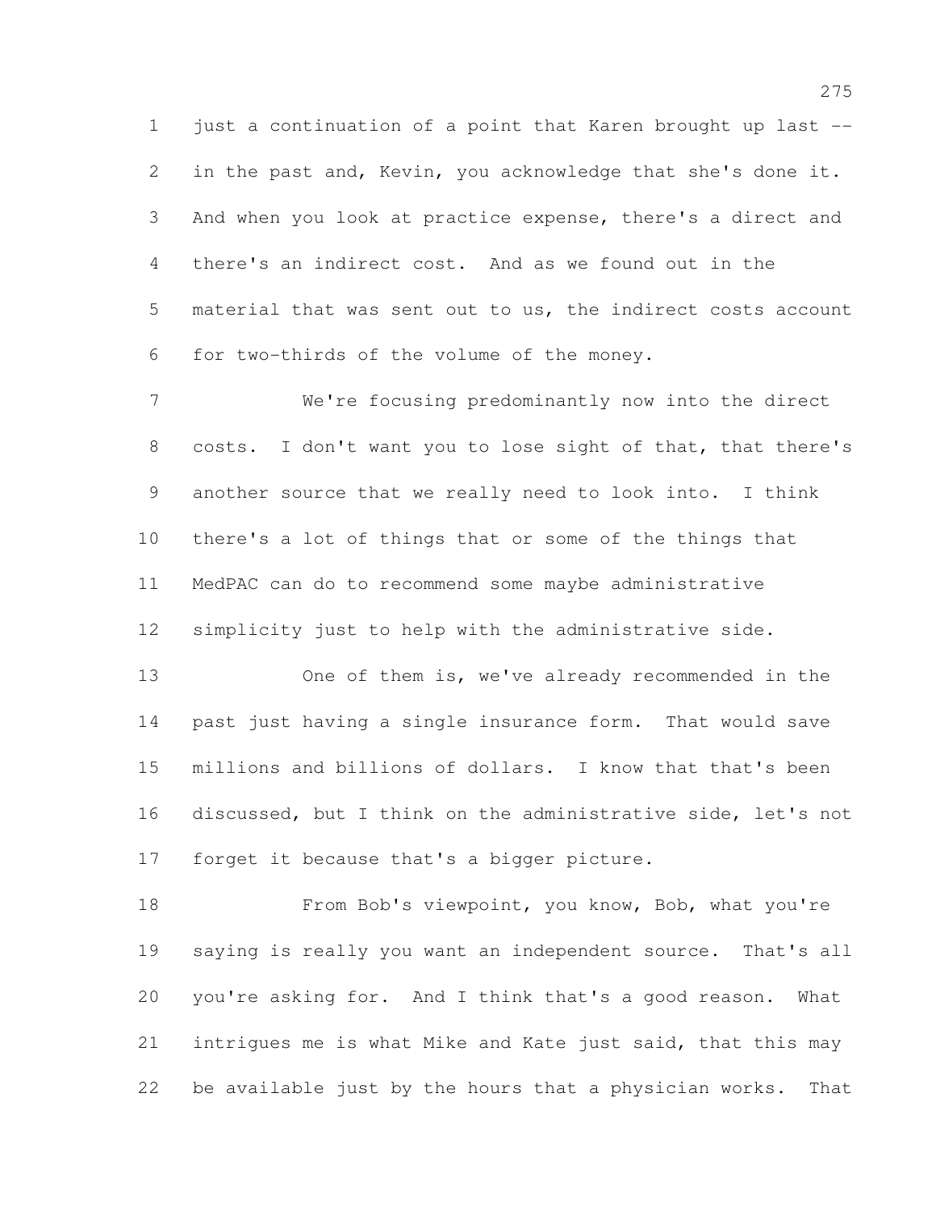just a continuation of a point that Karen brought up last -- in the past and, Kevin, you acknowledge that she's done it. And when you look at practice expense, there's a direct and there's an indirect cost. And as we found out in the material that was sent out to us, the indirect costs account for two-thirds of the volume of the money.

We're focusing predominantly now into the direct costs. I don't want you to lose sight of that, that there's another source that we really need to look into. I think there's a lot of things that or some of the things that MedPAC can do to recommend some maybe administrative simplicity just to help with the administrative side.

One of them is, we've already recommended in the past just having a single insurance form. That would save millions and billions of dollars. I know that that's been discussed, but I think on the administrative side, let's not forget it because that's a bigger picture.

From Bob's viewpoint, you know, Bob, what you're saying is really you want an independent source. That's all you're asking for. And I think that's a good reason. What intrigues me is what Mike and Kate just said, that this may be available just by the hours that a physician works. That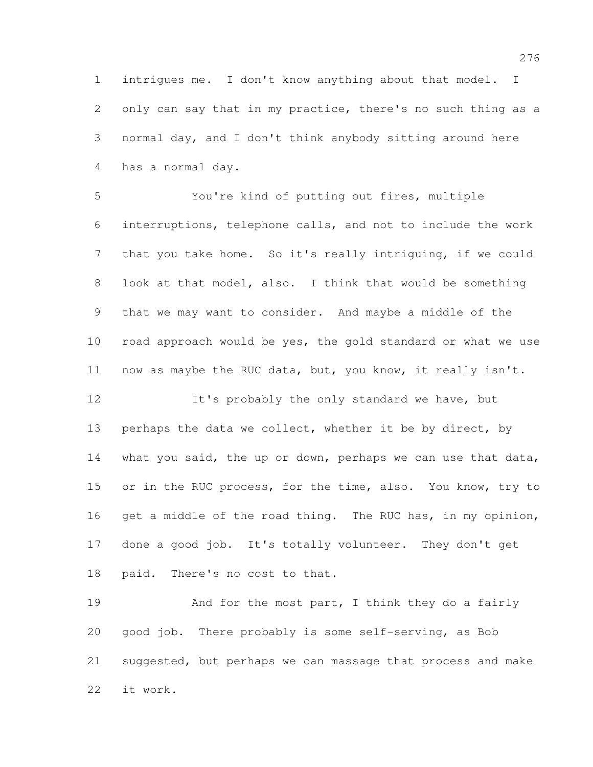intrigues me. I don't know anything about that model. I only can say that in my practice, there's no such thing as a normal day, and I don't think anybody sitting around here has a normal day.

You're kind of putting out fires, multiple interruptions, telephone calls, and not to include the work that you take home. So it's really intriguing, if we could look at that model, also. I think that would be something that we may want to consider. And maybe a middle of the road approach would be yes, the gold standard or what we use now as maybe the RUC data, but, you know, it really isn't.

It's probably the only standard we have, but perhaps the data we collect, whether it be by direct, by what you said, the up or down, perhaps we can use that data, or in the RUC process, for the time, also. You know, try to get a middle of the road thing. The RUC has, in my opinion, done a good job. It's totally volunteer. They don't get paid. There's no cost to that.

And for the most part, I think they do a fairly good job. There probably is some self-serving, as Bob suggested, but perhaps we can massage that process and make it work.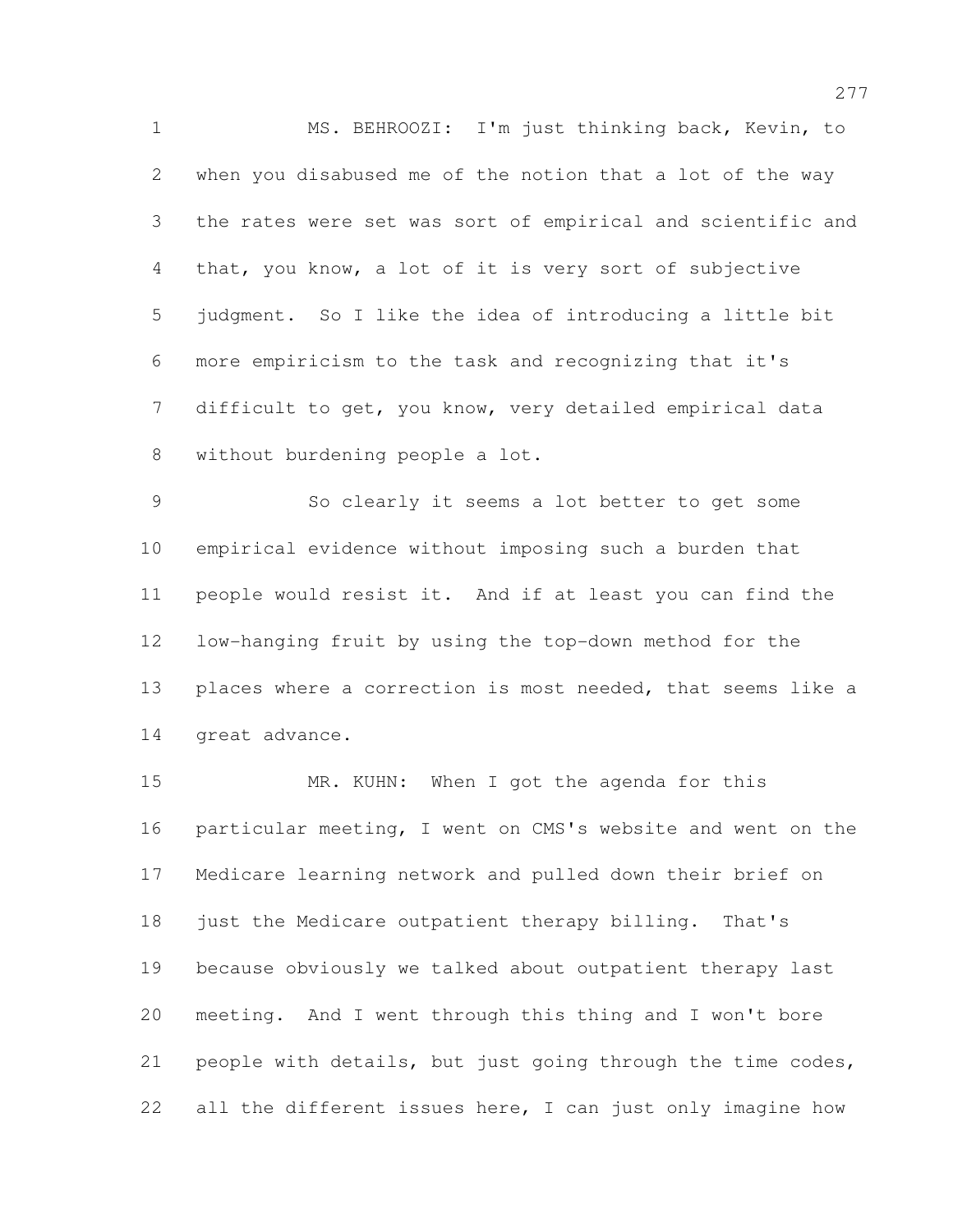MS. BEHROOZI: I'm just thinking back, Kevin, to when you disabused me of the notion that a lot of the way the rates were set was sort of empirical and scientific and that, you know, a lot of it is very sort of subjective judgment. So I like the idea of introducing a little bit more empiricism to the task and recognizing that it's difficult to get, you know, very detailed empirical data without burdening people a lot.

So clearly it seems a lot better to get some empirical evidence without imposing such a burden that people would resist it. And if at least you can find the low-hanging fruit by using the top-down method for the places where a correction is most needed, that seems like a great advance.

MR. KUHN: When I got the agenda for this particular meeting, I went on CMS's website and went on the Medicare learning network and pulled down their brief on just the Medicare outpatient therapy billing. That's because obviously we talked about outpatient therapy last meeting. And I went through this thing and I won't bore people with details, but just going through the time codes, all the different issues here, I can just only imagine how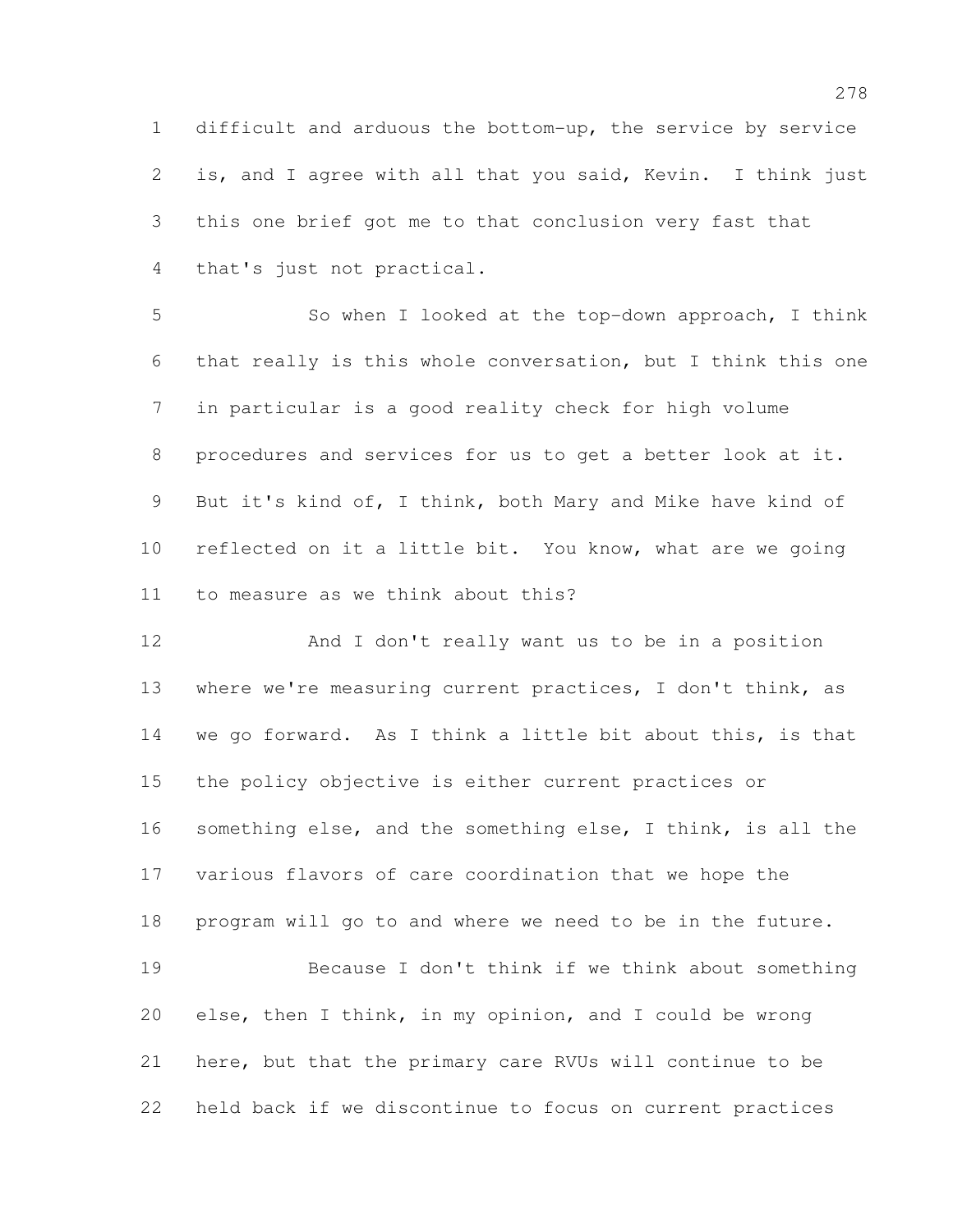difficult and arduous the bottom-up, the service by service is, and I agree with all that you said, Kevin. I think just this one brief got me to that conclusion very fast that that's just not practical.

So when I looked at the top-down approach, I think that really is this whole conversation, but I think this one in particular is a good reality check for high volume procedures and services for us to get a better look at it. But it's kind of, I think, both Mary and Mike have kind of reflected on it a little bit. You know, what are we going to measure as we think about this?

And I don't really want us to be in a position where we're measuring current practices, I don't think, as we go forward. As I think a little bit about this, is that the policy objective is either current practices or something else, and the something else, I think, is all the various flavors of care coordination that we hope the program will go to and where we need to be in the future.

Because I don't think if we think about something else, then I think, in my opinion, and I could be wrong here, but that the primary care RVUs will continue to be held back if we discontinue to focus on current practices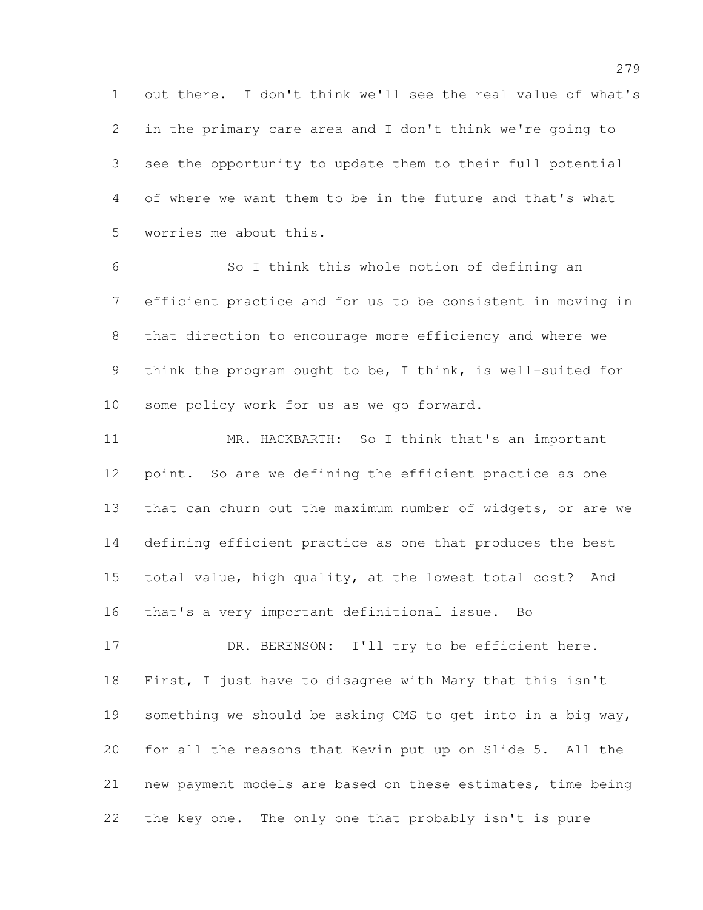out there. I don't think we'll see the real value of what's in the primary care area and I don't think we're going to see the opportunity to update them to their full potential of where we want them to be in the future and that's what worries me about this.

So I think this whole notion of defining an efficient practice and for us to be consistent in moving in that direction to encourage more efficiency and where we think the program ought to be, I think, is well-suited for some policy work for us as we go forward.

MR. HACKBARTH: So I think that's an important point. So are we defining the efficient practice as one that can churn out the maximum number of widgets, or are we defining efficient practice as one that produces the best total value, high quality, at the lowest total cost? And that's a very important definitional issue. Bo

DR. BERENSON: I'll try to be efficient here. First, I just have to disagree with Mary that this isn't something we should be asking CMS to get into in a big way, for all the reasons that Kevin put up on Slide 5. All the new payment models are based on these estimates, time being the key one. The only one that probably isn't is pure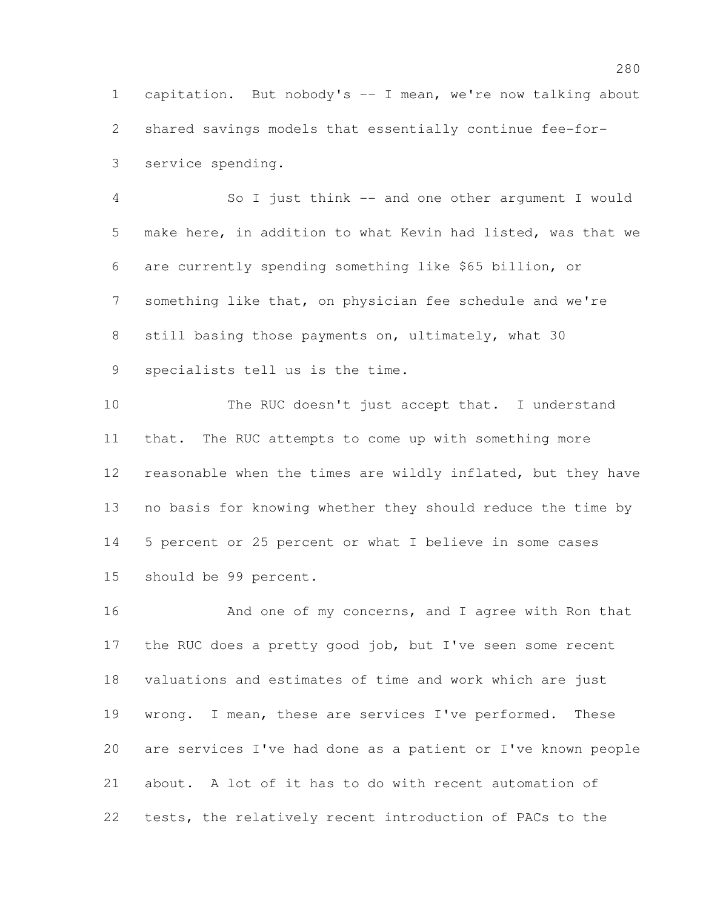capitation. But nobody's -- I mean, we're now talking about shared savings models that essentially continue fee-for-service spending.

So I just think -- and one other argument I would make here, in addition to what Kevin had listed, was that we are currently spending something like $65 billion, or something like that, on physician fee schedule and we're still basing those payments on, ultimately, what 30 specialists tell us is the time.

The RUC doesn't just accept that. I understand that. The RUC attempts to come up with something more reasonable when the times are wildly inflated, but they have no basis for knowing whether they should reduce the time by 5 percent or 25 percent or what I believe in some cases should be 99 percent.

And one of my concerns, and I agree with Ron that the RUC does a pretty good job, but I've seen some recent valuations and estimates of time and work which are just wrong. I mean, these are services I've performed. These are services I've had done as a patient or I've known people about. A lot of it has to do with recent automation of tests, the relatively recent introduction of PACs to the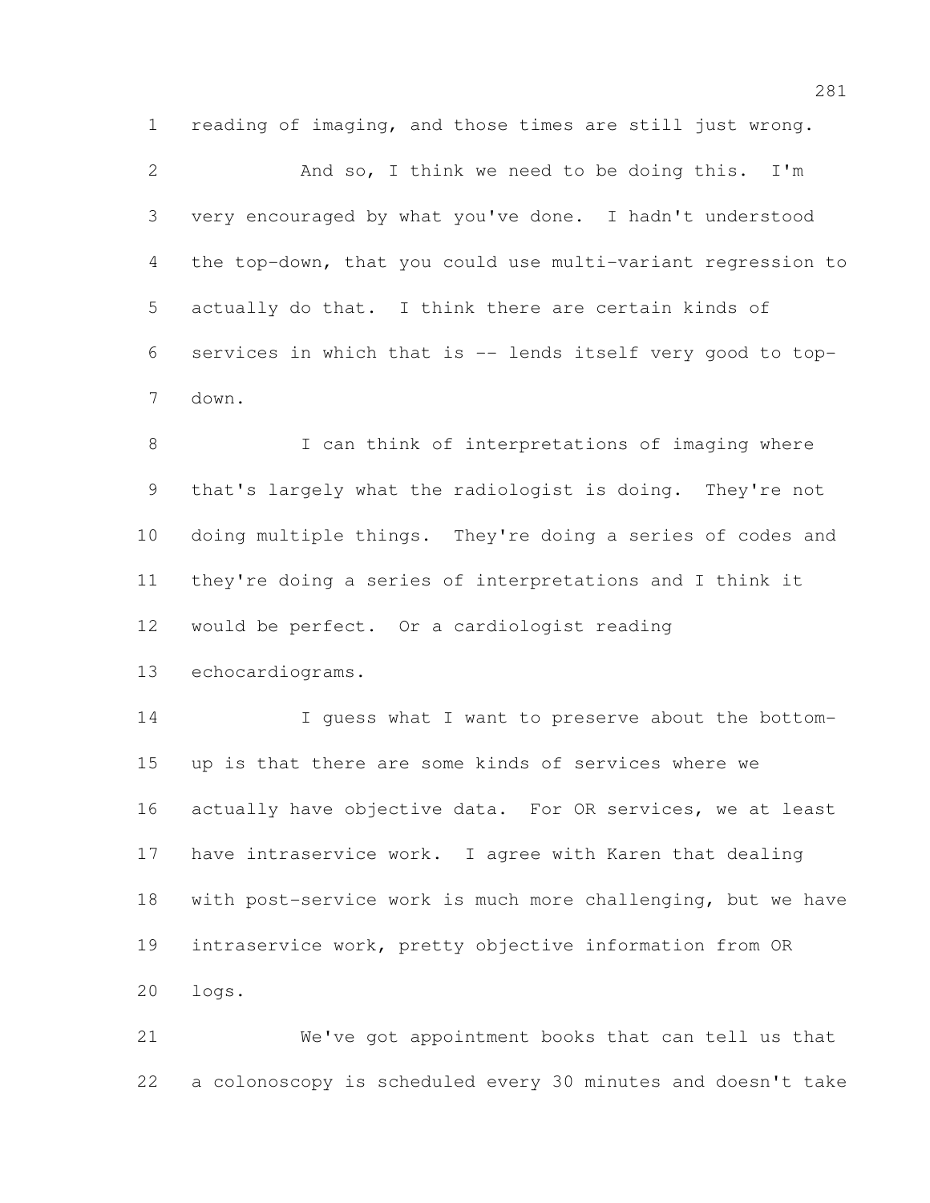reading of imaging, and those times are still just wrong.

And so, I think we need to be doing this. I'm very encouraged by what you've done. I hadn't understood the top-down, that you could use multi-variant regression to actually do that. I think there are certain kinds of services in which that is -- lends itself very good to top-down.

I can think of interpretations of imaging where that's largely what the radiologist is doing. They're not doing multiple things. They're doing a series of codes and they're doing a series of interpretations and I think it would be perfect. Or a cardiologist reading echocardiograms.

I guess what I want to preserve about the bottom-up is that there are some kinds of services where we actually have objective data. For OR services, we at least have intraservice work. I agree with Karen that dealing with post-service work is much more challenging, but we have intraservice work, pretty objective information from OR logs.

We've got appointment books that can tell us that a colonoscopy is scheduled every 30 minutes and doesn't take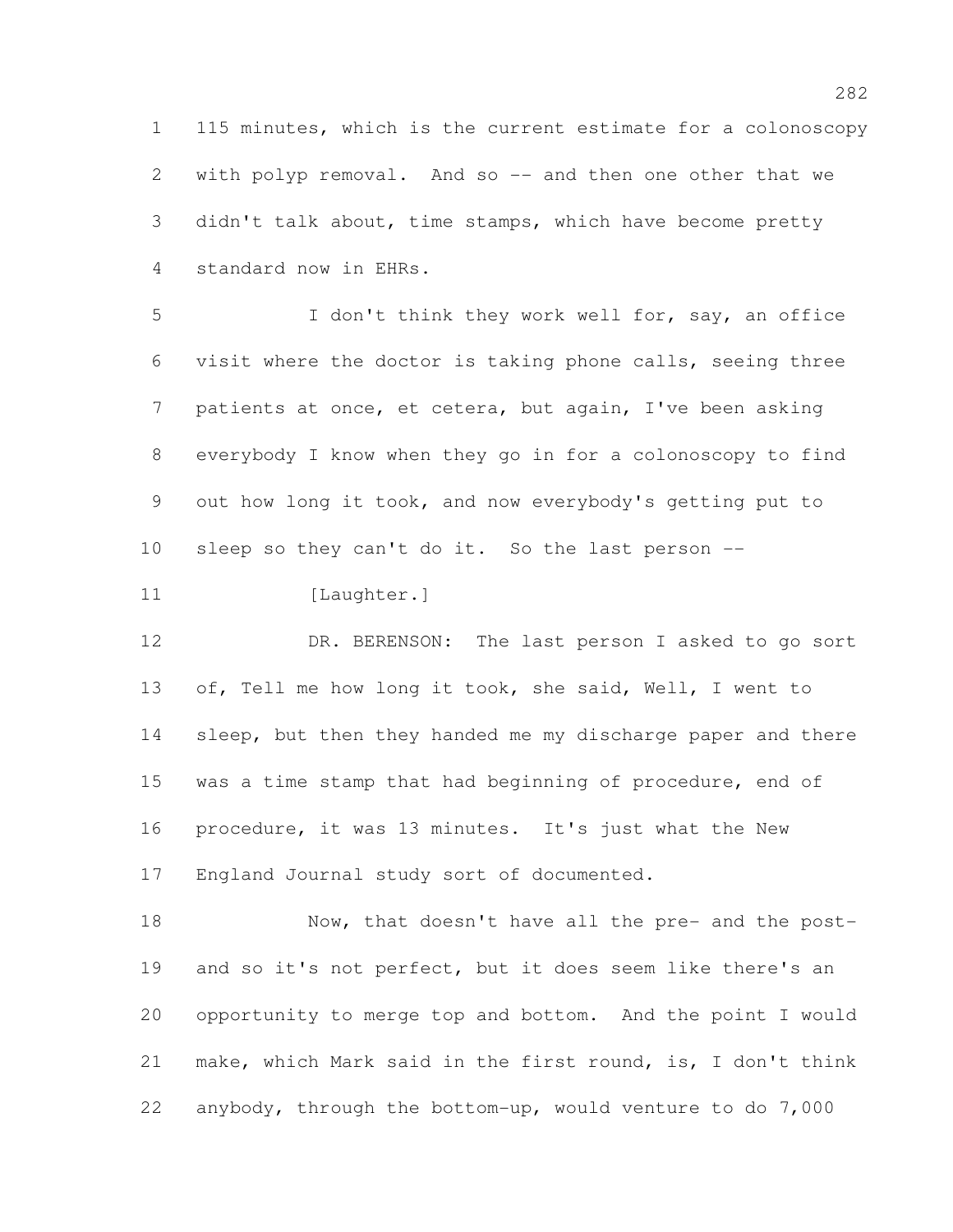115 minutes, which is the current estimate for a colonoscopy with polyp removal. And so -- and then one other that we didn't talk about, time stamps, which have become pretty standard now in EHRs.

I don't think they work well for, say, an office visit where the doctor is taking phone calls, seeing three patients at once, et cetera, but again, I've been asking everybody I know when they go in for a colonoscopy to find out how long it took, and now everybody's getting put to sleep so they can't do it. So the last person --

[Laughter.]

DR. BERENSON: The last person I asked to go sort of, Tell me how long it took, she said, Well, I went to sleep, but then they handed me my discharge paper and there was a time stamp that had beginning of procedure, end of procedure, it was 13 minutes. It's just what the New England Journal study sort of documented.

Now, that doesn't have all the pre- and the post- and so it's not perfect, but it does seem like there's an opportunity to merge top and bottom. And the point I would make, which Mark said in the first round, is, I don't think anybody, through the bottom-up, would venture to do 7,000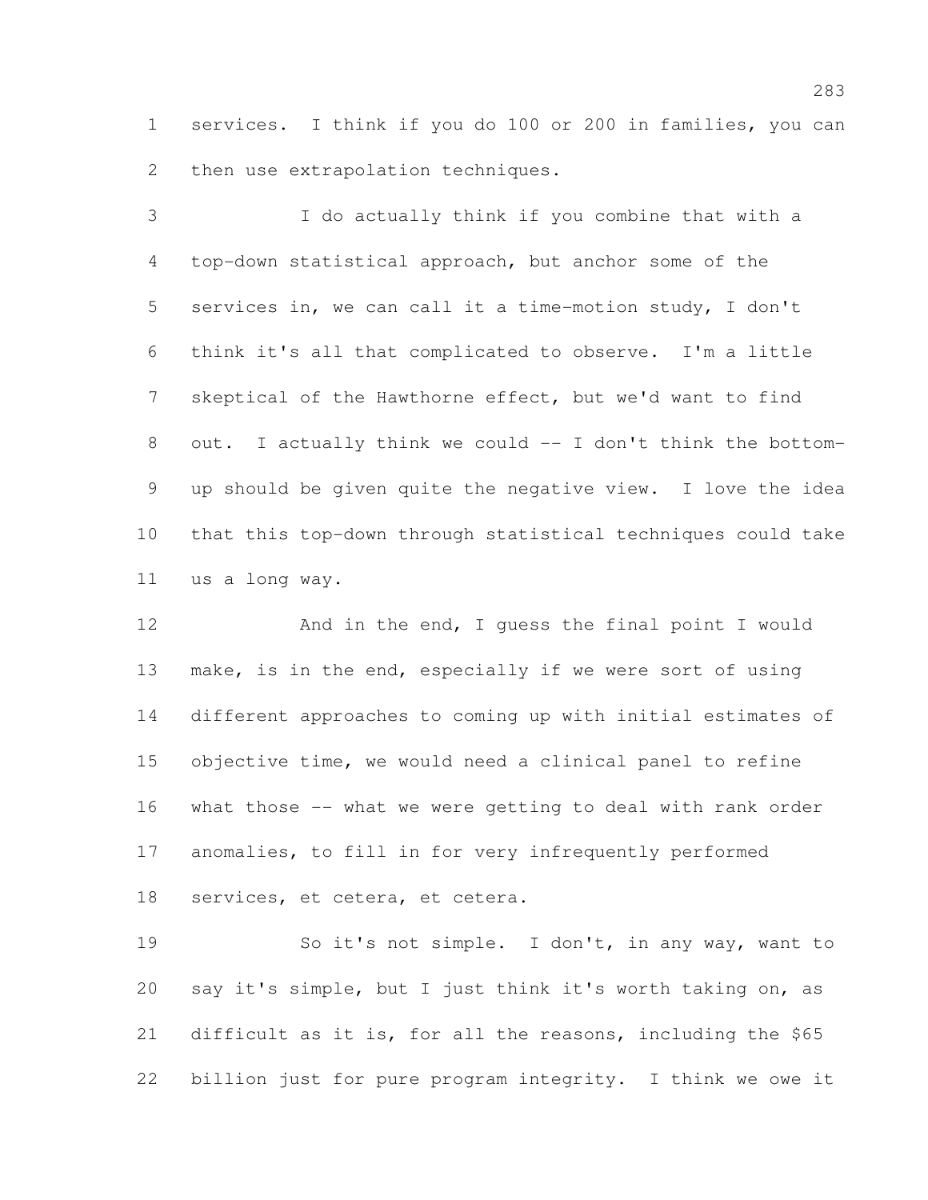services. I think if you do 100 or 200 in families, you can then use extrapolation techniques.

I do actually think if you combine that with a top-down statistical approach, but anchor some of the services in, we can call it a time-motion study, I don't think it's all that complicated to observe. I'm a little skeptical of the Hawthorne effect, but we'd want to find out. I actually think we could -- I don't think the bottom-up should be given quite the negative view. I love the idea that this top-down through statistical techniques could take us a long way.

And in the end, I guess the final point I would make, is in the end, especially if we were sort of using different approaches to coming up with initial estimates of objective time, we would need a clinical panel to refine what those -- what we were getting to deal with rank order anomalies, to fill in for very infrequently performed services, et cetera, et cetera.

So it's not simple. I don't, in any way, want to say it's simple, but I just think it's worth taking on, as difficult as it is, for all the reasons, including the $65 billion just for pure program integrity. I think we owe it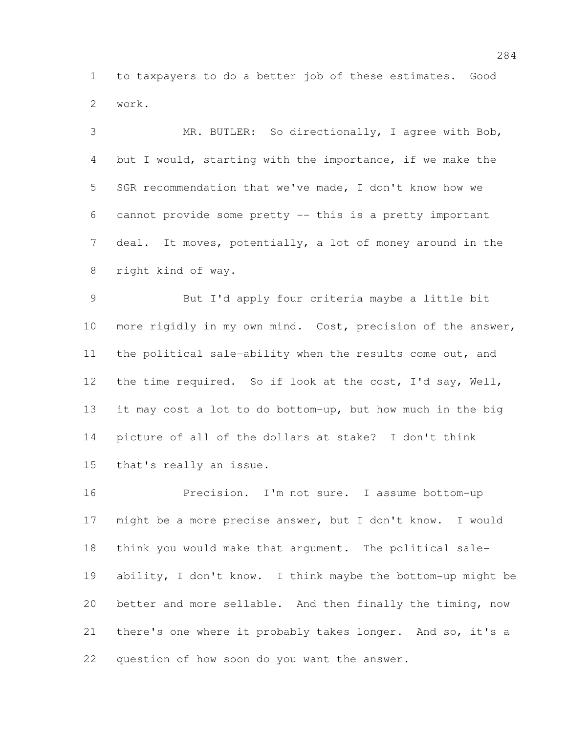to taxpayers to do a better job of these estimates. Good work.

MR. BUTLER: So directionally, I agree with Bob, but I would, starting with the importance, if we make the SGR recommendation that we've made, I don't know how we cannot provide some pretty -- this is a pretty important deal. It moves, potentially, a lot of money around in the right kind of way.

But I'd apply four criteria maybe a little bit more rigidly in my own mind. Cost, precision of the answer, the political sale-ability when the results come out, and the time required. So if look at the cost, I'd say, Well, it may cost a lot to do bottom-up, but how much in the big picture of all of the dollars at stake? I don't think that's really an issue.

Precision. I'm not sure. I assume bottom-up might be a more precise answer, but I don't know. I would think you would make that argument. The political sale-ability, I don't know. I think maybe the bottom-up might be better and more sellable. And then finally the timing, now there's one where it probably takes longer. And so, it's a question of how soon do you want the answer.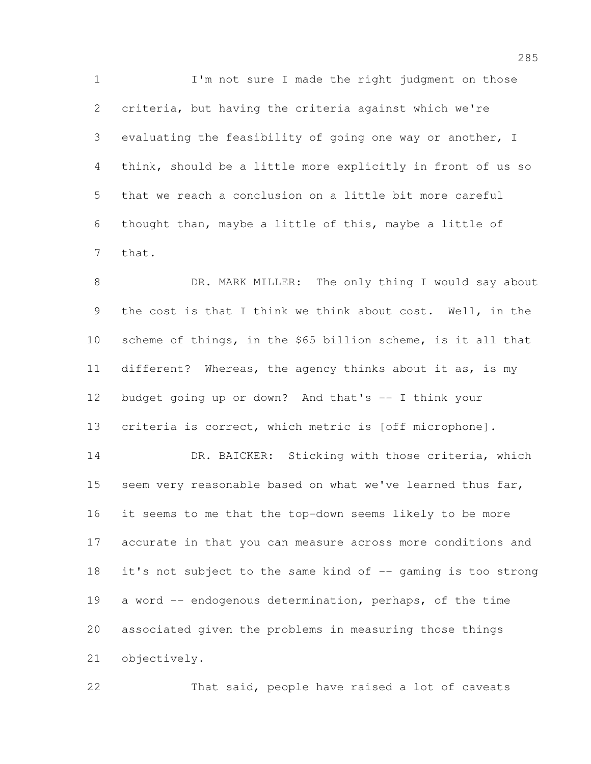I'm not sure I made the right judgment on those criteria, but having the criteria against which we're evaluating the feasibility of going one way or another, I think, should be a little more explicitly in front of us so that we reach a conclusion on a little bit more careful thought than, maybe a little of this, maybe a little of that.

DR. MARK MILLER: The only thing I would say about the cost is that I think we think about cost. Well, in the scheme of things, in the $65 billion scheme, is it all that different? Whereas, the agency thinks about it as, is my budget going up or down? And that's -- I think your criteria is correct, which metric is [off microphone].

DR. BAICKER: Sticking with those criteria, which seem very reasonable based on what we've learned thus far, it seems to me that the top-down seems likely to be more accurate in that you can measure across more conditions and it's not subject to the same kind of -- gaming is too strong a word -- endogenous determination, perhaps, of the time associated given the problems in measuring those things objectively.

That said, people have raised a lot of caveats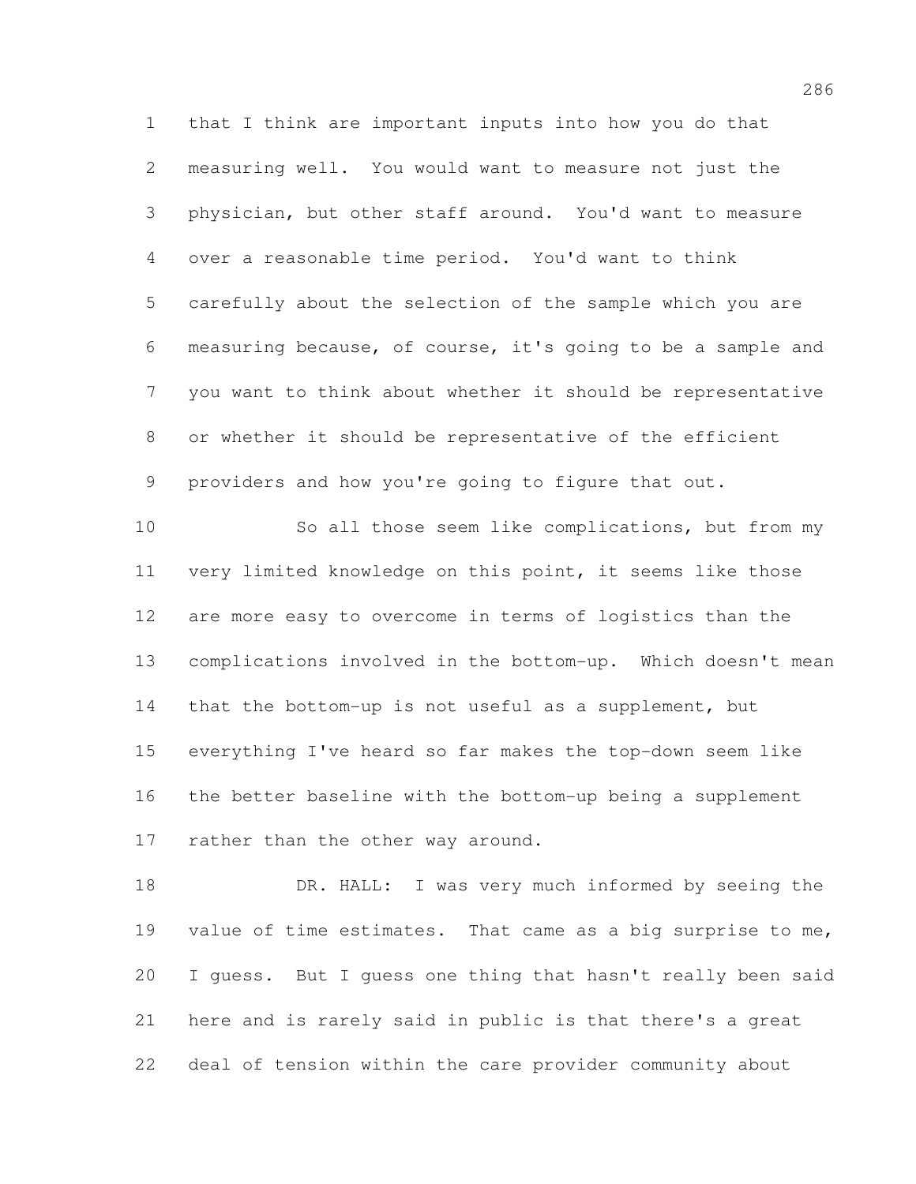that I think are important inputs into how you do that measuring well. You would want to measure not just the physician, but other staff around. You'd want to measure over a reasonable time period. You'd want to think carefully about the selection of the sample which you are measuring because, of course, it's going to be a sample and you want to think about whether it should be representative or whether it should be representative of the efficient providers and how you're going to figure that out.

So all those seem like complications, but from my very limited knowledge on this point, it seems like those are more easy to overcome in terms of logistics than the complications involved in the bottom-up. Which doesn't mean that the bottom-up is not useful as a supplement, but everything I've heard so far makes the top-down seem like the better baseline with the bottom-up being a supplement rather than the other way around.

DR. HALL: I was very much informed by seeing the value of time estimates. That came as a big surprise to me, I guess. But I guess one thing that hasn't really been said here and is rarely said in public is that there's a great deal of tension within the care provider community about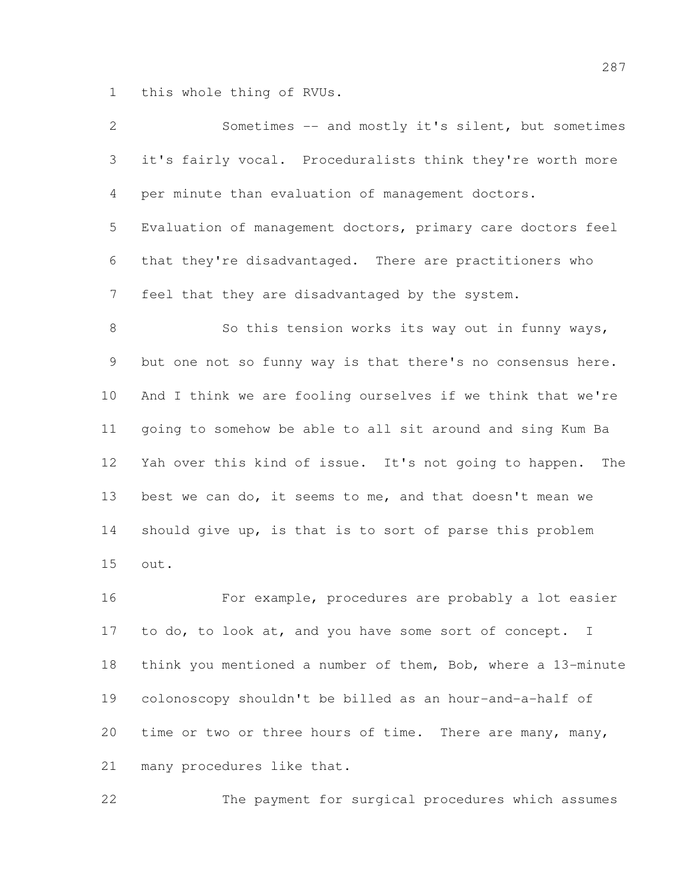this whole thing of RVUs.

Sometimes -- and mostly it's silent, but sometimes it's fairly vocal. Proceduralists think they're worth more per minute than evaluation of management doctors. Evaluation of management doctors, primary care doctors feel that they're disadvantaged. There are practitioners who feel that they are disadvantaged by the system.

So this tension works its way out in funny ways, but one not so funny way is that there's no consensus here. And I think we are fooling ourselves if we think that we're going to somehow be able to all sit around and sing Kum Ba Yah over this kind of issue. It's not going to happen. The best we can do, it seems to me, and that doesn't mean we should give up, is that is to sort of parse this problem out.

For example, procedures are probably a lot easier to do, to look at, and you have some sort of concept. I think you mentioned a number of them, Bob, where a 13-minute colonoscopy shouldn't be billed as an hour-and-a-half of time or two or three hours of time. There are many, many, many procedures like that.

The payment for surgical procedures which assumes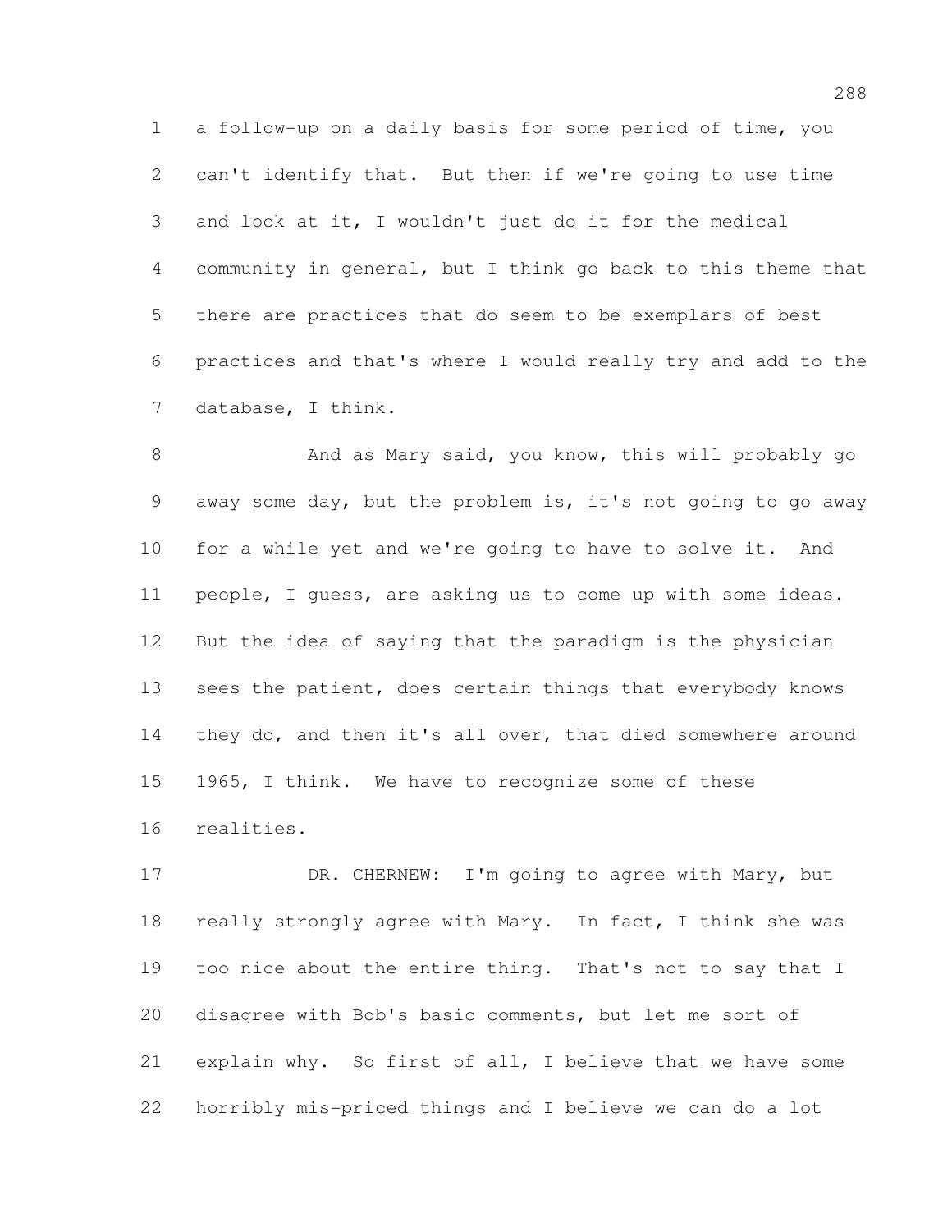a follow-up on a daily basis for some period of time, you can't identify that. But then if we're going to use time and look at it, I wouldn't just do it for the medical community in general, but I think go back to this theme that there are practices that do seem to be exemplars of best practices and that's where I would really try and add to the database, I think.

And as Mary said, you know, this will probably go away some day, but the problem is, it's not going to go away for a while yet and we're going to have to solve it. And people, I guess, are asking us to come up with some ideas. But the idea of saying that the paradigm is the physician sees the patient, does certain things that everybody knows they do, and then it's all over, that died somewhere around 1965, I think. We have to recognize some of these realities.

DR. CHERNEW: I'm going to agree with Mary, but really strongly agree with Mary. In fact, I think she was too nice about the entire thing. That's not to say that I disagree with Bob's basic comments, but let me sort of explain why. So first of all, I believe that we have some horribly mis-priced things and I believe we can do a lot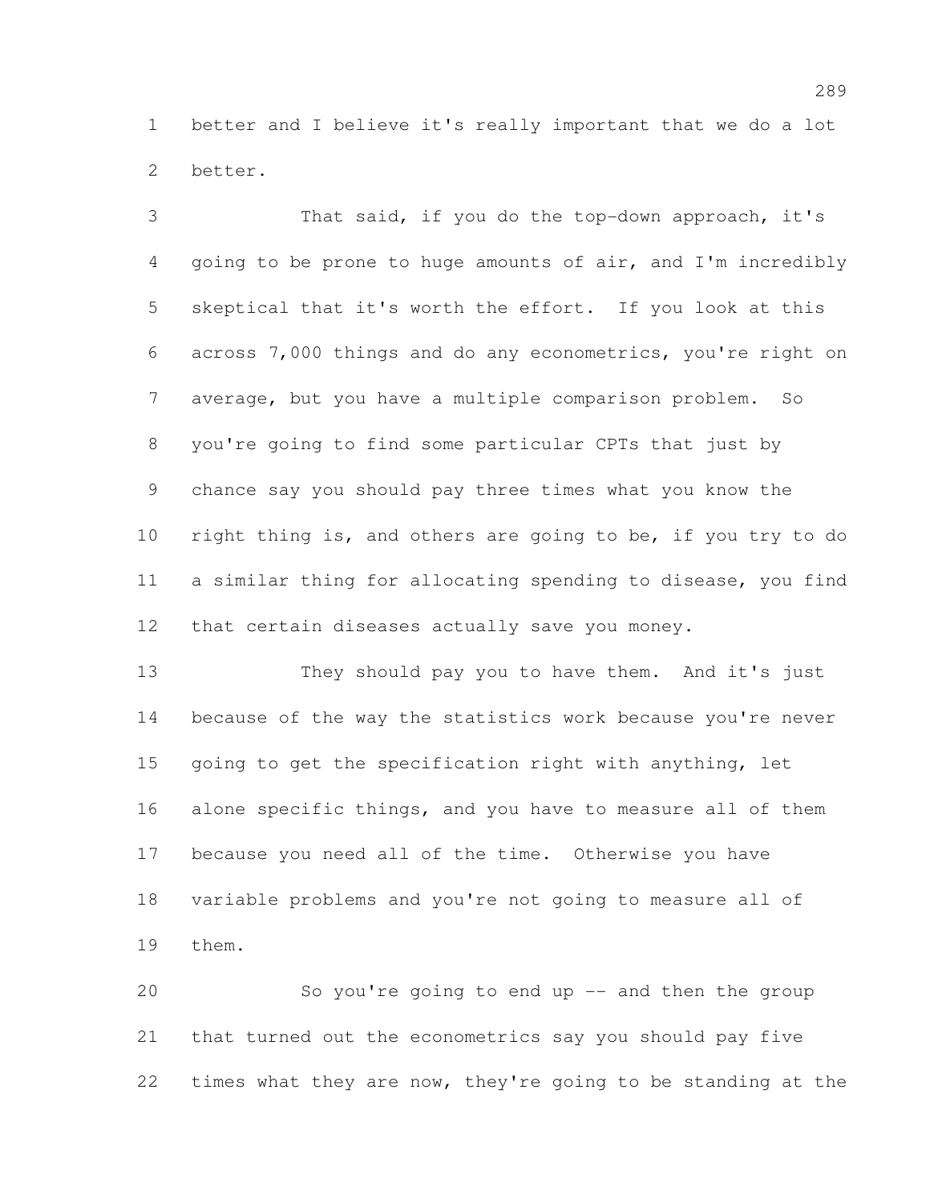better and I believe it's really important that we do a lot better.

That said, if you do the top-down approach, it's going to be prone to huge amounts of air, and I'm incredibly skeptical that it's worth the effort. If you look at this across 7,000 things and do any econometrics, you're right on average, but you have a multiple comparison problem. So you're going to find some particular CPTs that just by chance say you should pay three times what you know the right thing is, and others are going to be, if you try to do a similar thing for allocating spending to disease, you find that certain diseases actually save you money.

They should pay you to have them. And it's just because of the way the statistics work because you're never going to get the specification right with anything, let alone specific things, and you have to measure all of them because you need all of the time. Otherwise you have variable problems and you're not going to measure all of them.

So you're going to end up -- and then the group that turned out the econometrics say you should pay five times what they are now, they're going to be standing at the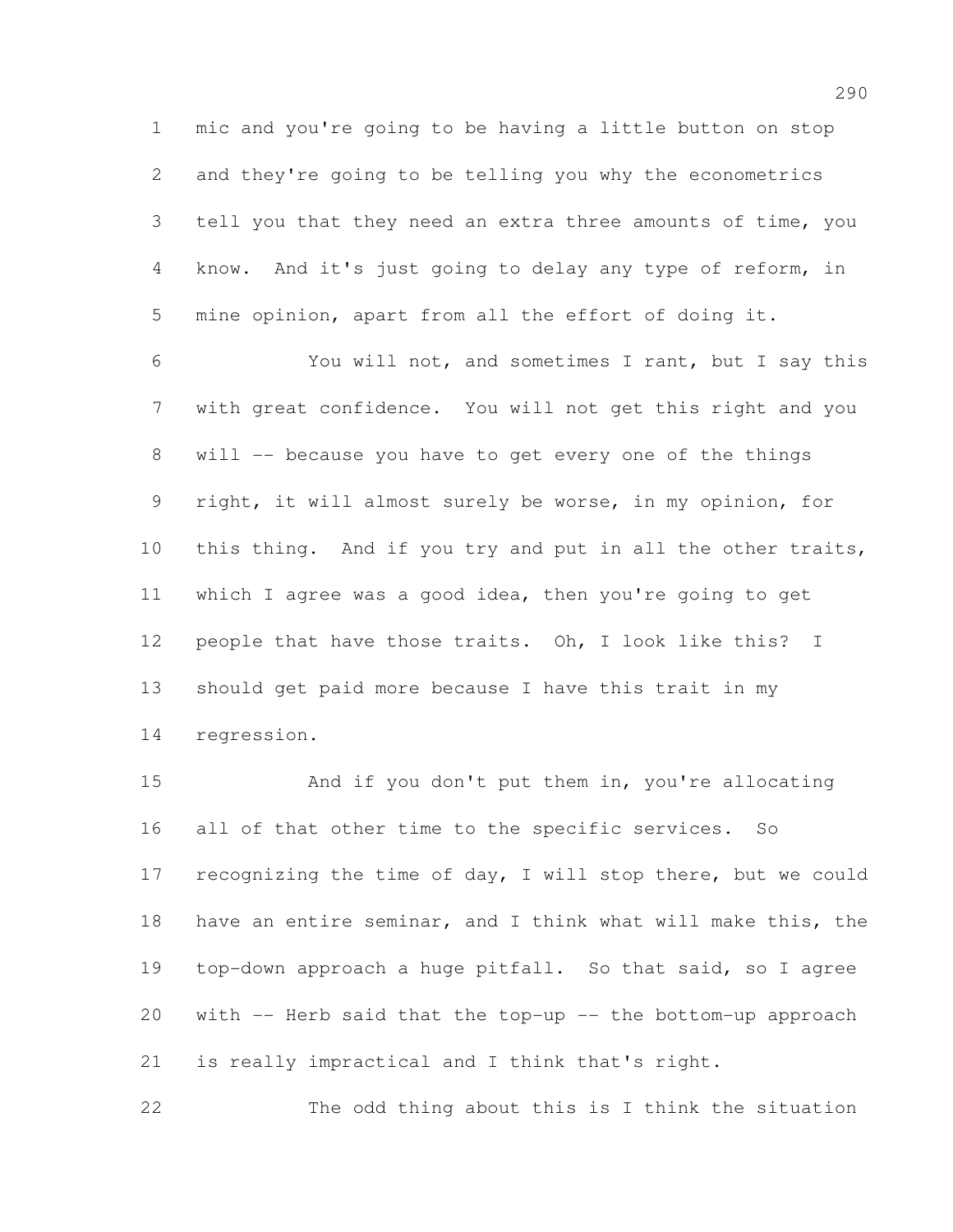mic and you're going to be having a little button on stop and they're going to be telling you why the econometrics tell you that they need an extra three amounts of time, you know. And it's just going to delay any type of reform, in mine opinion, apart from all the effort of doing it.

You will not, and sometimes I rant, but I say this with great confidence. You will not get this right and you will -- because you have to get every one of the things right, it will almost surely be worse, in my opinion, for this thing. And if you try and put in all the other traits, which I agree was a good idea, then you're going to get people that have those traits. Oh, I look like this? I should get paid more because I have this trait in my regression.

And if you don't put them in, you're allocating all of that other time to the specific services. So recognizing the time of day, I will stop there, but we could have an entire seminar, and I think what will make this, the top-down approach a huge pitfall. So that said, so I agree with -- Herb said that the top-up -- the bottom-up approach is really impractical and I think that's right.

The odd thing about this is I think the situation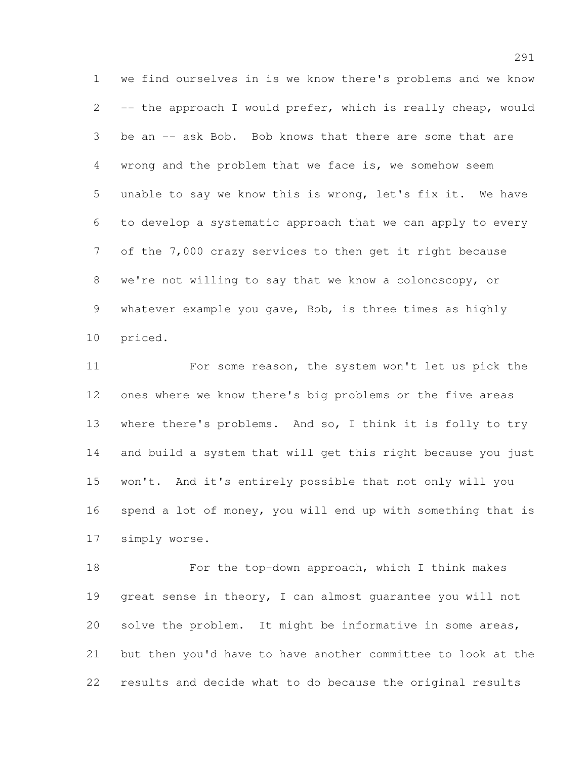we find ourselves in is we know there's problems and we know -- the approach I would prefer, which is really cheap, would be an -- ask Bob. Bob knows that there are some that are wrong and the problem that we face is, we somehow seem unable to say we know this is wrong, let's fix it. We have to develop a systematic approach that we can apply to every of the 7,000 crazy services to then get it right because we're not willing to say that we know a colonoscopy, or whatever example you gave, Bob, is three times as highly priced.

For some reason, the system won't let us pick the ones where we know there's big problems or the five areas where there's problems. And so, I think it is folly to try and build a system that will get this right because you just won't. And it's entirely possible that not only will you spend a lot of money, you will end up with something that is simply worse.

For the top-down approach, which I think makes great sense in theory, I can almost guarantee you will not solve the problem. It might be informative in some areas, but then you'd have to have another committee to look at the results and decide what to do because the original results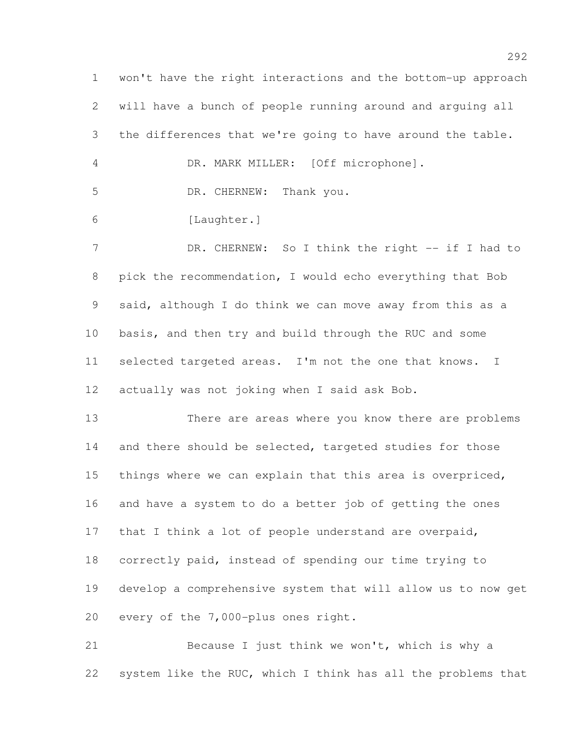won't have the right interactions and the bottom-up approach will have a bunch of people running around and arguing all the differences that we're going to have around the table.

DR. MARK MILLER: [Off microphone].

DR. CHERNEW: Thank you.

[Laughter.]

DR. CHERNEW: So I think the right -- if I had to pick the recommendation, I would echo everything that Bob said, although I do think we can move away from this as a basis, and then try and build through the RUC and some selected targeted areas. I'm not the one that knows. I actually was not joking when I said ask Bob.

There are areas where you know there are problems and there should be selected, targeted studies for those things where we can explain that this area is overpriced, and have a system to do a better job of getting the ones that I think a lot of people understand are overpaid, correctly paid, instead of spending our time trying to develop a comprehensive system that will allow us to now get every of the 7,000-plus ones right.

Because I just think we won't, which is why a system like the RUC, which I think has all the problems that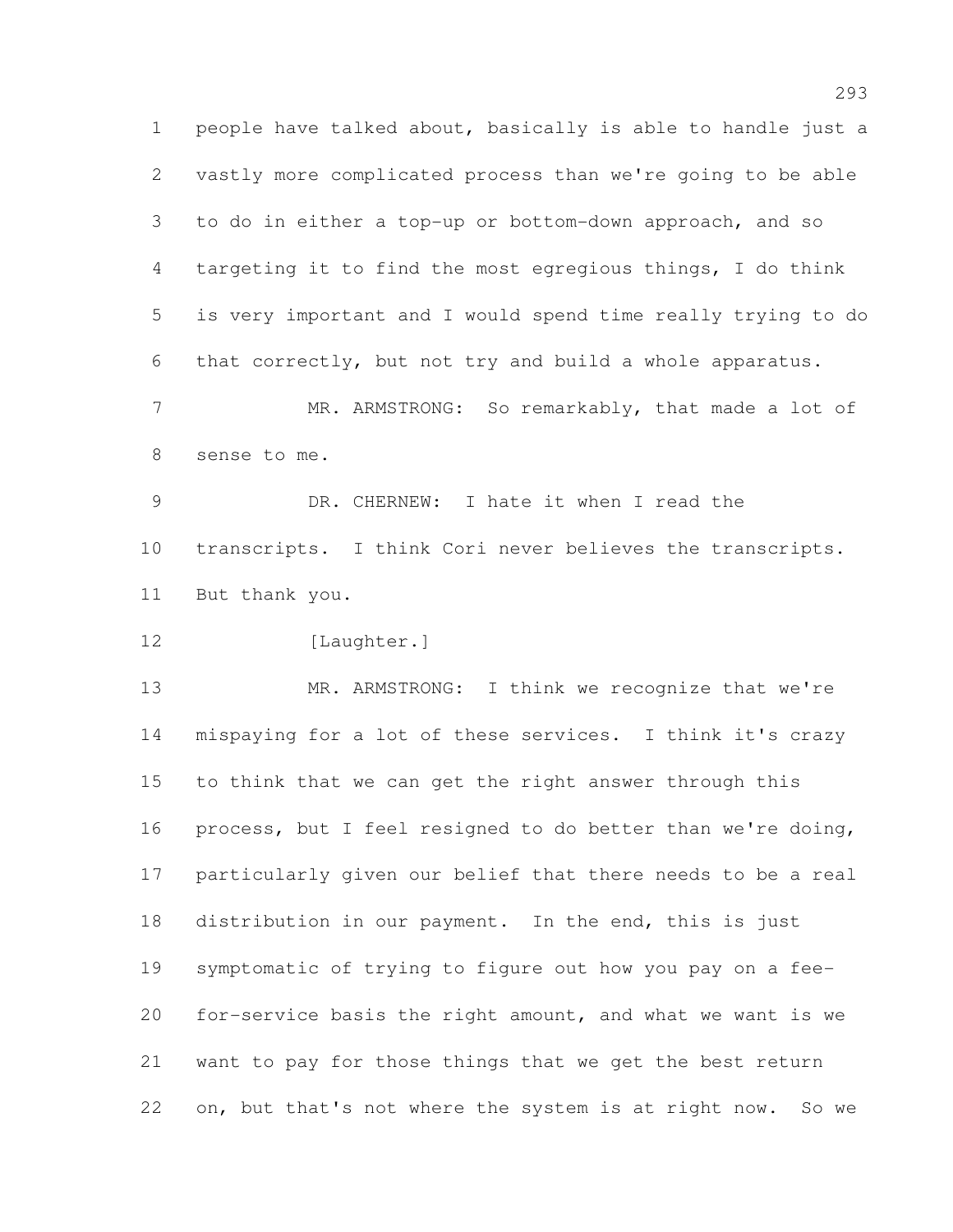people have talked about, basically is able to handle just a vastly more complicated process than we're going to be able to do in either a top-up or bottom-down approach, and so targeting it to find the most egregious things, I do think is very important and I would spend time really trying to do that correctly, but not try and build a whole apparatus.

MR. ARMSTRONG: So remarkably, that made a lot of sense to me.

DR. CHERNEW: I hate it when I read the transcripts. I think Cori never believes the transcripts. But thank you.

[Laughter.]

MR. ARMSTRONG: I think we recognize that we're mispaying for a lot of these services. I think it's crazy to think that we can get the right answer through this process, but I feel resigned to do better than we're doing, particularly given our belief that there needs to be a real distribution in our payment. In the end, this is just symptomatic of trying to figure out how you pay on a fee-for-service basis the right amount, and what we want is we want to pay for those things that we get the best return on, but that's not where the system is at right now. So we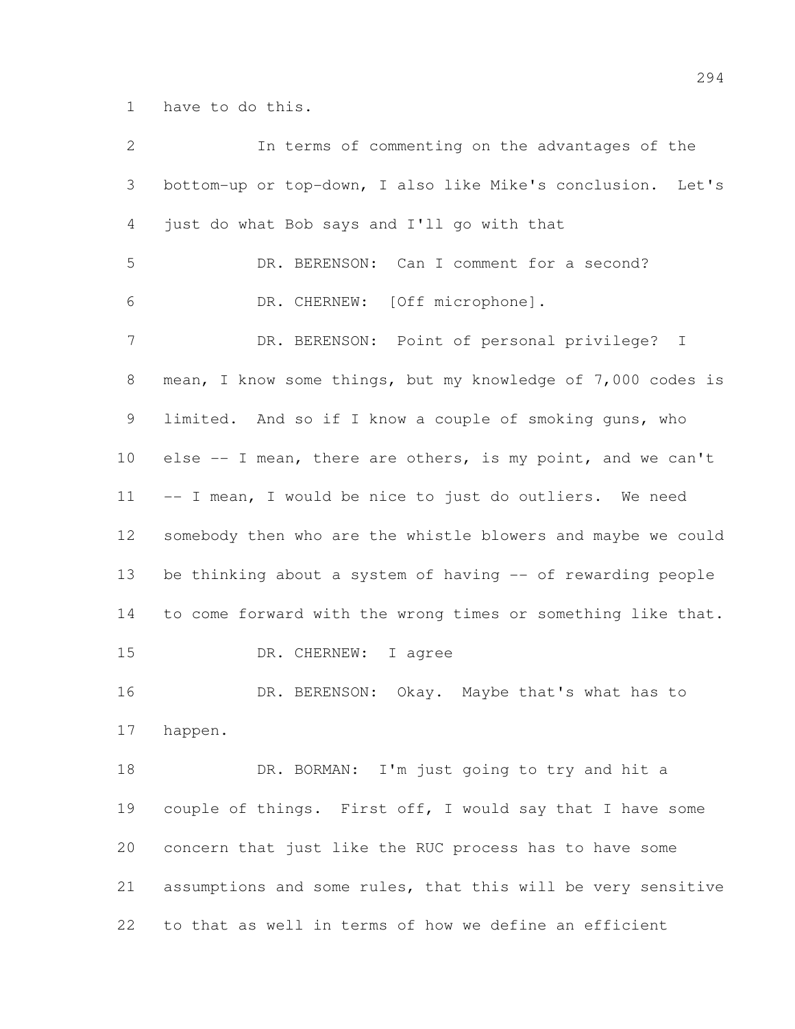have to do this.

In terms of commenting on the advantages of the bottom-up or top-down, I also like Mike's conclusion. Let's just do what Bob says and I'll go with that

DR. BERENSON: Can I comment for a second?

DR. CHERNEW: [Off microphone].

DR. BERENSON: Point of personal privilege? I mean, I know some things, but my knowledge of 7,000 codes is limited. And so if I know a couple of smoking guns, who else -- I mean, there are others, is my point, and we can't -- I mean, I would be nice to just do outliers. We need somebody then who are the whistle blowers and maybe we could be thinking about a system of having -- of rewarding people to come forward with the wrong times or something like that.

DR. CHERNEW: I agree

DR. BERENSON: Okay. Maybe that's what has to happen.

DR. BORMAN: I'm just going to try and hit a couple of things. First off, I would say that I have some concern that just like the RUC process has to have some assumptions and some rules, that this will be very sensitive to that as well in terms of how we define an efficient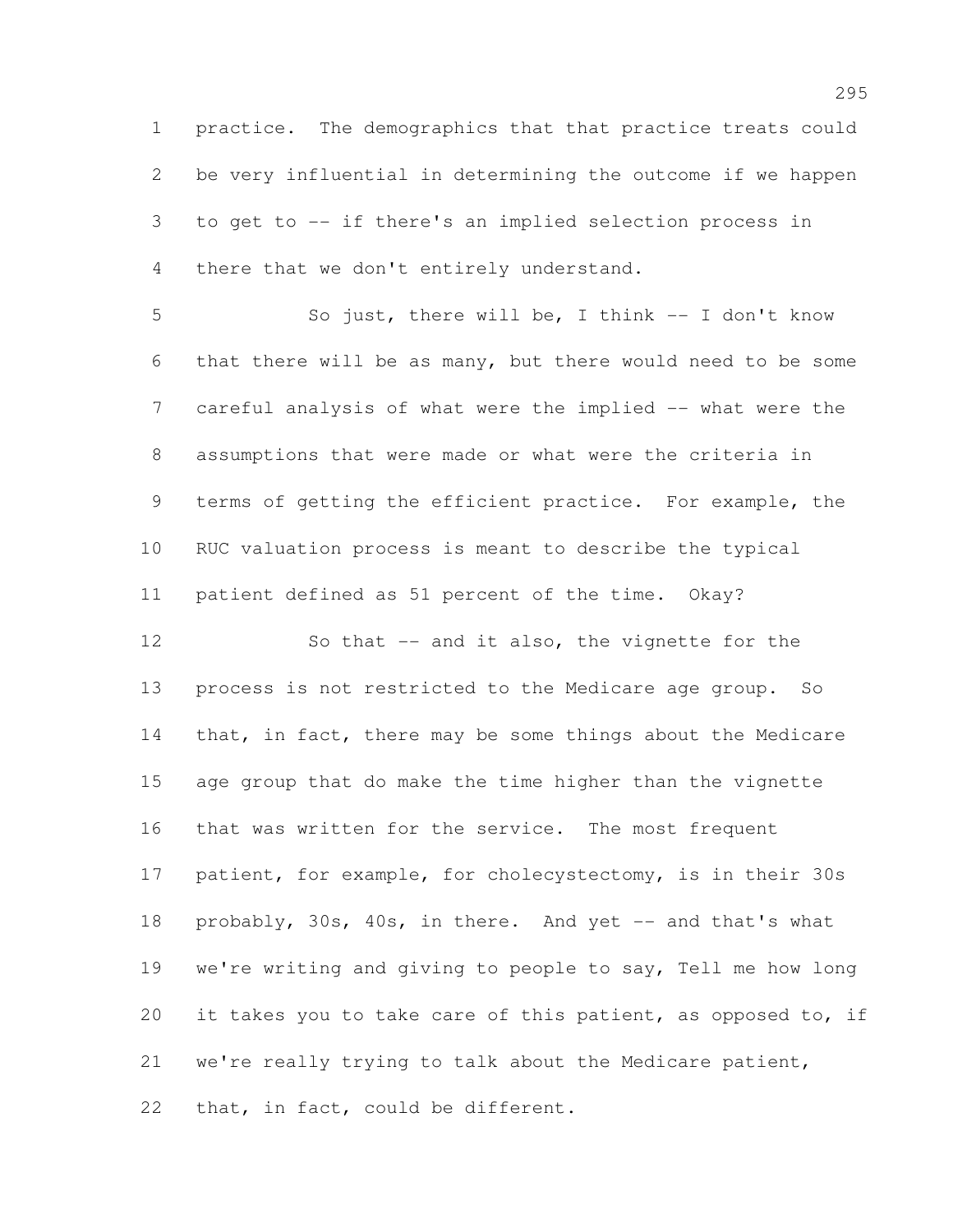practice. The demographics that that practice treats could be very influential in determining the outcome if we happen to get to -- if there's an implied selection process in there that we don't entirely understand.

So just, there will be, I think -- I don't know that there will be as many, but there would need to be some careful analysis of what were the implied -- what were the assumptions that were made or what were the criteria in terms of getting the efficient practice. For example, the RUC valuation process is meant to describe the typical patient defined as 51 percent of the time. Okay?

So that -- and it also, the vignette for the process is not restricted to the Medicare age group. So that, in fact, there may be some things about the Medicare age group that do make the time higher than the vignette that was written for the service. The most frequent patient, for example, for cholecystectomy, is in their 30s probably, 30s, 40s, in there. And yet -- and that's what we're writing and giving to people to say, Tell me how long it takes you to take care of this patient, as opposed to, if we're really trying to talk about the Medicare patient, that, in fact, could be different.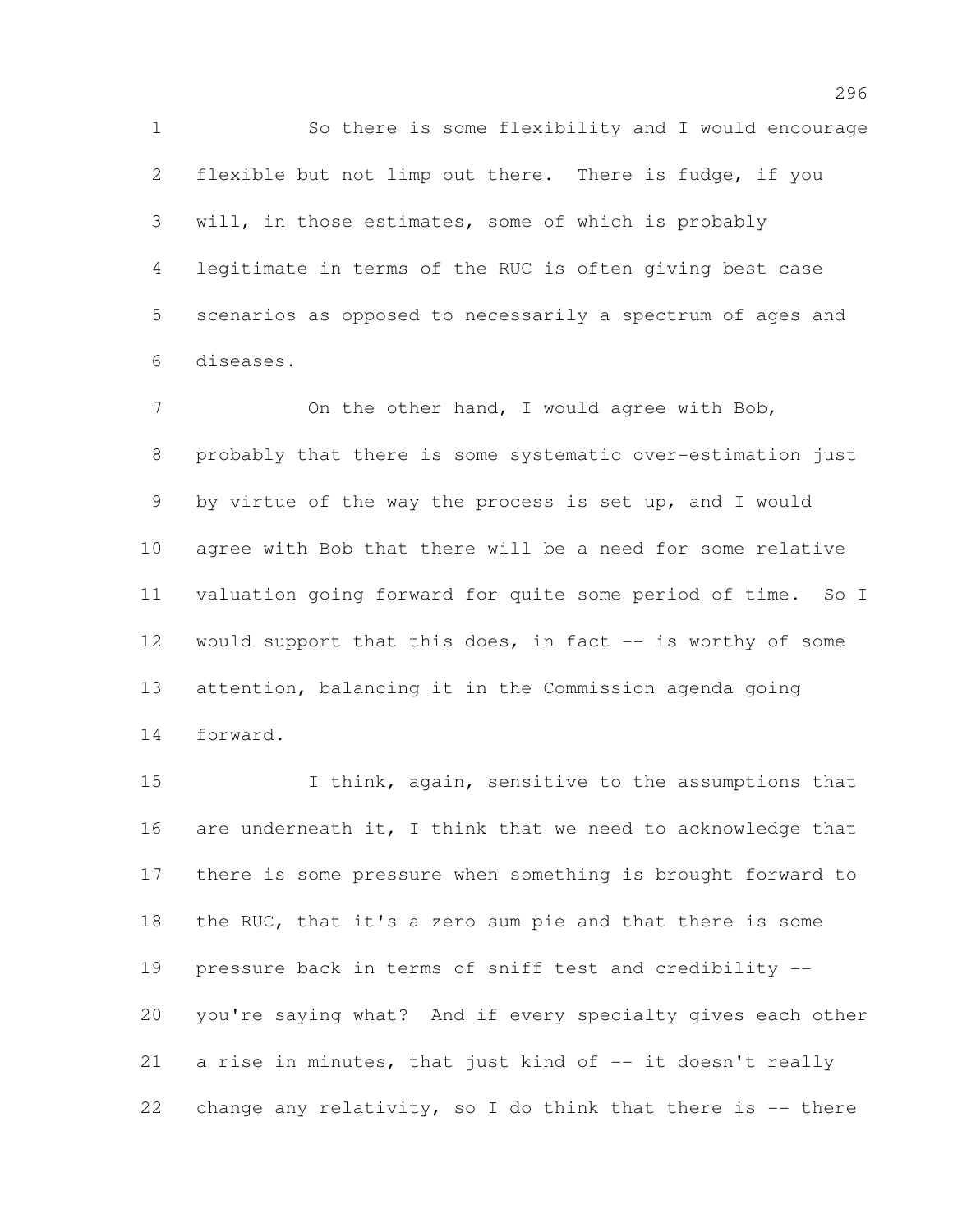So there is some flexibility and I would encourage flexible but not limp out there. There is fudge, if you will, in those estimates, some of which is probably legitimate in terms of the RUC is often giving best case scenarios as opposed to necessarily a spectrum of ages and diseases.

On the other hand, I would agree with Bob, probably that there is some systematic over-estimation just by virtue of the way the process is set up, and I would agree with Bob that there will be a need for some relative valuation going forward for quite some period of time. So I would support that this does, in fact -- is worthy of some attention, balancing it in the Commission agenda going forward.

I think, again, sensitive to the assumptions that are underneath it, I think that we need to acknowledge that there is some pressure when something is brought forward to the RUC, that it's a zero sum pie and that there is some pressure back in terms of sniff test and credibility -- you're saying what? And if every specialty gives each other a rise in minutes, that just kind of -- it doesn't really change any relativity, so I do think that there is -- there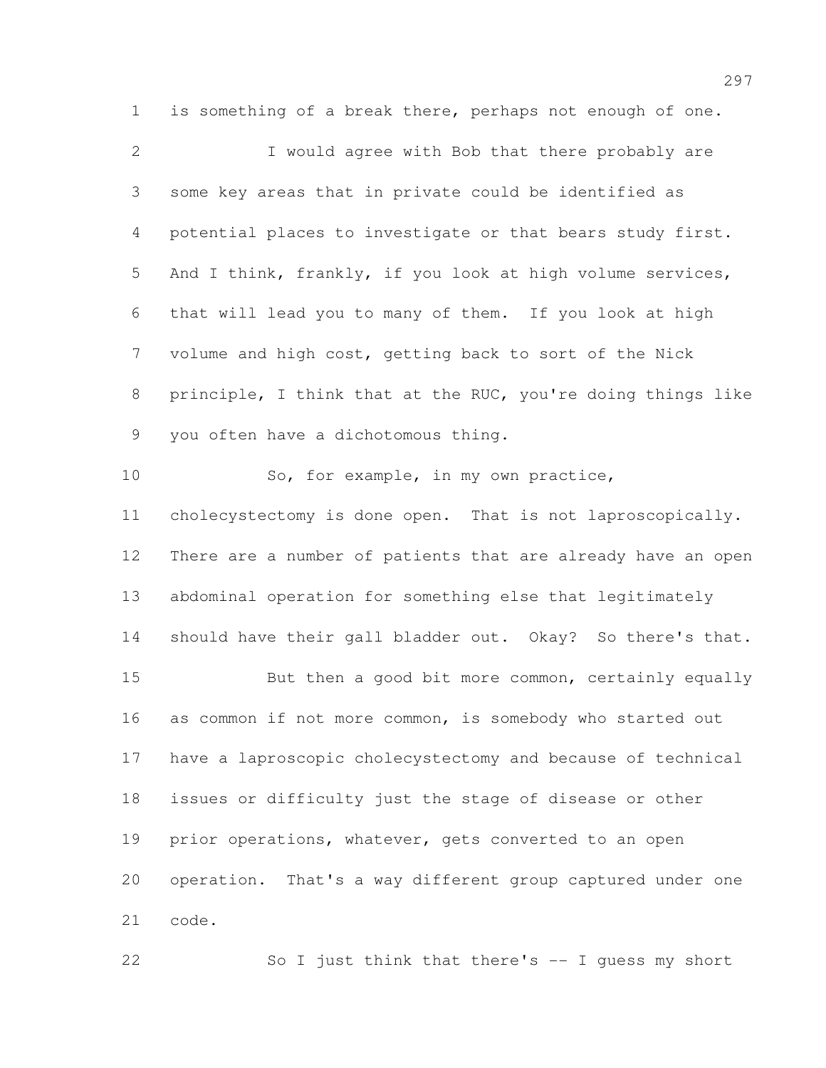is something of a break there, perhaps not enough of one.

I would agree with Bob that there probably are some key areas that in private could be identified as potential places to investigate or that bears study first. And I think, frankly, if you look at high volume services, that will lead you to many of them. If you look at high volume and high cost, getting back to sort of the Nick principle, I think that at the RUC, you're doing things like you often have a dichotomous thing.

So, for example, in my own practice, cholecystectomy is done open. That is not laproscopically. There are a number of patients that are already have an open abdominal operation for something else that legitimately should have their gall bladder out. Okay? So there's that.

But then a good bit more common, certainly equally as common if not more common, is somebody who started out have a laproscopic cholecystectomy and because of technical issues or difficulty just the stage of disease or other prior operations, whatever, gets converted to an open operation. That's a way different group captured under one code.

So I just think that there's -- I guess my short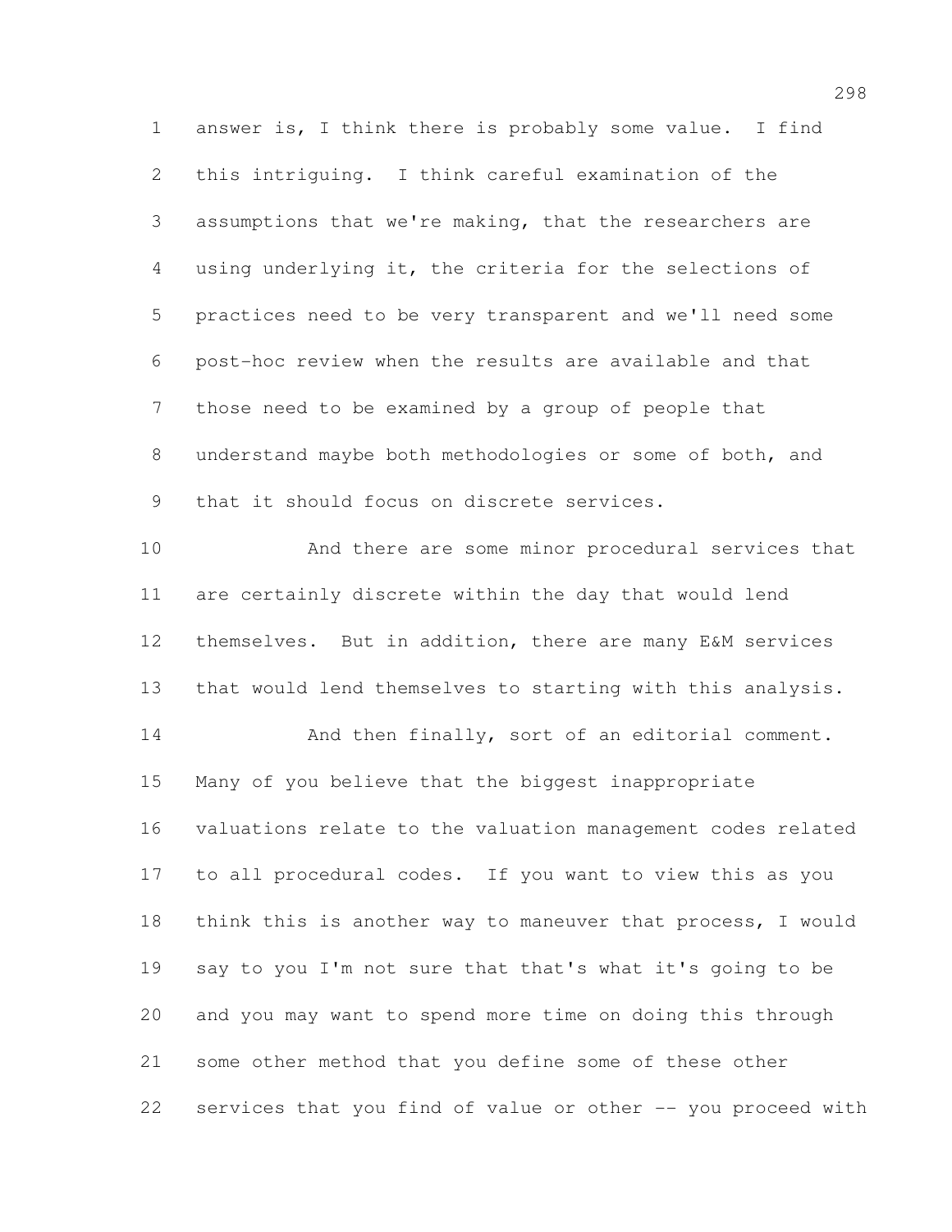answer is, I think there is probably some value. I find this intriguing. I think careful examination of the assumptions that we're making, that the researchers are using underlying it, the criteria for the selections of practices need to be very transparent and we'll need some post-hoc review when the results are available and that those need to be examined by a group of people that understand maybe both methodologies or some of both, and that it should focus on discrete services.

And there are some minor procedural services that are certainly discrete within the day that would lend themselves. But in addition, there are many E&M services that would lend themselves to starting with this analysis.

And then finally, sort of an editorial comment. Many of you believe that the biggest inappropriate valuations relate to the valuation management codes related to all procedural codes. If you want to view this as you think this is another way to maneuver that process, I would say to you I'm not sure that that's what it's going to be and you may want to spend more time on doing this through some other method that you define some of these other services that you find of value or other -- you proceed with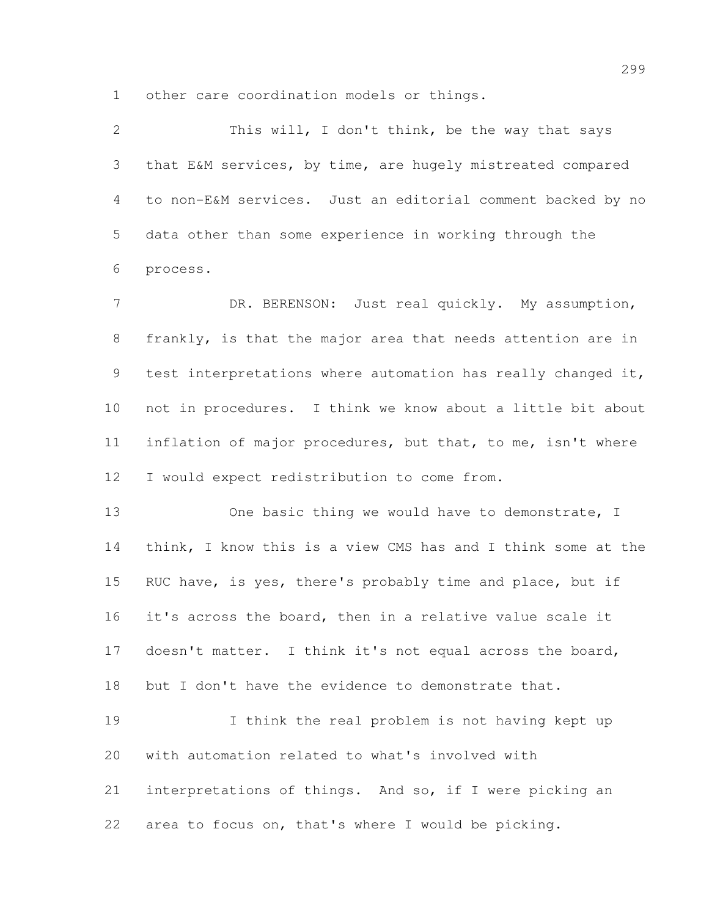other care coordination models or things.

This will, I don't think, be the way that says that E&M services, by time, are hugely mistreated compared to non-E&M services. Just an editorial comment backed by no data other than some experience in working through the process.

DR. BERENSON: Just real quickly. My assumption, frankly, is that the major area that needs attention are in test interpretations where automation has really changed it, not in procedures. I think we know about a little bit about inflation of major procedures, but that, to me, isn't where I would expect redistribution to come from.

One basic thing we would have to demonstrate, I think, I know this is a view CMS has and I think some at the RUC have, is yes, there's probably time and place, but if it's across the board, then in a relative value scale it doesn't matter. I think it's not equal across the board, but I don't have the evidence to demonstrate that.

I think the real problem is not having kept up with automation related to what's involved with interpretations of things. And so, if I were picking an area to focus on, that's where I would be picking.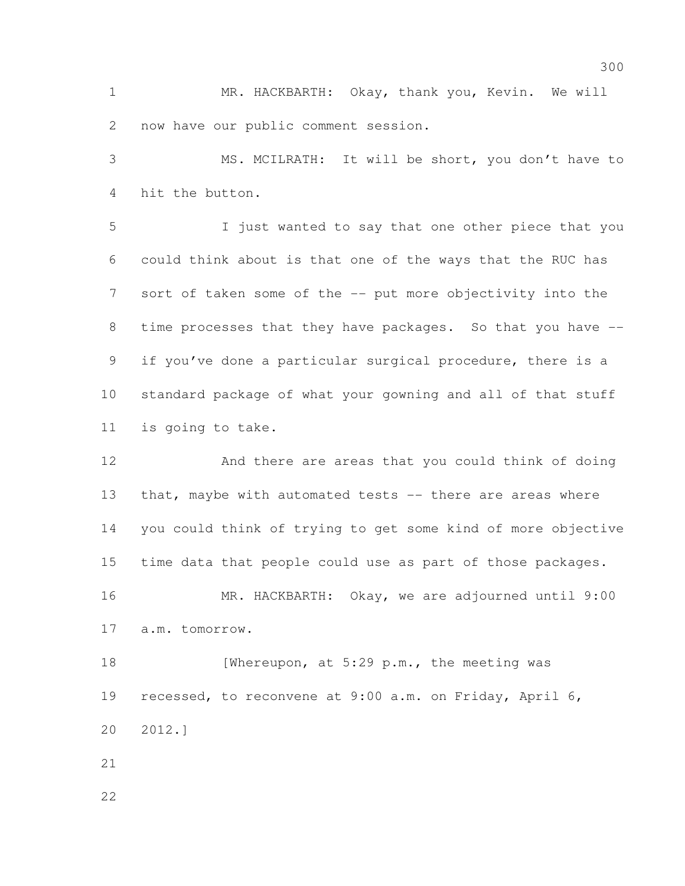MR. HACKBARTH: Okay, thank you, Kevin. We will now have our public comment session.

MS. MCILRATH: It will be short, you don't have to hit the button.

I just wanted to say that one other piece that you could think about is that one of the ways that the RUC has sort of taken some of the -- put more objectivity into the time processes that they have packages. So that you have -- if you've done a particular surgical procedure, there is a standard package of what your gowning and all of that stuff is going to take.

And there are areas that you could think of doing that, maybe with automated tests -- there are areas where you could think of trying to get some kind of more objective time data that people could use as part of those packages.

MR. HACKBARTH: Okay, we are adjourned until 9:00 a.m. tomorrow.

[Whereupon, at 5:29 p.m., the meeting was recessed, to reconvene at 9:00 a.m. on Friday, April 6, 2012.]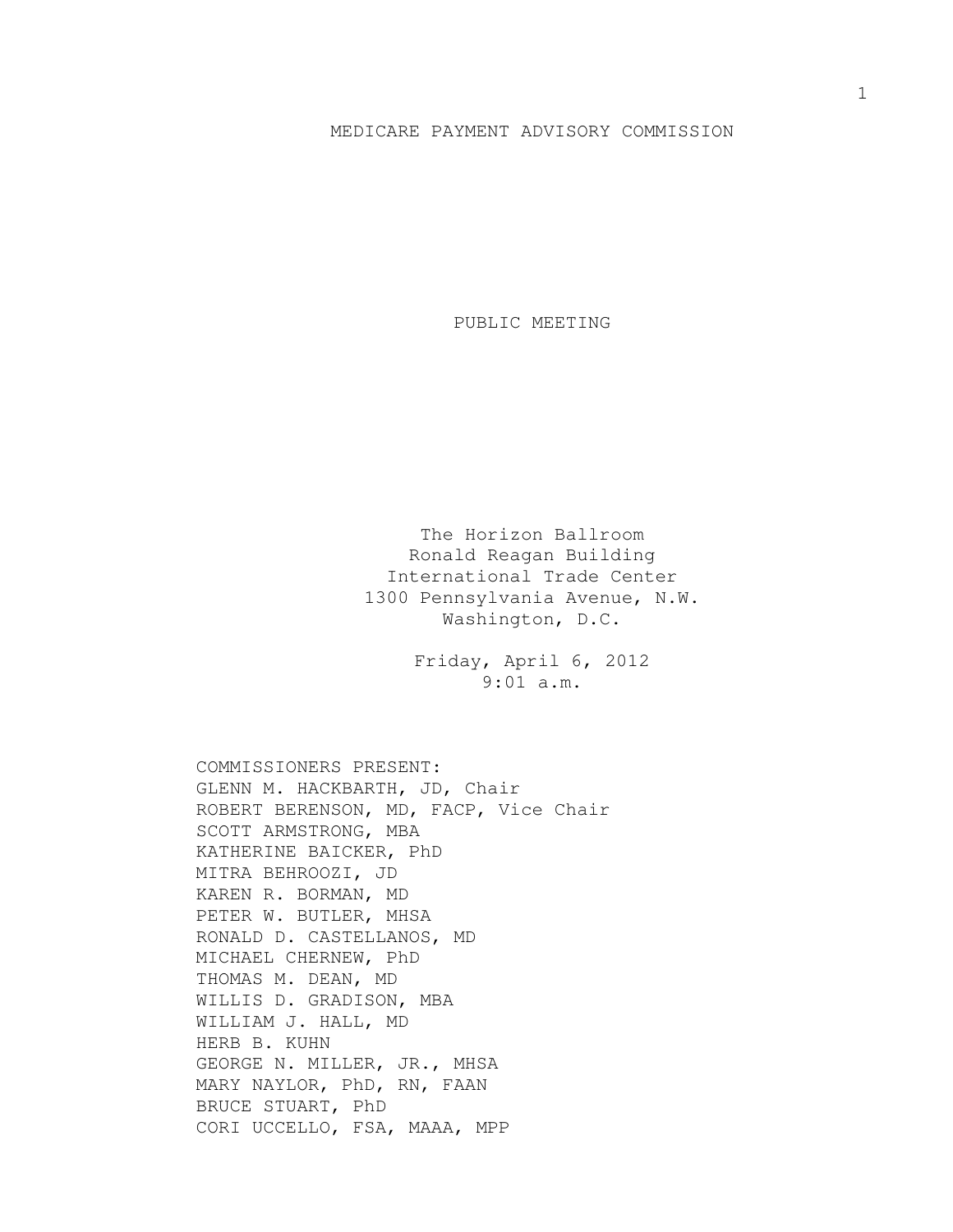# MEDICARE PAYMENT ADVISORY COMMISSION

## PUBLIC MEETING

The Horizon Ballroom
Ronald Reagan Building
International Trade Center
1300 Pennsylvania Avenue, N.W.
Washington, D.C.

Friday, April 6, 2012
9:01 a.m.

COMMISSIONERS PRESENT:
GLENN M. HACKBARTH, JD, Chair
ROBERT BERENSON, MD, FACP, Vice Chair
SCOTT ARMSTRONG, MBA
KATHERINE BAICKER, PhD
MITRA BEHROOZI, JD
KAREN R. BORMAN, MD
PETER W. BUTLER, MHSA
RONALD D. CASTELLANOS, MD
MICHAEL CHERNEW, PhD
THOMAS M. DEAN, MD
WILLIS D. GRADISON, MBA
WILLIAM J. HALL, MD
HERB B. KUHN
GEORGE N. MILLER, JR., MHSA
MARY NAYLOR, PhD, RN, FAAN
BRUCE STUART, PhD
CORI UCCELLO, FSA, MAAA, MPP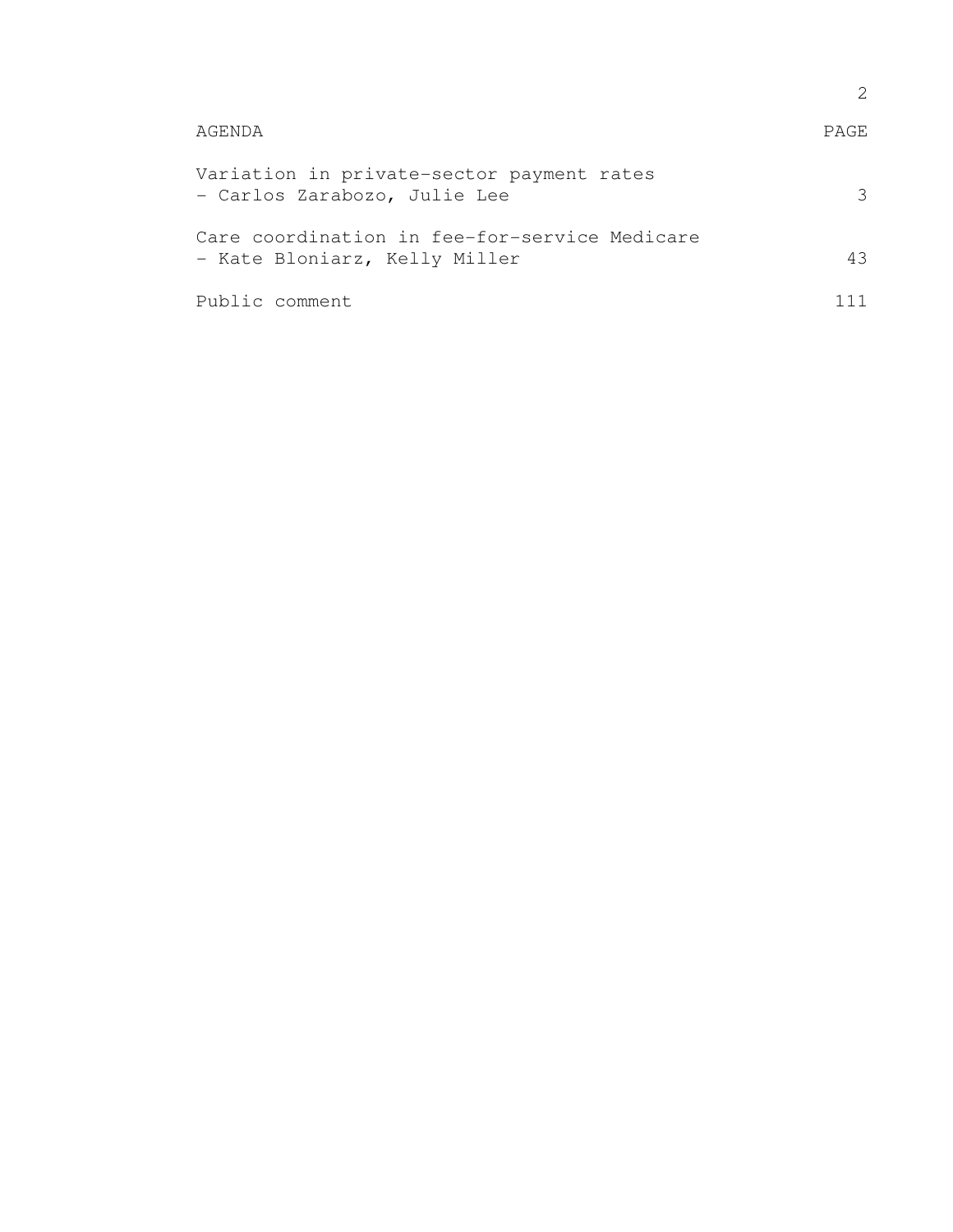| AGENDA | PAGE |
| --- | --- |
| Variation in private-sector payment rates<br>- Carlos Zarabozo, Julie Lee | 3 |
| Care coordination in fee-for-service Medicare<br>- Kate Bloniarz, Kelly Miller | 43 |
| Public comment | 111 |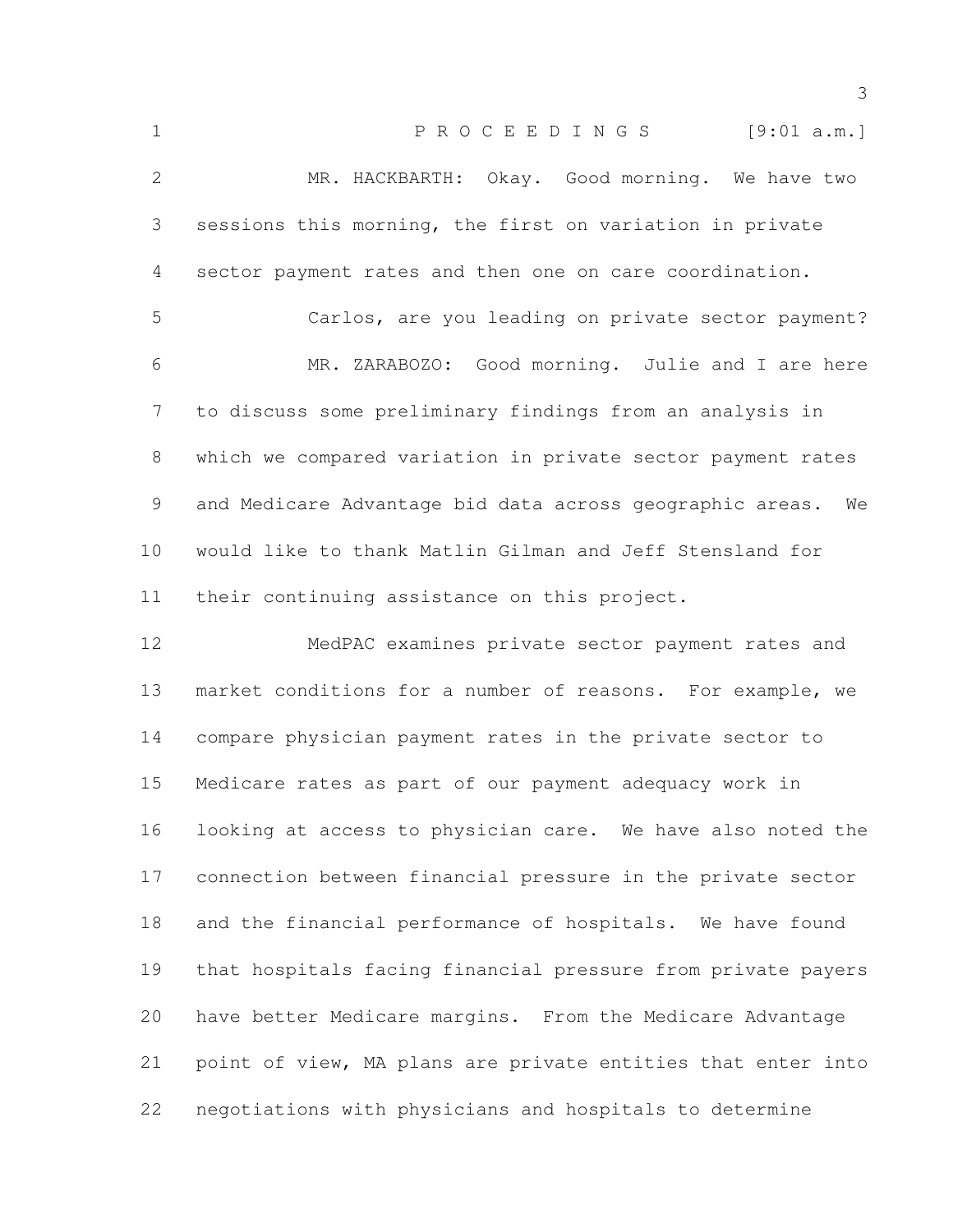P R O C E E D I N G S [9:01 a.m.]

MR. HACKBARTH: Okay. Good morning. We have two sessions this morning, the first on variation in private sector payment rates and then one on care coordination.

Carlos, are you leading on private sector payment?

MR. ZARABOZO: Good morning. Julie and I are here to discuss some preliminary findings from an analysis in which we compared variation in private sector payment rates and Medicare Advantage bid data across geographic areas. We would like to thank Matlin Gilman and Jeff Stensland for their continuing assistance on this project.

MedPAC examines private sector payment rates and market conditions for a number of reasons. For example, we compare physician payment rates in the private sector to Medicare rates as part of our payment adequacy work in looking at access to physician care. We have also noted the connection between financial pressure in the private sector and the financial performance of hospitals. We have found that hospitals facing financial pressure from private payers have better Medicare margins. From the Medicare Advantage point of view, MA plans are private entities that enter into negotiations with physicians and hospitals to determine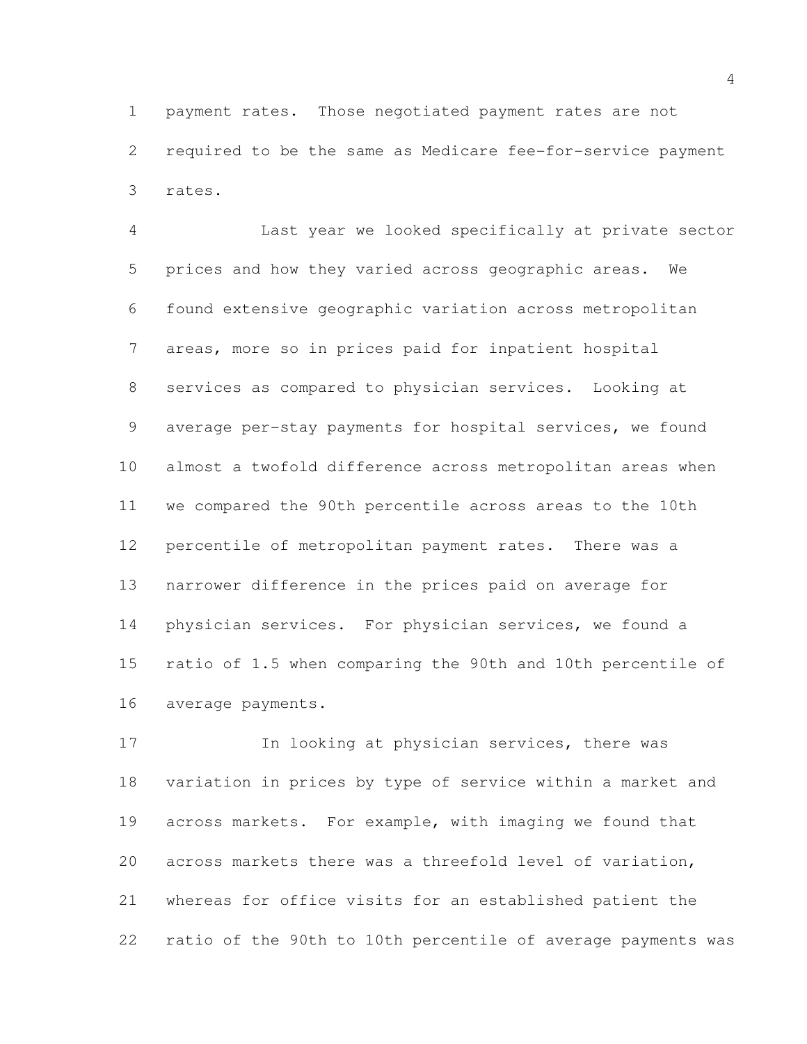payment rates. Those negotiated payment rates are not required to be the same as Medicare fee-for-service payment rates.

Last year we looked specifically at private sector prices and how they varied across geographic areas. We found extensive geographic variation across metropolitan areas, more so in prices paid for inpatient hospital services as compared to physician services. Looking at average per-stay payments for hospital services, we found almost a twofold difference across metropolitan areas when we compared the 90th percentile across areas to the 10th percentile of metropolitan payment rates. There was a narrower difference in the prices paid on average for physician services. For physician services, we found a ratio of 1.5 when comparing the 90th and 10th percentile of average payments.

In looking at physician services, there was variation in prices by type of service within a market and across markets. For example, with imaging we found that across markets there was a threefold level of variation, whereas for office visits for an established patient the ratio of the 90th to 10th percentile of average payments was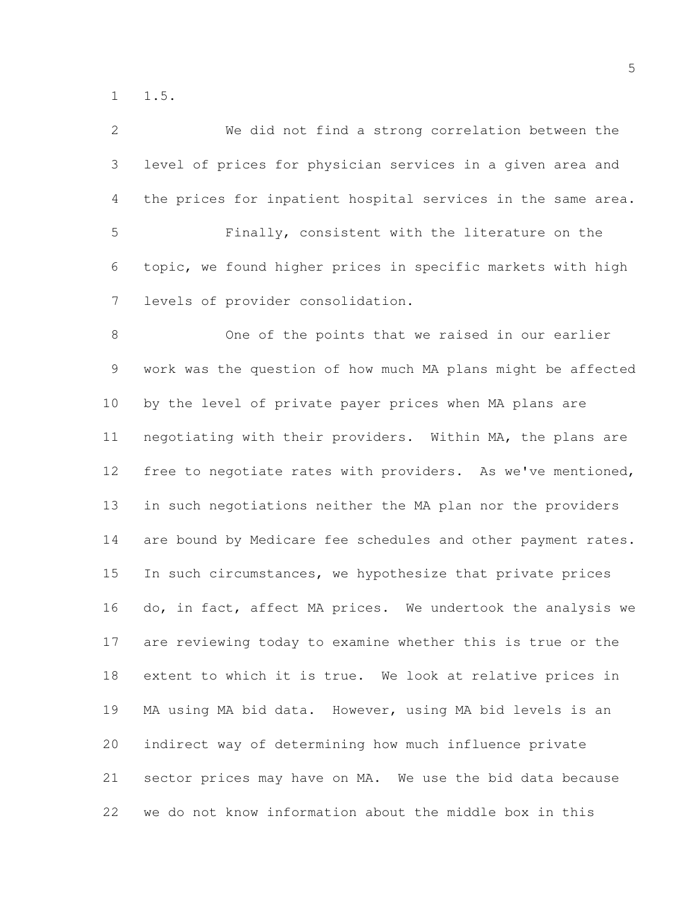1.5.

We did not find a strong correlation between the level of prices for physician services in a given area and the prices for inpatient hospital services in the same area.

Finally, consistent with the literature on the topic, we found higher prices in specific markets with high levels of provider consolidation.

One of the points that we raised in our earlier work was the question of how much MA plans might be affected by the level of private payer prices when MA plans are negotiating with their providers. Within MA, the plans are free to negotiate rates with providers. As we've mentioned, in such negotiations neither the MA plan nor the providers are bound by Medicare fee schedules and other payment rates. In such circumstances, we hypothesize that private prices do, in fact, affect MA prices. We undertook the analysis we are reviewing today to examine whether this is true or the extent to which it is true. We look at relative prices in MA using MA bid data. However, using MA bid levels is an indirect way of determining how much influence private sector prices may have on MA. We use the bid data because we do not know information about the middle box in this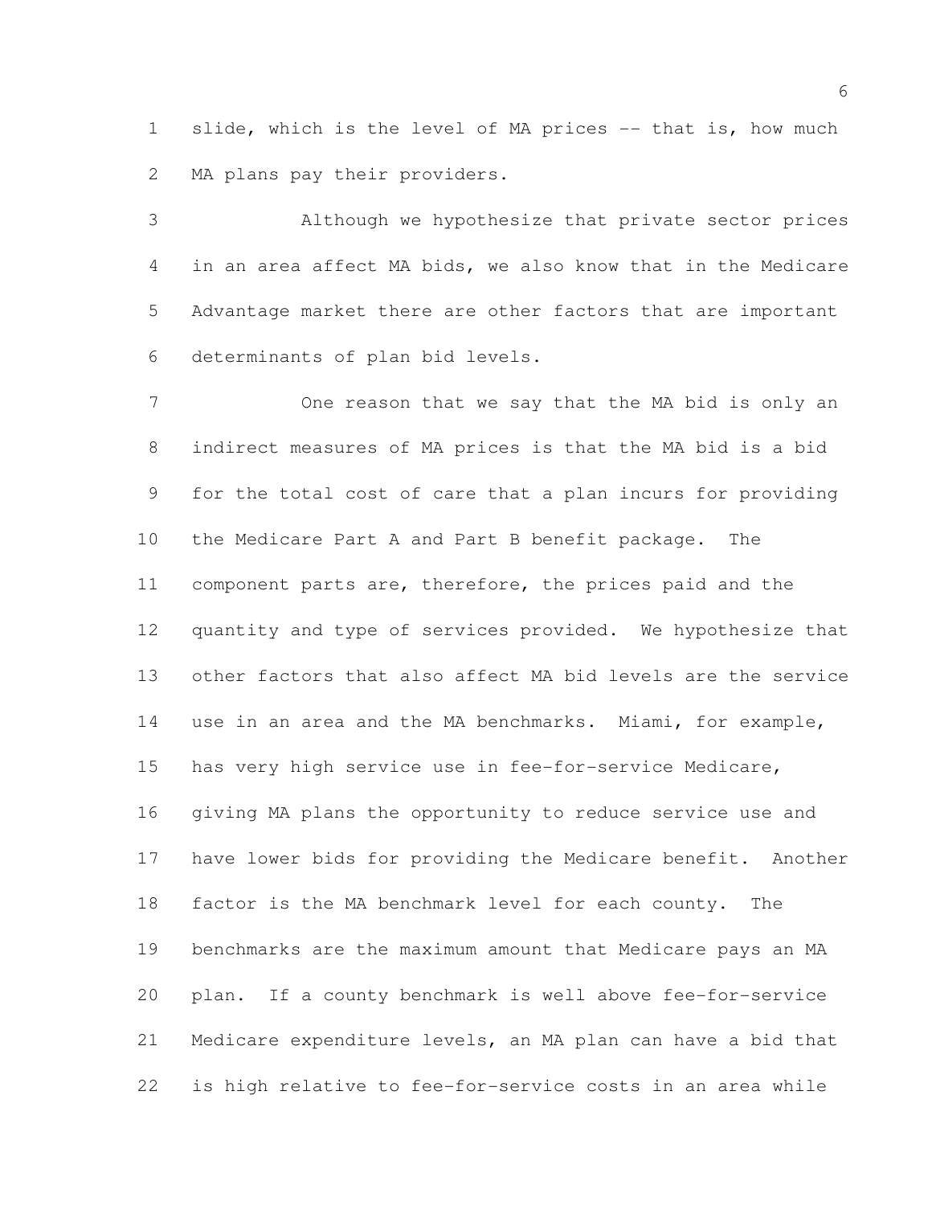slide, which is the level of MA prices -- that is, how much MA plans pay their providers.

Although we hypothesize that private sector prices in an area affect MA bids, we also know that in the Medicare Advantage market there are other factors that are important determinants of plan bid levels.

One reason that we say that the MA bid is only an indirect measures of MA prices is that the MA bid is a bid for the total cost of care that a plan incurs for providing the Medicare Part A and Part B benefit package. The component parts are, therefore, the prices paid and the quantity and type of services provided. We hypothesize that other factors that also affect MA bid levels are the service use in an area and the MA benchmarks. Miami, for example, has very high service use in fee-for-service Medicare, giving MA plans the opportunity to reduce service use and have lower bids for providing the Medicare benefit. Another factor is the MA benchmark level for each county. The benchmarks are the maximum amount that Medicare pays an MA plan. If a county benchmark is well above fee-for-service Medicare expenditure levels, an MA plan can have a bid that is high relative to fee-for-service costs in an area while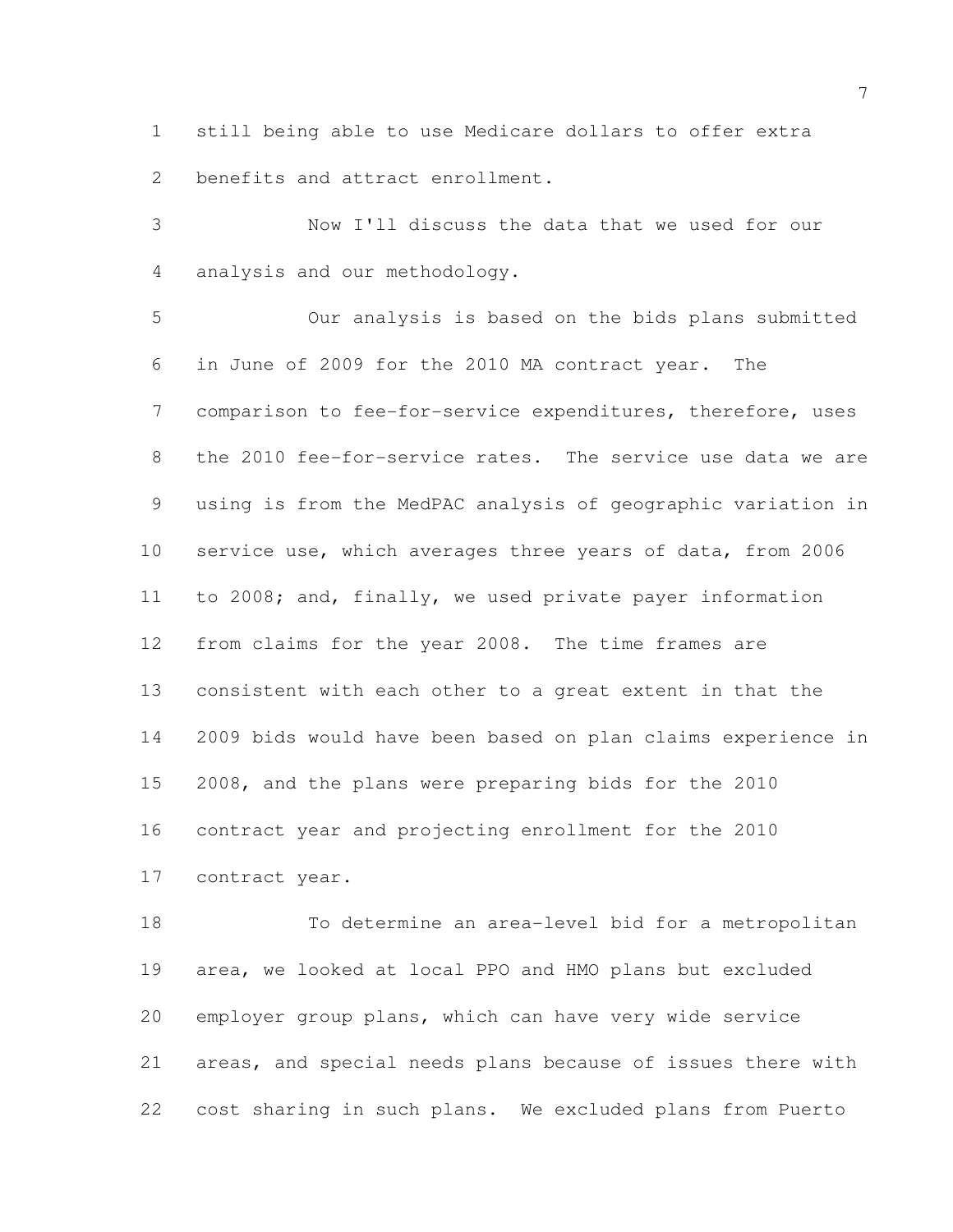still being able to use Medicare dollars to offer extra benefits and attract enrollment.

Now I'll discuss the data that we used for our analysis and our methodology.

Our analysis is based on the bids plans submitted in June of 2009 for the 2010 MA contract year. The comparison to fee-for-service expenditures, therefore, uses the 2010 fee-for-service rates. The service use data we are using is from the MedPAC analysis of geographic variation in service use, which averages three years of data, from 2006 to 2008; and, finally, we used private payer information from claims for the year 2008. The time frames are consistent with each other to a great extent in that the 2009 bids would have been based on plan claims experience in 2008, and the plans were preparing bids for the 2010 contract year and projecting enrollment for the 2010 contract year.

To determine an area-level bid for a metropolitan area, we looked at local PPO and HMO plans but excluded employer group plans, which can have very wide service areas, and special needs plans because of issues there with cost sharing in such plans. We excluded plans from Puerto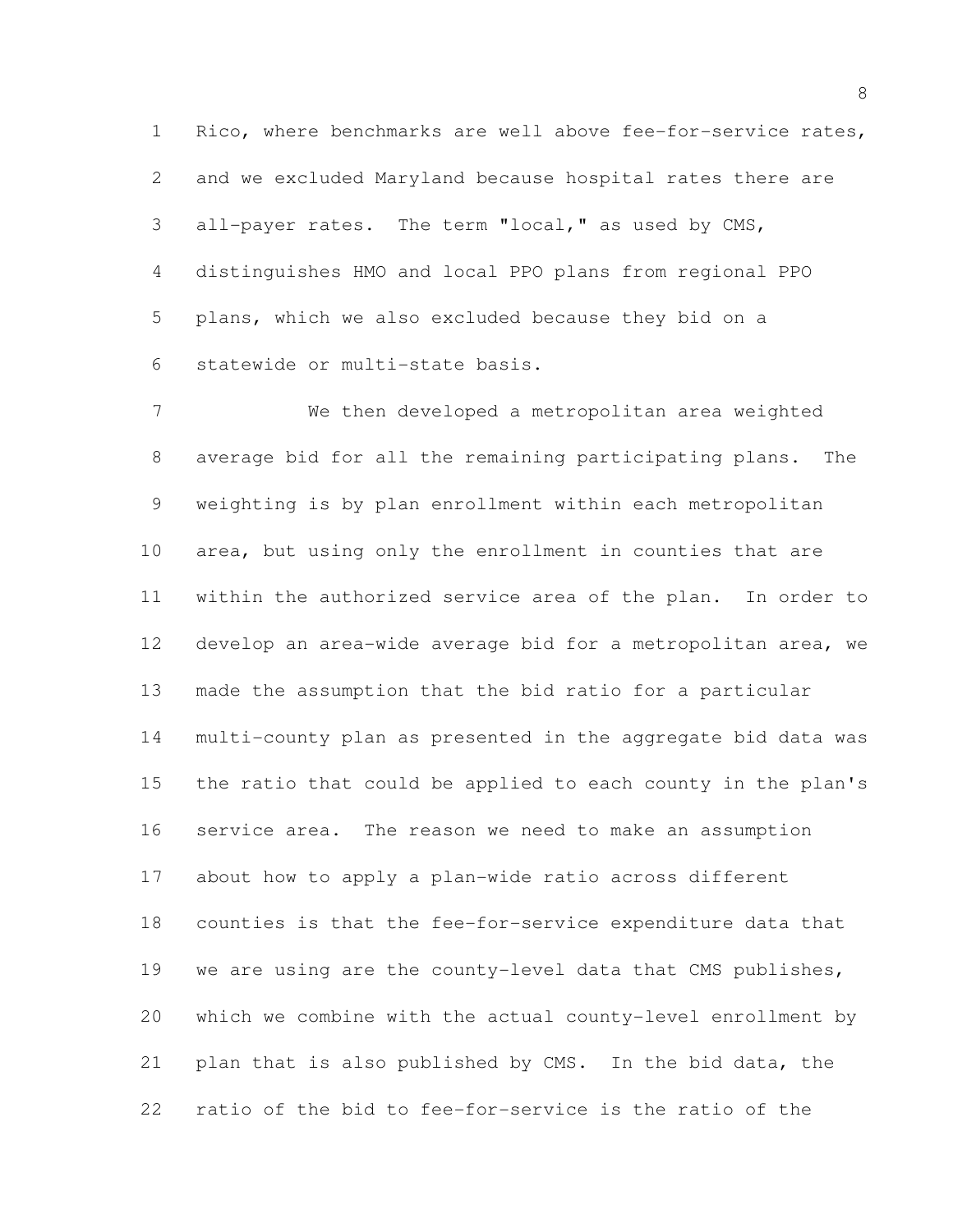Rico, where benchmarks are well above fee-for-service rates, and we excluded Maryland because hospital rates there are all-payer rates. The term "local," as used by CMS, distinguishes HMO and local PPO plans from regional PPO plans, which we also excluded because they bid on a statewide or multi-state basis.

We then developed a metropolitan area weighted average bid for all the remaining participating plans. The weighting is by plan enrollment within each metropolitan area, but using only the enrollment in counties that are within the authorized service area of the plan. In order to develop an area-wide average bid for a metropolitan area, we made the assumption that the bid ratio for a particular multi-county plan as presented in the aggregate bid data was the ratio that could be applied to each county in the plan's service area. The reason we need to make an assumption about how to apply a plan-wide ratio across different counties is that the fee-for-service expenditure data that we are using are the county-level data that CMS publishes, which we combine with the actual county-level enrollment by plan that is also published by CMS. In the bid data, the ratio of the bid to fee-for-service is the ratio of the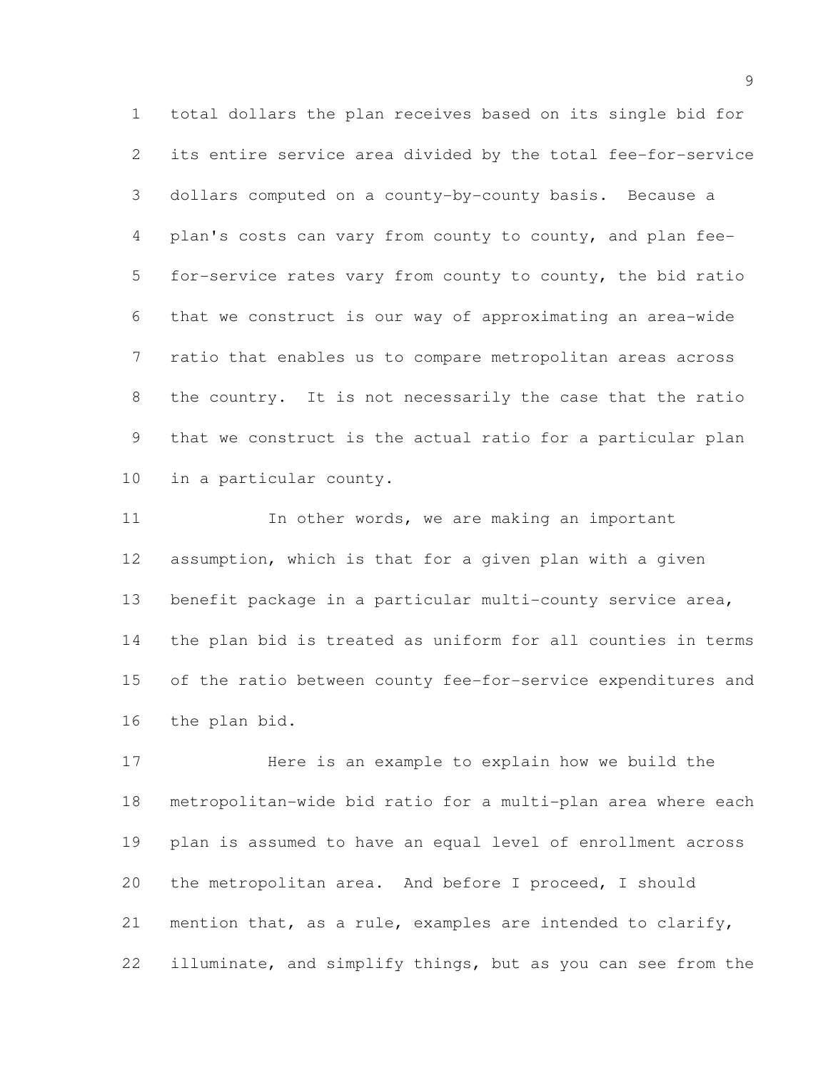total dollars the plan receives based on its single bid for its entire service area divided by the total fee-for-service dollars computed on a county-by-county basis. Because a plan's costs can vary from county to county, and plan fee-for-service rates vary from county to county, the bid ratio that we construct is our way of approximating an area-wide ratio that enables us to compare metropolitan areas across the country. It is not necessarily the case that the ratio that we construct is the actual ratio for a particular plan in a particular county.

In other words, we are making an important assumption, which is that for a given plan with a given benefit package in a particular multi-county service area, the plan bid is treated as uniform for all counties in terms of the ratio between county fee-for-service expenditures and the plan bid.

Here is an example to explain how we build the metropolitan-wide bid ratio for a multi-plan area where each plan is assumed to have an equal level of enrollment across the metropolitan area. And before I proceed, I should mention that, as a rule, examples are intended to clarify, illuminate, and simplify things, but as you can see from the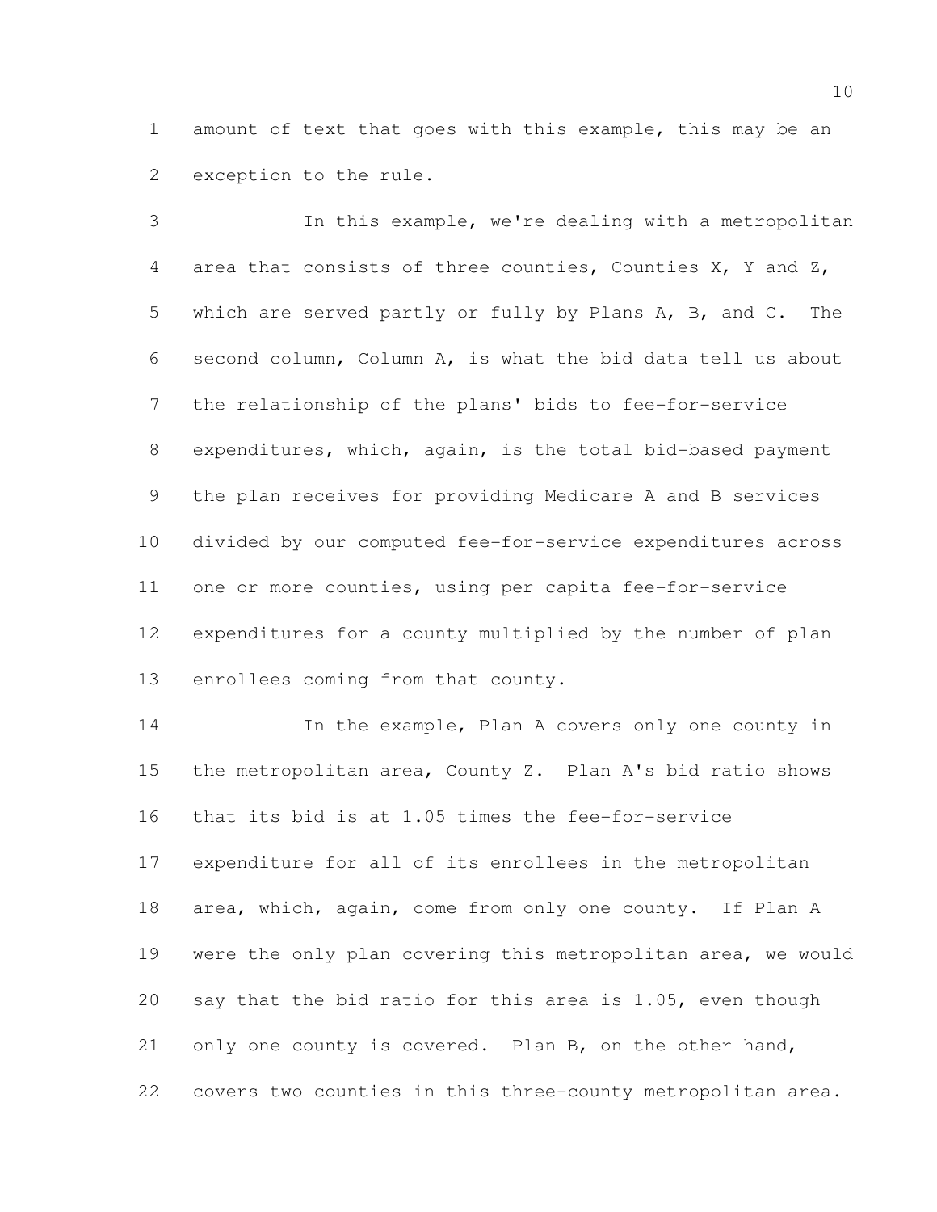amount of text that goes with this example, this may be an exception to the rule.

In this example, we're dealing with a metropolitan area that consists of three counties, Counties X, Y and Z, which are served partly or fully by Plans A, B, and C. The second column, Column A, is what the bid data tell us about the relationship of the plans' bids to fee-for-service expenditures, which, again, is the total bid-based payment the plan receives for providing Medicare A and B services divided by our computed fee-for-service expenditures across one or more counties, using per capita fee-for-service expenditures for a county multiplied by the number of plan enrollees coming from that county.

In the example, Plan A covers only one county in the metropolitan area, County Z. Plan A's bid ratio shows that its bid is at 1.05 times the fee-for-service expenditure for all of its enrollees in the metropolitan area, which, again, come from only one county. If Plan A were the only plan covering this metropolitan area, we would say that the bid ratio for this area is 1.05, even though only one county is covered. Plan B, on the other hand, covers two counties in this three-county metropolitan area.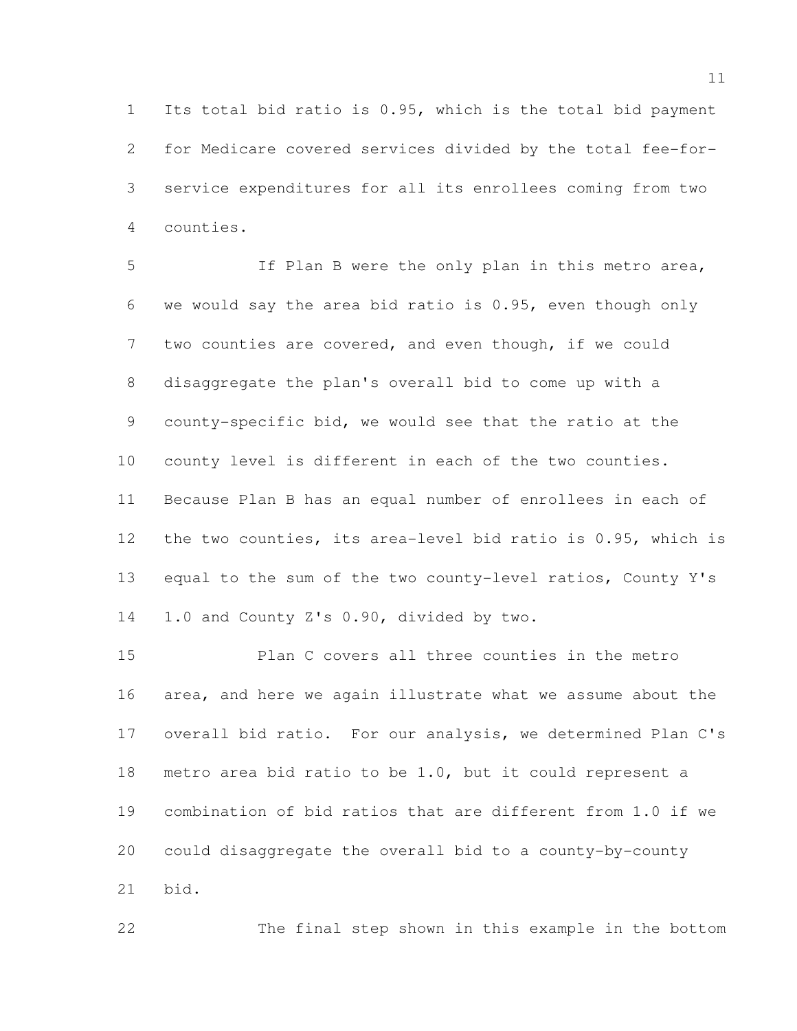Its total bid ratio is 0.95, which is the total bid payment for Medicare covered services divided by the total fee-for-service expenditures for all its enrollees coming from two counties.

If Plan B were the only plan in this metro area, we would say the area bid ratio is 0.95, even though only two counties are covered, and even though, if we could disaggregate the plan's overall bid to come up with a county-specific bid, we would see that the ratio at the county level is different in each of the two counties. Because Plan B has an equal number of enrollees in each of the two counties, its area-level bid ratio is 0.95, which is equal to the sum of the two county-level ratios, County Y's 1.0 and County Z's 0.90, divided by two.

Plan C covers all three counties in the metro area, and here we again illustrate what we assume about the overall bid ratio. For our analysis, we determined Plan C's metro area bid ratio to be 1.0, but it could represent a combination of bid ratios that are different from 1.0 if we could disaggregate the overall bid to a county-by-county bid.

The final step shown in this example in the bottom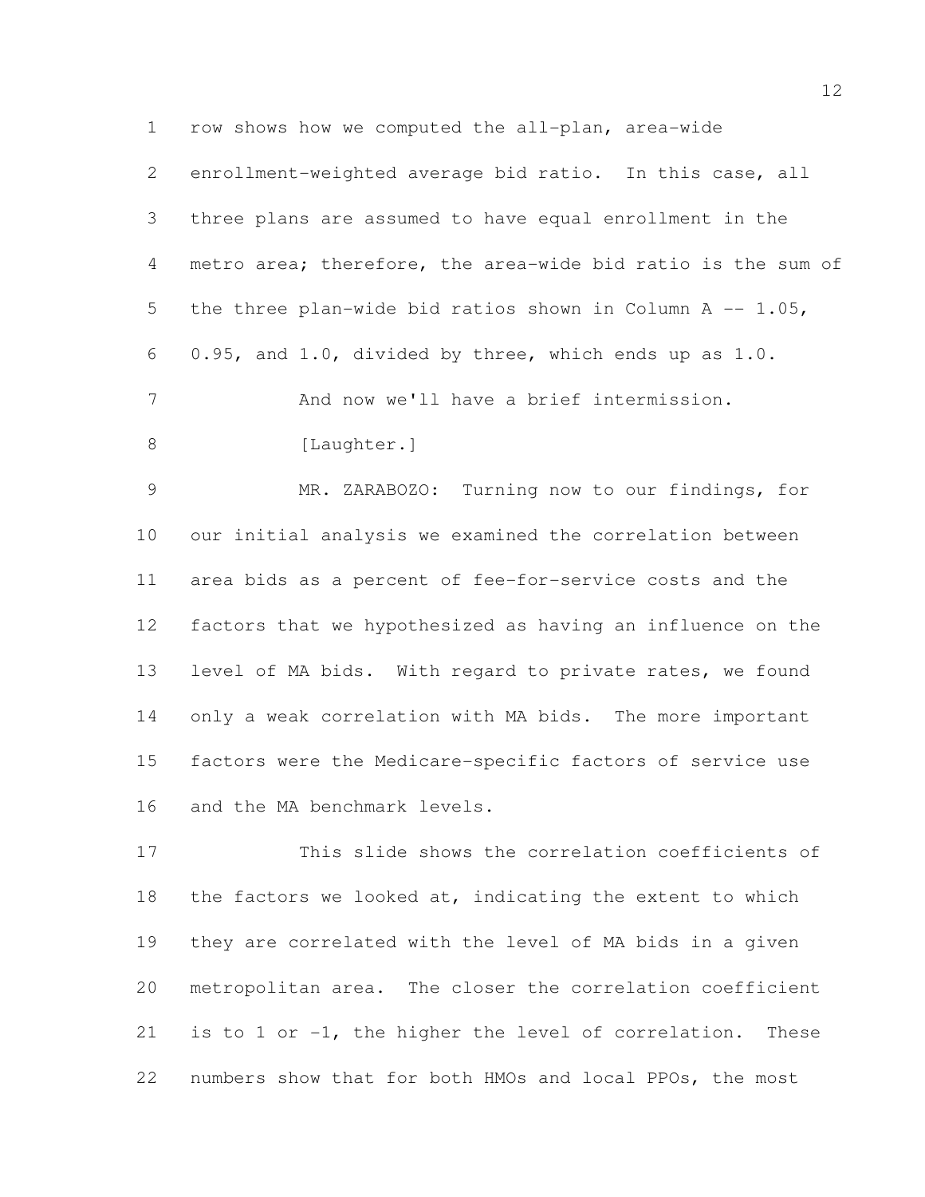row shows how we computed the all-plan, area-wide enrollment-weighted average bid ratio. In this case, all three plans are assumed to have equal enrollment in the metro area; therefore, the area-wide bid ratio is the sum of the three plan-wide bid ratios shown in Column A -- 1.05, 0.95, and 1.0, divided by three, which ends up as 1.0.

And now we'll have a brief intermission.

[Laughter.]

MR. ZARABOZO: Turning now to our findings, for our initial analysis we examined the correlation between area bids as a percent of fee-for-service costs and the factors that we hypothesized as having an influence on the level of MA bids. With regard to private rates, we found only a weak correlation with MA bids. The more important factors were the Medicare-specific factors of service use and the MA benchmark levels.

This slide shows the correlation coefficients of the factors we looked at, indicating the extent to which they are correlated with the level of MA bids in a given metropolitan area. The closer the correlation coefficient is to 1 or -1, the higher the level of correlation. These numbers show that for both HMOs and local PPOs, the most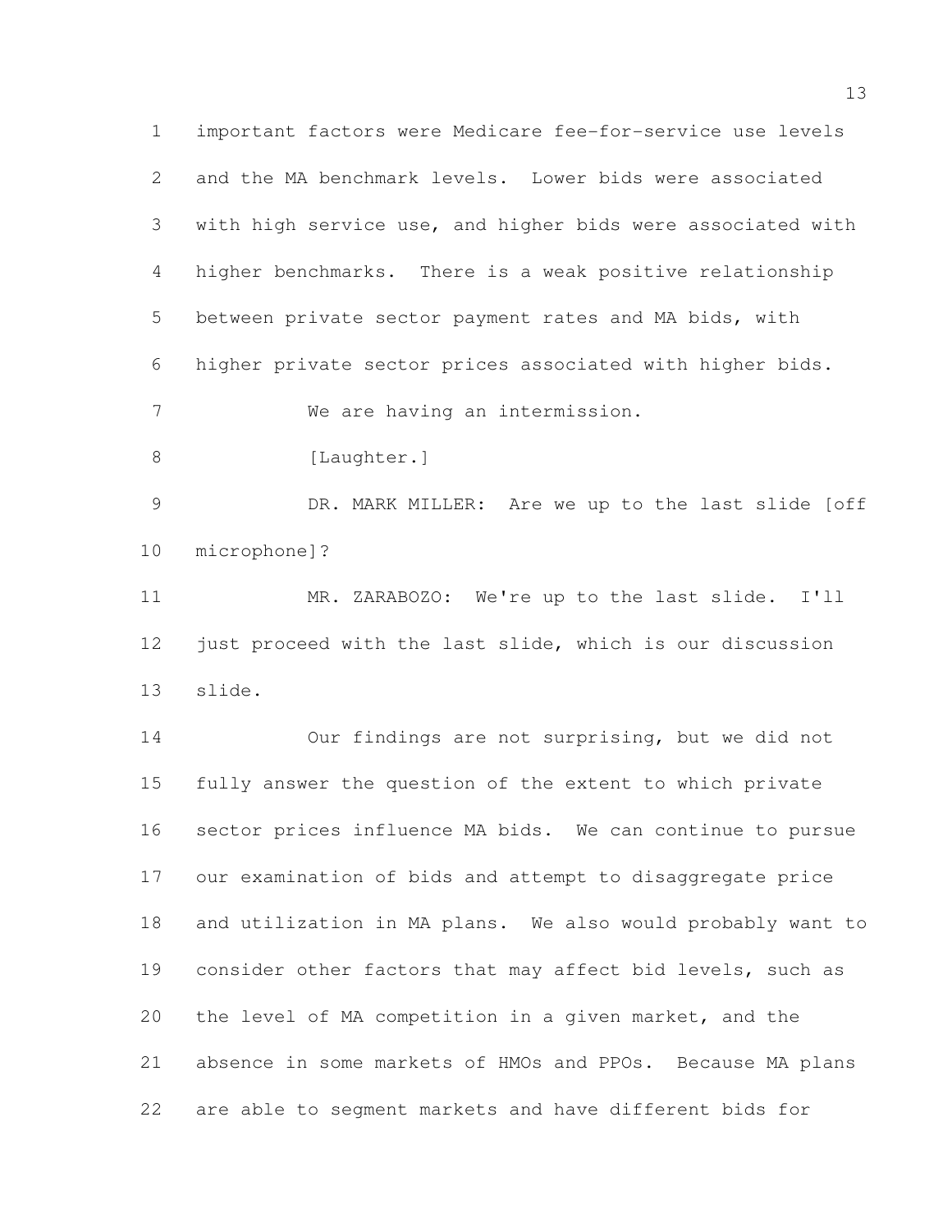important factors were Medicare fee-for-service use levels and the MA benchmark levels. Lower bids were associated with high service use, and higher bids were associated with higher benchmarks. There is a weak positive relationship between private sector payment rates and MA bids, with higher private sector prices associated with higher bids.

We are having an intermission.

[Laughter.]

DR. MARK MILLER: Are we up to the last slide [off microphone]?

MR. ZARABOZO: We're up to the last slide. I'll just proceed with the last slide, which is our discussion slide.

Our findings are not surprising, but we did not fully answer the question of the extent to which private sector prices influence MA bids. We can continue to pursue our examination of bids and attempt to disaggregate price and utilization in MA plans. We also would probably want to consider other factors that may affect bid levels, such as the level of MA competition in a given market, and the absence in some markets of HMOs and PPOs. Because MA plans are able to segment markets and have different bids for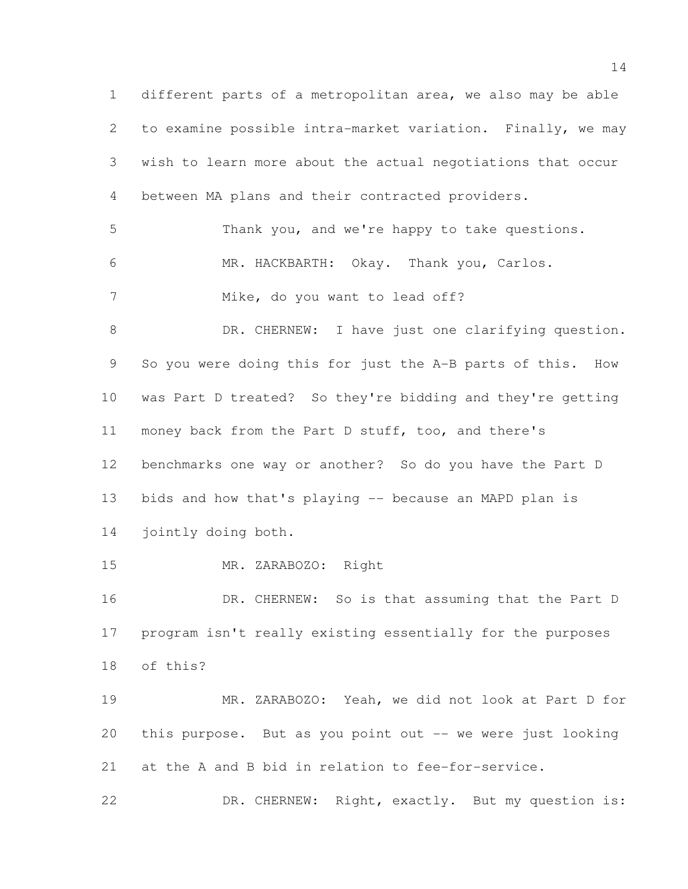different parts of a metropolitan area, we also may be able to examine possible intra-market variation. Finally, we may wish to learn more about the actual negotiations that occur between MA plans and their contracted providers.

Thank you, and we're happy to take questions.

MR. HACKBARTH: Okay. Thank you, Carlos.

Mike, do you want to lead off?

DR. CHERNEW: I have just one clarifying question. So you were doing this for just the A-B parts of this. How was Part D treated? So they're bidding and they're getting money back from the Part D stuff, too, and there's benchmarks one way or another? So do you have the Part D bids and how that's playing -- because an MAPD plan is jointly doing both.

MR. ZARABOZO: Right

DR. CHERNEW: So is that assuming that the Part D program isn't really existing essentially for the purposes of this?

MR. ZARABOZO: Yeah, we did not look at Part D for this purpose. But as you point out -- we were just looking at the A and B bid in relation to fee-for-service.

DR. CHERNEW: Right, exactly. But my question is: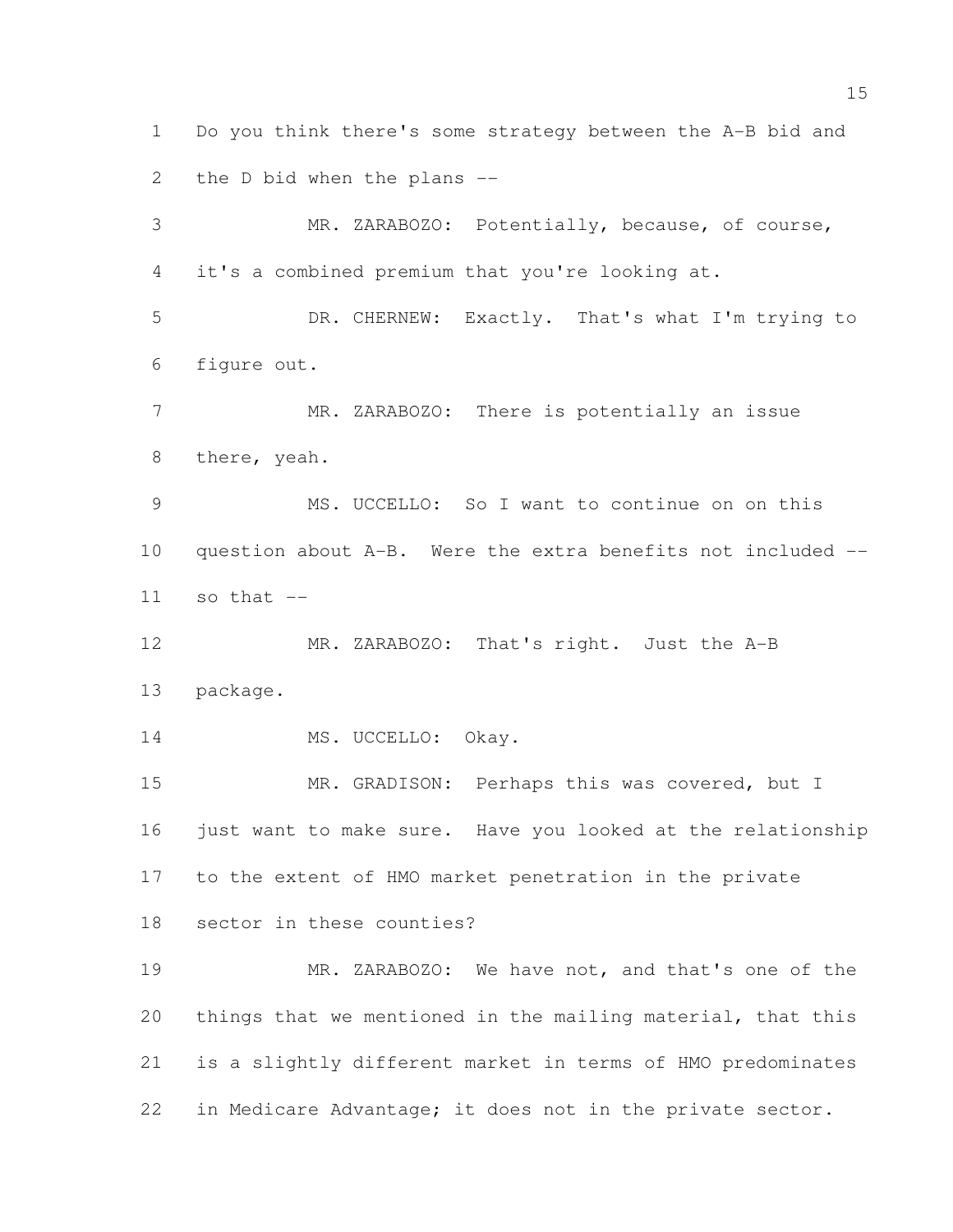Do you think there's some strategy between the A-B bid and the D bid when the plans --

MR. ZARABOZO: Potentially, because, of course, it's a combined premium that you're looking at.

DR. CHERNEW: Exactly. That's what I'm trying to figure out.

MR. ZARABOZO: There is potentially an issue there, yeah.

MS. UCCELLO: So I want to continue on on this question about A-B. Were the extra benefits not included -- so that --

MR. ZARABOZO: That's right. Just the A-B package.

MS. UCCELLO: Okay.

MR. GRADISON: Perhaps this was covered, but I just want to make sure. Have you looked at the relationship to the extent of HMO market penetration in the private sector in these counties?

MR. ZARABOZO: We have not, and that's one of the things that we mentioned in the mailing material, that this is a slightly different market in terms of HMO predominates in Medicare Advantage; it does not in the private sector.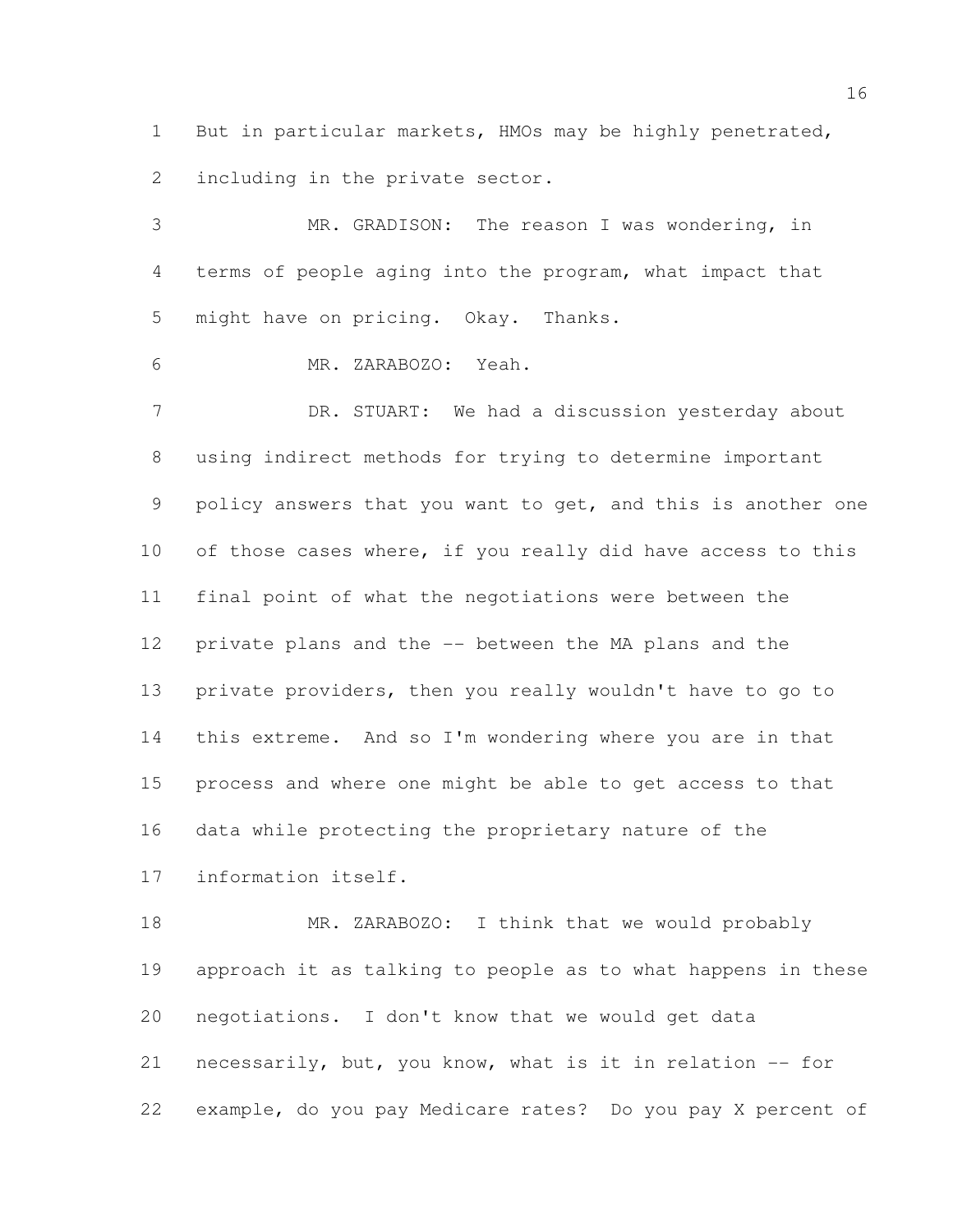But in particular markets, HMOs may be highly penetrated, including in the private sector.

MR. GRADISON: The reason I was wondering, in terms of people aging into the program, what impact that might have on pricing. Okay. Thanks.

MR. ZARABOZO: Yeah.

DR. STUART: We had a discussion yesterday about using indirect methods for trying to determine important policy answers that you want to get, and this is another one of those cases where, if you really did have access to this final point of what the negotiations were between the private plans and the -- between the MA plans and the private providers, then you really wouldn't have to go to this extreme. And so I'm wondering where you are in that process and where one might be able to get access to that data while protecting the proprietary nature of the information itself.

MR. ZARABOZO: I think that we would probably approach it as talking to people as to what happens in these negotiations. I don't know that we would get data necessarily, but, you know, what is it in relation -- for example, do you pay Medicare rates? Do you pay X percent of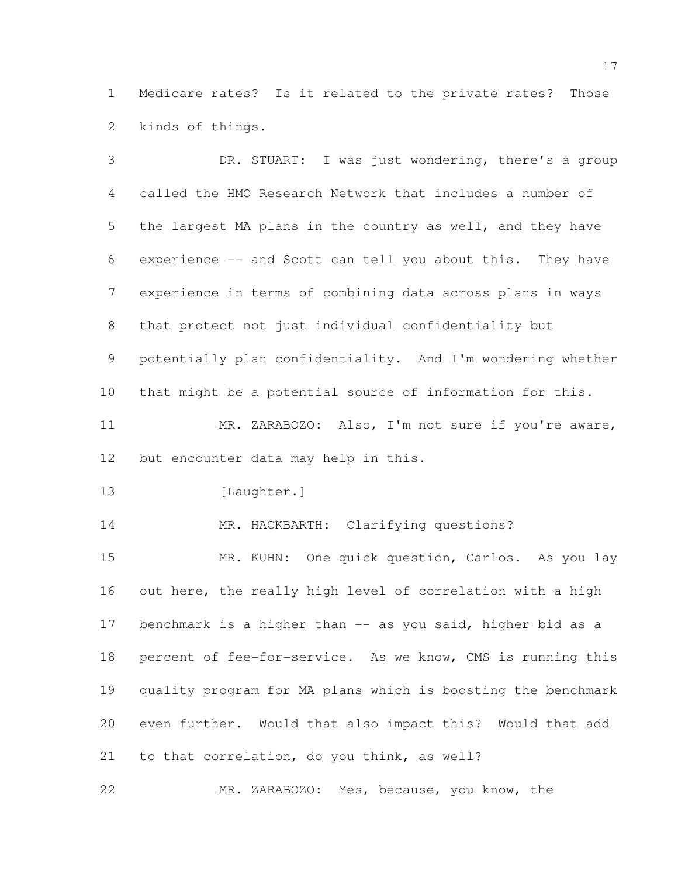Medicare rates? Is it related to the private rates? Those kinds of things.

DR. STUART: I was just wondering, there's a group called the HMO Research Network that includes a number of the largest MA plans in the country as well, and they have experience -- and Scott can tell you about this. They have experience in terms of combining data across plans in ways that protect not just individual confidentiality but potentially plan confidentiality. And I'm wondering whether that might be a potential source of information for this.

MR. ZARABOZO: Also, I'm not sure if you're aware, but encounter data may help in this.

[Laughter.]

MR. HACKBARTH: Clarifying questions?

MR. KUHN: One quick question, Carlos. As you lay out here, the really high level of correlation with a high benchmark is a higher than -- as you said, higher bid as a percent of fee-for-service. As we know, CMS is running this quality program for MA plans which is boosting the benchmark even further. Would that also impact this? Would that add to that correlation, do you think, as well?

MR. ZARABOZO: Yes, because, you know, the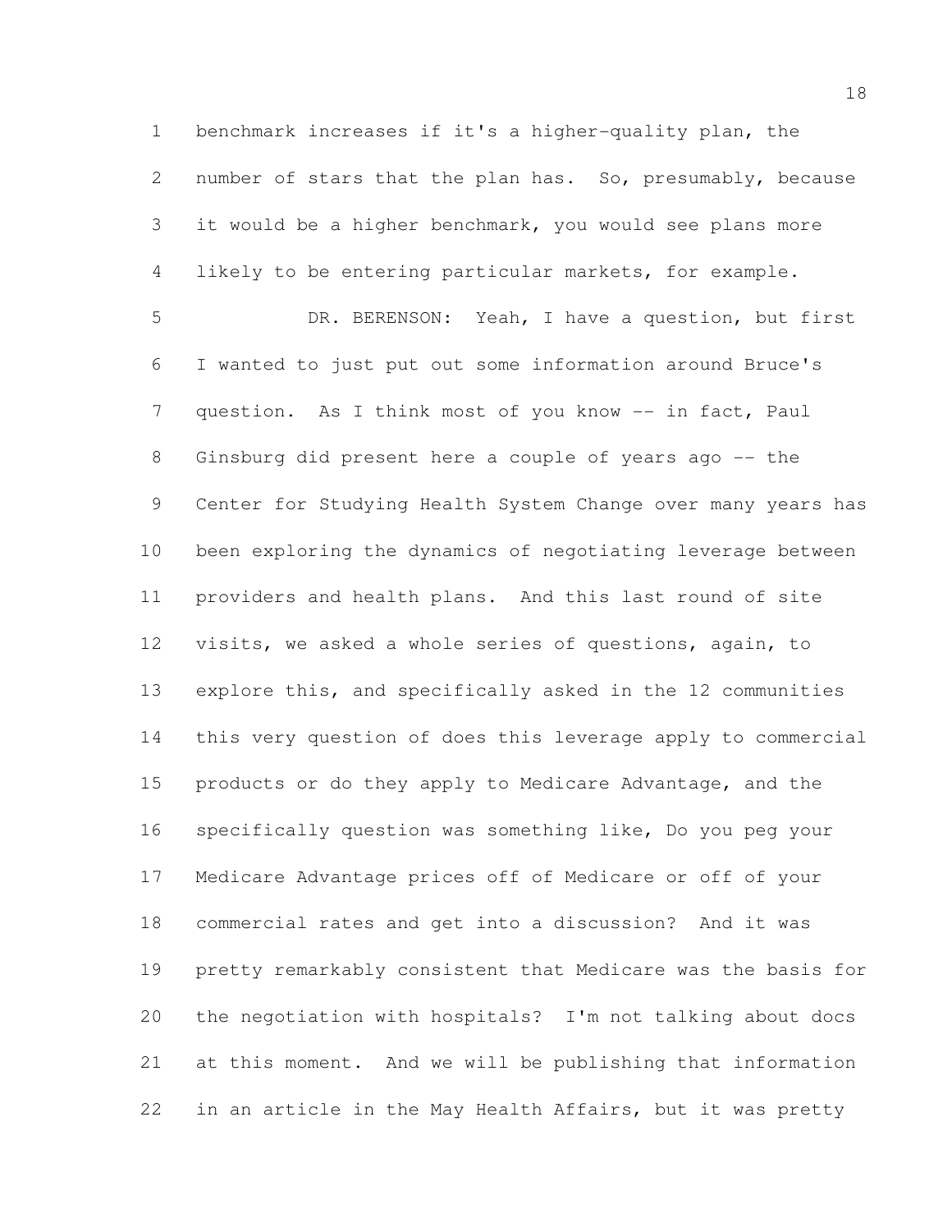benchmark increases if it's a higher-quality plan, the number of stars that the plan has. So, presumably, because it would be a higher benchmark, you would see plans more likely to be entering particular markets, for example.

DR. BERENSON: Yeah, I have a question, but first I wanted to just put out some information around Bruce's question. As I think most of you know -- in fact, Paul Ginsburg did present here a couple of years ago -- the Center for Studying Health System Change over many years has been exploring the dynamics of negotiating leverage between providers and health plans. And this last round of site visits, we asked a whole series of questions, again, to explore this, and specifically asked in the 12 communities this very question of does this leverage apply to commercial products or do they apply to Medicare Advantage, and the specifically question was something like, Do you peg your Medicare Advantage prices off of Medicare or off of your commercial rates and get into a discussion? And it was pretty remarkably consistent that Medicare was the basis for the negotiation with hospitals? I'm not talking about docs at this moment. And we will be publishing that information in an article in the May Health Affairs, but it was pretty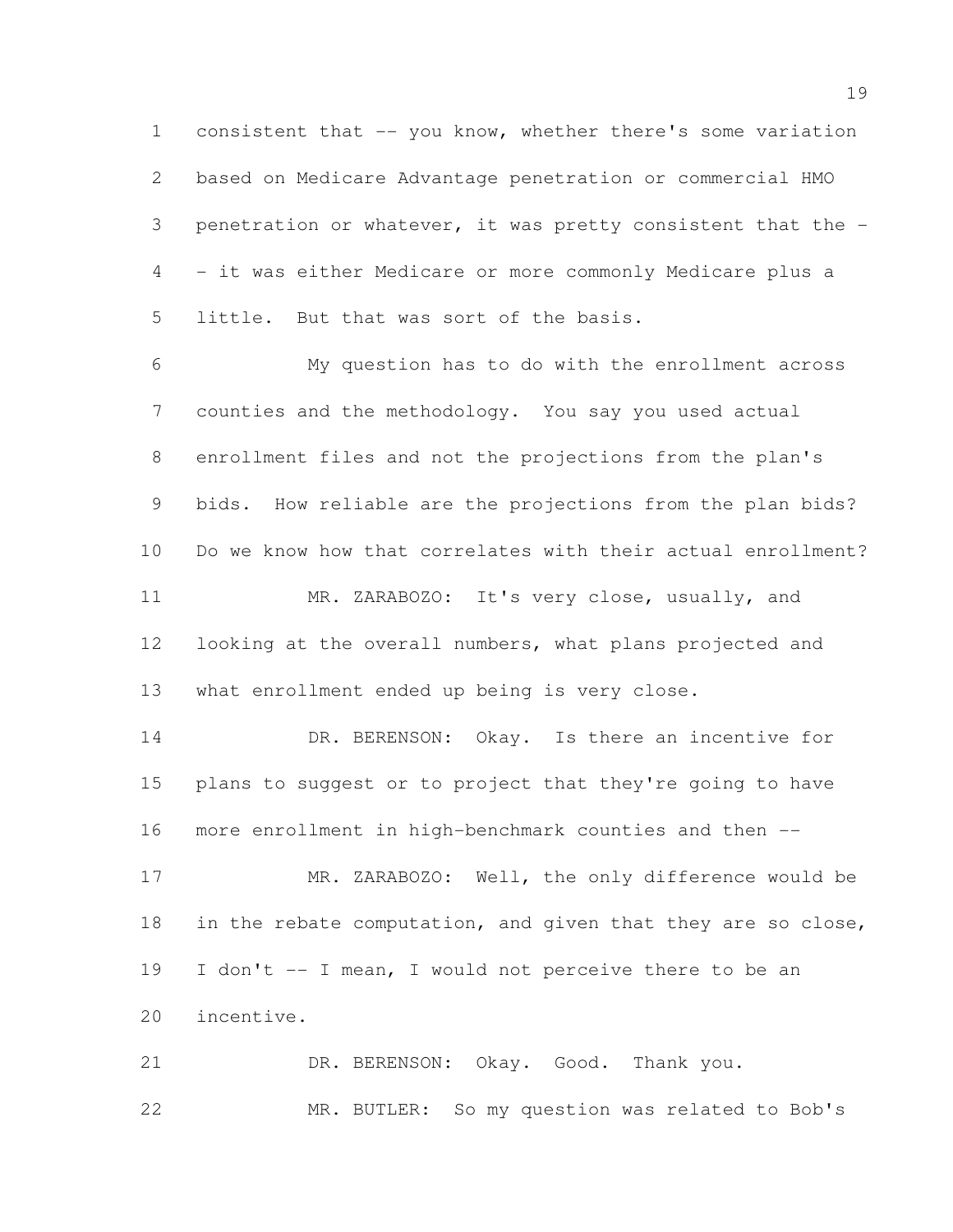consistent that -- you know, whether there's some variation based on Medicare Advantage penetration or commercial HMO penetration or whatever, it was pretty consistent that the -- it was either Medicare or more commonly Medicare plus a little. But that was sort of the basis.

My question has to do with the enrollment across counties and the methodology. You say you used actual enrollment files and not the projections from the plan's bids. How reliable are the projections from the plan bids? Do we know how that correlates with their actual enrollment?

MR. ZARABOZO: It's very close, usually, and looking at the overall numbers, what plans projected and what enrollment ended up being is very close.

DR. BERENSON: Okay. Is there an incentive for plans to suggest or to project that they're going to have more enrollment in high-benchmark counties and then --

MR. ZARABOZO: Well, the only difference would be in the rebate computation, and given that they are so close, I don't -- I mean, I would not perceive there to be an incentive.

DR. BERENSON: Okay. Good. Thank you.

MR. BUTLER: So my question was related to Bob's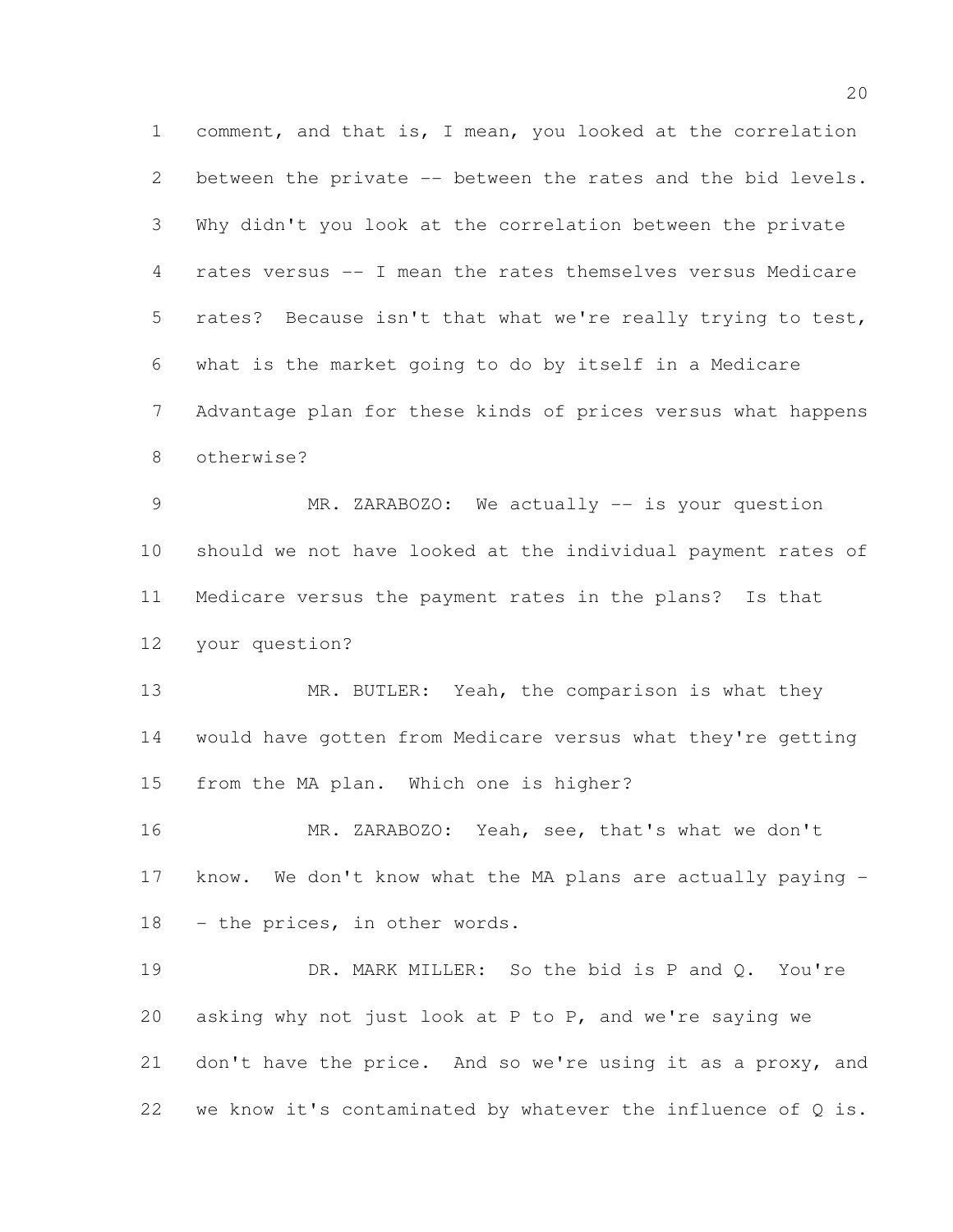comment, and that is, I mean, you looked at the correlation between the private -- between the rates and the bid levels. Why didn't you look at the correlation between the private rates versus -- I mean the rates themselves versus Medicare rates? Because isn't that what we're really trying to test, what is the market going to do by itself in a Medicare Advantage plan for these kinds of prices versus what happens otherwise?

MR. ZARABOZO: We actually -- is your question should we not have looked at the individual payment rates of Medicare versus the payment rates in the plans? Is that your question?

MR. BUTLER: Yeah, the comparison is what they would have gotten from Medicare versus what they're getting from the MA plan. Which one is higher?

MR. ZARABOZO: Yeah, see, that's what we don't know. We don't know what the MA plans are actually paying -- the prices, in other words.

DR. MARK MILLER: So the bid is P and Q. You're asking why not just look at P to P, and we're saying we don't have the price. And so we're using it as a proxy, and we know it's contaminated by whatever the influence of Q is.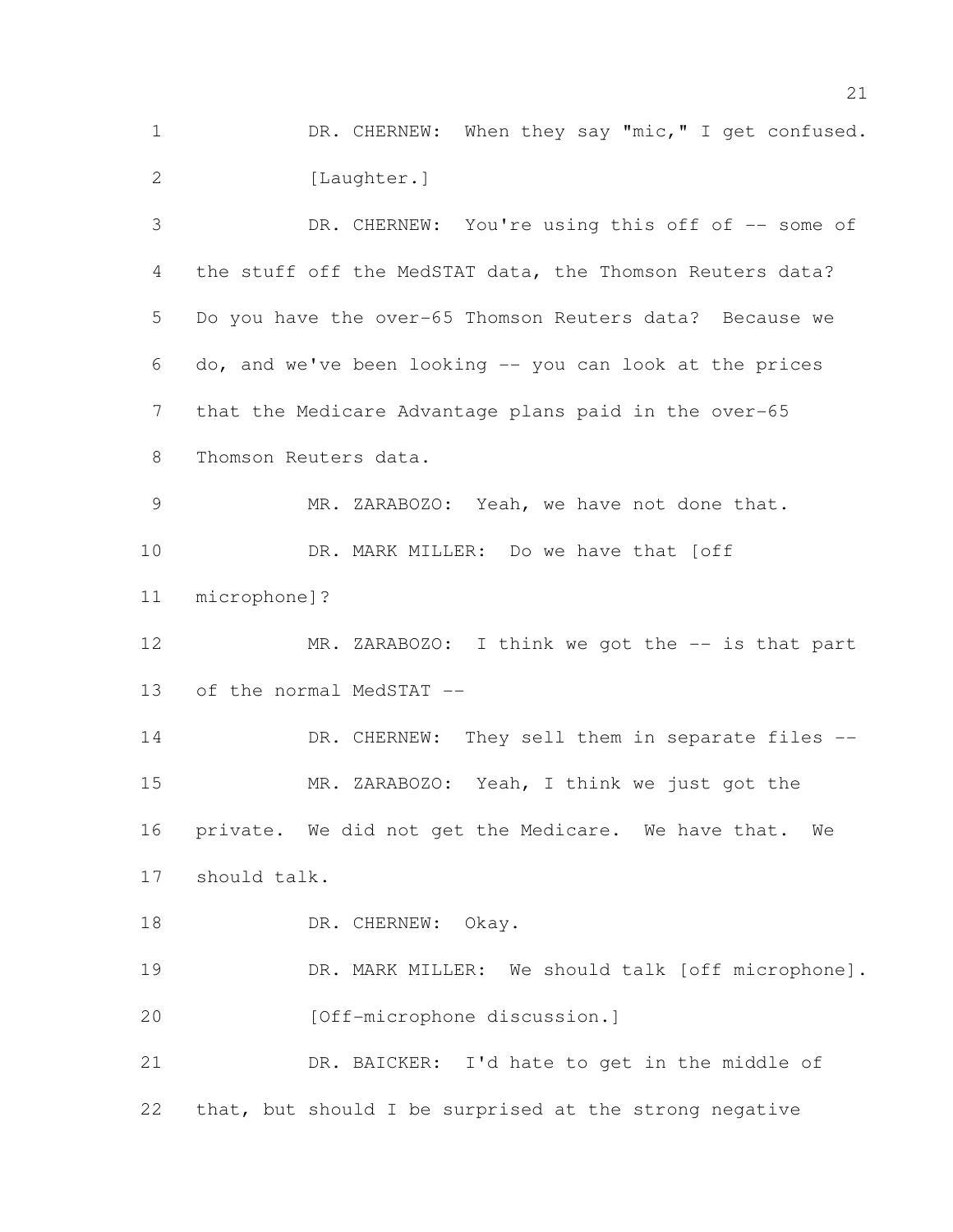DR. CHERNEW: When they say "mic," I get confused.

[Laughter.]

DR. CHERNEW: You're using this off of -- some of the stuff off the MedSTAT data, the Thomson Reuters data? Do you have the over-65 Thomson Reuters data? Because we do, and we've been looking -- you can look at the prices that the Medicare Advantage plans paid in the over-65 Thomson Reuters data.

MR. ZARABOZO: Yeah, we have not done that.

DR. MARK MILLER: Do we have that [off microphone]?

MR. ZARABOZO: I think we got the -- is that part of the normal MedSTAT --

DR. CHERNEW: They sell them in separate files --

MR. ZARABOZO: Yeah, I think we just got the private. We did not get the Medicare. We have that. We should talk.

DR. CHERNEW: Okay.

DR. MARK MILLER: We should talk [off microphone].

[Off-microphone discussion.]

DR. BAICKER: I'd hate to get in the middle of that, but should I be surprised at the strong negative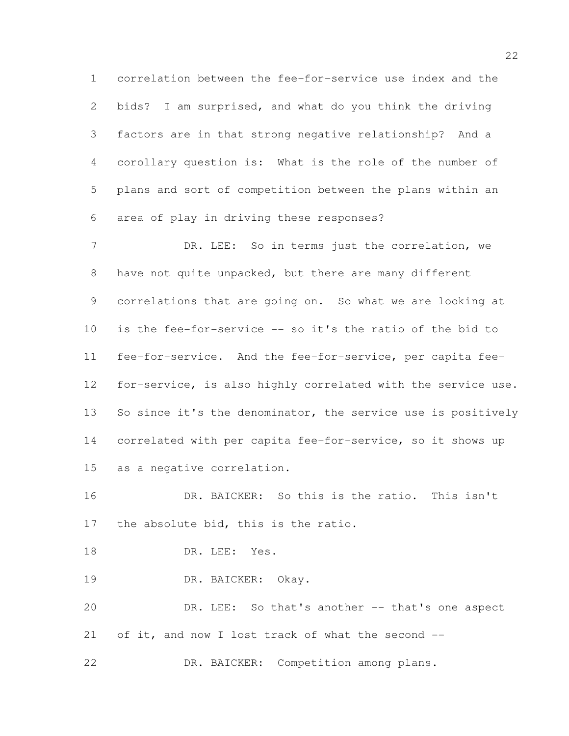correlation between the fee-for-service use index and the bids? I am surprised, and what do you think the driving factors are in that strong negative relationship? And a corollary question is: What is the role of the number of plans and sort of competition between the plans within an area of play in driving these responses?

DR. LEE: So in terms just the correlation, we have not quite unpacked, but there are many different correlations that are going on. So what we are looking at is the fee-for-service -- so it's the ratio of the bid to fee-for-service. And the fee-for-service, per capita fee-for-service, is also highly correlated with the service use. So since it's the denominator, the service use is positively correlated with per capita fee-for-service, so it shows up as a negative correlation.

DR. BAICKER: So this is the ratio. This isn't the absolute bid, this is the ratio.

DR. LEE: Yes.

DR. BAICKER: Okay.

DR. LEE: So that's another -- that's one aspect of it, and now I lost track of what the second --

DR. BAICKER: Competition among plans.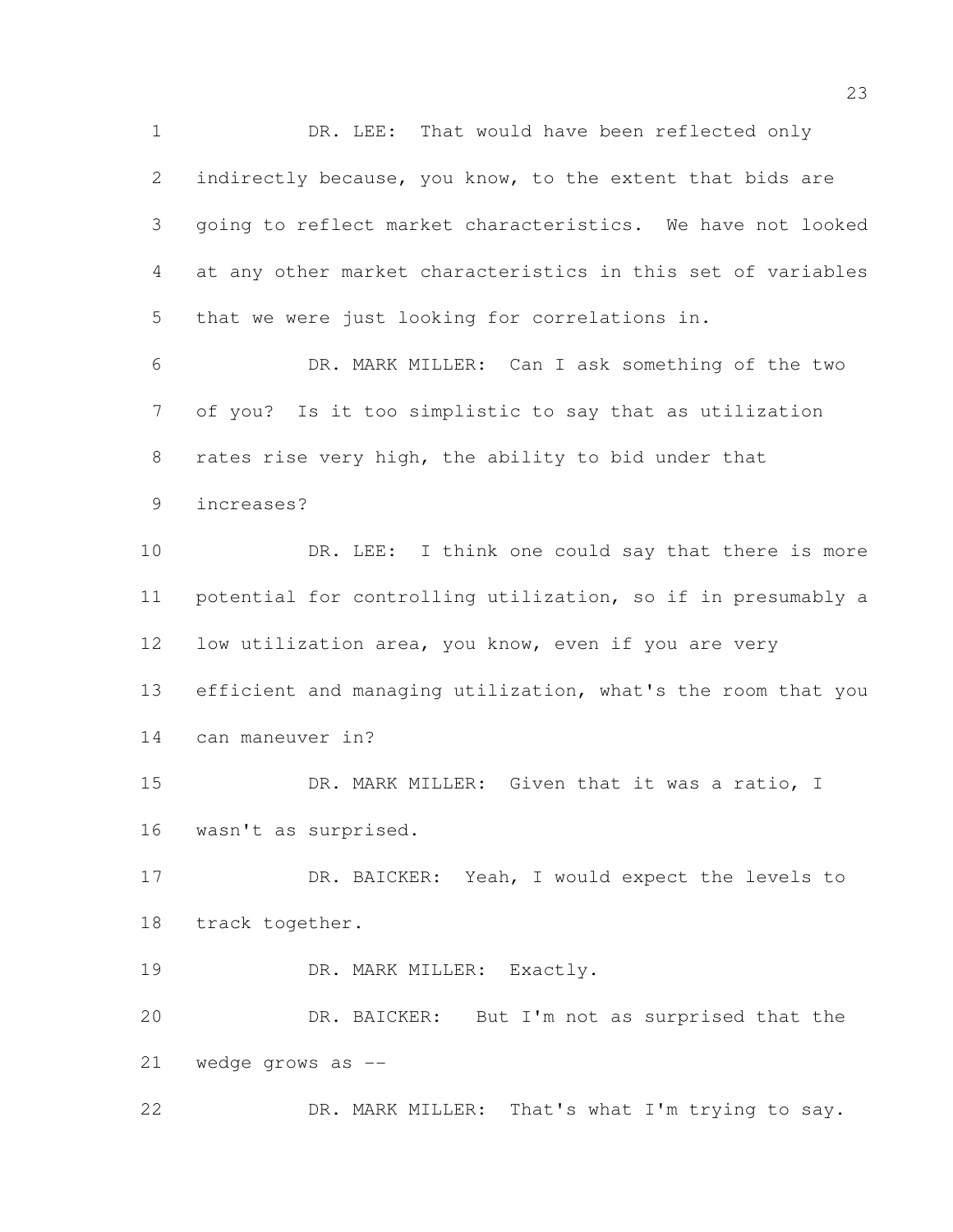DR. LEE: That would have been reflected only indirectly because, you know, to the extent that bids are going to reflect market characteristics. We have not looked at any other market characteristics in this set of variables that we were just looking for correlations in.

DR. MARK MILLER: Can I ask something of the two of you? Is it too simplistic to say that as utilization rates rise very high, the ability to bid under that increases?

DR. LEE: I think one could say that there is more potential for controlling utilization, so if in presumably a low utilization area, you know, even if you are very efficient and managing utilization, what's the room that you can maneuver in?

DR. MARK MILLER: Given that it was a ratio, I wasn't as surprised.

DR. BAICKER: Yeah, I would expect the levels to track together.

DR. MARK MILLER: Exactly.

DR. BAICKER: But I'm not as surprised that the wedge grows as --

DR. MARK MILLER: That's what I'm trying to say.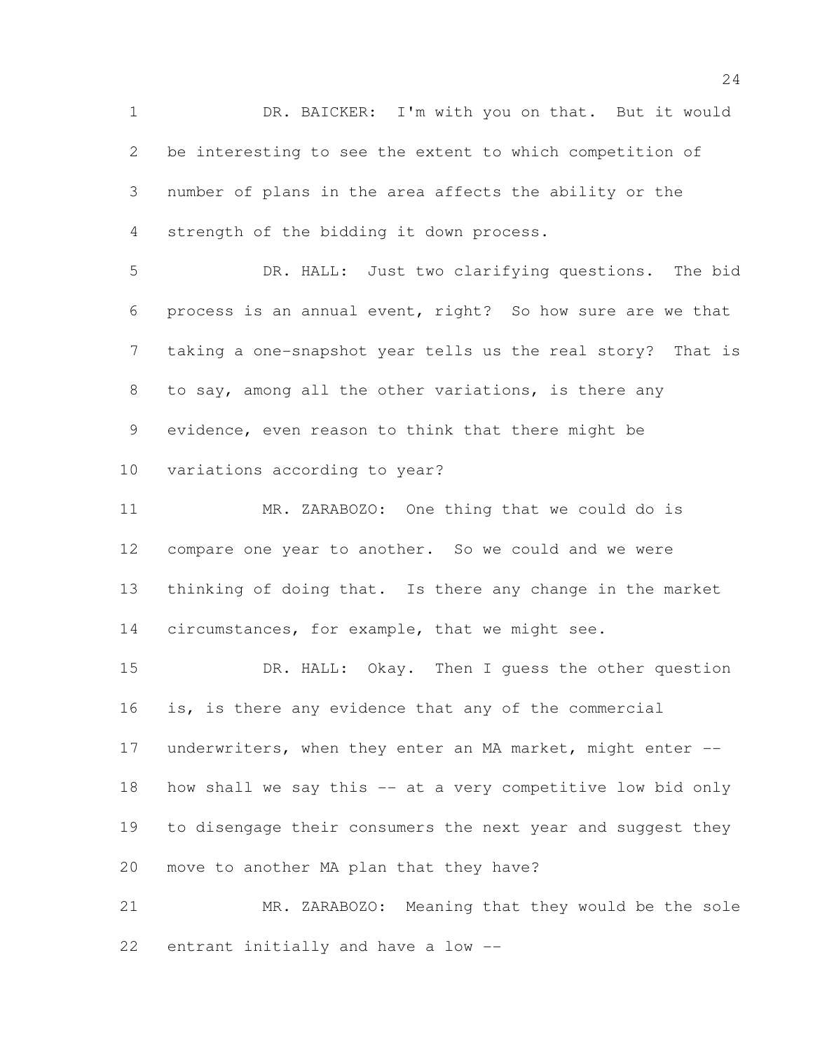DR. BAICKER: I'm with you on that. But it would be interesting to see the extent to which competition of number of plans in the area affects the ability or the strength of the bidding it down process.

DR. HALL: Just two clarifying questions. The bid process is an annual event, right? So how sure are we that taking a one-snapshot year tells us the real story? That is to say, among all the other variations, is there any evidence, even reason to think that there might be variations according to year?

MR. ZARABOZO: One thing that we could do is compare one year to another. So we could and we were thinking of doing that. Is there any change in the market circumstances, for example, that we might see.

DR. HALL: Okay. Then I guess the other question is, is there any evidence that any of the commercial underwriters, when they enter an MA market, might enter -- how shall we say this -- at a very competitive low bid only to disengage their consumers the next year and suggest they move to another MA plan that they have?

MR. ZARABOZO: Meaning that they would be the sole entrant initially and have a low --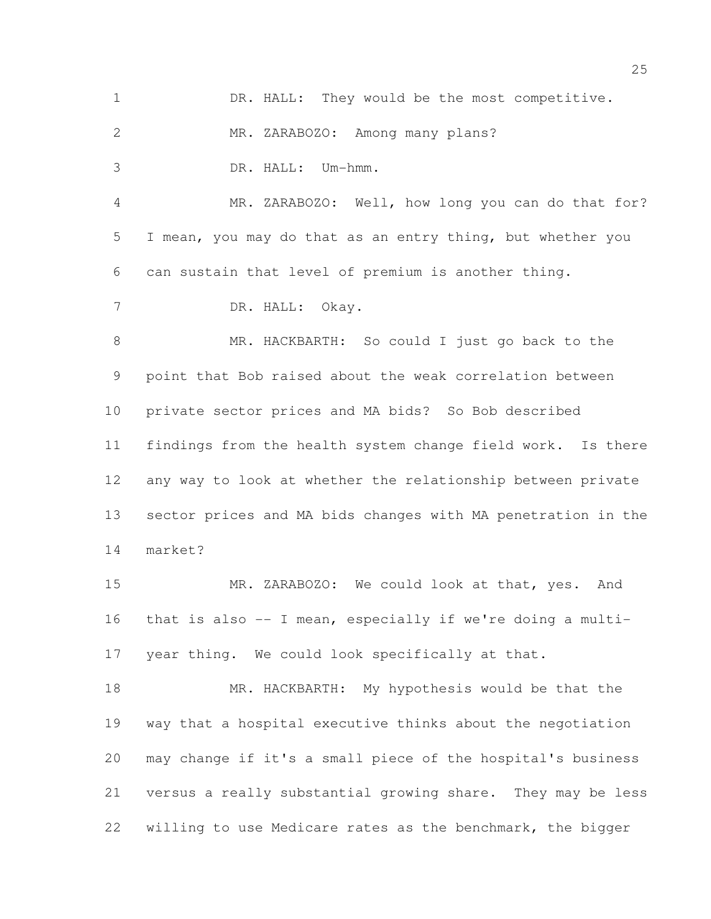DR. HALL: They would be the most competitive.

MR. ZARABOZO: Among many plans?

DR. HALL: Um-hmm.

MR. ZARABOZO: Well, how long you can do that for? I mean, you may do that as an entry thing, but whether you can sustain that level of premium is another thing.

DR. HALL: Okay.

MR. HACKBARTH: So could I just go back to the point that Bob raised about the weak correlation between private sector prices and MA bids? So Bob described findings from the health system change field work. Is there any way to look at whether the relationship between private sector prices and MA bids changes with MA penetration in the market?

MR. ZARABOZO: We could look at that, yes. And that is also -- I mean, especially if we're doing a multi-year thing. We could look specifically at that.

MR. HACKBARTH: My hypothesis would be that the way that a hospital executive thinks about the negotiation may change if it's a small piece of the hospital's business versus a really substantial growing share. They may be less willing to use Medicare rates as the benchmark, the bigger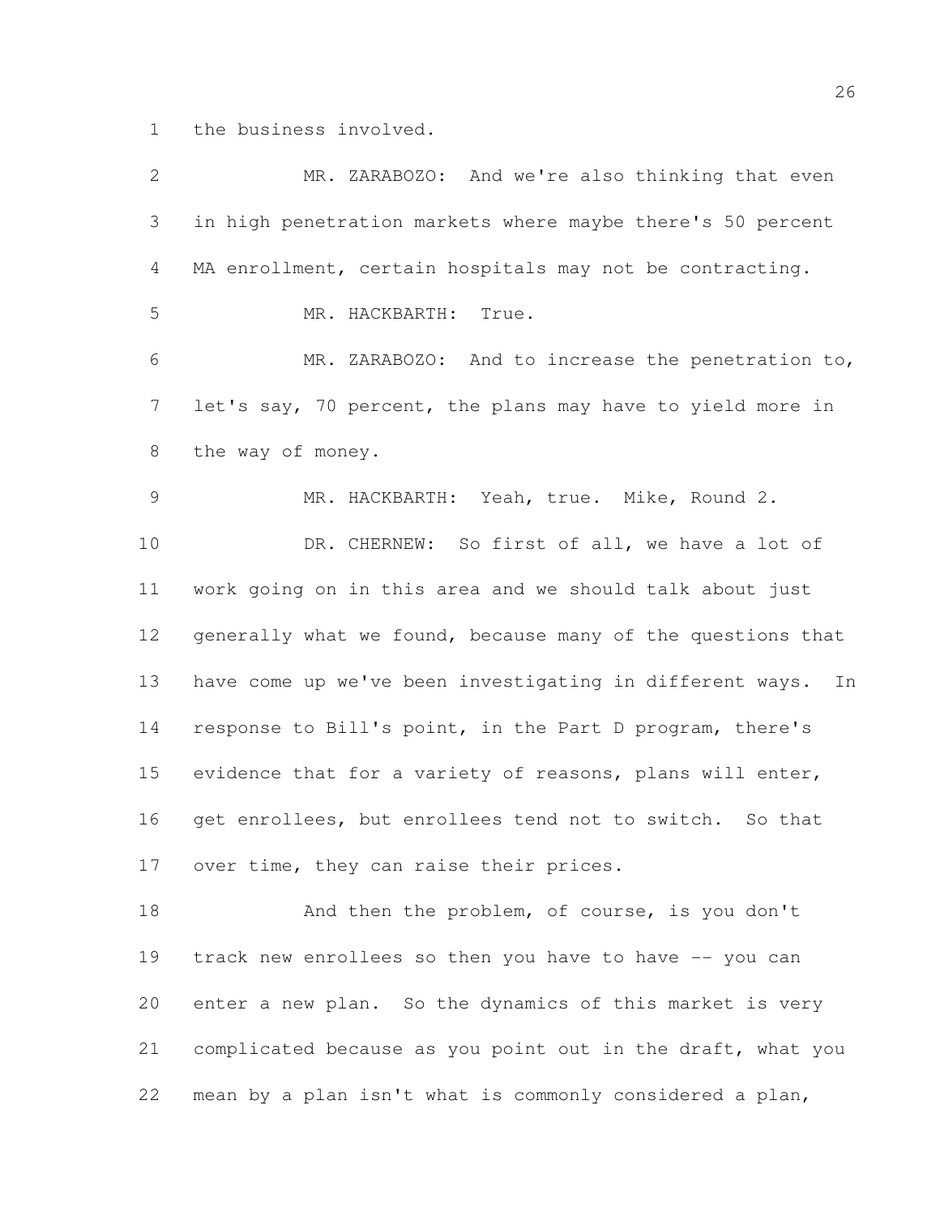the business involved.

MR. ZARABOZO: And we're also thinking that even in high penetration markets where maybe there's 50 percent MA enrollment, certain hospitals may not be contracting.

MR. HACKBARTH: True.

MR. ZARABOZO: And to increase the penetration to, let's say, 70 percent, the plans may have to yield more in the way of money.

MR. HACKBARTH: Yeah, true. Mike, Round 2.

DR. CHERNEW: So first of all, we have a lot of work going on in this area and we should talk about just generally what we found, because many of the questions that have come up we've been investigating in different ways. In response to Bill's point, in the Part D program, there's evidence that for a variety of reasons, plans will enter, get enrollees, but enrollees tend not to switch. So that over time, they can raise their prices.

And then the problem, of course, is you don't track new enrollees so then you have to have -- you can enter a new plan. So the dynamics of this market is very complicated because as you point out in the draft, what you mean by a plan isn't what is commonly considered a plan,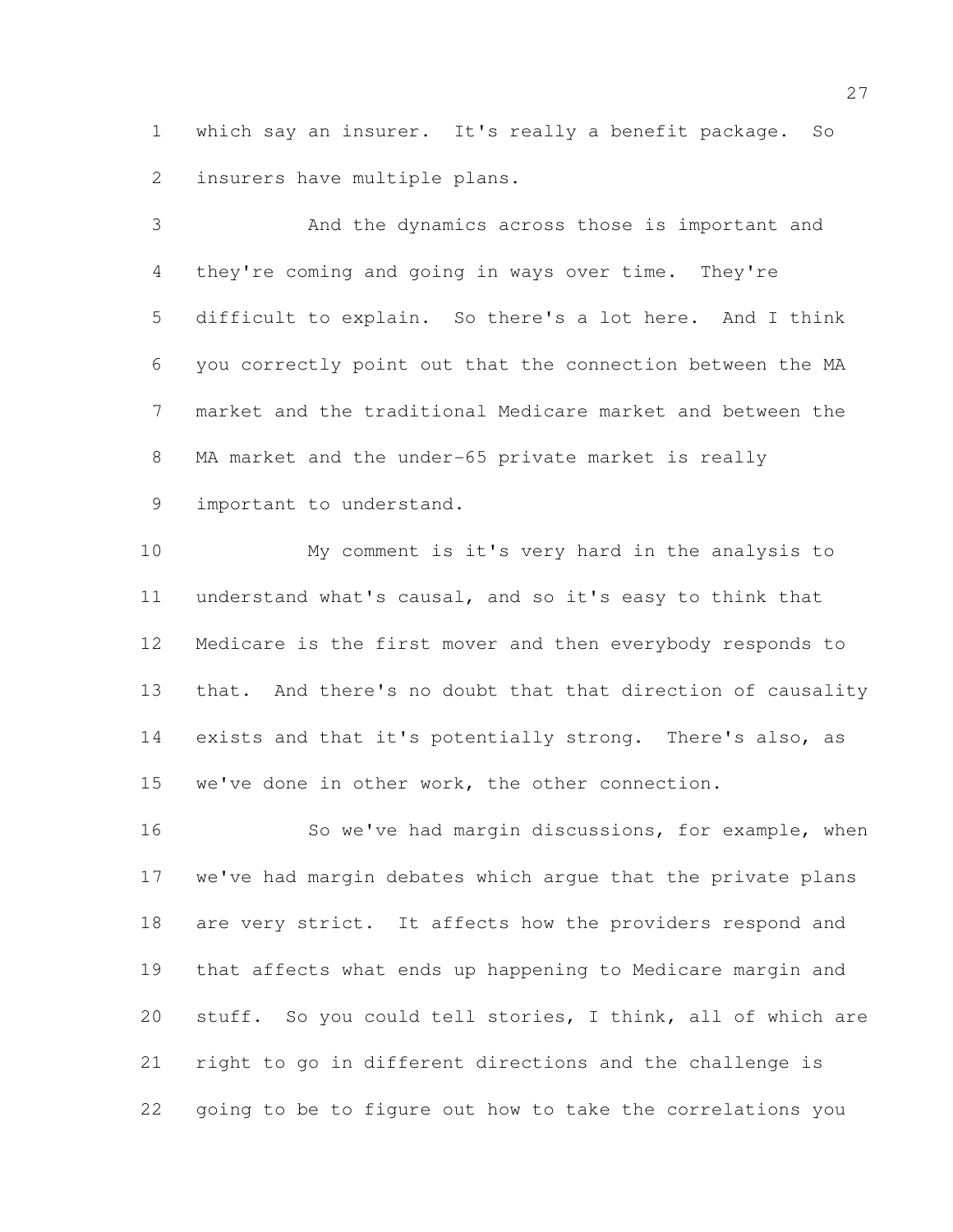which say an insurer. It's really a benefit package. So insurers have multiple plans.

And the dynamics across those is important and they're coming and going in ways over time. They're difficult to explain. So there's a lot here. And I think you correctly point out that the connection between the MA market and the traditional Medicare market and between the MA market and the under-65 private market is really important to understand.

My comment is it's very hard in the analysis to understand what's causal, and so it's easy to think that Medicare is the first mover and then everybody responds to that. And there's no doubt that that direction of causality exists and that it's potentially strong. There's also, as we've done in other work, the other connection.

So we've had margin discussions, for example, when we've had margin debates which argue that the private plans are very strict. It affects how the providers respond and that affects what ends up happening to Medicare margin and stuff. So you could tell stories, I think, all of which are right to go in different directions and the challenge is going to be to figure out how to take the correlations you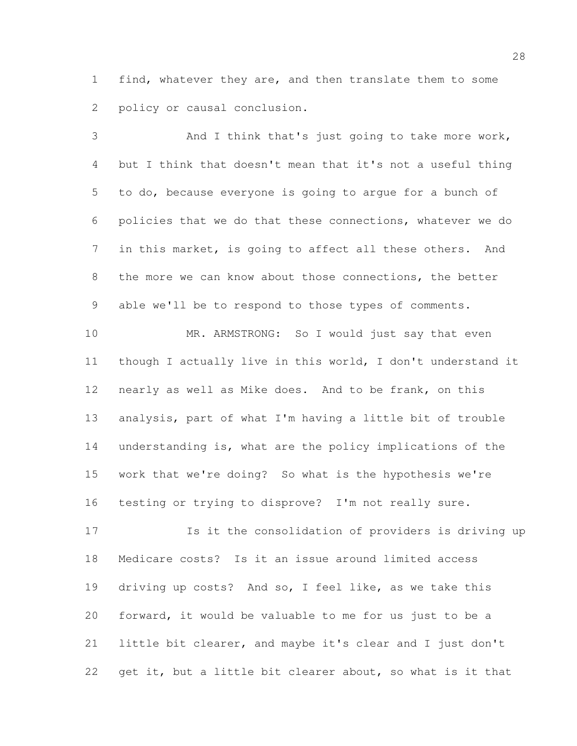find, whatever they are, and then translate them to some policy or causal conclusion.

And I think that's just going to take more work, but I think that doesn't mean that it's not a useful thing to do, because everyone is going to argue for a bunch of policies that we do that these connections, whatever we do in this market, is going to affect all these others. And the more we can know about those connections, the better able we'll be to respond to those types of comments.

MR. ARMSTRONG: So I would just say that even though I actually live in this world, I don't understand it nearly as well as Mike does. And to be frank, on this analysis, part of what I'm having a little bit of trouble understanding is, what are the policy implications of the work that we're doing? So what is the hypothesis we're testing or trying to disprove? I'm not really sure.

Is it the consolidation of providers is driving up Medicare costs? Is it an issue around limited access driving up costs? And so, I feel like, as we take this forward, it would be valuable to me for us just to be a little bit clearer, and maybe it's clear and I just don't get it, but a little bit clearer about, so what is it that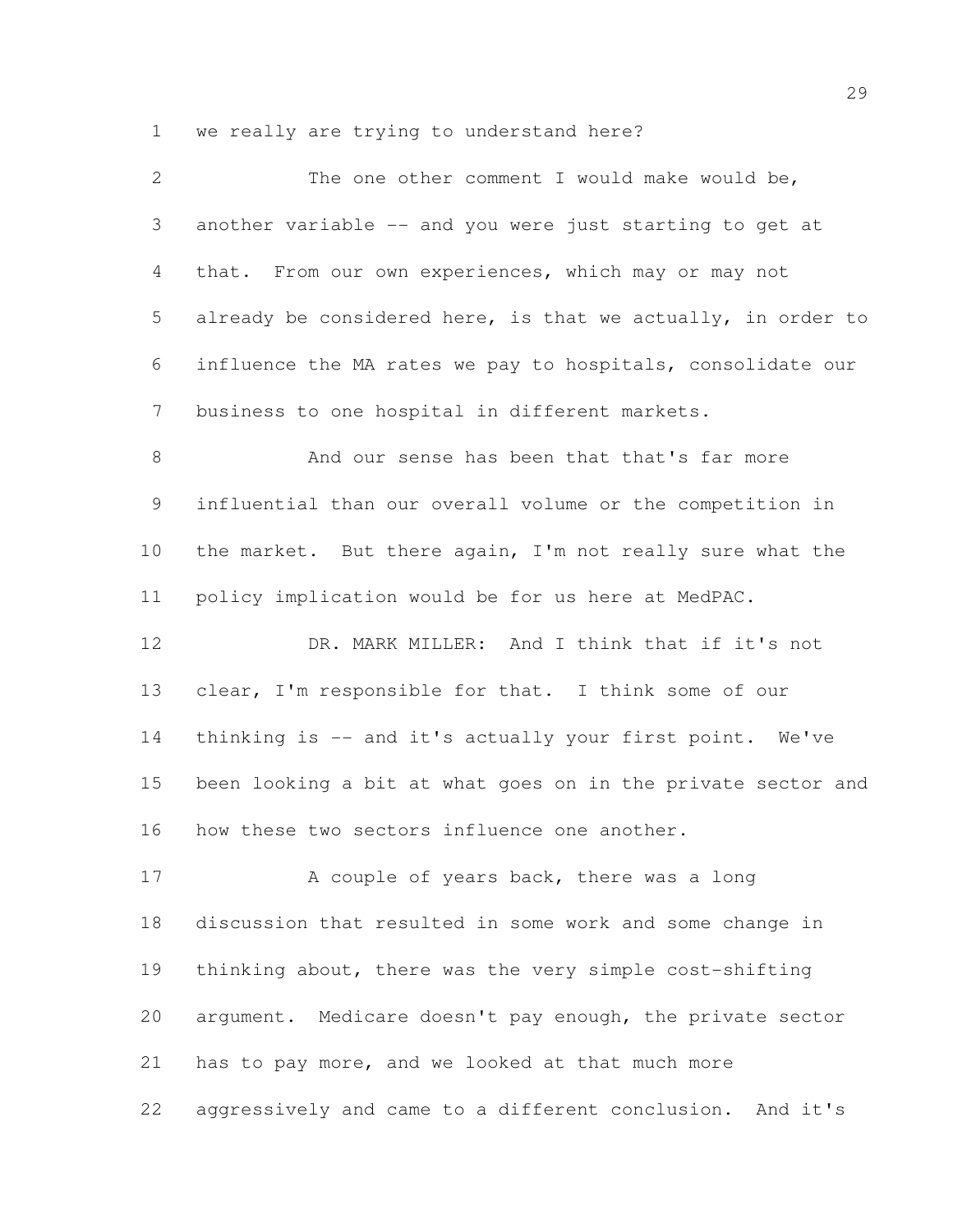we really are trying to understand here?

The one other comment I would make would be, another variable -- and you were just starting to get at that. From our own experiences, which may or may not already be considered here, is that we actually, in order to influence the MA rates we pay to hospitals, consolidate our business to one hospital in different markets.

And our sense has been that that's far more influential than our overall volume or the competition in the market. But there again, I'm not really sure what the policy implication would be for us here at MedPAC.

DR. MARK MILLER: And I think that if it's not clear, I'm responsible for that. I think some of our thinking is -- and it's actually your first point. We've been looking a bit at what goes on in the private sector and how these two sectors influence one another.

A couple of years back, there was a long discussion that resulted in some work and some change in thinking about, there was the very simple cost-shifting argument. Medicare doesn't pay enough, the private sector has to pay more, and we looked at that much more aggressively and came to a different conclusion. And it's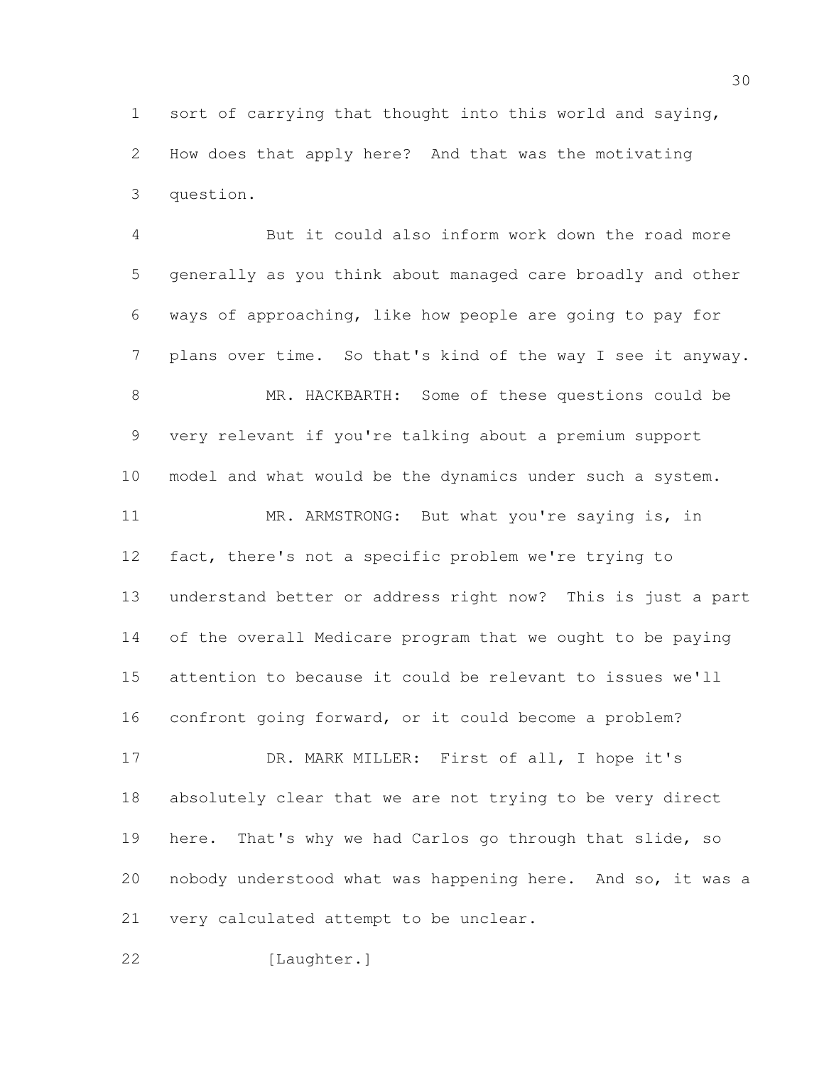sort of carrying that thought into this world and saying, How does that apply here? And that was the motivating question.

But it could also inform work down the road more generally as you think about managed care broadly and other ways of approaching, like how people are going to pay for plans over time. So that's kind of the way I see it anyway.

MR. HACKBARTH: Some of these questions could be very relevant if you're talking about a premium support model and what would be the dynamics under such a system.

MR. ARMSTRONG: But what you're saying is, in fact, there's not a specific problem we're trying to understand better or address right now? This is just a part of the overall Medicare program that we ought to be paying attention to because it could be relevant to issues we'll confront going forward, or it could become a problem?

DR. MARK MILLER: First of all, I hope it's absolutely clear that we are not trying to be very direct here. That's why we had Carlos go through that slide, so nobody understood what was happening here. And so, it was a very calculated attempt to be unclear.

[Laughter.]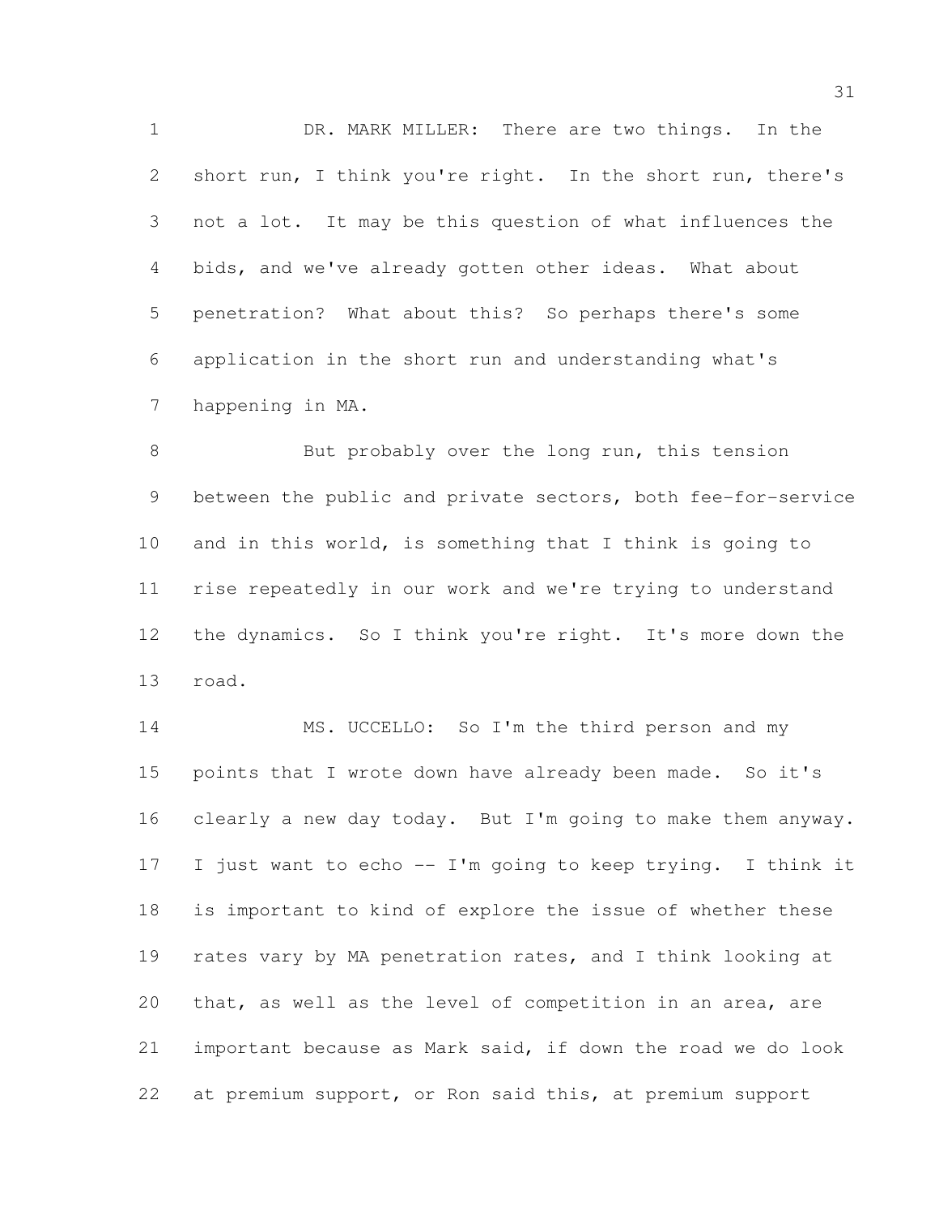DR. MARK MILLER: There are two things. In the short run, I think you're right. In the short run, there's not a lot. It may be this question of what influences the bids, and we've already gotten other ideas. What about penetration? What about this? So perhaps there's some application in the short run and understanding what's happening in MA.

But probably over the long run, this tension between the public and private sectors, both fee-for-service and in this world, is something that I think is going to rise repeatedly in our work and we're trying to understand the dynamics. So I think you're right. It's more down the road.

MS. UCCELLO: So I'm the third person and my points that I wrote down have already been made. So it's clearly a new day today. But I'm going to make them anyway. I just want to echo -- I'm going to keep trying. I think it is important to kind of explore the issue of whether these rates vary by MA penetration rates, and I think looking at that, as well as the level of competition in an area, are important because as Mark said, if down the road we do look at premium support, or Ron said this, at premium support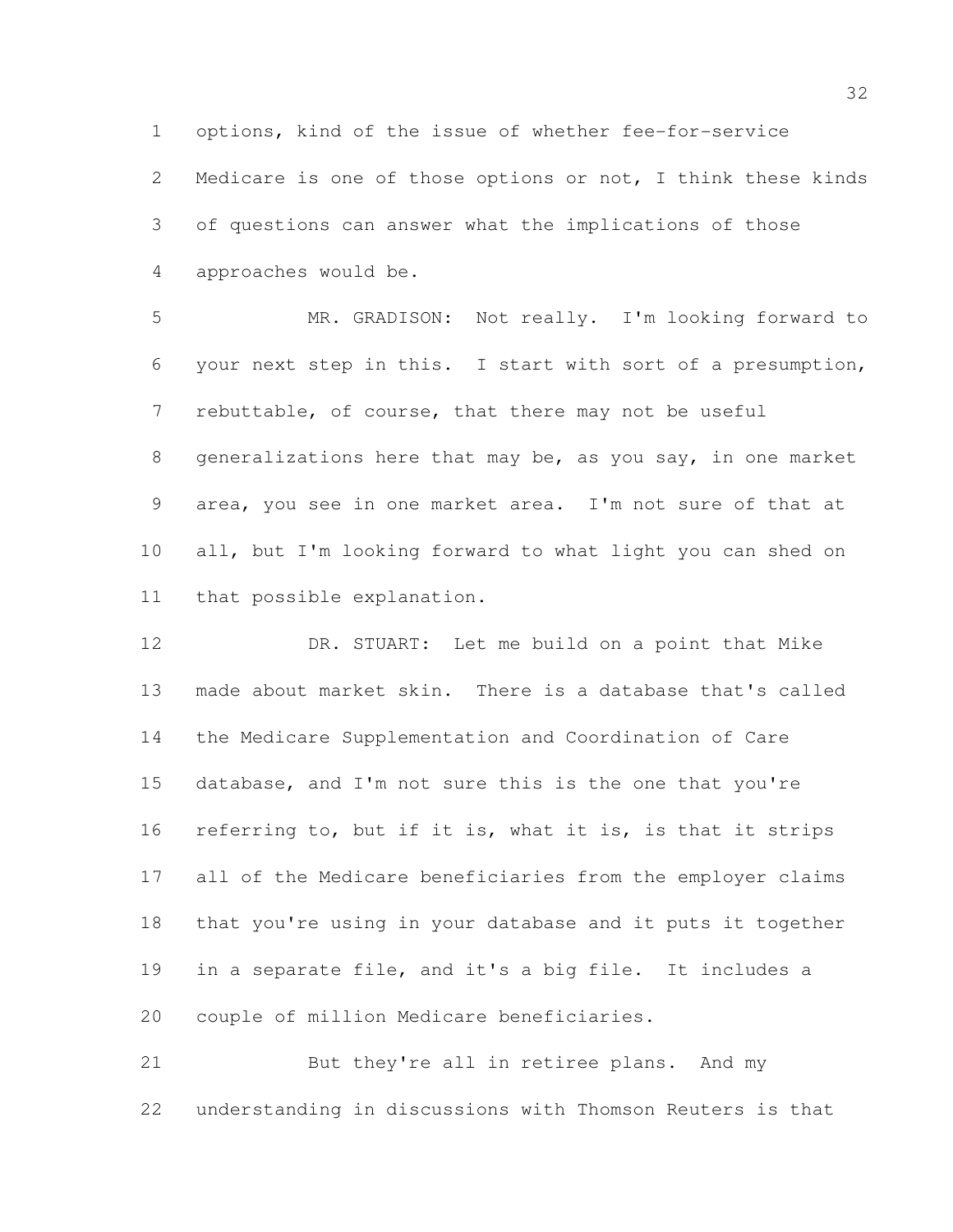options, kind of the issue of whether fee-for-service Medicare is one of those options or not, I think these kinds of questions can answer what the implications of those approaches would be.

MR. GRADISON: Not really. I'm looking forward to your next step in this. I start with sort of a presumption, rebuttable, of course, that there may not be useful generalizations here that may be, as you say, in one market area, you see in one market area. I'm not sure of that at all, but I'm looking forward to what light you can shed on that possible explanation.

DR. STUART: Let me build on a point that Mike made about market skin. There is a database that's called the Medicare Supplementation and Coordination of Care database, and I'm not sure this is the one that you're referring to, but if it is, what it is, is that it strips all of the Medicare beneficiaries from the employer claims that you're using in your database and it puts it together in a separate file, and it's a big file. It includes a couple of million Medicare beneficiaries.

But they're all in retiree plans. And my understanding in discussions with Thomson Reuters is that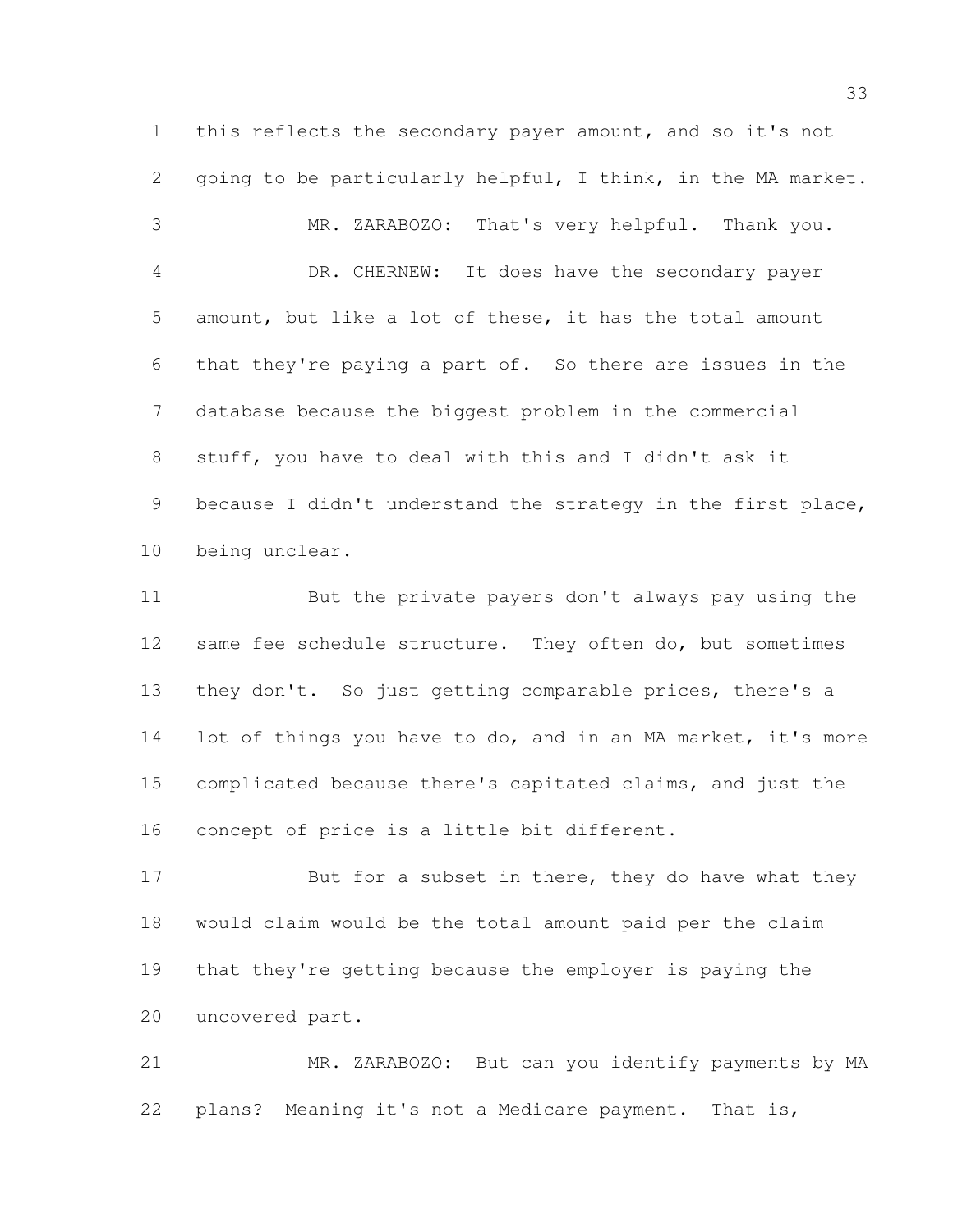this reflects the secondary payer amount, and so it's not going to be particularly helpful, I think, in the MA market.

MR. ZARABOZO: That's very helpful. Thank you.

DR. CHERNEW: It does have the secondary payer amount, but like a lot of these, it has the total amount that they're paying a part of. So there are issues in the database because the biggest problem in the commercial stuff, you have to deal with this and I didn't ask it because I didn't understand the strategy in the first place, being unclear.

But the private payers don't always pay using the same fee schedule structure. They often do, but sometimes they don't. So just getting comparable prices, there's a lot of things you have to do, and in an MA market, it's more complicated because there's capitated claims, and just the concept of price is a little bit different.

But for a subset in there, they do have what they would claim would be the total amount paid per the claim that they're getting because the employer is paying the uncovered part.

MR. ZARABOZO: But can you identify payments by MA plans? Meaning it's not a Medicare payment. That is,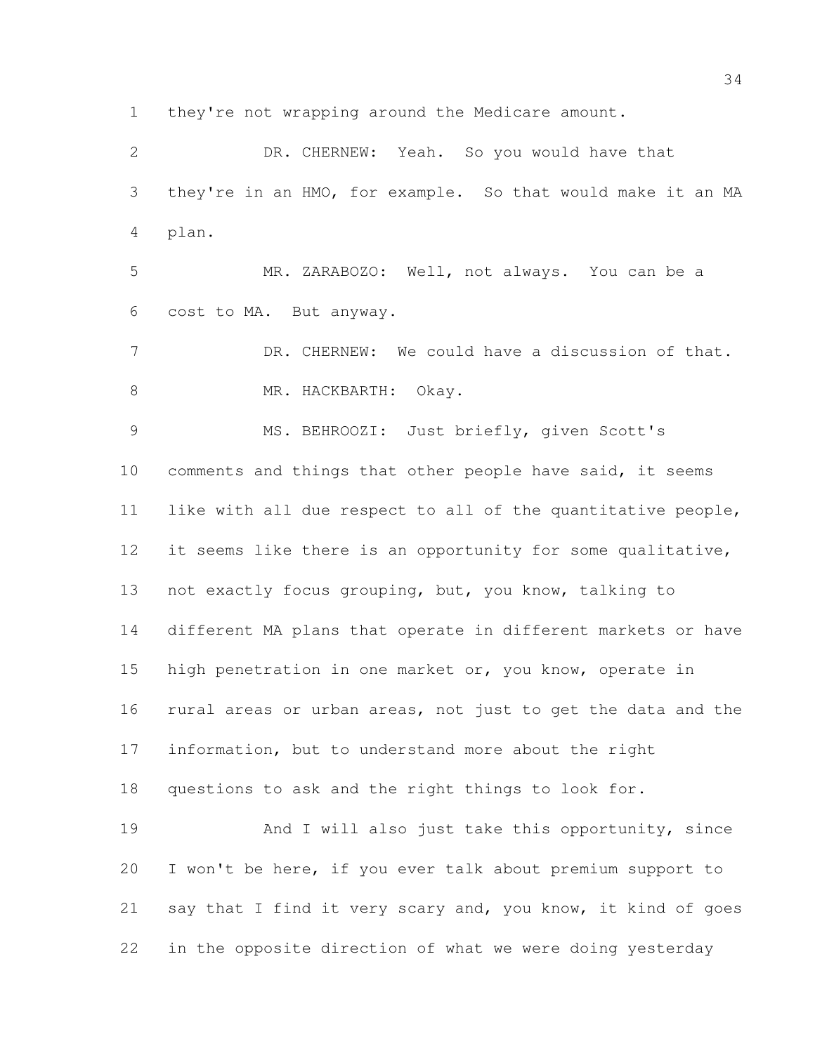they're not wrapping around the Medicare amount.

DR. CHERNEW: Yeah. So you would have that they're in an HMO, for example. So that would make it an MA plan.

MR. ZARABOZO: Well, not always. You can be a cost to MA. But anyway.

DR. CHERNEW: We could have a discussion of that.

MR. HACKBARTH: Okay.

MS. BEHROOZI: Just briefly, given Scott's comments and things that other people have said, it seems like with all due respect to all of the quantitative people, it seems like there is an opportunity for some qualitative, not exactly focus grouping, but, you know, talking to different MA plans that operate in different markets or have high penetration in one market or, you know, operate in rural areas or urban areas, not just to get the data and the information, but to understand more about the right questions to ask and the right things to look for.

And I will also just take this opportunity, since I won't be here, if you ever talk about premium support to say that I find it very scary and, you know, it kind of goes in the opposite direction of what we were doing yesterday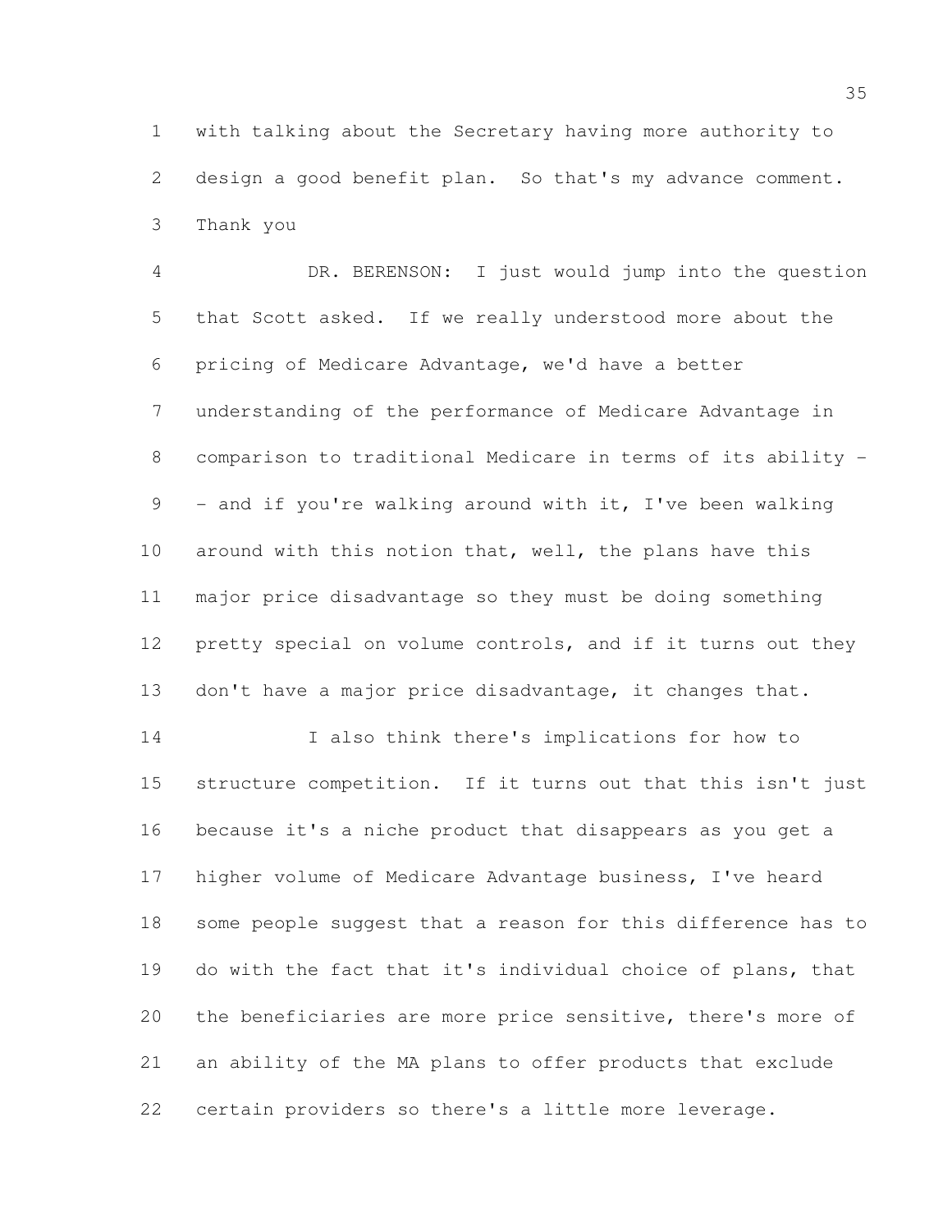with talking about the Secretary having more authority to design a good benefit plan. So that's my advance comment. Thank you

DR. BERENSON: I just would jump into the question that Scott asked. If we really understood more about the pricing of Medicare Advantage, we'd have a better understanding of the performance of Medicare Advantage in comparison to traditional Medicare in terms of its ability -- and if you're walking around with it, I've been walking around with this notion that, well, the plans have this major price disadvantage so they must be doing something pretty special on volume controls, and if it turns out they don't have a major price disadvantage, it changes that.

I also think there's implications for how to structure competition. If it turns out that this isn't just because it's a niche product that disappears as you get a higher volume of Medicare Advantage business, I've heard some people suggest that a reason for this difference has to do with the fact that it's individual choice of plans, that the beneficiaries are more price sensitive, there's more of an ability of the MA plans to offer products that exclude certain providers so there's a little more leverage.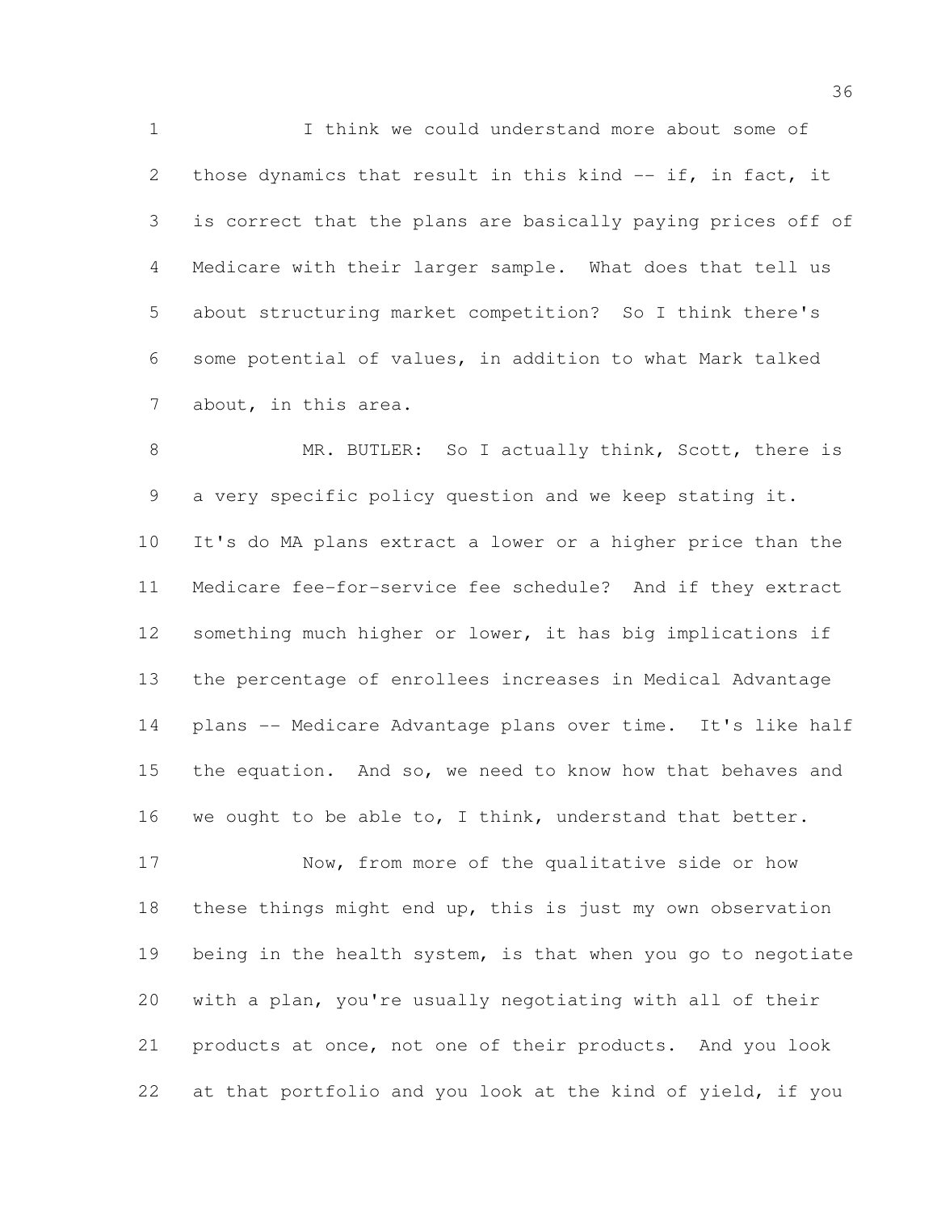I think we could understand more about some of those dynamics that result in this kind -- if, in fact, it is correct that the plans are basically paying prices off of Medicare with their larger sample. What does that tell us about structuring market competition? So I think there's some potential of values, in addition to what Mark talked about, in this area.

MR. BUTLER: So I actually think, Scott, there is a very specific policy question and we keep stating it. It's do MA plans extract a lower or a higher price than the Medicare fee-for-service fee schedule? And if they extract something much higher or lower, it has big implications if the percentage of enrollees increases in Medical Advantage plans -- Medicare Advantage plans over time. It's like half the equation. And so, we need to know how that behaves and we ought to be able to, I think, understand that better.

Now, from more of the qualitative side or how these things might end up, this is just my own observation being in the health system, is that when you go to negotiate with a plan, you're usually negotiating with all of their products at once, not one of their products. And you look at that portfolio and you look at the kind of yield, if you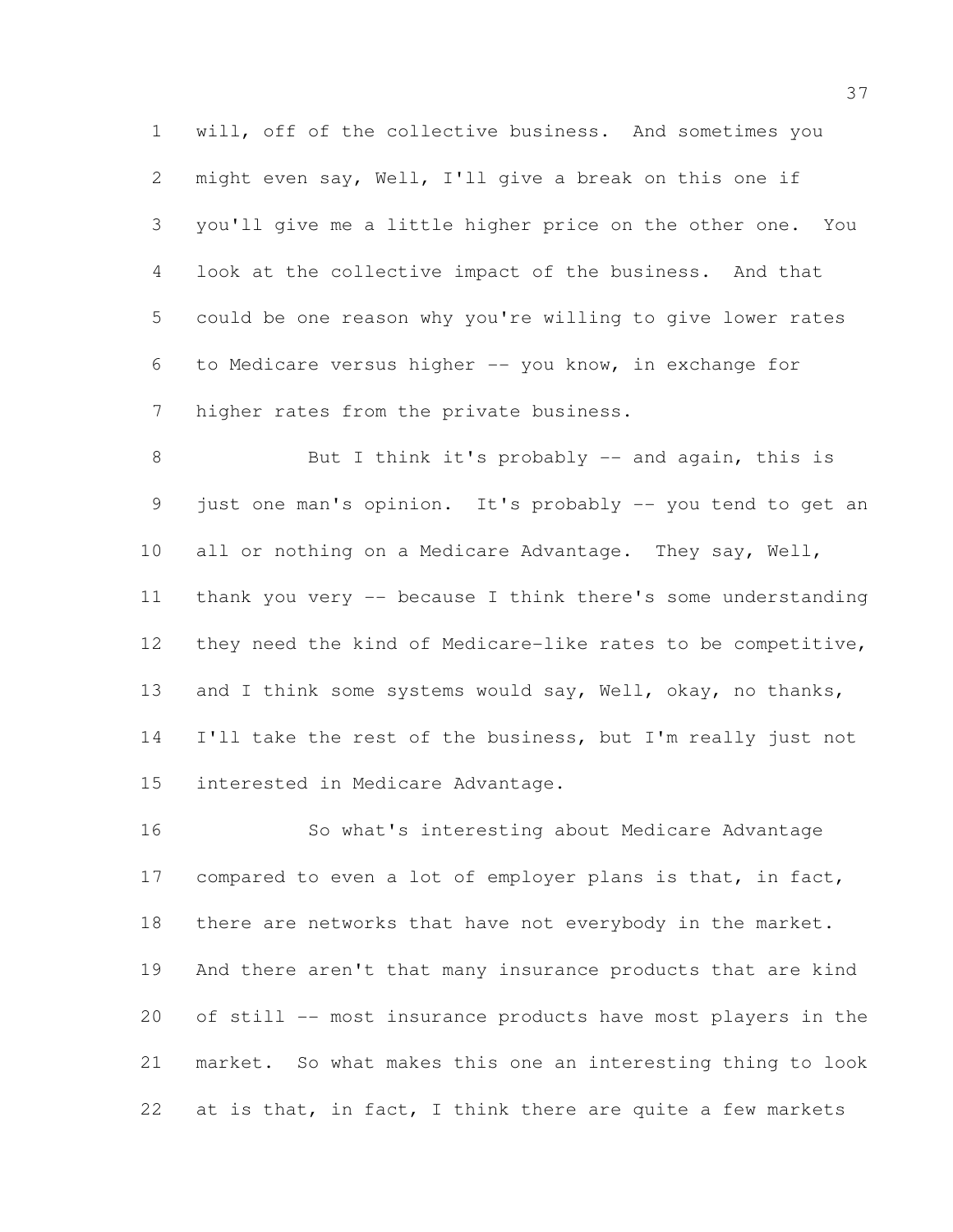will, off of the collective business. And sometimes you might even say, Well, I'll give a break on this one if you'll give me a little higher price on the other one. You look at the collective impact of the business. And that could be one reason why you're willing to give lower rates to Medicare versus higher -- you know, in exchange for higher rates from the private business.

But I think it's probably -- and again, this is just one man's opinion. It's probably -- you tend to get an all or nothing on a Medicare Advantage. They say, Well, thank you very -- because I think there's some understanding they need the kind of Medicare-like rates to be competitive, and I think some systems would say, Well, okay, no thanks, I'll take the rest of the business, but I'm really just not interested in Medicare Advantage.

So what's interesting about Medicare Advantage compared to even a lot of employer plans is that, in fact, there are networks that have not everybody in the market. And there aren't that many insurance products that are kind of still -- most insurance products have most players in the market. So what makes this one an interesting thing to look at is that, in fact, I think there are quite a few markets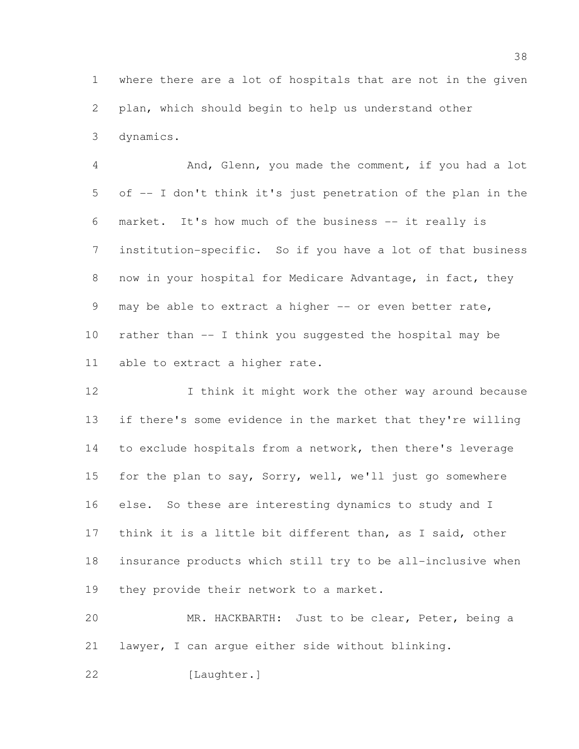where there are a lot of hospitals that are not in the given plan, which should begin to help us understand other dynamics.

And, Glenn, you made the comment, if you had a lot of -- I don't think it's just penetration of the plan in the market. It's how much of the business -- it really is institution-specific. So if you have a lot of that business now in your hospital for Medicare Advantage, in fact, they may be able to extract a higher -- or even better rate, rather than -- I think you suggested the hospital may be able to extract a higher rate.

I think it might work the other way around because if there's some evidence in the market that they're willing to exclude hospitals from a network, then there's leverage for the plan to say, Sorry, well, we'll just go somewhere else. So these are interesting dynamics to study and I think it is a little bit different than, as I said, other insurance products which still try to be all-inclusive when they provide their network to a market.

MR. HACKBARTH: Just to be clear, Peter, being a lawyer, I can argue either side without blinking.

[Laughter.]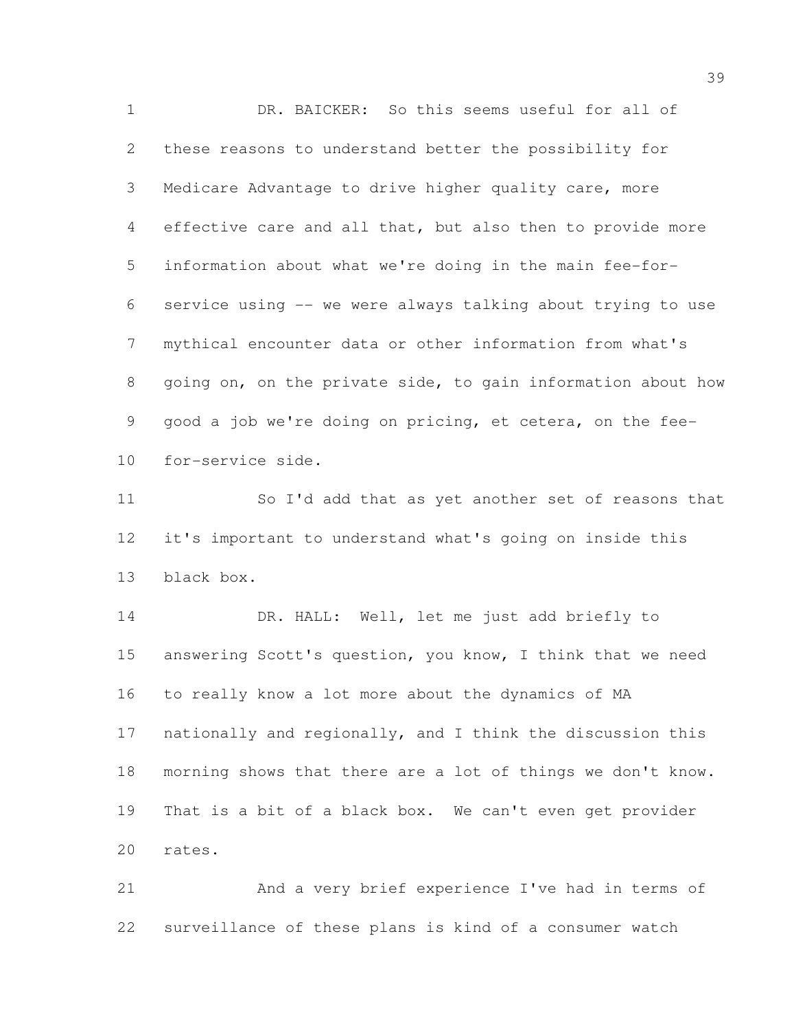DR. BAICKER: So this seems useful for all of these reasons to understand better the possibility for Medicare Advantage to drive higher quality care, more effective care and all that, but also then to provide more information about what we're doing in the main fee-for-service using -- we were always talking about trying to use mythical encounter data or other information from what's going on, on the private side, to gain information about how good a job we're doing on pricing, et cetera, on the fee-for-service side.

So I'd add that as yet another set of reasons that it's important to understand what's going on inside this black box.

DR. HALL: Well, let me just add briefly to answering Scott's question, you know, I think that we need to really know a lot more about the dynamics of MA nationally and regionally, and I think the discussion this morning shows that there are a lot of things we don't know. That is a bit of a black box. We can't even get provider rates.

And a very brief experience I've had in terms of surveillance of these plans is kind of a consumer watch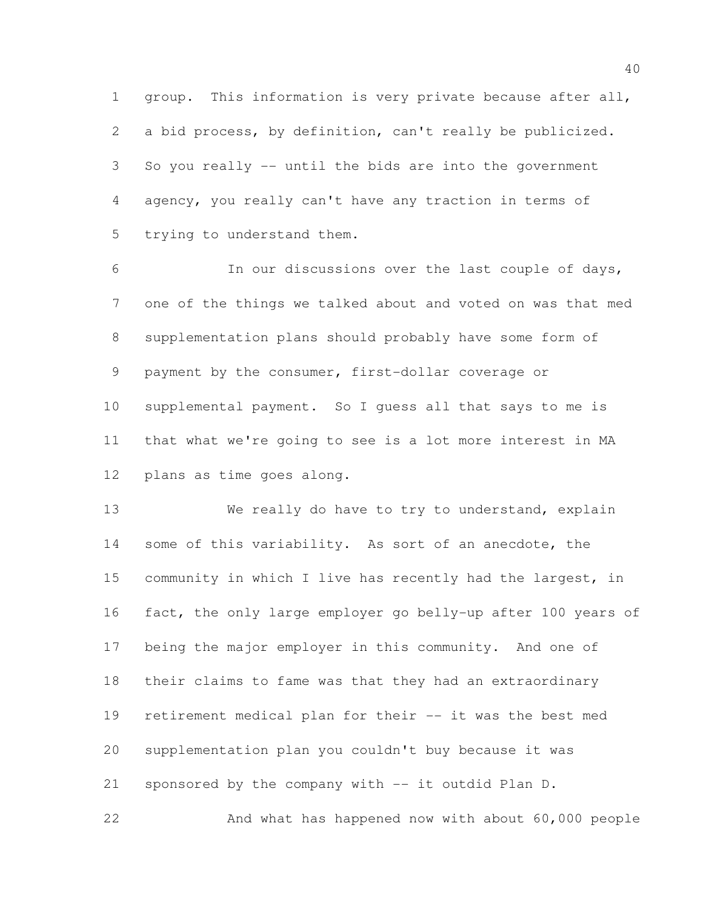group. This information is very private because after all, a bid process, by definition, can't really be publicized. So you really -- until the bids are into the government agency, you really can't have any traction in terms of trying to understand them.

In our discussions over the last couple of days, one of the things we talked about and voted on was that med supplementation plans should probably have some form of payment by the consumer, first-dollar coverage or supplemental payment. So I guess all that says to me is that what we're going to see is a lot more interest in MA plans as time goes along.

We really do have to try to understand, explain some of this variability. As sort of an anecdote, the community in which I live has recently had the largest, in fact, the only large employer go belly-up after 100 years of being the major employer in this community. And one of their claims to fame was that they had an extraordinary retirement medical plan for their -- it was the best med supplementation plan you couldn't buy because it was sponsored by the company with -- it outdid Plan D.

And what has happened now with about 60,000 people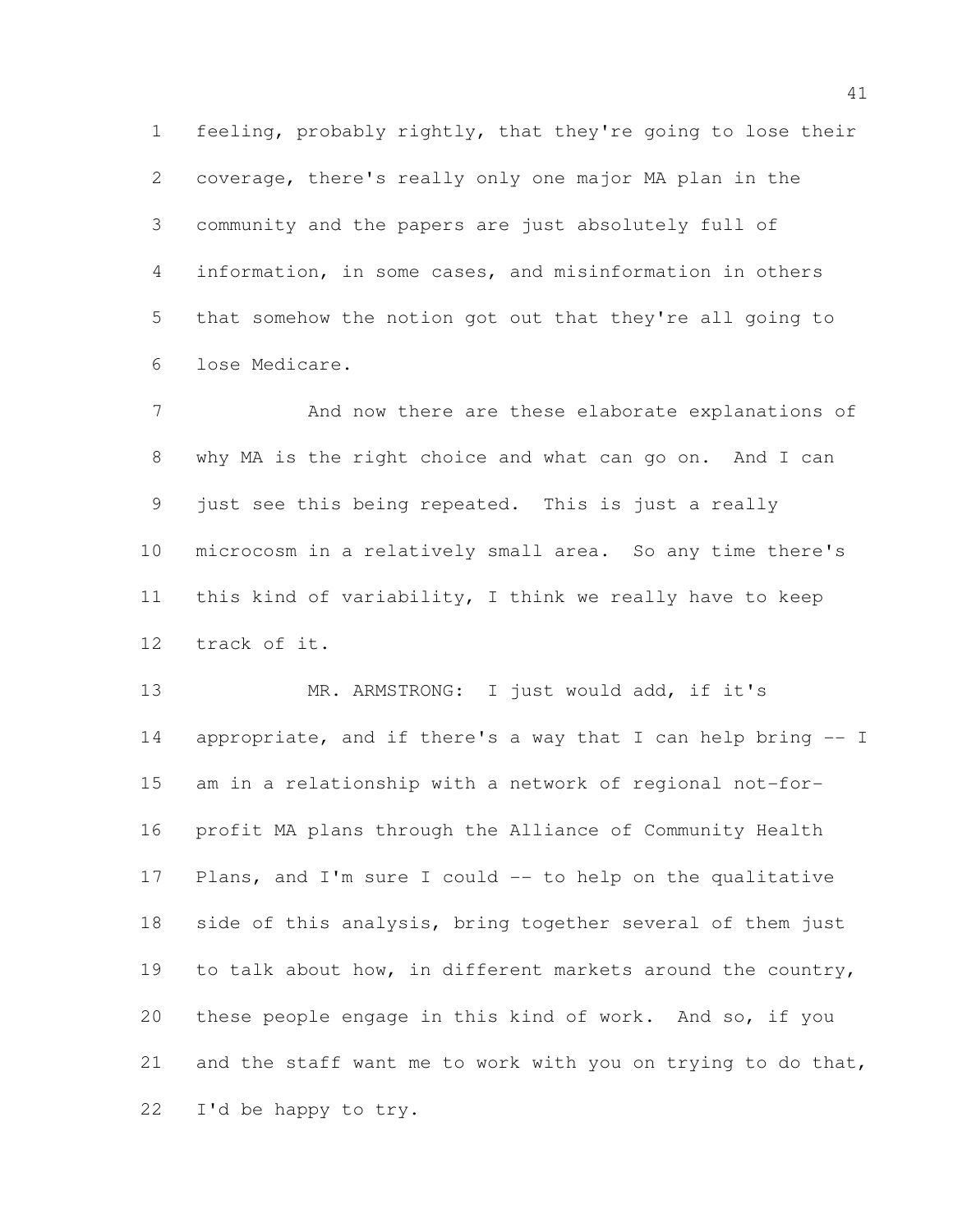feeling, probably rightly, that they're going to lose their coverage, there's really only one major MA plan in the community and the papers are just absolutely full of information, in some cases, and misinformation in others that somehow the notion got out that they're all going to lose Medicare.

And now there are these elaborate explanations of why MA is the right choice and what can go on. And I can just see this being repeated. This is just a really microcosm in a relatively small area. So any time there's this kind of variability, I think we really have to keep track of it.

MR. ARMSTRONG: I just would add, if it's appropriate, and if there's a way that I can help bring -- I am in a relationship with a network of regional not-for-profit MA plans through the Alliance of Community Health Plans, and I'm sure I could -- to help on the qualitative side of this analysis, bring together several of them just to talk about how, in different markets around the country, these people engage in this kind of work. And so, if you and the staff want me to work with you on trying to do that, I'd be happy to try.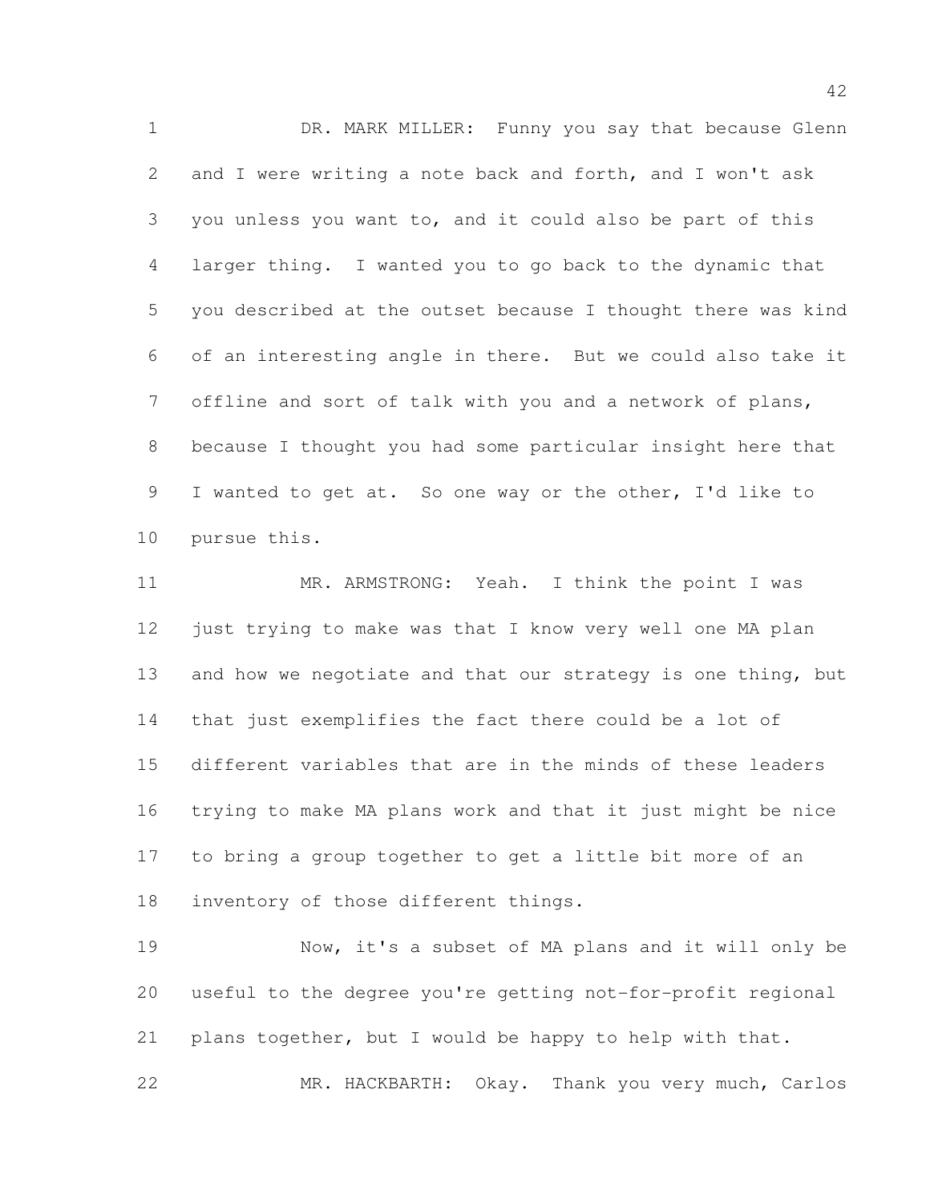DR. MARK MILLER: Funny you say that because Glenn and I were writing a note back and forth, and I won't ask you unless you want to, and it could also be part of this larger thing. I wanted you to go back to the dynamic that you described at the outset because I thought there was kind of an interesting angle in there. But we could also take it offline and sort of talk with you and a network of plans, because I thought you had some particular insight here that I wanted to get at. So one way or the other, I'd like to pursue this.

MR. ARMSTRONG: Yeah. I think the point I was just trying to make was that I know very well one MA plan and how we negotiate and that our strategy is one thing, but that just exemplifies the fact there could be a lot of different variables that are in the minds of these leaders trying to make MA plans work and that it just might be nice to bring a group together to get a little bit more of an inventory of those different things.

Now, it's a subset of MA plans and it will only be useful to the degree you're getting not-for-profit regional plans together, but I would be happy to help with that.

MR. HACKBARTH: Okay. Thank you very much, Carlos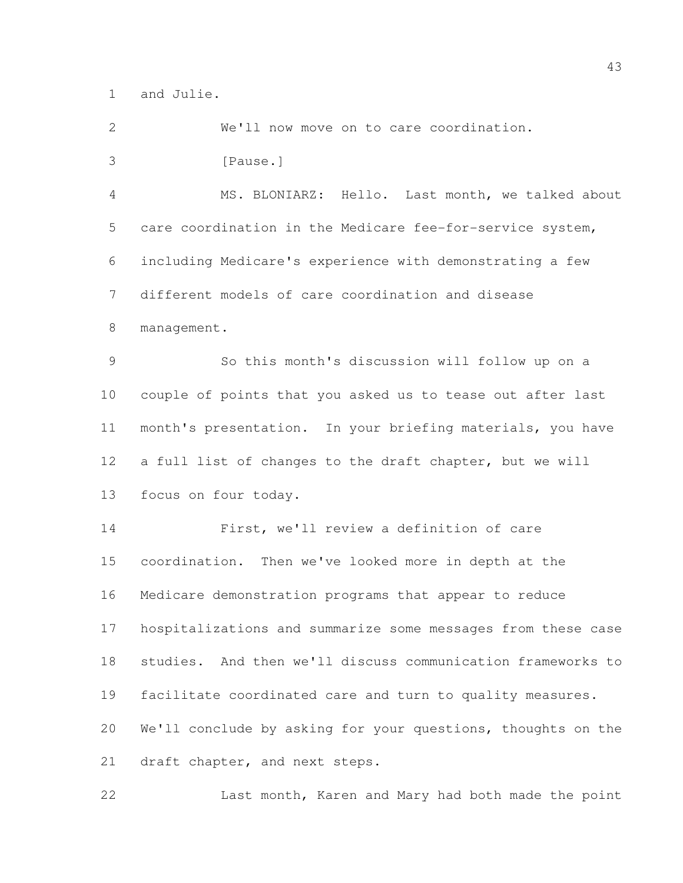and Julie.

We'll now move on to care coordination.

[Pause.]

MS. BLONIARZ: Hello. Last month, we talked about care coordination in the Medicare fee-for-service system, including Medicare's experience with demonstrating a few different models of care coordination and disease management.

So this month's discussion will follow up on a couple of points that you asked us to tease out after last month's presentation. In your briefing materials, you have a full list of changes to the draft chapter, but we will focus on four today.

First, we'll review a definition of care coordination. Then we've looked more in depth at the Medicare demonstration programs that appear to reduce hospitalizations and summarize some messages from these case studies. And then we'll discuss communication frameworks to facilitate coordinated care and turn to quality measures. We'll conclude by asking for your questions, thoughts on the draft chapter, and next steps.

Last month, Karen and Mary had both made the point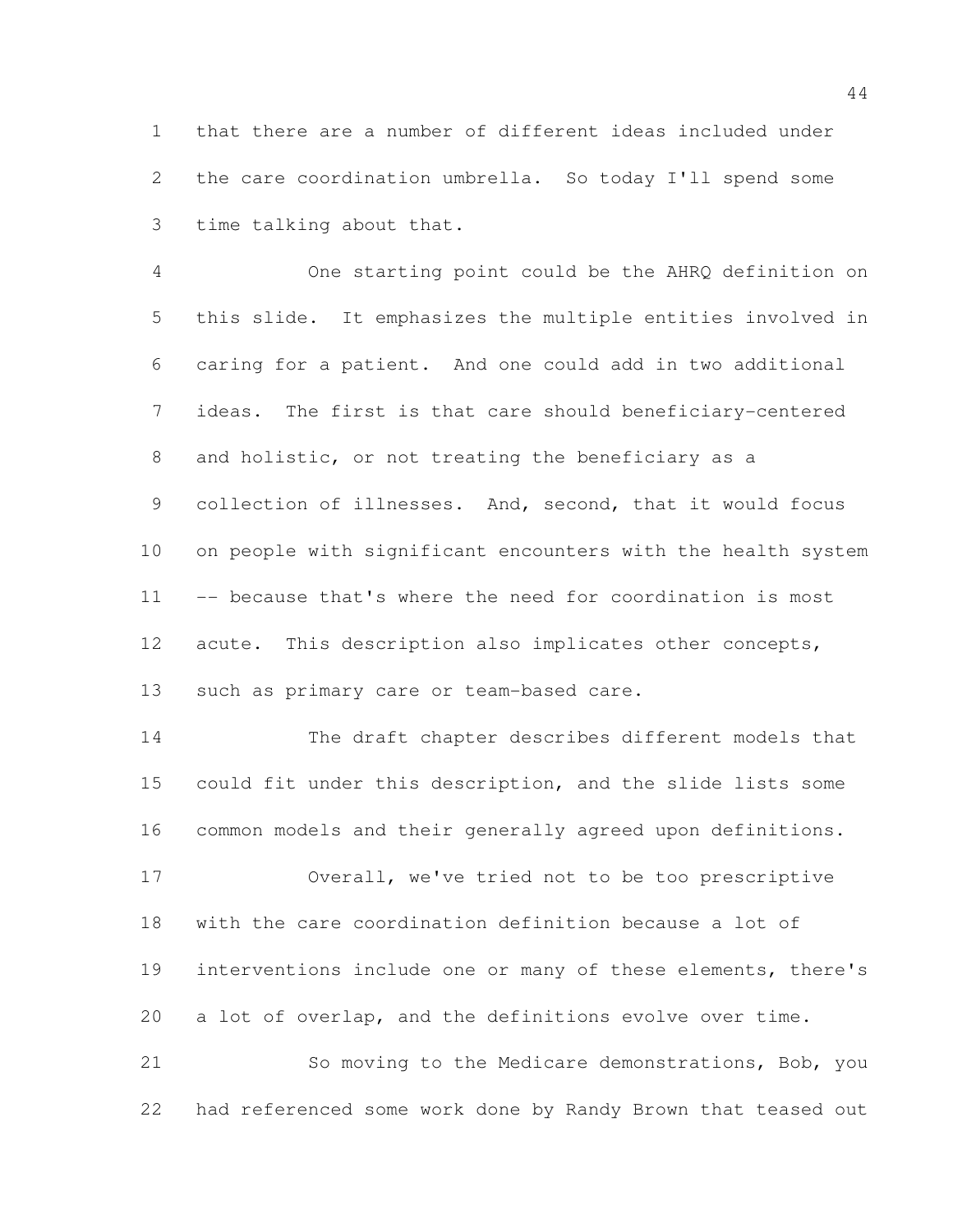that there are a number of different ideas included under the care coordination umbrella. So today I'll spend some time talking about that.

One starting point could be the AHRQ definition on this slide. It emphasizes the multiple entities involved in caring for a patient. And one could add in two additional ideas. The first is that care should beneficiary-centered and holistic, or not treating the beneficiary as a collection of illnesses. And, second, that it would focus on people with significant encounters with the health system -- because that's where the need for coordination is most acute. This description also implicates other concepts, such as primary care or team-based care.

The draft chapter describes different models that could fit under this description, and the slide lists some common models and their generally agreed upon definitions.

Overall, we've tried not to be too prescriptive with the care coordination definition because a lot of interventions include one or many of these elements, there's a lot of overlap, and the definitions evolve over time.

So moving to the Medicare demonstrations, Bob, you had referenced some work done by Randy Brown that teased out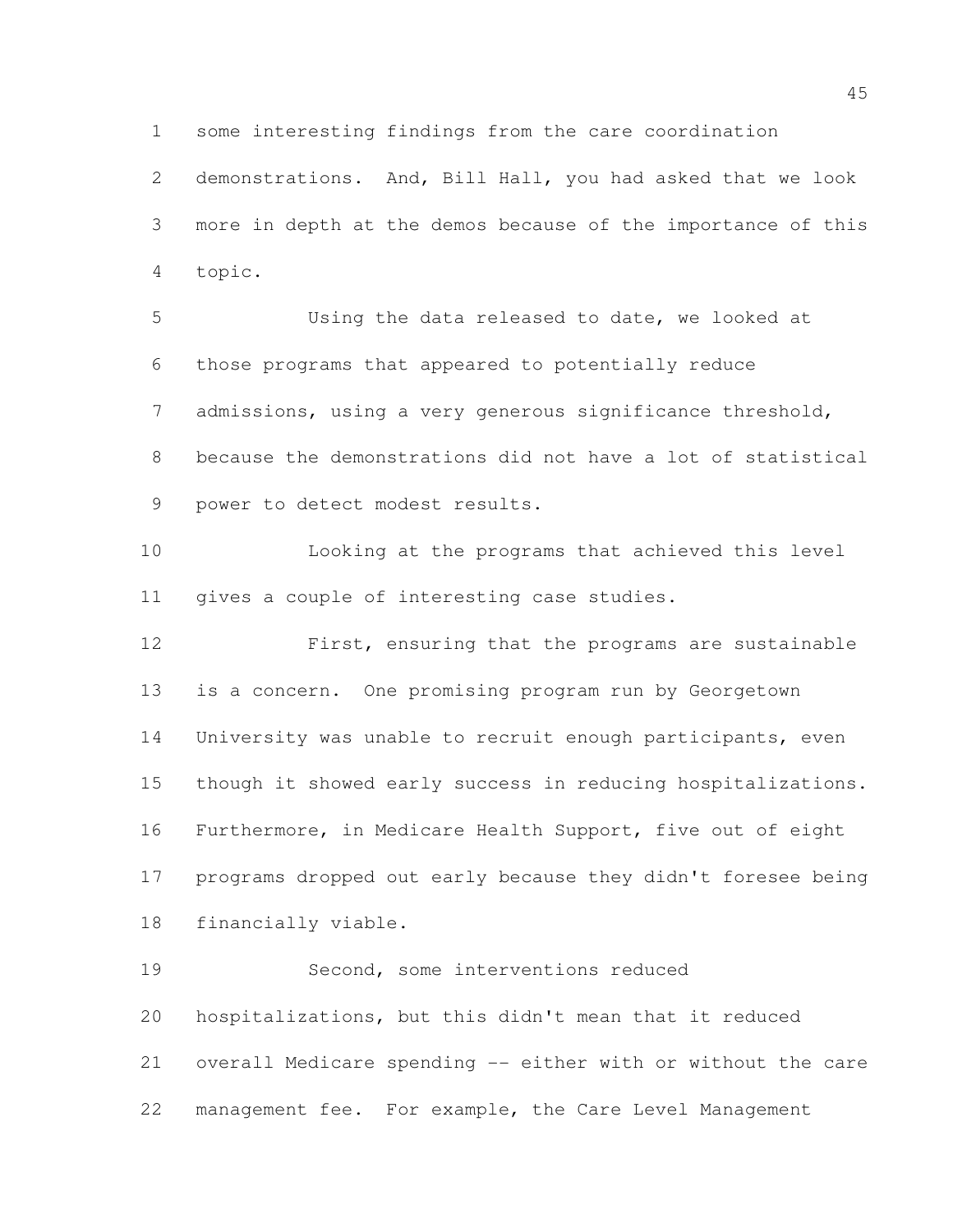some interesting findings from the care coordination demonstrations. And, Bill Hall, you had asked that we look more in depth at the demos because of the importance of this topic.

Using the data released to date, we looked at those programs that appeared to potentially reduce admissions, using a very generous significance threshold, because the demonstrations did not have a lot of statistical power to detect modest results.

Looking at the programs that achieved this level gives a couple of interesting case studies.

First, ensuring that the programs are sustainable is a concern. One promising program run by Georgetown University was unable to recruit enough participants, even though it showed early success in reducing hospitalizations. Furthermore, in Medicare Health Support, five out of eight programs dropped out early because they didn't foresee being financially viable.

Second, some interventions reduced hospitalizations, but this didn't mean that it reduced overall Medicare spending -- either with or without the care management fee. For example, the Care Level Management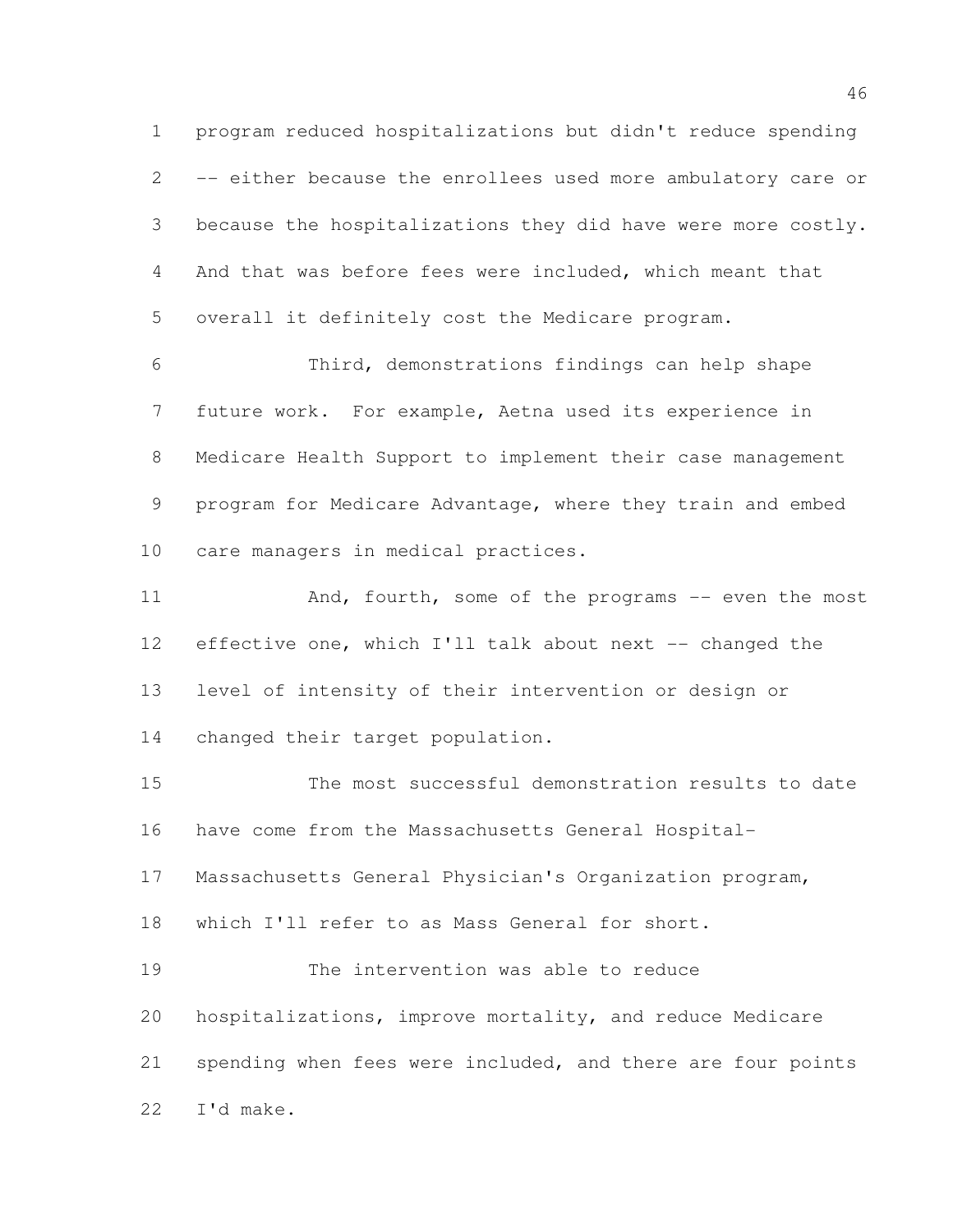program reduced hospitalizations but didn't reduce spending -- either because the enrollees used more ambulatory care or because the hospitalizations they did have were more costly. And that was before fees were included, which meant that overall it definitely cost the Medicare program.

Third, demonstrations findings can help shape future work. For example, Aetna used its experience in Medicare Health Support to implement their case management program for Medicare Advantage, where they train and embed care managers in medical practices.

And, fourth, some of the programs -- even the most effective one, which I'll talk about next -- changed the level of intensity of their intervention or design or changed their target population.

The most successful demonstration results to date have come from the Massachusetts General Hospital-Massachusetts General Physician's Organization program, which I'll refer to as Mass General for short.

The intervention was able to reduce hospitalizations, improve mortality, and reduce Medicare spending when fees were included, and there are four points I'd make.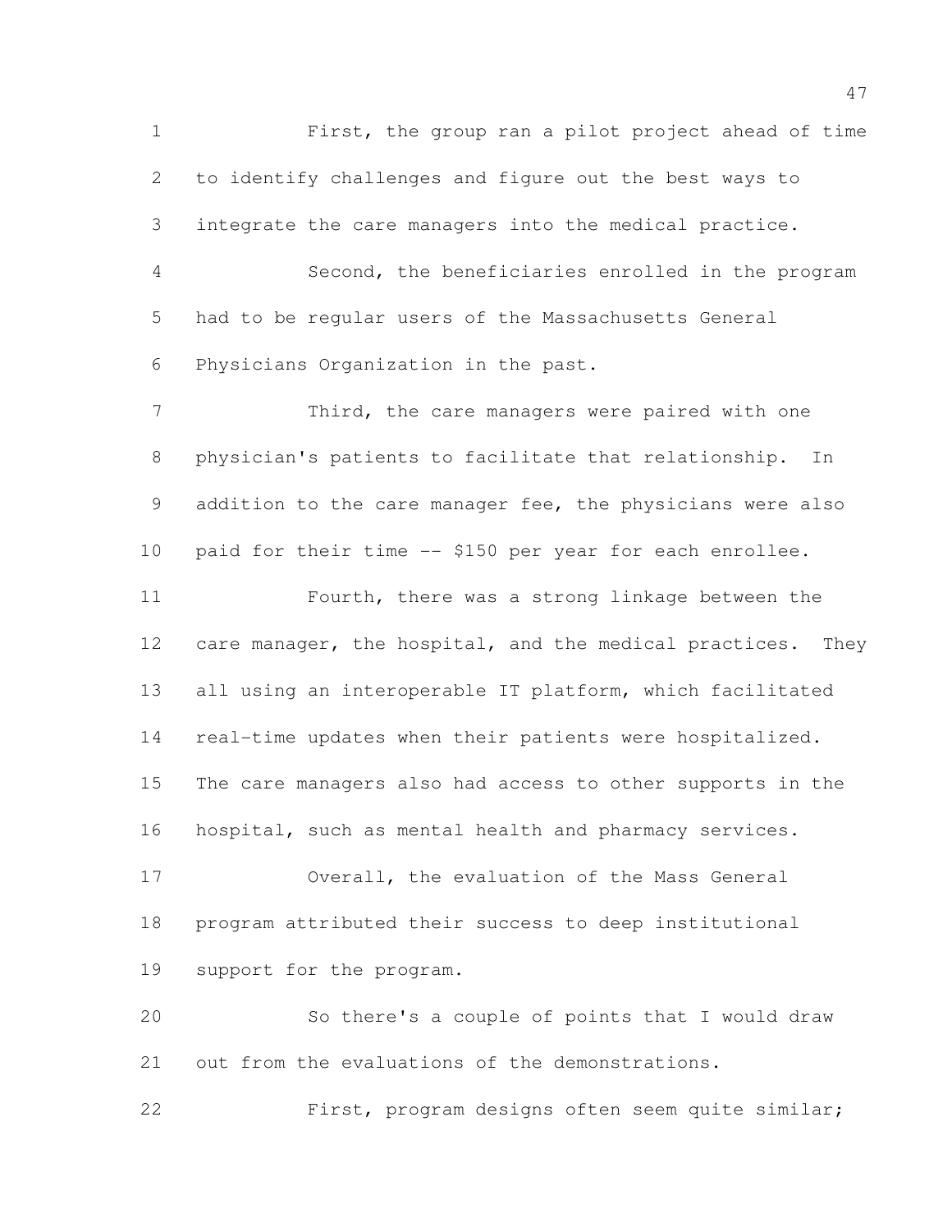First, the group ran a pilot project ahead of time to identify challenges and figure out the best ways to integrate the care managers into the medical practice.

Second, the beneficiaries enrolled in the program had to be regular users of the Massachusetts General Physicians Organization in the past.

Third, the care managers were paired with one physician's patients to facilitate that relationship. In addition to the care manager fee, the physicians were also paid for their time -- $150 per year for each enrollee.

Fourth, there was a strong linkage between the care manager, the hospital, and the medical practices. They all using an interoperable IT platform, which facilitated real-time updates when their patients were hospitalized. The care managers also had access to other supports in the hospital, such as mental health and pharmacy services.

Overall, the evaluation of the Mass General program attributed their success to deep institutional support for the program.

So there's a couple of points that I would draw out from the evaluations of the demonstrations.

First, program designs often seem quite similar;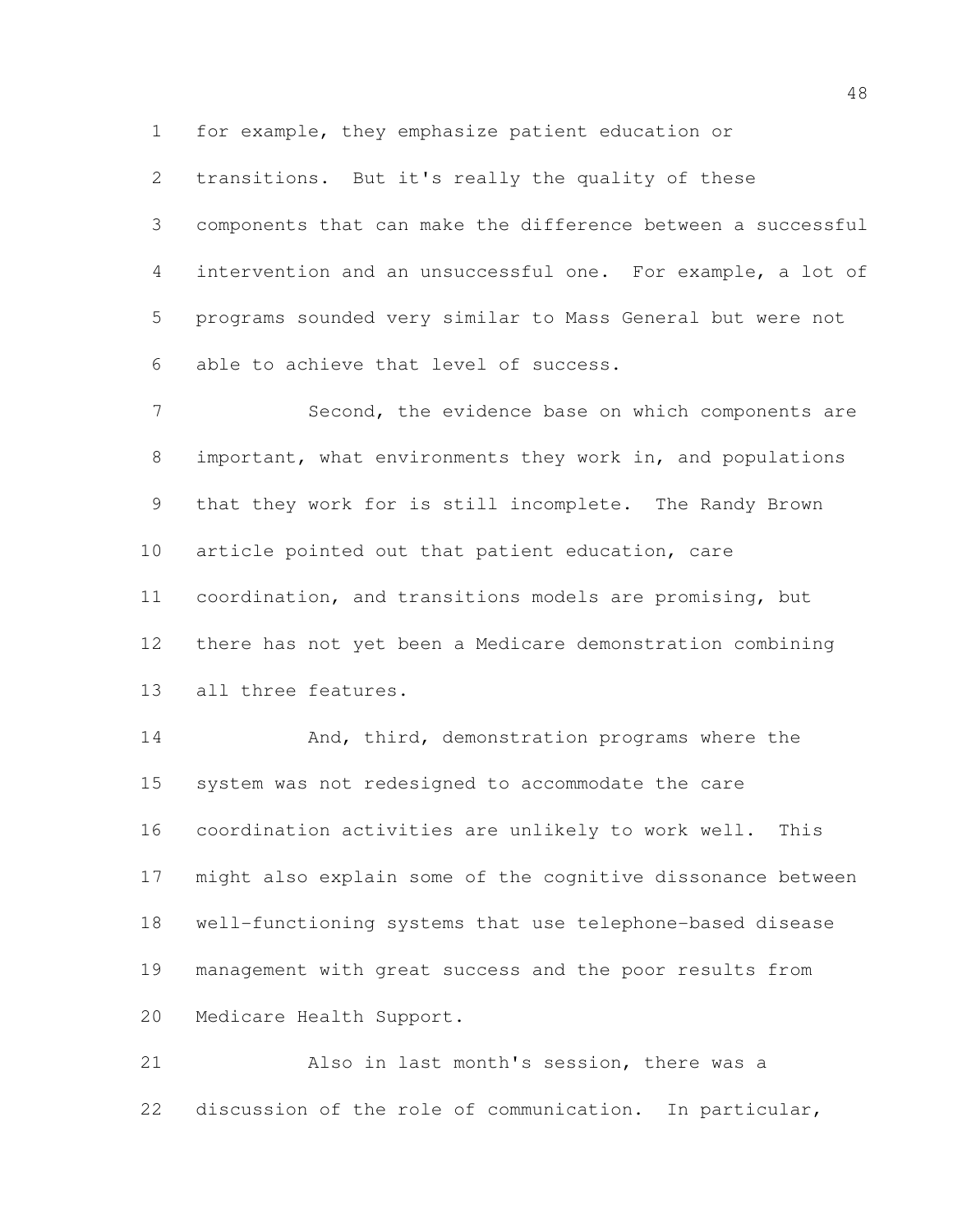for example, they emphasize patient education or transitions. But it's really the quality of these components that can make the difference between a successful intervention and an unsuccessful one. For example, a lot of programs sounded very similar to Mass General but were not able to achieve that level of success.

Second, the evidence base on which components are important, what environments they work in, and populations that they work for is still incomplete. The Randy Brown article pointed out that patient education, care coordination, and transitions models are promising, but there has not yet been a Medicare demonstration combining all three features.

And, third, demonstration programs where the system was not redesigned to accommodate the care coordination activities are unlikely to work well. This might also explain some of the cognitive dissonance between well-functioning systems that use telephone-based disease management with great success and the poor results from Medicare Health Support.

Also in last month's session, there was a discussion of the role of communication. In particular,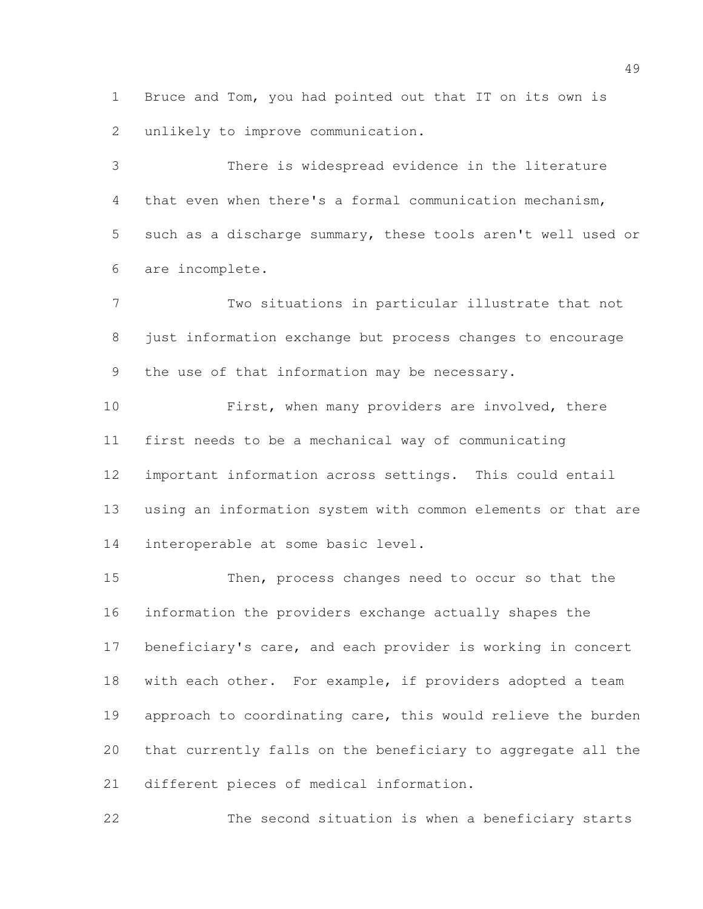Bruce and Tom, you had pointed out that IT on its own is unlikely to improve communication.

There is widespread evidence in the literature that even when there's a formal communication mechanism, such as a discharge summary, these tools aren't well used or are incomplete.

Two situations in particular illustrate that not just information exchange but process changes to encourage the use of that information may be necessary.

First, when many providers are involved, there first needs to be a mechanical way of communicating important information across settings. This could entail using an information system with common elements or that are interoperable at some basic level.

Then, process changes need to occur so that the information the providers exchange actually shapes the beneficiary's care, and each provider is working in concert with each other. For example, if providers adopted a team approach to coordinating care, this would relieve the burden that currently falls on the beneficiary to aggregate all the different pieces of medical information.

The second situation is when a beneficiary starts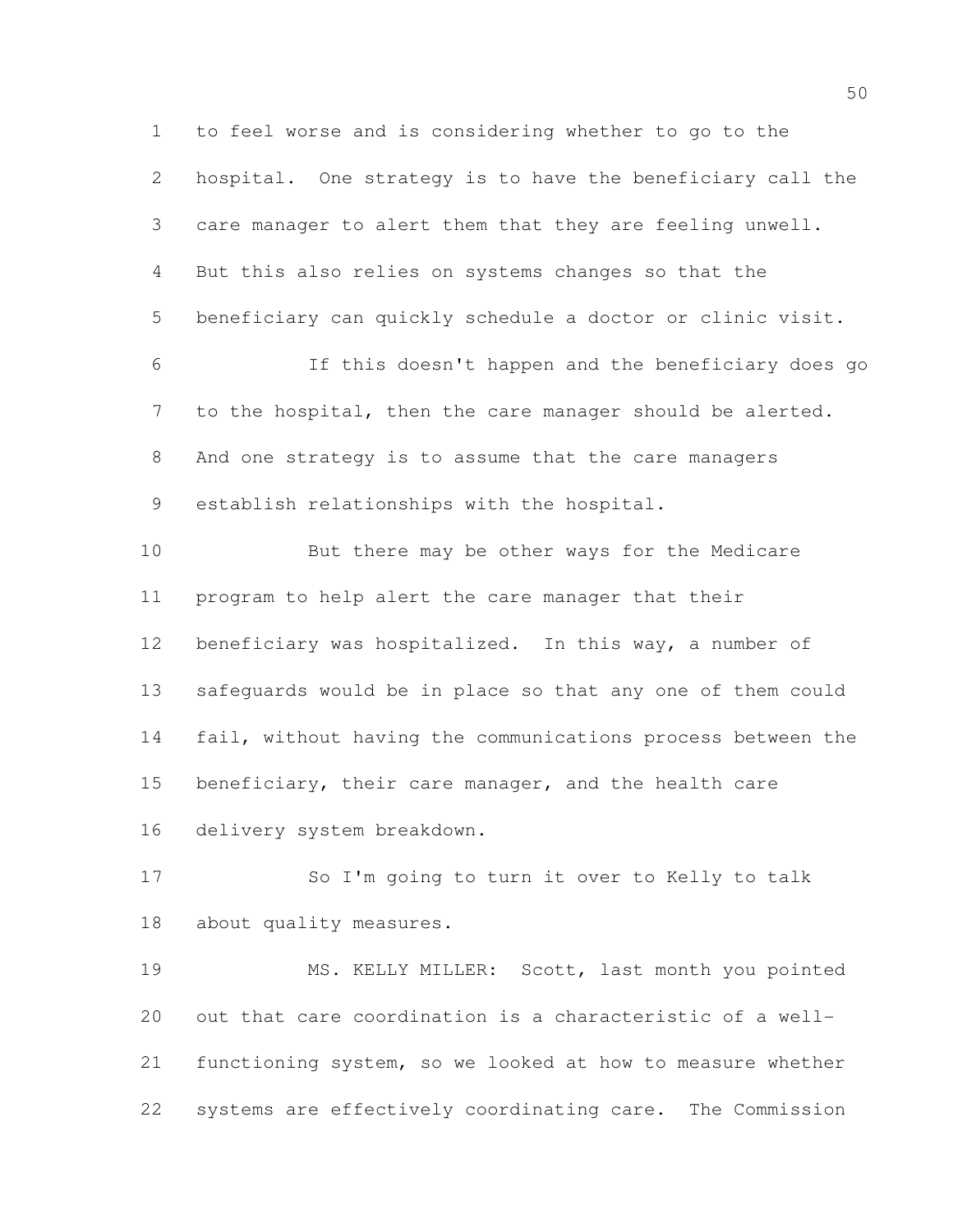to feel worse and is considering whether to go to the hospital. One strategy is to have the beneficiary call the care manager to alert them that they are feeling unwell. But this also relies on systems changes so that the beneficiary can quickly schedule a doctor or clinic visit.

If this doesn't happen and the beneficiary does go to the hospital, then the care manager should be alerted. And one strategy is to assume that the care managers establish relationships with the hospital.

But there may be other ways for the Medicare program to help alert the care manager that their beneficiary was hospitalized. In this way, a number of safeguards would be in place so that any one of them could fail, without having the communications process between the beneficiary, their care manager, and the health care delivery system breakdown.

So I'm going to turn it over to Kelly to talk about quality measures.

MS. KELLY MILLER: Scott, last month you pointed out that care coordination is a characteristic of a well-functioning system, so we looked at how to measure whether systems are effectively coordinating care. The Commission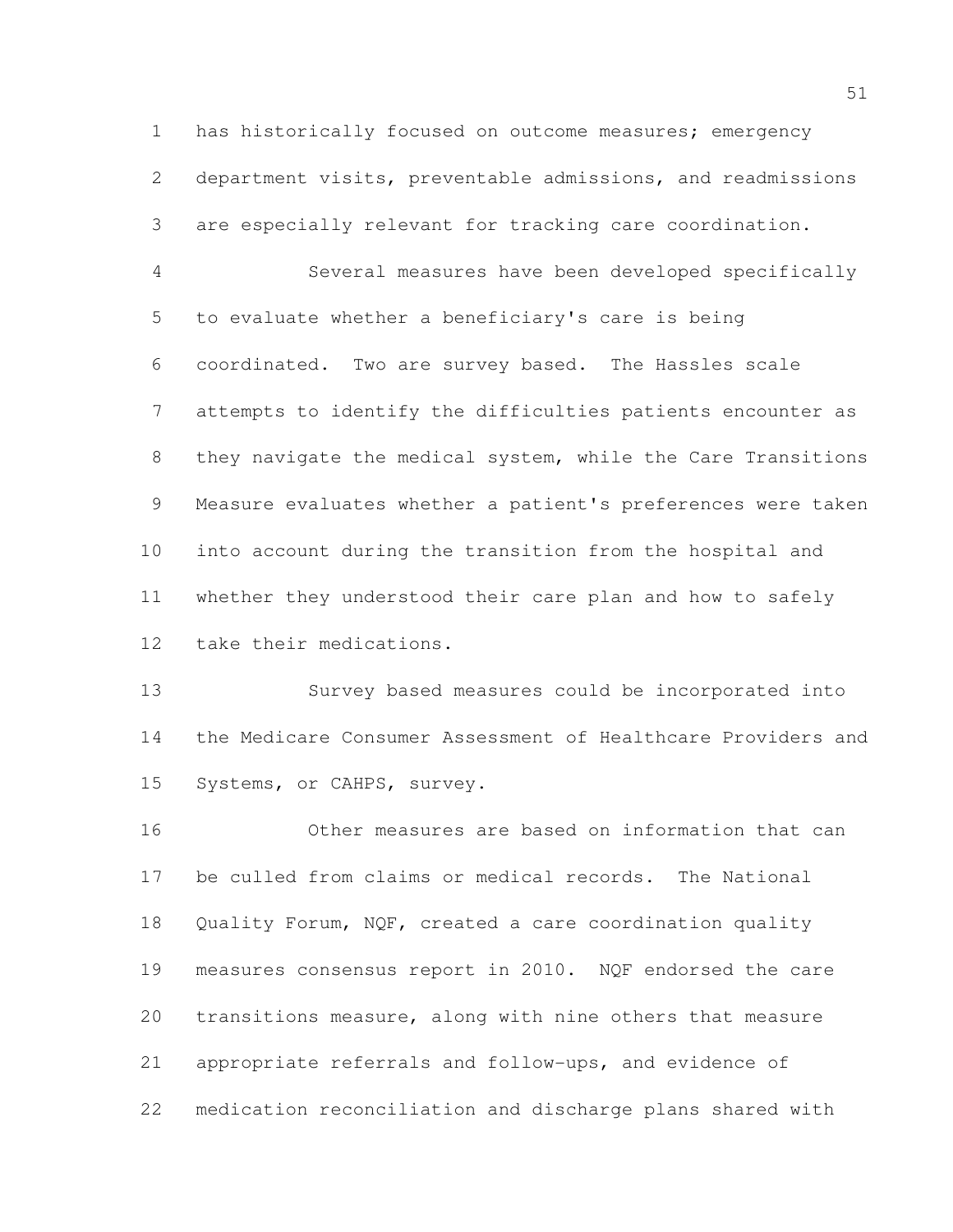has historically focused on outcome measures; emergency department visits, preventable admissions, and readmissions are especially relevant for tracking care coordination.

Several measures have been developed specifically to evaluate whether a beneficiary's care is being coordinated. Two are survey based. The Hassles scale attempts to identify the difficulties patients encounter as they navigate the medical system, while the Care Transitions Measure evaluates whether a patient's preferences were taken into account during the transition from the hospital and whether they understood their care plan and how to safely take their medications.

Survey based measures could be incorporated into the Medicare Consumer Assessment of Healthcare Providers and Systems, or CAHPS, survey.

Other measures are based on information that can be culled from claims or medical records. The National Quality Forum, NQF, created a care coordination quality measures consensus report in 2010. NQF endorsed the care transitions measure, along with nine others that measure appropriate referrals and follow-ups, and evidence of medication reconciliation and discharge plans shared with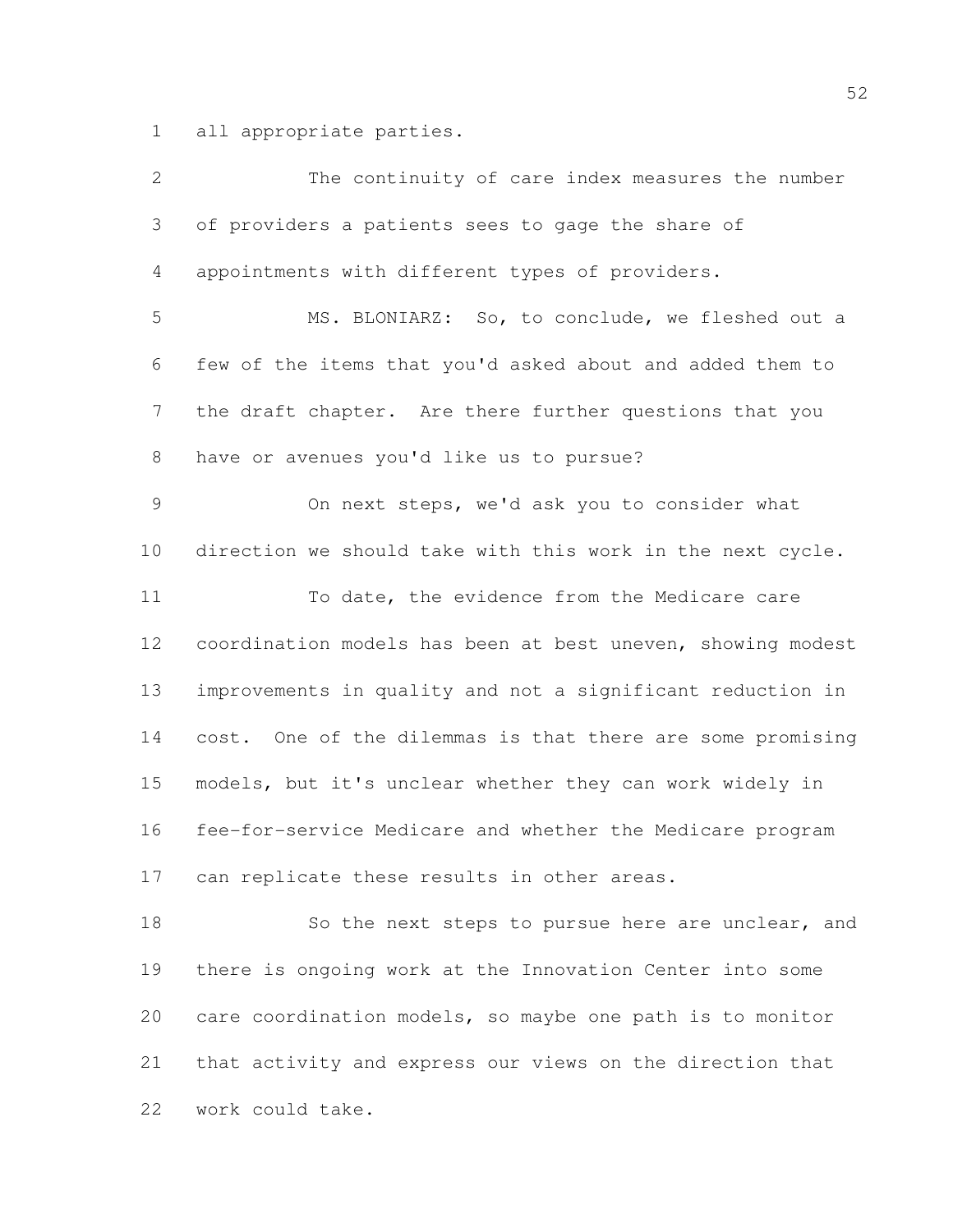all appropriate parties.

The continuity of care index measures the number of providers a patients sees to gage the share of appointments with different types of providers.

MS. BLONIARZ: So, to conclude, we fleshed out a few of the items that you'd asked about and added them to the draft chapter. Are there further questions that you have or avenues you'd like us to pursue?

On next steps, we'd ask you to consider what direction we should take with this work in the next cycle.

To date, the evidence from the Medicare care coordination models has been at best uneven, showing modest improvements in quality and not a significant reduction in cost. One of the dilemmas is that there are some promising models, but it's unclear whether they can work widely in fee-for-service Medicare and whether the Medicare program can replicate these results in other areas.

So the next steps to pursue here are unclear, and there is ongoing work at the Innovation Center into some care coordination models, so maybe one path is to monitor that activity and express our views on the direction that work could take.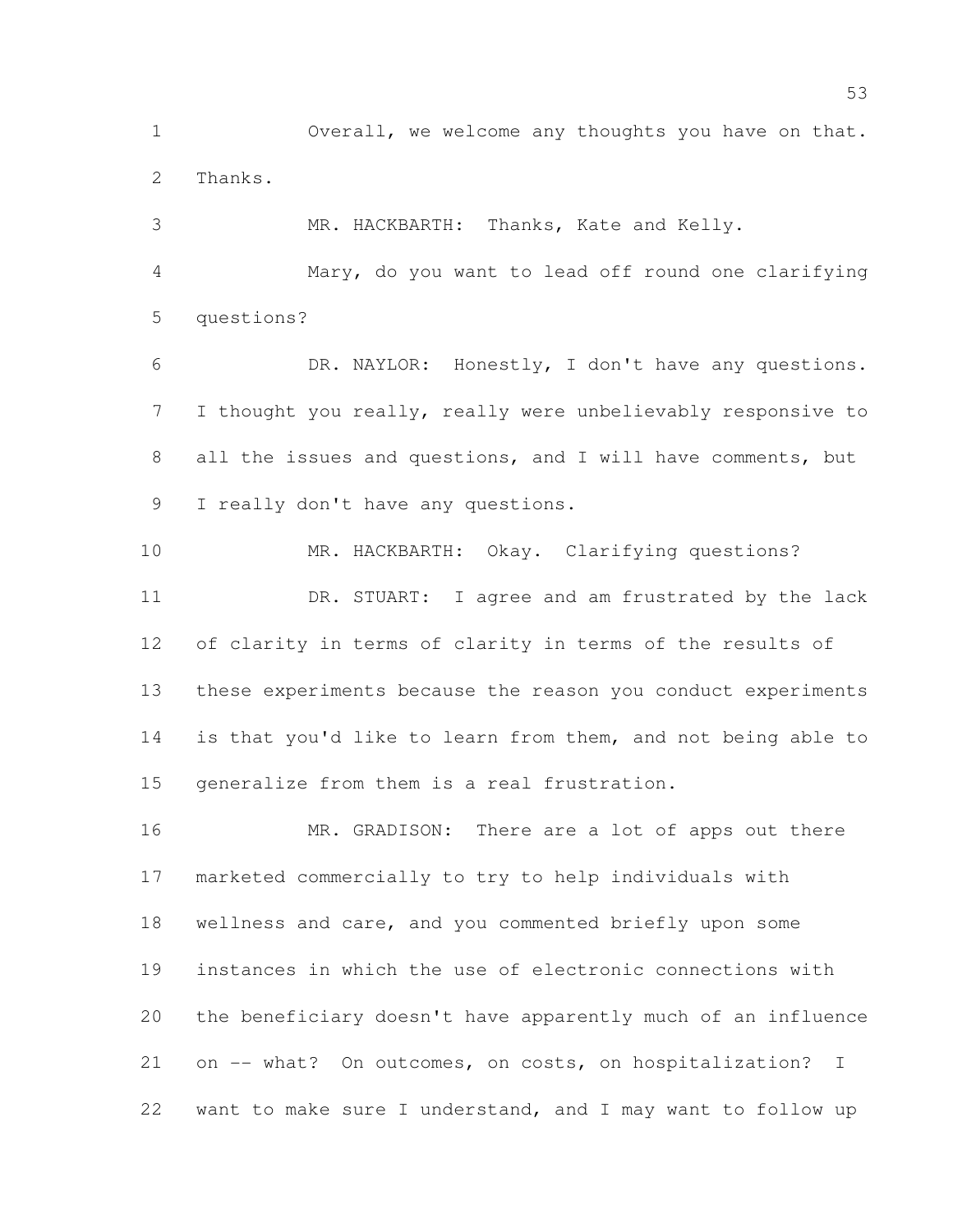Overall, we welcome any thoughts you have on that. Thanks.

MR. HACKBARTH: Thanks, Kate and Kelly.

Mary, do you want to lead off round one clarifying questions?

DR. NAYLOR: Honestly, I don't have any questions. I thought you really, really were unbelievably responsive to all the issues and questions, and I will have comments, but I really don't have any questions.

MR. HACKBARTH: Okay. Clarifying questions?

DR. STUART: I agree and am frustrated by the lack of clarity in terms of clarity in terms of the results of these experiments because the reason you conduct experiments is that you'd like to learn from them, and not being able to generalize from them is a real frustration.

MR. GRADISON: There are a lot of apps out there marketed commercially to try to help individuals with wellness and care, and you commented briefly upon some instances in which the use of electronic connections with the beneficiary doesn't have apparently much of an influence on -- what? On outcomes, on costs, on hospitalization? I want to make sure I understand, and I may want to follow up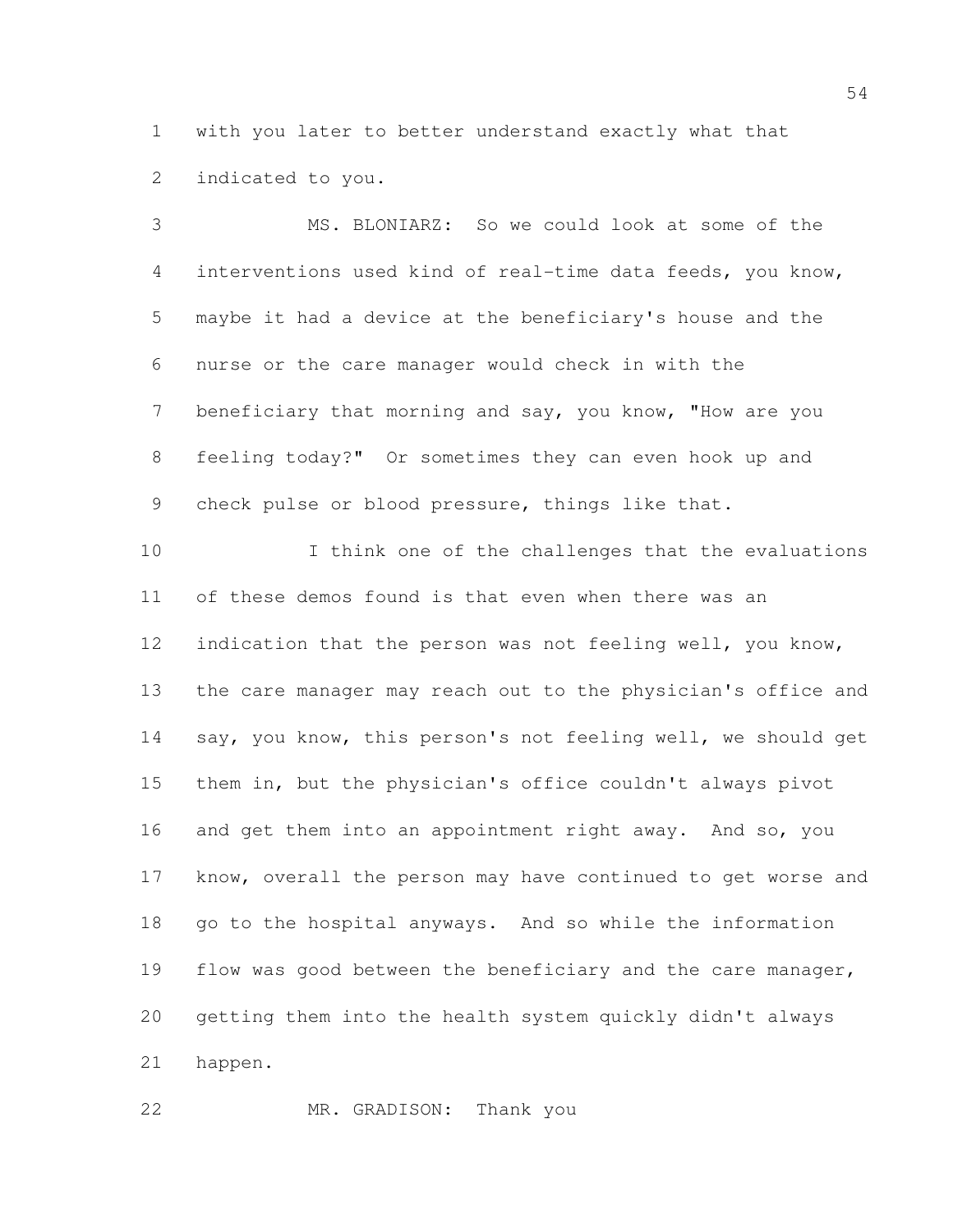with you later to better understand exactly what that indicated to you.

MS. BLONIARZ: So we could look at some of the interventions used kind of real-time data feeds, you know, maybe it had a device at the beneficiary's house and the nurse or the care manager would check in with the beneficiary that morning and say, you know, "How are you feeling today?" Or sometimes they can even hook up and check pulse or blood pressure, things like that.

I think one of the challenges that the evaluations of these demos found is that even when there was an indication that the person was not feeling well, you know, the care manager may reach out to the physician's office and say, you know, this person's not feeling well, we should get them in, but the physician's office couldn't always pivot and get them into an appointment right away. And so, you know, overall the person may have continued to get worse and go to the hospital anyways. And so while the information flow was good between the beneficiary and the care manager, getting them into the health system quickly didn't always happen.

MR. GRADISON: Thank you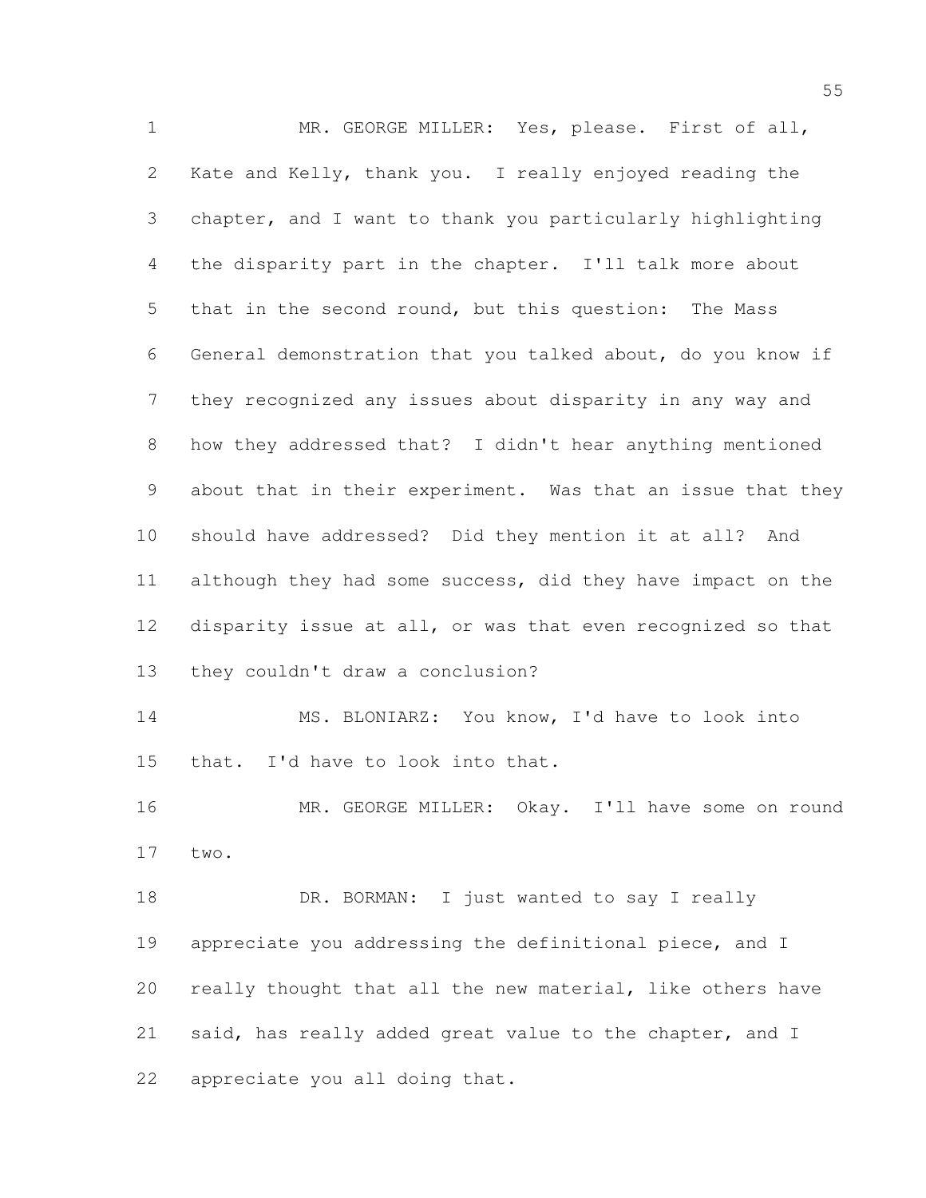MR. GEORGE MILLER: Yes, please. First of all, Kate and Kelly, thank you. I really enjoyed reading the chapter, and I want to thank you particularly highlighting the disparity part in the chapter. I'll talk more about that in the second round, but this question: The Mass General demonstration that you talked about, do you know if they recognized any issues about disparity in any way and how they addressed that? I didn't hear anything mentioned about that in their experiment. Was that an issue that they should have addressed? Did they mention it at all? And although they had some success, did they have impact on the disparity issue at all, or was that even recognized so that they couldn't draw a conclusion?

MS. BLONIARZ: You know, I'd have to look into that. I'd have to look into that.

MR. GEORGE MILLER: Okay. I'll have some on round two.

DR. BORMAN: I just wanted to say I really appreciate you addressing the definitional piece, and I really thought that all the new material, like others have said, has really added great value to the chapter, and I appreciate you all doing that.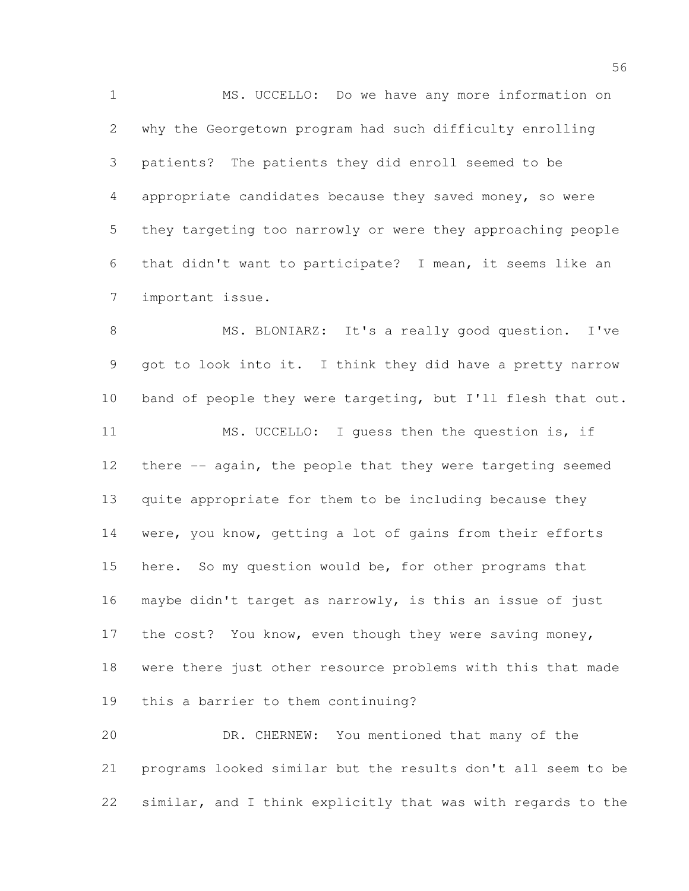MS. UCCELLO: Do we have any more information on why the Georgetown program had such difficulty enrolling patients? The patients they did enroll seemed to be appropriate candidates because they saved money, so were they targeting too narrowly or were they approaching people that didn't want to participate? I mean, it seems like an important issue.

MS. BLONIARZ: It's a really good question. I've got to look into it. I think they did have a pretty narrow band of people they were targeting, but I'll flesh that out.

MS. UCCELLO: I guess then the question is, if there -- again, the people that they were targeting seemed quite appropriate for them to be including because they were, you know, getting a lot of gains from their efforts here. So my question would be, for other programs that maybe didn't target as narrowly, is this an issue of just the cost? You know, even though they were saving money, were there just other resource problems with this that made this a barrier to them continuing?

DR. CHERNEW: You mentioned that many of the programs looked similar but the results don't all seem to be similar, and I think explicitly that was with regards to the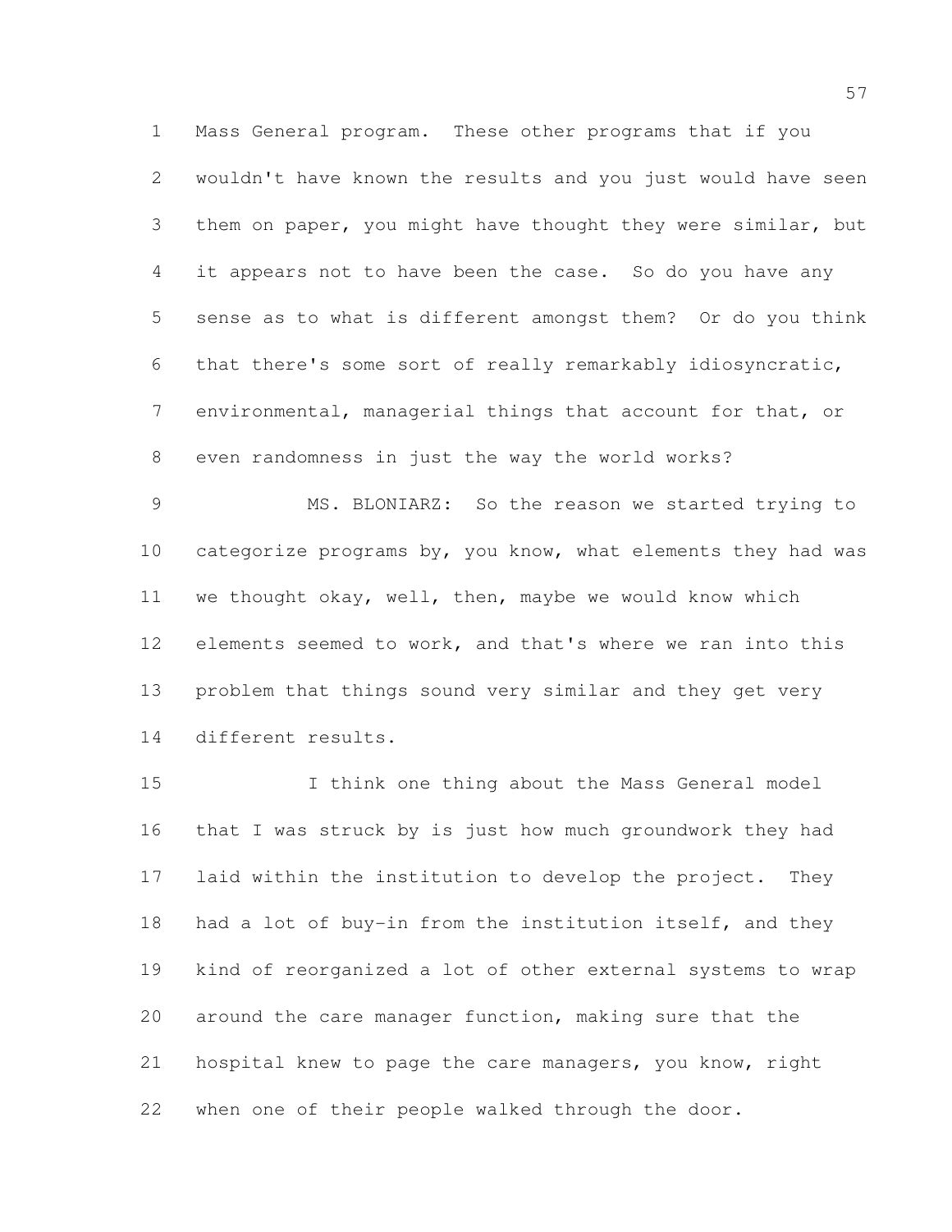Mass General program. These other programs that if you wouldn't have known the results and you just would have seen them on paper, you might have thought they were similar, but it appears not to have been the case. So do you have any sense as to what is different amongst them? Or do you think that there's some sort of really remarkably idiosyncratic, environmental, managerial things that account for that, or even randomness in just the way the world works?

MS. BLONIARZ: So the reason we started trying to categorize programs by, you know, what elements they had was we thought okay, well, then, maybe we would know which elements seemed to work, and that's where we ran into this problem that things sound very similar and they get very different results.

I think one thing about the Mass General model that I was struck by is just how much groundwork they had laid within the institution to develop the project. They had a lot of buy-in from the institution itself, and they kind of reorganized a lot of other external systems to wrap around the care manager function, making sure that the hospital knew to page the care managers, you know, right when one of their people walked through the door.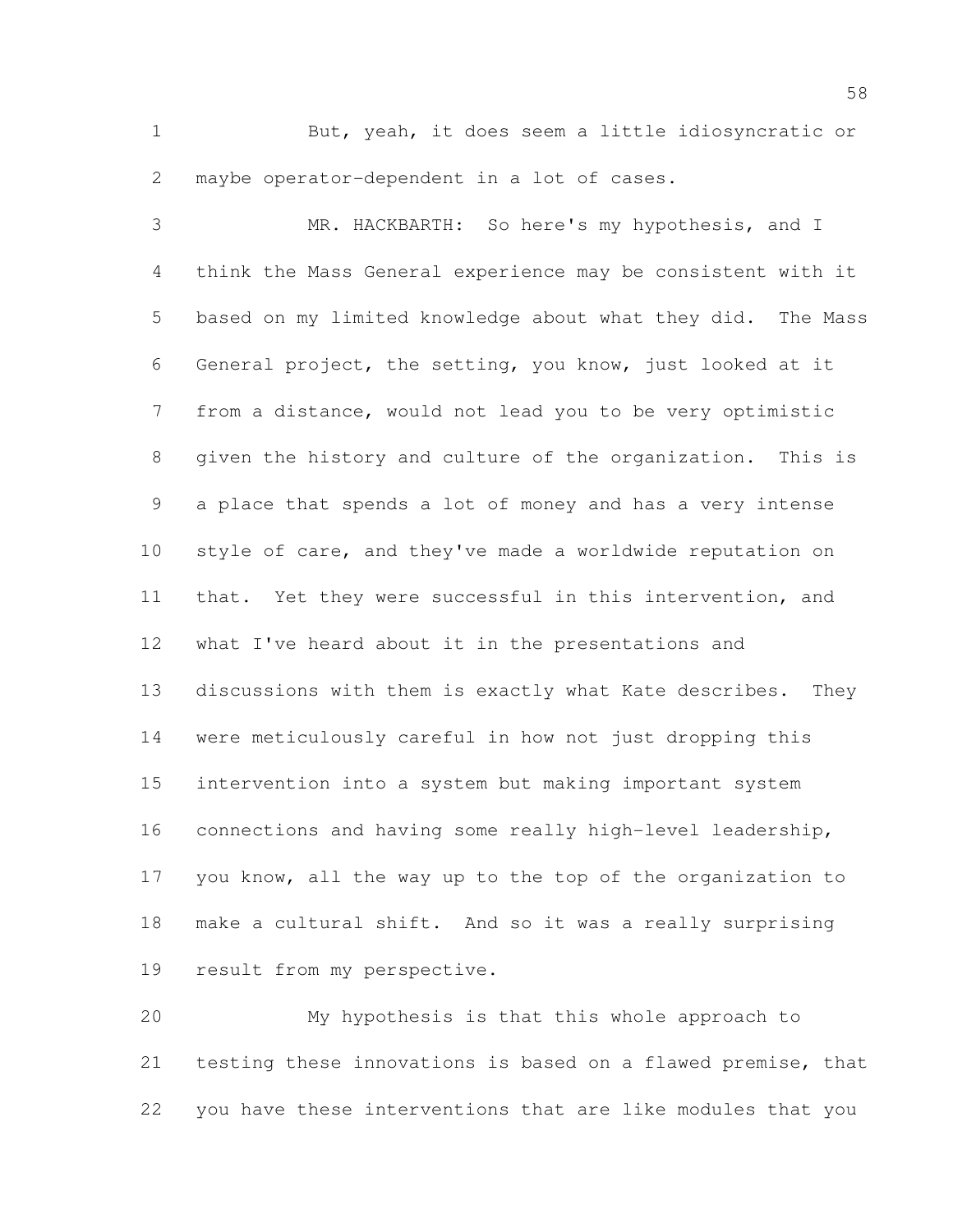But, yeah, it does seem a little idiosyncratic or maybe operator-dependent in a lot of cases.

MR. HACKBARTH: So here's my hypothesis, and I think the Mass General experience may be consistent with it based on my limited knowledge about what they did. The Mass General project, the setting, you know, just looked at it from a distance, would not lead you to be very optimistic given the history and culture of the organization. This is a place that spends a lot of money and has a very intense style of care, and they've made a worldwide reputation on that. Yet they were successful in this intervention, and what I've heard about it in the presentations and discussions with them is exactly what Kate describes. They were meticulously careful in how not just dropping this intervention into a system but making important system connections and having some really high-level leadership, you know, all the way up to the top of the organization to make a cultural shift. And so it was a really surprising result from my perspective.

My hypothesis is that this whole approach to testing these innovations is based on a flawed premise, that you have these interventions that are like modules that you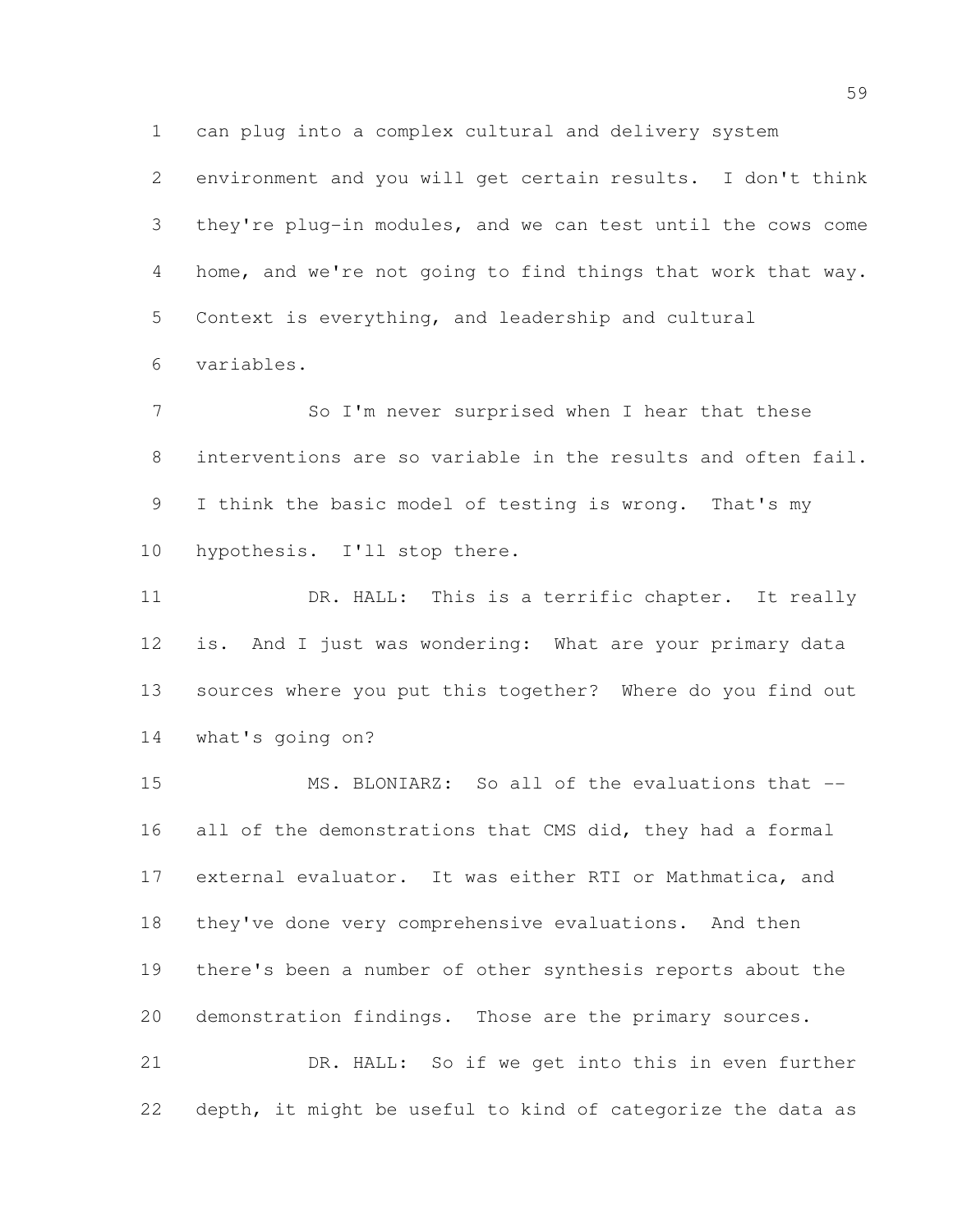can plug into a complex cultural and delivery system environment and you will get certain results. I don't think they're plug-in modules, and we can test until the cows come home, and we're not going to find things that work that way. Context is everything, and leadership and cultural variables.

So I'm never surprised when I hear that these interventions are so variable in the results and often fail. I think the basic model of testing is wrong. That's my hypothesis. I'll stop there.

DR. HALL: This is a terrific chapter. It really is. And I just was wondering: What are your primary data sources where you put this together? Where do you find out what's going on?

MS. BLONIARZ: So all of the evaluations that -- all of the demonstrations that CMS did, they had a formal external evaluator. It was either RTI or Mathmatica, and they've done very comprehensive evaluations. And then there's been a number of other synthesis reports about the demonstration findings. Those are the primary sources.

DR. HALL: So if we get into this in even further depth, it might be useful to kind of categorize the data as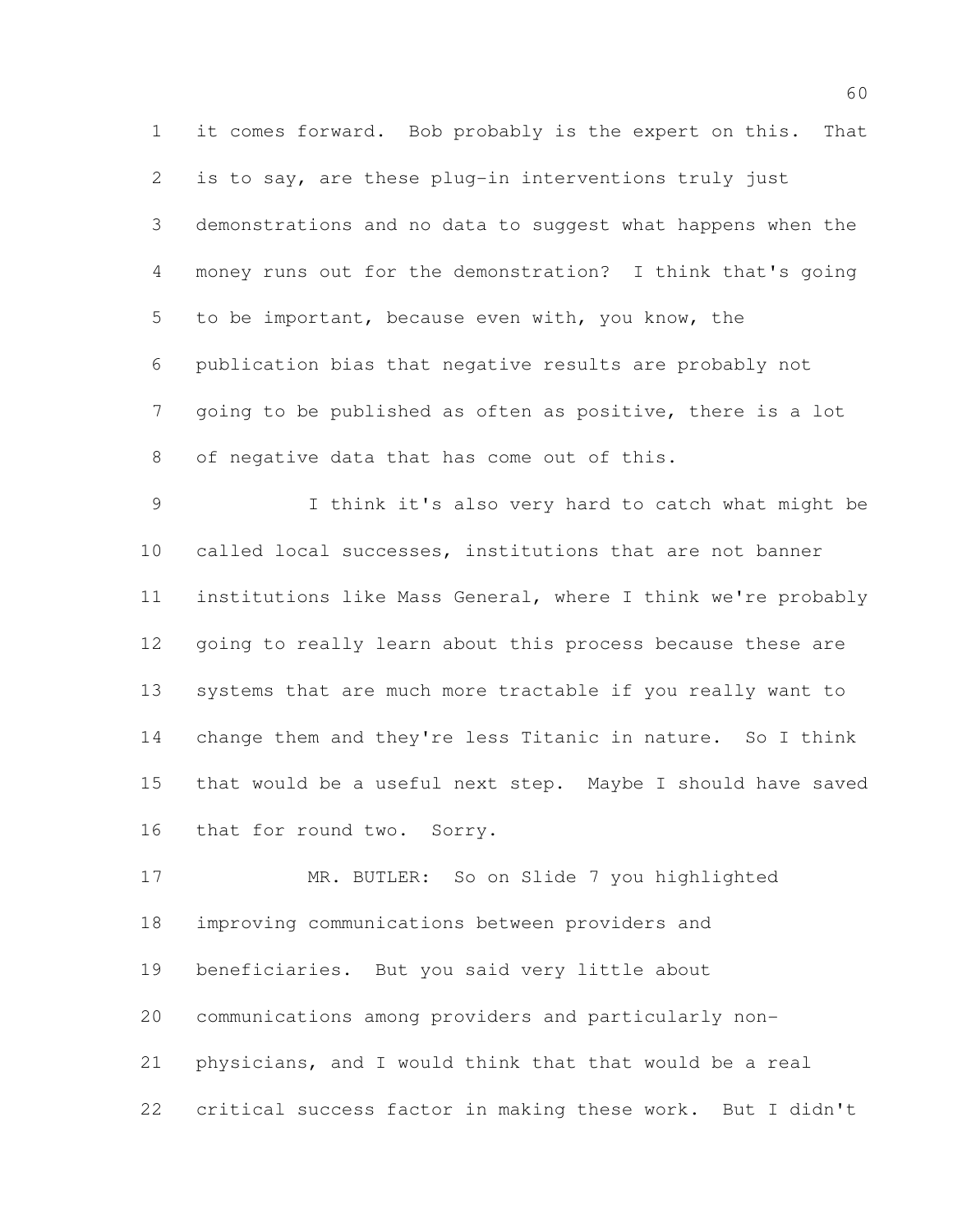it comes forward. Bob probably is the expert on this. That is to say, are these plug-in interventions truly just demonstrations and no data to suggest what happens when the money runs out for the demonstration? I think that's going to be important, because even with, you know, the publication bias that negative results are probably not going to be published as often as positive, there is a lot of negative data that has come out of this.

I think it's also very hard to catch what might be called local successes, institutions that are not banner institutions like Mass General, where I think we're probably going to really learn about this process because these are systems that are much more tractable if you really want to change them and they're less Titanic in nature. So I think that would be a useful next step. Maybe I should have saved that for round two. Sorry.

MR. BUTLER: So on Slide 7 you highlighted improving communications between providers and beneficiaries. But you said very little about communications among providers and particularly non-physicians, and I would think that that would be a real critical success factor in making these work. But I didn't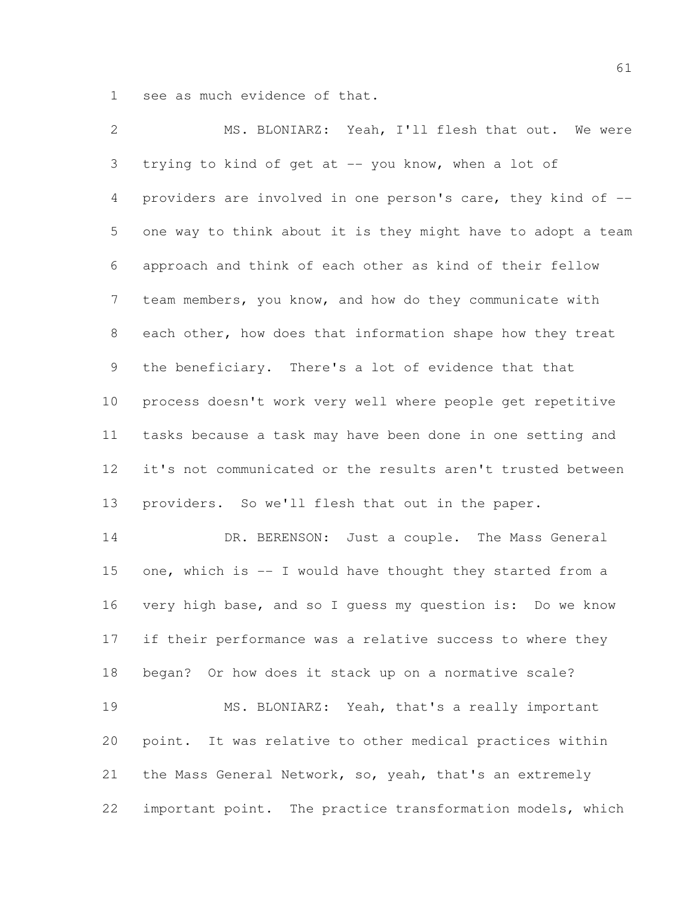see as much evidence of that.

MS. BLONIARZ: Yeah, I'll flesh that out. We were trying to kind of get at -- you know, when a lot of providers are involved in one person's care, they kind of -- one way to think about it is they might have to adopt a team approach and think of each other as kind of their fellow team members, you know, and how do they communicate with each other, how does that information shape how they treat the beneficiary. There's a lot of evidence that that process doesn't work very well where people get repetitive tasks because a task may have been done in one setting and it's not communicated or the results aren't trusted between providers. So we'll flesh that out in the paper.

DR. BERENSON: Just a couple. The Mass General one, which is -- I would have thought they started from a very high base, and so I guess my question is: Do we know if their performance was a relative success to where they began? Or how does it stack up on a normative scale?

MS. BLONIARZ: Yeah, that's a really important point. It was relative to other medical practices within the Mass General Network, so, yeah, that's an extremely important point. The practice transformation models, which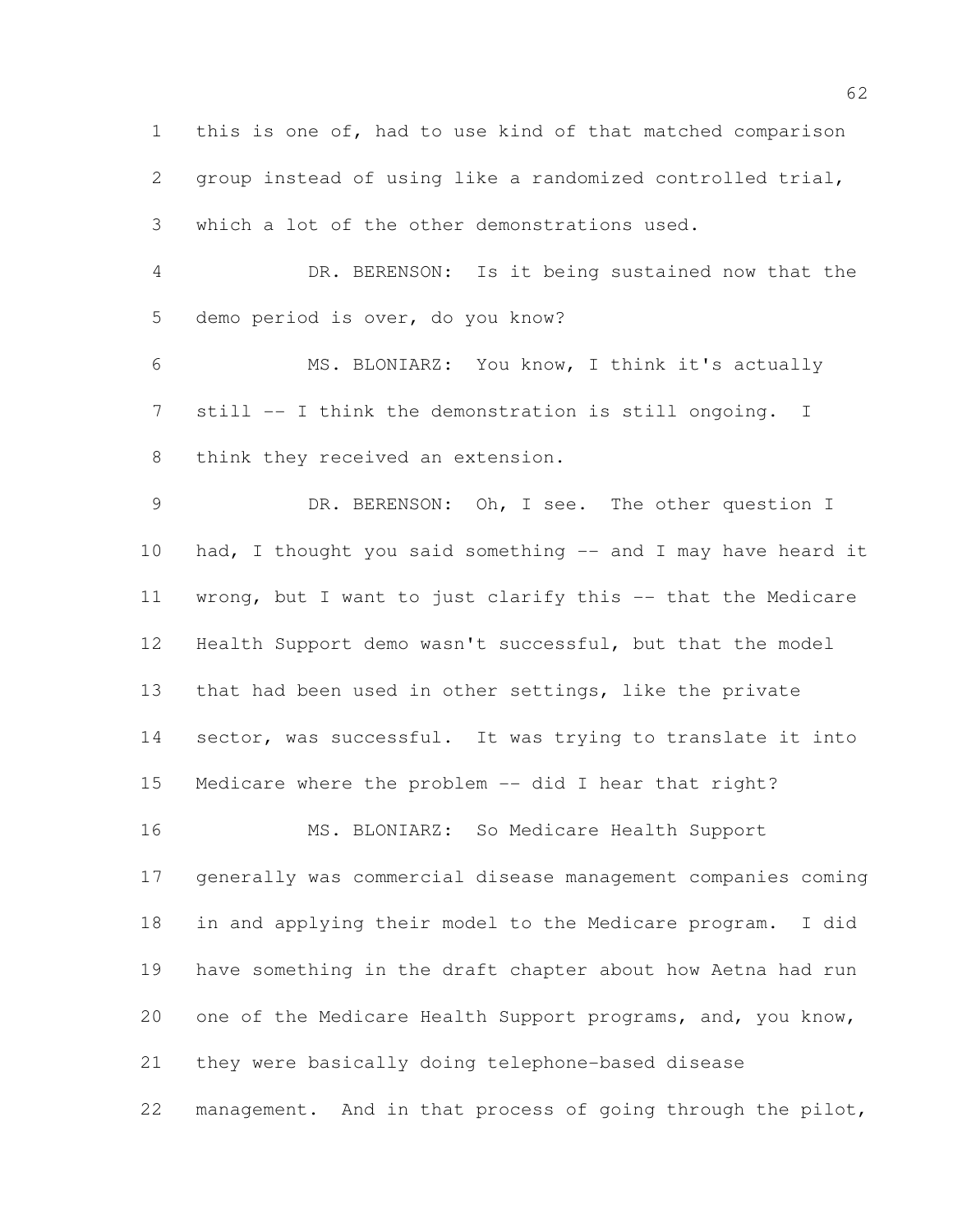this is one of, had to use kind of that matched comparison group instead of using like a randomized controlled trial, which a lot of the other demonstrations used.

DR. BERENSON: Is it being sustained now that the demo period is over, do you know?

MS. BLONIARZ: You know, I think it's actually still -- I think the demonstration is still ongoing. I think they received an extension.

DR. BERENSON: Oh, I see. The other question I had, I thought you said something -- and I may have heard it wrong, but I want to just clarify this -- that the Medicare Health Support demo wasn't successful, but that the model that had been used in other settings, like the private sector, was successful. It was trying to translate it into Medicare where the problem -- did I hear that right?

MS. BLONIARZ: So Medicare Health Support generally was commercial disease management companies coming in and applying their model to the Medicare program. I did have something in the draft chapter about how Aetna had run one of the Medicare Health Support programs, and, you know, they were basically doing telephone-based disease management. And in that process of going through the pilot,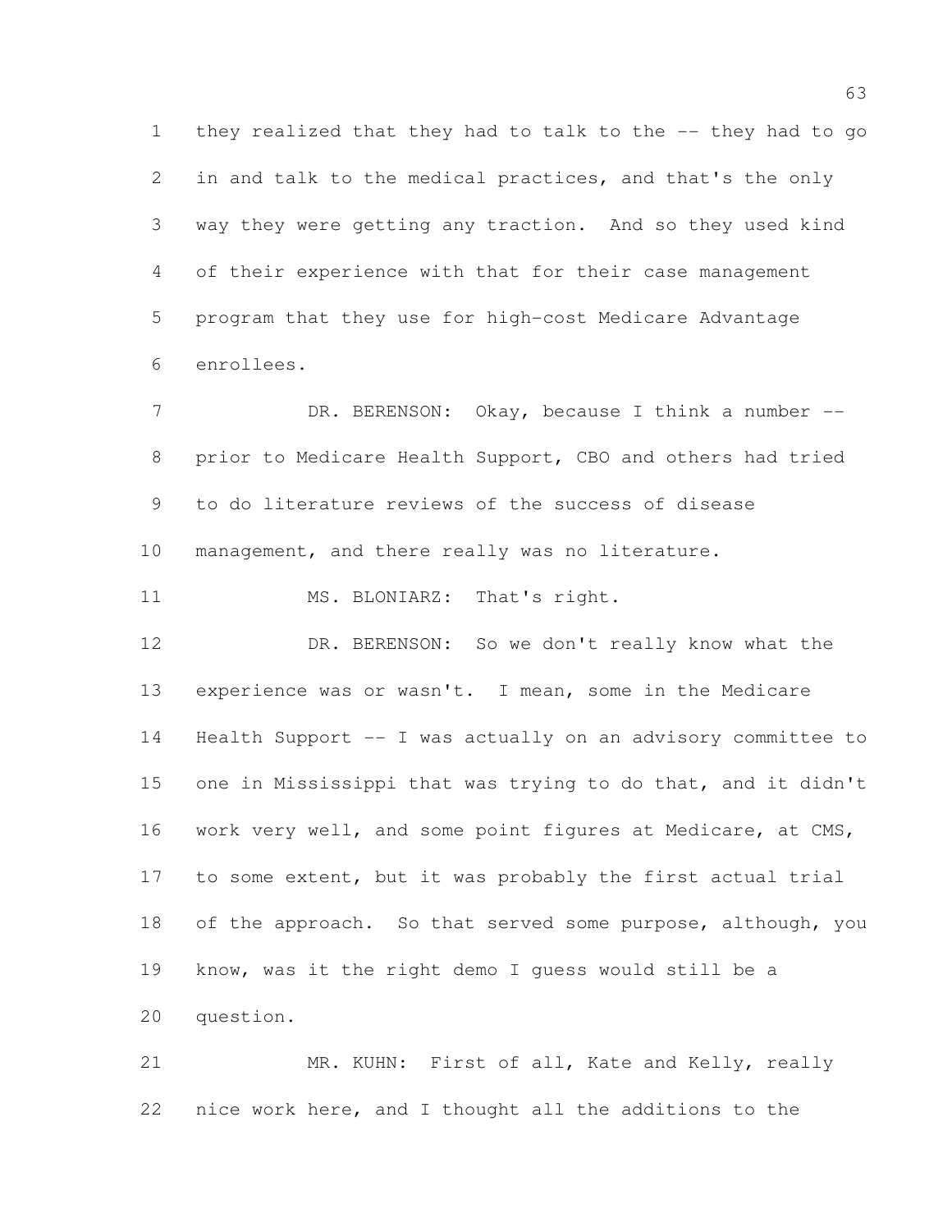they realized that they had to talk to the -- they had to go in and talk to the medical practices, and that's the only way they were getting any traction. And so they used kind of their experience with that for their case management program that they use for high-cost Medicare Advantage enrollees.

DR. BERENSON: Okay, because I think a number -- prior to Medicare Health Support, CBO and others had tried to do literature reviews of the success of disease management, and there really was no literature.

MS. BLONIARZ: That's right.

DR. BERENSON: So we don't really know what the experience was or wasn't. I mean, some in the Medicare Health Support -- I was actually on an advisory committee to one in Mississippi that was trying to do that, and it didn't work very well, and some point figures at Medicare, at CMS, to some extent, but it was probably the first actual trial of the approach. So that served some purpose, although, you know, was it the right demo I guess would still be a question.

MR. KUHN: First of all, Kate and Kelly, really nice work here, and I thought all the additions to the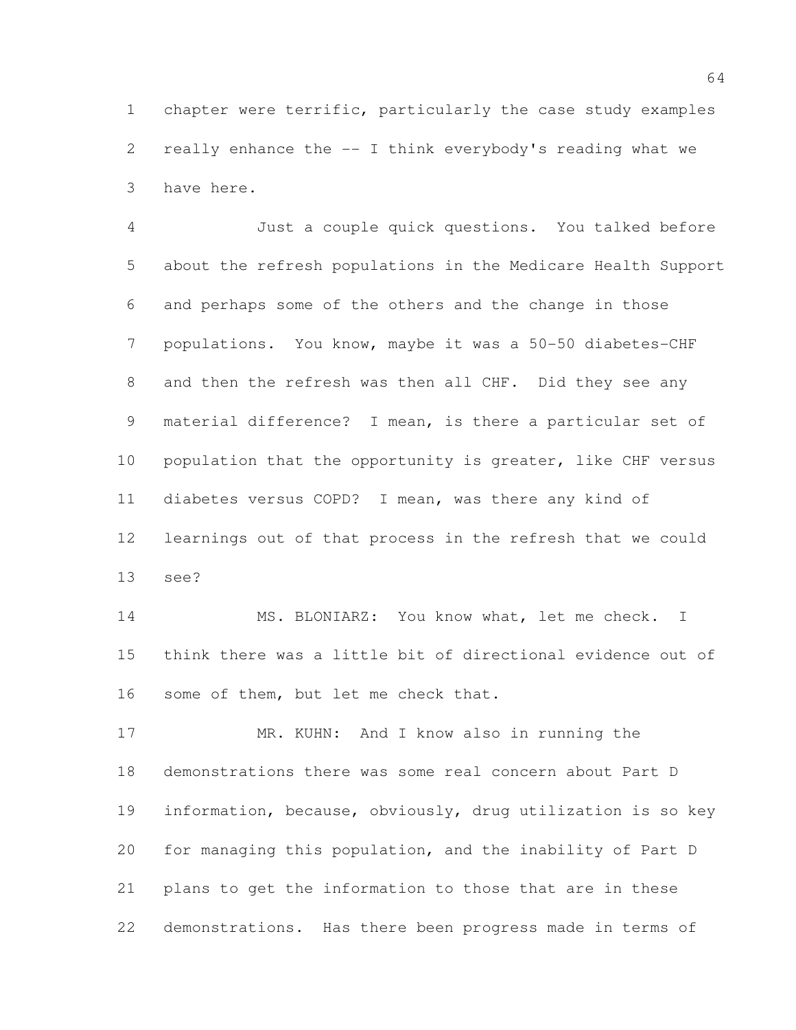chapter were terrific, particularly the case study examples really enhance the -- I think everybody's reading what we have here.

Just a couple quick questions. You talked before about the refresh populations in the Medicare Health Support and perhaps some of the others and the change in those populations. You know, maybe it was a 50-50 diabetes-CHF and then the refresh was then all CHF. Did they see any material difference? I mean, is there a particular set of population that the opportunity is greater, like CHF versus diabetes versus COPD? I mean, was there any kind of learnings out of that process in the refresh that we could see?

MS. BLONIARZ: You know what, let me check. I think there was a little bit of directional evidence out of some of them, but let me check that.

MR. KUHN: And I know also in running the demonstrations there was some real concern about Part D information, because, obviously, drug utilization is so key for managing this population, and the inability of Part D plans to get the information to those that are in these demonstrations. Has there been progress made in terms of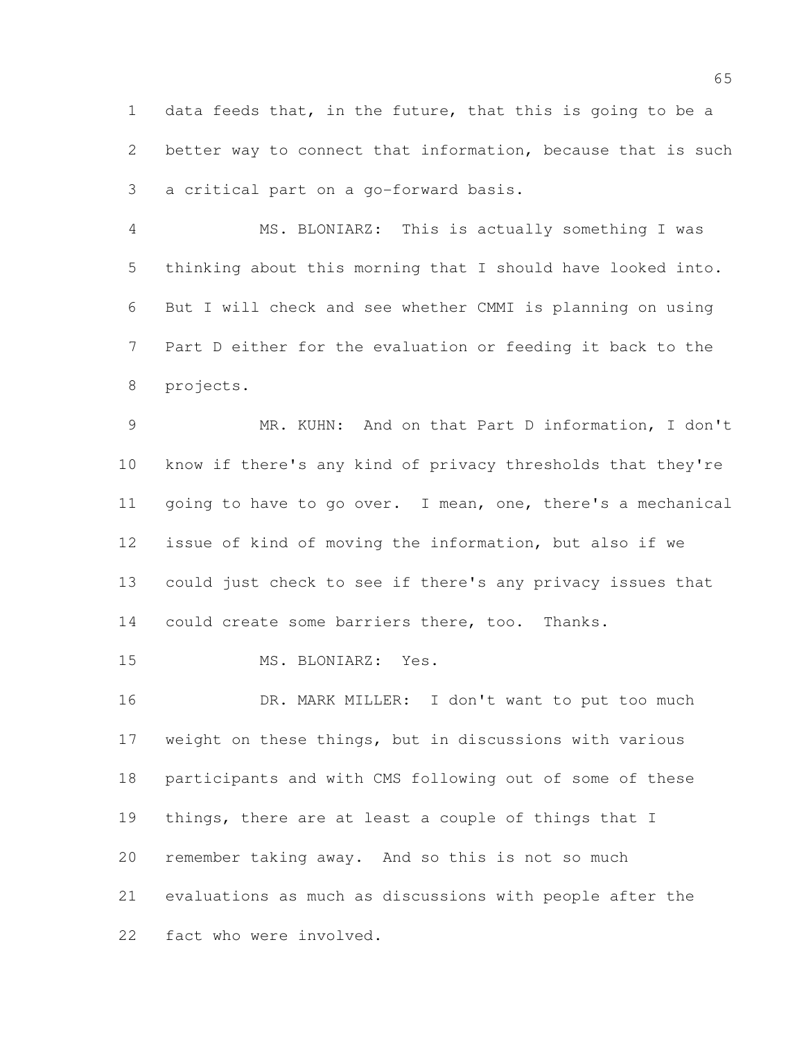data feeds that, in the future, that this is going to be a better way to connect that information, because that is such a critical part on a go-forward basis.

MS. BLONIARZ: This is actually something I was thinking about this morning that I should have looked into. But I will check and see whether CMMI is planning on using Part D either for the evaluation or feeding it back to the projects.

MR. KUHN: And on that Part D information, I don't know if there's any kind of privacy thresholds that they're going to have to go over. I mean, one, there's a mechanical issue of kind of moving the information, but also if we could just check to see if there's any privacy issues that could create some barriers there, too. Thanks.

MS. BLONIARZ: Yes.

DR. MARK MILLER: I don't want to put too much weight on these things, but in discussions with various participants and with CMS following out of some of these things, there are at least a couple of things that I remember taking away. And so this is not so much evaluations as much as discussions with people after the fact who were involved.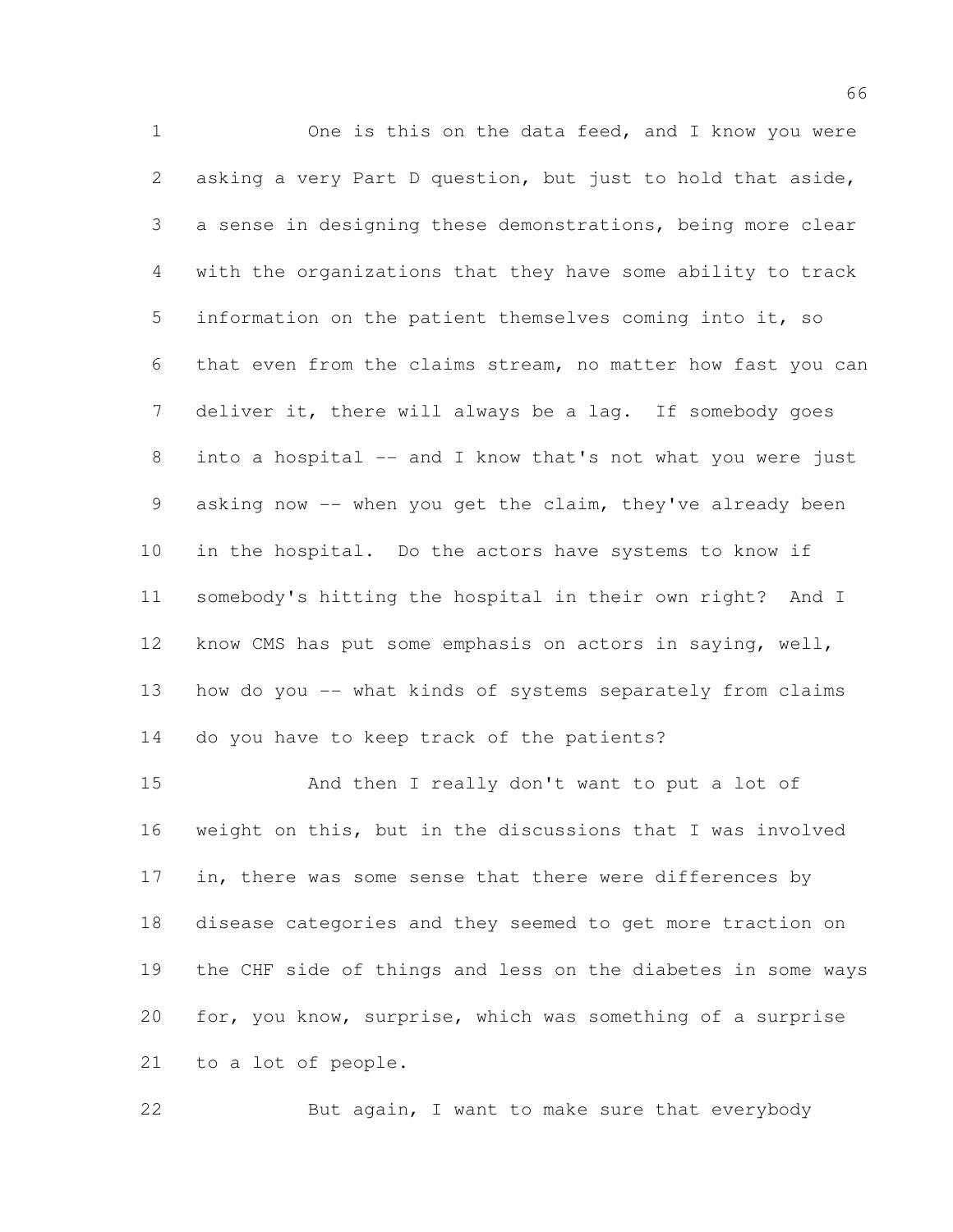One is this on the data feed, and I know you were asking a very Part D question, but just to hold that aside, a sense in designing these demonstrations, being more clear with the organizations that they have some ability to track information on the patient themselves coming into it, so that even from the claims stream, no matter how fast you can deliver it, there will always be a lag. If somebody goes into a hospital -- and I know that's not what you were just asking now -- when you get the claim, they've already been in the hospital. Do the actors have systems to know if somebody's hitting the hospital in their own right? And I know CMS has put some emphasis on actors in saying, well, how do you -- what kinds of systems separately from claims do you have to keep track of the patients?

And then I really don't want to put a lot of weight on this, but in the discussions that I was involved in, there was some sense that there were differences by disease categories and they seemed to get more traction on the CHF side of things and less on the diabetes in some ways for, you know, surprise, which was something of a surprise to a lot of people.

But again, I want to make sure that everybody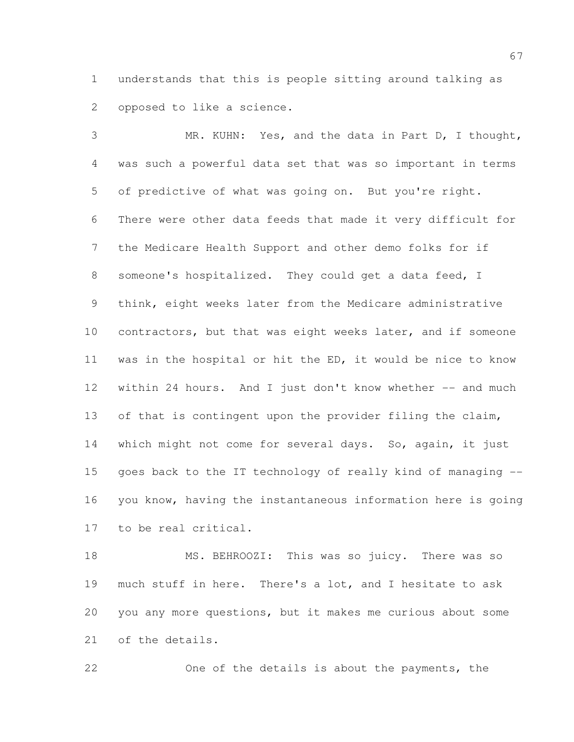understands that this is people sitting around talking as opposed to like a science.

MR. KUHN: Yes, and the data in Part D, I thought, was such a powerful data set that was so important in terms of predictive of what was going on. But you're right. There were other data feeds that made it very difficult for the Medicare Health Support and other demo folks for if someone's hospitalized. They could get a data feed, I think, eight weeks later from the Medicare administrative contractors, but that was eight weeks later, and if someone was in the hospital or hit the ED, it would be nice to know within 24 hours. And I just don't know whether -- and much of that is contingent upon the provider filing the claim, which might not come for several days. So, again, it just goes back to the IT technology of really kind of managing -- you know, having the instantaneous information here is going to be real critical.

MS. BEHROOZI: This was so juicy. There was so much stuff in here. There's a lot, and I hesitate to ask you any more questions, but it makes me curious about some of the details.

One of the details is about the payments, the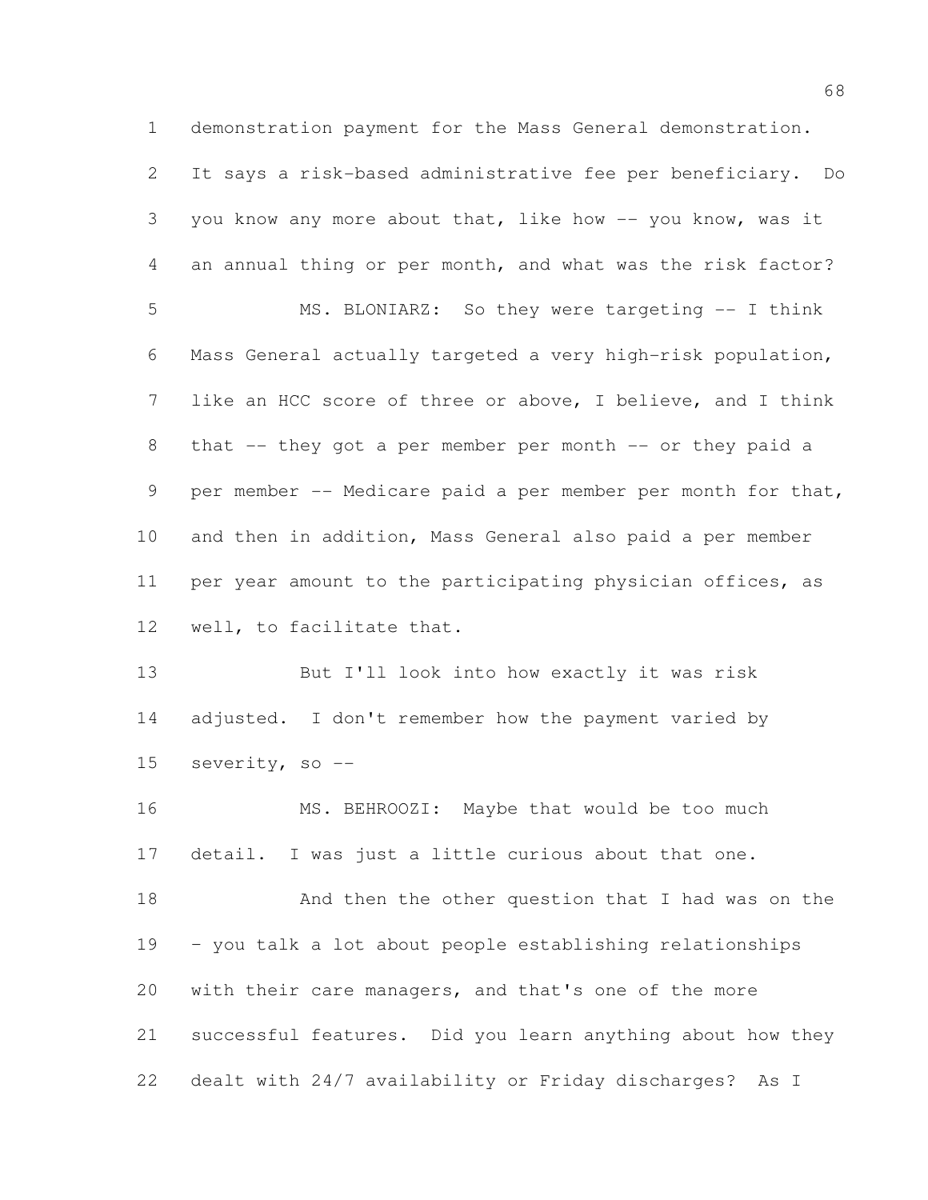demonstration payment for the Mass General demonstration. It says a risk-based administrative fee per beneficiary. Do you know any more about that, like how -- you know, was it an annual thing or per month, and what was the risk factor?

MS. BLONIARZ: So they were targeting -- I think Mass General actually targeted a very high-risk population, like an HCC score of three or above, I believe, and I think that -- they got a per member per month -- or they paid a per member -- Medicare paid a per member per month for that, and then in addition, Mass General also paid a per member per year amount to the participating physician offices, as well, to facilitate that.

But I'll look into how exactly it was risk adjusted. I don't remember how the payment varied by severity, so --

MS. BEHROOZI: Maybe that would be too much detail. I was just a little curious about that one.

And then the other question that I had was on the - you talk a lot about people establishing relationships with their care managers, and that's one of the more successful features. Did you learn anything about how they dealt with 24/7 availability or Friday discharges? As I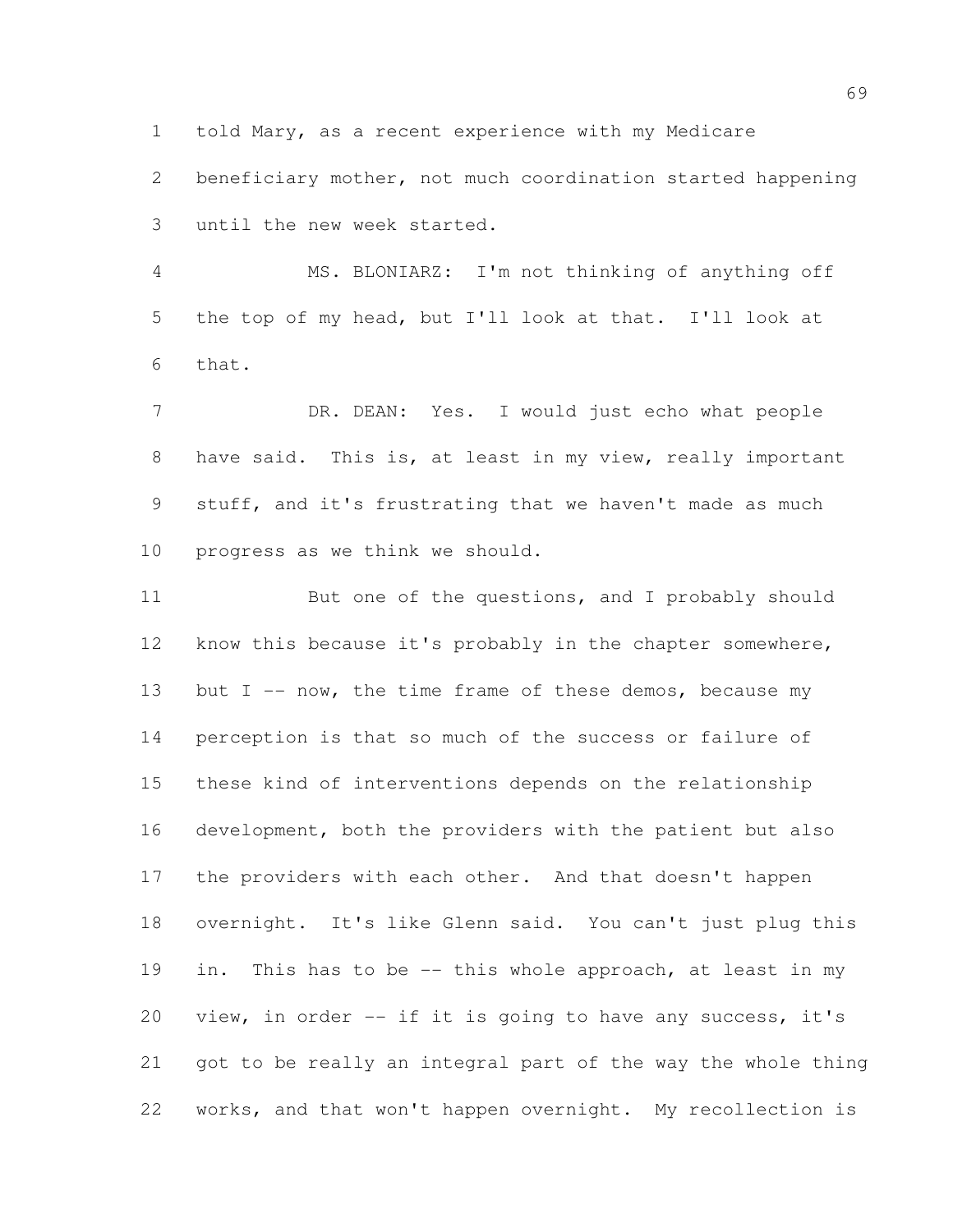told Mary, as a recent experience with my Medicare beneficiary mother, not much coordination started happening until the new week started.

MS. BLONIARZ: I'm not thinking of anything off the top of my head, but I'll look at that. I'll look at that.

DR. DEAN: Yes. I would just echo what people have said. This is, at least in my view, really important stuff, and it's frustrating that we haven't made as much progress as we think we should.

But one of the questions, and I probably should know this because it's probably in the chapter somewhere, but I -- now, the time frame of these demos, because my perception is that so much of the success or failure of these kind of interventions depends on the relationship development, both the providers with the patient but also the providers with each other. And that doesn't happen overnight. It's like Glenn said. You can't just plug this in. This has to be -- this whole approach, at least in my view, in order -- if it is going to have any success, it's got to be really an integral part of the way the whole thing works, and that won't happen overnight. My recollection is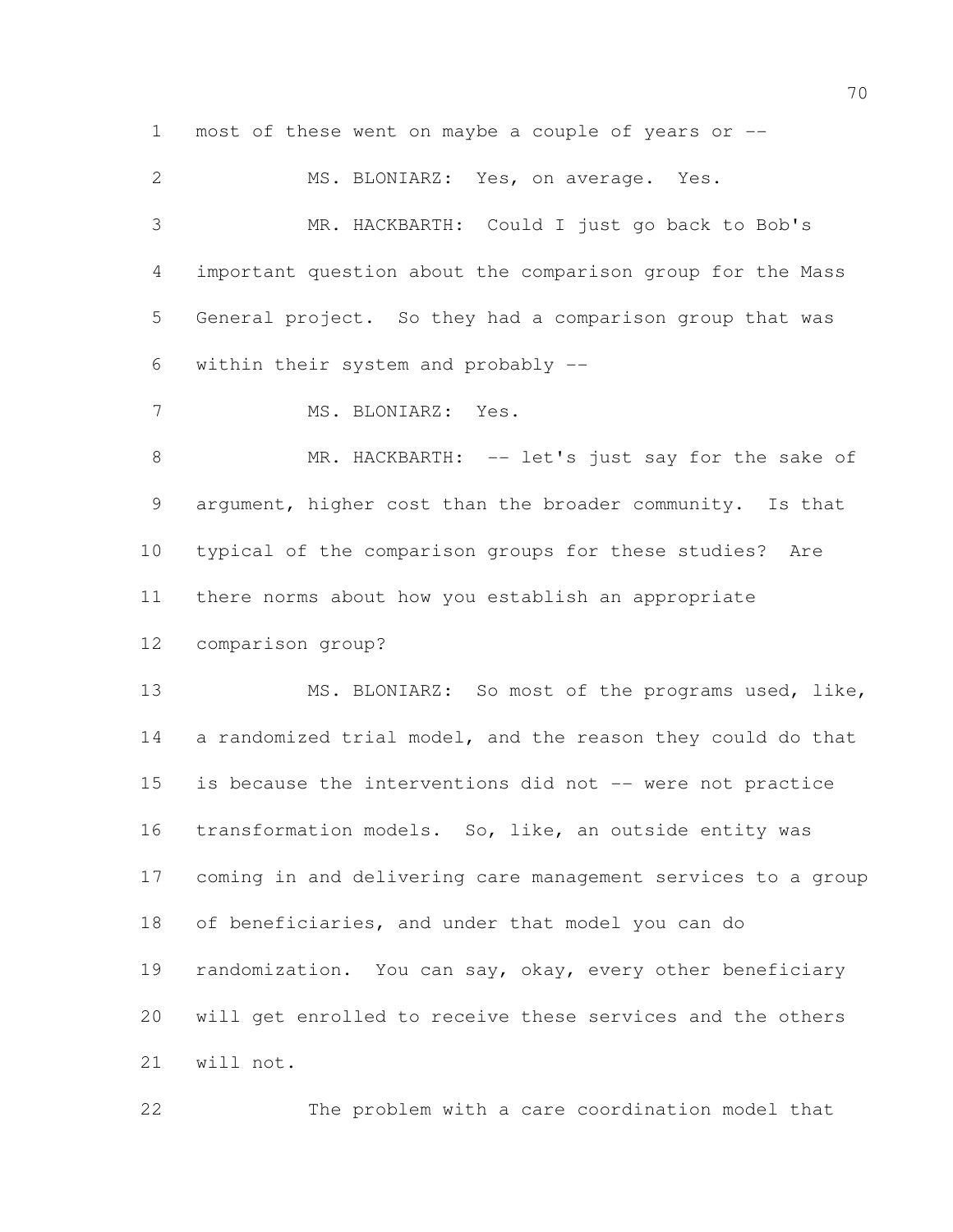most of these went on maybe a couple of years or --

MS. BLONIARZ: Yes, on average. Yes.

MR. HACKBARTH: Could I just go back to Bob's important question about the comparison group for the Mass General project. So they had a comparison group that was within their system and probably --

MS. BLONIARZ: Yes.

MR. HACKBARTH: -- let's just say for the sake of argument, higher cost than the broader community. Is that typical of the comparison groups for these studies? Are there norms about how you establish an appropriate comparison group?

MS. BLONIARZ: So most of the programs used, like, a randomized trial model, and the reason they could do that is because the interventions did not -- were not practice transformation models. So, like, an outside entity was coming in and delivering care management services to a group of beneficiaries, and under that model you can do randomization. You can say, okay, every other beneficiary will get enrolled to receive these services and the others will not.

The problem with a care coordination model that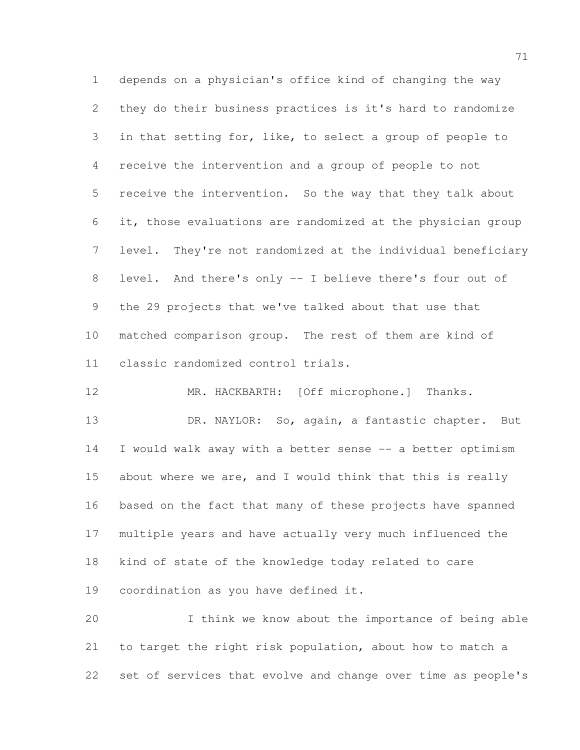depends on a physician's office kind of changing the way they do their business practices is it's hard to randomize in that setting for, like, to select a group of people to receive the intervention and a group of people to not receive the intervention. So the way that they talk about it, those evaluations are randomized at the physician group level. They're not randomized at the individual beneficiary level. And there's only -- I believe there's four out of the 29 projects that we've talked about that use that matched comparison group. The rest of them are kind of classic randomized control trials.

MR. HACKBARTH: [Off microphone.] Thanks.

DR. NAYLOR: So, again, a fantastic chapter. But I would walk away with a better sense -- a better optimism about where we are, and I would think that this is really based on the fact that many of these projects have spanned multiple years and have actually very much influenced the kind of state of the knowledge today related to care coordination as you have defined it.

I think we know about the importance of being able to target the right risk population, about how to match a set of services that evolve and change over time as people's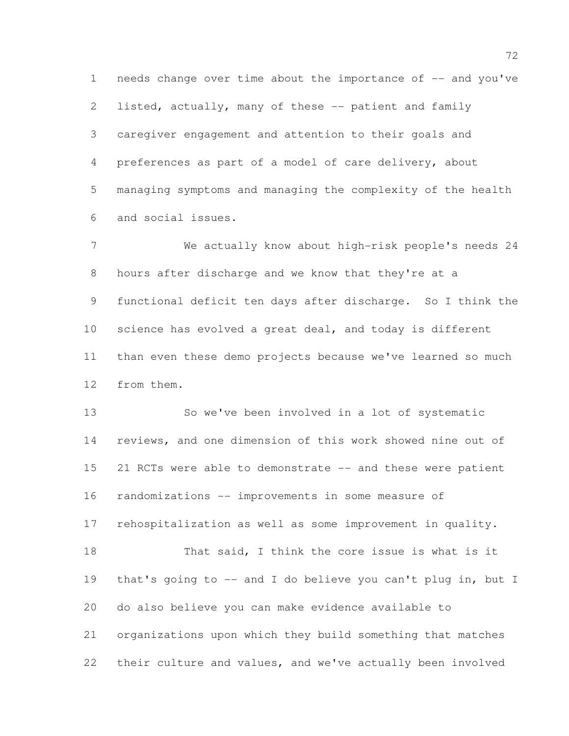needs change over time about the importance of -- and you've listed, actually, many of these -- patient and family caregiver engagement and attention to their goals and preferences as part of a model of care delivery, about managing symptoms and managing the complexity of the health and social issues.

We actually know about high-risk people's needs 24 hours after discharge and we know that they're at a functional deficit ten days after discharge. So I think the science has evolved a great deal, and today is different than even these demo projects because we've learned so much from them.

So we've been involved in a lot of systematic reviews, and one dimension of this work showed nine out of 21 RCTs were able to demonstrate -- and these were patient randomizations -- improvements in some measure of rehospitalization as well as some improvement in quality.

That said, I think the core issue is what is it that's going to -- and I do believe you can't plug in, but I do also believe you can make evidence available to organizations upon which they build something that matches their culture and values, and we've actually been involved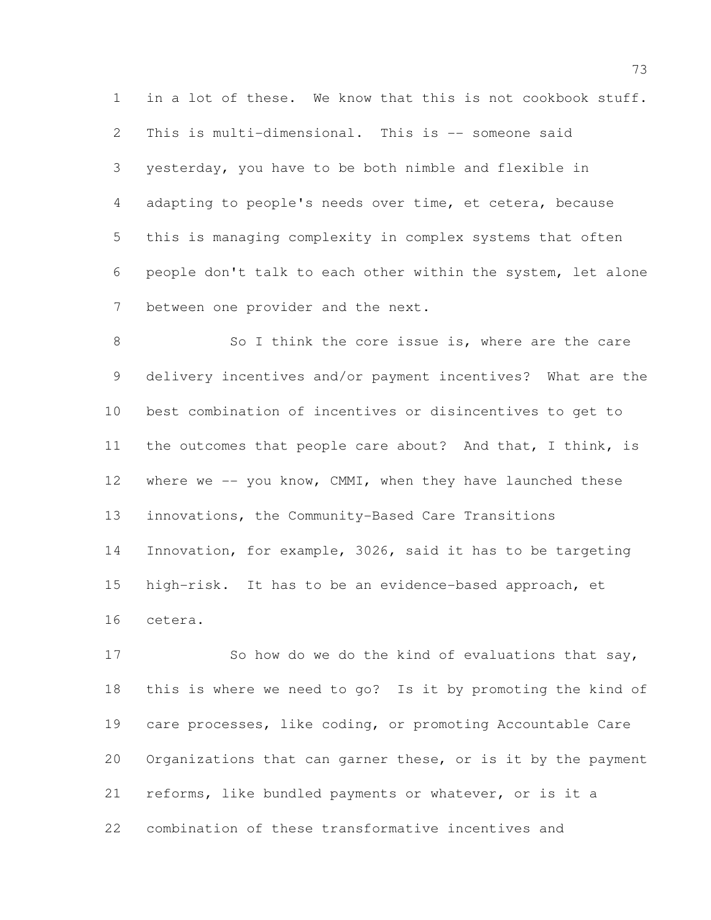in a lot of these. We know that this is not cookbook stuff. This is multi-dimensional. This is -- someone said yesterday, you have to be both nimble and flexible in adapting to people's needs over time, et cetera, because this is managing complexity in complex systems that often people don't talk to each other within the system, let alone between one provider and the next.

So I think the core issue is, where are the care delivery incentives and/or payment incentives? What are the best combination of incentives or disincentives to get to the outcomes that people care about? And that, I think, is where we -- you know, CMMI, when they have launched these innovations, the Community-Based Care Transitions Innovation, for example, 3026, said it has to be targeting high-risk. It has to be an evidence-based approach, et cetera.

So how do we do the kind of evaluations that say, this is where we need to go? Is it by promoting the kind of care processes, like coding, or promoting Accountable Care Organizations that can garner these, or is it by the payment reforms, like bundled payments or whatever, or is it a combination of these transformative incentives and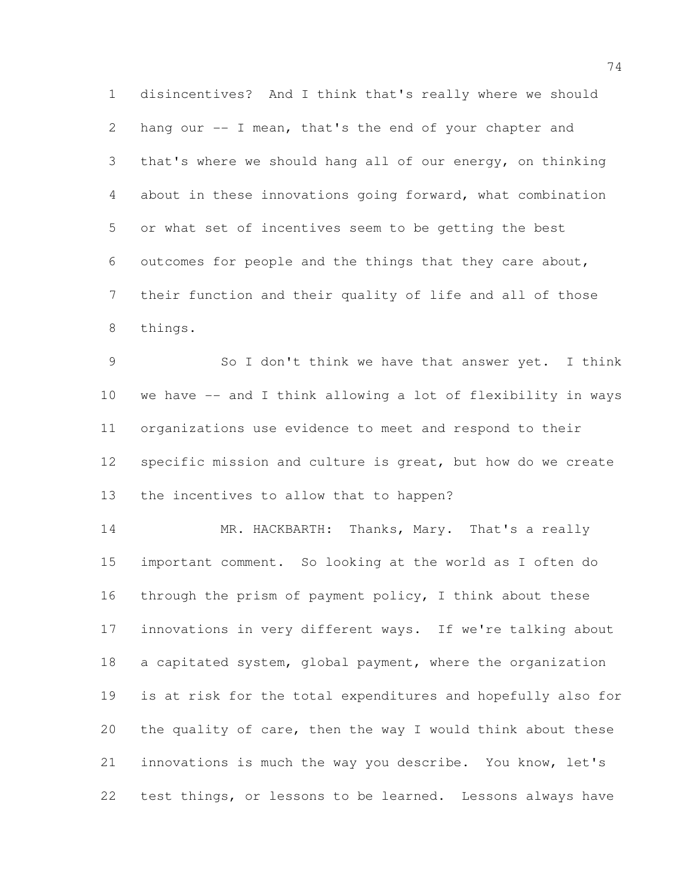disincentives? And I think that's really where we should hang our -- I mean, that's the end of your chapter and that's where we should hang all of our energy, on thinking about in these innovations going forward, what combination or what set of incentives seem to be getting the best outcomes for people and the things that they care about, their function and their quality of life and all of those things.

So I don't think we have that answer yet. I think we have -- and I think allowing a lot of flexibility in ways organizations use evidence to meet and respond to their specific mission and culture is great, but how do we create the incentives to allow that to happen?

MR. HACKBARTH: Thanks, Mary. That's a really important comment. So looking at the world as I often do through the prism of payment policy, I think about these innovations in very different ways. If we're talking about a capitated system, global payment, where the organization is at risk for the total expenditures and hopefully also for the quality of care, then the way I would think about these innovations is much the way you describe. You know, let's test things, or lessons to be learned. Lessons always have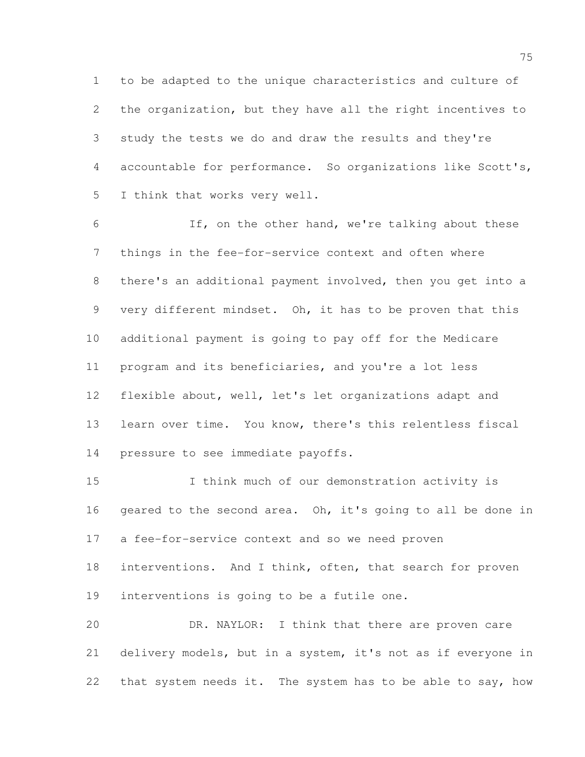to be adapted to the unique characteristics and culture of the organization, but they have all the right incentives to study the tests we do and draw the results and they're accountable for performance. So organizations like Scott's, I think that works very well.

If, on the other hand, we're talking about these things in the fee-for-service context and often where there's an additional payment involved, then you get into a very different mindset. Oh, it has to be proven that this additional payment is going to pay off for the Medicare program and its beneficiaries, and you're a lot less flexible about, well, let's let organizations adapt and learn over time. You know, there's this relentless fiscal pressure to see immediate payoffs.

I think much of our demonstration activity is geared to the second area. Oh, it's going to all be done in a fee-for-service context and so we need proven interventions. And I think, often, that search for proven interventions is going to be a futile one.

DR. NAYLOR: I think that there are proven care delivery models, but in a system, it's not as if everyone in that system needs it. The system has to be able to say, how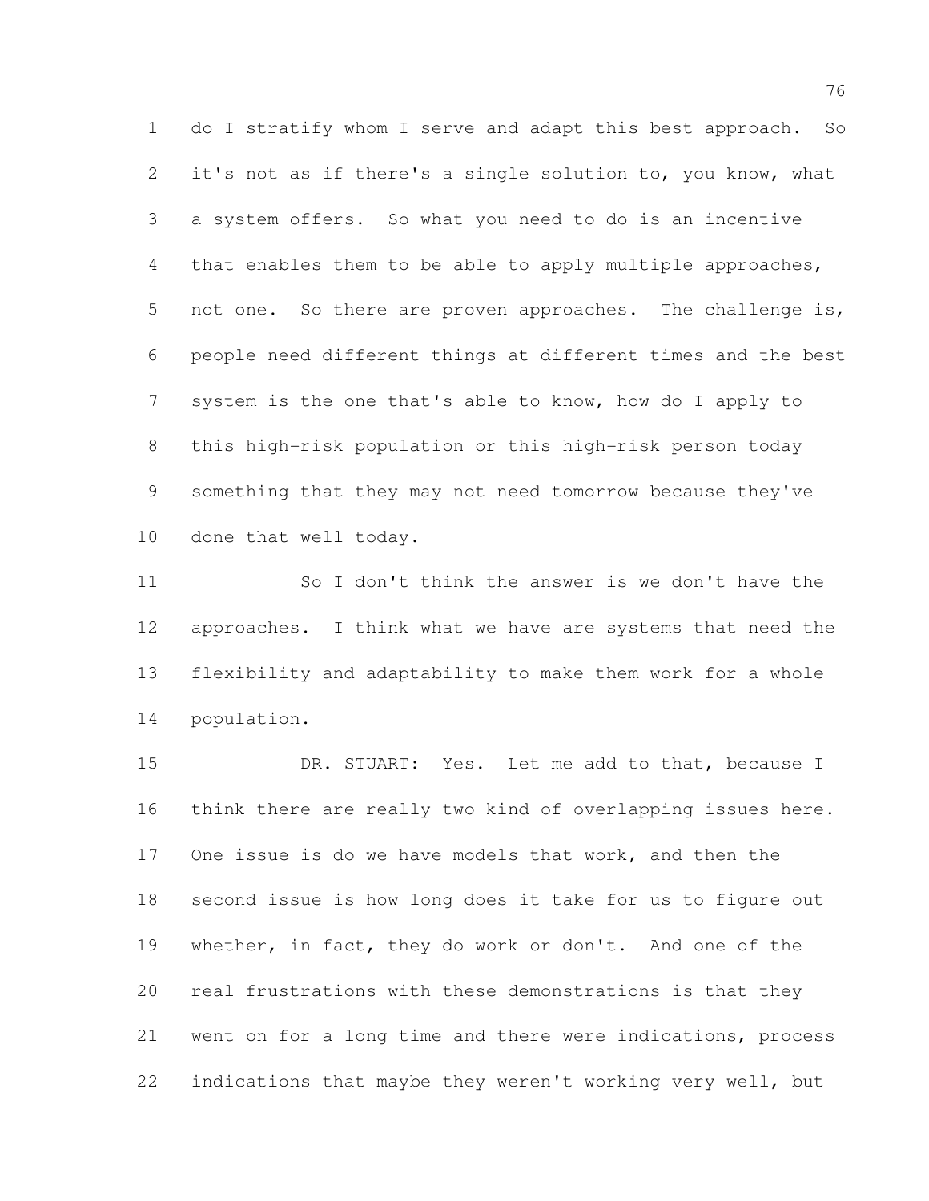do I stratify whom I serve and adapt this best approach. So it's not as if there's a single solution to, you know, what a system offers. So what you need to do is an incentive that enables them to be able to apply multiple approaches, not one. So there are proven approaches. The challenge is, people need different things at different times and the best system is the one that's able to know, how do I apply to this high-risk population or this high-risk person today something that they may not need tomorrow because they've done that well today.

So I don't think the answer is we don't have the approaches. I think what we have are systems that need the flexibility and adaptability to make them work for a whole population.

DR. STUART: Yes. Let me add to that, because I think there are really two kind of overlapping issues here. One issue is do we have models that work, and then the second issue is how long does it take for us to figure out whether, in fact, they do work or don't. And one of the real frustrations with these demonstrations is that they went on for a long time and there were indications, process indications that maybe they weren't working very well, but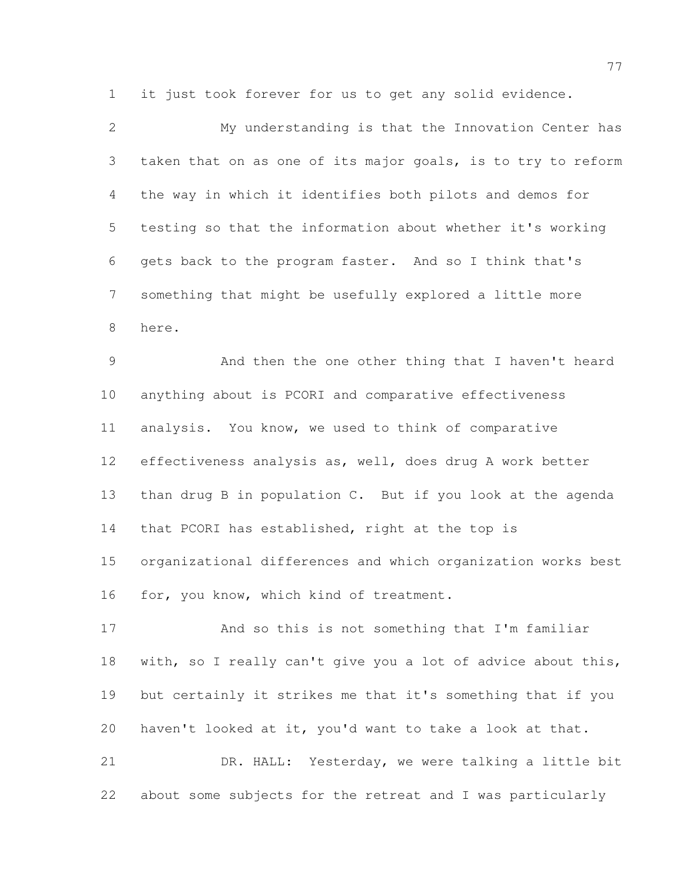it just took forever for us to get any solid evidence.

My understanding is that the Innovation Center has taken that on as one of its major goals, is to try to reform the way in which it identifies both pilots and demos for testing so that the information about whether it's working gets back to the program faster. And so I think that's something that might be usefully explored a little more here.

And then the one other thing that I haven't heard anything about is PCORI and comparative effectiveness analysis. You know, we used to think of comparative effectiveness analysis as, well, does drug A work better than drug B in population C. But if you look at the agenda that PCORI has established, right at the top is organizational differences and which organization works best for, you know, which kind of treatment.

And so this is not something that I'm familiar with, so I really can't give you a lot of advice about this, but certainly it strikes me that it's something that if you haven't looked at it, you'd want to take a look at that.

DR. HALL: Yesterday, we were talking a little bit about some subjects for the retreat and I was particularly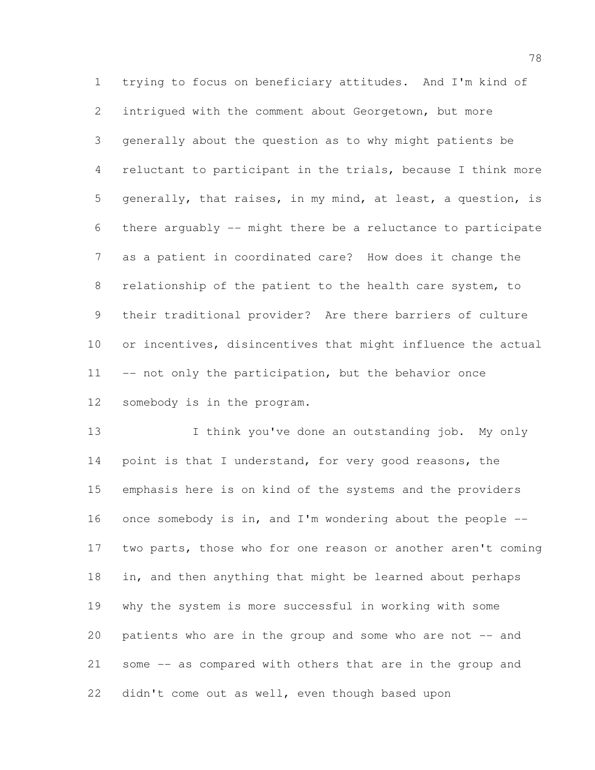trying to focus on beneficiary attitudes. And I'm kind of intrigued with the comment about Georgetown, but more generally about the question as to why might patients be reluctant to participant in the trials, because I think more generally, that raises, in my mind, at least, a question, is there arguably -- might there be a reluctance to participate as a patient in coordinated care? How does it change the relationship of the patient to the health care system, to their traditional provider? Are there barriers of culture or incentives, disincentives that might influence the actual -- not only the participation, but the behavior once somebody is in the program.

I think you've done an outstanding job. My only point is that I understand, for very good reasons, the emphasis here is on kind of the systems and the providers once somebody is in, and I'm wondering about the people -- two parts, those who for one reason or another aren't coming in, and then anything that might be learned about perhaps why the system is more successful in working with some patients who are in the group and some who are not -- and some -- as compared with others that are in the group and didn't come out as well, even though based upon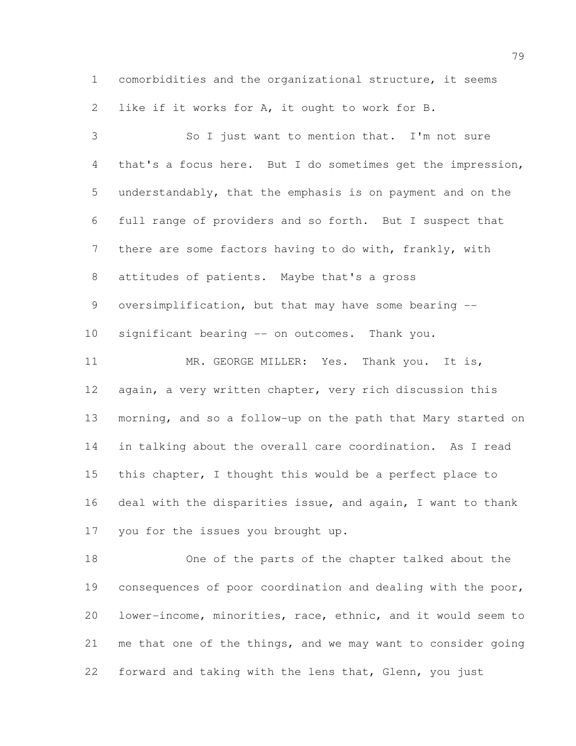comorbidities and the organizational structure, it seems like if it works for A, it ought to work for B.

So I just want to mention that. I'm not sure that's a focus here. But I do sometimes get the impression, understandably, that the emphasis is on payment and on the full range of providers and so forth. But I suspect that there are some factors having to do with, frankly, with attitudes of patients. Maybe that's a gross oversimplification, but that may have some bearing -- significant bearing -- on outcomes. Thank you.

MR. GEORGE MILLER: Yes. Thank you. It is, again, a very written chapter, very rich discussion this morning, and so a follow-up on the path that Mary started on in talking about the overall care coordination. As I read this chapter, I thought this would be a perfect place to deal with the disparities issue, and again, I want to thank you for the issues you brought up.

One of the parts of the chapter talked about the consequences of poor coordination and dealing with the poor, lower-income, minorities, race, ethnic, and it would seem to me that one of the things, and we may want to consider going forward and taking with the lens that, Glenn, you just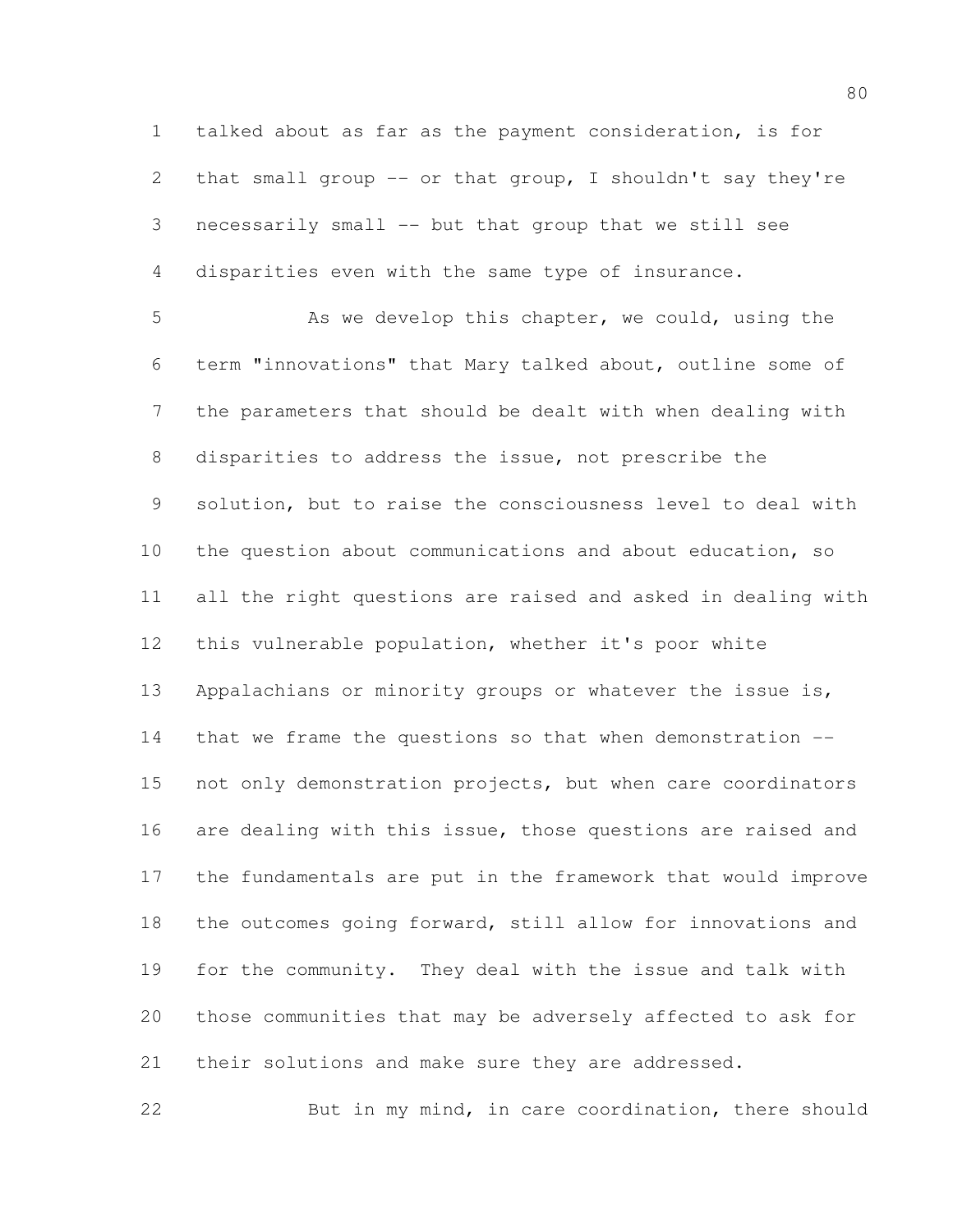talked about as far as the payment consideration, is for that small group -- or that group, I shouldn't say they're necessarily small -- but that group that we still see disparities even with the same type of insurance.

As we develop this chapter, we could, using the term "innovations" that Mary talked about, outline some of the parameters that should be dealt with when dealing with disparities to address the issue, not prescribe the solution, but to raise the consciousness level to deal with the question about communications and about education, so all the right questions are raised and asked in dealing with this vulnerable population, whether it's poor white Appalachians or minority groups or whatever the issue is, that we frame the questions so that when demonstration -- not only demonstration projects, but when care coordinators are dealing with this issue, those questions are raised and the fundamentals are put in the framework that would improve the outcomes going forward, still allow for innovations and for the community. They deal with the issue and talk with those communities that may be adversely affected to ask for their solutions and make sure they are addressed.

But in my mind, in care coordination, there should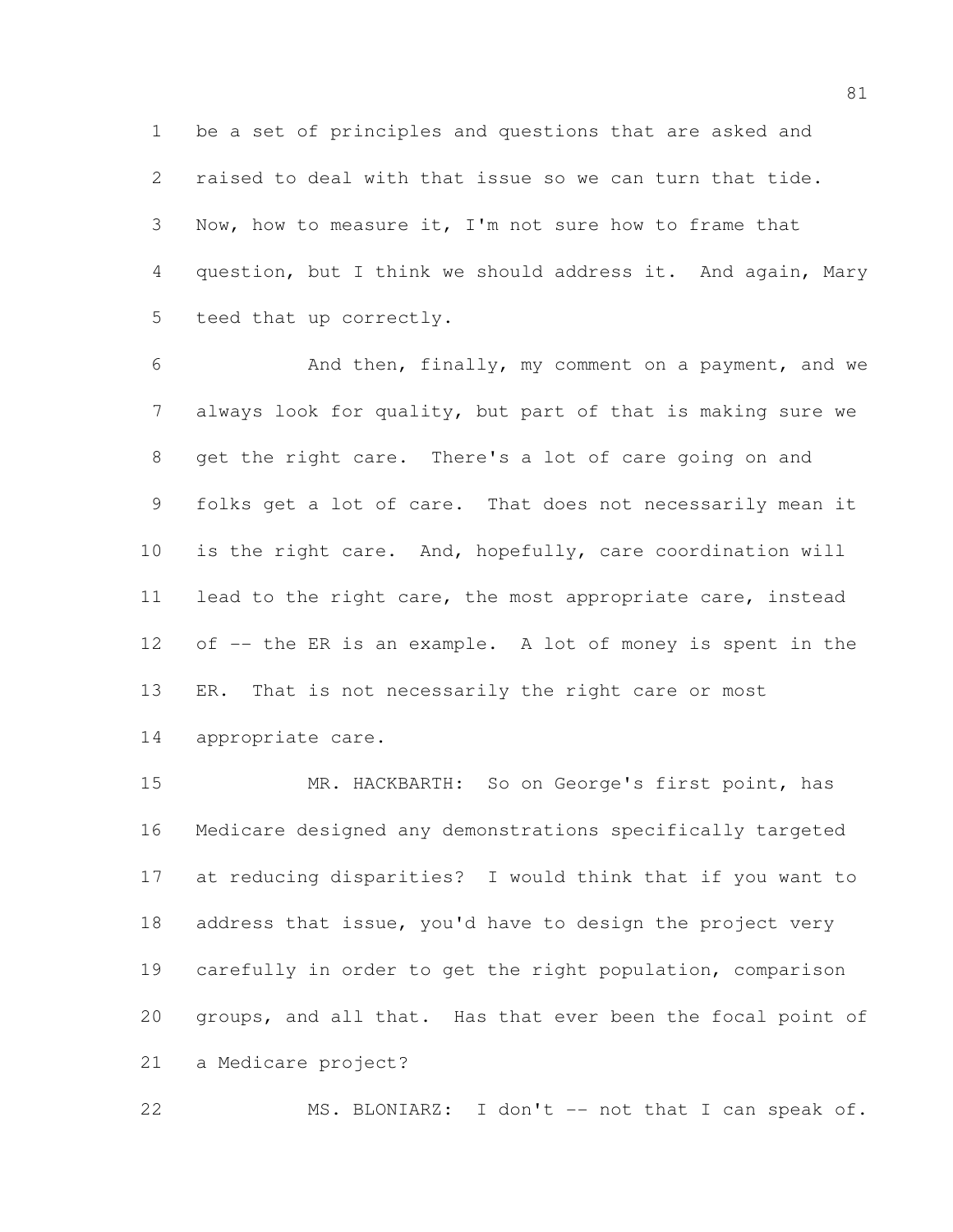be a set of principles and questions that are asked and raised to deal with that issue so we can turn that tide. Now, how to measure it, I'm not sure how to frame that question, but I think we should address it. And again, Mary teed that up correctly.

And then, finally, my comment on a payment, and we always look for quality, but part of that is making sure we get the right care. There's a lot of care going on and folks get a lot of care. That does not necessarily mean it is the right care. And, hopefully, care coordination will lead to the right care, the most appropriate care, instead of -- the ER is an example. A lot of money is spent in the ER. That is not necessarily the right care or most appropriate care.

MR. HACKBARTH: So on George's first point, has Medicare designed any demonstrations specifically targeted at reducing disparities? I would think that if you want to address that issue, you'd have to design the project very carefully in order to get the right population, comparison groups, and all that. Has that ever been the focal point of a Medicare project?

MS. BLONIARZ: I don't -- not that I can speak of.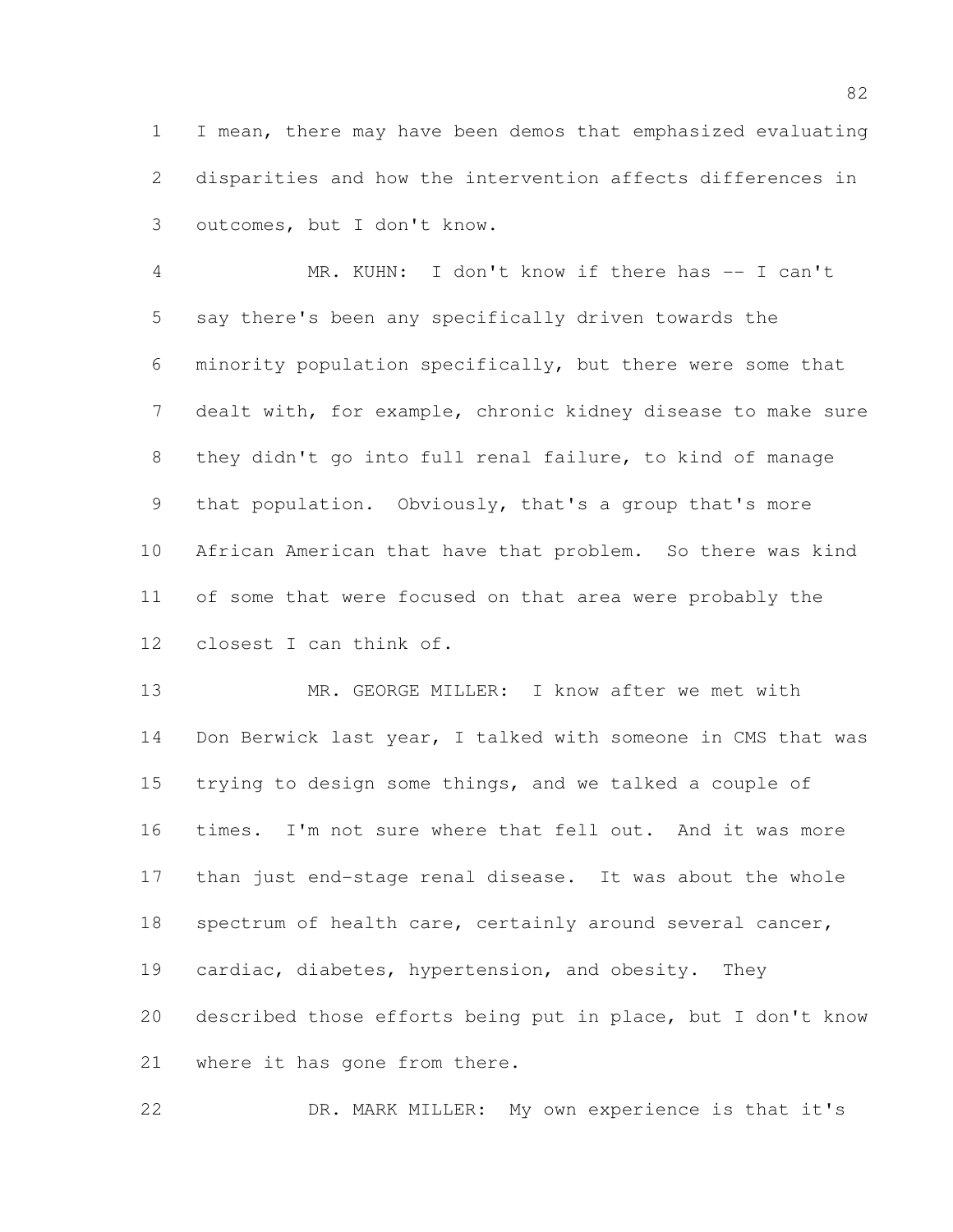I mean, there may have been demos that emphasized evaluating disparities and how the intervention affects differences in outcomes, but I don't know.

MR. KUHN: I don't know if there has -- I can't say there's been any specifically driven towards the minority population specifically, but there were some that dealt with, for example, chronic kidney disease to make sure they didn't go into full renal failure, to kind of manage that population. Obviously, that's a group that's more African American that have that problem. So there was kind of some that were focused on that area were probably the closest I can think of.

MR. GEORGE MILLER: I know after we met with Don Berwick last year, I talked with someone in CMS that was trying to design some things, and we talked a couple of times. I'm not sure where that fell out. And it was more than just end-stage renal disease. It was about the whole spectrum of health care, certainly around several cancer, cardiac, diabetes, hypertension, and obesity. They described those efforts being put in place, but I don't know where it has gone from there.

DR. MARK MILLER: My own experience is that it's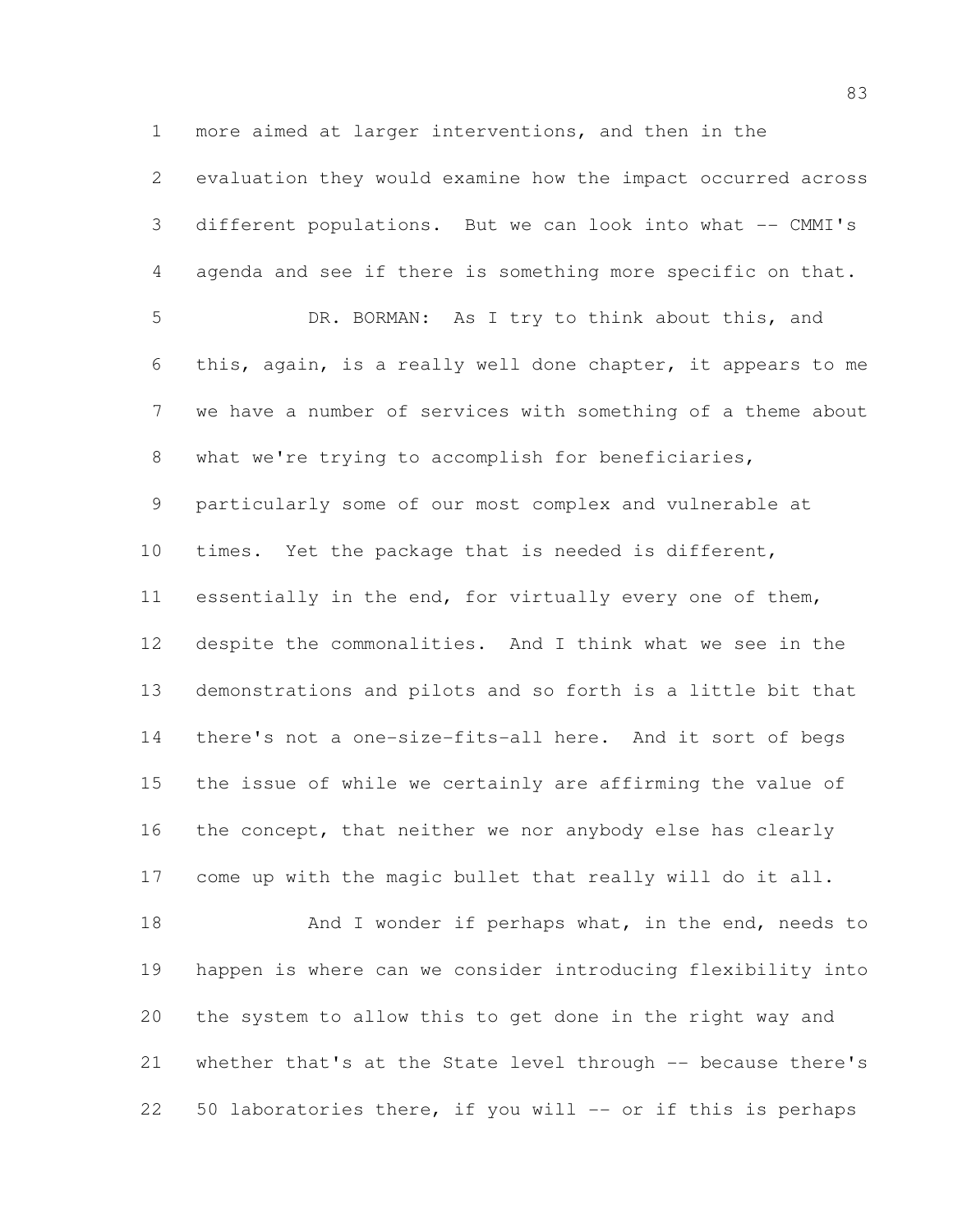more aimed at larger interventions, and then in the evaluation they would examine how the impact occurred across different populations. But we can look into what -- CMMI's agenda and see if there is something more specific on that.

DR. BORMAN: As I try to think about this, and this, again, is a really well done chapter, it appears to me we have a number of services with something of a theme about what we're trying to accomplish for beneficiaries, particularly some of our most complex and vulnerable at times. Yet the package that is needed is different, essentially in the end, for virtually every one of them, despite the commonalities. And I think what we see in the demonstrations and pilots and so forth is a little bit that there's not a one-size-fits-all here. And it sort of begs the issue of while we certainly are affirming the value of the concept, that neither we nor anybody else has clearly come up with the magic bullet that really will do it all.

And I wonder if perhaps what, in the end, needs to happen is where can we consider introducing flexibility into the system to allow this to get done in the right way and whether that's at the State level through -- because there's 50 laboratories there, if you will -- or if this is perhaps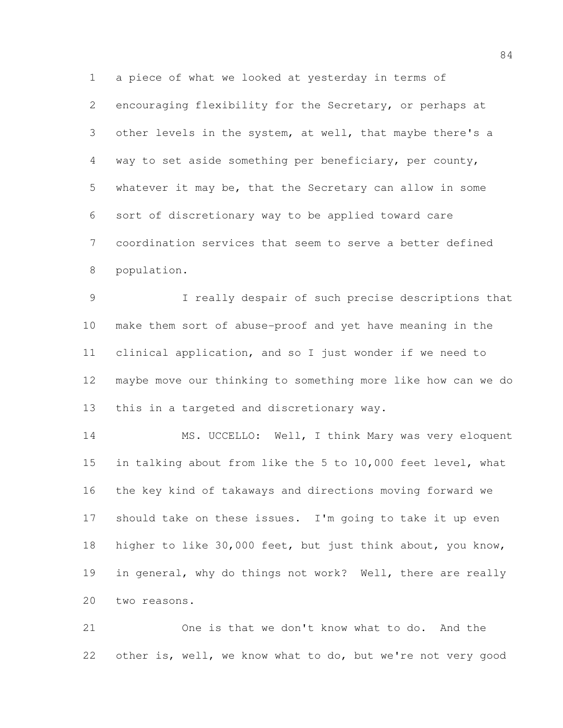a piece of what we looked at yesterday in terms of encouraging flexibility for the Secretary, or perhaps at other levels in the system, at well, that maybe there's a way to set aside something per beneficiary, per county, whatever it may be, that the Secretary can allow in some sort of discretionary way to be applied toward care coordination services that seem to serve a better defined population.

I really despair of such precise descriptions that make them sort of abuse-proof and yet have meaning in the clinical application, and so I just wonder if we need to maybe move our thinking to something more like how can we do this in a targeted and discretionary way.

MS. UCCELLO: Well, I think Mary was very eloquent in talking about from like the 5 to 10,000 feet level, what the key kind of takaways and directions moving forward we should take on these issues. I'm going to take it up even higher to like 30,000 feet, but just think about, you know, in general, why do things not work? Well, there are really two reasons.

One is that we don't know what to do. And the other is, well, we know what to do, but we're not very good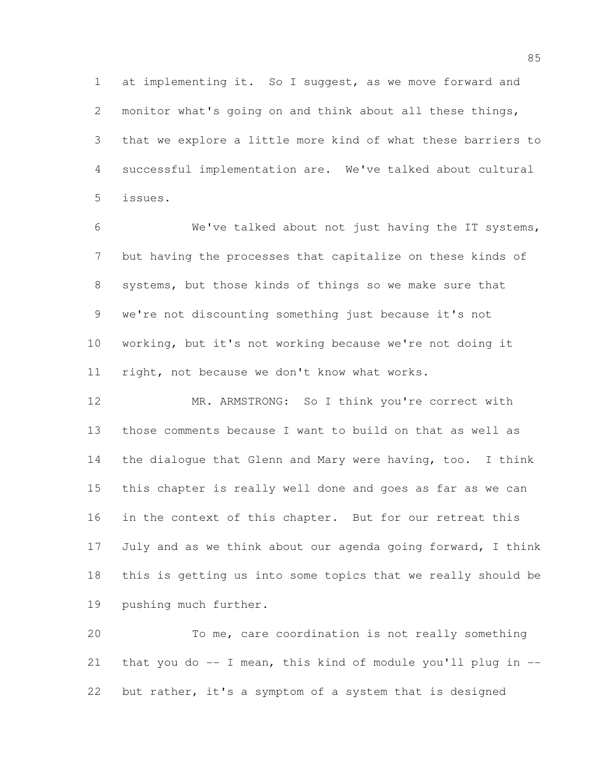at implementing it. So I suggest, as we move forward and monitor what's going on and think about all these things, that we explore a little more kind of what these barriers to successful implementation are. We've talked about cultural issues.

We've talked about not just having the IT systems, but having the processes that capitalize on these kinds of systems, but those kinds of things so we make sure that we're not discounting something just because it's not working, but it's not working because we're not doing it right, not because we don't know what works.

MR. ARMSTRONG: So I think you're correct with those comments because I want to build on that as well as the dialogue that Glenn and Mary were having, too. I think this chapter is really well done and goes as far as we can in the context of this chapter. But for our retreat this July and as we think about our agenda going forward, I think this is getting us into some topics that we really should be pushing much further.

To me, care coordination is not really something that you do -- I mean, this kind of module you'll plug in -- but rather, it's a symptom of a system that is designed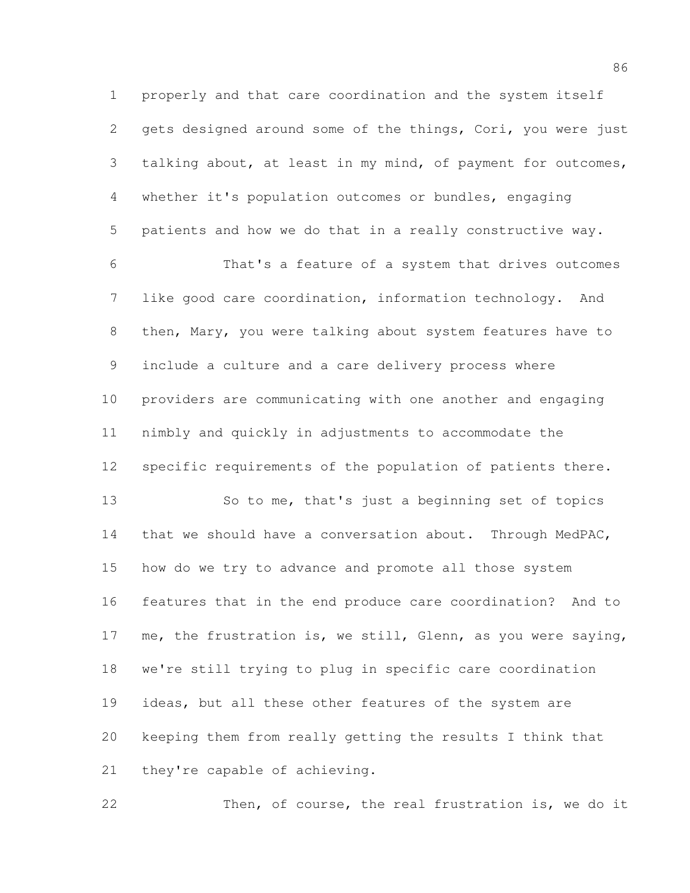properly and that care coordination and the system itself gets designed around some of the things, Cori, you were just talking about, at least in my mind, of payment for outcomes, whether it's population outcomes or bundles, engaging patients and how we do that in a really constructive way.

That's a feature of a system that drives outcomes like good care coordination, information technology. And then, Mary, you were talking about system features have to include a culture and a care delivery process where providers are communicating with one another and engaging nimbly and quickly in adjustments to accommodate the specific requirements of the population of patients there.

So to me, that's just a beginning set of topics that we should have a conversation about. Through MedPAC, how do we try to advance and promote all those system features that in the end produce care coordination? And to me, the frustration is, we still, Glenn, as you were saying, we're still trying to plug in specific care coordination ideas, but all these other features of the system are keeping them from really getting the results I think that they're capable of achieving.

Then, of course, the real frustration is, we do it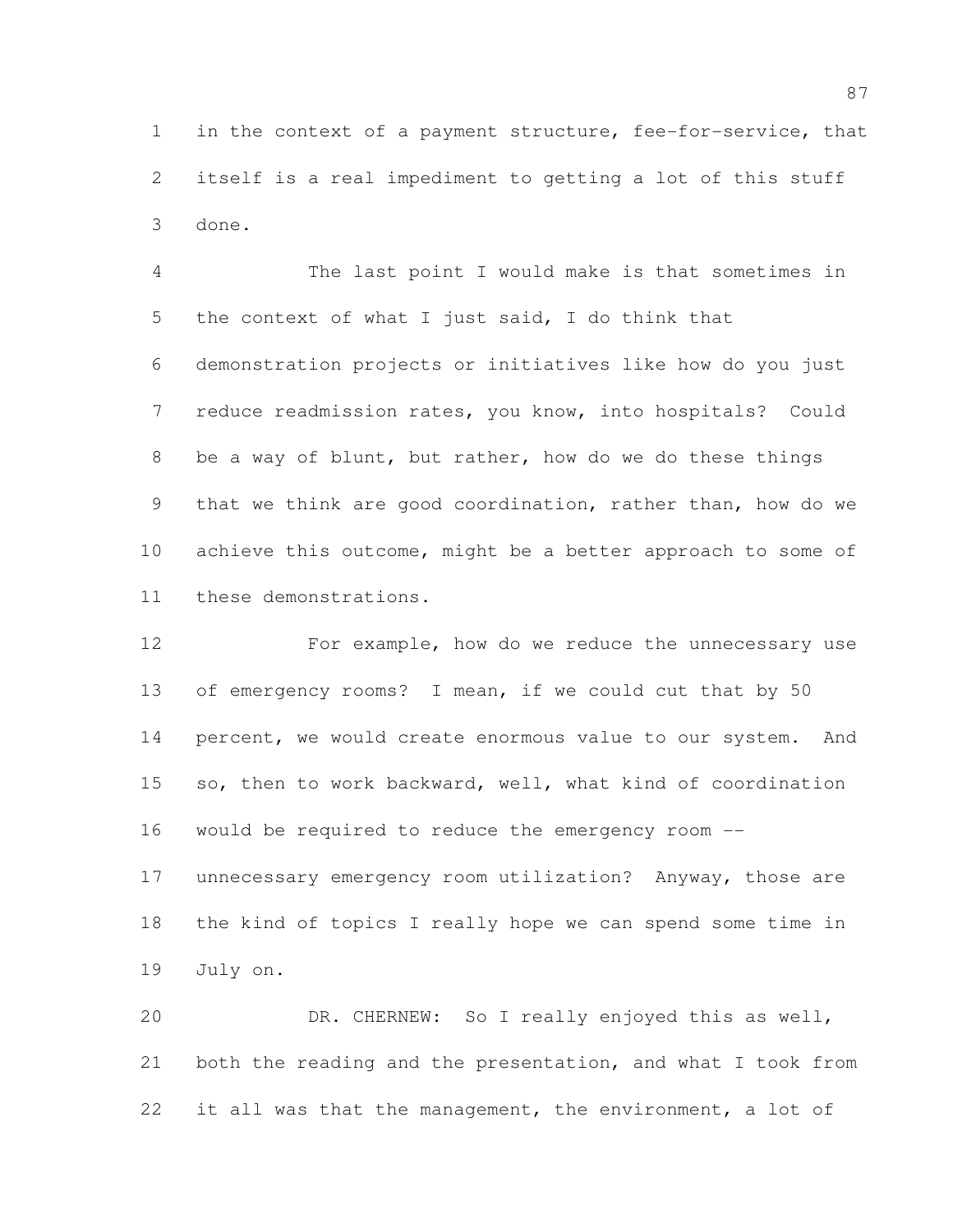in the context of a payment structure, fee-for-service, that itself is a real impediment to getting a lot of this stuff done.

The last point I would make is that sometimes in the context of what I just said, I do think that demonstration projects or initiatives like how do you just reduce readmission rates, you know, into hospitals? Could be a way of blunt, but rather, how do we do these things that we think are good coordination, rather than, how do we achieve this outcome, might be a better approach to some of these demonstrations.

For example, how do we reduce the unnecessary use of emergency rooms? I mean, if we could cut that by 50 percent, we would create enormous value to our system. And so, then to work backward, well, what kind of coordination would be required to reduce the emergency room -- unnecessary emergency room utilization? Anyway, those are the kind of topics I really hope we can spend some time in July on.

DR. CHERNEW: So I really enjoyed this as well, both the reading and the presentation, and what I took from it all was that the management, the environment, a lot of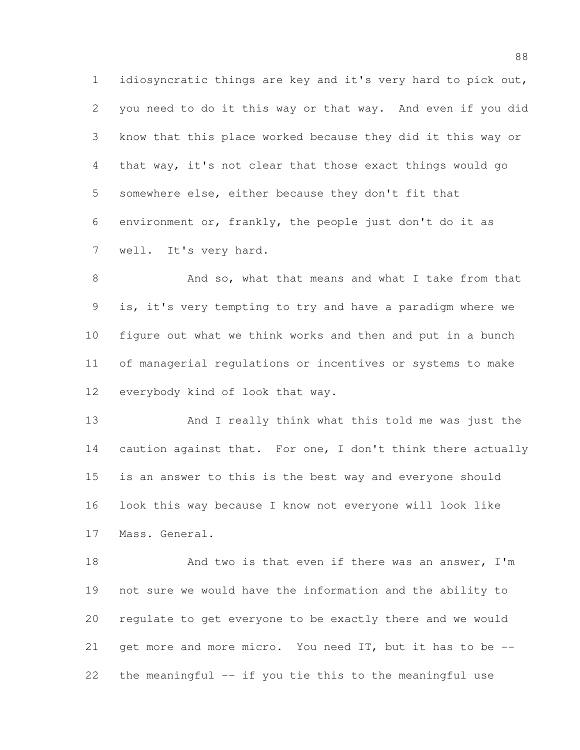idiosyncratic things are key and it's very hard to pick out, you need to do it this way or that way. And even if you did know that this place worked because they did it this way or that way, it's not clear that those exact things would go somewhere else, either because they don't fit that environment or, frankly, the people just don't do it as well. It's very hard.

And so, what that means and what I take from that is, it's very tempting to try and have a paradigm where we figure out what we think works and then and put in a bunch of managerial regulations or incentives or systems to make everybody kind of look that way.

And I really think what this told me was just the caution against that. For one, I don't think there actually is an answer to this is the best way and everyone should look this way because I know not everyone will look like Mass. General.

And two is that even if there was an answer, I'm not sure we would have the information and the ability to regulate to get everyone to be exactly there and we would get more and more micro. You need IT, but it has to be -- the meaningful -- if you tie this to the meaningful use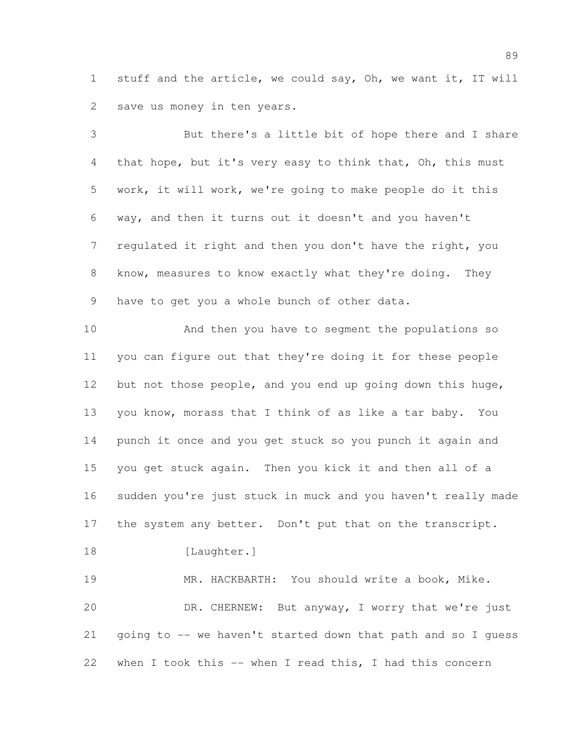stuff and the article, we could say, Oh, we want it, IT will save us money in ten years.

But there's a little bit of hope there and I share that hope, but it's very easy to think that, Oh, this must work, it will work, we're going to make people do it this way, and then it turns out it doesn't and you haven't regulated it right and then you don't have the right, you know, measures to know exactly what they're doing. They have to get you a whole bunch of other data.

And then you have to segment the populations so you can figure out that they're doing it for these people but not those people, and you end up going down this huge, you know, morass that I think of as like a tar baby. You punch it once and you get stuck so you punch it again and you get stuck again. Then you kick it and then all of a sudden you're just stuck in muck and you haven't really made the system any better. Don't put that on the transcript.

[Laughter.]

MR. HACKBARTH: You should write a book, Mike.

DR. CHERNEW: But anyway, I worry that we're just going to -- we haven't started down that path and so I guess when I took this -- when I read this, I had this concern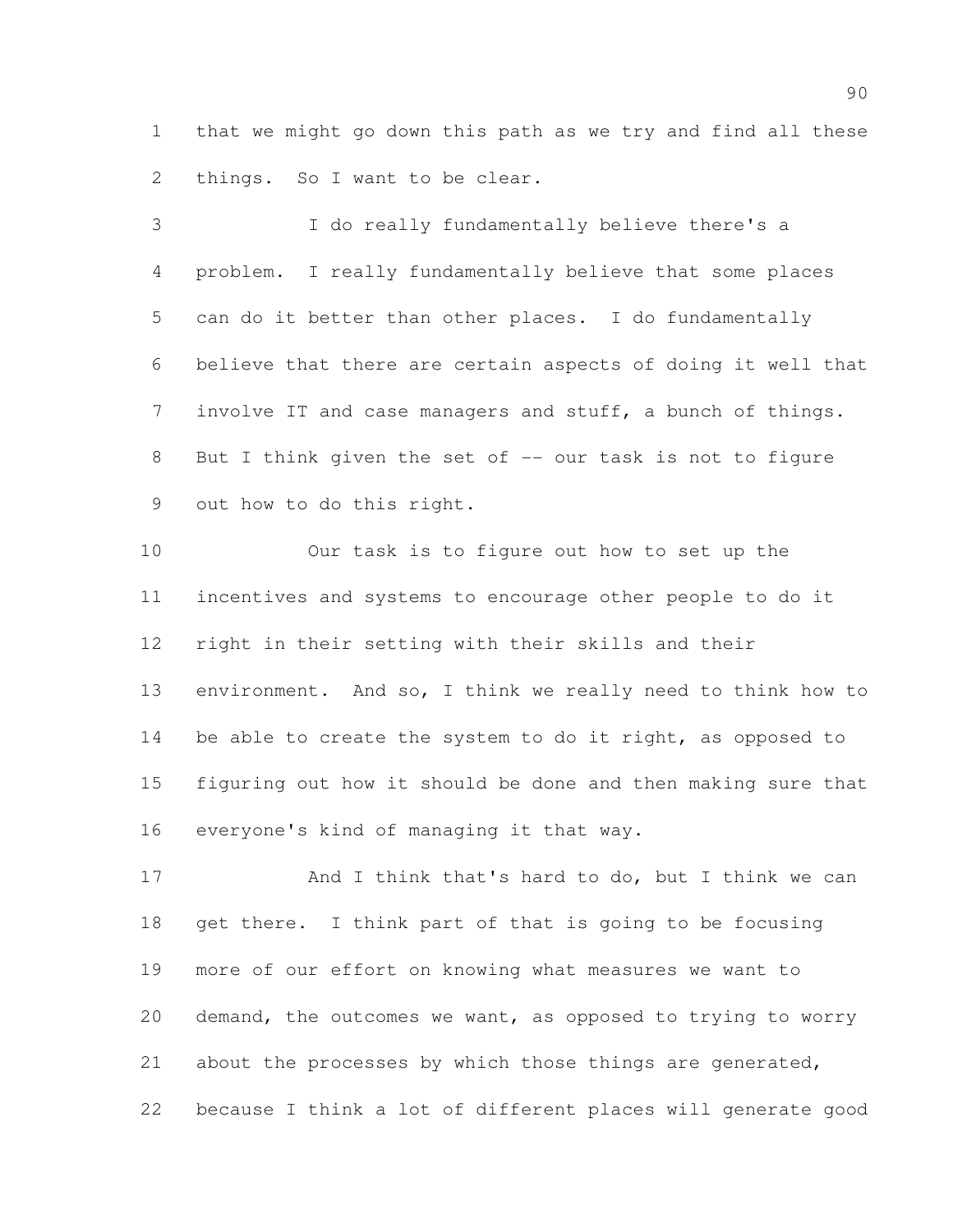that we might go down this path as we try and find all these things. So I want to be clear.

I do really fundamentally believe there's a problem. I really fundamentally believe that some places can do it better than other places. I do fundamentally believe that there are certain aspects of doing it well that involve IT and case managers and stuff, a bunch of things. But I think given the set of -- our task is not to figure out how to do this right.

Our task is to figure out how to set up the incentives and systems to encourage other people to do it right in their setting with their skills and their environment. And so, I think we really need to think how to be able to create the system to do it right, as opposed to figuring out how it should be done and then making sure that everyone's kind of managing it that way.

And I think that's hard to do, but I think we can get there. I think part of that is going to be focusing more of our effort on knowing what measures we want to demand, the outcomes we want, as opposed to trying to worry about the processes by which those things are generated, because I think a lot of different places will generate good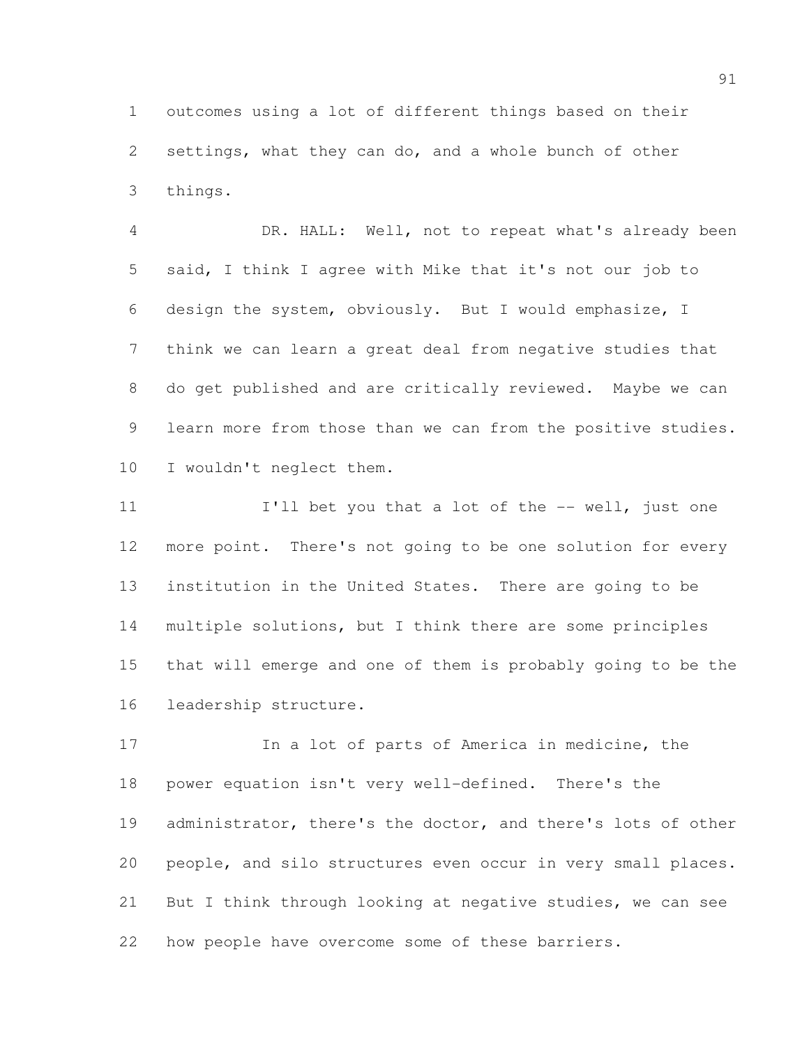outcomes using a lot of different things based on their settings, what they can do, and a whole bunch of other things.

DR. HALL: Well, not to repeat what's already been said, I think I agree with Mike that it's not our job to design the system, obviously. But I would emphasize, I think we can learn a great deal from negative studies that do get published and are critically reviewed. Maybe we can learn more from those than we can from the positive studies. I wouldn't neglect them.

I'll bet you that a lot of the -- well, just one more point. There's not going to be one solution for every institution in the United States. There are going to be multiple solutions, but I think there are some principles that will emerge and one of them is probably going to be the leadership structure.

In a lot of parts of America in medicine, the power equation isn't very well-defined. There's the administrator, there's the doctor, and there's lots of other people, and silo structures even occur in very small places. But I think through looking at negative studies, we can see how people have overcome some of these barriers.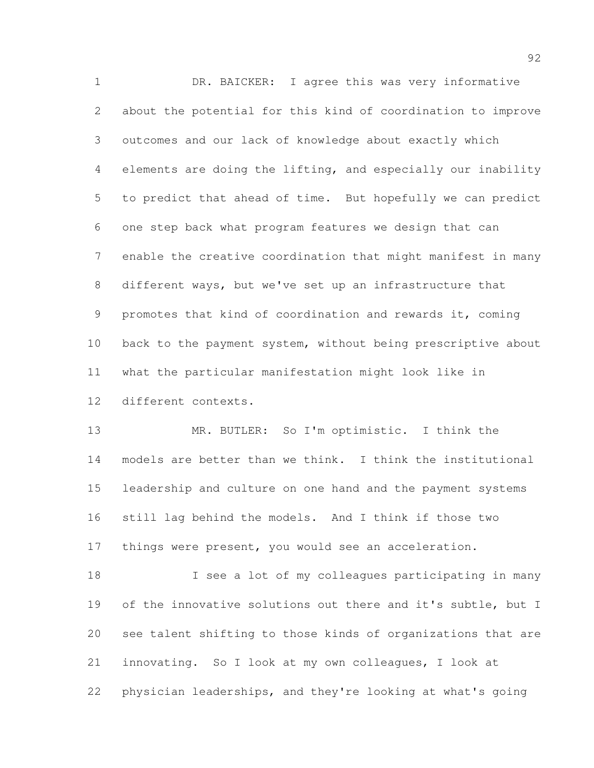DR. BAICKER: I agree this was very informative about the potential for this kind of coordination to improve outcomes and our lack of knowledge about exactly which elements are doing the lifting, and especially our inability to predict that ahead of time. But hopefully we can predict one step back what program features we design that can enable the creative coordination that might manifest in many different ways, but we've set up an infrastructure that promotes that kind of coordination and rewards it, coming back to the payment system, without being prescriptive about what the particular manifestation might look like in different contexts.

MR. BUTLER: So I'm optimistic. I think the models are better than we think. I think the institutional leadership and culture on one hand and the payment systems still lag behind the models. And I think if those two things were present, you would see an acceleration.

I see a lot of my colleagues participating in many of the innovative solutions out there and it's subtle, but I see talent shifting to those kinds of organizations that are innovating. So I look at my own colleagues, I look at physician leaderships, and they're looking at what's going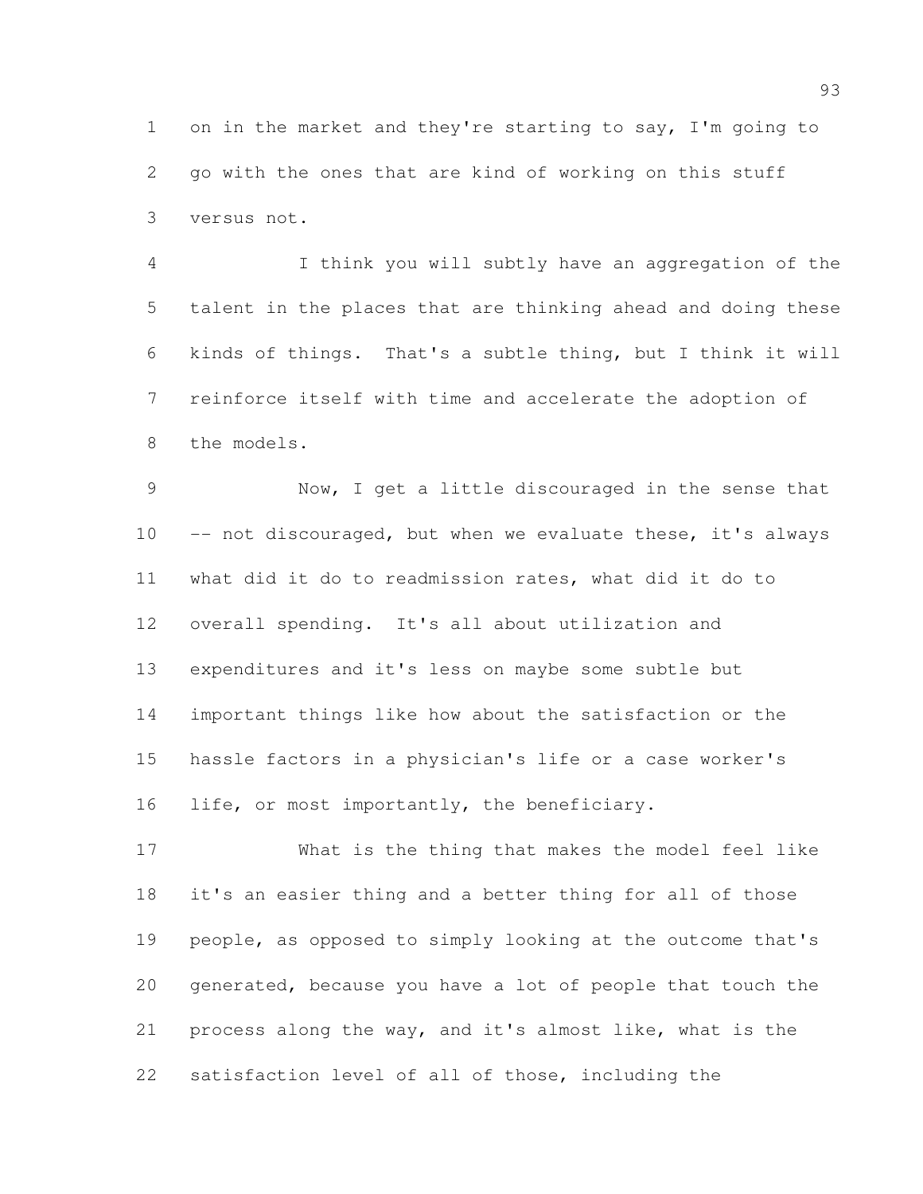on in the market and they're starting to say, I'm going to go with the ones that are kind of working on this stuff versus not.

I think you will subtly have an aggregation of the talent in the places that are thinking ahead and doing these kinds of things. That's a subtle thing, but I think it will reinforce itself with time and accelerate the adoption of the models.

Now, I get a little discouraged in the sense that -- not discouraged, but when we evaluate these, it's always what did it do to readmission rates, what did it do to overall spending. It's all about utilization and expenditures and it's less on maybe some subtle but important things like how about the satisfaction or the hassle factors in a physician's life or a case worker's life, or most importantly, the beneficiary.

What is the thing that makes the model feel like it's an easier thing and a better thing for all of those people, as opposed to simply looking at the outcome that's generated, because you have a lot of people that touch the process along the way, and it's almost like, what is the satisfaction level of all of those, including the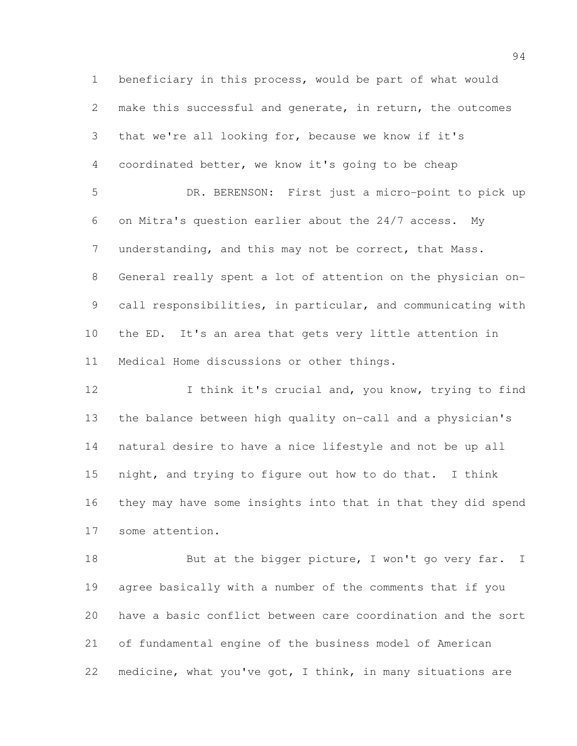beneficiary in this process, would be part of what would make this successful and generate, in return, the outcomes that we're all looking for, because we know if it's coordinated better, we know it's going to be cheap

DR. BERENSON: First just a micro-point to pick up on Mitra's question earlier about the 24/7 access. My understanding, and this may not be correct, that Mass. General really spent a lot of attention on the physician on-call responsibilities, in particular, and communicating with the ED. It's an area that gets very little attention in Medical Home discussions or other things.

I think it's crucial and, you know, trying to find the balance between high quality on-call and a physician's natural desire to have a nice lifestyle and not be up all night, and trying to figure out how to do that. I think they may have some insights into that in that they did spend some attention.

But at the bigger picture, I won't go very far. I agree basically with a number of the comments that if you have a basic conflict between care coordination and the sort of fundamental engine of the business model of American medicine, what you've got, I think, in many situations are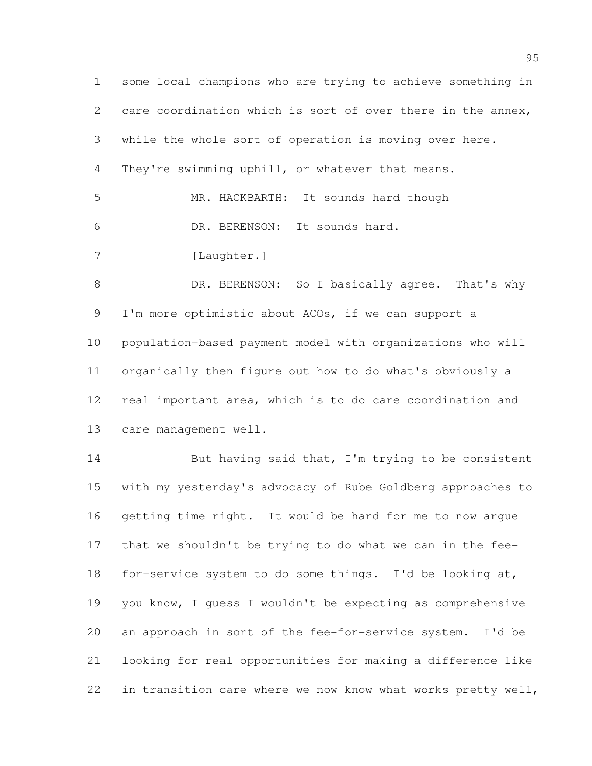some local champions who are trying to achieve something in care coordination which is sort of over there in the annex, while the whole sort of operation is moving over here. They're swimming uphill, or whatever that means.

MR. HACKBARTH: It sounds hard though

DR. BERENSON: It sounds hard.

[Laughter.]

DR. BERENSON: So I basically agree. That's why I'm more optimistic about ACOs, if we can support a population-based payment model with organizations who will organically then figure out how to do what's obviously a real important area, which is to do care coordination and care management well.

But having said that, I'm trying to be consistent with my yesterday's advocacy of Rube Goldberg approaches to getting time right. It would be hard for me to now argue that we shouldn't be trying to do what we can in the fee-for-service system to do some things. I'd be looking at, you know, I guess I wouldn't be expecting as comprehensive an approach in sort of the fee-for-service system. I'd be looking for real opportunities for making a difference like in transition care where we now know what works pretty well,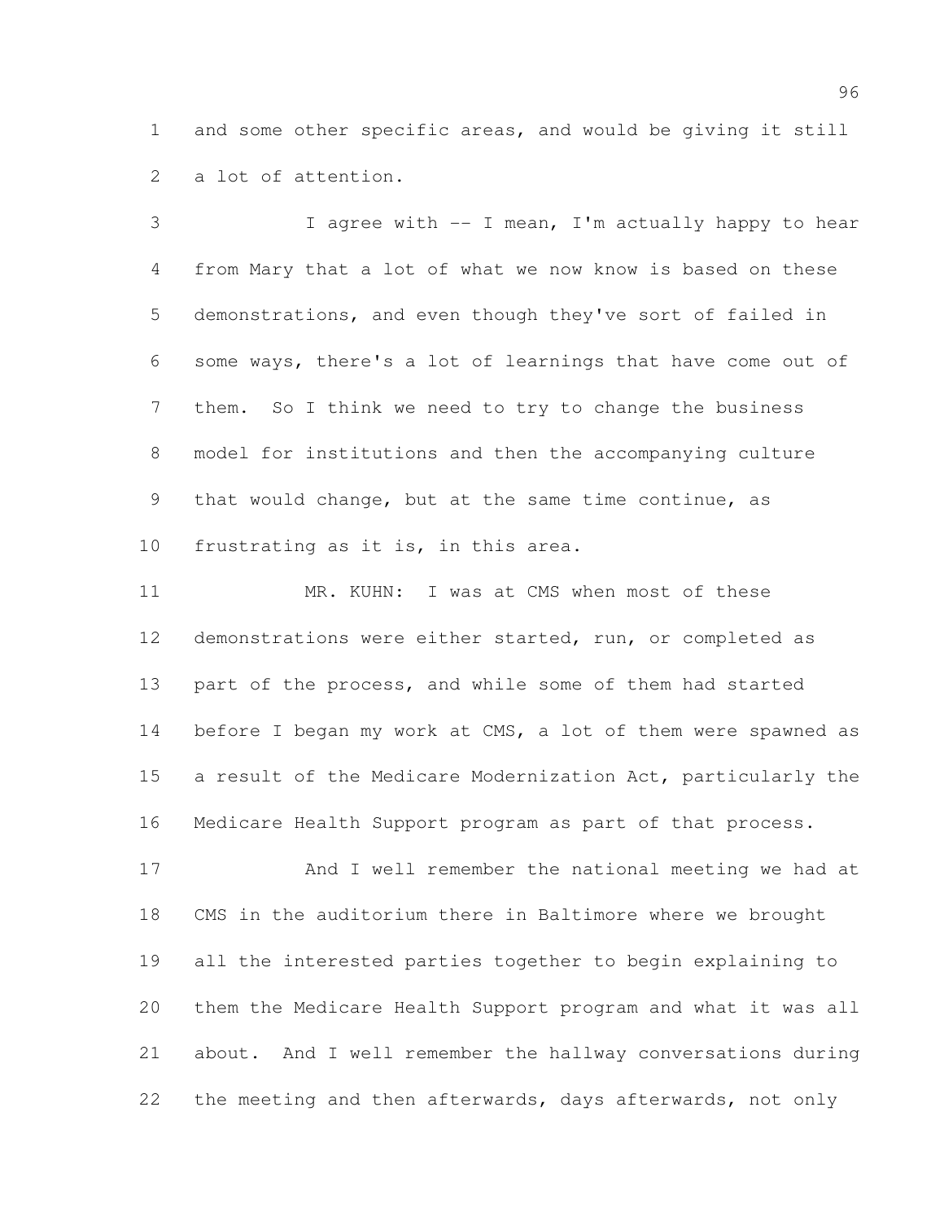and some other specific areas, and would be giving it still a lot of attention.

I agree with -- I mean, I'm actually happy to hear from Mary that a lot of what we now know is based on these demonstrations, and even though they've sort of failed in some ways, there's a lot of learnings that have come out of them. So I think we need to try to change the business model for institutions and then the accompanying culture that would change, but at the same time continue, as frustrating as it is, in this area.

MR. KUHN: I was at CMS when most of these demonstrations were either started, run, or completed as part of the process, and while some of them had started before I began my work at CMS, a lot of them were spawned as a result of the Medicare Modernization Act, particularly the Medicare Health Support program as part of that process.

And I well remember the national meeting we had at CMS in the auditorium there in Baltimore where we brought all the interested parties together to begin explaining to them the Medicare Health Support program and what it was all about. And I well remember the hallway conversations during the meeting and then afterwards, days afterwards, not only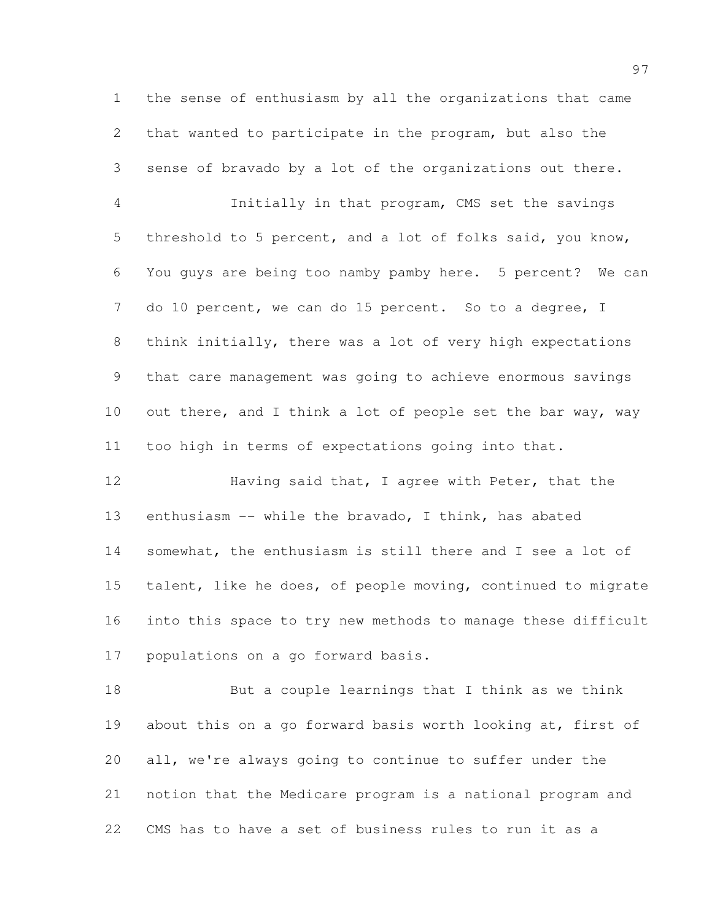the sense of enthusiasm by all the organizations that came that wanted to participate in the program, but also the sense of bravado by a lot of the organizations out there.

Initially in that program, CMS set the savings threshold to 5 percent, and a lot of folks said, you know, You guys are being too namby pamby here. 5 percent? We can do 10 percent, we can do 15 percent. So to a degree, I think initially, there was a lot of very high expectations that care management was going to achieve enormous savings out there, and I think a lot of people set the bar way, way too high in terms of expectations going into that.

Having said that, I agree with Peter, that the enthusiasm -- while the bravado, I think, has abated somewhat, the enthusiasm is still there and I see a lot of talent, like he does, of people moving, continued to migrate into this space to try new methods to manage these difficult populations on a go forward basis.

But a couple learnings that I think as we think about this on a go forward basis worth looking at, first of all, we're always going to continue to suffer under the notion that the Medicare program is a national program and CMS has to have a set of business rules to run it as a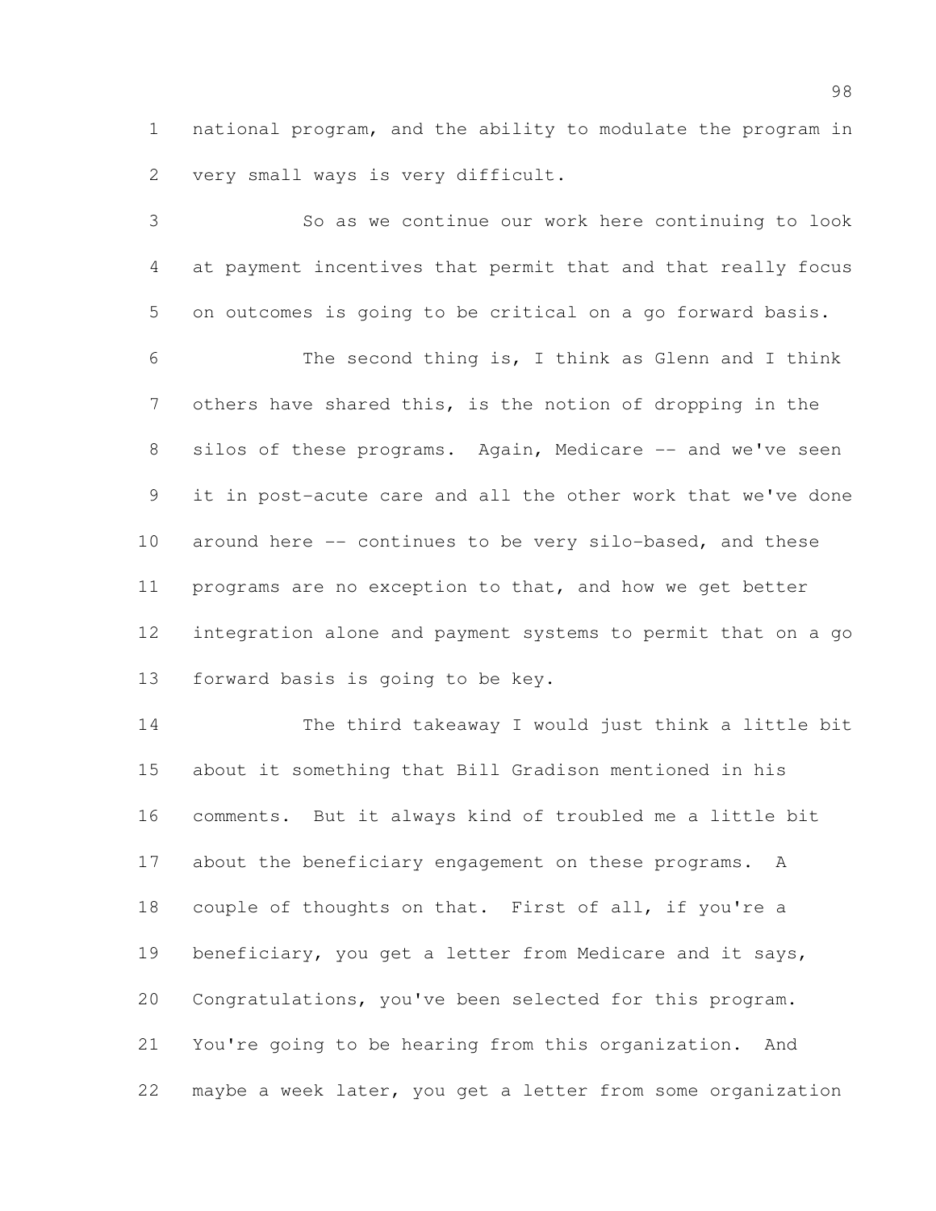national program, and the ability to modulate the program in very small ways is very difficult.

So as we continue our work here continuing to look at payment incentives that permit that and that really focus on outcomes is going to be critical on a go forward basis.

The second thing is, I think as Glenn and I think others have shared this, is the notion of dropping in the silos of these programs. Again, Medicare -- and we've seen it in post-acute care and all the other work that we've done around here -- continues to be very silo-based, and these programs are no exception to that, and how we get better integration alone and payment systems to permit that on a go forward basis is going to be key.

The third takeaway I would just think a little bit about it something that Bill Gradison mentioned in his comments. But it always kind of troubled me a little bit about the beneficiary engagement on these programs. A couple of thoughts on that. First of all, if you're a beneficiary, you get a letter from Medicare and it says, Congratulations, you've been selected for this program. You're going to be hearing from this organization. And maybe a week later, you get a letter from some organization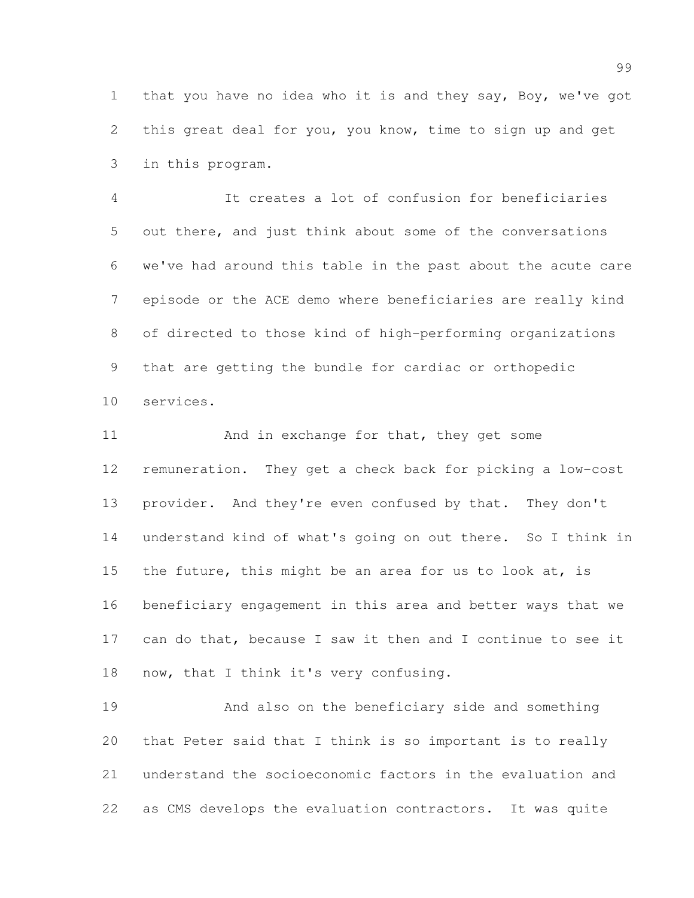that you have no idea who it is and they say, Boy, we've got this great deal for you, you know, time to sign up and get in this program.

It creates a lot of confusion for beneficiaries out there, and just think about some of the conversations we've had around this table in the past about the acute care episode or the ACE demo where beneficiaries are really kind of directed to those kind of high-performing organizations that are getting the bundle for cardiac or orthopedic services.

And in exchange for that, they get some remuneration. They get a check back for picking a low-cost provider. And they're even confused by that. They don't understand kind of what's going on out there. So I think in the future, this might be an area for us to look at, is beneficiary engagement in this area and better ways that we can do that, because I saw it then and I continue to see it now, that I think it's very confusing.

And also on the beneficiary side and something that Peter said that I think is so important is to really understand the socioeconomic factors in the evaluation and as CMS develops the evaluation contractors. It was quite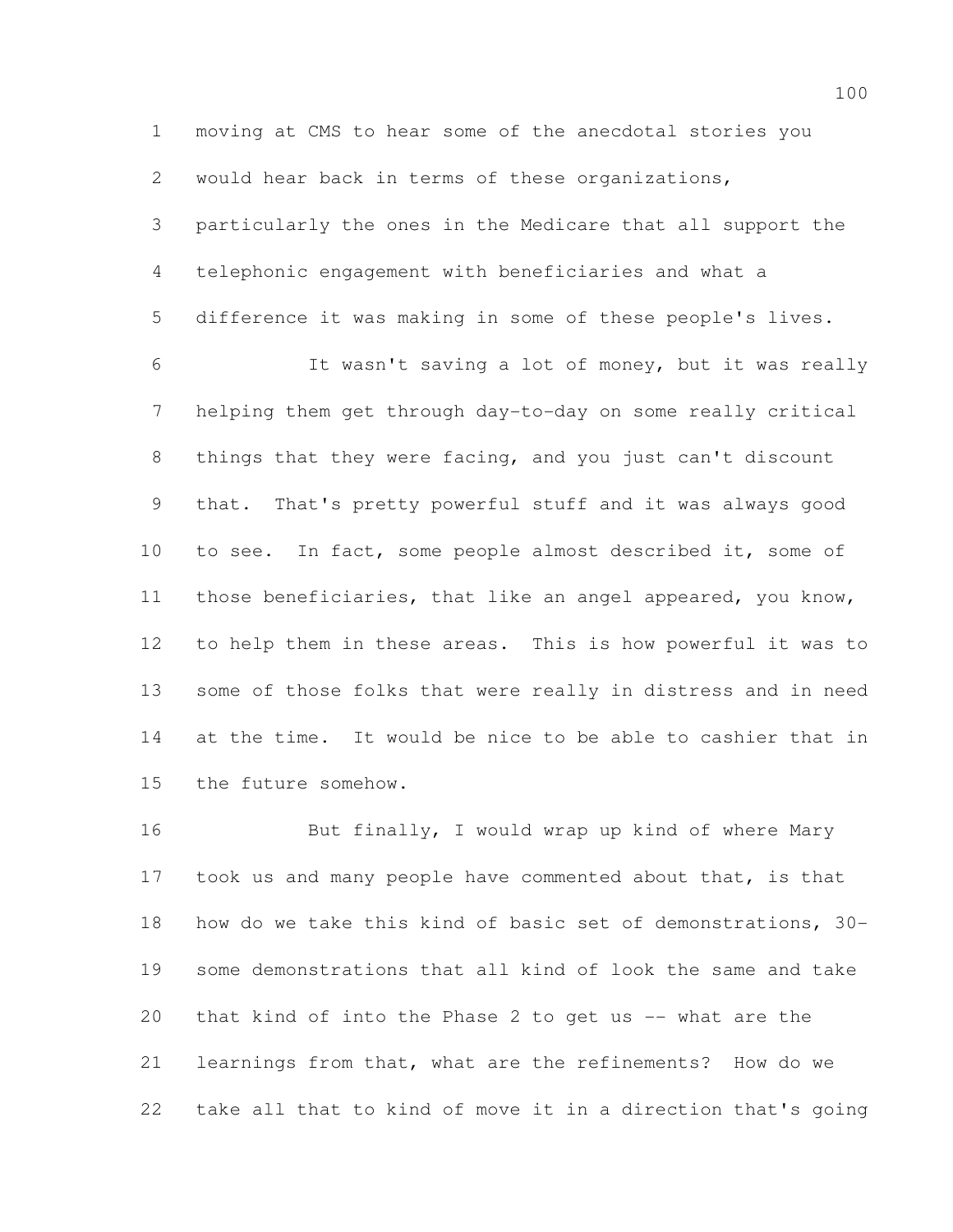moving at CMS to hear some of the anecdotal stories you would hear back in terms of these organizations, particularly the ones in the Medicare that all support the telephonic engagement with beneficiaries and what a difference it was making in some of these people's lives.

It wasn't saving a lot of money, but it was really helping them get through day-to-day on some really critical things that they were facing, and you just can't discount that. That's pretty powerful stuff and it was always good to see. In fact, some people almost described it, some of those beneficiaries, that like an angel appeared, you know, to help them in these areas. This is how powerful it was to some of those folks that were really in distress and in need at the time. It would be nice to be able to cashier that in the future somehow.

But finally, I would wrap up kind of where Mary took us and many people have commented about that, is that how do we take this kind of basic set of demonstrations, 30-some demonstrations that all kind of look the same and take that kind of into the Phase 2 to get us -- what are the learnings from that, what are the refinements? How do we take all that to kind of move it in a direction that's going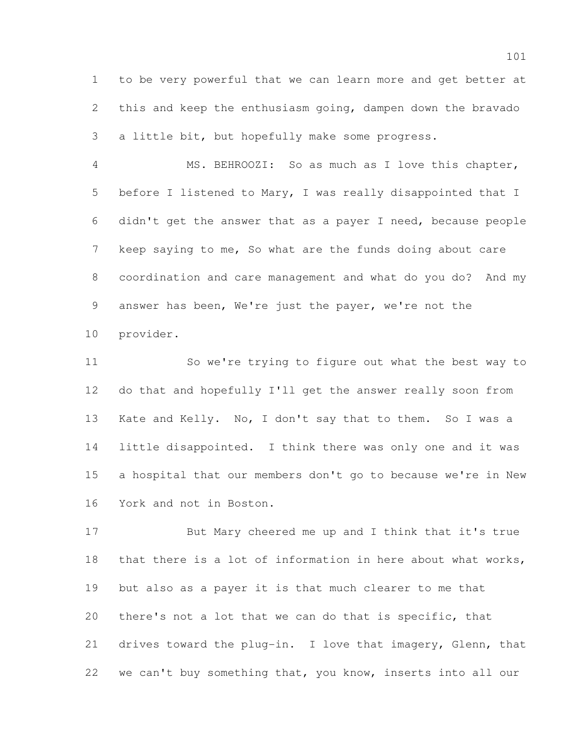to be very powerful that we can learn more and get better at this and keep the enthusiasm going, dampen down the bravado a little bit, but hopefully make some progress.

MS. BEHROOZI: So as much as I love this chapter, before I listened to Mary, I was really disappointed that I didn't get the answer that as a payer I need, because people keep saying to me, So what are the funds doing about care coordination and care management and what do you do? And my answer has been, We're just the payer, we're not the provider.

So we're trying to figure out what the best way to do that and hopefully I'll get the answer really soon from Kate and Kelly. No, I don't say that to them. So I was a little disappointed. I think there was only one and it was a hospital that our members don't go to because we're in New York and not in Boston.

But Mary cheered me up and I think that it's true that there is a lot of information in here about what works, but also as a payer it is that much clearer to me that there's not a lot that we can do that is specific, that drives toward the plug-in. I love that imagery, Glenn, that we can't buy something that, you know, inserts into all our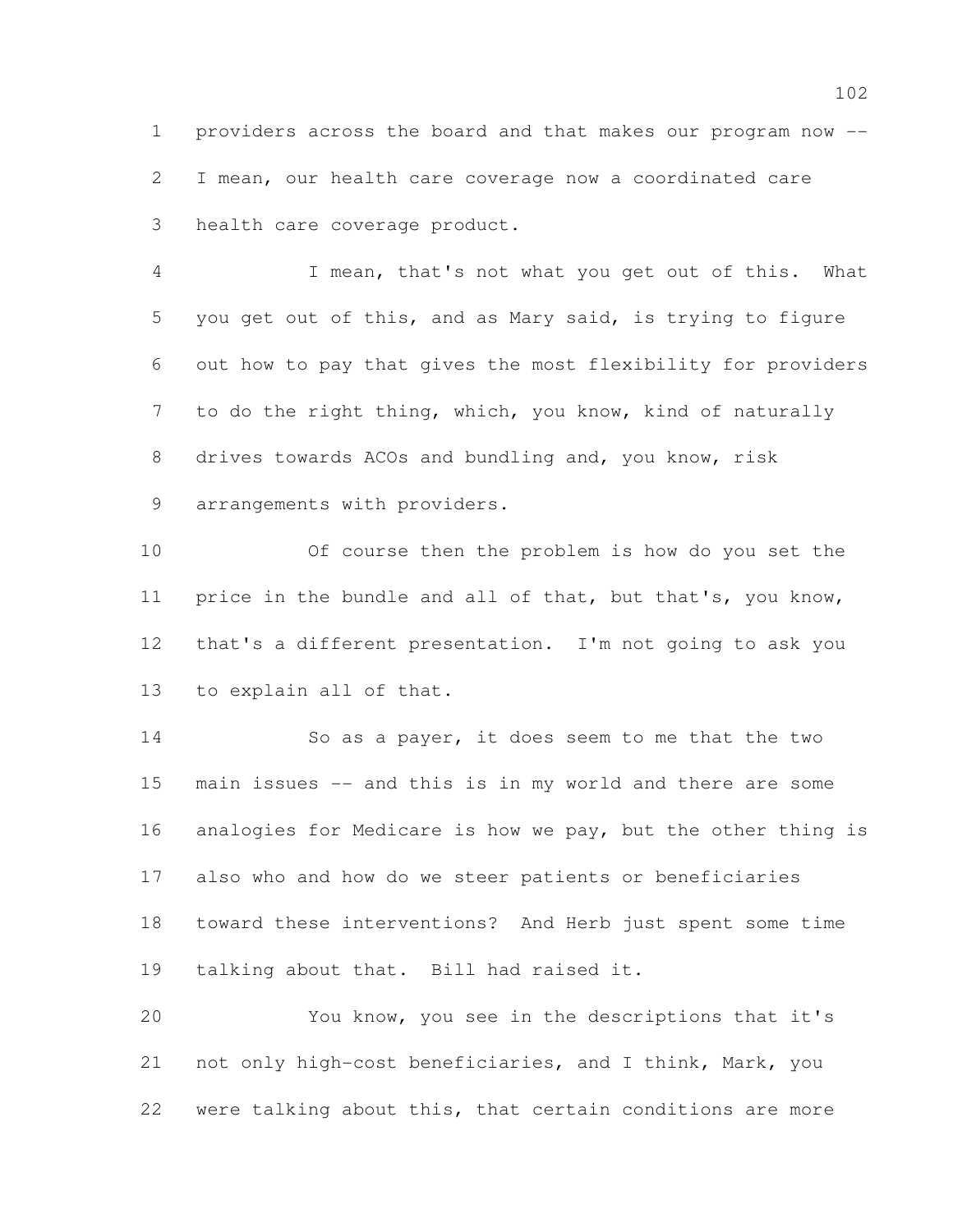providers across the board and that makes our program now -- I mean, our health care coverage now a coordinated care health care coverage product.

I mean, that's not what you get out of this. What you get out of this, and as Mary said, is trying to figure out how to pay that gives the most flexibility for providers to do the right thing, which, you know, kind of naturally drives towards ACOs and bundling and, you know, risk arrangements with providers.

Of course then the problem is how do you set the price in the bundle and all of that, but that's, you know, that's a different presentation. I'm not going to ask you to explain all of that.

So as a payer, it does seem to me that the two main issues -- and this is in my world and there are some analogies for Medicare is how we pay, but the other thing is also who and how do we steer patients or beneficiaries toward these interventions? And Herb just spent some time talking about that. Bill had raised it.

You know, you see in the descriptions that it's not only high-cost beneficiaries, and I think, Mark, you were talking about this, that certain conditions are more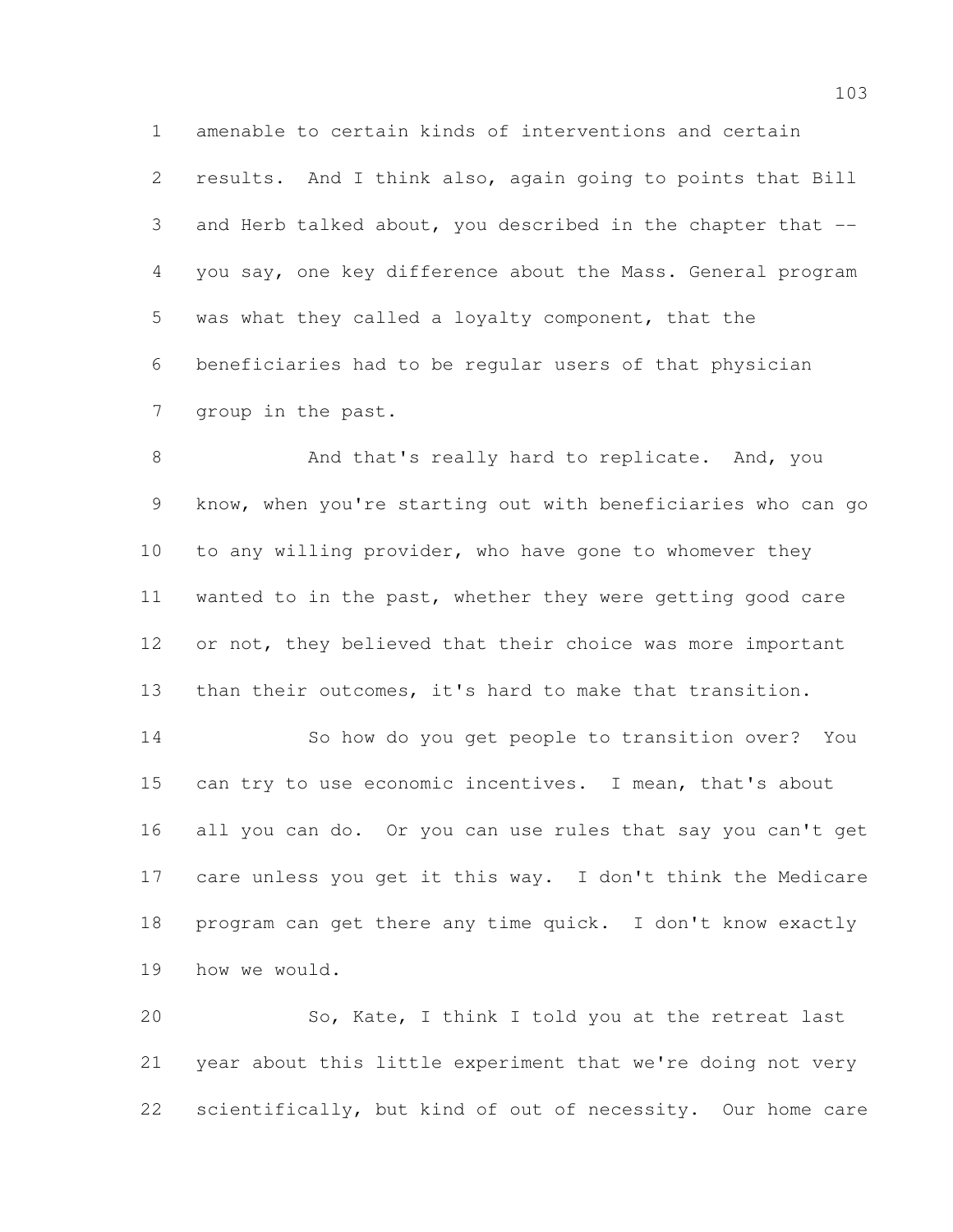amenable to certain kinds of interventions and certain results. And I think also, again going to points that Bill and Herb talked about, you described in the chapter that -- you say, one key difference about the Mass. General program was what they called a loyalty component, that the beneficiaries had to be regular users of that physician group in the past.

And that's really hard to replicate. And, you know, when you're starting out with beneficiaries who can go to any willing provider, who have gone to whomever they wanted to in the past, whether they were getting good care or not, they believed that their choice was more important than their outcomes, it's hard to make that transition.

So how do you get people to transition over? You can try to use economic incentives. I mean, that's about all you can do. Or you can use rules that say you can't get care unless you get it this way. I don't think the Medicare program can get there any time quick. I don't know exactly how we would.

So, Kate, I think I told you at the retreat last year about this little experiment that we're doing not very scientifically, but kind of out of necessity. Our home care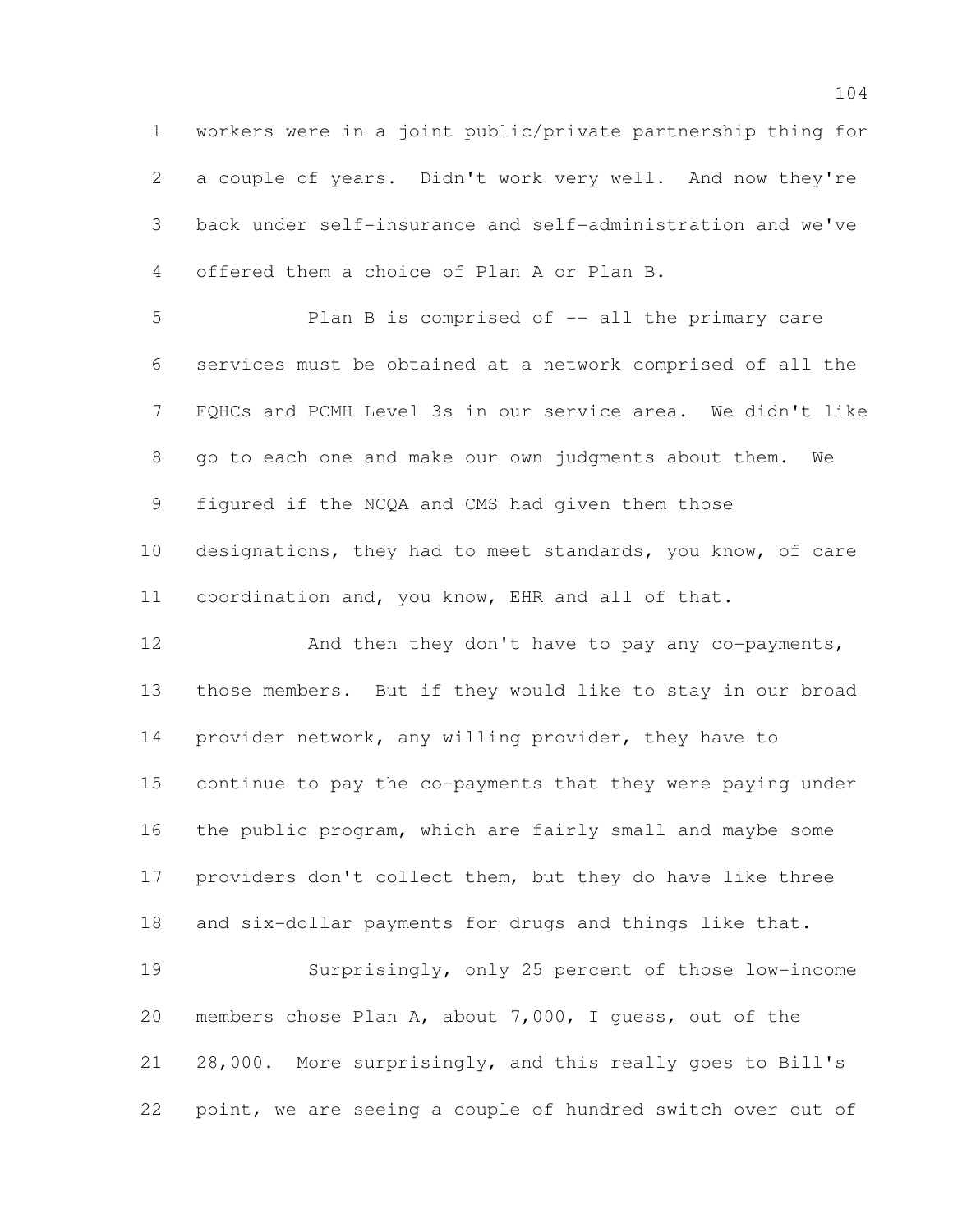workers were in a joint public/private partnership thing for a couple of years. Didn't work very well. And now they're back under self-insurance and self-administration and we've offered them a choice of Plan A or Plan B.

Plan B is comprised of -- all the primary care services must be obtained at a network comprised of all the FQHCs and PCMH Level 3s in our service area. We didn't like go to each one and make our own judgments about them. We figured if the NCQA and CMS had given them those designations, they had to meet standards, you know, of care coordination and, you know, EHR and all of that.

And then they don't have to pay any co-payments, those members. But if they would like to stay in our broad provider network, any willing provider, they have to continue to pay the co-payments that they were paying under the public program, which are fairly small and maybe some providers don't collect them, but they do have like three and six-dollar payments for drugs and things like that.

Surprisingly, only 25 percent of those low-income members chose Plan A, about 7,000, I guess, out of the 28,000. More surprisingly, and this really goes to Bill's point, we are seeing a couple of hundred switch over out of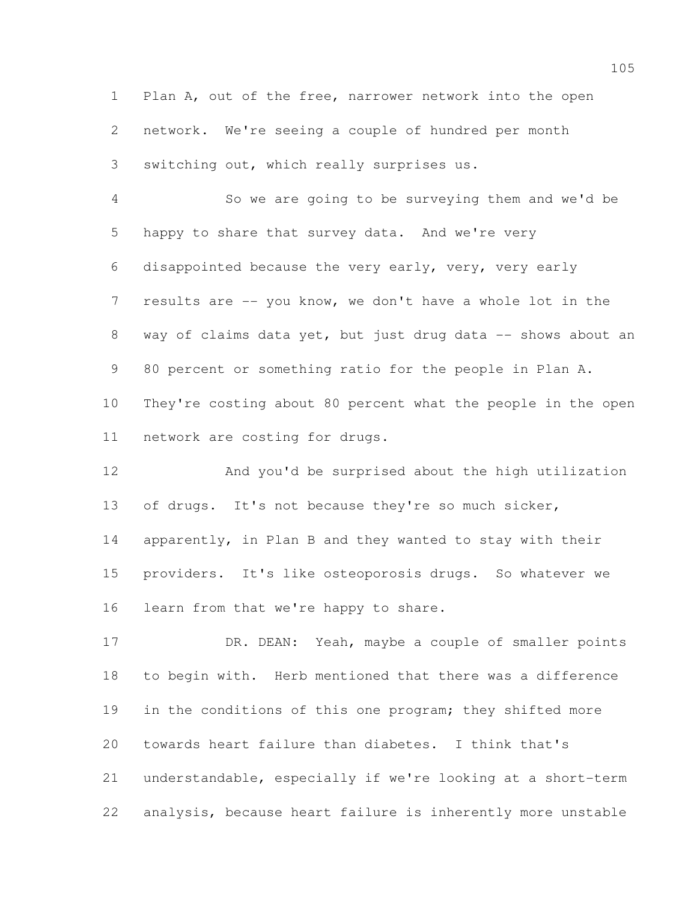Plan A, out of the free, narrower network into the open network. We're seeing a couple of hundred per month switching out, which really surprises us.

So we are going to be surveying them and we'd be happy to share that survey data. And we're very disappointed because the very early, very, very early results are -- you know, we don't have a whole lot in the way of claims data yet, but just drug data -- shows about an 80 percent or something ratio for the people in Plan A. They're costing about 80 percent what the people in the open network are costing for drugs.

And you'd be surprised about the high utilization of drugs. It's not because they're so much sicker, apparently, in Plan B and they wanted to stay with their providers. It's like osteoporosis drugs. So whatever we learn from that we're happy to share.

DR. DEAN: Yeah, maybe a couple of smaller points to begin with. Herb mentioned that there was a difference in the conditions of this one program; they shifted more towards heart failure than diabetes. I think that's understandable, especially if we're looking at a short-term analysis, because heart failure is inherently more unstable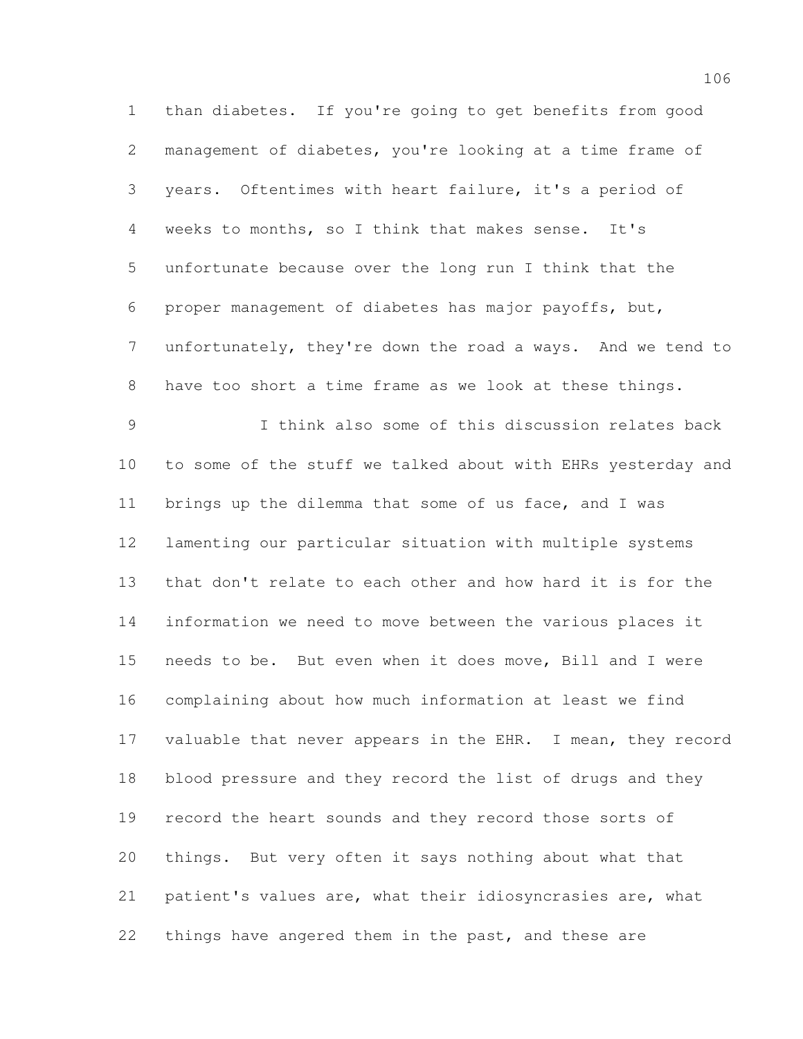than diabetes. If you're going to get benefits from good management of diabetes, you're looking at a time frame of years. Oftentimes with heart failure, it's a period of weeks to months, so I think that makes sense. It's unfortunate because over the long run I think that the proper management of diabetes has major payoffs, but, unfortunately, they're down the road a ways. And we tend to have too short a time frame as we look at these things.

I think also some of this discussion relates back to some of the stuff we talked about with EHRs yesterday and brings up the dilemma that some of us face, and I was lamenting our particular situation with multiple systems that don't relate to each other and how hard it is for the information we need to move between the various places it needs to be. But even when it does move, Bill and I were complaining about how much information at least we find valuable that never appears in the EHR. I mean, they record blood pressure and they record the list of drugs and they record the heart sounds and they record those sorts of things. But very often it says nothing about what that patient's values are, what their idiosyncrasies are, what things have angered them in the past, and these are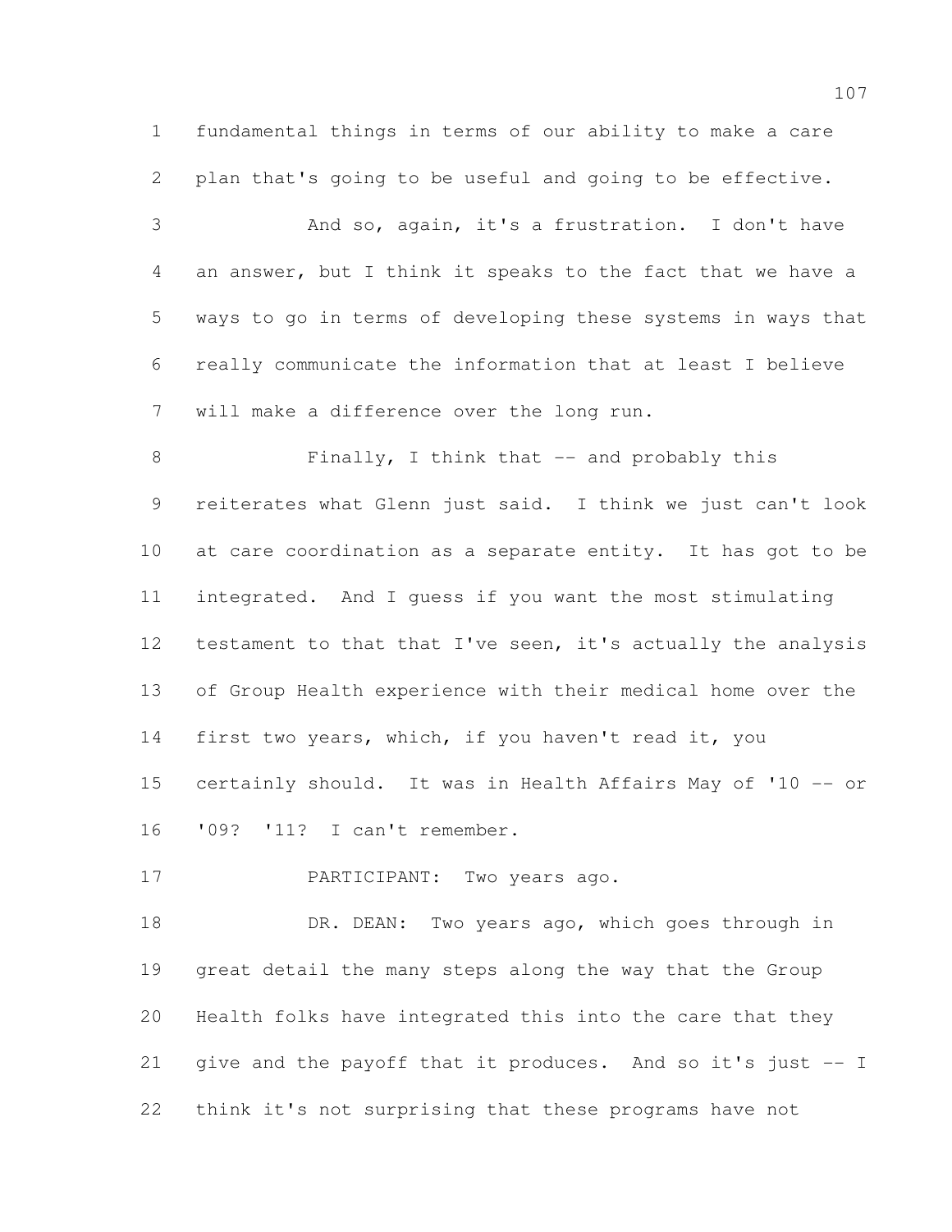fundamental things in terms of our ability to make a care plan that's going to be useful and going to be effective.

And so, again, it's a frustration. I don't have an answer, but I think it speaks to the fact that we have a ways to go in terms of developing these systems in ways that really communicate the information that at least I believe will make a difference over the long run.

Finally, I think that -- and probably this reiterates what Glenn just said. I think we just can't look at care coordination as a separate entity. It has got to be integrated. And I guess if you want the most stimulating testament to that that I've seen, it's actually the analysis of Group Health experience with their medical home over the first two years, which, if you haven't read it, you certainly should. It was in Health Affairs May of '10 -- or '09? '11? I can't remember.

PARTICIPANT: Two years ago.

DR. DEAN: Two years ago, which goes through in great detail the many steps along the way that the Group Health folks have integrated this into the care that they give and the payoff that it produces. And so it's just -- I think it's not surprising that these programs have not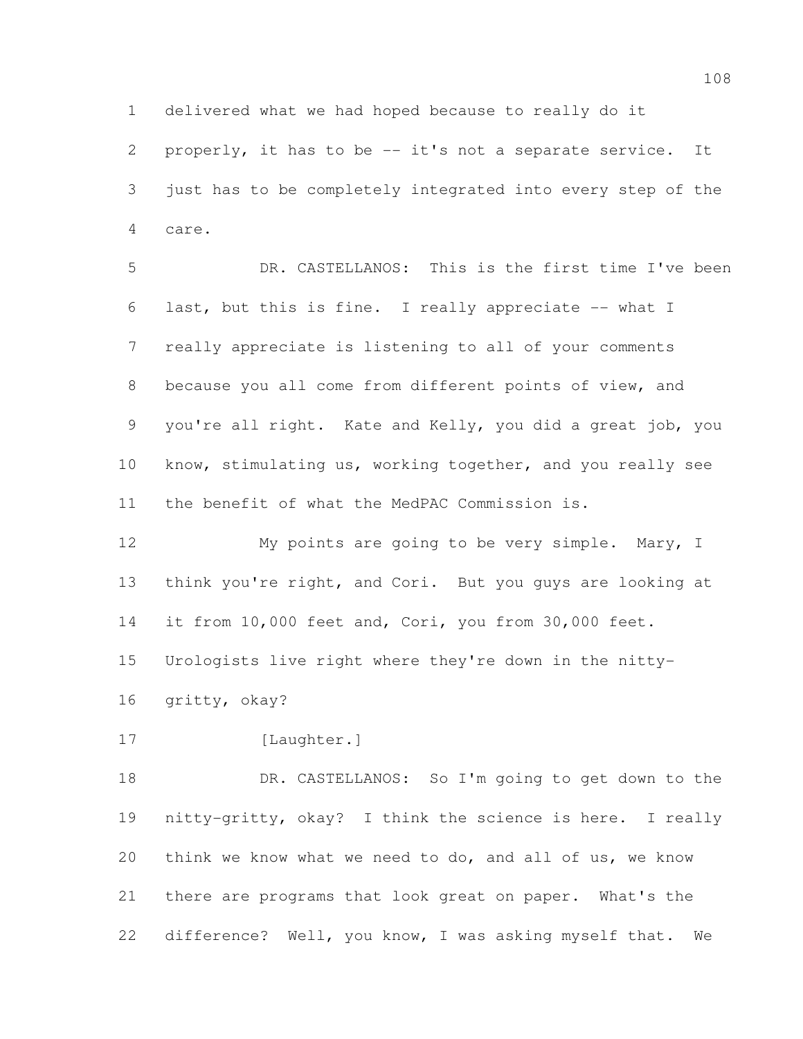delivered what we had hoped because to really do it properly, it has to be -- it's not a separate service. It just has to be completely integrated into every step of the care.

DR. CASTELLANOS: This is the first time I've been last, but this is fine. I really appreciate -- what I really appreciate is listening to all of your comments because you all come from different points of view, and you're all right. Kate and Kelly, you did a great job, you know, stimulating us, working together, and you really see the benefit of what the MedPAC Commission is.

My points are going to be very simple. Mary, I think you're right, and Cori. But you guys are looking at it from 10,000 feet and, Cori, you from 30,000 feet. Urologists live right where they're down in the nitty-gritty, okay?

[Laughter.]

DR. CASTELLANOS: So I'm going to get down to the nitty-gritty, okay? I think the science is here. I really think we know what we need to do, and all of us, we know there are programs that look great on paper. What's the difference? Well, you know, I was asking myself that. We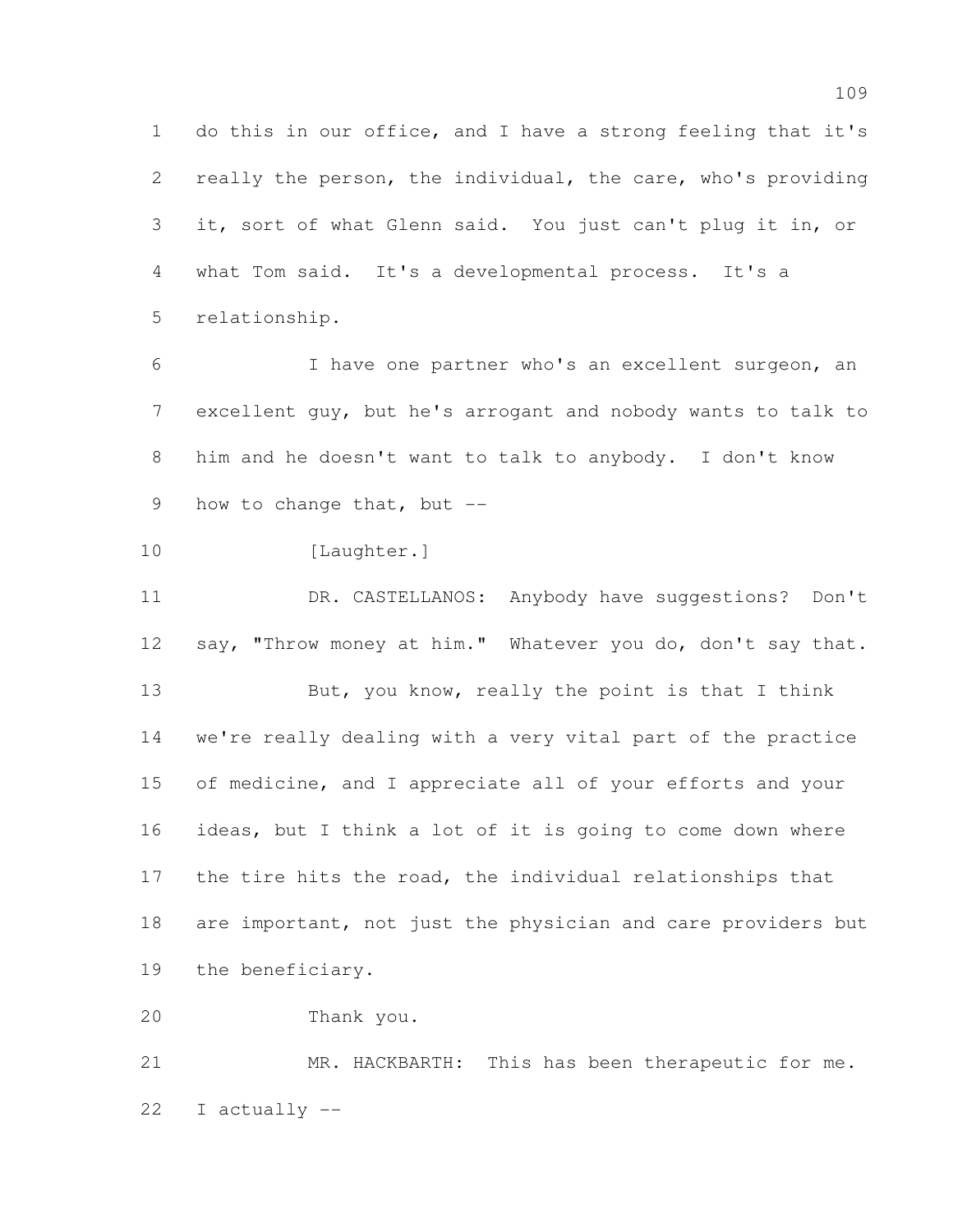do this in our office, and I have a strong feeling that it's really the person, the individual, the care, who's providing it, sort of what Glenn said. You just can't plug it in, or what Tom said. It's a developmental process. It's a relationship.

I have one partner who's an excellent surgeon, an excellent guy, but he's arrogant and nobody wants to talk to him and he doesn't want to talk to anybody. I don't know how to change that, but --

[Laughter.]

DR. CASTELLANOS: Anybody have suggestions? Don't say, "Throw money at him." Whatever you do, don't say that.

But, you know, really the point is that I think we're really dealing with a very vital part of the practice of medicine, and I appreciate all of your efforts and your ideas, but I think a lot of it is going to come down where the tire hits the road, the individual relationships that are important, not just the physician and care providers but the beneficiary.

Thank you.

MR. HACKBARTH: This has been therapeutic for me. I actually --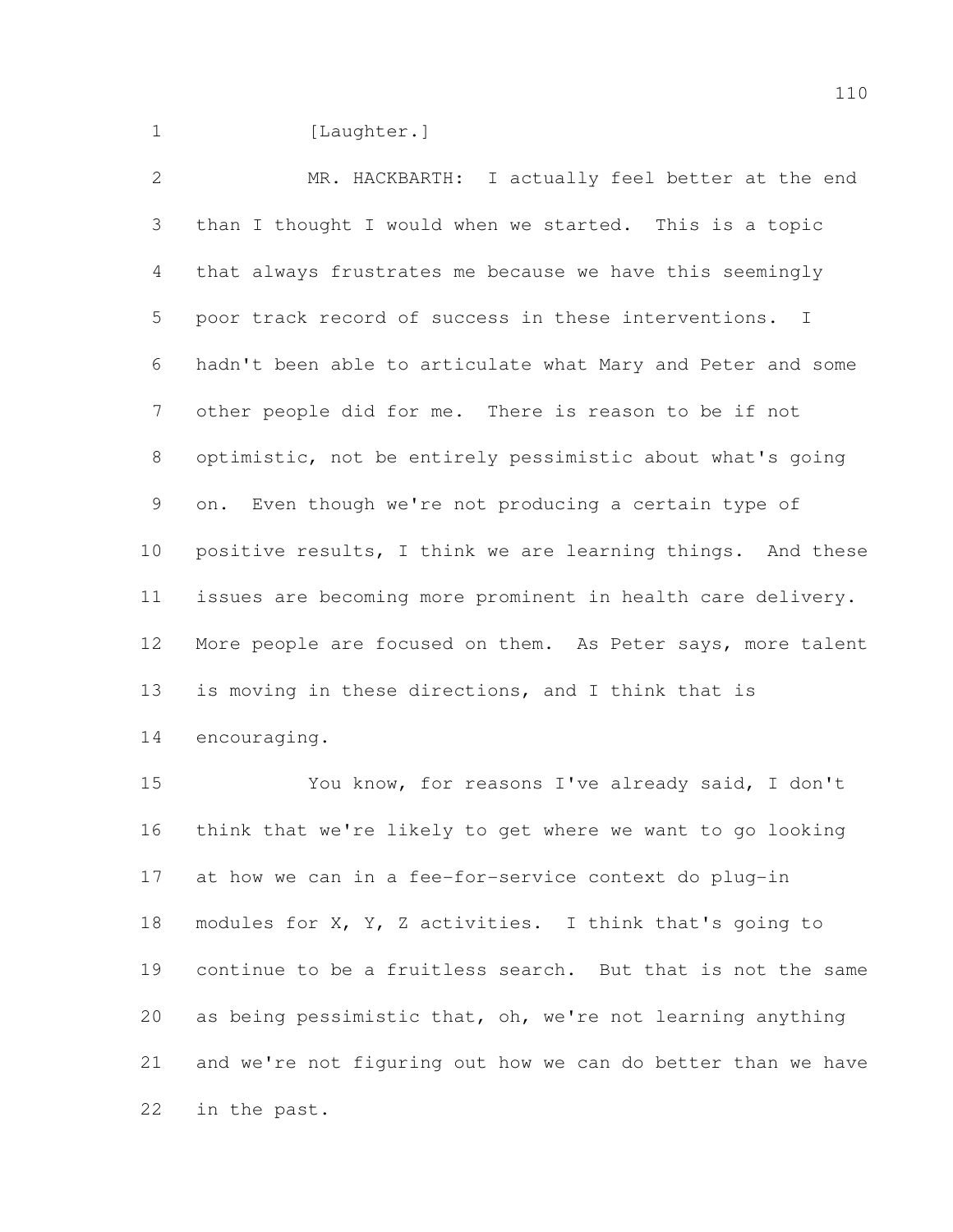[Laughter.]

MR. HACKBARTH: I actually feel better at the end than I thought I would when we started. This is a topic that always frustrates me because we have this seemingly poor track record of success in these interventions. I hadn't been able to articulate what Mary and Peter and some other people did for me. There is reason to be if not optimistic, not be entirely pessimistic about what's going on. Even though we're not producing a certain type of positive results, I think we are learning things. And these issues are becoming more prominent in health care delivery. More people are focused on them. As Peter says, more talent is moving in these directions, and I think that is encouraging.

You know, for reasons I've already said, I don't think that we're likely to get where we want to go looking at how we can in a fee-for-service context do plug-in modules for X, Y, Z activities. I think that's going to continue to be a fruitless search. But that is not the same as being pessimistic that, oh, we're not learning anything and we're not figuring out how we can do better than we have in the past.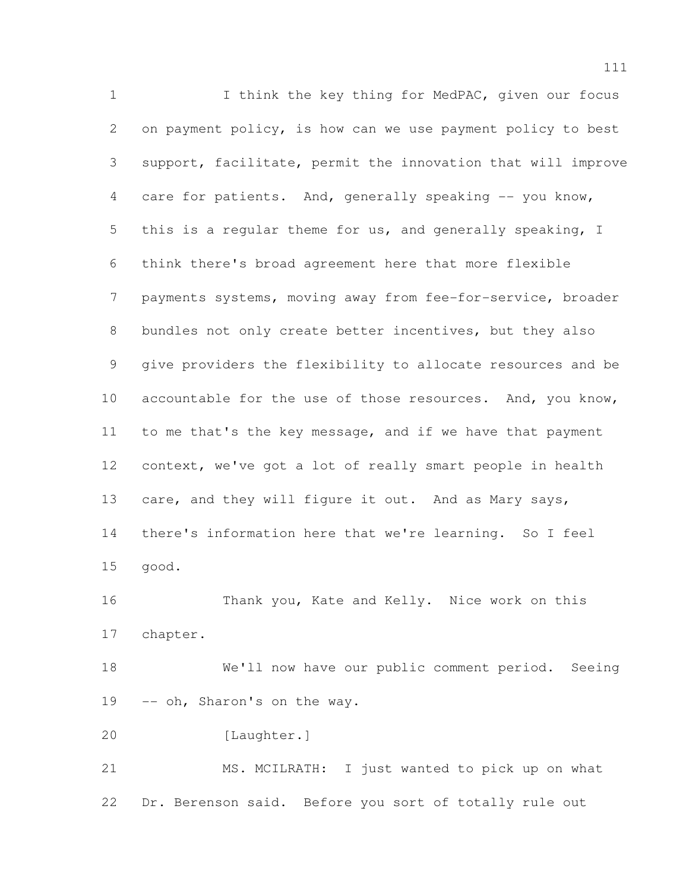I think the key thing for MedPAC, given our focus on payment policy, is how can we use payment policy to best support, facilitate, permit the innovation that will improve care for patients. And, generally speaking -- you know, this is a regular theme for us, and generally speaking, I think there's broad agreement here that more flexible payments systems, moving away from fee-for-service, broader bundles not only create better incentives, but they also give providers the flexibility to allocate resources and be accountable for the use of those resources. And, you know, to me that's the key message, and if we have that payment context, we've got a lot of really smart people in health care, and they will figure it out. And as Mary says, there's information here that we're learning. So I feel good.

Thank you, Kate and Kelly. Nice work on this chapter.

We'll now have our public comment period. Seeing -- oh, Sharon's on the way.

[Laughter.]

MS. MCILRATH: I just wanted to pick up on what Dr. Berenson said. Before you sort of totally rule out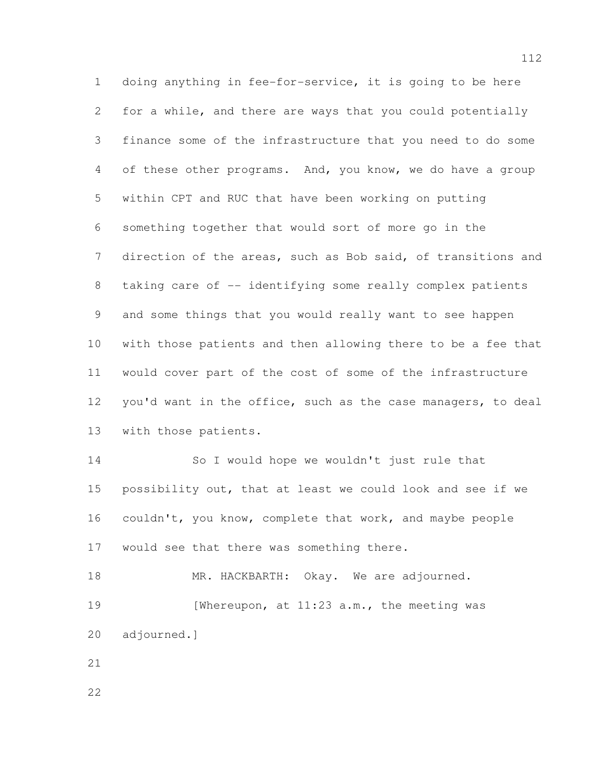doing anything in fee-for-service, it is going to be here for a while, and there are ways that you could potentially finance some of the infrastructure that you need to do some of these other programs. And, you know, we do have a group within CPT and RUC that have been working on putting something together that would sort of more go in the direction of the areas, such as Bob said, of transitions and taking care of -- identifying some really complex patients and some things that you would really want to see happen with those patients and then allowing there to be a fee that would cover part of the cost of some of the infrastructure you'd want in the office, such as the case managers, to deal with those patients.

So I would hope we wouldn't just rule that possibility out, that at least we could look and see if we couldn't, you know, complete that work, and maybe people would see that there was something there.

MR. HACKBARTH: Okay. We are adjourned.

[Whereupon, at 11:23 a.m., the meeting was adjourned.]